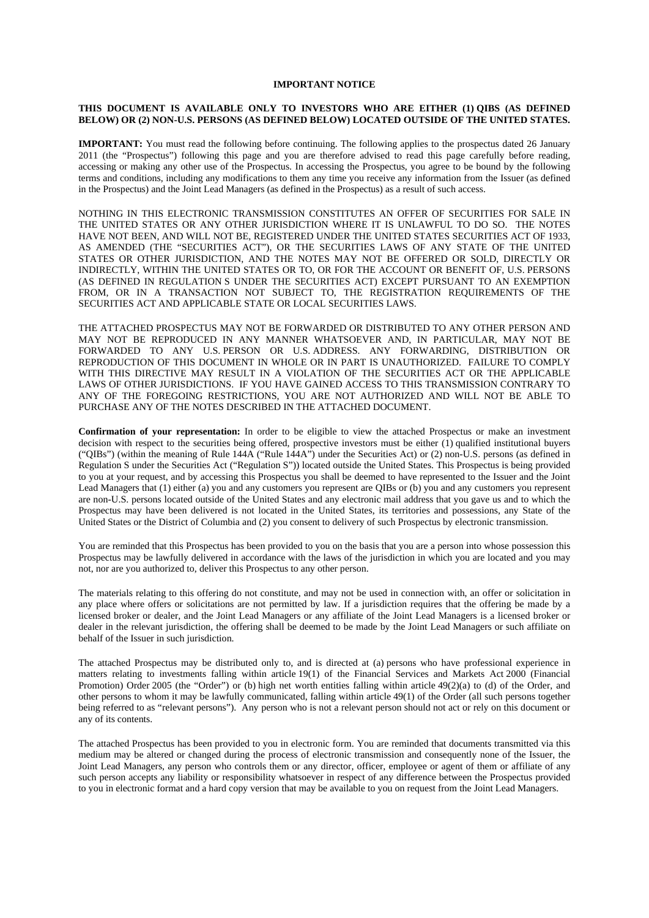# IMPORTANT NOTICE

**THIS DOCUMENT IS AVAILABLE ONLY TO INVESTORS WHO ARE EITHER (1) QIBS (AS DEFINED BELOW) OR (2) NON-U.S. PERSONS (AS DEFINED BELOW) LOCATED OUTSIDE OF THE UNITED STATES.**

**IMPORTANT:** You must read the following before continuing. The following applies to the prospectus dated 26 January 2011 (the "Prospectus") following this page and you are therefore advised to read this page carefully before reading, accessing or making any other use of the Prospectus. In accessing the Prospectus, you agree to be bound by the following terms and conditions, including any modifications to them any time you receive any information from the Issuer (as defined in the Prospectus) and the Joint Lead Managers (as defined in the Prospectus) as a result of such access.

NOTHING IN THIS ELECTRONIC TRANSMISSION CONSTITUTES AN OFFER OF SECURITIES FOR SALE IN THE UNITED STATES OR ANY OTHER JURISDICTION WHERE IT IS UNLAWFUL TO DO SO. THE NOTES HAVE NOT BEEN, AND WILL NOT BE, REGISTERED UNDER THE UNITED STATES SECURITIES ACT OF 1933, AS AMENDED (THE "SECURITIES ACT"), OR THE SECURITIES LAWS OF ANY STATE OF THE UNITED STATES OR OTHER JURISDICTION, AND THE NOTES MAY NOT BE OFFERED OR SOLD, DIRECTLY OR INDIRECTLY, WITHIN THE UNITED STATES OR TO, OR FOR THE ACCOUNT OR BENEFIT OF, U.S. PERSONS (AS DEFINED IN REGULATION S UNDER THE SECURITIES ACT) EXCEPT PURSUANT TO AN EXEMPTION FROM, OR IN A TRANSACTION NOT SUBJECT TO, THE REGISTRATION REQUIREMENTS OF THE SECURITIES ACT AND APPLICABLE STATE OR LOCAL SECURITIES LAWS.

THE ATTACHED PROSPECTUS MAY NOT BE FORWARDED OR DISTRIBUTED TO ANY OTHER PERSON AND MAY NOT BE REPRODUCED IN ANY MANNER WHATSOEVER AND, IN PARTICULAR, MAY NOT BE FORWARDED TO ANY U.S. PERSON OR U.S. ADDRESS. ANY FORWARDING, DISTRIBUTION OR REPRODUCTION OF THIS DOCUMENT IN WHOLE OR IN PART IS UNAUTHORIZED. FAILURE TO COMPLY WITH THIS DIRECTIVE MAY RESULT IN A VIOLATION OF THE SECURITIES ACT OR THE APPLICABLE LAWS OF OTHER JURISDICTIONS. IF YOU HAVE GAINED ACCESS TO THIS TRANSMISSION CONTRARY TO ANY OF THE FOREGOING RESTRICTIONS, YOU ARE NOT AUTHORIZED AND WILL NOT BE ABLE TO PURCHASE ANY OF THE NOTES DESCRIBED IN THE ATTACHED DOCUMENT.

**Confirmation of your representation:** In order to be eligible to view the attached Prospectus or make an investment decision with respect to the securities being offered, prospective investors must be either (1) qualified institutional buyers ("QIBs") (within the meaning of Rule 144A ("Rule 144A") under the Securities Act) or (2) non-U.S. persons (as defined in Regulation S under the Securities Act ("Regulation S")) located outside the United States. This Prospectus is being provided to you at your request, and by accessing this Prospectus you shall be deemed to have represented to the Issuer and the Joint Lead Managers that (1) either (a) you and any customers you represent are QIBs or (b) you and any customers you represent are non-U.S. persons located outside of the United States and any electronic mail address that you gave us and to which the Prospectus may have been delivered is not located in the United States, its territories and possessions, any State of the United States or the District of Columbia and (2) you consent to delivery of such Prospectus by electronic transmission.

You are reminded that this Prospectus has been provided to you on the basis that you are a person into whose possession this Prospectus may be lawfully delivered in accordance with the laws of the jurisdiction in which you are located and you may not, nor are you authorized to, deliver this Prospectus to any other person.

The materials relating to this offering do not constitute, and may not be used in connection with, an offer or solicitation in any place where offers or solicitations are not permitted by law. If a jurisdiction requires that the offering be made by a licensed broker or dealer, and the Joint Lead Managers or any affiliate of the Joint Lead Managers is a licensed broker or dealer in the relevant jurisdiction, the offering shall be deemed to be made by the Joint Lead Managers or such affiliate on behalf of the Issuer in such jurisdiction.

The attached Prospectus may be distributed only to, and is directed at (a) persons who have professional experience in matters relating to investments falling within article 19(1) of the Financial Services and Markets Act 2000 (Financial Promotion) Order 2005 (the "Order") or (b) high net worth entities falling within article 49(2)(a) to (d) of the Order, and other persons to whom it may be lawfully communicated, falling within article 49(1) of the Order (all such persons together being referred to as "relevant persons"). Any person who is not a relevant person should not act or rely on this document or any of its contents.

The attached Prospectus has been provided to you in electronic form. You are reminded that documents transmitted via this medium may be altered or changed during the process of electronic transmission and consequently none of the Issuer, the Joint Lead Managers, any person who controls them or any director, officer, employee or agent of them or affiliate of any such person accepts any liability or responsibility whatsoever in respect of any difference between the Prospectus provided to you in electronic format and a hard copy version that may be available to you on request from the Joint Lead Managers.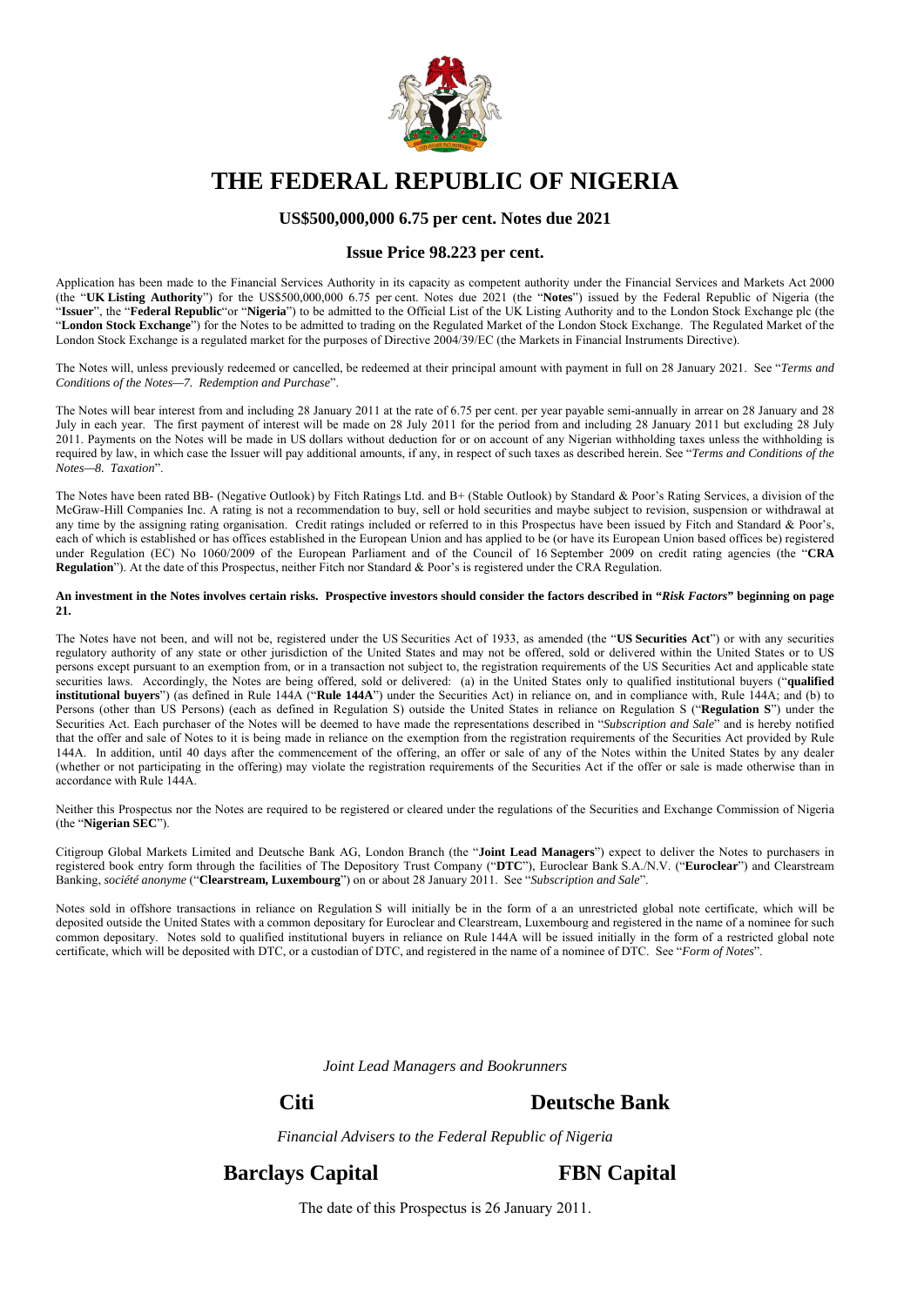# THE FEDERAL REPUBLIC OF NIGERIA

## US$500,000,000 6.75 per cent. Notes due 2021

### Issue Price 98.223 per cent.

Application has been made to the Financial Services Authority in its capacity as competent authority under the Financial Services and Markets Act 2000 (the "**UK Listing Authority**") for the US$500,000,000 6.75 per cent. Notes due 2021 (the "**Notes**") issued by the Federal Republic of Nigeria (the "**Issuer**", the "**Federal Republic**"or "**Nigeria**") to be admitted to the Official List of the UK Listing Authority and to the London Stock Exchange plc (the "**London Stock Exchange**") for the Notes to be admitted to trading on the Regulated Market of the London Stock Exchange. The Regulated Market of the London Stock Exchange is a regulated market for the purposes of Directive 2004/39/EC (the Markets in Financial Instruments Directive).

The Notes will, unless previously redeemed or cancelled, be redeemed at their principal amount with payment in full on 28 January 2021. See "*Terms and Conditions of the Notes—7. Redemption and Purchase*".

The Notes will bear interest from and including 28 January 2011 at the rate of 6.75 per cent. per year payable semi-annually in arrear on 28 January and 28 July in each year. The first payment of interest will be made on 28 July 2011 for the period from and including 28 January 2011 but excluding 28 July 2011. Payments on the Notes will be made in US dollars without deduction for or on account of any Nigerian withholding taxes unless the withholding is required by law, in which case the Issuer will pay additional amounts, if any, in respect of such taxes as described herein. See "*Terms and Conditions of the Notes—8. Taxation*".

The Notes have been rated BB- (Negative Outlook) by Fitch Ratings Ltd. and B+ (Stable Outlook) by Standard & Poor's Rating Services, a division of the McGraw-Hill Companies Inc. A rating is not a recommendation to buy, sell or hold securities and maybe subject to revision, suspension or withdrawal at any time by the assigning rating organisation. Credit ratings included or referred to in this Prospectus have been issued by Fitch and Standard & Poor's, each of which is established or has offices established in the European Union and has applied to be (or have its European Union based offices be) registered under Regulation (EC) No 1060/2009 of the European Parliament and of the Council of 16 September 2009 on credit rating agencies (the "**CRA Regulation**"). At the date of this Prospectus, neither Fitch nor Standard & Poor's is registered under the CRA Regulation.

**An investment in the Notes involves certain risks. Prospective investors should consider the factors described in "*Risk Factors*" beginning on page 21.**

The Notes have not been, and will not be, registered under the US Securities Act of 1933, as amended (the "**US Securities Act**") or with any securities regulatory authority of any state or other jurisdiction of the United States and may not be offered, sold or delivered within the United States or to US persons except pursuant to an exemption from, or in a transaction not subject to, the registration requirements of the US Securities Act and applicable state securities laws. Accordingly, the Notes are being offered, sold or delivered: (a) in the United States only to qualified institutional buyers ("**qualified institutional buyers**") (as defined in Rule 144A ("**Rule 144A**") under the Securities Act) in reliance on, and in compliance with, Rule 144A; and (b) to Persons (other than US Persons) (each as defined in Regulation S) outside the United States in reliance on Regulation S ("**Regulation S**") under the Securities Act. Each purchaser of the Notes will be deemed to have made the representations described in "*Subscription and Sale*" and is hereby notified that the offer and sale of Notes to it is being made in reliance on the exemption from the registration requirements of the Securities Act provided by Rule 144A. In addition, until 40 days after the commencement of the offering, an offer or sale of any of the Notes within the United States by any dealer (whether or not participating in the offering) may violate the registration requirements of the Securities Act if the offer or sale is made otherwise than in accordance with Rule 144A.

Neither this Prospectus nor the Notes are required to be registered or cleared under the regulations of the Securities and Exchange Commission of Nigeria (the "**Nigerian SEC**").

Citigroup Global Markets Limited and Deutsche Bank AG, London Branch (the "**Joint Lead Managers**") expect to deliver the Notes to purchasers in registered book entry form through the facilities of The Depository Trust Company ("**DTC**"), Euroclear Bank S.A./N.V. ("**Euroclear**") and Clearstream Banking, *société anonyme* ("**Clearstream, Luxembourg**") on or about 28 January 2011. See "*Subscription and Sale*".

Notes sold in offshore transactions in reliance on Regulation S will initially be in the form of a an unrestricted global note certificate, which will be deposited outside the United States with a common depositary for Euroclear and Clearstream, Luxembourg and registered in the name of a nominee for such common depositary. Notes sold to qualified institutional buyers in reliance on Rule 144A will be issued initially in the form of a restricted global note certificate, which will be deposited with DTC, or a custodian of DTC, and registered in the name of a nominee of DTC. See "*Form of Notes*".

*Joint Lead Managers and Bookrunners*

**Citi** **Deutsche Bank**

*Financial Advisers to the Federal Republic of Nigeria*

**Barclays Capital** **FBN Capital**

The date of this Prospectus is 26 January 2011.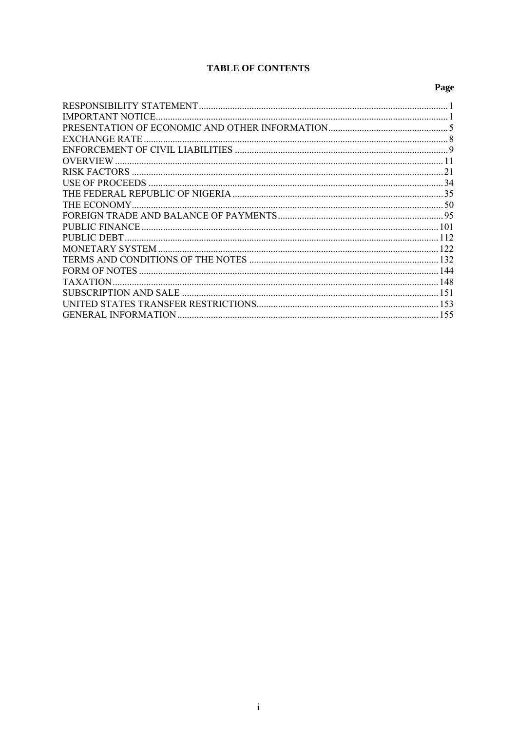# TABLE OF CONTENTS

| | Page |
|---|---|
| RESPONSIBILITY STATEMENT | 1 |
| IMPORTANT NOTICE | 1 |
| PRESENTATION OF ECONOMIC AND OTHER INFORMATION | 5 |
| EXCHANGE RATE | 8 |
| ENFORCEMENT OF CIVIL LIABILITIES | 9 |
| OVERVIEW | 11 |
| RISK FACTORS | 21 |
| USE OF PROCEEDS | 34 |
| THE FEDERAL REPUBLIC OF NIGERIA | 35 |
| THE ECONOMY | 50 |
| FOREIGN TRADE AND BALANCE OF PAYMENTS | 95 |
| PUBLIC FINANCE | 101 |
| PUBLIC DEBT | 112 |
| MONETARY SYSTEM | 122 |
| TERMS AND CONDITIONS OF THE NOTES | 132 |
| FORM OF NOTES | 144 |
| TAXATION | 148 |
| SUBSCRIPTION AND SALE | 151 |
| UNITED STATES TRANSFER RESTRICTIONS | 153 |
| GENERAL INFORMATION | 155 |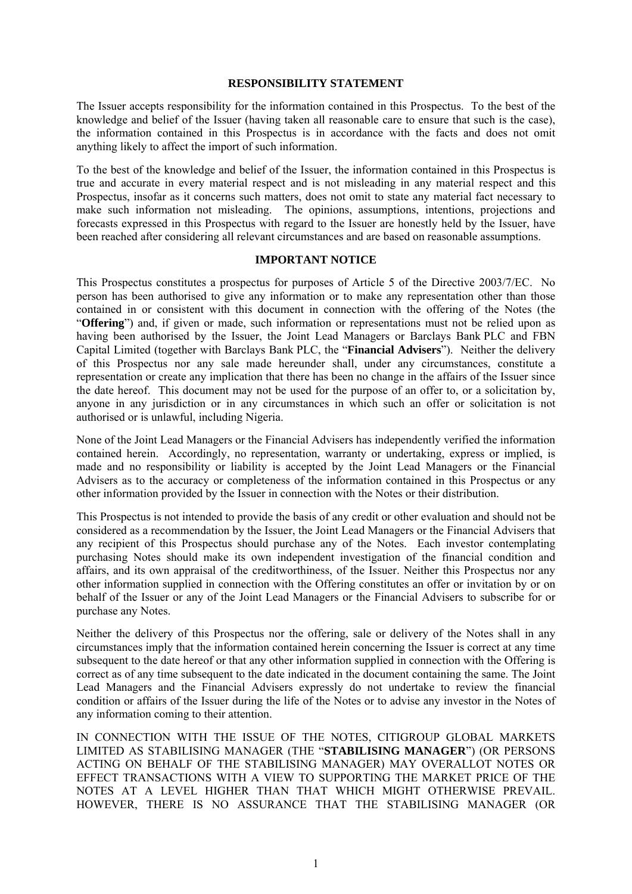## RESPONSIBILITY STATEMENT

The Issuer accepts responsibility for the information contained in this Prospectus. To the best of the knowledge and belief of the Issuer (having taken all reasonable care to ensure that such is the case), the information contained in this Prospectus is in accordance with the facts and does not omit anything likely to affect the import of such information.

To the best of the knowledge and belief of the Issuer, the information contained in this Prospectus is true and accurate in every material respect and is not misleading in any material respect and this Prospectus, insofar as it concerns such matters, does not omit to state any material fact necessary to make such information not misleading. The opinions, assumptions, intentions, projections and forecasts expressed in this Prospectus with regard to the Issuer are honestly held by the Issuer, have been reached after considering all relevant circumstances and are based on reasonable assumptions.

## IMPORTANT NOTICE

This Prospectus constitutes a prospectus for purposes of Article 5 of the Directive 2003/7/EC. No person has been authorised to give any information or to make any representation other than those contained in or consistent with this document in connection with the offering of the Notes (the "**Offering**") and, if given or made, such information or representations must not be relied upon as having been authorised by the Issuer, the Joint Lead Managers or Barclays Bank PLC and FBN Capital Limited (together with Barclays Bank PLC, the "**Financial Advisers**"). Neither the delivery of this Prospectus nor any sale made hereunder shall, under any circumstances, constitute a representation or create any implication that there has been no change in the affairs of the Issuer since the date hereof. This document may not be used for the purpose of an offer to, or a solicitation by, anyone in any jurisdiction or in any circumstances in which such an offer or solicitation is not authorised or is unlawful, including Nigeria.

None of the Joint Lead Managers or the Financial Advisers has independently verified the information contained herein. Accordingly, no representation, warranty or undertaking, express or implied, is made and no responsibility or liability is accepted by the Joint Lead Managers or the Financial Advisers as to the accuracy or completeness of the information contained in this Prospectus or any other information provided by the Issuer in connection with the Notes or their distribution.

This Prospectus is not intended to provide the basis of any credit or other evaluation and should not be considered as a recommendation by the Issuer, the Joint Lead Managers or the Financial Advisers that any recipient of this Prospectus should purchase any of the Notes. Each investor contemplating purchasing Notes should make its own independent investigation of the financial condition and affairs, and its own appraisal of the creditworthiness, of the Issuer. Neither this Prospectus nor any other information supplied in connection with the Offering constitutes an offer or invitation by or on behalf of the Issuer or any of the Joint Lead Managers or the Financial Advisers to subscribe for or purchase any Notes.

Neither the delivery of this Prospectus nor the offering, sale or delivery of the Notes shall in any circumstances imply that the information contained herein concerning the Issuer is correct at any time subsequent to the date hereof or that any other information supplied in connection with the Offering is correct as of any time subsequent to the date indicated in the document containing the same. The Joint Lead Managers and the Financial Advisers expressly do not undertake to review the financial condition or affairs of the Issuer during the life of the Notes or to advise any investor in the Notes of any information coming to their attention.

IN CONNECTION WITH THE ISSUE OF THE NOTES, CITIGROUP GLOBAL MARKETS LIMITED AS STABILISING MANAGER (THE "**STABILISING MANAGER**") (OR PERSONS ACTING ON BEHALF OF THE STABILISING MANAGER) MAY OVERALLOT NOTES OR EFFECT TRANSACTIONS WITH A VIEW TO SUPPORTING THE MARKET PRICE OF THE NOTES AT A LEVEL HIGHER THAN THAT WHICH MIGHT OTHERWISE PREVAIL. HOWEVER, THERE IS NO ASSURANCE THAT THE STABILISING MANAGER (OR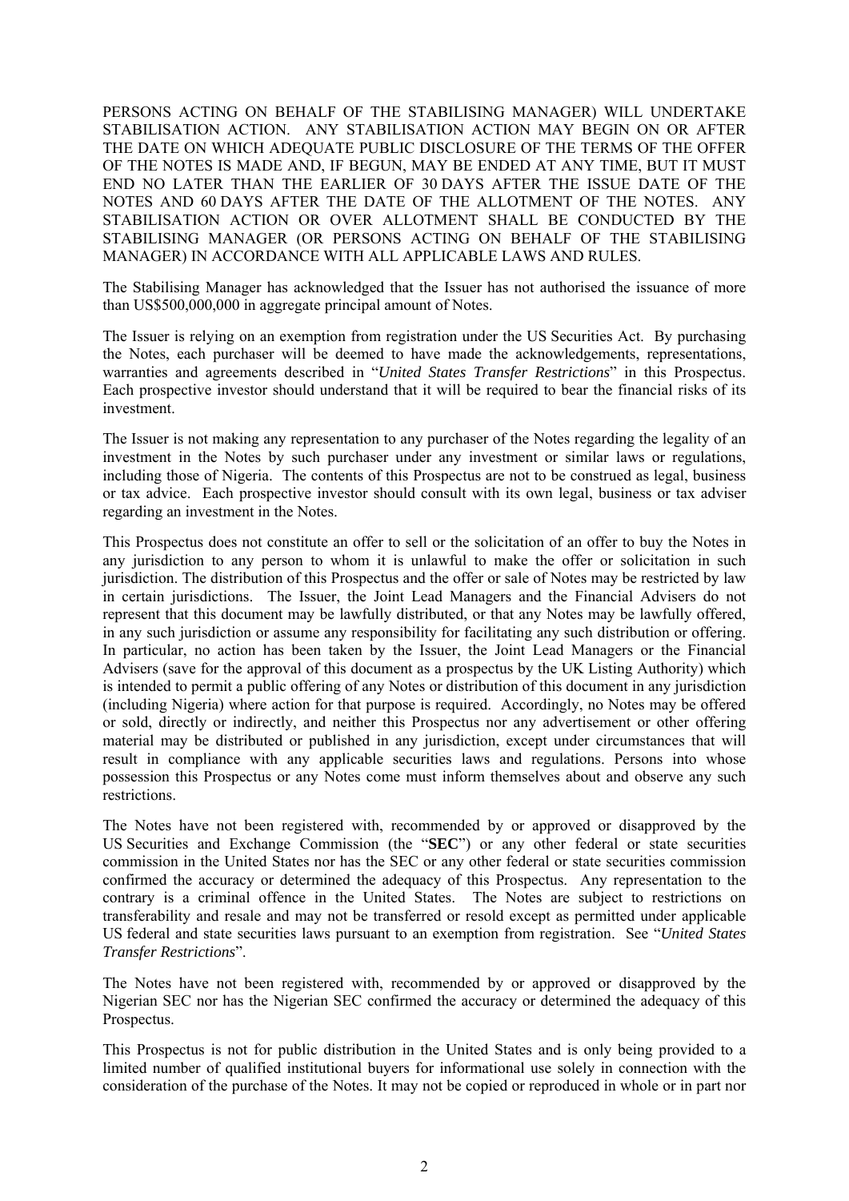PERSONS ACTING ON BEHALF OF THE STABILISING MANAGER) WILL UNDERTAKE STABILISATION ACTION. ANY STABILISATION ACTION MAY BEGIN ON OR AFTER THE DATE ON WHICH ADEQUATE PUBLIC DISCLOSURE OF THE TERMS OF THE OFFER OF THE NOTES IS MADE AND, IF BEGUN, MAY BE ENDED AT ANY TIME, BUT IT MUST END NO LATER THAN THE EARLIER OF 30 DAYS AFTER THE ISSUE DATE OF THE NOTES AND 60 DAYS AFTER THE DATE OF THE ALLOTMENT OF THE NOTES. ANY STABILISATION ACTION OR OVER ALLOTMENT SHALL BE CONDUCTED BY THE STABILISING MANAGER (OR PERSONS ACTING ON BEHALF OF THE STABILISING MANAGER) IN ACCORDANCE WITH ALL APPLICABLE LAWS AND RULES.

The Stabilising Manager has acknowledged that the Issuer has not authorised the issuance of more than US$500,000,000 in aggregate principal amount of Notes.

The Issuer is relying on an exemption from registration under the US Securities Act. By purchasing the Notes, each purchaser will be deemed to have made the acknowledgements, representations, warranties and agreements described in "*United States Transfer Restrictions*" in this Prospectus. Each prospective investor should understand that it will be required to bear the financial risks of its investment.

The Issuer is not making any representation to any purchaser of the Notes regarding the legality of an investment in the Notes by such purchaser under any investment or similar laws or regulations, including those of Nigeria. The contents of this Prospectus are not to be construed as legal, business or tax advice. Each prospective investor should consult with its own legal, business or tax adviser regarding an investment in the Notes.

This Prospectus does not constitute an offer to sell or the solicitation of an offer to buy the Notes in any jurisdiction to any person to whom it is unlawful to make the offer or solicitation in such jurisdiction. The distribution of this Prospectus and the offer or sale of Notes may be restricted by law in certain jurisdictions. The Issuer, the Joint Lead Managers and the Financial Advisers do not represent that this document may be lawfully distributed, or that any Notes may be lawfully offered, in any such jurisdiction or assume any responsibility for facilitating any such distribution or offering. In particular, no action has been taken by the Issuer, the Joint Lead Managers or the Financial Advisers (save for the approval of this document as a prospectus by the UK Listing Authority) which is intended to permit a public offering of any Notes or distribution of this document in any jurisdiction (including Nigeria) where action for that purpose is required. Accordingly, no Notes may be offered or sold, directly or indirectly, and neither this Prospectus nor any advertisement or other offering material may be distributed or published in any jurisdiction, except under circumstances that will result in compliance with any applicable securities laws and regulations. Persons into whose possession this Prospectus or any Notes come must inform themselves about and observe any such restrictions.

The Notes have not been registered with, recommended by or approved or disapproved by the US Securities and Exchange Commission (the "**SEC**") or any other federal or state securities commission in the United States nor has the SEC or any other federal or state securities commission confirmed the accuracy or determined the adequacy of this Prospectus. Any representation to the contrary is a criminal offence in the United States. The Notes are subject to restrictions on transferability and resale and may not be transferred or resold except as permitted under applicable US federal and state securities laws pursuant to an exemption from registration. See "*United States Transfer Restrictions*".

The Notes have not been registered with, recommended by or approved or disapproved by the Nigerian SEC nor has the Nigerian SEC confirmed the accuracy or determined the adequacy of this Prospectus.

This Prospectus is not for public distribution in the United States and is only being provided to a limited number of qualified institutional buyers for informational use solely in connection with the consideration of the purchase of the Notes. It may not be copied or reproduced in whole or in part nor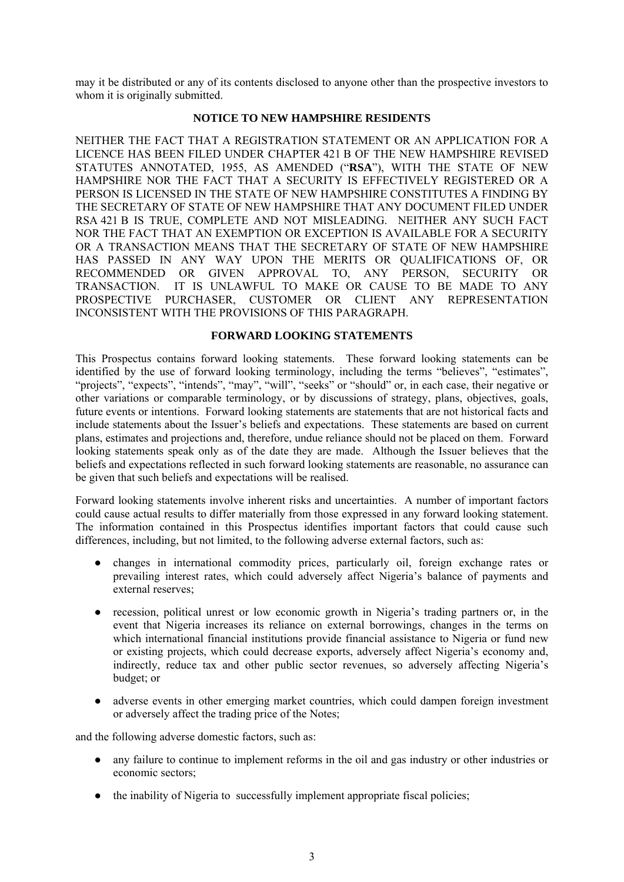may it be distributed or any of its contents disclosed to anyone other than the prospective investors to whom it is originally submitted.

## NOTICE TO NEW HAMPSHIRE RESIDENTS

NEITHER THE FACT THAT A REGISTRATION STATEMENT OR AN APPLICATION FOR A LICENCE HAS BEEN FILED UNDER CHAPTER 421 B OF THE NEW HAMPSHIRE REVISED STATUTES ANNOTATED, 1955, AS AMENDED ("**RSA**"), WITH THE STATE OF NEW HAMPSHIRE NOR THE FACT THAT A SECURITY IS EFFECTIVELY REGISTERED OR A PERSON IS LICENSED IN THE STATE OF NEW HAMPSHIRE CONSTITUTES A FINDING BY THE SECRETARY OF STATE OF NEW HAMPSHIRE THAT ANY DOCUMENT FILED UNDER RSA 421 B IS TRUE, COMPLETE AND NOT MISLEADING. NEITHER ANY SUCH FACT NOR THE FACT THAT AN EXEMPTION OR EXCEPTION IS AVAILABLE FOR A SECURITY OR A TRANSACTION MEANS THAT THE SECRETARY OF STATE OF NEW HAMPSHIRE HAS PASSED IN ANY WAY UPON THE MERITS OR QUALIFICATIONS OF, OR RECOMMENDED OR GIVEN APPROVAL TO, ANY PERSON, SECURITY OR TRANSACTION. IT IS UNLAWFUL TO MAKE OR CAUSE TO BE MADE TO ANY PROSPECTIVE PURCHASER, CUSTOMER OR CLIENT ANY REPRESENTATION INCONSISTENT WITH THE PROVISIONS OF THIS PARAGRAPH.

## FORWARD LOOKING STATEMENTS

This Prospectus contains forward looking statements. These forward looking statements can be identified by the use of forward looking terminology, including the terms "believes", "estimates", "projects", "expects", "intends", "may", "will", "seeks" or "should" or, in each case, their negative or other variations or comparable terminology, or by discussions of strategy, plans, objectives, goals, future events or intentions. Forward looking statements are statements that are not historical facts and include statements about the Issuer's beliefs and expectations. These statements are based on current plans, estimates and projections and, therefore, undue reliance should not be placed on them. Forward looking statements speak only as of the date they are made. Although the Issuer believes that the beliefs and expectations reflected in such forward looking statements are reasonable, no assurance can be given that such beliefs and expectations will be realised.

Forward looking statements involve inherent risks and uncertainties. A number of important factors could cause actual results to differ materially from those expressed in any forward looking statement. The information contained in this Prospectus identifies important factors that could cause such differences, including, but not limited, to the following adverse external factors, such as:

- changes in international commodity prices, particularly oil, foreign exchange rates or prevailing interest rates, which could adversely affect Nigeria's balance of payments and external reserves;
- recession, political unrest or low economic growth in Nigeria's trading partners or, in the event that Nigeria increases its reliance on external borrowings, changes in the terms on which international financial institutions provide financial assistance to Nigeria or fund new or existing projects, which could decrease exports, adversely affect Nigeria's economy and, indirectly, reduce tax and other public sector revenues, so adversely affecting Nigeria's budget; or
- adverse events in other emerging market countries, which could dampen foreign investment or adversely affect the trading price of the Notes;

and the following adverse domestic factors, such as:

- any failure to continue to implement reforms in the oil and gas industry or other industries or economic sectors;
- the inability of Nigeria to successfully implement appropriate fiscal policies;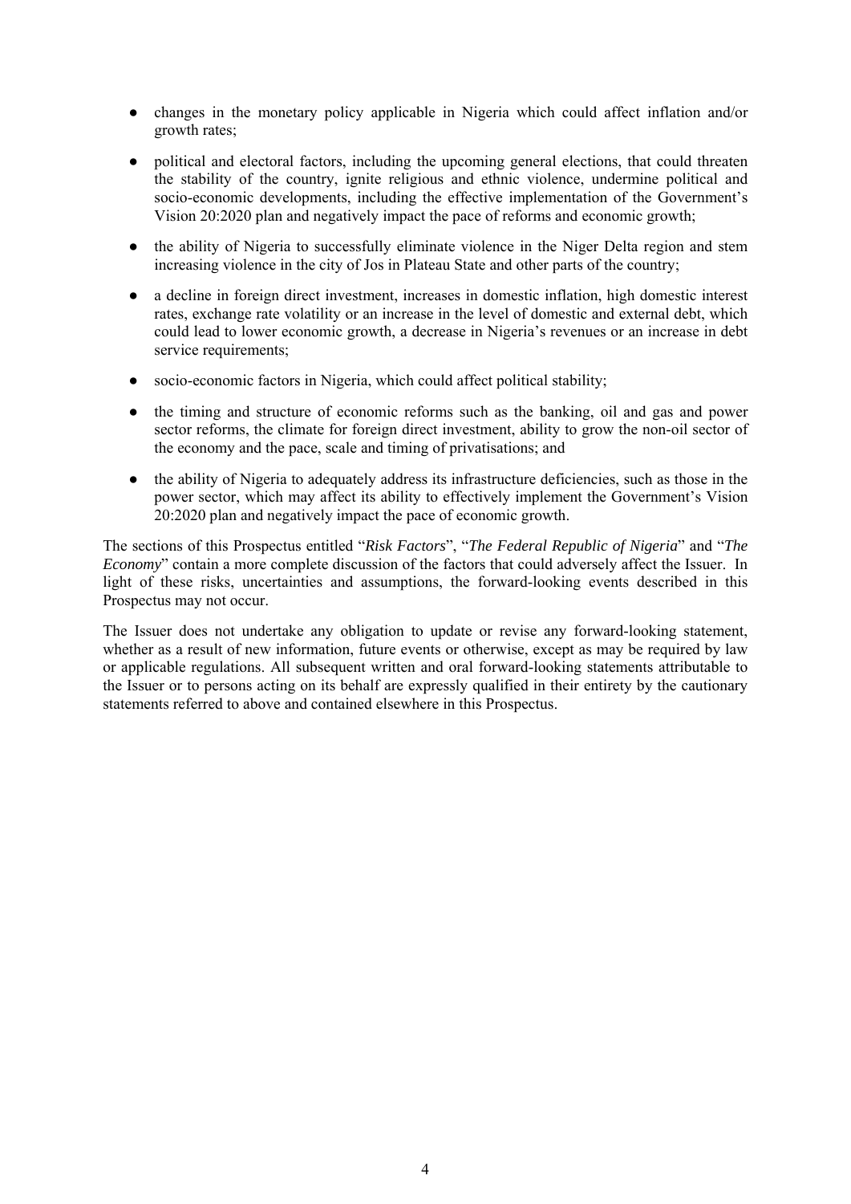- changes in the monetary policy applicable in Nigeria which could affect inflation and/or growth rates;
- political and electoral factors, including the upcoming general elections, that could threaten the stability of the country, ignite religious and ethnic violence, undermine political and socio-economic developments, including the effective implementation of the Government's Vision 20:2020 plan and negatively impact the pace of reforms and economic growth;
- the ability of Nigeria to successfully eliminate violence in the Niger Delta region and stem increasing violence in the city of Jos in Plateau State and other parts of the country;
- a decline in foreign direct investment, increases in domestic inflation, high domestic interest rates, exchange rate volatility or an increase in the level of domestic and external debt, which could lead to lower economic growth, a decrease in Nigeria's revenues or an increase in debt service requirements;
- socio-economic factors in Nigeria, which could affect political stability;
- the timing and structure of economic reforms such as the banking, oil and gas and power sector reforms, the climate for foreign direct investment, ability to grow the non-oil sector of the economy and the pace, scale and timing of privatisations; and
- the ability of Nigeria to adequately address its infrastructure deficiencies, such as those in the power sector, which may affect its ability to effectively implement the Government's Vision 20:2020 plan and negatively impact the pace of economic growth.

The sections of this Prospectus entitled "*Risk Factors*", "*The Federal Republic of Nigeria*" and "*The Economy*" contain a more complete discussion of the factors that could adversely affect the Issuer. In light of these risks, uncertainties and assumptions, the forward-looking events described in this Prospectus may not occur.

The Issuer does not undertake any obligation to update or revise any forward-looking statement, whether as a result of new information, future events or otherwise, except as may be required by law or applicable regulations. All subsequent written and oral forward-looking statements attributable to the Issuer or to persons acting on its behalf are expressly qualified in their entirety by the cautionary statements referred to above and contained elsewhere in this Prospectus.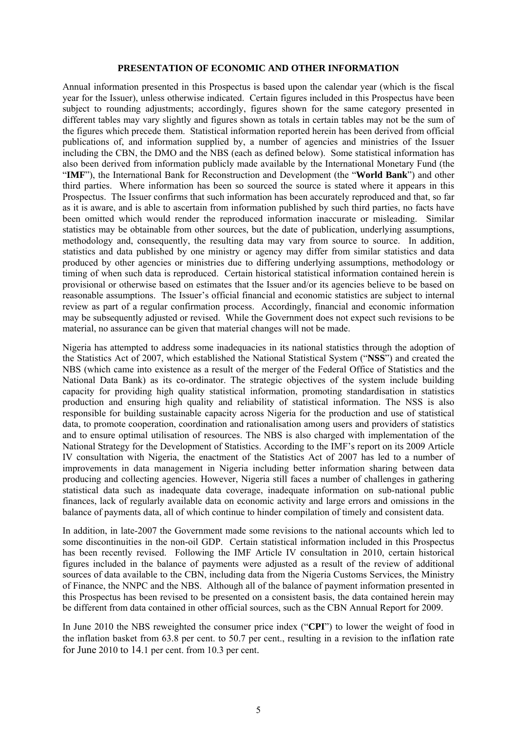## PRESENTATION OF ECONOMIC AND OTHER INFORMATION

Annual information presented in this Prospectus is based upon the calendar year (which is the fiscal year for the Issuer), unless otherwise indicated. Certain figures included in this Prospectus have been subject to rounding adjustments; accordingly, figures shown for the same category presented in different tables may vary slightly and figures shown as totals in certain tables may not be the sum of the figures which precede them. Statistical information reported herein has been derived from official publications of, and information supplied by, a number of agencies and ministries of the Issuer including the CBN, the DMO and the NBS (each as defined below). Some statistical information has also been derived from information publicly made available by the International Monetary Fund (the "**IMF**"), the International Bank for Reconstruction and Development (the "**World Bank**") and other third parties. Where information has been so sourced the source is stated where it appears in this Prospectus. The Issuer confirms that such information has been accurately reproduced and that, so far as it is aware, and is able to ascertain from information published by such third parties, no facts have been omitted which would render the reproduced information inaccurate or misleading. Similar statistics may be obtainable from other sources, but the date of publication, underlying assumptions, methodology and, consequently, the resulting data may vary from source to source. In addition, statistics and data published by one ministry or agency may differ from similar statistics and data produced by other agencies or ministries due to differing underlying assumptions, methodology or timing of when such data is reproduced. Certain historical statistical information contained herein is provisional or otherwise based on estimates that the Issuer and/or its agencies believe to be based on reasonable assumptions. The Issuer's official financial and economic statistics are subject to internal review as part of a regular confirmation process. Accordingly, financial and economic information may be subsequently adjusted or revised. While the Government does not expect such revisions to be material, no assurance can be given that material changes will not be made.

Nigeria has attempted to address some inadequacies in its national statistics through the adoption of the Statistics Act of 2007, which established the National Statistical System ("**NSS**") and created the NBS (which came into existence as a result of the merger of the Federal Office of Statistics and the National Data Bank) as its co-ordinator. The strategic objectives of the system include building capacity for providing high quality statistical information, promoting standardisation in statistics production and ensuring high quality and reliability of statistical information. The NSS is also responsible for building sustainable capacity across Nigeria for the production and use of statistical data, to promote cooperation, coordination and rationalisation among users and providers of statistics and to ensure optimal utilisation of resources. The NBS is also charged with implementation of the National Strategy for the Development of Statistics. According to the IMF's report on its 2009 Article IV consultation with Nigeria, the enactment of the Statistics Act of 2007 has led to a number of improvements in data management in Nigeria including better information sharing between data producing and collecting agencies. However, Nigeria still faces a number of challenges in gathering statistical data such as inadequate data coverage, inadequate information on sub-national public finances, lack of regularly available data on economic activity and large errors and omissions in the balance of payments data, all of which continue to hinder compilation of timely and consistent data.

In addition, in late-2007 the Government made some revisions to the national accounts which led to some discontinuities in the non-oil GDP. Certain statistical information included in this Prospectus has been recently revised. Following the IMF Article IV consultation in 2010, certain historical figures included in the balance of payments were adjusted as a result of the review of additional sources of data available to the CBN, including data from the Nigeria Customs Services, the Ministry of Finance, the NNPC and the NBS. Although all of the balance of payment information presented in this Prospectus has been revised to be presented on a consistent basis, the data contained herein may be different from data contained in other official sources, such as the CBN Annual Report for 2009.

In June 2010 the NBS reweighted the consumer price index ("**CPI**") to lower the weight of food in the inflation basket from 63.8 per cent. to 50.7 per cent., resulting in a revision to the inflation rate for June 2010 to 14.1 per cent. from 10.3 per cent.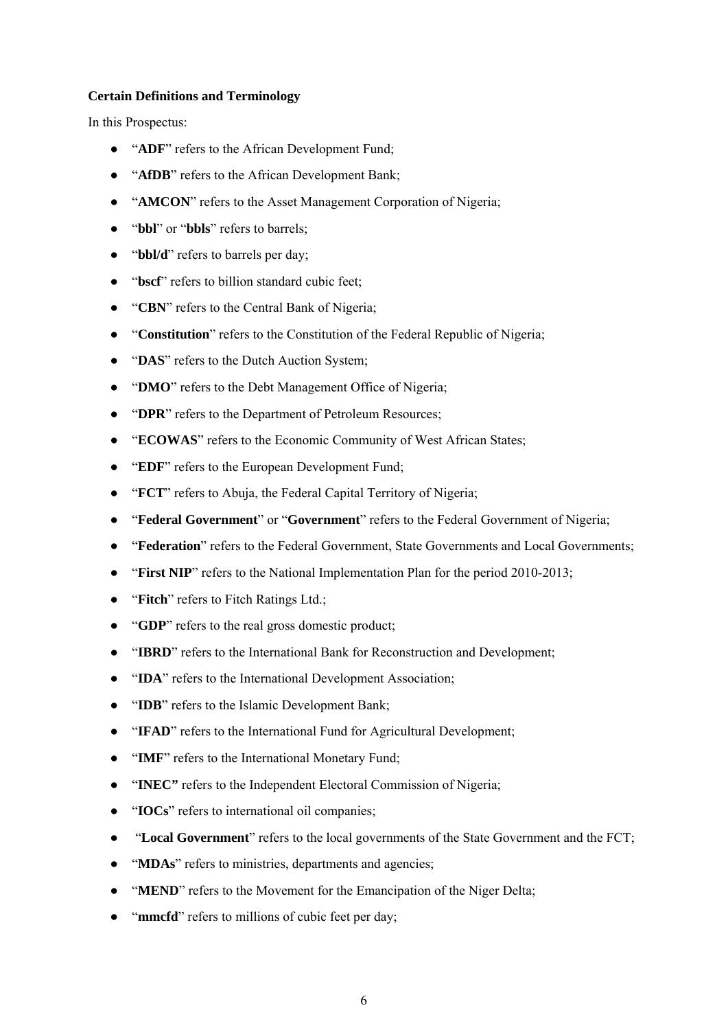**Certain Definitions and Terminology**

In this Prospectus:

- "**ADF**" refers to the African Development Fund;
- "**AfDB**" refers to the African Development Bank;
- "**AMCON**" refers to the Asset Management Corporation of Nigeria;
- "**bbl**" or "**bbls**" refers to barrels;
- "**bbl/d**" refers to barrels per day;
- "**bscf**" refers to billion standard cubic feet;
- "**CBN**" refers to the Central Bank of Nigeria;
- "**Constitution**" refers to the Constitution of the Federal Republic of Nigeria;
- "**DAS**" refers to the Dutch Auction System;
- "**DMO**" refers to the Debt Management Office of Nigeria;
- "**DPR**" refers to the Department of Petroleum Resources;
- "**ECOWAS**" refers to the Economic Community of West African States;
- "**EDF**" refers to the European Development Fund;
- "**FCT**" refers to Abuja, the Federal Capital Territory of Nigeria;
- "**Federal Government**" or "**Government**" refers to the Federal Government of Nigeria;
- "**Federation**" refers to the Federal Government, State Governments and Local Governments;
- "**First NIP**" refers to the National Implementation Plan for the period 2010-2013;
- "**Fitch**" refers to Fitch Ratings Ltd.;
- "**GDP**" refers to the real gross domestic product;
- "**IBRD**" refers to the International Bank for Reconstruction and Development;
- "**IDA**" refers to the International Development Association;
- "**IDB**" refers to the Islamic Development Bank;
- "**IFAD**" refers to the International Fund for Agricultural Development;
- "**IMF**" refers to the International Monetary Fund;
- "**INEC**" refers to the Independent Electoral Commission of Nigeria;
- "**IOCs**" refers to international oil companies;
- "**Local Government**" refers to the local governments of the State Government and the FCT;
- "**MDAs**" refers to ministries, departments and agencies;
- "**MEND**" refers to the Movement for the Emancipation of the Niger Delta;
- "**mmcfd**" refers to millions of cubic feet per day;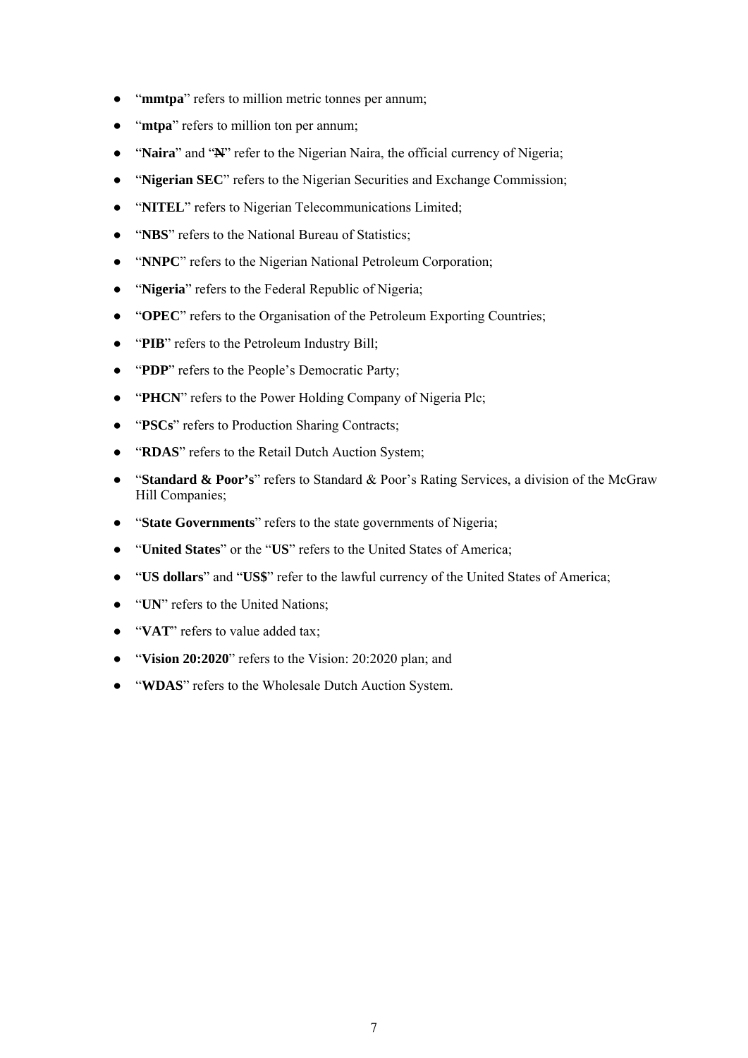- "**mmtpa**" refers to million metric tonnes per annum;
- "**mtpa**" refers to million ton per annum;
- "**Naira**" and "**₦**" refer to the Nigerian Naira, the official currency of Nigeria;
- "**Nigerian SEC**" refers to the Nigerian Securities and Exchange Commission;
- "**NITEL**" refers to Nigerian Telecommunications Limited;
- "**NBS**" refers to the National Bureau of Statistics;
- "**NNPC**" refers to the Nigerian National Petroleum Corporation;
- "**Nigeria**" refers to the Federal Republic of Nigeria;
- "**OPEC**" refers to the Organisation of the Petroleum Exporting Countries;
- "**PIB**" refers to the Petroleum Industry Bill;
- "**PDP**" refers to the People's Democratic Party;
- "**PHCN**" refers to the Power Holding Company of Nigeria Plc;
- "**PSCs**" refers to Production Sharing Contracts;
- "**RDAS**" refers to the Retail Dutch Auction System;
- "**Standard & Poor's**" refers to Standard & Poor's Rating Services, a division of the McGraw Hill Companies;
- "**State Governments**" refers to the state governments of Nigeria;
- "**United States**" or the "**US**" refers to the United States of America;
- "**US dollars**" and "**US$**" refer to the lawful currency of the United States of America;
- "**UN**" refers to the United Nations;
- "**VAT**" refers to value added tax;
- "**Vision 20:2020**" refers to the Vision: 20:2020 plan; and
- "**WDAS**" refers to the Wholesale Dutch Auction System.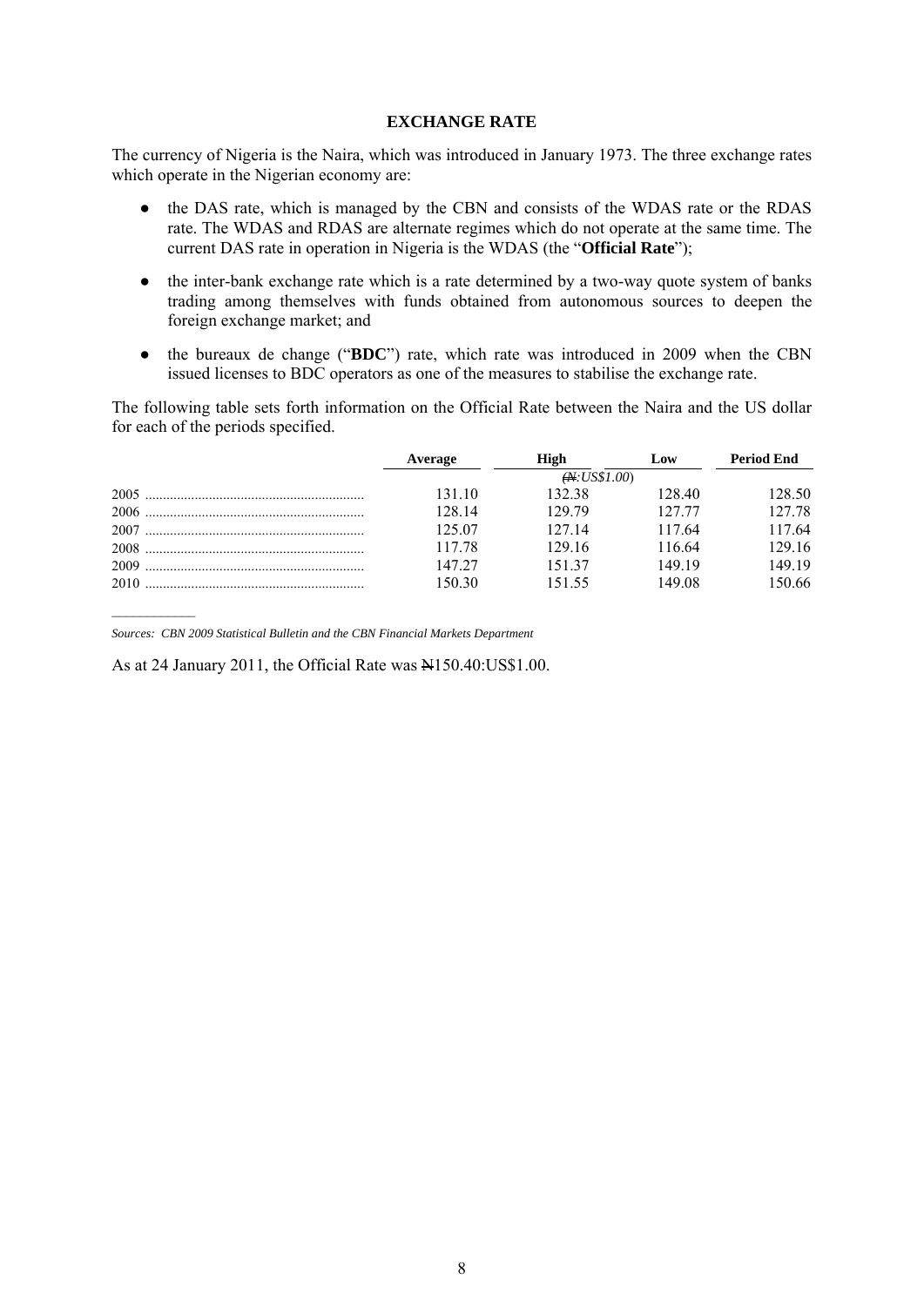## EXCHANGE RATE

The currency of Nigeria is the Naira, which was introduced in January 1973. The three exchange rates which operate in the Nigerian economy are:

- the DAS rate, which is managed by the CBN and consists of the WDAS rate or the RDAS rate. The WDAS and RDAS are alternate regimes which do not operate at the same time. The current DAS rate in operation in Nigeria is the WDAS (the "**Official Rate**");
- the inter-bank exchange rate which is a rate determined by a two-way quote system of banks trading among themselves with funds obtained from autonomous sources to deepen the foreign exchange market; and
- the bureaux de change ("**BDC**") rate, which rate was introduced in 2009 when the CBN issued licenses to BDC operators as one of the measures to stabilise the exchange rate.

The following table sets forth information on the Official Rate between the Naira and the US dollar for each of the periods specified.

| | Average | High | Low | Period End |
|---|---|---|---|---|
| | | *(₦:US$1.00)* | | |
| 2005 | 131.10 | 132.38 | 128.40 | 128.50 |
| 2006 | 128.14 | 129.79 | 127.77 | 127.78 |
| 2007 | 125.07 | 127.14 | 117.64 | 117.64 |
| 2008 | 117.78 | 129.16 | 116.64 | 129.16 |
| 2009 | 147.27 | 151.37 | 149.19 | 149.19 |
| 2010 | 150.30 | 151.55 | 149.08 | 150.66 |

*Sources: CBN 2009 Statistical Bulletin and the CBN Financial Markets Department*

As at 24 January 2011, the Official Rate was ₦150.40:US$1.00.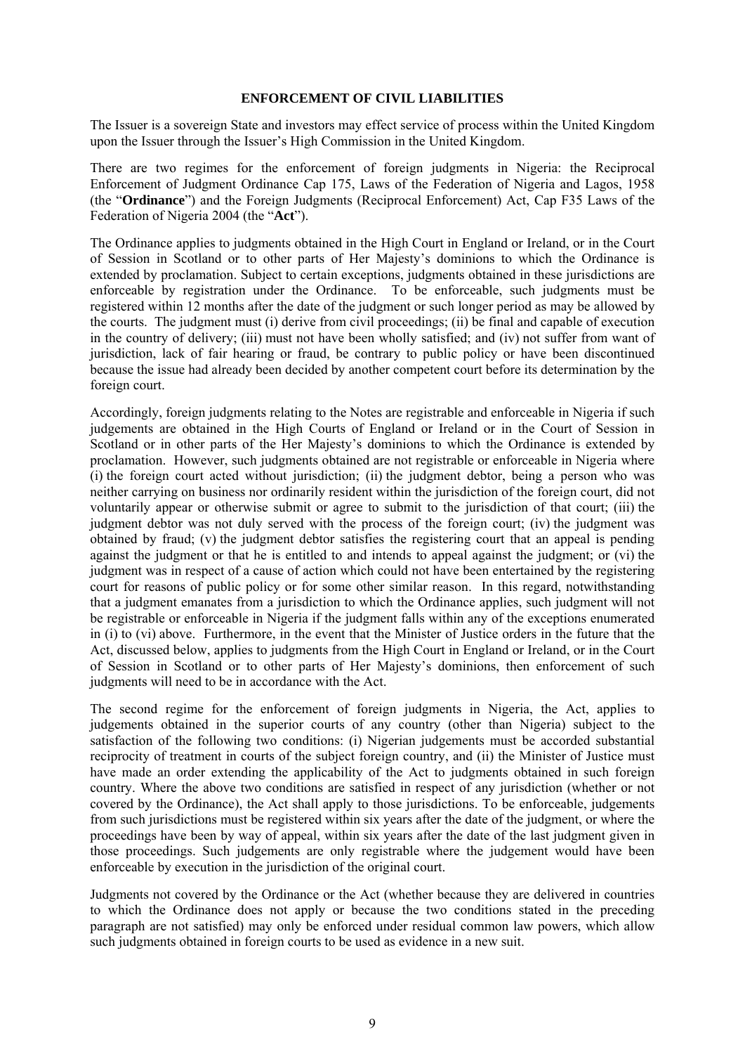## ENFORCEMENT OF CIVIL LIABILITIES

The Issuer is a sovereign State and investors may effect service of process within the United Kingdom upon the Issuer through the Issuer's High Commission in the United Kingdom.

There are two regimes for the enforcement of foreign judgments in Nigeria: the Reciprocal Enforcement of Judgment Ordinance Cap 175, Laws of the Federation of Nigeria and Lagos, 1958 (the "**Ordinance**") and the Foreign Judgments (Reciprocal Enforcement) Act, Cap F35 Laws of the Federation of Nigeria 2004 (the "**Act**").

The Ordinance applies to judgments obtained in the High Court in England or Ireland, or in the Court of Session in Scotland or to other parts of Her Majesty's dominions to which the Ordinance is extended by proclamation. Subject to certain exceptions, judgments obtained in these jurisdictions are enforceable by registration under the Ordinance. To be enforceable, such judgments must be registered within 12 months after the date of the judgment or such longer period as may be allowed by the courts. The judgment must (i) derive from civil proceedings; (ii) be final and capable of execution in the country of delivery; (iii) must not have been wholly satisfied; and (iv) not suffer from want of jurisdiction, lack of fair hearing or fraud, be contrary to public policy or have been discontinued because the issue had already been decided by another competent court before its determination by the foreign court.

Accordingly, foreign judgments relating to the Notes are registrable and enforceable in Nigeria if such judgements are obtained in the High Courts of England or Ireland or in the Court of Session in Scotland or in other parts of the Her Majesty's dominions to which the Ordinance is extended by proclamation. However, such judgments obtained are not registrable or enforceable in Nigeria where (i) the foreign court acted without jurisdiction; (ii) the judgment debtor, being a person who was neither carrying on business nor ordinarily resident within the jurisdiction of the foreign court, did not voluntarily appear or otherwise submit or agree to submit to the jurisdiction of that court; (iii) the judgment debtor was not duly served with the process of the foreign court; (iv) the judgment was obtained by fraud; (v) the judgment debtor satisfies the registering court that an appeal is pending against the judgment or that he is entitled to and intends to appeal against the judgment; or (vi) the judgment was in respect of a cause of action which could not have been entertained by the registering court for reasons of public policy or for some other similar reason. In this regard, notwithstanding that a judgment emanates from a jurisdiction to which the Ordinance applies, such judgment will not be registrable or enforceable in Nigeria if the judgment falls within any of the exceptions enumerated in (i) to (vi) above. Furthermore, in the event that the Minister of Justice orders in the future that the Act, discussed below, applies to judgments from the High Court in England or Ireland, or in the Court of Session in Scotland or to other parts of Her Majesty's dominions, then enforcement of such judgments will need to be in accordance with the Act.

The second regime for the enforcement of foreign judgments in Nigeria, the Act, applies to judgements obtained in the superior courts of any country (other than Nigeria) subject to the satisfaction of the following two conditions: (i) Nigerian judgements must be accorded substantial reciprocity of treatment in courts of the subject foreign country, and (ii) the Minister of Justice must have made an order extending the applicability of the Act to judgments obtained in such foreign country. Where the above two conditions are satisfied in respect of any jurisdiction (whether or not covered by the Ordinance), the Act shall apply to those jurisdictions. To be enforceable, judgements from such jurisdictions must be registered within six years after the date of the judgment, or where the proceedings have been by way of appeal, within six years after the date of the last judgment given in those proceedings. Such judgements are only registrable where the judgement would have been enforceable by execution in the jurisdiction of the original court.

Judgments not covered by the Ordinance or the Act (whether because they are delivered in countries to which the Ordinance does not apply or because the two conditions stated in the preceding paragraph are not satisfied) may only be enforced under residual common law powers, which allow such judgments obtained in foreign courts to be used as evidence in a new suit.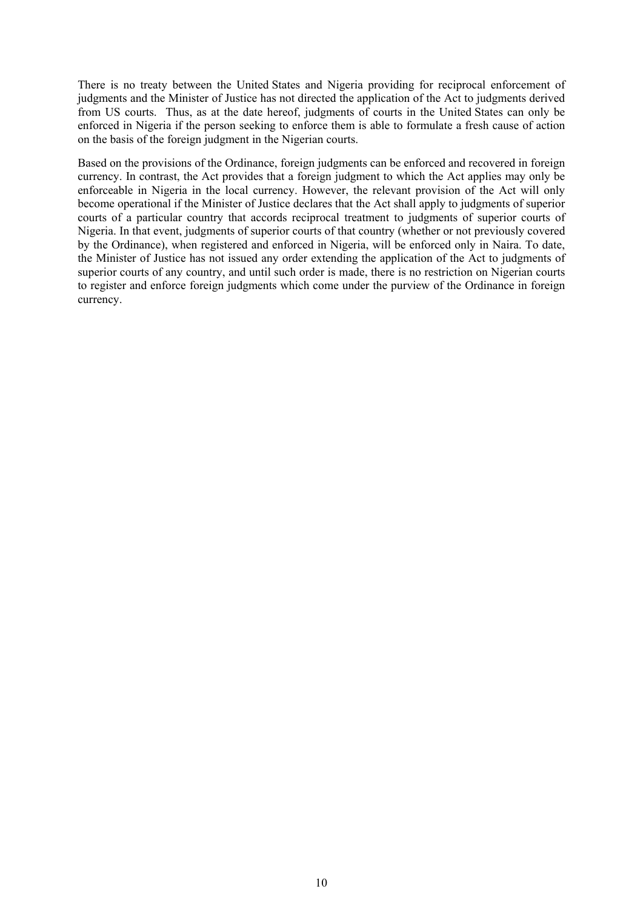There is no treaty between the United States and Nigeria providing for reciprocal enforcement of judgments and the Minister of Justice has not directed the application of the Act to judgments derived from US courts. Thus, as at the date hereof, judgments of courts in the United States can only be enforced in Nigeria if the person seeking to enforce them is able to formulate a fresh cause of action on the basis of the foreign judgment in the Nigerian courts.

Based on the provisions of the Ordinance, foreign judgments can be enforced and recovered in foreign currency. In contrast, the Act provides that a foreign judgment to which the Act applies may only be enforceable in Nigeria in the local currency. However, the relevant provision of the Act will only become operational if the Minister of Justice declares that the Act shall apply to judgments of superior courts of a particular country that accords reciprocal treatment to judgments of superior courts of Nigeria. In that event, judgments of superior courts of that country (whether or not previously covered by the Ordinance), when registered and enforced in Nigeria, will be enforced only in Naira. To date, the Minister of Justice has not issued any order extending the application of the Act to judgments of superior courts of any country, and until such order is made, there is no restriction on Nigerian courts to register and enforce foreign judgments which come under the purview of the Ordinance in foreign currency.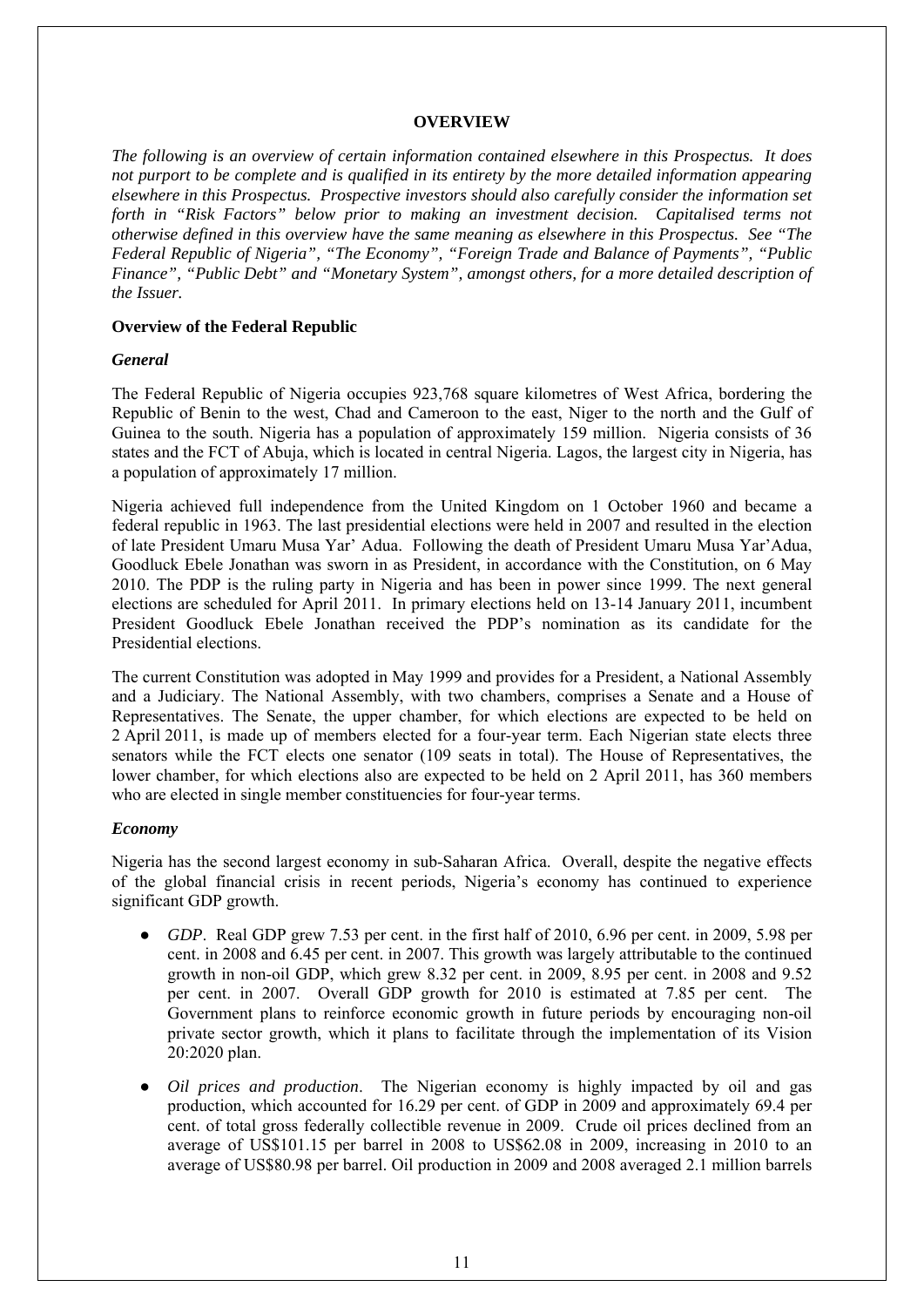## OVERVIEW

*The following is an overview of certain information contained elsewhere in this Prospectus. It does not purport to be complete and is qualified in its entirety by the more detailed information appearing elsewhere in this Prospectus. Prospective investors should also carefully consider the information set forth in "Risk Factors" below prior to making an investment decision. Capitalised terms not otherwise defined in this overview have the same meaning as elsewhere in this Prospectus. See "The Federal Republic of Nigeria", "The Economy", "Foreign Trade and Balance of Payments", "Public Finance", "Public Debt" and "Monetary System", amongst others, for a more detailed description of the Issuer.*

### Overview of the Federal Republic

#### *General*

The Federal Republic of Nigeria occupies 923,768 square kilometres of West Africa, bordering the Republic of Benin to the west, Chad and Cameroon to the east, Niger to the north and the Gulf of Guinea to the south. Nigeria has a population of approximately 159 million. Nigeria consists of 36 states and the FCT of Abuja, which is located in central Nigeria. Lagos, the largest city in Nigeria, has a population of approximately 17 million.

Nigeria achieved full independence from the United Kingdom on 1 October 1960 and became a federal republic in 1963. The last presidential elections were held in 2007 and resulted in the election of late President Umaru Musa Yar' Adua. Following the death of President Umaru Musa Yar'Adua, Goodluck Ebele Jonathan was sworn in as President, in accordance with the Constitution, on 6 May 2010. The PDP is the ruling party in Nigeria and has been in power since 1999. The next general elections are scheduled for April 2011. In primary elections held on 13-14 January 2011, incumbent President Goodluck Ebele Jonathan received the PDP's nomination as its candidate for the Presidential elections.

The current Constitution was adopted in May 1999 and provides for a President, a National Assembly and a Judiciary. The National Assembly, with two chambers, comprises a Senate and a House of Representatives. The Senate, the upper chamber, for which elections are expected to be held on 2 April 2011, is made up of members elected for a four-year term. Each Nigerian state elects three senators while the FCT elects one senator (109 seats in total). The House of Representatives, the lower chamber, for which elections also are expected to be held on 2 April 2011, has 360 members who are elected in single member constituencies for four-year terms.

#### *Economy*

Nigeria has the second largest economy in sub-Saharan Africa. Overall, despite the negative effects of the global financial crisis in recent periods, Nigeria's economy has continued to experience significant GDP growth.

- *GDP*. Real GDP grew 7.53 per cent. in the first half of 2010, 6.96 per cent. in 2009, 5.98 per cent. in 2008 and 6.45 per cent. in 2007. This growth was largely attributable to the continued growth in non-oil GDP, which grew 8.32 per cent. in 2009, 8.95 per cent. in 2008 and 9.52 per cent. in 2007. Overall GDP growth for 2010 is estimated at 7.85 per cent. The Government plans to reinforce economic growth in future periods by encouraging non-oil private sector growth, which it plans to facilitate through the implementation of its Vision 20:2020 plan.

- *Oil prices and production*. The Nigerian economy is highly impacted by oil and gas production, which accounted for 16.29 per cent. of GDP in 2009 and approximately 69.4 per cent. of total gross federally collectible revenue in 2009. Crude oil prices declined from an average of US$101.15 per barrel in 2008 to US$62.08 in 2009, increasing in 2010 to an average of US$80.98 per barrel. Oil production in 2009 and 2008 averaged 2.1 million barrels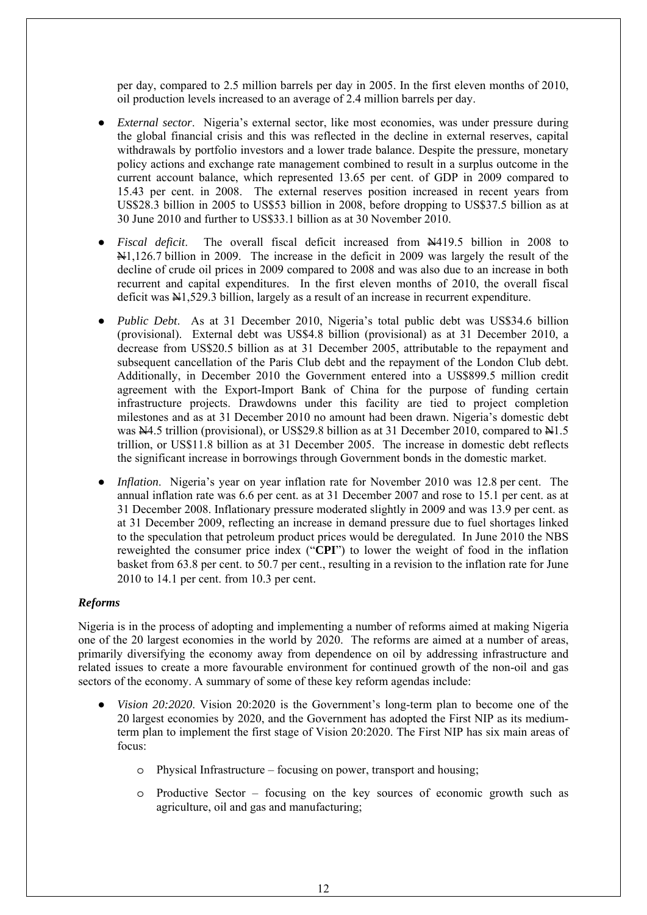per day, compared to 2.5 million barrels per day in 2005. In the first eleven months of 2010, oil production levels increased to an average of 2.4 million barrels per day.

- *External sector*. Nigeria's external sector, like most economies, was under pressure during the global financial crisis and this was reflected in the decline in external reserves, capital withdrawals by portfolio investors and a lower trade balance. Despite the pressure, monetary policy actions and exchange rate management combined to result in a surplus outcome in the current account balance, which represented 13.65 per cent. of GDP in 2009 compared to 15.43 per cent. in 2008. The external reserves position increased in recent years from US$28.3 billion in 2005 to US$53 billion in 2008, before dropping to US$37.5 billion as at 30 June 2010 and further to US$33.1 billion as at 30 November 2010.

- *Fiscal deficit*. The overall fiscal deficit increased from ₦419.5 billion in 2008 to ₦1,126.7 billion in 2009. The increase in the deficit in 2009 was largely the result of the decline of crude oil prices in 2009 compared to 2008 and was also due to an increase in both recurrent and capital expenditures. In the first eleven months of 2010, the overall fiscal deficit was ₦1,529.3 billion, largely as a result of an increase in recurrent expenditure.

- *Public Debt*. As at 31 December 2010, Nigeria's total public debt was US$34.6 billion (provisional). External debt was US$4.8 billion (provisional) as at 31 December 2010, a decrease from US$20.5 billion as at 31 December 2005, attributable to the repayment and subsequent cancellation of the Paris Club debt and the repayment of the London Club debt. Additionally, in December 2010 the Government entered into a US$899.5 million credit agreement with the Export-Import Bank of China for the purpose of funding certain infrastructure projects. Drawdowns under this facility are tied to project completion milestones and as at 31 December 2010 no amount had been drawn. Nigeria's domestic debt was ₦4.5 trillion (provisional), or US$29.8 billion as at 31 December 2010, compared to ₦1.5 trillion, or US$11.8 billion as at 31 December 2005. The increase in domestic debt reflects the significant increase in borrowings through Government bonds in the domestic market.

- *Inflation*. Nigeria's year on year inflation rate for November 2010 was 12.8 per cent. The annual inflation rate was 6.6 per cent. as at 31 December 2007 and rose to 15.1 per cent. as at 31 December 2008. Inflationary pressure moderated slightly in 2009 and was 13.9 per cent. as at 31 December 2009, reflecting an increase in demand pressure due to fuel shortages linked to the speculation that petroleum product prices would be deregulated. In June 2010 the NBS reweighted the consumer price index ("**CPI**") to lower the weight of food in the inflation basket from 63.8 per cent. to 50.7 per cent., resulting in a revision to the inflation rate for June 2010 to 14.1 per cent. from 10.3 per cent.

### *Reforms*

Nigeria is in the process of adopting and implementing a number of reforms aimed at making Nigeria one of the 20 largest economies in the world by 2020. The reforms are aimed at a number of areas, primarily diversifying the economy away from dependence on oil by addressing infrastructure and related issues to create a more favourable environment for continued growth of the non-oil and gas sectors of the economy. A summary of some of these key reform agendas include:

- *Vision 20:2020*. Vision 20:2020 is the Government's long-term plan to become one of the 20 largest economies by 2020, and the Government has adopted the First NIP as its medium-term plan to implement the first stage of Vision 20:2020. The First NIP has six main areas of focus:
  - Physical Infrastructure – focusing on power, transport and housing;
  - Productive Sector – focusing on the key sources of economic growth such as agriculture, oil and gas and manufacturing;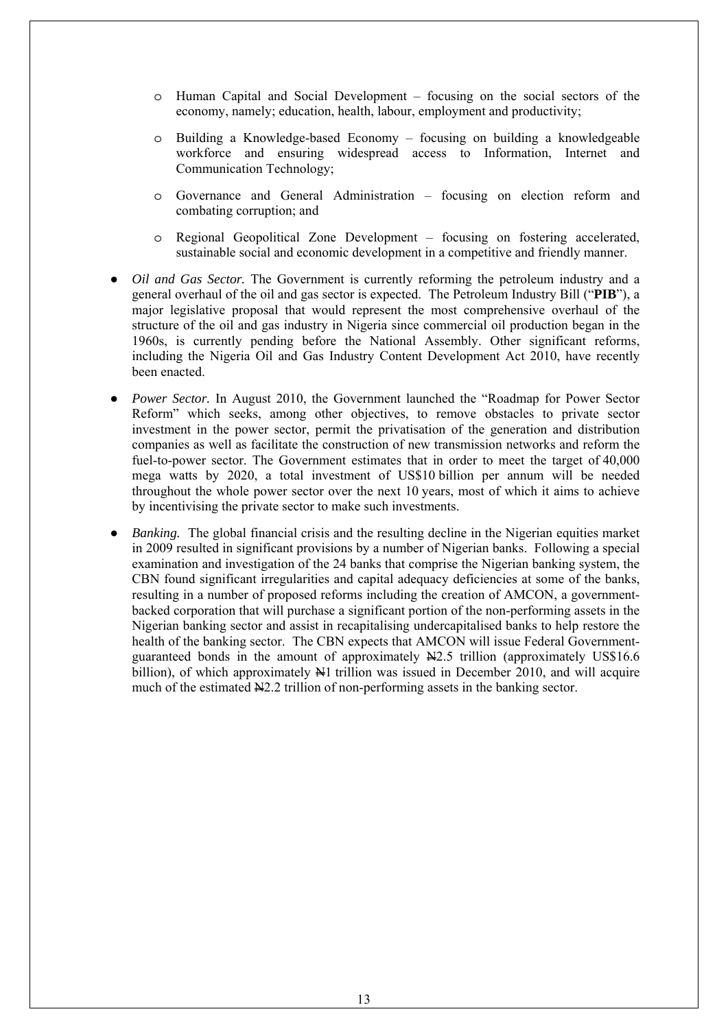- Human Capital and Social Development – focusing on the social sectors of the economy, namely; education, health, labour, employment and productivity;
  - Building a Knowledge-based Economy – focusing on building a knowledgeable workforce and ensuring widespread access to Information, Internet and Communication Technology;
  - Governance and General Administration – focusing on election reform and combating corruption; and
  - Regional Geopolitical Zone Development – focusing on fostering accelerated, sustainable social and economic development in a competitive and friendly manner.

- *Oil and Gas Sector.* The Government is currently reforming the petroleum industry and a general overhaul of the oil and gas sector is expected. The Petroleum Industry Bill ("**PIB**"), a major legislative proposal that would represent the most comprehensive overhaul of the structure of the oil and gas industry in Nigeria since commercial oil production began in the 1960s, is currently pending before the National Assembly. Other significant reforms, including the Nigeria Oil and Gas Industry Content Development Act 2010, have recently been enacted.

- *Power Sector.* In August 2010, the Government launched the "Roadmap for Power Sector Reform" which seeks, among other objectives, to remove obstacles to private sector investment in the power sector, permit the privatisation of the generation and distribution companies as well as facilitate the construction of new transmission networks and reform the fuel-to-power sector. The Government estimates that in order to meet the target of 40,000 mega watts by 2020, a total investment of US$10 billion per annum will be needed throughout the whole power sector over the next 10 years, most of which it aims to achieve by incentivising the private sector to make such investments.

- *Banking.* The global financial crisis and the resulting decline in the Nigerian equities market in 2009 resulted in significant provisions by a number of Nigerian banks. Following a special examination and investigation of the 24 banks that comprise the Nigerian banking system, the CBN found significant irregularities and capital adequacy deficiencies at some of the banks, resulting in a number of proposed reforms including the creation of AMCON, a government-backed corporation that will purchase a significant portion of the non-performing assets in the Nigerian banking sector and assist in recapitalising undercapitalised banks to help restore the health of the banking sector. The CBN expects that AMCON will issue Federal Government-guaranteed bonds in the amount of approximately ₦2.5 trillion (approximately US$16.6 billion), of which approximately ₦1 trillion was issued in December 2010, and will acquire much of the estimated ₦2.2 trillion of non-performing assets in the banking sector.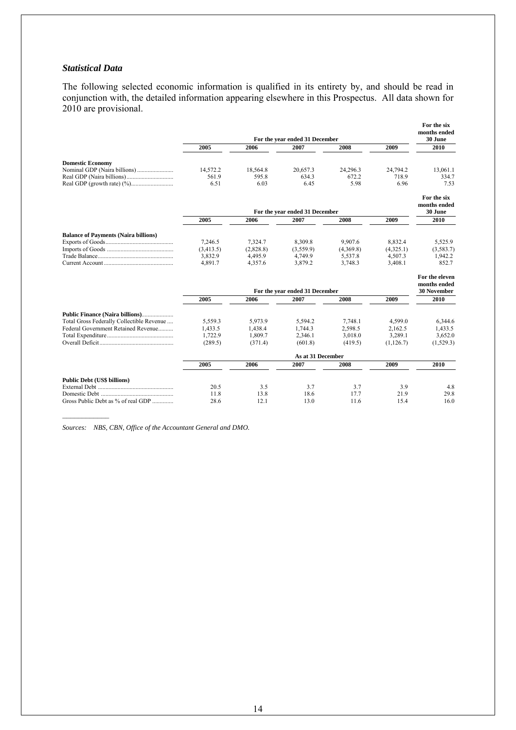### *Statistical Data*

The following selected economic information is qualified in its entirety by, and should be read in conjunction with, the detailed information appearing elsewhere in this Prospectus. All data shown for 2010 are provisional.

| | For the year ended 31 December | | | | | For the six months ended 30 June |
|---|---|---|---|---|---|---|
| | 2005 | 2006 | 2007 | 2008 | 2009 | 2010 |
| **Domestic Economy** | | | | | | |
| Nominal GDP (Naira billions) | 14,572.2 | 18,564.8 | 20,657.3 | 24,296.3 | 24,794.2 | 13,061.1 |
| Real GDP (Naira billions) | 561.9 | 595.8 | 634.3 | 672.2 | 718.9 | 334.7 |
| Real GDP (growth rate) (%) | 6.51 | 6.03 | 6.45 | 5.98 | 6.96 | 7.53 |

| | For the year ended 31 December | | | | | For the six months ended 30 June |
|---|---|---|---|---|---|---|
| | 2005 | 2006 | 2007 | 2008 | 2009 | 2010 |
| **Balance of Payments (Naira billions)** | | | | | | |
| Exports of Goods | 7,246.5 | 7,324.7 | 8,309.8 | 9,907.6 | 8,832.4 | 5,525.9 |
| Imports of Goods | (3,413.5) | (2,828.8) | (3,559.9) | (4,369.8) | (4,325.1) | (3,583.7) |
| Trade Balance | 3,832.9 | 4,495.9 | 4,749.9 | 5,537.8 | 4,507.3 | 1,942.2 |
| Current Account | 4,891.7 | 4,357.6 | 3,879.2 | 3,748.3 | 3,408.1 | 852.7 |

| | For the year ended 31 December | | | | | For the eleven months ended 30 November |
|---|---|---|---|---|---|---|
| | 2005 | 2006 | 2007 | 2008 | 2009 | 2010 |
| **Public Finance (Naira billions)** | | | | | | |
| Total Gross Federally Collectible Revenue | 5,559.3 | 5,973.9 | 5,594.2 | 7,748.1 | 4,599.0 | 6,344.6 |
| Federal Government Retained Revenue | 1,433.5 | 1,438.4 | 1,744.3 | 2,598.5 | 2,162.5 | 1,433.5 |
| Total Expenditure | 1,722.9 | 1,809.7 | 2,346.1 | 3,018.0 | 3,289.1 | 3,652.0 |
| Overall Deficit | (289.5) | (371.4) | (601.8) | (419.5) | (1,126.7) | (1,529.3) |

| | As at 31 December | | | | | |
|---|---|---|---|---|---|---|
| | 2005 | 2006 | 2007 | 2008 | 2009 | 2010 |
| **Public Debt (US$ billions)** | | | | | | |
| External Debt | 20.5 | 3.5 | 3.7 | 3.7 | 3.9 | 4.8 |
| Domestic Debt | 11.8 | 13.8 | 18.6 | 17.7 | 21.9 | 29.8 |
| Gross Public Debt as % of real GDP | 28.6 | 12.1 | 13.0 | 11.6 | 15.4 | 16.0 |

*Sources: NBS, CBN, Office of the Accountant General and DMO.*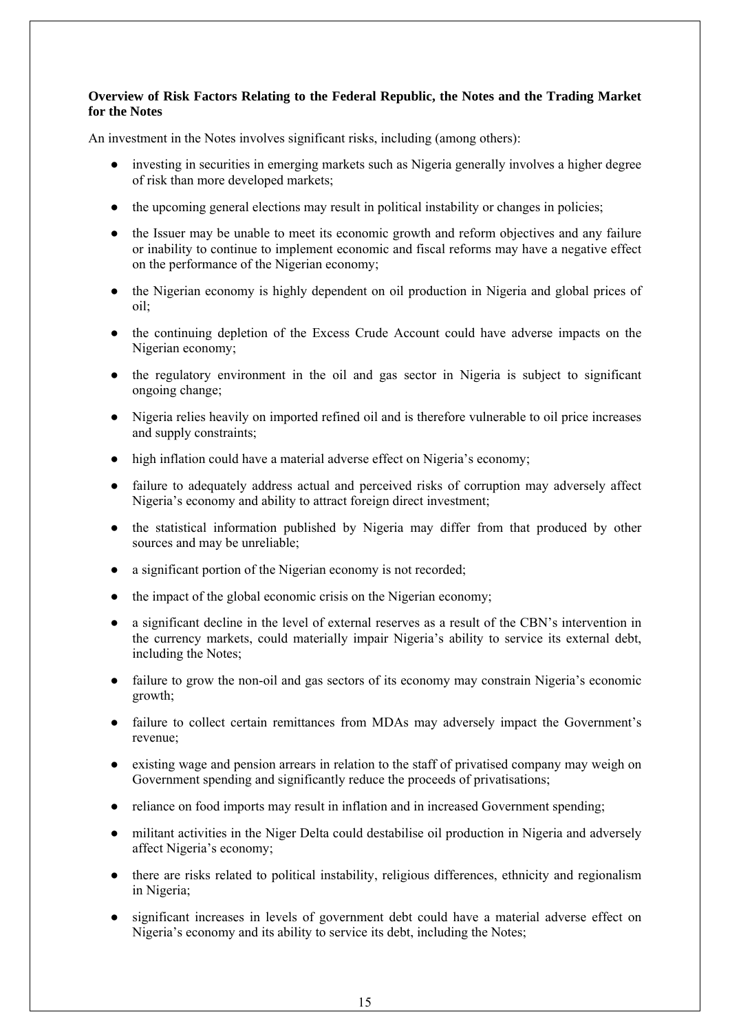**Overview of Risk Factors Relating to the Federal Republic, the Notes and the Trading Market for the Notes**

An investment in the Notes involves significant risks, including (among others):

- investing in securities in emerging markets such as Nigeria generally involves a higher degree of risk than more developed markets;
- the upcoming general elections may result in political instability or changes in policies;
- the Issuer may be unable to meet its economic growth and reform objectives and any failure or inability to continue to implement economic and fiscal reforms may have a negative effect on the performance of the Nigerian economy;
- the Nigerian economy is highly dependent on oil production in Nigeria and global prices of oil;
- the continuing depletion of the Excess Crude Account could have adverse impacts on the Nigerian economy;
- the regulatory environment in the oil and gas sector in Nigeria is subject to significant ongoing change;
- Nigeria relies heavily on imported refined oil and is therefore vulnerable to oil price increases and supply constraints;
- high inflation could have a material adverse effect on Nigeria's economy;
- failure to adequately address actual and perceived risks of corruption may adversely affect Nigeria's economy and ability to attract foreign direct investment;
- the statistical information published by Nigeria may differ from that produced by other sources and may be unreliable;
- a significant portion of the Nigerian economy is not recorded;
- the impact of the global economic crisis on the Nigerian economy;
- a significant decline in the level of external reserves as a result of the CBN's intervention in the currency markets, could materially impair Nigeria's ability to service its external debt, including the Notes;
- failure to grow the non-oil and gas sectors of its economy may constrain Nigeria's economic growth;
- failure to collect certain remittances from MDAs may adversely impact the Government's revenue;
- existing wage and pension arrears in relation to the staff of privatised company may weigh on Government spending and significantly reduce the proceeds of privatisations;
- reliance on food imports may result in inflation and in increased Government spending;
- militant activities in the Niger Delta could destabilise oil production in Nigeria and adversely affect Nigeria's economy;
- there are risks related to political instability, religious differences, ethnicity and regionalism in Nigeria;
- significant increases in levels of government debt could have a material adverse effect on Nigeria's economy and its ability to service its debt, including the Notes;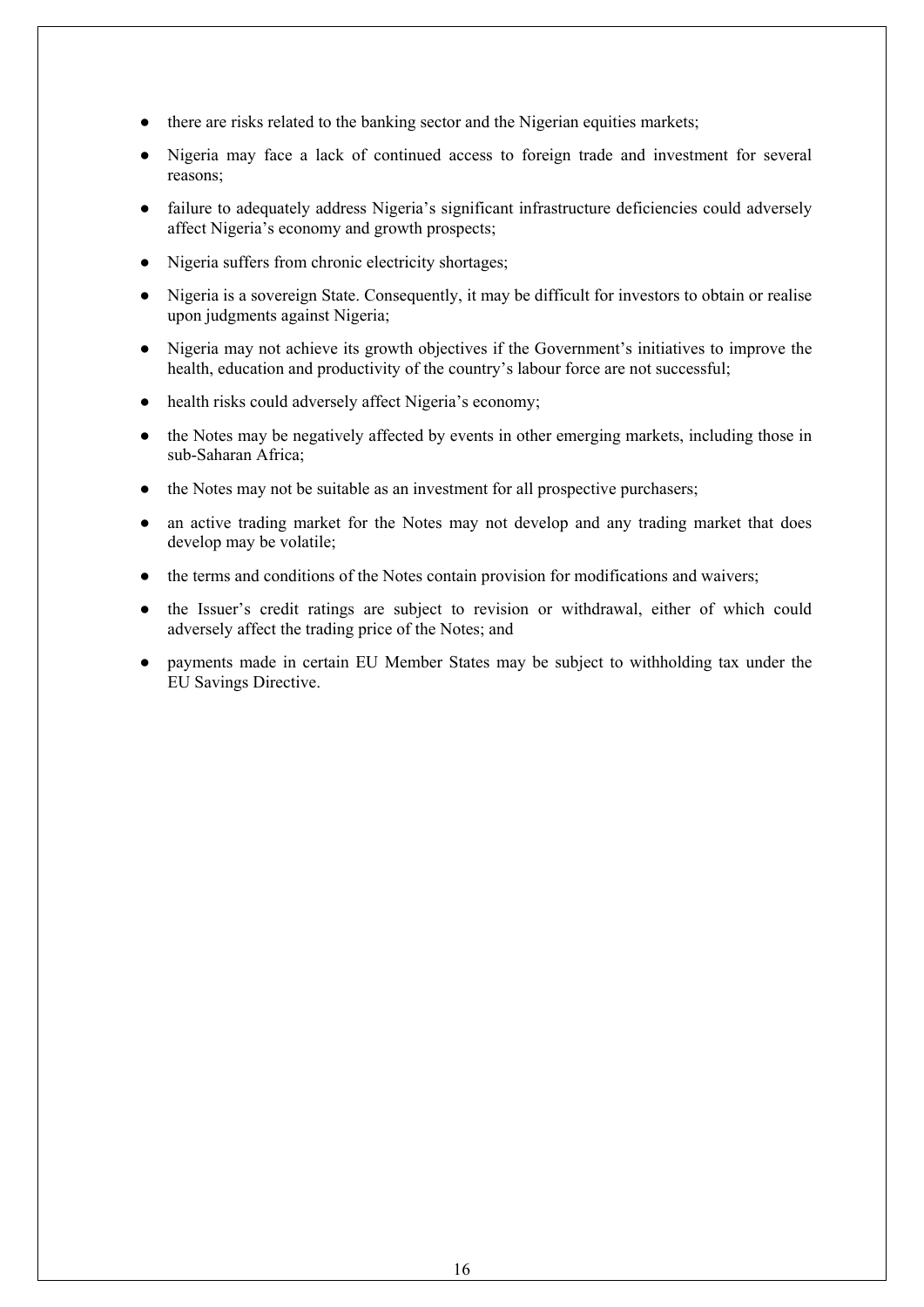- there are risks related to the banking sector and the Nigerian equities markets;
- Nigeria may face a lack of continued access to foreign trade and investment for several reasons;
- failure to adequately address Nigeria's significant infrastructure deficiencies could adversely affect Nigeria's economy and growth prospects;
- Nigeria suffers from chronic electricity shortages;
- Nigeria is a sovereign State. Consequently, it may be difficult for investors to obtain or realise upon judgments against Nigeria;
- Nigeria may not achieve its growth objectives if the Government's initiatives to improve the health, education and productivity of the country's labour force are not successful;
- health risks could adversely affect Nigeria's economy;
- the Notes may be negatively affected by events in other emerging markets, including those in sub-Saharan Africa;
- the Notes may not be suitable as an investment for all prospective purchasers;
- an active trading market for the Notes may not develop and any trading market that does develop may be volatile;
- the terms and conditions of the Notes contain provision for modifications and waivers;
- the Issuer's credit ratings are subject to revision or withdrawal, either of which could adversely affect the trading price of the Notes; and
- payments made in certain EU Member States may be subject to withholding tax under the EU Savings Directive.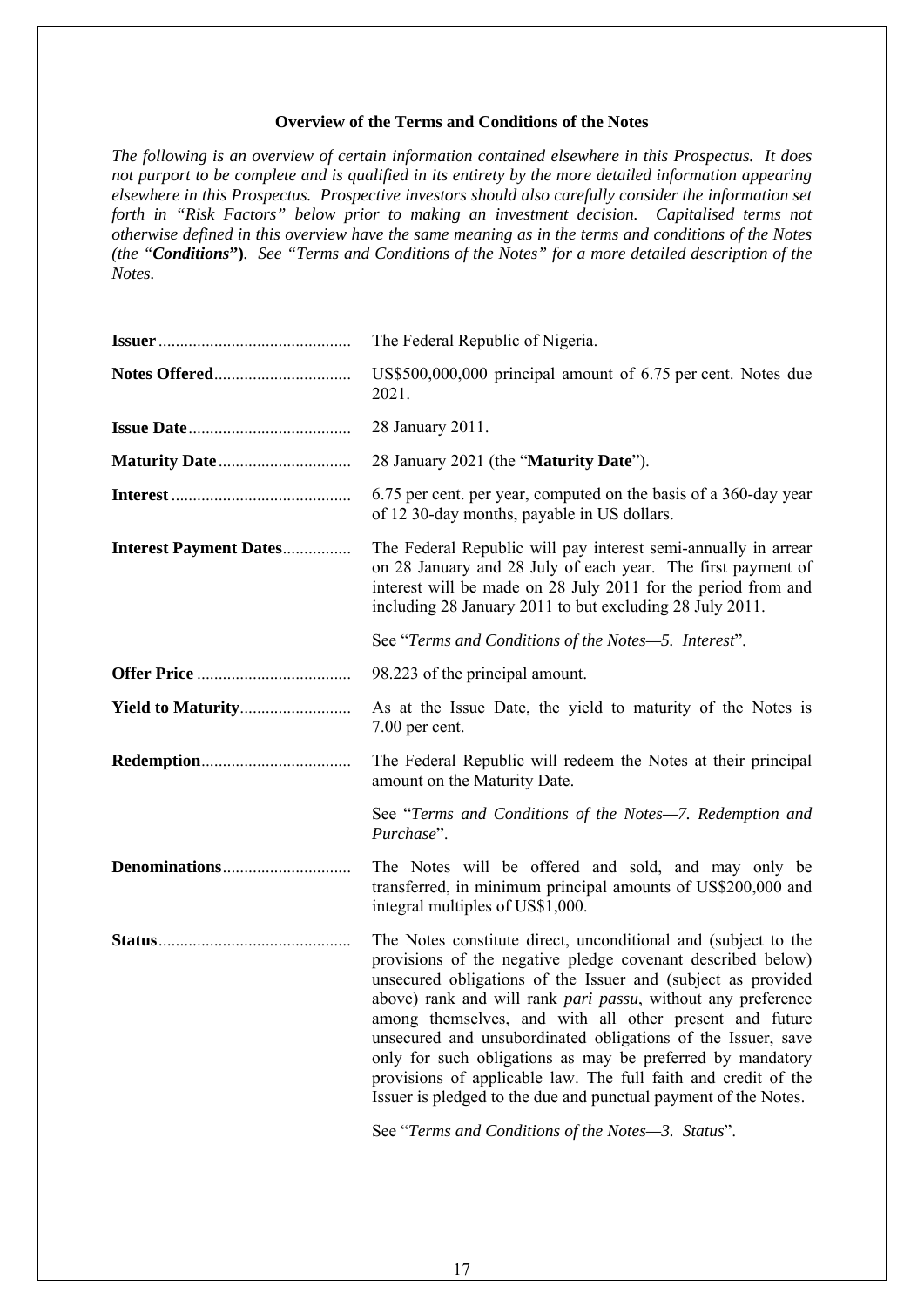## Overview of the Terms and Conditions of the Notes

*The following is an overview of certain information contained elsewhere in this Prospectus. It does not purport to be complete and is qualified in its entirety by the more detailed information appearing elsewhere in this Prospectus. Prospective investors should also carefully consider the information set forth in "Risk Factors" below prior to making an investment decision. Capitalised terms not otherwise defined in this overview have the same meaning as in the terms and conditions of the Notes (the "**Conditions**"). See "Terms and Conditions of the Notes" for a more detailed description of the Notes.*

| | |
|---|---|
| **Issuer** | The Federal Republic of Nigeria. |
| **Notes Offered** | US$500,000,000 principal amount of 6.75 per cent. Notes due 2021. |
| **Issue Date** | 28 January 2011. |
| **Maturity Date** | 28 January 2021 (the "**Maturity Date**"). |
| **Interest** | 6.75 per cent. per year, computed on the basis of a 360-day year of 12 30-day months, payable in US dollars. |
| **Interest Payment Dates** | The Federal Republic will pay interest semi-annually in arrear on 28 January and 28 July of each year. The first payment of interest will be made on 28 July 2011 for the period from and including 28 January 2011 to but excluding 28 July 2011.<br><br>See "*Terms and Conditions of the Notes—5. Interest*". |
| **Offer Price** | 98.223 of the principal amount. |
| **Yield to Maturity** | As at the Issue Date, the yield to maturity of the Notes is 7.00 per cent. |
| **Redemption** | The Federal Republic will redeem the Notes at their principal amount on the Maturity Date.<br><br>See "*Terms and Conditions of the Notes—7. Redemption and Purchase*". |
| **Denominations** | The Notes will be offered and sold, and may only be transferred, in minimum principal amounts of US$200,000 and integral multiples of US$1,000. |
| **Status** | The Notes constitute direct, unconditional and (subject to the provisions of the negative pledge covenant described below) unsecured obligations of the Issuer and (subject as provided above) rank and will rank *pari passu*, without any preference among themselves, and with all other present and future unsecured and unsubordinated obligations of the Issuer, save only for such obligations as may be preferred by mandatory provisions of applicable law. The full faith and credit of the Issuer is pledged to the due and punctual payment of the Notes.<br><br>See "*Terms and Conditions of the Notes—3. Status*". |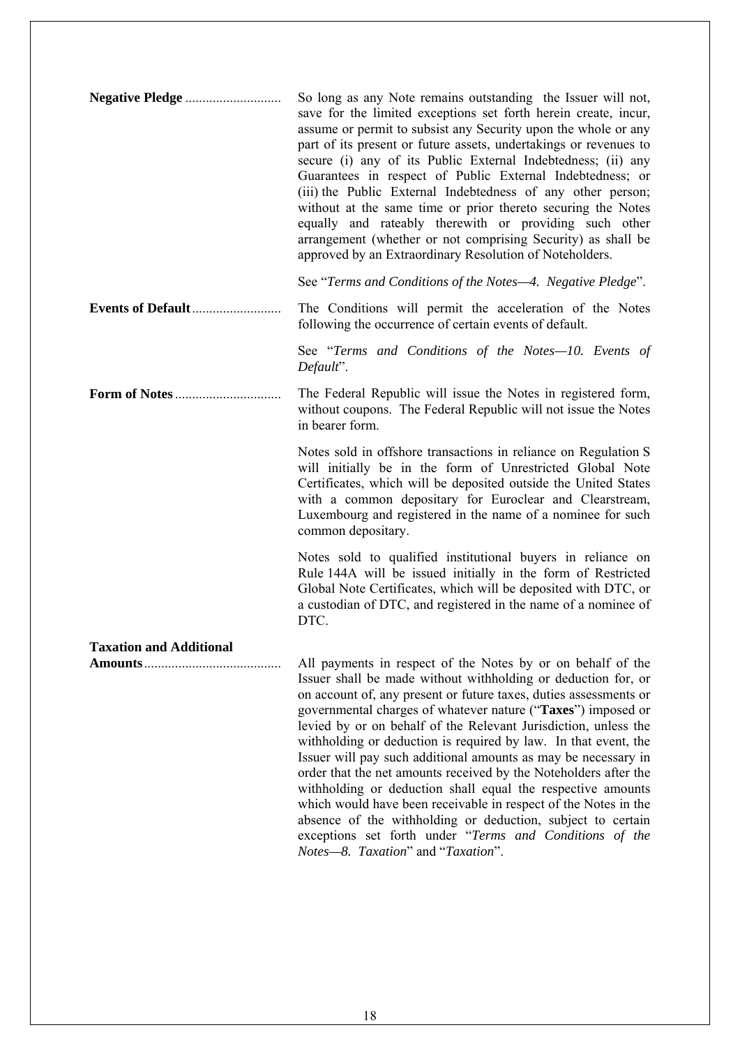**Negative Pledge** ............................ So long as any Note remains outstanding the Issuer will not, save for the limited exceptions set forth herein create, incur, assume or permit to subsist any Security upon the whole or any part of its present or future assets, undertakings or revenues to secure (i) any of its Public External Indebtedness; (ii) any Guarantees in respect of Public External Indebtedness; or (iii) the Public External Indebtedness of any other person; without at the same time or prior thereto securing the Notes equally and rateably therewith or providing such other arrangement (whether or not comprising Security) as shall be approved by an Extraordinary Resolution of Noteholders.

See "*Terms and Conditions of the Notes—4. Negative Pledge*".

**Events of Default**.......................... The Conditions will permit the acceleration of the Notes following the occurrence of certain events of default.

See "*Terms and Conditions of the Notes—10. Events of Default*".

**Form of Notes**............................... The Federal Republic will issue the Notes in registered form, without coupons. The Federal Republic will not issue the Notes in bearer form.

Notes sold in offshore transactions in reliance on Regulation S will initially be in the form of Unrestricted Global Note Certificates, which will be deposited outside the United States with a common depositary for Euroclear and Clearstream, Luxembourg and registered in the name of a nominee for such common depositary.

Notes sold to qualified institutional buyers in reliance on Rule 144A will be issued initially in the form of Restricted Global Note Certificates, which will be deposited with DTC, or a custodian of DTC, and registered in the name of a nominee of DTC.

**Taxation and Additional Amounts**........................................ All payments in respect of the Notes by or on behalf of the Issuer shall be made without withholding or deduction for, or on account of, any present or future taxes, duties assessments or governmental charges of whatever nature ("**Taxes**") imposed or levied by or on behalf of the Relevant Jurisdiction, unless the withholding or deduction is required by law. In that event, the Issuer will pay such additional amounts as may be necessary in order that the net amounts received by the Noteholders after the withholding or deduction shall equal the respective amounts which would have been receivable in respect of the Notes in the absence of the withholding or deduction, subject to certain exceptions set forth under "*Terms and Conditions of the Notes—8. Taxation*" and "*Taxation*".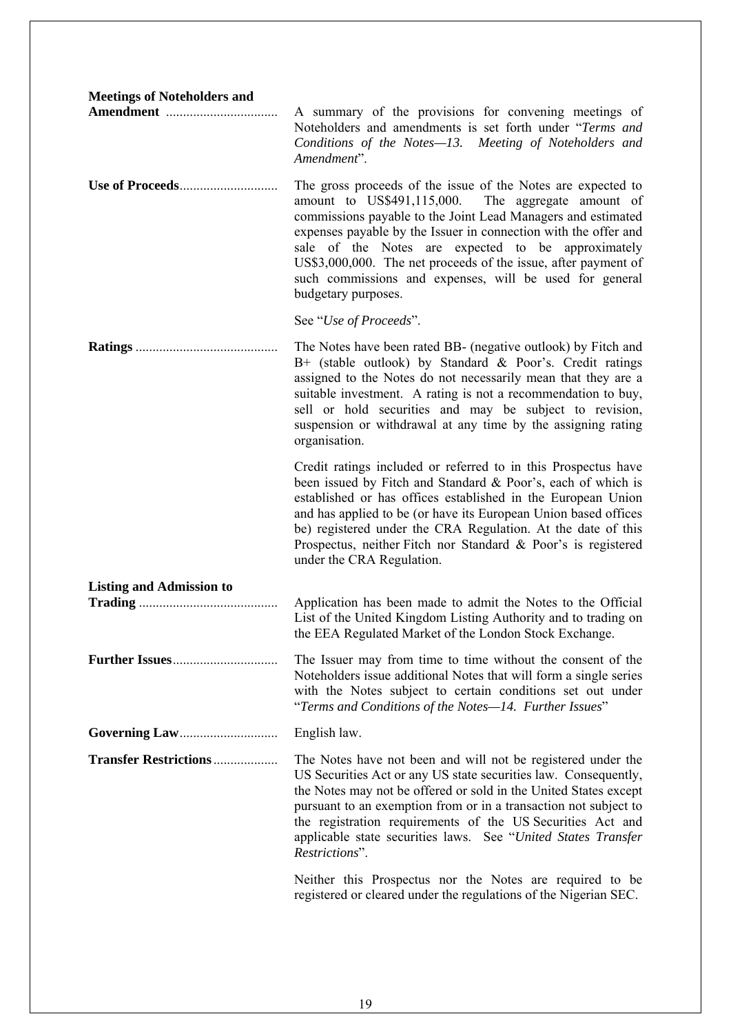**Meetings of Noteholders and Amendment** ................................ A summary of the provisions for convening meetings of Noteholders and amendments is set forth under "*Terms and Conditions of the Notes—13. Meeting of Noteholders and Amendment*".

**Use of Proceeds**............................ The gross proceeds of the issue of the Notes are expected to amount to US$491,115,000. The aggregate amount of commissions payable to the Joint Lead Managers and estimated expenses payable by the Issuer in connection with the offer and sale of the Notes are expected to be approximately US$3,000,000. The net proceeds of the issue, after payment of such commissions and expenses, will be used for general budgetary purposes.

See "*Use of Proceeds*".

**Ratings** .......................................... The Notes have been rated BB- (negative outlook) by Fitch and B+ (stable outlook) by Standard & Poor's. Credit ratings assigned to the Notes do not necessarily mean that they are a suitable investment. A rating is not a recommendation to buy, sell or hold securities and may be subject to revision, suspension or withdrawal at any time by the assigning rating organisation.

Credit ratings included or referred to in this Prospectus have been issued by Fitch and Standard & Poor's, each of which is established or has offices established in the European Union and has applied to be (or have its European Union based offices be) registered under the CRA Regulation. At the date of this Prospectus, neither Fitch nor Standard & Poor's is registered under the CRA Regulation.

**Listing and Admission to Trading** ........................................ Application has been made to admit the Notes to the Official List of the United Kingdom Listing Authority and to trading on the EEA Regulated Market of the London Stock Exchange.

**Further Issues**.............................. The Issuer may from time to time without the consent of the Noteholders issue additional Notes that will form a single series with the Notes subject to certain conditions set out under "*Terms and Conditions of the Notes—14. Further Issues*"

**Governing Law**............................ English law.

**Transfer Restrictions**................... The Notes have not been and will not be registered under the US Securities Act or any US state securities law. Consequently, the Notes may not be offered or sold in the United States except pursuant to an exemption from or in a transaction not subject to the registration requirements of the US Securities Act and applicable state securities laws. See "*United States Transfer Restrictions*".

Neither this Prospectus nor the Notes are required to be registered or cleared under the regulations of the Nigerian SEC.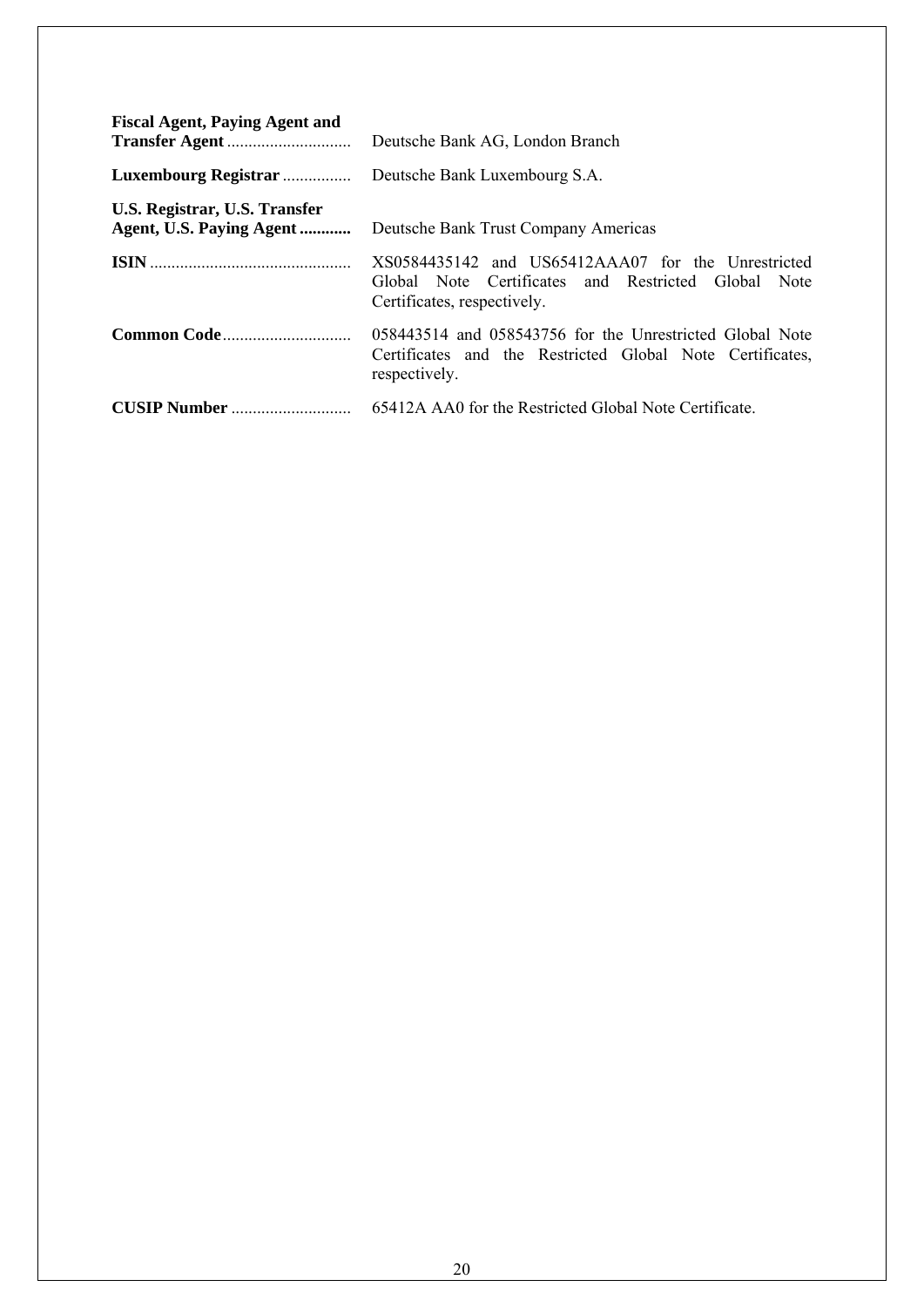**Fiscal Agent, Paying Agent and Transfer Agent** ............................ Deutsche Bank AG, London Branch

**Luxembourg Registrar** ................ Deutsche Bank Luxembourg S.A.

**U.S. Registrar, U.S. Transfer Agent, U.S. Paying Agent ............** Deutsche Bank Trust Company Americas

**ISIN** .............................................. XS0584435142 and US65412AAA07 for the Unrestricted Global Note Certificates and Restricted Global Note Certificates, respectively.

**Common Code**............................. 058443514 and 058543756 for the Unrestricted Global Note Certificates and the Restricted Global Note Certificates, respectively.

**CUSIP Number** ........................... 65412A AA0 for the Restricted Global Note Certificate.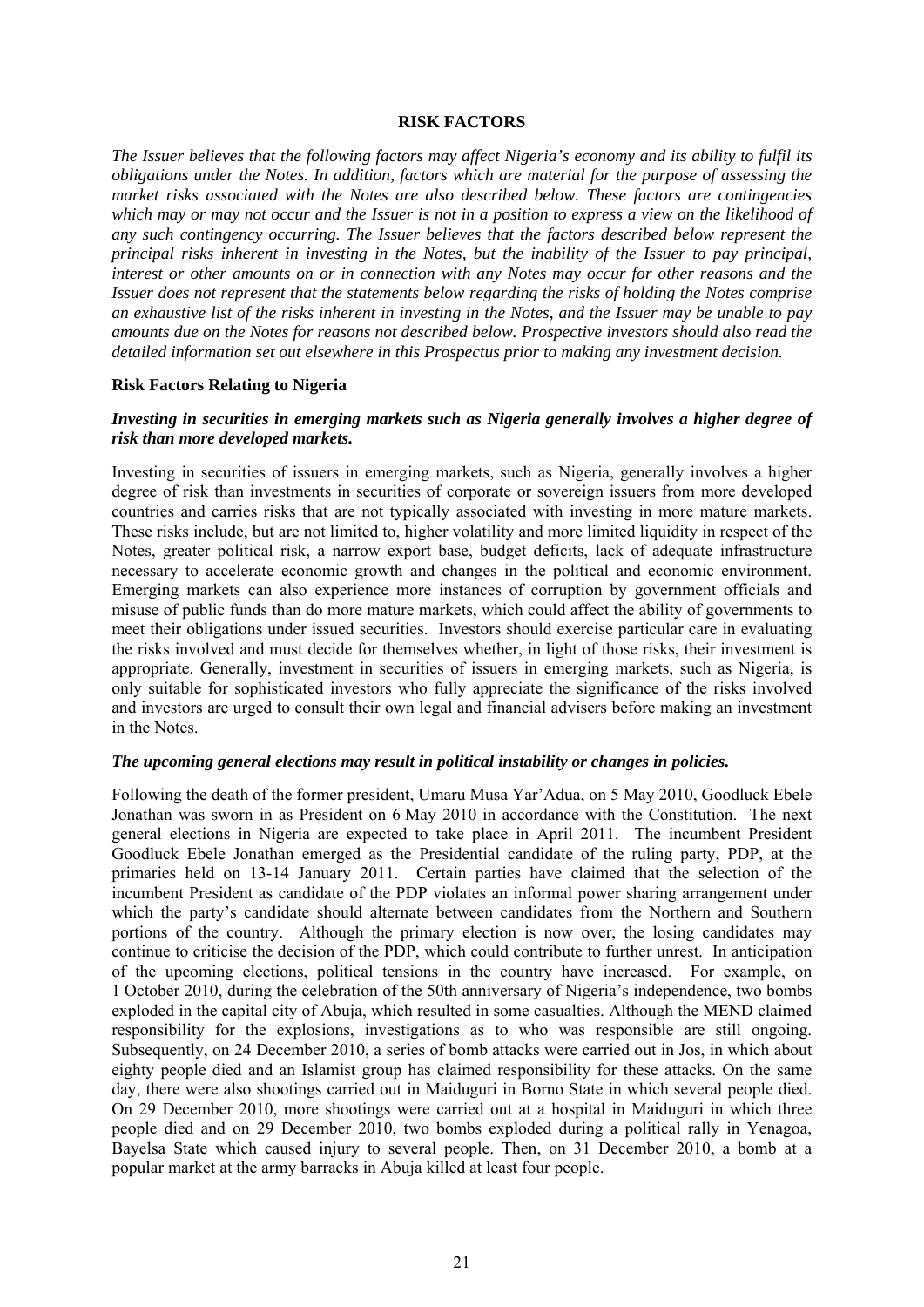## RISK FACTORS

*The Issuer believes that the following factors may affect Nigeria's economy and its ability to fulfil its obligations under the Notes. In addition, factors which are material for the purpose of assessing the market risks associated with the Notes are also described below. These factors are contingencies which may or may not occur and the Issuer is not in a position to express a view on the likelihood of any such contingency occurring. The Issuer believes that the factors described below represent the principal risks inherent in investing in the Notes, but the inability of the Issuer to pay principal, interest or other amounts on or in connection with any Notes may occur for other reasons and the Issuer does not represent that the statements below regarding the risks of holding the Notes comprise an exhaustive list of the risks inherent in investing in the Notes, and the Issuer may be unable to pay amounts due on the Notes for reasons not described below. Prospective investors should also read the detailed information set out elsewhere in this Prospectus prior to making any investment decision.*

### Risk Factors Relating to Nigeria

***Investing in securities in emerging markets such as Nigeria generally involves a higher degree of risk than more developed markets.***

Investing in securities of issuers in emerging markets, such as Nigeria, generally involves a higher degree of risk than investments in securities of corporate or sovereign issuers from more developed countries and carries risks that are not typically associated with investing in more mature markets. These risks include, but are not limited to, higher volatility and more limited liquidity in respect of the Notes, greater political risk, a narrow export base, budget deficits, lack of adequate infrastructure necessary to accelerate economic growth and changes in the political and economic environment. Emerging markets can also experience more instances of corruption by government officials and misuse of public funds than do more mature markets, which could affect the ability of governments to meet their obligations under issued securities. Investors should exercise particular care in evaluating the risks involved and must decide for themselves whether, in light of those risks, their investment is appropriate. Generally, investment in securities of issuers in emerging markets, such as Nigeria, is only suitable for sophisticated investors who fully appreciate the significance of the risks involved and investors are urged to consult their own legal and financial advisers before making an investment in the Notes.

***The upcoming general elections may result in political instability or changes in policies.***

Following the death of the former president, Umaru Musa Yar'Adua, on 5 May 2010, Goodluck Ebele Jonathan was sworn in as President on 6 May 2010 in accordance with the Constitution. The next general elections in Nigeria are expected to take place in April 2011. The incumbent President Goodluck Ebele Jonathan emerged as the Presidential candidate of the ruling party, PDP, at the primaries held on 13-14 January 2011. Certain parties have claimed that the selection of the incumbent President as candidate of the PDP violates an informal power sharing arrangement under which the party's candidate should alternate between candidates from the Northern and Southern portions of the country. Although the primary election is now over, the losing candidates may continue to criticise the decision of the PDP, which could contribute to further unrest. In anticipation of the upcoming elections, political tensions in the country have increased. For example, on 1 October 2010, during the celebration of the 50th anniversary of Nigeria's independence, two bombs exploded in the capital city of Abuja, which resulted in some casualties. Although the MEND claimed responsibility for the explosions, investigations as to who was responsible are still ongoing. Subsequently, on 24 December 2010, a series of bomb attacks were carried out in Jos, in which about eighty people died and an Islamist group has claimed responsibility for these attacks. On the same day, there were also shootings carried out in Maiduguri in Borno State in which several people died. On 29 December 2010, more shootings were carried out at a hospital in Maiduguri in which three people died and on 29 December 2010, two bombs exploded during a political rally in Yenagoa, Bayelsa State which caused injury to several people. Then, on 31 December 2010, a bomb at a popular market at the army barracks in Abuja killed at least four people.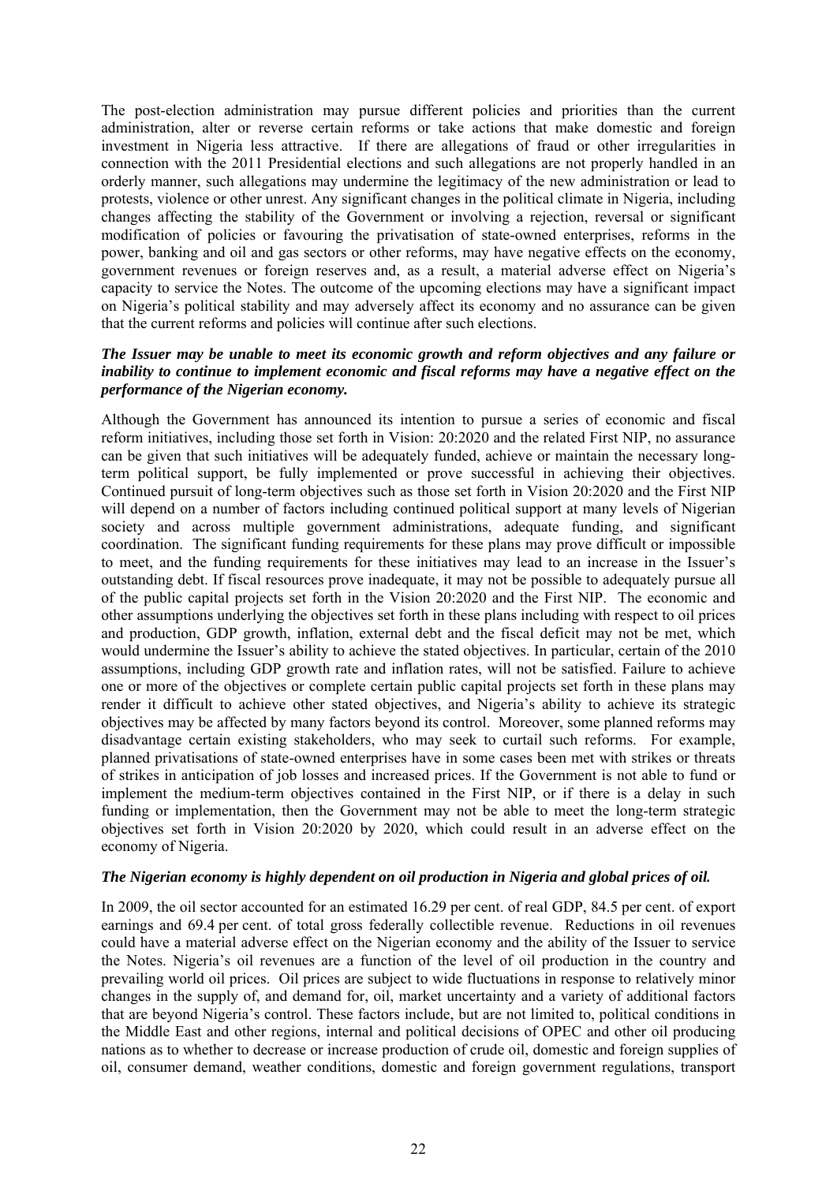The post-election administration may pursue different policies and priorities than the current administration, alter or reverse certain reforms or take actions that make domestic and foreign investment in Nigeria less attractive. If there are allegations of fraud or other irregularities in connection with the 2011 Presidential elections and such allegations are not properly handled in an orderly manner, such allegations may undermine the legitimacy of the new administration or lead to protests, violence or other unrest. Any significant changes in the political climate in Nigeria, including changes affecting the stability of the Government or involving a rejection, reversal or significant modification of policies or favouring the privatisation of state-owned enterprises, reforms in the power, banking and oil and gas sectors or other reforms, may have negative effects on the economy, government revenues or foreign reserves and, as a result, a material adverse effect on Nigeria's capacity to service the Notes. The outcome of the upcoming elections may have a significant impact on Nigeria's political stability and may adversely affect its economy and no assurance can be given that the current reforms and policies will continue after such elections.

***The Issuer may be unable to meet its economic growth and reform objectives and any failure or inability to continue to implement economic and fiscal reforms may have a negative effect on the performance of the Nigerian economy.***

Although the Government has announced its intention to pursue a series of economic and fiscal reform initiatives, including those set forth in Vision: 20:2020 and the related First NIP, no assurance can be given that such initiatives will be adequately funded, achieve or maintain the necessary long-term political support, be fully implemented or prove successful in achieving their objectives. Continued pursuit of long-term objectives such as those set forth in Vision 20:2020 and the First NIP will depend on a number of factors including continued political support at many levels of Nigerian society and across multiple government administrations, adequate funding, and significant coordination. The significant funding requirements for these plans may prove difficult or impossible to meet, and the funding requirements for these initiatives may lead to an increase in the Issuer's outstanding debt. If fiscal resources prove inadequate, it may not be possible to adequately pursue all of the public capital projects set forth in the Vision 20:2020 and the First NIP. The economic and other assumptions underlying the objectives set forth in these plans including with respect to oil prices and production, GDP growth, inflation, external debt and the fiscal deficit may not be met, which would undermine the Issuer's ability to achieve the stated objectives. In particular, certain of the 2010 assumptions, including GDP growth rate and inflation rates, will not be satisfied. Failure to achieve one or more of the objectives or complete certain public capital projects set forth in these plans may render it difficult to achieve other stated objectives, and Nigeria's ability to achieve its strategic objectives may be affected by many factors beyond its control. Moreover, some planned reforms may disadvantage certain existing stakeholders, who may seek to curtail such reforms. For example, planned privatisations of state-owned enterprises have in some cases been met with strikes or threats of strikes in anticipation of job losses and increased prices. If the Government is not able to fund or implement the medium-term objectives contained in the First NIP, or if there is a delay in such funding or implementation, then the Government may not be able to meet the long-term strategic objectives set forth in Vision 20:2020 by 2020, which could result in an adverse effect on the economy of Nigeria.

***The Nigerian economy is highly dependent on oil production in Nigeria and global prices of oil.***

In 2009, the oil sector accounted for an estimated 16.29 per cent. of real GDP, 84.5 per cent. of export earnings and 69.4 per cent. of total gross federally collectible revenue. Reductions in oil revenues could have a material adverse effect on the Nigerian economy and the ability of the Issuer to service the Notes. Nigeria's oil revenues are a function of the level of oil production in the country and prevailing world oil prices. Oil prices are subject to wide fluctuations in response to relatively minor changes in the supply of, and demand for, oil, market uncertainty and a variety of additional factors that are beyond Nigeria's control. These factors include, but are not limited to, political conditions in the Middle East and other regions, internal and political decisions of OPEC and other oil producing nations as to whether to decrease or increase production of crude oil, domestic and foreign supplies of oil, consumer demand, weather conditions, domestic and foreign government regulations, transport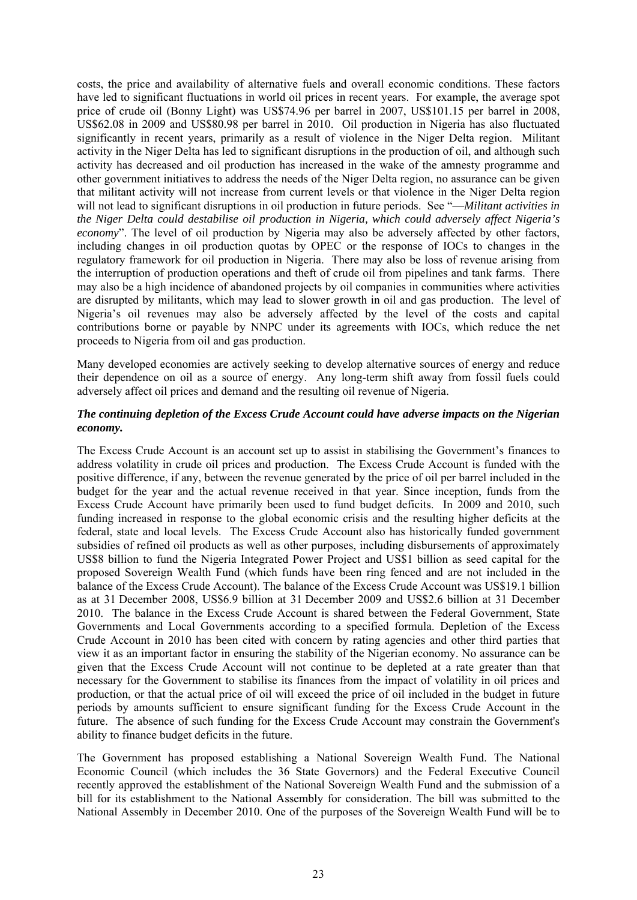costs, the price and availability of alternative fuels and overall economic conditions. These factors have led to significant fluctuations in world oil prices in recent years. For example, the average spot price of crude oil (Bonny Light) was US$74.96 per barrel in 2007, US$101.15 per barrel in 2008, US$62.08 in 2009 and US$80.98 per barrel in 2010. Oil production in Nigeria has also fluctuated significantly in recent years, primarily as a result of violence in the Niger Delta region. Militant activity in the Niger Delta has led to significant disruptions in the production of oil, and although such activity has decreased and oil production has increased in the wake of the amnesty programme and other government initiatives to address the needs of the Niger Delta region, no assurance can be given that militant activity will not increase from current levels or that violence in the Niger Delta region will not lead to significant disruptions in oil production in future periods. See "—*Militant activities in the Niger Delta could destabilise oil production in Nigeria, which could adversely affect Nigeria's economy*". The level of oil production by Nigeria may also be adversely affected by other factors, including changes in oil production quotas by OPEC or the response of IOCs to changes in the regulatory framework for oil production in Nigeria. There may also be loss of revenue arising from the interruption of production operations and theft of crude oil from pipelines and tank farms. There may also be a high incidence of abandoned projects by oil companies in communities where activities are disrupted by militants, which may lead to slower growth in oil and gas production. The level of Nigeria's oil revenues may also be adversely affected by the level of the costs and capital contributions borne or payable by NNPC under its agreements with IOCs, which reduce the net proceeds to Nigeria from oil and gas production.

Many developed economies are actively seeking to develop alternative sources of energy and reduce their dependence on oil as a source of energy. Any long-term shift away from fossil fuels could adversely affect oil prices and demand and the resulting oil revenue of Nigeria.

***The continuing depletion of the Excess Crude Account could have adverse impacts on the Nigerian economy.***

The Excess Crude Account is an account set up to assist in stabilising the Government's finances to address volatility in crude oil prices and production. The Excess Crude Account is funded with the positive difference, if any, between the revenue generated by the price of oil per barrel included in the budget for the year and the actual revenue received in that year. Since inception, funds from the Excess Crude Account have primarily been used to fund budget deficits. In 2009 and 2010, such funding increased in response to the global economic crisis and the resulting higher deficits at the federal, state and local levels. The Excess Crude Account also has historically funded government subsidies of refined oil products as well as other purposes, including disbursements of approximately US$8 billion to fund the Nigeria Integrated Power Project and US$1 billion as seed capital for the proposed Sovereign Wealth Fund (which funds have been ring fenced and are not included in the balance of the Excess Crude Account). The balance of the Excess Crude Account was US$19.1 billion as at 31 December 2008, US$6.9 billion at 31 December 2009 and US$2.6 billion at 31 December 2010. The balance in the Excess Crude Account is shared between the Federal Government, State Governments and Local Governments according to a specified formula. Depletion of the Excess Crude Account in 2010 has been cited with concern by rating agencies and other third parties that view it as an important factor in ensuring the stability of the Nigerian economy. No assurance can be given that the Excess Crude Account will not continue to be depleted at a rate greater than that necessary for the Government to stabilise its finances from the impact of volatility in oil prices and production, or that the actual price of oil will exceed the price of oil included in the budget in future periods by amounts sufficient to ensure significant funding for the Excess Crude Account in the future. The absence of such funding for the Excess Crude Account may constrain the Government's ability to finance budget deficits in the future.

The Government has proposed establishing a National Sovereign Wealth Fund. The National Economic Council (which includes the 36 State Governors) and the Federal Executive Council recently approved the establishment of the National Sovereign Wealth Fund and the submission of a bill for its establishment to the National Assembly for consideration. The bill was submitted to the National Assembly in December 2010. One of the purposes of the Sovereign Wealth Fund will be to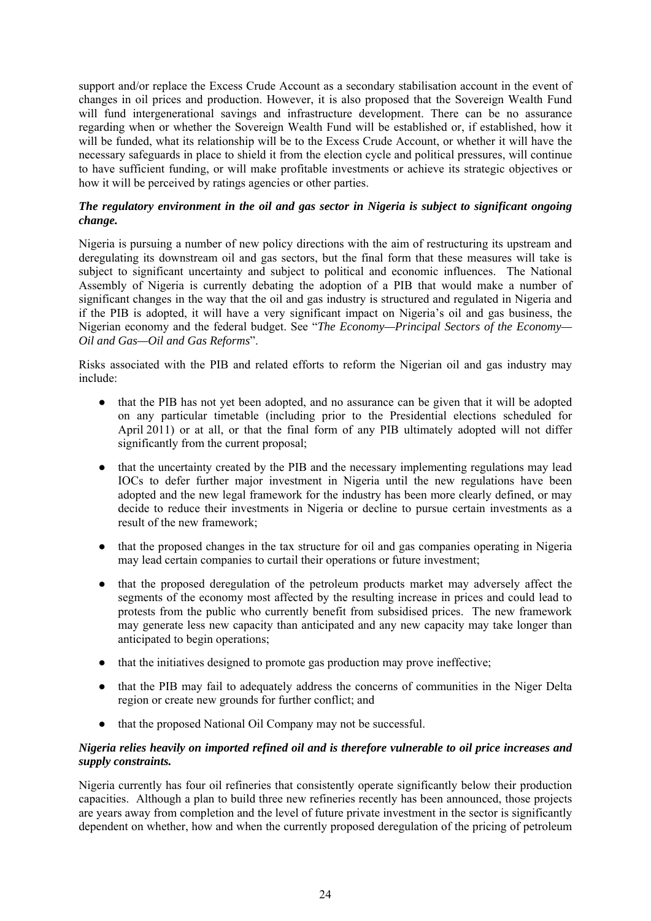support and/or replace the Excess Crude Account as a secondary stabilisation account in the event of changes in oil prices and production. However, it is also proposed that the Sovereign Wealth Fund will fund intergenerational savings and infrastructure development. There can be no assurance regarding when or whether the Sovereign Wealth Fund will be established or, if established, how it will be funded, what its relationship will be to the Excess Crude Account, or whether it will have the necessary safeguards in place to shield it from the election cycle and political pressures, will continue to have sufficient funding, or will make profitable investments or achieve its strategic objectives or how it will be perceived by ratings agencies or other parties.

***The regulatory environment in the oil and gas sector in Nigeria is subject to significant ongoing change.***

Nigeria is pursuing a number of new policy directions with the aim of restructuring its upstream and deregulating its downstream oil and gas sectors, but the final form that these measures will take is subject to significant uncertainty and subject to political and economic influences. The National Assembly of Nigeria is currently debating the adoption of a PIB that would make a number of significant changes in the way that the oil and gas industry is structured and regulated in Nigeria and if the PIB is adopted, it will have a very significant impact on Nigeria's oil and gas business, the Nigerian economy and the federal budget. See "*The Economy—Principal Sectors of the Economy—Oil and Gas—Oil and Gas Reforms*".

Risks associated with the PIB and related efforts to reform the Nigerian oil and gas industry may include:

- that the PIB has not yet been adopted, and no assurance can be given that it will be adopted on any particular timetable (including prior to the Presidential elections scheduled for April 2011) or at all, or that the final form of any PIB ultimately adopted will not differ significantly from the current proposal;
- that the uncertainty created by the PIB and the necessary implementing regulations may lead IOCs to defer further major investment in Nigeria until the new regulations have been adopted and the new legal framework for the industry has been more clearly defined, or may decide to reduce their investments in Nigeria or decline to pursue certain investments as a result of the new framework;
- that the proposed changes in the tax structure for oil and gas companies operating in Nigeria may lead certain companies to curtail their operations or future investment;
- that the proposed deregulation of the petroleum products market may adversely affect the segments of the economy most affected by the resulting increase in prices and could lead to protests from the public who currently benefit from subsidised prices. The new framework may generate less new capacity than anticipated and any new capacity may take longer than anticipated to begin operations;
- that the initiatives designed to promote gas production may prove ineffective;
- that the PIB may fail to adequately address the concerns of communities in the Niger Delta region or create new grounds for further conflict; and
- that the proposed National Oil Company may not be successful.

***Nigeria relies heavily on imported refined oil and is therefore vulnerable to oil price increases and supply constraints.***

Nigeria currently has four oil refineries that consistently operate significantly below their production capacities. Although a plan to build three new refineries recently has been announced, those projects are years away from completion and the level of future private investment in the sector is significantly dependent on whether, how and when the currently proposed deregulation of the pricing of petroleum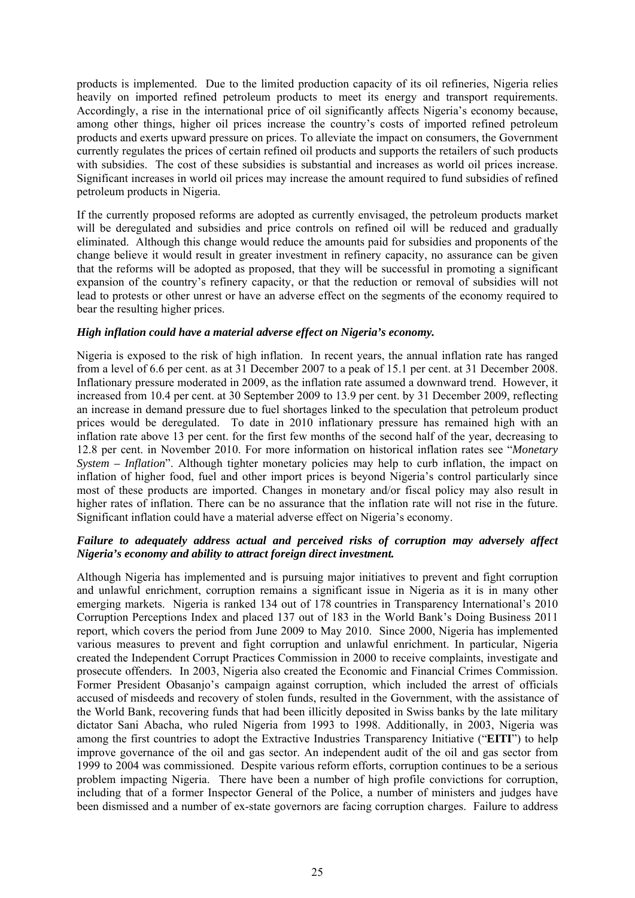products is implemented. Due to the limited production capacity of its oil refineries, Nigeria relies heavily on imported refined petroleum products to meet its energy and transport requirements. Accordingly, a rise in the international price of oil significantly affects Nigeria's economy because, among other things, higher oil prices increase the country's costs of imported refined petroleum products and exerts upward pressure on prices. To alleviate the impact on consumers, the Government currently regulates the prices of certain refined oil products and supports the retailers of such products with subsidies. The cost of these subsidies is substantial and increases as world oil prices increase. Significant increases in world oil prices may increase the amount required to fund subsidies of refined petroleum products in Nigeria.

If the currently proposed reforms are adopted as currently envisaged, the petroleum products market will be deregulated and subsidies and price controls on refined oil will be reduced and gradually eliminated. Although this change would reduce the amounts paid for subsidies and proponents of the change believe it would result in greater investment in refinery capacity, no assurance can be given that the reforms will be adopted as proposed, that they will be successful in promoting a significant expansion of the country's refinery capacity, or that the reduction or removal of subsidies will not lead to protests or other unrest or have an adverse effect on the segments of the economy required to bear the resulting higher prices.

***High inflation could have a material adverse effect on Nigeria's economy.***

Nigeria is exposed to the risk of high inflation. In recent years, the annual inflation rate has ranged from a level of 6.6 per cent. as at 31 December 2007 to a peak of 15.1 per cent. at 31 December 2008. Inflationary pressure moderated in 2009, as the inflation rate assumed a downward trend. However, it increased from 10.4 per cent. at 30 September 2009 to 13.9 per cent. by 31 December 2009, reflecting an increase in demand pressure due to fuel shortages linked to the speculation that petroleum product prices would be deregulated. To date in 2010 inflationary pressure has remained high with an inflation rate above 13 per cent. for the first few months of the second half of the year, decreasing to 12.8 per cent. in November 2010. For more information on historical inflation rates see "*Monetary System – Inflation*". Although tighter monetary policies may help to curb inflation, the impact on inflation of higher food, fuel and other import prices is beyond Nigeria's control particularly since most of these products are imported. Changes in monetary and/or fiscal policy may also result in higher rates of inflation. There can be no assurance that the inflation rate will not rise in the future. Significant inflation could have a material adverse effect on Nigeria's economy.

***Failure to adequately address actual and perceived risks of corruption may adversely affect Nigeria's economy and ability to attract foreign direct investment.***

Although Nigeria has implemented and is pursuing major initiatives to prevent and fight corruption and unlawful enrichment, corruption remains a significant issue in Nigeria as it is in many other emerging markets. Nigeria is ranked 134 out of 178 countries in Transparency International's 2010 Corruption Perceptions Index and placed 137 out of 183 in the World Bank's Doing Business 2011 report, which covers the period from June 2009 to May 2010. Since 2000, Nigeria has implemented various measures to prevent and fight corruption and unlawful enrichment. In particular, Nigeria created the Independent Corrupt Practices Commission in 2000 to receive complaints, investigate and prosecute offenders. In 2003, Nigeria also created the Economic and Financial Crimes Commission. Former President Obasanjo's campaign against corruption, which included the arrest of officials accused of misdeeds and recovery of stolen funds, resulted in the Government, with the assistance of the World Bank, recovering funds that had been illicitly deposited in Swiss banks by the late military dictator Sani Abacha, who ruled Nigeria from 1993 to 1998. Additionally, in 2003, Nigeria was among the first countries to adopt the Extractive Industries Transparency Initiative ("**EITI**") to help improve governance of the oil and gas sector. An independent audit of the oil and gas sector from 1999 to 2004 was commissioned. Despite various reform efforts, corruption continues to be a serious problem impacting Nigeria. There have been a number of high profile convictions for corruption, including that of a former Inspector General of the Police, a number of ministers and judges have been dismissed and a number of ex-state governors are facing corruption charges. Failure to address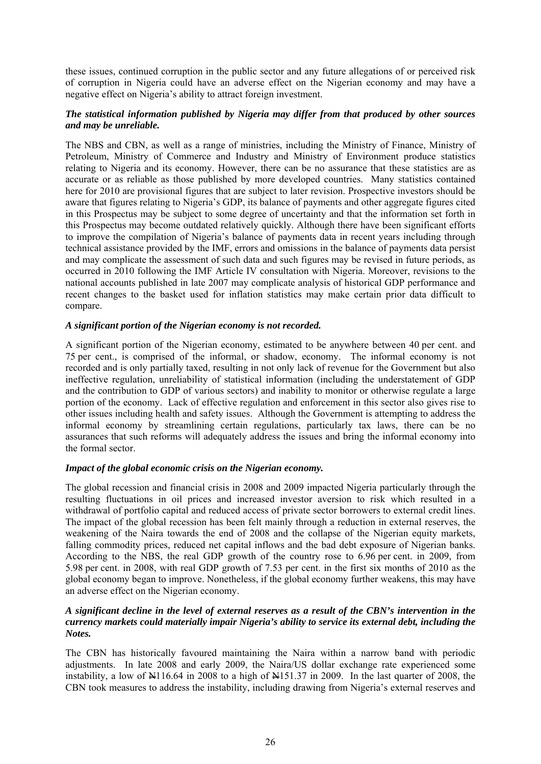these issues, continued corruption in the public sector and any future allegations of or perceived risk of corruption in Nigeria could have an adverse effect on the Nigerian economy and may have a negative effect on Nigeria's ability to attract foreign investment.

***The statistical information published by Nigeria may differ from that produced by other sources and may be unreliable.***

The NBS and CBN, as well as a range of ministries, including the Ministry of Finance, Ministry of Petroleum, Ministry of Commerce and Industry and Ministry of Environment produce statistics relating to Nigeria and its economy. However, there can be no assurance that these statistics are as accurate or as reliable as those published by more developed countries. Many statistics contained here for 2010 are provisional figures that are subject to later revision. Prospective investors should be aware that figures relating to Nigeria's GDP, its balance of payments and other aggregate figures cited in this Prospectus may be subject to some degree of uncertainty and that the information set forth in this Prospectus may become outdated relatively quickly. Although there have been significant efforts to improve the compilation of Nigeria's balance of payments data in recent years including through technical assistance provided by the IMF, errors and omissions in the balance of payments data persist and may complicate the assessment of such data and such figures may be revised in future periods, as occurred in 2010 following the IMF Article IV consultation with Nigeria. Moreover, revisions to the national accounts published in late 2007 may complicate analysis of historical GDP performance and recent changes to the basket used for inflation statistics may make certain prior data difficult to compare.

***A significant portion of the Nigerian economy is not recorded.***

A significant portion of the Nigerian economy, estimated to be anywhere between 40 per cent. and 75 per cent., is comprised of the informal, or shadow, economy. The informal economy is not recorded and is only partially taxed, resulting in not only lack of revenue for the Government but also ineffective regulation, unreliability of statistical information (including the understatement of GDP and the contribution to GDP of various sectors) and inability to monitor or otherwise regulate a large portion of the economy. Lack of effective regulation and enforcement in this sector also gives rise to other issues including health and safety issues. Although the Government is attempting to address the informal economy by streamlining certain regulations, particularly tax laws, there can be no assurances that such reforms will adequately address the issues and bring the informal economy into the formal sector.

***Impact of the global economic crisis on the Nigerian economy.***

The global recession and financial crisis in 2008 and 2009 impacted Nigeria particularly through the resulting fluctuations in oil prices and increased investor aversion to risk which resulted in a withdrawal of portfolio capital and reduced access of private sector borrowers to external credit lines. The impact of the global recession has been felt mainly through a reduction in external reserves, the weakening of the Naira towards the end of 2008 and the collapse of the Nigerian equity markets, falling commodity prices, reduced net capital inflows and the bad debt exposure of Nigerian banks. According to the NBS, the real GDP growth of the country rose to 6.96 per cent. in 2009, from 5.98 per cent. in 2008, with real GDP growth of 7.53 per cent. in the first six months of 2010 as the global economy began to improve. Nonetheless, if the global economy further weakens, this may have an adverse effect on the Nigerian economy.

***A significant decline in the level of external reserves as a result of the CBN's intervention in the currency markets could materially impair Nigeria's ability to service its external debt, including the Notes.***

The CBN has historically favoured maintaining the Naira within a narrow band with periodic adjustments. In late 2008 and early 2009, the Naira/US dollar exchange rate experienced some instability, a low of ₦116.64 in 2008 to a high of ₦151.37 in 2009. In the last quarter of 2008, the CBN took measures to address the instability, including drawing from Nigeria's external reserves and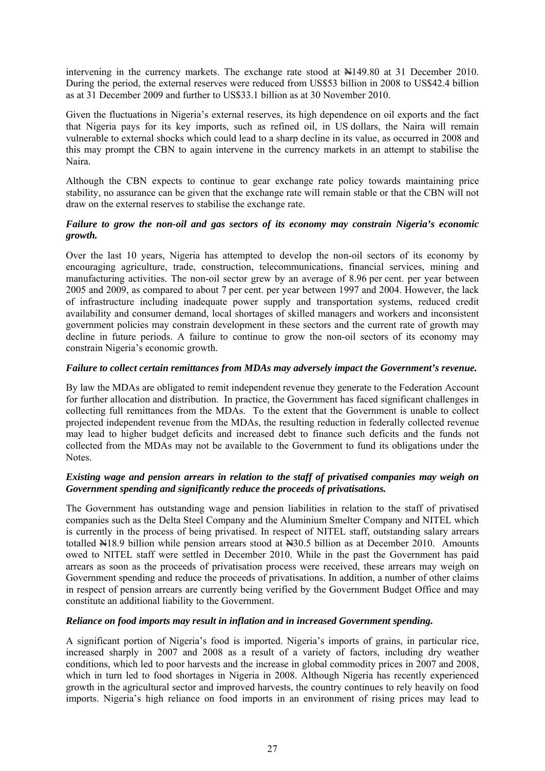intervening in the currency markets. The exchange rate stood at ₦149.80 at 31 December 2010. During the period, the external reserves were reduced from US$53 billion in 2008 to US$42.4 billion as at 31 December 2009 and further to US$33.1 billion as at 30 November 2010.

Given the fluctuations in Nigeria's external reserves, its high dependence on oil exports and the fact that Nigeria pays for its key imports, such as refined oil, in US dollars, the Naira will remain vulnerable to external shocks which could lead to a sharp decline in its value, as occurred in 2008 and this may prompt the CBN to again intervene in the currency markets in an attempt to stabilise the Naira.

Although the CBN expects to continue to gear exchange rate policy towards maintaining price stability, no assurance can be given that the exchange rate will remain stable or that the CBN will not draw on the external reserves to stabilise the exchange rate.

***Failure to grow the non-oil and gas sectors of its economy may constrain Nigeria's economic growth.***

Over the last 10 years, Nigeria has attempted to develop the non-oil sectors of its economy by encouraging agriculture, trade, construction, telecommunications, financial services, mining and manufacturing activities. The non-oil sector grew by an average of 8.96 per cent. per year between 2005 and 2009, as compared to about 7 per cent. per year between 1997 and 2004. However, the lack of infrastructure including inadequate power supply and transportation systems, reduced credit availability and consumer demand, local shortages of skilled managers and workers and inconsistent government policies may constrain development in these sectors and the current rate of growth may decline in future periods. A failure to continue to grow the non-oil sectors of its economy may constrain Nigeria's economic growth.

***Failure to collect certain remittances from MDAs may adversely impact the Government's revenue.***

By law the MDAs are obligated to remit independent revenue they generate to the Federation Account for further allocation and distribution. In practice, the Government has faced significant challenges in collecting full remittances from the MDAs. To the extent that the Government is unable to collect projected independent revenue from the MDAs, the resulting reduction in federally collected revenue may lead to higher budget deficits and increased debt to finance such deficits and the funds not collected from the MDAs may not be available to the Government to fund its obligations under the Notes.

***Existing wage and pension arrears in relation to the staff of privatised companies may weigh on Government spending and significantly reduce the proceeds of privatisations.***

The Government has outstanding wage and pension liabilities in relation to the staff of privatised companies such as the Delta Steel Company and the Aluminium Smelter Company and NITEL which is currently in the process of being privatised. In respect of NITEL staff, outstanding salary arrears totalled ₦18.9 billion while pension arrears stood at ₦30.5 billion as at December 2010. Amounts owed to NITEL staff were settled in December 2010. While in the past the Government has paid arrears as soon as the proceeds of privatisation process were received, these arrears may weigh on Government spending and reduce the proceeds of privatisations. In addition, a number of other claims in respect of pension arrears are currently being verified by the Government Budget Office and may constitute an additional liability to the Government.

***Reliance on food imports may result in inflation and in increased Government spending.***

A significant portion of Nigeria's food is imported. Nigeria's imports of grains, in particular rice, increased sharply in 2007 and 2008 as a result of a variety of factors, including dry weather conditions, which led to poor harvests and the increase in global commodity prices in 2007 and 2008, which in turn led to food shortages in Nigeria in 2008. Although Nigeria has recently experienced growth in the agricultural sector and improved harvests, the country continues to rely heavily on food imports. Nigeria's high reliance on food imports in an environment of rising prices may lead to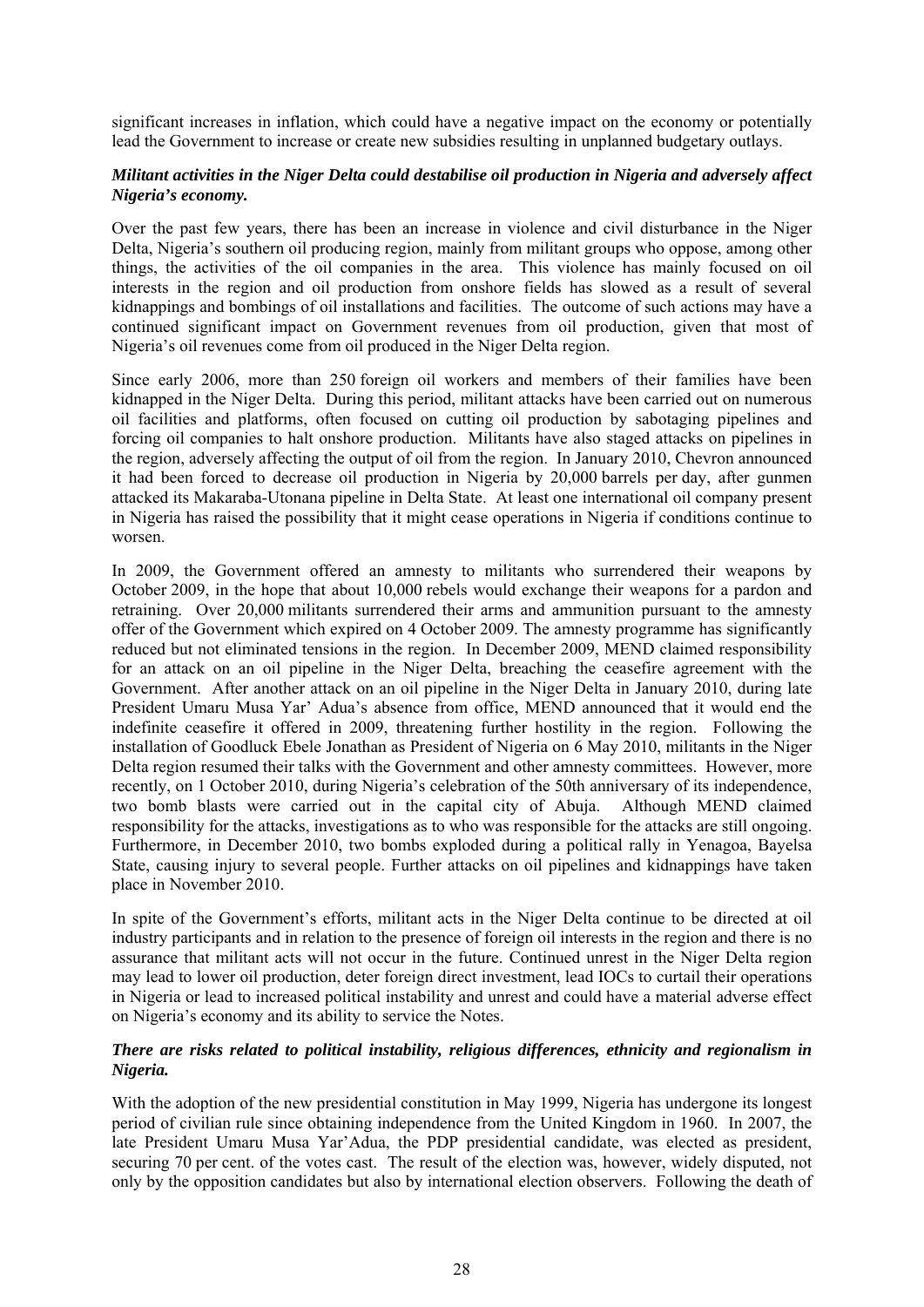significant increases in inflation, which could have a negative impact on the economy or potentially lead the Government to increase or create new subsidies resulting in unplanned budgetary outlays.

***Militant activities in the Niger Delta could destabilise oil production in Nigeria and adversely affect Nigeria's economy.***

Over the past few years, there has been an increase in violence and civil disturbance in the Niger Delta, Nigeria's southern oil producing region, mainly from militant groups who oppose, among other things, the activities of the oil companies in the area. This violence has mainly focused on oil interests in the region and oil production from onshore fields has slowed as a result of several kidnappings and bombings of oil installations and facilities. The outcome of such actions may have a continued significant impact on Government revenues from oil production, given that most of Nigeria's oil revenues come from oil produced in the Niger Delta region.

Since early 2006, more than 250 foreign oil workers and members of their families have been kidnapped in the Niger Delta. During this period, militant attacks have been carried out on numerous oil facilities and platforms, often focused on cutting oil production by sabotaging pipelines and forcing oil companies to halt onshore production. Militants have also staged attacks on pipelines in the region, adversely affecting the output of oil from the region. In January 2010, Chevron announced it had been forced to decrease oil production in Nigeria by 20,000 barrels per day, after gunmen attacked its Makaraba-Utonana pipeline in Delta State. At least one international oil company present in Nigeria has raised the possibility that it might cease operations in Nigeria if conditions continue to worsen.

In 2009, the Government offered an amnesty to militants who surrendered their weapons by October 2009, in the hope that about 10,000 rebels would exchange their weapons for a pardon and retraining. Over 20,000 militants surrendered their arms and ammunition pursuant to the amnesty offer of the Government which expired on 4 October 2009. The amnesty programme has significantly reduced but not eliminated tensions in the region. In December 2009, MEND claimed responsibility for an attack on an oil pipeline in the Niger Delta, breaching the ceasefire agreement with the Government. After another attack on an oil pipeline in the Niger Delta in January 2010, during late President Umaru Musa Yar' Adua's absence from office, MEND announced that it would end the indefinite ceasefire it offered in 2009, threatening further hostility in the region. Following the installation of Goodluck Ebele Jonathan as President of Nigeria on 6 May 2010, militants in the Niger Delta region resumed their talks with the Government and other amnesty committees. However, more recently, on 1 October 2010, during Nigeria's celebration of the 50th anniversary of its independence, two bomb blasts were carried out in the capital city of Abuja. Although MEND claimed responsibility for the attacks, investigations as to who was responsible for the attacks are still ongoing. Furthermore, in December 2010, two bombs exploded during a political rally in Yenagoa, Bayelsa State, causing injury to several people. Further attacks on oil pipelines and kidnappings have taken place in November 2010.

In spite of the Government's efforts, militant acts in the Niger Delta continue to be directed at oil industry participants and in relation to the presence of foreign oil interests in the region and there is no assurance that militant acts will not occur in the future. Continued unrest in the Niger Delta region may lead to lower oil production, deter foreign direct investment, lead IOCs to curtail their operations in Nigeria or lead to increased political instability and unrest and could have a material adverse effect on Nigeria's economy and its ability to service the Notes.

***There are risks related to political instability, religious differences, ethnicity and regionalism in Nigeria.***

With the adoption of the new presidential constitution in May 1999, Nigeria has undergone its longest period of civilian rule since obtaining independence from the United Kingdom in 1960. In 2007, the late President Umaru Musa Yar'Adua, the PDP presidential candidate, was elected as president, securing 70 per cent. of the votes cast. The result of the election was, however, widely disputed, not only by the opposition candidates but also by international election observers. Following the death of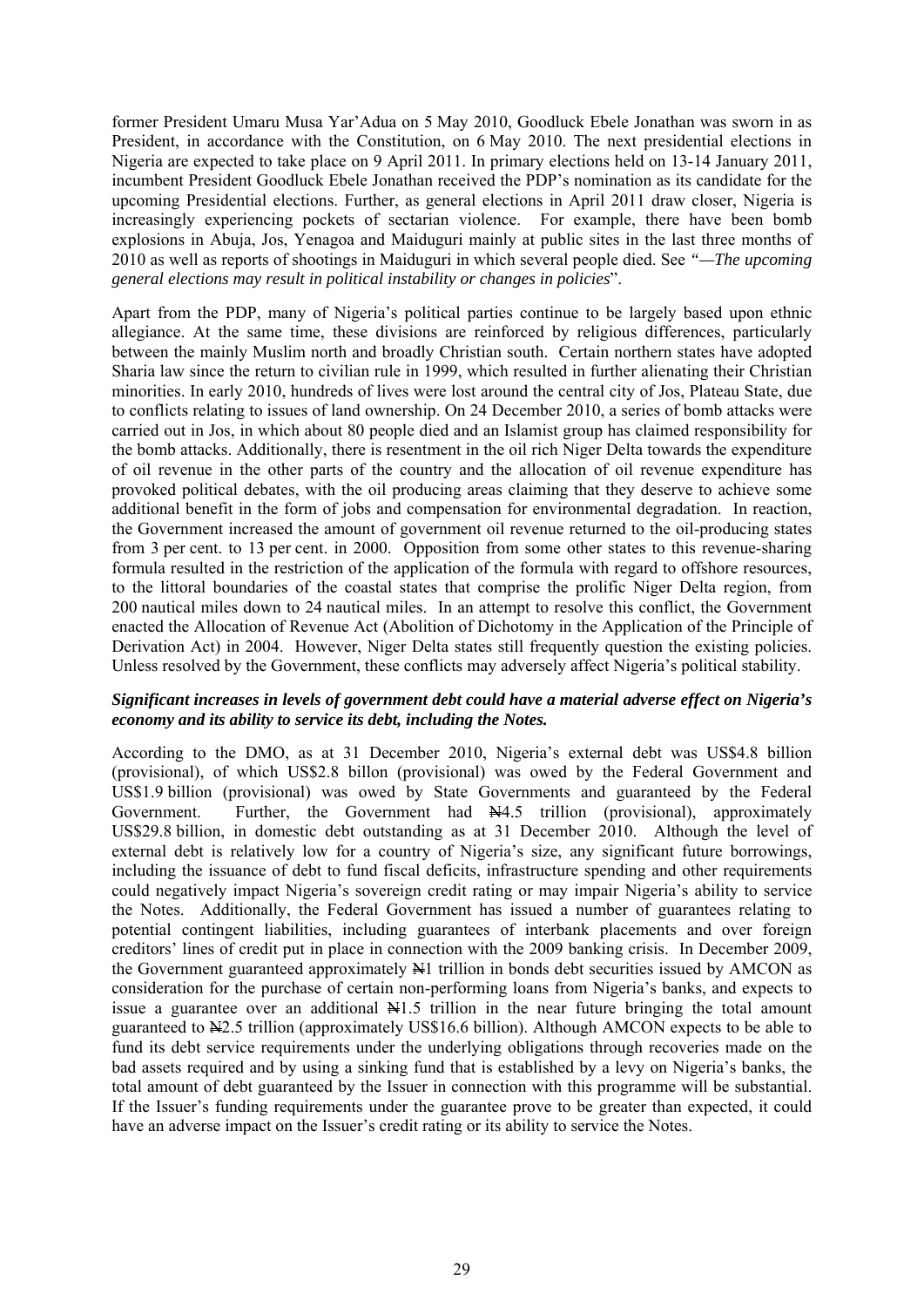former President Umaru Musa Yar'Adua on 5 May 2010, Goodluck Ebele Jonathan was sworn in as President, in accordance with the Constitution, on 6 May 2010. The next presidential elections in Nigeria are expected to take place on 9 April 2011. In primary elections held on 13-14 January 2011, incumbent President Goodluck Ebele Jonathan received the PDP's nomination as its candidate for the upcoming Presidential elections. Further, as general elections in April 2011 draw closer, Nigeria is increasingly experiencing pockets of sectarian violence. For example, there have been bomb explosions in Abuja, Jos, Yenagoa and Maiduguri mainly at public sites in the last three months of 2010 as well as reports of shootings in Maiduguri in which several people died. See *"—The upcoming general elections may result in political instability or changes in policies*".

Apart from the PDP, many of Nigeria's political parties continue to be largely based upon ethnic allegiance. At the same time, these divisions are reinforced by religious differences, particularly between the mainly Muslim north and broadly Christian south. Certain northern states have adopted Sharia law since the return to civilian rule in 1999, which resulted in further alienating their Christian minorities. In early 2010, hundreds of lives were lost around the central city of Jos, Plateau State, due to conflicts relating to issues of land ownership. On 24 December 2010, a series of bomb attacks were carried out in Jos, in which about 80 people died and an Islamist group has claimed responsibility for the bomb attacks. Additionally, there is resentment in the oil rich Niger Delta towards the expenditure of oil revenue in the other parts of the country and the allocation of oil revenue expenditure has provoked political debates, with the oil producing areas claiming that they deserve to achieve some additional benefit in the form of jobs and compensation for environmental degradation. In reaction, the Government increased the amount of government oil revenue returned to the oil-producing states from 3 per cent. to 13 per cent. in 2000. Opposition from some other states to this revenue-sharing formula resulted in the restriction of the application of the formula with regard to offshore resources, to the littoral boundaries of the coastal states that comprise the prolific Niger Delta region, from 200 nautical miles down to 24 nautical miles. In an attempt to resolve this conflict, the Government enacted the Allocation of Revenue Act (Abolition of Dichotomy in the Application of the Principle of Derivation Act) in 2004. However, Niger Delta states still frequently question the existing policies. Unless resolved by the Government, these conflicts may adversely affect Nigeria's political stability.

***Significant increases in levels of government debt could have a material adverse effect on Nigeria's economy and its ability to service its debt, including the Notes.***

According to the DMO, as at 31 December 2010, Nigeria's external debt was US$4.8 billion (provisional), of which US$2.8 billon (provisional) was owed by the Federal Government and US$1.9 billion (provisional) was owed by State Governments and guaranteed by the Federal Government. Further, the Government had ₦4.5 trillion (provisional), approximately US$29.8 billion, in domestic debt outstanding as at 31 December 2010. Although the level of external debt is relatively low for a country of Nigeria's size, any significant future borrowings, including the issuance of debt to fund fiscal deficits, infrastructure spending and other requirements could negatively impact Nigeria's sovereign credit rating or may impair Nigeria's ability to service the Notes. Additionally, the Federal Government has issued a number of guarantees relating to potential contingent liabilities, including guarantees of interbank placements and over foreign creditors' lines of credit put in place in connection with the 2009 banking crisis. In December 2009, the Government guaranteed approximately ₦1 trillion in bonds debt securities issued by AMCON as consideration for the purchase of certain non-performing loans from Nigeria's banks, and expects to issue a guarantee over an additional ₦1.5 trillion in the near future bringing the total amount guaranteed to ₦2.5 trillion (approximately US$16.6 billion). Although AMCON expects to be able to fund its debt service requirements under the underlying obligations through recoveries made on the bad assets required and by using a sinking fund that is established by a levy on Nigeria's banks, the total amount of debt guaranteed by the Issuer in connection with this programme will be substantial. If the Issuer's funding requirements under the guarantee prove to be greater than expected, it could have an adverse impact on the Issuer's credit rating or its ability to service the Notes.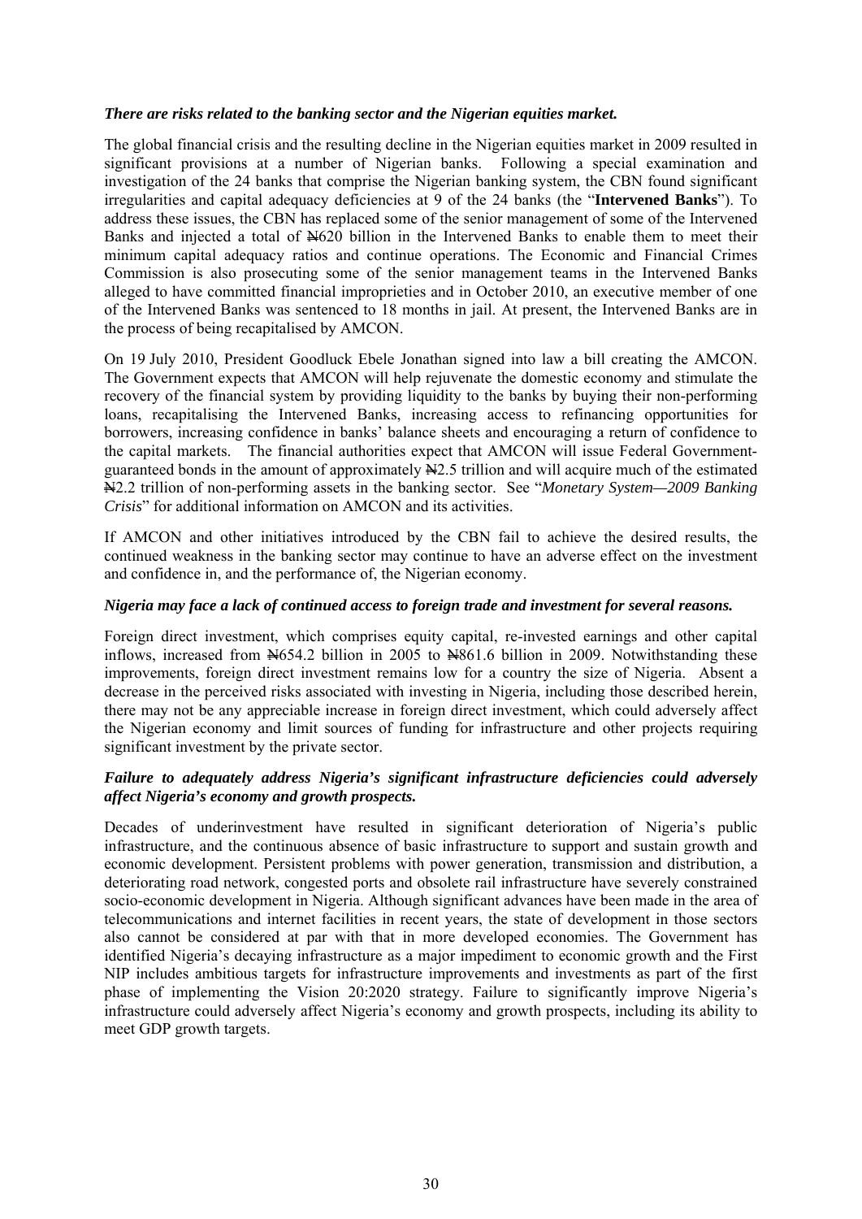*There are risks related to the banking sector and the Nigerian equities market.*

The global financial crisis and the resulting decline in the Nigerian equities market in 2009 resulted in significant provisions at a number of Nigerian banks. Following a special examination and investigation of the 24 banks that comprise the Nigerian banking system, the CBN found significant irregularities and capital adequacy deficiencies at 9 of the 24 banks (the "**Intervened Banks**"). To address these issues, the CBN has replaced some of the senior management of some of the Intervened Banks and injected a total of ₦620 billion in the Intervened Banks to enable them to meet their minimum capital adequacy ratios and continue operations. The Economic and Financial Crimes Commission is also prosecuting some of the senior management teams in the Intervened Banks alleged to have committed financial improprieties and in October 2010, an executive member of one of the Intervened Banks was sentenced to 18 months in jail. At present, the Intervened Banks are in the process of being recapitalised by AMCON.

On 19 July 2010, President Goodluck Ebele Jonathan signed into law a bill creating the AMCON. The Government expects that AMCON will help rejuvenate the domestic economy and stimulate the recovery of the financial system by providing liquidity to the banks by buying their non-performing loans, recapitalising the Intervened Banks, increasing access to refinancing opportunities for borrowers, increasing confidence in banks' balance sheets and encouraging a return of confidence to the capital markets. The financial authorities expect that AMCON will issue Federal Government-guaranteed bonds in the amount of approximately ₦2.5 trillion and will acquire much of the estimated ₦2.2 trillion of non-performing assets in the banking sector. See "*Monetary System—2009 Banking Crisis*" for additional information on AMCON and its activities.

If AMCON and other initiatives introduced by the CBN fail to achieve the desired results, the continued weakness in the banking sector may continue to have an adverse effect on the investment and confidence in, and the performance of, the Nigerian economy.

*Nigeria may face a lack of continued access to foreign trade and investment for several reasons.*

Foreign direct investment, which comprises equity capital, re-invested earnings and other capital inflows, increased from ₦654.2 billion in 2005 to ₦861.6 billion in 2009. Notwithstanding these improvements, foreign direct investment remains low for a country the size of Nigeria. Absent a decrease in the perceived risks associated with investing in Nigeria, including those described herein, there may not be any appreciable increase in foreign direct investment, which could adversely affect the Nigerian economy and limit sources of funding for infrastructure and other projects requiring significant investment by the private sector.

*Failure to adequately address Nigeria's significant infrastructure deficiencies could adversely affect Nigeria's economy and growth prospects.*

Decades of underinvestment have resulted in significant deterioration of Nigeria's public infrastructure, and the continuous absence of basic infrastructure to support and sustain growth and economic development. Persistent problems with power generation, transmission and distribution, a deteriorating road network, congested ports and obsolete rail infrastructure have severely constrained socio-economic development in Nigeria. Although significant advances have been made in the area of telecommunications and internet facilities in recent years, the state of development in those sectors also cannot be considered at par with that in more developed economies. The Government has identified Nigeria's decaying infrastructure as a major impediment to economic growth and the First NIP includes ambitious targets for infrastructure improvements and investments as part of the first phase of implementing the Vision 20:2020 strategy. Failure to significantly improve Nigeria's infrastructure could adversely affect Nigeria's economy and growth prospects, including its ability to meet GDP growth targets.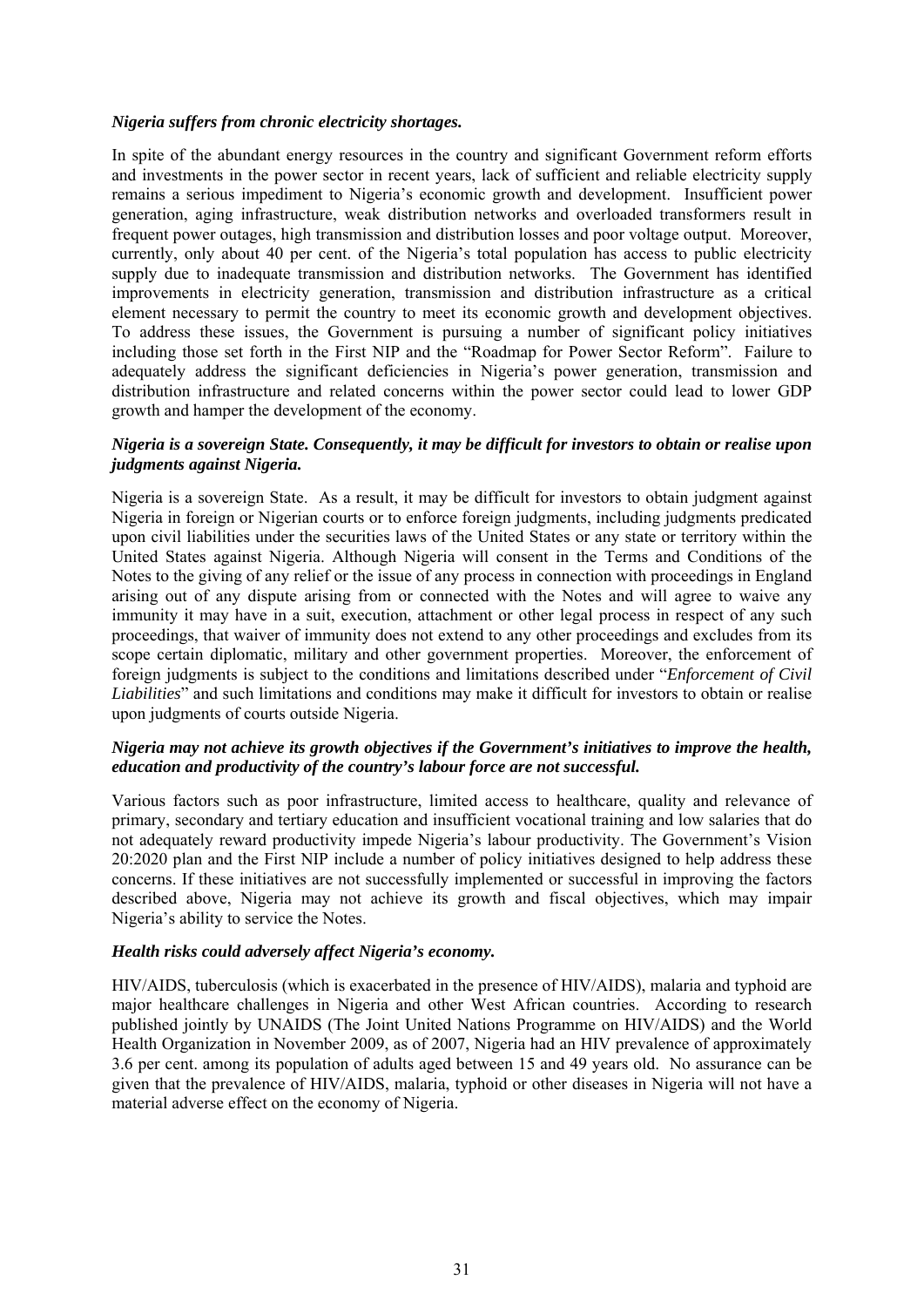***Nigeria suffers from chronic electricity shortages.***

In spite of the abundant energy resources in the country and significant Government reform efforts and investments in the power sector in recent years, lack of sufficient and reliable electricity supply remains a serious impediment to Nigeria's economic growth and development. Insufficient power generation, aging infrastructure, weak distribution networks and overloaded transformers result in frequent power outages, high transmission and distribution losses and poor voltage output. Moreover, currently, only about 40 per cent. of the Nigeria's total population has access to public electricity supply due to inadequate transmission and distribution networks. The Government has identified improvements in electricity generation, transmission and distribution infrastructure as a critical element necessary to permit the country to meet its economic growth and development objectives. To address these issues, the Government is pursuing a number of significant policy initiatives including those set forth in the First NIP and the "Roadmap for Power Sector Reform". Failure to adequately address the significant deficiencies in Nigeria's power generation, transmission and distribution infrastructure and related concerns within the power sector could lead to lower GDP growth and hamper the development of the economy.

***Nigeria is a sovereign State. Consequently, it may be difficult for investors to obtain or realise upon judgments against Nigeria.***

Nigeria is a sovereign State. As a result, it may be difficult for investors to obtain judgment against Nigeria in foreign or Nigerian courts or to enforce foreign judgments, including judgments predicated upon civil liabilities under the securities laws of the United States or any state or territory within the United States against Nigeria. Although Nigeria will consent in the Terms and Conditions of the Notes to the giving of any relief or the issue of any process in connection with proceedings in England arising out of any dispute arising from or connected with the Notes and will agree to waive any immunity it may have in a suit, execution, attachment or other legal process in respect of any such proceedings, that waiver of immunity does not extend to any other proceedings and excludes from its scope certain diplomatic, military and other government properties. Moreover, the enforcement of foreign judgments is subject to the conditions and limitations described under "*Enforcement of Civil Liabilities*" and such limitations and conditions may make it difficult for investors to obtain or realise upon judgments of courts outside Nigeria.

***Nigeria may not achieve its growth objectives if the Government's initiatives to improve the health, education and productivity of the country's labour force are not successful.***

Various factors such as poor infrastructure, limited access to healthcare, quality and relevance of primary, secondary and tertiary education and insufficient vocational training and low salaries that do not adequately reward productivity impede Nigeria's labour productivity. The Government's Vision 20:2020 plan and the First NIP include a number of policy initiatives designed to help address these concerns. If these initiatives are not successfully implemented or successful in improving the factors described above, Nigeria may not achieve its growth and fiscal objectives, which may impair Nigeria's ability to service the Notes.

***Health risks could adversely affect Nigeria's economy.***

HIV/AIDS, tuberculosis (which is exacerbated in the presence of HIV/AIDS), malaria and typhoid are major healthcare challenges in Nigeria and other West African countries. According to research published jointly by UNAIDS (The Joint United Nations Programme on HIV/AIDS) and the World Health Organization in November 2009, as of 2007, Nigeria had an HIV prevalence of approximately 3.6 per cent. among its population of adults aged between 15 and 49 years old. No assurance can be given that the prevalence of HIV/AIDS, malaria, typhoid or other diseases in Nigeria will not have a material adverse effect on the economy of Nigeria.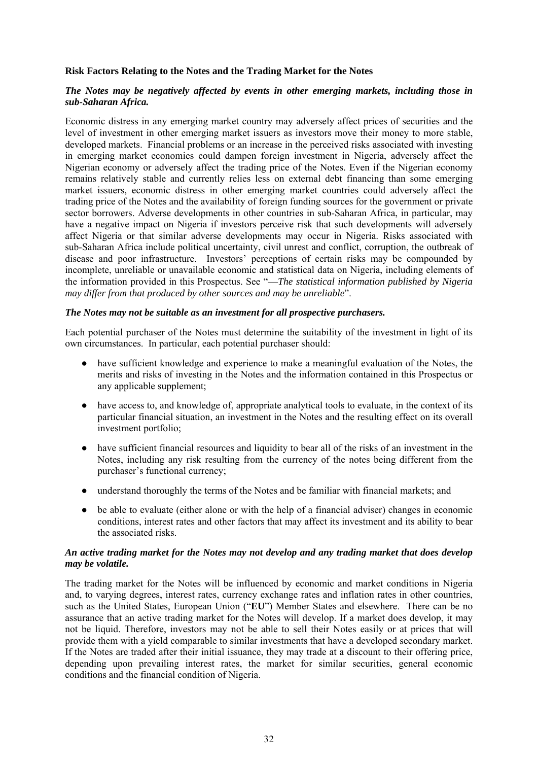**Risk Factors Relating to the Notes and the Trading Market for the Notes**

***The Notes may be negatively affected by events in other emerging markets, including those in sub-Saharan Africa.***

Economic distress in any emerging market country may adversely affect prices of securities and the level of investment in other emerging market issuers as investors move their money to more stable, developed markets. Financial problems or an increase in the perceived risks associated with investing in emerging market economies could dampen foreign investment in Nigeria, adversely affect the Nigerian economy or adversely affect the trading price of the Notes. Even if the Nigerian economy remains relatively stable and currently relies less on external debt financing than some emerging market issuers, economic distress in other emerging market countries could adversely affect the trading price of the Notes and the availability of foreign funding sources for the government or private sector borrowers. Adverse developments in other countries in sub-Saharan Africa, in particular, may have a negative impact on Nigeria if investors perceive risk that such developments will adversely affect Nigeria or that similar adverse developments may occur in Nigeria. Risks associated with sub-Saharan Africa include political uncertainty, civil unrest and conflict, corruption, the outbreak of disease and poor infrastructure. Investors' perceptions of certain risks may be compounded by incomplete, unreliable or unavailable economic and statistical data on Nigeria, including elements of the information provided in this Prospectus. See "—*The statistical information published by Nigeria may differ from that produced by other sources and may be unreliable*".

***The Notes may not be suitable as an investment for all prospective purchasers.***

Each potential purchaser of the Notes must determine the suitability of the investment in light of its own circumstances. In particular, each potential purchaser should:

- have sufficient knowledge and experience to make a meaningful evaluation of the Notes, the merits and risks of investing in the Notes and the information contained in this Prospectus or any applicable supplement;
- have access to, and knowledge of, appropriate analytical tools to evaluate, in the context of its particular financial situation, an investment in the Notes and the resulting effect on its overall investment portfolio;
- have sufficient financial resources and liquidity to bear all of the risks of an investment in the Notes, including any risk resulting from the currency of the notes being different from the purchaser's functional currency;
- understand thoroughly the terms of the Notes and be familiar with financial markets; and
- be able to evaluate (either alone or with the help of a financial adviser) changes in economic conditions, interest rates and other factors that may affect its investment and its ability to bear the associated risks.

***An active trading market for the Notes may not develop and any trading market that does develop may be volatile.***

The trading market for the Notes will be influenced by economic and market conditions in Nigeria and, to varying degrees, interest rates, currency exchange rates and inflation rates in other countries, such as the United States, European Union ("**EU**") Member States and elsewhere. There can be no assurance that an active trading market for the Notes will develop. If a market does develop, it may not be liquid. Therefore, investors may not be able to sell their Notes easily or at prices that will provide them with a yield comparable to similar investments that have a developed secondary market. If the Notes are traded after their initial issuance, they may trade at a discount to their offering price, depending upon prevailing interest rates, the market for similar securities, general economic conditions and the financial condition of Nigeria.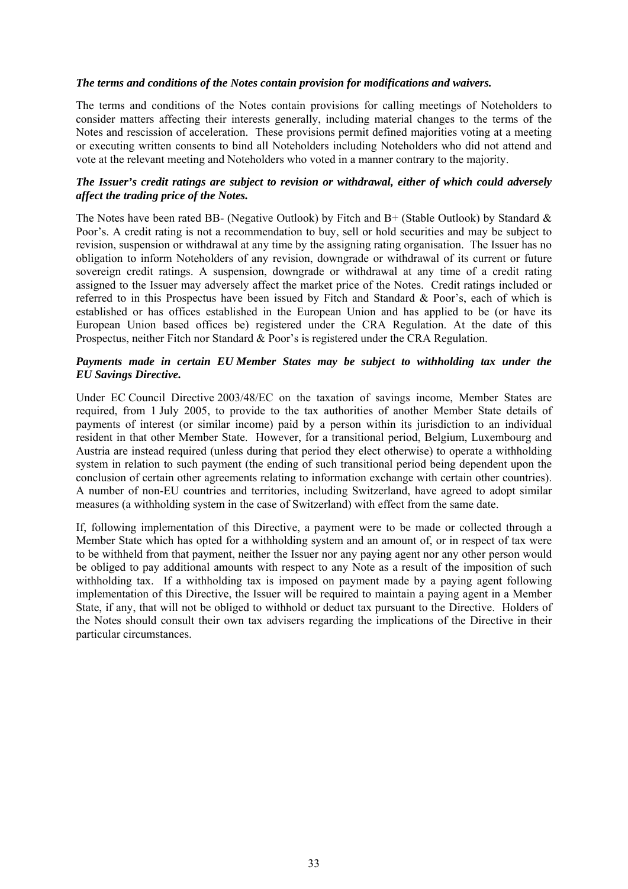***The terms and conditions of the Notes contain provision for modifications and waivers.***

The terms and conditions of the Notes contain provisions for calling meetings of Noteholders to consider matters affecting their interests generally, including material changes to the terms of the Notes and rescission of acceleration. These provisions permit defined majorities voting at a meeting or executing written consents to bind all Noteholders including Noteholders who did not attend and vote at the relevant meeting and Noteholders who voted in a manner contrary to the majority.

***The Issuer's credit ratings are subject to revision or withdrawal, either of which could adversely affect the trading price of the Notes.***

The Notes have been rated BB- (Negative Outlook) by Fitch and B+ (Stable Outlook) by Standard & Poor's. A credit rating is not a recommendation to buy, sell or hold securities and may be subject to revision, suspension or withdrawal at any time by the assigning rating organisation. The Issuer has no obligation to inform Noteholders of any revision, downgrade or withdrawal of its current or future sovereign credit ratings. A suspension, downgrade or withdrawal at any time of a credit rating assigned to the Issuer may adversely affect the market price of the Notes. Credit ratings included or referred to in this Prospectus have been issued by Fitch and Standard & Poor's, each of which is established or has offices established in the European Union and has applied to be (or have its European Union based offices be) registered under the CRA Regulation. At the date of this Prospectus, neither Fitch nor Standard & Poor's is registered under the CRA Regulation.

***Payments made in certain EU Member States may be subject to withholding tax under the EU Savings Directive.***

Under EC Council Directive 2003/48/EC on the taxation of savings income, Member States are required, from 1 July 2005, to provide to the tax authorities of another Member State details of payments of interest (or similar income) paid by a person within its jurisdiction to an individual resident in that other Member State. However, for a transitional period, Belgium, Luxembourg and Austria are instead required (unless during that period they elect otherwise) to operate a withholding system in relation to such payment (the ending of such transitional period being dependent upon the conclusion of certain other agreements relating to information exchange with certain other countries). A number of non-EU countries and territories, including Switzerland, have agreed to adopt similar measures (a withholding system in the case of Switzerland) with effect from the same date.

If, following implementation of this Directive, a payment were to be made or collected through a Member State which has opted for a withholding system and an amount of, or in respect of tax were to be withheld from that payment, neither the Issuer nor any paying agent nor any other person would be obliged to pay additional amounts with respect to any Note as a result of the imposition of such withholding tax. If a withholding tax is imposed on payment made by a paying agent following implementation of this Directive, the Issuer will be required to maintain a paying agent in a Member State, if any, that will not be obliged to withhold or deduct tax pursuant to the Directive. Holders of the Notes should consult their own tax advisers regarding the implications of the Directive in their particular circumstances.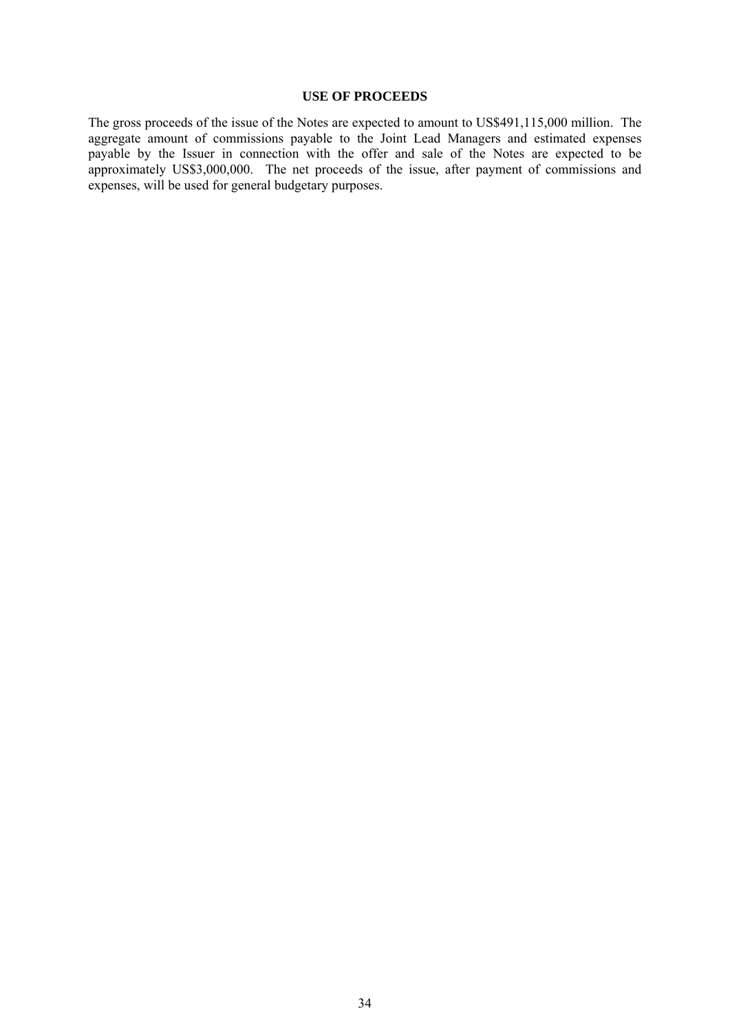## USE OF PROCEEDS

The gross proceeds of the issue of the Notes are expected to amount to US$491,115,000 million. The aggregate amount of commissions payable to the Joint Lead Managers and estimated expenses payable by the Issuer in connection with the offer and sale of the Notes are expected to be approximately US$3,000,000. The net proceeds of the issue, after payment of commissions and expenses, will be used for general budgetary purposes.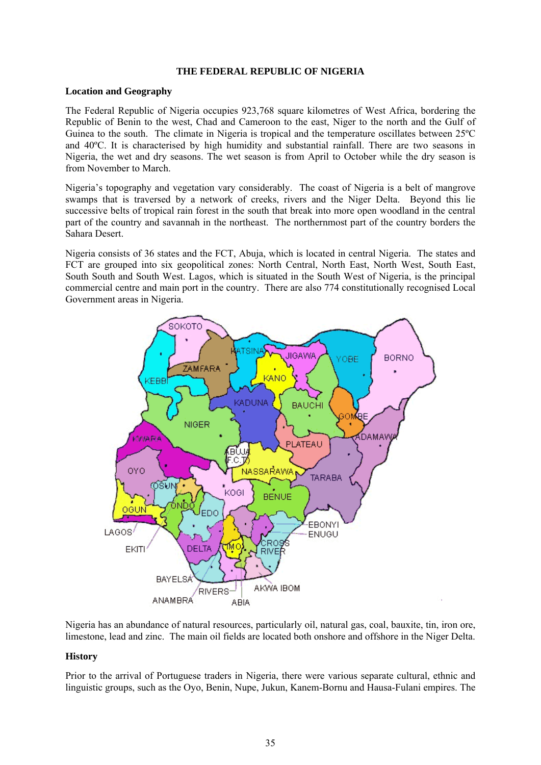# THE FEDERAL REPUBLIC OF NIGERIA

## Location and Geography

The Federal Republic of Nigeria occupies 923,768 square kilometres of West Africa, bordering the Republic of Benin to the west, Chad and Cameroon to the east, Niger to the north and the Gulf of Guinea to the south. The climate in Nigeria is tropical and the temperature oscillates between 25ºC and 40ºC. It is characterised by high humidity and substantial rainfall. There are two seasons in Nigeria, the wet and dry seasons. The wet season is from April to October while the dry season is from November to March.

Nigeria's topography and vegetation vary considerably. The coast of Nigeria is a belt of mangrove swamps that is traversed by a network of creeks, rivers and the Niger Delta. Beyond this lie successive belts of tropical rain forest in the south that break into more open woodland in the central part of the country and savannah in the northeast. The northernmost part of the country borders the Sahara Desert.

Nigeria consists of 36 states and the FCT, Abuja, which is located in central Nigeria. The states and FCT are grouped into six geopolitical zones: North Central, North East, North West, South East, South South and South West. Lagos, which is situated in the South West of Nigeria, is the principal commercial centre and main port in the country. There are also 774 constitutionally recognised Local Government areas in Nigeria.

Nigeria has an abundance of natural resources, particularly oil, natural gas, coal, bauxite, tin, iron ore, limestone, lead and zinc. The main oil fields are located both onshore and offshore in the Niger Delta.

## History

Prior to the arrival of Portuguese traders in Nigeria, there were various separate cultural, ethnic and linguistic groups, such as the Oyo, Benin, Nupe, Jukun, Kanem-Bornu and Hausa-Fulani empires. The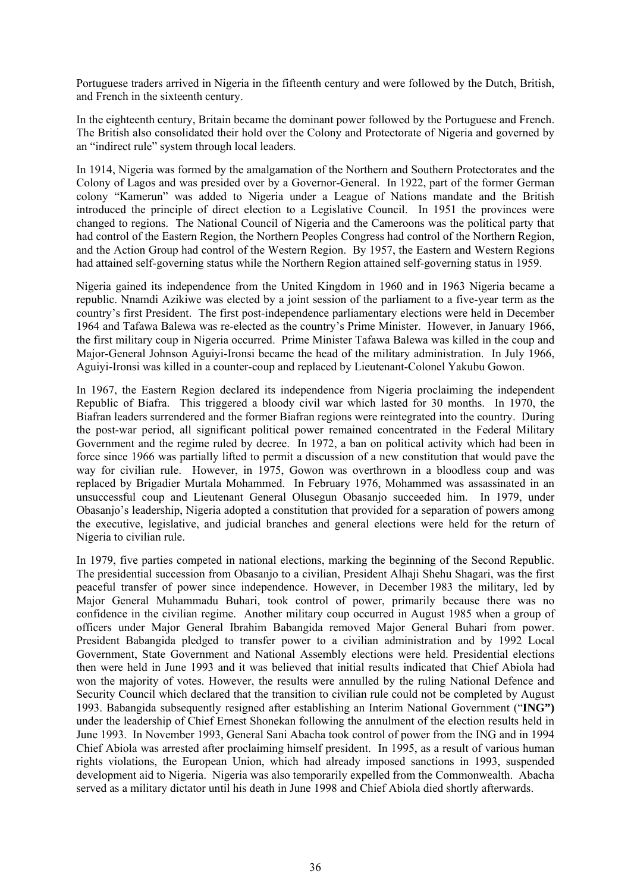Portuguese traders arrived in Nigeria in the fifteenth century and were followed by the Dutch, British, and French in the sixteenth century.

In the eighteenth century, Britain became the dominant power followed by the Portuguese and French. The British also consolidated their hold over the Colony and Protectorate of Nigeria and governed by an "indirect rule" system through local leaders.

In 1914, Nigeria was formed by the amalgamation of the Northern and Southern Protectorates and the Colony of Lagos and was presided over by a Governor-General. In 1922, part of the former German colony "Kamerun" was added to Nigeria under a League of Nations mandate and the British introduced the principle of direct election to a Legislative Council. In 1951 the provinces were changed to regions. The National Council of Nigeria and the Cameroons was the political party that had control of the Eastern Region, the Northern Peoples Congress had control of the Northern Region, and the Action Group had control of the Western Region. By 1957, the Eastern and Western Regions had attained self-governing status while the Northern Region attained self-governing status in 1959.

Nigeria gained its independence from the United Kingdom in 1960 and in 1963 Nigeria became a republic. Nnamdi Azikiwe was elected by a joint session of the parliament to a five-year term as the country's first President. The first post-independence parliamentary elections were held in December 1964 and Tafawa Balewa was re-elected as the country's Prime Minister. However, in January 1966, the first military coup in Nigeria occurred. Prime Minister Tafawa Balewa was killed in the coup and Major-General Johnson Aguiyi-Ironsi became the head of the military administration. In July 1966, Aguiyi-Ironsi was killed in a counter-coup and replaced by Lieutenant-Colonel Yakubu Gowon.

In 1967, the Eastern Region declared its independence from Nigeria proclaiming the independent Republic of Biafra. This triggered a bloody civil war which lasted for 30 months. In 1970, the Biafran leaders surrendered and the former Biafran regions were reintegrated into the country. During the post-war period, all significant political power remained concentrated in the Federal Military Government and the regime ruled by decree. In 1972, a ban on political activity which had been in force since 1966 was partially lifted to permit a discussion of a new constitution that would pave the way for civilian rule. However, in 1975, Gowon was overthrown in a bloodless coup and was replaced by Brigadier Murtala Mohammed. In February 1976, Mohammed was assassinated in an unsuccessful coup and Lieutenant General Olusegun Obasanjo succeeded him. In 1979, under Obasanjo's leadership, Nigeria adopted a constitution that provided for a separation of powers among the executive, legislative, and judicial branches and general elections were held for the return of Nigeria to civilian rule.

In 1979, five parties competed in national elections, marking the beginning of the Second Republic. The presidential succession from Obasanjo to a civilian, President Alhaji Shehu Shagari, was the first peaceful transfer of power since independence. However, in December 1983 the military, led by Major General Muhammadu Buhari, took control of power, primarily because there was no confidence in the civilian regime. Another military coup occurred in August 1985 when a group of officers under Major General Ibrahim Babangida removed Major General Buhari from power. President Babangida pledged to transfer power to a civilian administration and by 1992 Local Government, State Government and National Assembly elections were held. Presidential elections then were held in June 1993 and it was believed that initial results indicated that Chief Abiola had won the majority of votes. However, the results were annulled by the ruling National Defence and Security Council which declared that the transition to civilian rule could not be completed by August 1993. Babangida subsequently resigned after establishing an Interim National Government ("**ING")** under the leadership of Chief Ernest Shonekan following the annulment of the election results held in June 1993. In November 1993, General Sani Abacha took control of power from the ING and in 1994 Chief Abiola was arrested after proclaiming himself president. In 1995, as a result of various human rights violations, the European Union, which had already imposed sanctions in 1993, suspended development aid to Nigeria. Nigeria was also temporarily expelled from the Commonwealth. Abacha served as a military dictator until his death in June 1998 and Chief Abiola died shortly afterwards.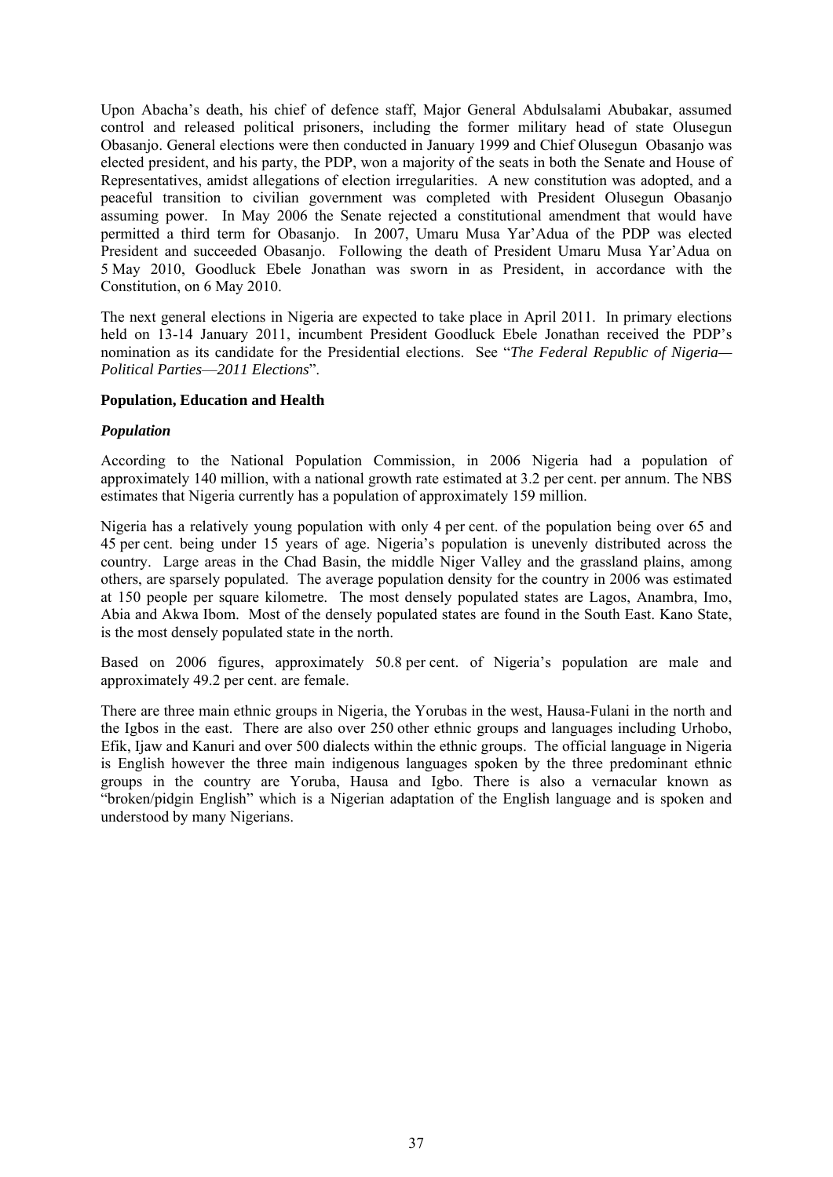Upon Abacha's death, his chief of defence staff, Major General Abdulsalami Abubakar, assumed control and released political prisoners, including the former military head of state Olusegun Obasanjo. General elections were then conducted in January 1999 and Chief Olusegun Obasanjo was elected president, and his party, the PDP, won a majority of the seats in both the Senate and House of Representatives, amidst allegations of election irregularities. A new constitution was adopted, and a peaceful transition to civilian government was completed with President Olusegun Obasanjo assuming power. In May 2006 the Senate rejected a constitutional amendment that would have permitted a third term for Obasanjo. In 2007, Umaru Musa Yar'Adua of the PDP was elected President and succeeded Obasanjo. Following the death of President Umaru Musa Yar'Adua on 5 May 2010, Goodluck Ebele Jonathan was sworn in as President, in accordance with the Constitution, on 6 May 2010.

The next general elections in Nigeria are expected to take place in April 2011. In primary elections held on 13-14 January 2011, incumbent President Goodluck Ebele Jonathan received the PDP's nomination as its candidate for the Presidential elections. See "*The Federal Republic of Nigeria—Political Parties—2011 Elections*".

**Population, Education and Health**

***Population***

According to the National Population Commission, in 2006 Nigeria had a population of approximately 140 million, with a national growth rate estimated at 3.2 per cent. per annum. The NBS estimates that Nigeria currently has a population of approximately 159 million.

Nigeria has a relatively young population with only 4 per cent. of the population being over 65 and 45 per cent. being under 15 years of age. Nigeria's population is unevenly distributed across the country. Large areas in the Chad Basin, the middle Niger Valley and the grassland plains, among others, are sparsely populated. The average population density for the country in 2006 was estimated at 150 people per square kilometre. The most densely populated states are Lagos, Anambra, Imo, Abia and Akwa Ibom. Most of the densely populated states are found in the South East. Kano State, is the most densely populated state in the north.

Based on 2006 figures, approximately 50.8 per cent. of Nigeria's population are male and approximately 49.2 per cent. are female.

There are three main ethnic groups in Nigeria, the Yorubas in the west, Hausa-Fulani in the north and the Igbos in the east. There are also over 250 other ethnic groups and languages including Urhobo, Efik, Ijaw and Kanuri and over 500 dialects within the ethnic groups. The official language in Nigeria is English however the three main indigenous languages spoken by the three predominant ethnic groups in the country are Yoruba, Hausa and Igbo. There is also a vernacular known as "broken/pidgin English" which is a Nigerian adaptation of the English language and is spoken and understood by many Nigerians.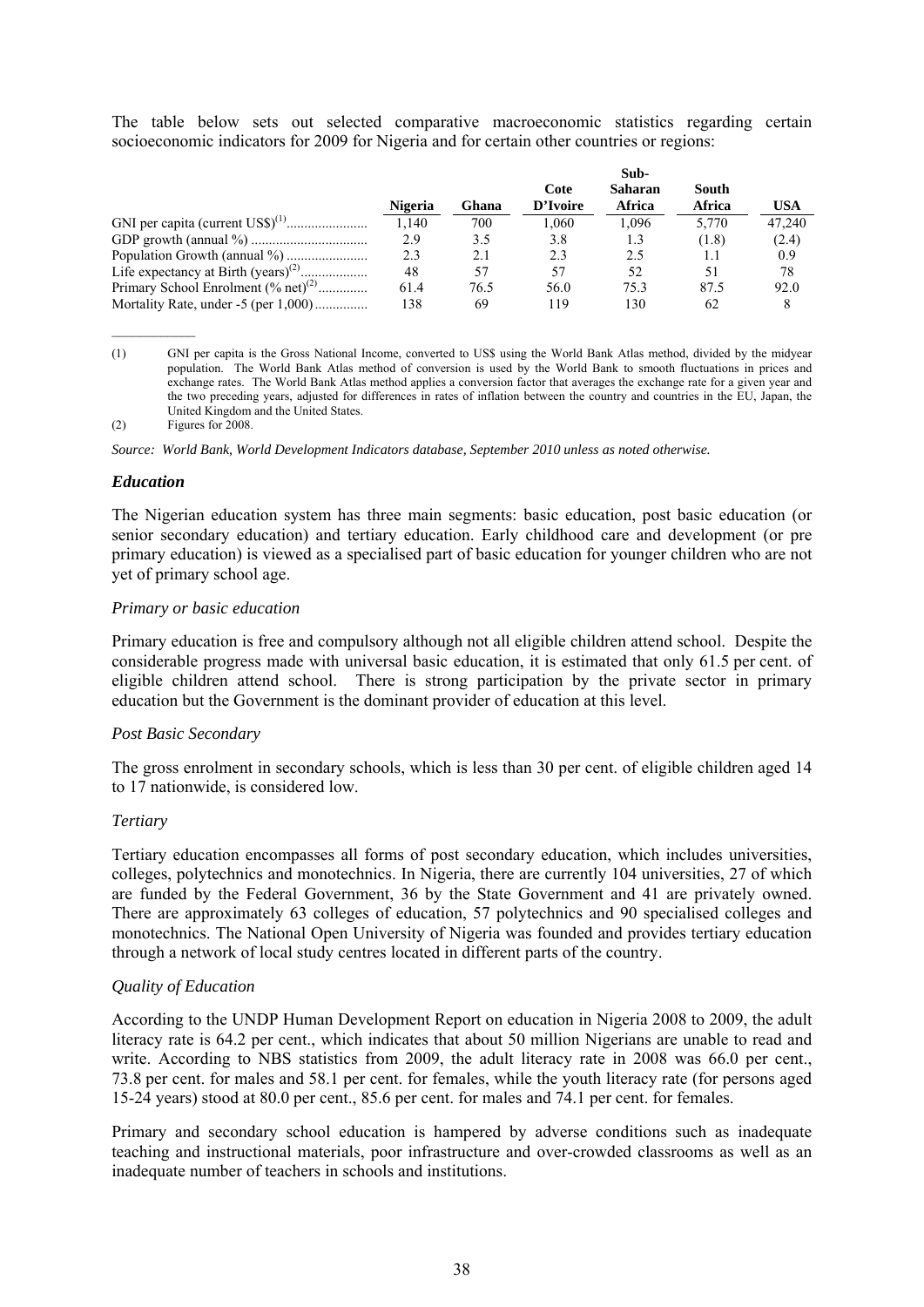The table below sets out selected comparative macroeconomic statistics regarding certain socioeconomic indicators for 2009 for Nigeria and for certain other countries or regions:

| | Nigeria | Ghana | Cote D'Ivoire | Sub-Saharan Africa | South Africa | USA |
|---|---|---|---|---|---|---|
| GNI per capita (current US$)[(1)] | 1,140 | 700 | 1,060 | 1,096 | 5,770 | 47,240 |
| GDP growth (annual %) | 2.9 | 3.5 | 3.8 | 1.3 | (1.8) | (2.4) |
| Population Growth (annual %) | 2.3 | 2.1 | 2.3 | 2.5 | 1.1 | 0.9 |
| Life expectancy at Birth (years)[(2)] | 48 | 57 | 57 | 52 | 51 | 78 |
| Primary School Enrolment (% net)[(2)] | 61.4 | 76.5 | 56.0 | 75.3 | 87.5 | 92.0 |
| Mortality Rate, under -5 (per 1,000) | 138 | 69 | 119 | 130 | 62 | 8 |

(1) GNI per capita is the Gross National Income, converted to US$ using the World Bank Atlas method, divided by the midyear population. The World Bank Atlas method of conversion is used by the World Bank to smooth fluctuations in prices and exchange rates. The World Bank Atlas method applies a conversion factor that averages the exchange rate for a given year and the two preceding years, adjusted for differences in rates of inflation between the country and countries in the EU, Japan, the United Kingdom and the United States.

(2) Figures for 2008.

*Source: World Bank, World Development Indicators database, September 2010 unless as noted otherwise.*

### *Education*

The Nigerian education system has three main segments: basic education, post basic education (or senior secondary education) and tertiary education. Early childhood care and development (or pre primary education) is viewed as a specialised part of basic education for younger children who are not yet of primary school age.

#### *Primary or basic education*

Primary education is free and compulsory although not all eligible children attend school. Despite the considerable progress made with universal basic education, it is estimated that only 61.5 per cent. of eligible children attend school. There is strong participation by the private sector in primary education but the Government is the dominant provider of education at this level.

#### *Post Basic Secondary*

The gross enrolment in secondary schools, which is less than 30 per cent. of eligible children aged 14 to 17 nationwide, is considered low.

#### *Tertiary*

Tertiary education encompasses all forms of post secondary education, which includes universities, colleges, polytechnics and monotechnics. In Nigeria, there are currently 104 universities, 27 of which are funded by the Federal Government, 36 by the State Government and 41 are privately owned. There are approximately 63 colleges of education, 57 polytechnics and 90 specialised colleges and monotechnics. The National Open University of Nigeria was founded and provides tertiary education through a network of local study centres located in different parts of the country.

#### *Quality of Education*

According to the UNDP Human Development Report on education in Nigeria 2008 to 2009, the adult literacy rate is 64.2 per cent., which indicates that about 50 million Nigerians are unable to read and write. According to NBS statistics from 2009, the adult literacy rate in 2008 was 66.0 per cent., 73.8 per cent. for males and 58.1 per cent. for females, while the youth literacy rate (for persons aged 15-24 years) stood at 80.0 per cent., 85.6 per cent. for males and 74.1 per cent. for females.

Primary and secondary school education is hampered by adverse conditions such as inadequate teaching and instructional materials, poor infrastructure and over-crowded classrooms as well as an inadequate number of teachers in schools and institutions.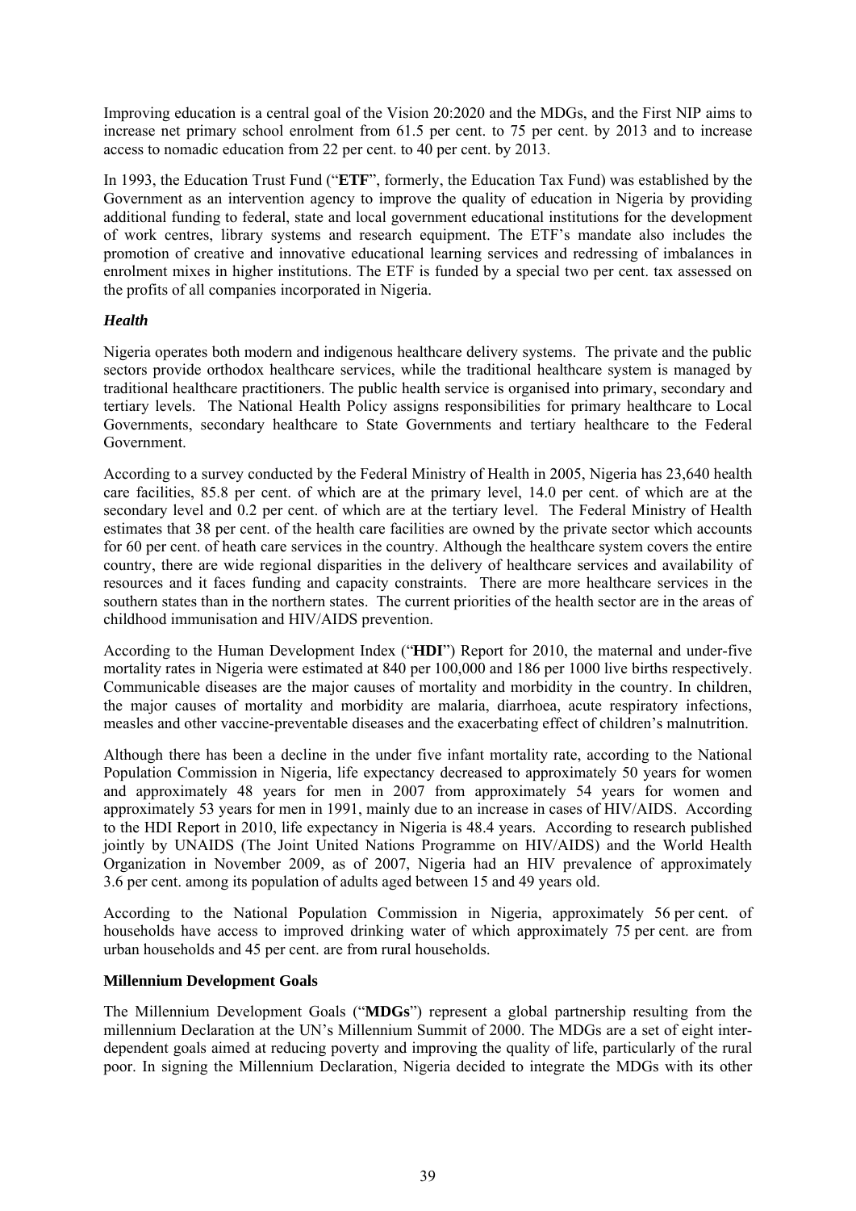Improving education is a central goal of the Vision 20:2020 and the MDGs, and the First NIP aims to increase net primary school enrolment from 61.5 per cent. to 75 per cent. by 2013 and to increase access to nomadic education from 22 per cent. to 40 per cent. by 2013.

In 1993, the Education Trust Fund ("**ETF**", formerly, the Education Tax Fund) was established by the Government as an intervention agency to improve the quality of education in Nigeria by providing additional funding to federal, state and local government educational institutions for the development of work centres, library systems and research equipment. The ETF's mandate also includes the promotion of creative and innovative educational learning services and redressing of imbalances in enrolment mixes in higher institutions. The ETF is funded by a special two per cent. tax assessed on the profits of all companies incorporated in Nigeria.

### *Health*

Nigeria operates both modern and indigenous healthcare delivery systems. The private and the public sectors provide orthodox healthcare services, while the traditional healthcare system is managed by traditional healthcare practitioners. The public health service is organised into primary, secondary and tertiary levels. The National Health Policy assigns responsibilities for primary healthcare to Local Governments, secondary healthcare to State Governments and tertiary healthcare to the Federal Government.

According to a survey conducted by the Federal Ministry of Health in 2005, Nigeria has 23,640 health care facilities, 85.8 per cent. of which are at the primary level, 14.0 per cent. of which are at the secondary level and 0.2 per cent. of which are at the tertiary level. The Federal Ministry of Health estimates that 38 per cent. of the health care facilities are owned by the private sector which accounts for 60 per cent. of heath care services in the country. Although the healthcare system covers the entire country, there are wide regional disparities in the delivery of healthcare services and availability of resources and it faces funding and capacity constraints. There are more healthcare services in the southern states than in the northern states. The current priorities of the health sector are in the areas of childhood immunisation and HIV/AIDS prevention.

According to the Human Development Index ("**HDI**") Report for 2010, the maternal and under-five mortality rates in Nigeria were estimated at 840 per 100,000 and 186 per 1000 live births respectively. Communicable diseases are the major causes of mortality and morbidity in the country. In children, the major causes of mortality and morbidity are malaria, diarrhoea, acute respiratory infections, measles and other vaccine-preventable diseases and the exacerbating effect of children's malnutrition.

Although there has been a decline in the under five infant mortality rate, according to the National Population Commission in Nigeria, life expectancy decreased to approximately 50 years for women and approximately 48 years for men in 2007 from approximately 54 years for women and approximately 53 years for men in 1991, mainly due to an increase in cases of HIV/AIDS. According to the HDI Report in 2010, life expectancy in Nigeria is 48.4 years. According to research published jointly by UNAIDS (The Joint United Nations Programme on HIV/AIDS) and the World Health Organization in November 2009, as of 2007, Nigeria had an HIV prevalence of approximately 3.6 per cent. among its population of adults aged between 15 and 49 years old.

According to the National Population Commission in Nigeria, approximately 56 per cent. of households have access to improved drinking water of which approximately 75 per cent. are from urban households and 45 per cent. are from rural households.

### **Millennium Development Goals**

The Millennium Development Goals ("**MDGs**") represent a global partnership resulting from the millennium Declaration at the UN's Millennium Summit of 2000. The MDGs are a set of eight inter-dependent goals aimed at reducing poverty and improving the quality of life, particularly of the rural poor. In signing the Millennium Declaration, Nigeria decided to integrate the MDGs with its other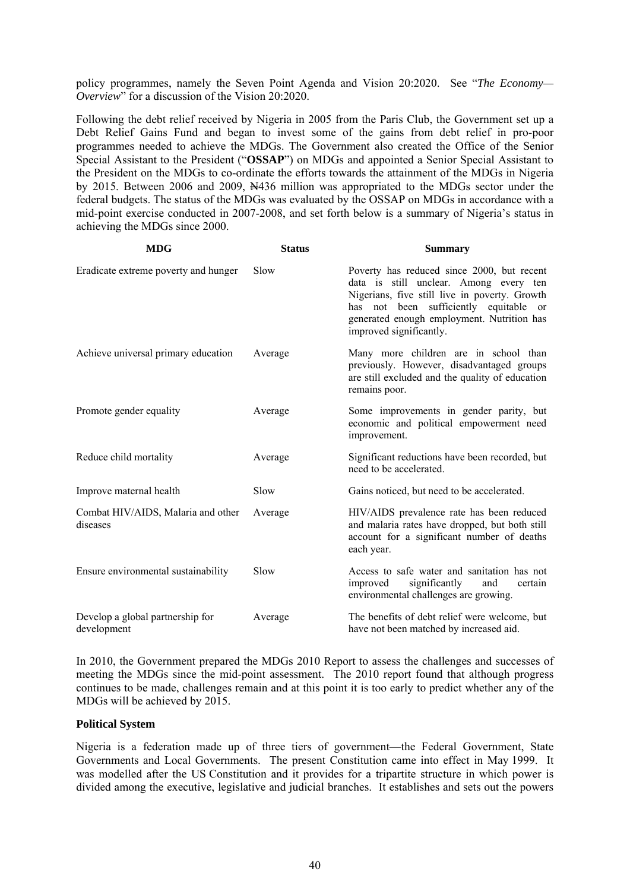policy programmes, namely the Seven Point Agenda and Vision 20:2020. See "*The Economy—Overview*" for a discussion of the Vision 20:2020.

Following the debt relief received by Nigeria in 2005 from the Paris Club, the Government set up a Debt Relief Gains Fund and began to invest some of the gains from debt relief in pro-poor programmes needed to achieve the MDGs. The Government also created the Office of the Senior Special Assistant to the President ("**OSSAP**") on MDGs and appointed a Senior Special Assistant to the President on the MDGs to co-ordinate the efforts towards the attainment of the MDGs in Nigeria by 2015. Between 2006 and 2009, ₦436 million was appropriated to the MDGs sector under the federal budgets. The status of the MDGs was evaluated by the OSSAP on MDGs in accordance with a mid-point exercise conducted in 2007-2008, and set forth below is a summary of Nigeria's status in achieving the MDGs since 2000.

| MDG | Status | Summary |
|---|---|---|
| Eradicate extreme poverty and hunger | Slow | Poverty has reduced since 2000, but recent data is still unclear. Among every ten Nigerians, five still live in poverty. Growth has not been sufficiently equitable or generated enough employment. Nutrition has improved significantly. |
| Achieve universal primary education | Average | Many more children are in school than previously. However, disadvantaged groups are still excluded and the quality of education remains poor. |
| Promote gender equality | Average | Some improvements in gender parity, but economic and political empowerment need improvement. |
| Reduce child mortality | Average | Significant reductions have been recorded, but need to be accelerated. |
| Improve maternal health | Slow | Gains noticed, but need to be accelerated. |
| Combat HIV/AIDS, Malaria and other diseases | Average | HIV/AIDS prevalence rate has been reduced and malaria rates have dropped, but both still account for a significant number of deaths each year. |
| Ensure environmental sustainability | Slow | Access to safe water and sanitation has not improved significantly and certain environmental challenges are growing. |
| Develop a global partnership for development | Average | The benefits of debt relief were welcome, but have not been matched by increased aid. |

In 2010, the Government prepared the MDGs 2010 Report to assess the challenges and successes of meeting the MDGs since the mid-point assessment. The 2010 report found that although progress continues to be made, challenges remain and at this point it is too early to predict whether any of the MDGs will be achieved by 2015.

**Political System**

Nigeria is a federation made up of three tiers of government—the Federal Government, State Governments and Local Governments. The present Constitution came into effect in May 1999. It was modelled after the US Constitution and it provides for a tripartite structure in which power is divided among the executive, legislative and judicial branches. It establishes and sets out the powers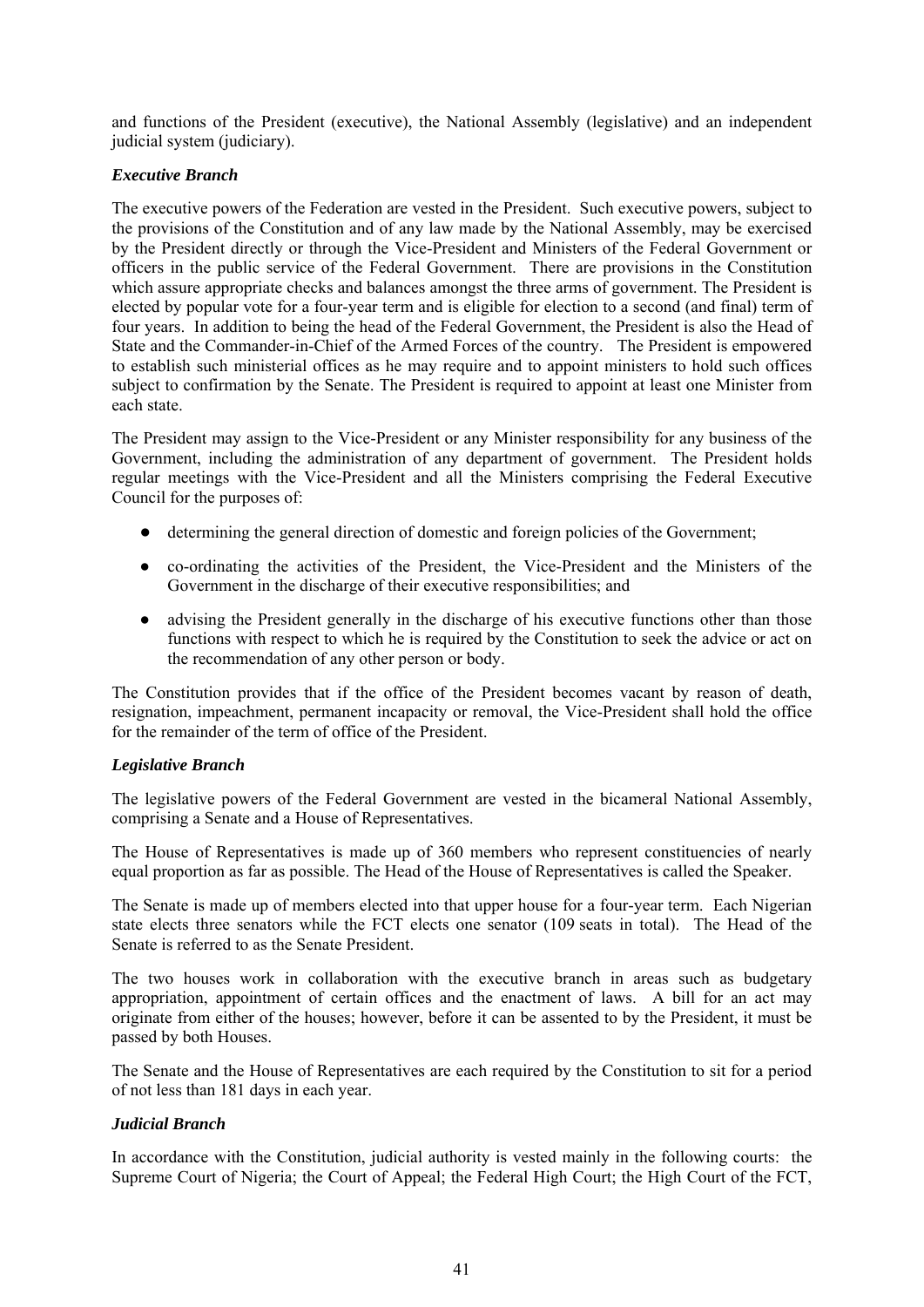and functions of the President (executive), the National Assembly (legislative) and an independent judicial system (judiciary).

***Executive Branch***

The executive powers of the Federation are vested in the President. Such executive powers, subject to the provisions of the Constitution and of any law made by the National Assembly, may be exercised by the President directly or through the Vice-President and Ministers of the Federal Government or officers in the public service of the Federal Government. There are provisions in the Constitution which assure appropriate checks and balances amongst the three arms of government. The President is elected by popular vote for a four-year term and is eligible for election to a second (and final) term of four years. In addition to being the head of the Federal Government, the President is also the Head of State and the Commander-in-Chief of the Armed Forces of the country. The President is empowered to establish such ministerial offices as he may require and to appoint ministers to hold such offices subject to confirmation by the Senate. The President is required to appoint at least one Minister from each state.

The President may assign to the Vice-President or any Minister responsibility for any business of the Government, including the administration of any department of government. The President holds regular meetings with the Vice-President and all the Ministers comprising the Federal Executive Council for the purposes of:

- determining the general direction of domestic and foreign policies of the Government;
- co-ordinating the activities of the President, the Vice-President and the Ministers of the Government in the discharge of their executive responsibilities; and
- advising the President generally in the discharge of his executive functions other than those functions with respect to which he is required by the Constitution to seek the advice or act on the recommendation of any other person or body.

The Constitution provides that if the office of the President becomes vacant by reason of death, resignation, impeachment, permanent incapacity or removal, the Vice-President shall hold the office for the remainder of the term of office of the President.

***Legislative Branch***

The legislative powers of the Federal Government are vested in the bicameral National Assembly, comprising a Senate and a House of Representatives.

The House of Representatives is made up of 360 members who represent constituencies of nearly equal proportion as far as possible. The Head of the House of Representatives is called the Speaker.

The Senate is made up of members elected into that upper house for a four-year term. Each Nigerian state elects three senators while the FCT elects one senator (109 seats in total). The Head of the Senate is referred to as the Senate President.

The two houses work in collaboration with the executive branch in areas such as budgetary appropriation, appointment of certain offices and the enactment of laws. A bill for an act may originate from either of the houses; however, before it can be assented to by the President, it must be passed by both Houses.

The Senate and the House of Representatives are each required by the Constitution to sit for a period of not less than 181 days in each year.

***Judicial Branch***

In accordance with the Constitution, judicial authority is vested mainly in the following courts: the Supreme Court of Nigeria; the Court of Appeal; the Federal High Court; the High Court of the FCT,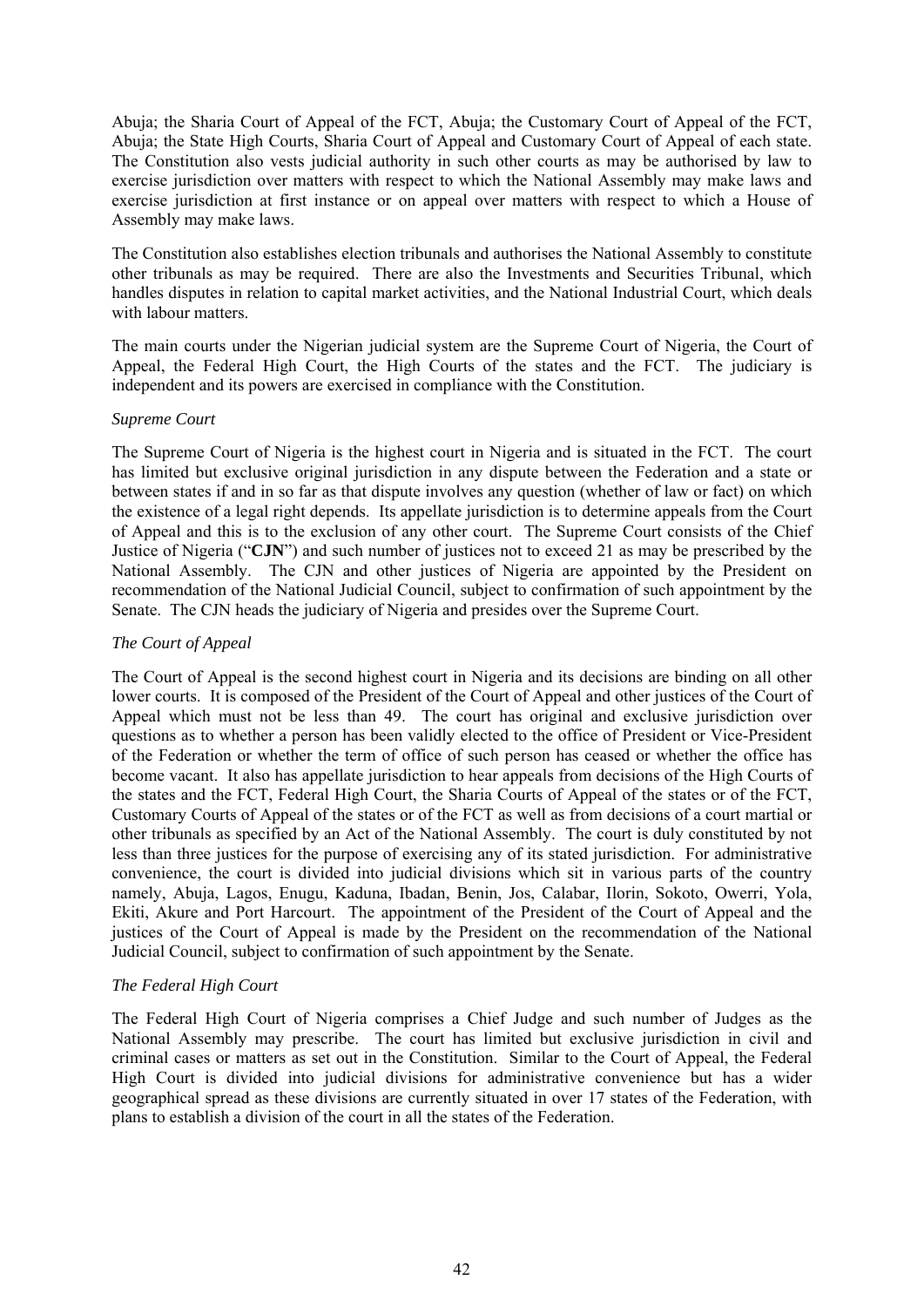Abuja; the Sharia Court of Appeal of the FCT, Abuja; the Customary Court of Appeal of the FCT, Abuja; the State High Courts, Sharia Court of Appeal and Customary Court of Appeal of each state. The Constitution also vests judicial authority in such other courts as may be authorised by law to exercise jurisdiction over matters with respect to which the National Assembly may make laws and exercise jurisdiction at first instance or on appeal over matters with respect to which a House of Assembly may make laws.

The Constitution also establishes election tribunals and authorises the National Assembly to constitute other tribunals as may be required. There are also the Investments and Securities Tribunal, which handles disputes in relation to capital market activities, and the National Industrial Court, which deals with labour matters.

The main courts under the Nigerian judicial system are the Supreme Court of Nigeria, the Court of Appeal, the Federal High Court, the High Courts of the states and the FCT. The judiciary is independent and its powers are exercised in compliance with the Constitution.

*Supreme Court*

The Supreme Court of Nigeria is the highest court in Nigeria and is situated in the FCT. The court has limited but exclusive original jurisdiction in any dispute between the Federation and a state or between states if and in so far as that dispute involves any question (whether of law or fact) on which the existence of a legal right depends. Its appellate jurisdiction is to determine appeals from the Court of Appeal and this is to the exclusion of any other court. The Supreme Court consists of the Chief Justice of Nigeria ("**CJN**") and such number of justices not to exceed 21 as may be prescribed by the National Assembly. The CJN and other justices of Nigeria are appointed by the President on recommendation of the National Judicial Council, subject to confirmation of such appointment by the Senate. The CJN heads the judiciary of Nigeria and presides over the Supreme Court.

*The Court of Appeal*

The Court of Appeal is the second highest court in Nigeria and its decisions are binding on all other lower courts. It is composed of the President of the Court of Appeal and other justices of the Court of Appeal which must not be less than 49. The court has original and exclusive jurisdiction over questions as to whether a person has been validly elected to the office of President or Vice-President of the Federation or whether the term of office of such person has ceased or whether the office has become vacant. It also has appellate jurisdiction to hear appeals from decisions of the High Courts of the states and the FCT, Federal High Court, the Sharia Courts of Appeal of the states or of the FCT, Customary Courts of Appeal of the states or of the FCT as well as from decisions of a court martial or other tribunals as specified by an Act of the National Assembly. The court is duly constituted by not less than three justices for the purpose of exercising any of its stated jurisdiction. For administrative convenience, the court is divided into judicial divisions which sit in various parts of the country namely, Abuja, Lagos, Enugu, Kaduna, Ibadan, Benin, Jos, Calabar, Ilorin, Sokoto, Owerri, Yola, Ekiti, Akure and Port Harcourt. The appointment of the President of the Court of Appeal and the justices of the Court of Appeal is made by the President on the recommendation of the National Judicial Council, subject to confirmation of such appointment by the Senate.

*The Federal High Court*

The Federal High Court of Nigeria comprises a Chief Judge and such number of Judges as the National Assembly may prescribe. The court has limited but exclusive jurisdiction in civil and criminal cases or matters as set out in the Constitution. Similar to the Court of Appeal, the Federal High Court is divided into judicial divisions for administrative convenience but has a wider geographical spread as these divisions are currently situated in over 17 states of the Federation, with plans to establish a division of the court in all the states of the Federation.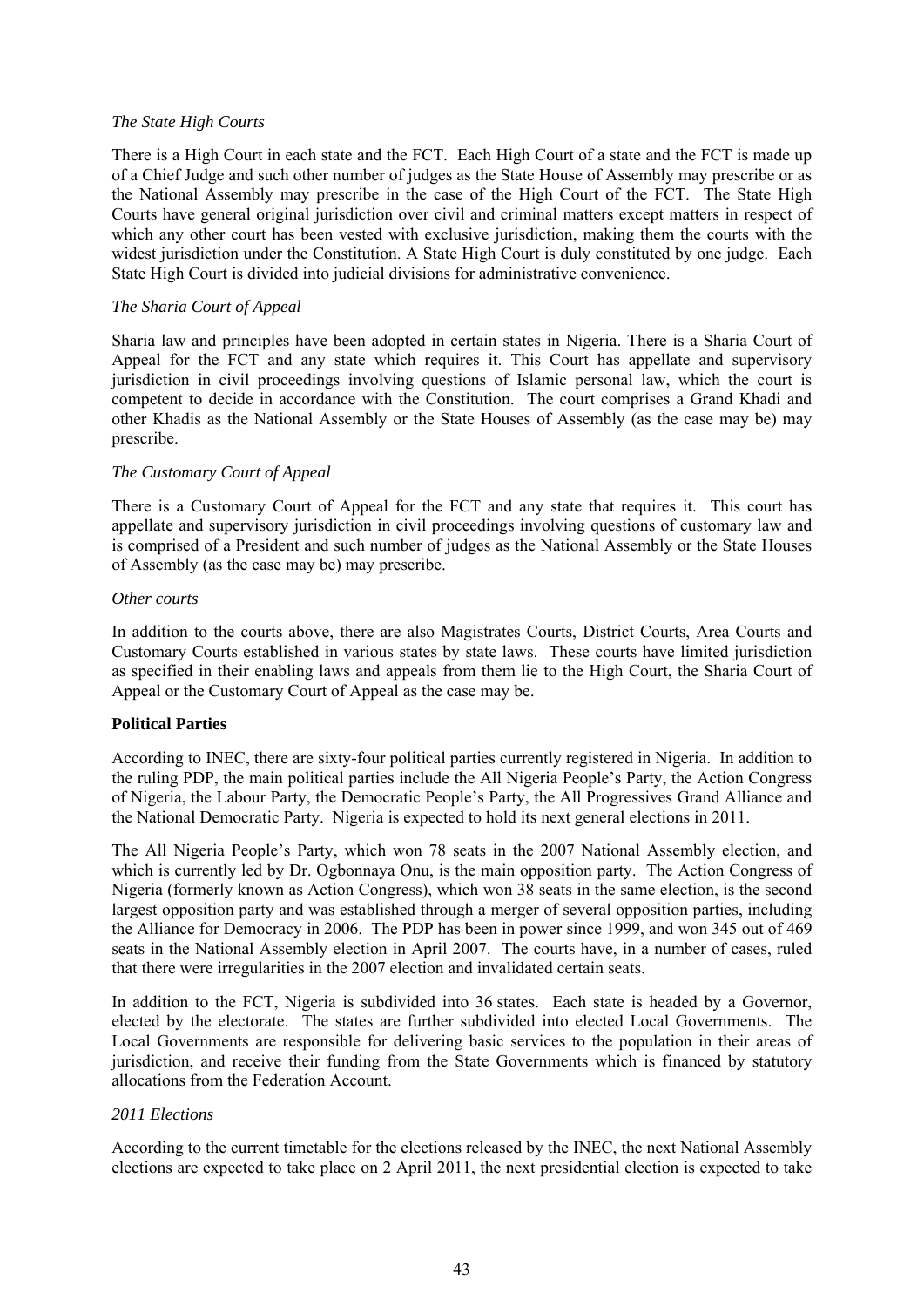*The State High Courts*

There is a High Court in each state and the FCT. Each High Court of a state and the FCT is made up of a Chief Judge and such other number of judges as the State House of Assembly may prescribe or as the National Assembly may prescribe in the case of the High Court of the FCT. The State High Courts have general original jurisdiction over civil and criminal matters except matters in respect of which any other court has been vested with exclusive jurisdiction, making them the courts with the widest jurisdiction under the Constitution. A State High Court is duly constituted by one judge. Each State High Court is divided into judicial divisions for administrative convenience.

*The Sharia Court of Appeal*

Sharia law and principles have been adopted in certain states in Nigeria. There is a Sharia Court of Appeal for the FCT and any state which requires it. This Court has appellate and supervisory jurisdiction in civil proceedings involving questions of Islamic personal law, which the court is competent to decide in accordance with the Constitution. The court comprises a Grand Khadi and other Khadis as the National Assembly or the State Houses of Assembly (as the case may be) may prescribe.

*The Customary Court of Appeal*

There is a Customary Court of Appeal for the FCT and any state that requires it. This court has appellate and supervisory jurisdiction in civil proceedings involving questions of customary law and is comprised of a President and such number of judges as the National Assembly or the State Houses of Assembly (as the case may be) may prescribe.

*Other courts*

In addition to the courts above, there are also Magistrates Courts, District Courts, Area Courts and Customary Courts established in various states by state laws. These courts have limited jurisdiction as specified in their enabling laws and appeals from them lie to the High Court, the Sharia Court of Appeal or the Customary Court of Appeal as the case may be.

**Political Parties**

According to INEC, there are sixty-four political parties currently registered in Nigeria. In addition to the ruling PDP, the main political parties include the All Nigeria People's Party, the Action Congress of Nigeria, the Labour Party, the Democratic People's Party, the All Progressives Grand Alliance and the National Democratic Party. Nigeria is expected to hold its next general elections in 2011.

The All Nigeria People's Party, which won 78 seats in the 2007 National Assembly election, and which is currently led by Dr. Ogbonnaya Onu, is the main opposition party. The Action Congress of Nigeria (formerly known as Action Congress), which won 38 seats in the same election, is the second largest opposition party and was established through a merger of several opposition parties, including the Alliance for Democracy in 2006. The PDP has been in power since 1999, and won 345 out of 469 seats in the National Assembly election in April 2007. The courts have, in a number of cases, ruled that there were irregularities in the 2007 election and invalidated certain seats.

In addition to the FCT, Nigeria is subdivided into 36 states. Each state is headed by a Governor, elected by the electorate. The states are further subdivided into elected Local Governments. The Local Governments are responsible for delivering basic services to the population in their areas of jurisdiction, and receive their funding from the State Governments which is financed by statutory allocations from the Federation Account.

*2011 Elections*

According to the current timetable for the elections released by the INEC, the next National Assembly elections are expected to take place on 2 April 2011, the next presidential election is expected to take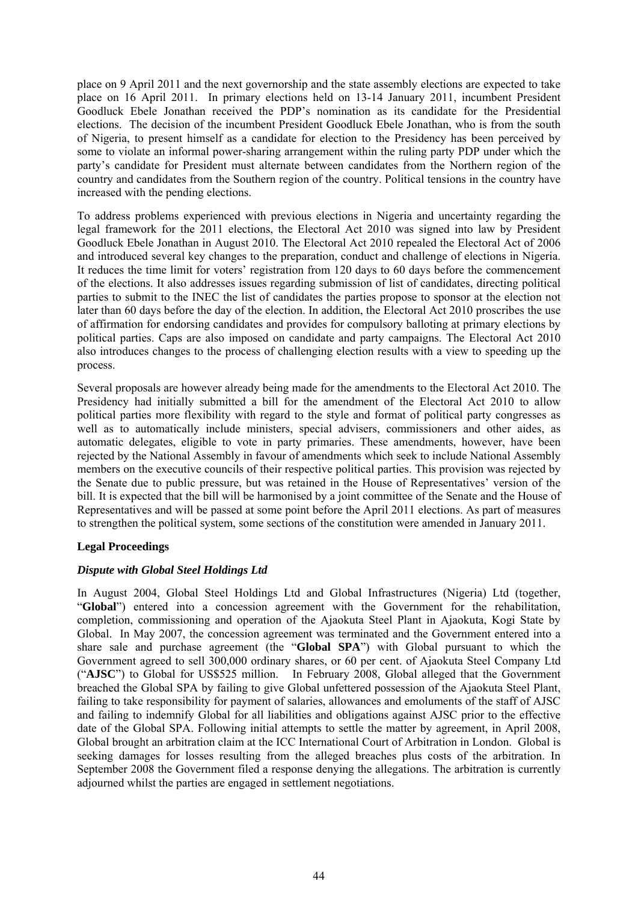place on 9 April 2011 and the next governorship and the state assembly elections are expected to take place on 16 April 2011. In primary elections held on 13-14 January 2011, incumbent President Goodluck Ebele Jonathan received the PDP's nomination as its candidate for the Presidential elections. The decision of the incumbent President Goodluck Ebele Jonathan, who is from the south of Nigeria, to present himself as a candidate for election to the Presidency has been perceived by some to violate an informal power-sharing arrangement within the ruling party PDP under which the party's candidate for President must alternate between candidates from the Northern region of the country and candidates from the Southern region of the country. Political tensions in the country have increased with the pending elections.

To address problems experienced with previous elections in Nigeria and uncertainty regarding the legal framework for the 2011 elections, the Electoral Act 2010 was signed into law by President Goodluck Ebele Jonathan in August 2010. The Electoral Act 2010 repealed the Electoral Act of 2006 and introduced several key changes to the preparation, conduct and challenge of elections in Nigeria. It reduces the time limit for voters' registration from 120 days to 60 days before the commencement of the elections. It also addresses issues regarding submission of list of candidates, directing political parties to submit to the INEC the list of candidates the parties propose to sponsor at the election not later than 60 days before the day of the election. In addition, the Electoral Act 2010 proscribes the use of affirmation for endorsing candidates and provides for compulsory balloting at primary elections by political parties. Caps are also imposed on candidate and party campaigns. The Electoral Act 2010 also introduces changes to the process of challenging election results with a view to speeding up the process.

Several proposals are however already being made for the amendments to the Electoral Act 2010. The Presidency had initially submitted a bill for the amendment of the Electoral Act 2010 to allow political parties more flexibility with regard to the style and format of political party congresses as well as to automatically include ministers, special advisers, commissioners and other aides, as automatic delegates, eligible to vote in party primaries. These amendments, however, have been rejected by the National Assembly in favour of amendments which seek to include National Assembly members on the executive councils of their respective political parties. This provision was rejected by the Senate due to public pressure, but was retained in the House of Representatives' version of the bill. It is expected that the bill will be harmonised by a joint committee of the Senate and the House of Representatives and will be passed at some point before the April 2011 elections. As part of measures to strengthen the political system, some sections of the constitution were amended in January 2011.

## Legal Proceedings

### *Dispute with Global Steel Holdings Ltd*

In August 2004, Global Steel Holdings Ltd and Global Infrastructures (Nigeria) Ltd (together, "**Global**") entered into a concession agreement with the Government for the rehabilitation, completion, commissioning and operation of the Ajaokuta Steel Plant in Ajaokuta, Kogi State by Global. In May 2007, the concession agreement was terminated and the Government entered into a share sale and purchase agreement (the "**Global SPA**") with Global pursuant to which the Government agreed to sell 300,000 ordinary shares, or 60 per cent. of Ajaokuta Steel Company Ltd ("**AJSC**") to Global for US$525 million. In February 2008, Global alleged that the Government breached the Global SPA by failing to give Global unfettered possession of the Ajaokuta Steel Plant, failing to take responsibility for payment of salaries, allowances and emoluments of the staff of AJSC and failing to indemnify Global for all liabilities and obligations against AJSC prior to the effective date of the Global SPA. Following initial attempts to settle the matter by agreement, in April 2008, Global brought an arbitration claim at the ICC International Court of Arbitration in London. Global is seeking damages for losses resulting from the alleged breaches plus costs of the arbitration. In September 2008 the Government filed a response denying the allegations. The arbitration is currently adjourned whilst the parties are engaged in settlement negotiations.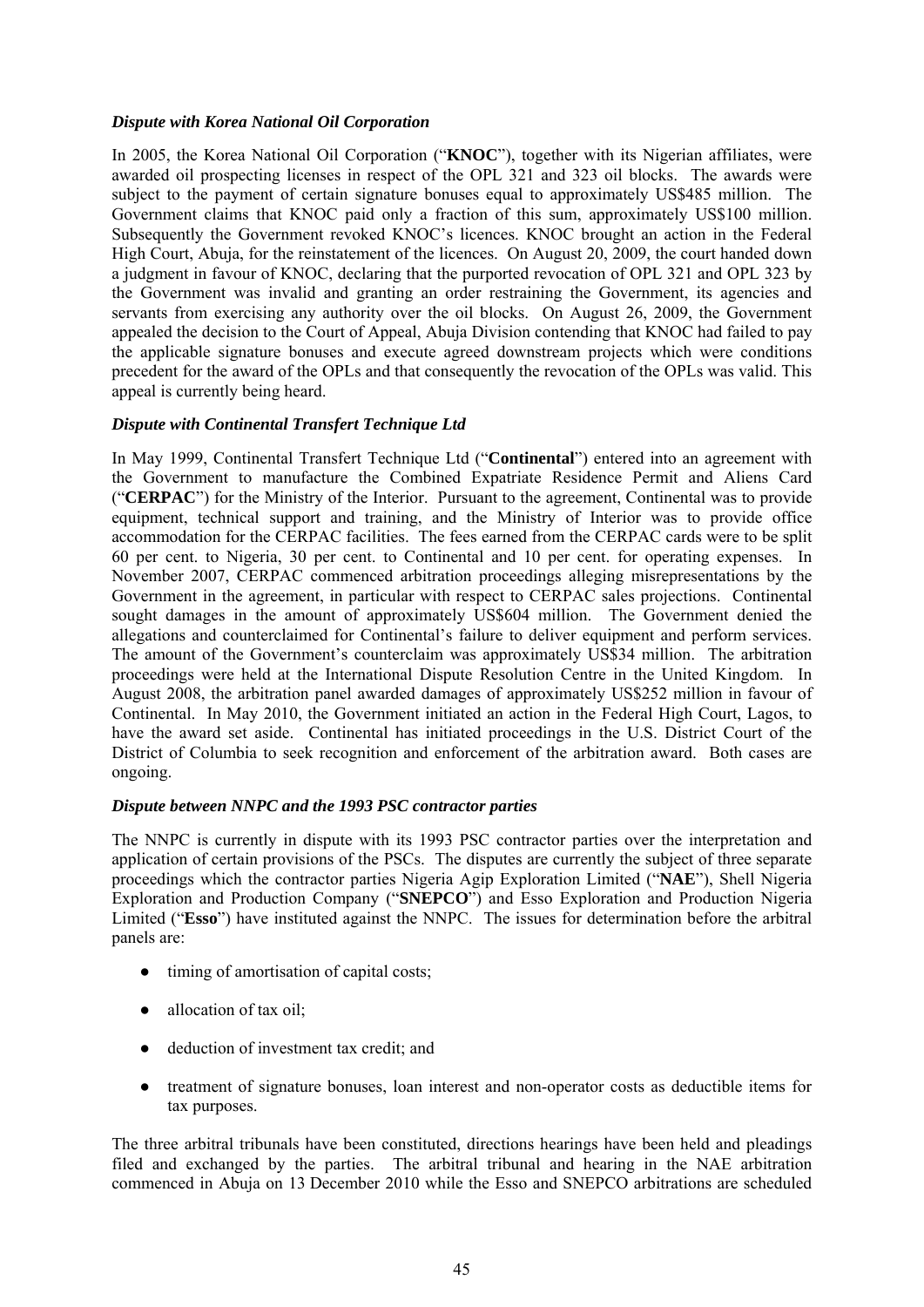***Dispute with Korea National Oil Corporation***

In 2005, the Korea National Oil Corporation ("**KNOC**"), together with its Nigerian affiliates, were awarded oil prospecting licenses in respect of the OPL 321 and 323 oil blocks. The awards were subject to the payment of certain signature bonuses equal to approximately US$485 million. The Government claims that KNOC paid only a fraction of this sum, approximately US$100 million. Subsequently the Government revoked KNOC's licences. KNOC brought an action in the Federal High Court, Abuja, for the reinstatement of the licences. On August 20, 2009, the court handed down a judgment in favour of KNOC, declaring that the purported revocation of OPL 321 and OPL 323 by the Government was invalid and granting an order restraining the Government, its agencies and servants from exercising any authority over the oil blocks. On August 26, 2009, the Government appealed the decision to the Court of Appeal, Abuja Division contending that KNOC had failed to pay the applicable signature bonuses and execute agreed downstream projects which were conditions precedent for the award of the OPLs and that consequently the revocation of the OPLs was valid. This appeal is currently being heard.

***Dispute with Continental Transfert Technique Ltd***

In May 1999, Continental Transfert Technique Ltd ("**Continental**") entered into an agreement with the Government to manufacture the Combined Expatriate Residence Permit and Aliens Card ("**CERPAC**") for the Ministry of the Interior. Pursuant to the agreement, Continental was to provide equipment, technical support and training, and the Ministry of Interior was to provide office accommodation for the CERPAC facilities. The fees earned from the CERPAC cards were to be split 60 per cent. to Nigeria, 30 per cent. to Continental and 10 per cent. for operating expenses. In November 2007, CERPAC commenced arbitration proceedings alleging misrepresentations by the Government in the agreement, in particular with respect to CERPAC sales projections. Continental sought damages in the amount of approximately US$604 million. The Government denied the allegations and counterclaimed for Continental's failure to deliver equipment and perform services. The amount of the Government's counterclaim was approximately US$34 million. The arbitration proceedings were held at the International Dispute Resolution Centre in the United Kingdom. In August 2008, the arbitration panel awarded damages of approximately US$252 million in favour of Continental. In May 2010, the Government initiated an action in the Federal High Court, Lagos, to have the award set aside. Continental has initiated proceedings in the U.S. District Court of the District of Columbia to seek recognition and enforcement of the arbitration award. Both cases are ongoing.

***Dispute between NNPC and the 1993 PSC contractor parties***

The NNPC is currently in dispute with its 1993 PSC contractor parties over the interpretation and application of certain provisions of the PSCs. The disputes are currently the subject of three separate proceedings which the contractor parties Nigeria Agip Exploration Limited ("**NAE**"), Shell Nigeria Exploration and Production Company ("**SNEPCO**") and Esso Exploration and Production Nigeria Limited ("**Esso**") have instituted against the NNPC. The issues for determination before the arbitral panels are:

- timing of amortisation of capital costs;
- allocation of tax oil;
- deduction of investment tax credit; and
- treatment of signature bonuses, loan interest and non-operator costs as deductible items for tax purposes.

The three arbitral tribunals have been constituted, directions hearings have been held and pleadings filed and exchanged by the parties. The arbitral tribunal and hearing in the NAE arbitration commenced in Abuja on 13 December 2010 while the Esso and SNEPCO arbitrations are scheduled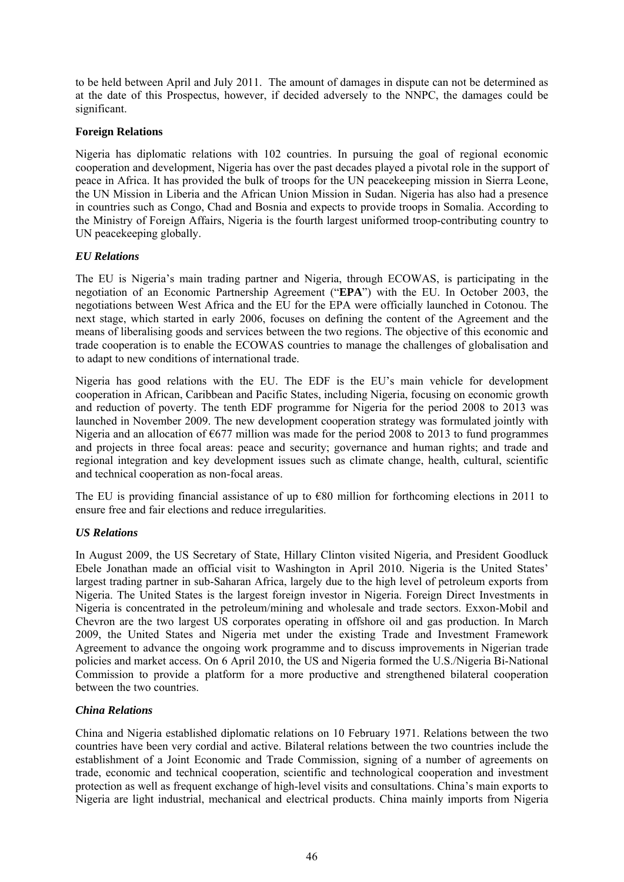to be held between April and July 2011. The amount of damages in dispute can not be determined as at the date of this Prospectus, however, if decided adversely to the NNPC, the damages could be significant.

**Foreign Relations**

Nigeria has diplomatic relations with 102 countries. In pursuing the goal of regional economic cooperation and development, Nigeria has over the past decades played a pivotal role in the support of peace in Africa. It has provided the bulk of troops for the UN peacekeeping mission in Sierra Leone, the UN Mission in Liberia and the African Union Mission in Sudan. Nigeria has also had a presence in countries such as Congo, Chad and Bosnia and expects to provide troops in Somalia. According to the Ministry of Foreign Affairs, Nigeria is the fourth largest uniformed troop-contributing country to UN peacekeeping globally.

***EU Relations***

The EU is Nigeria's main trading partner and Nigeria, through ECOWAS, is participating in the negotiation of an Economic Partnership Agreement ("**EPA**") with the EU. In October 2003, the negotiations between West Africa and the EU for the EPA were officially launched in Cotonou. The next stage, which started in early 2006, focuses on defining the content of the Agreement and the means of liberalising goods and services between the two regions. The objective of this economic and trade cooperation is to enable the ECOWAS countries to manage the challenges of globalisation and to adapt to new conditions of international trade.

Nigeria has good relations with the EU. The EDF is the EU's main vehicle for development cooperation in African, Caribbean and Pacific States, including Nigeria, focusing on economic growth and reduction of poverty. The tenth EDF programme for Nigeria for the period 2008 to 2013 was launched in November 2009. The new development cooperation strategy was formulated jointly with Nigeria and an allocation of €677 million was made for the period 2008 to 2013 to fund programmes and projects in three focal areas: peace and security; governance and human rights; and trade and regional integration and key development issues such as climate change, health, cultural, scientific and technical cooperation as non-focal areas.

The EU is providing financial assistance of up to €80 million for forthcoming elections in 2011 to ensure free and fair elections and reduce irregularities.

***US Relations***

In August 2009, the US Secretary of State, Hillary Clinton visited Nigeria, and President Goodluck Ebele Jonathan made an official visit to Washington in April 2010. Nigeria is the United States' largest trading partner in sub-Saharan Africa, largely due to the high level of petroleum exports from Nigeria. The United States is the largest foreign investor in Nigeria. Foreign Direct Investments in Nigeria is concentrated in the petroleum/mining and wholesale and trade sectors. Exxon-Mobil and Chevron are the two largest US corporates operating in offshore oil and gas production. In March 2009, the United States and Nigeria met under the existing Trade and Investment Framework Agreement to advance the ongoing work programme and to discuss improvements in Nigerian trade policies and market access. On 6 April 2010, the US and Nigeria formed the U.S./Nigeria Bi-National Commission to provide a platform for a more productive and strengthened bilateral cooperation between the two countries.

***China Relations***

China and Nigeria established diplomatic relations on 10 February 1971. Relations between the two countries have been very cordial and active. Bilateral relations between the two countries include the establishment of a Joint Economic and Trade Commission, signing of a number of agreements on trade, economic and technical cooperation, scientific and technological cooperation and investment protection as well as frequent exchange of high-level visits and consultations. China's main exports to Nigeria are light industrial, mechanical and electrical products. China mainly imports from Nigeria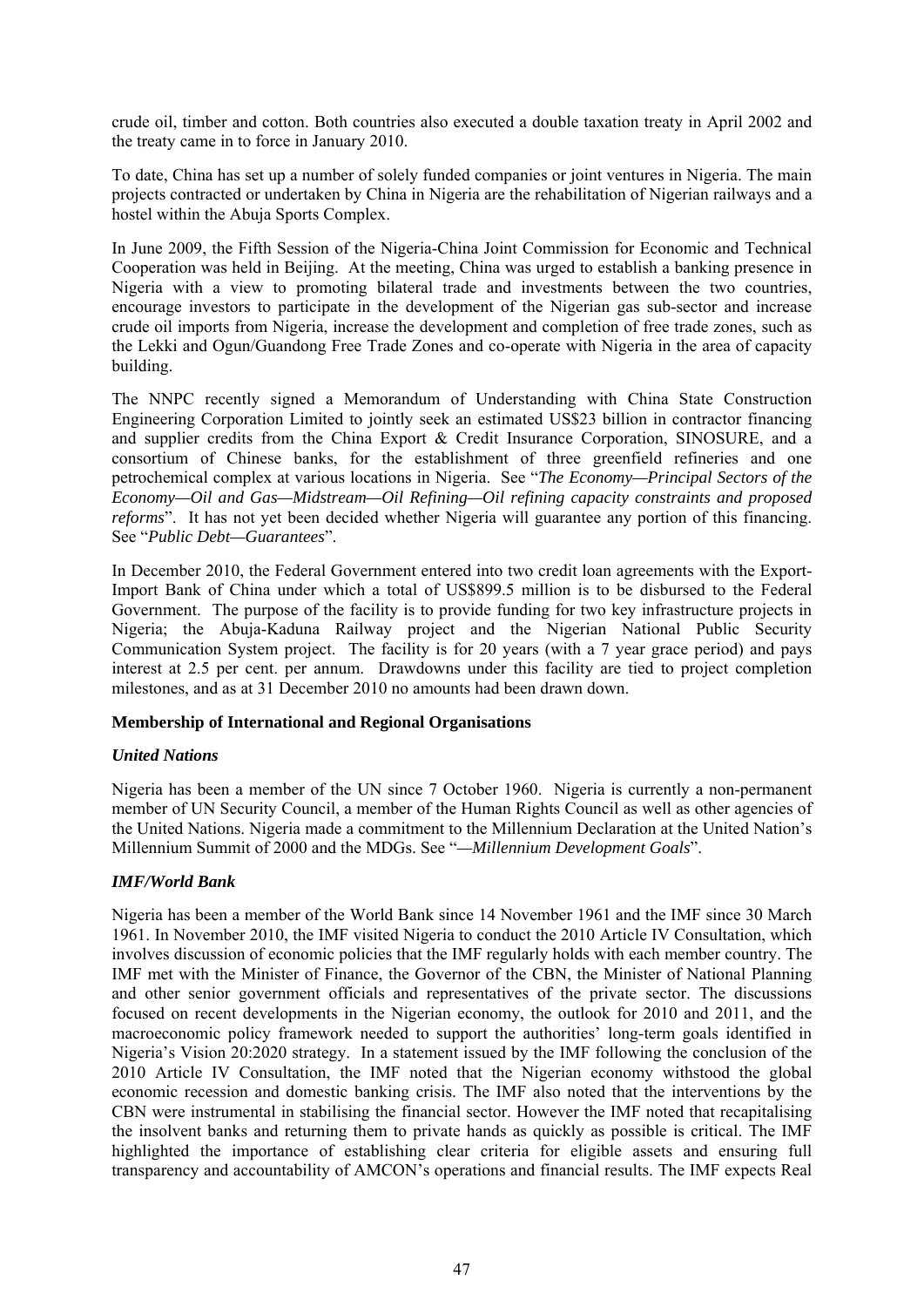crude oil, timber and cotton. Both countries also executed a double taxation treaty in April 2002 and the treaty came in to force in January 2010.

To date, China has set up a number of solely funded companies or joint ventures in Nigeria. The main projects contracted or undertaken by China in Nigeria are the rehabilitation of Nigerian railways and a hostel within the Abuja Sports Complex.

In June 2009, the Fifth Session of the Nigeria-China Joint Commission for Economic and Technical Cooperation was held in Beijing. At the meeting, China was urged to establish a banking presence in Nigeria with a view to promoting bilateral trade and investments between the two countries, encourage investors to participate in the development of the Nigerian gas sub-sector and increase crude oil imports from Nigeria, increase the development and completion of free trade zones, such as the Lekki and Ogun/Guandong Free Trade Zones and co-operate with Nigeria in the area of capacity building.

The NNPC recently signed a Memorandum of Understanding with China State Construction Engineering Corporation Limited to jointly seek an estimated US$23 billion in contractor financing and supplier credits from the China Export & Credit Insurance Corporation, SINOSURE, and a consortium of Chinese banks, for the establishment of three greenfield refineries and one petrochemical complex at various locations in Nigeria. See "*The Economy—Principal Sectors of the Economy—Oil and Gas—Midstream—Oil Refining—Oil refining capacity constraints and proposed reforms*". It has not yet been decided whether Nigeria will guarantee any portion of this financing. See "*Public Debt—Guarantees*".

In December 2010, the Federal Government entered into two credit loan agreements with the Export-Import Bank of China under which a total of US$899.5 million is to be disbursed to the Federal Government. The purpose of the facility is to provide funding for two key infrastructure projects in Nigeria; the Abuja-Kaduna Railway project and the Nigerian National Public Security Communication System project. The facility is for 20 years (with a 7 year grace period) and pays interest at 2.5 per cent. per annum. Drawdowns under this facility are tied to project completion milestones, and as at 31 December 2010 no amounts had been drawn down.

**Membership of International and Regional Organisations**

***United Nations***

Nigeria has been a member of the UN since 7 October 1960. Nigeria is currently a non-permanent member of UN Security Council, a member of the Human Rights Council as well as other agencies of the United Nations. Nigeria made a commitment to the Millennium Declaration at the United Nation's Millennium Summit of 2000 and the MDGs. See "*—Millennium Development Goals*".

***IMF/World Bank***

Nigeria has been a member of the World Bank since 14 November 1961 and the IMF since 30 March 1961. In November 2010, the IMF visited Nigeria to conduct the 2010 Article IV Consultation, which involves discussion of economic policies that the IMF regularly holds with each member country. The IMF met with the Minister of Finance, the Governor of the CBN, the Minister of National Planning and other senior government officials and representatives of the private sector. The discussions focused on recent developments in the Nigerian economy, the outlook for 2010 and 2011, and the macroeconomic policy framework needed to support the authorities' long-term goals identified in Nigeria's Vision 20:2020 strategy. In a statement issued by the IMF following the conclusion of the 2010 Article IV Consultation, the IMF noted that the Nigerian economy withstood the global economic recession and domestic banking crisis. The IMF also noted that the interventions by the CBN were instrumental in stabilising the financial sector. However the IMF noted that recapitalising the insolvent banks and returning them to private hands as quickly as possible is critical. The IMF highlighted the importance of establishing clear criteria for eligible assets and ensuring full transparency and accountability of AMCON's operations and financial results. The IMF expects Real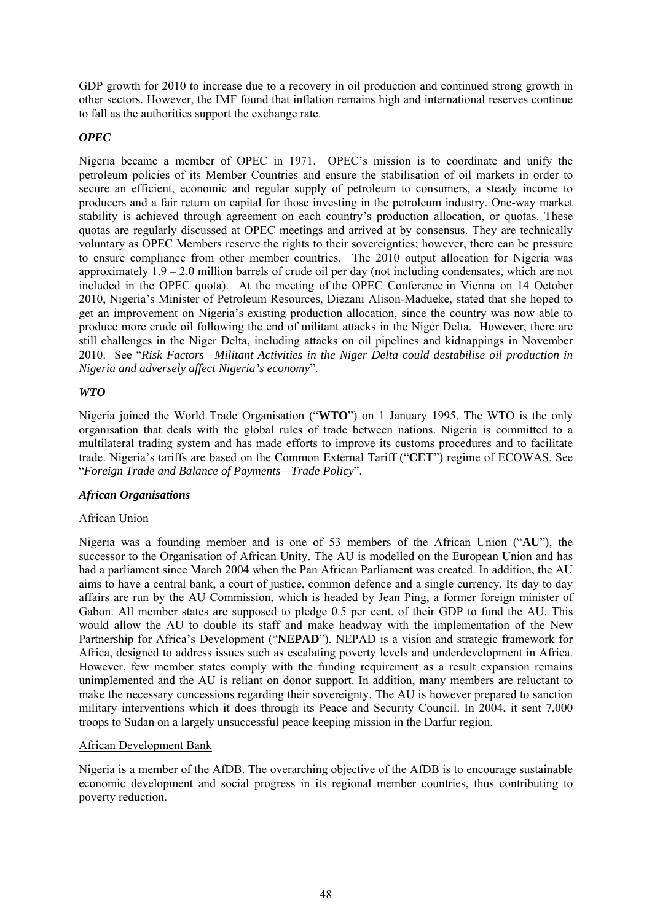GDP growth for 2010 to increase due to a recovery in oil production and continued strong growth in other sectors. However, the IMF found that inflation remains high and international reserves continue to fall as the authorities support the exchange rate.

### *OPEC*

Nigeria became a member of OPEC in 1971. OPEC's mission is to coordinate and unify the petroleum policies of its Member Countries and ensure the stabilisation of oil markets in order to secure an efficient, economic and regular supply of petroleum to consumers, a steady income to producers and a fair return on capital for those investing in the petroleum industry. One-way market stability is achieved through agreement on each country's production allocation, or quotas. These quotas are regularly discussed at OPEC meetings and arrived at by consensus. They are technically voluntary as OPEC Members reserve the rights to their sovereignties; however, there can be pressure to ensure compliance from other member countries. The 2010 output allocation for Nigeria was approximately 1.9 – 2.0 million barrels of crude oil per day (not including condensates, which are not included in the OPEC quota). At the meeting of the OPEC Conference in Vienna on 14 October 2010, Nigeria's Minister of Petroleum Resources, Diezani Alison-Madueke, stated that she hoped to get an improvement on Nigeria's existing production allocation, since the country was now able to produce more crude oil following the end of militant attacks in the Niger Delta. However, there are still challenges in the Niger Delta, including attacks on oil pipelines and kidnappings in November 2010. See "*Risk Factors—Militant Activities in the Niger Delta could destabilise oil production in Nigeria and adversely affect Nigeria's economy*".

### *WTO*

Nigeria joined the World Trade Organisation ("**WTO**") on 1 January 1995. The WTO is the only organisation that deals with the global rules of trade between nations. Nigeria is committed to a multilateral trading system and has made efforts to improve its customs procedures and to facilitate trade. Nigeria's tariffs are based on the Common External Tariff ("**CET**") regime of ECOWAS. See "*Foreign Trade and Balance of Payments—Trade Policy*".

### *African Organisations*

#### African Union

Nigeria was a founding member and is one of 53 members of the African Union ("**AU**"), the successor to the Organisation of African Unity. The AU is modelled on the European Union and has had a parliament since March 2004 when the Pan African Parliament was created. In addition, the AU aims to have a central bank, a court of justice, common defence and a single currency. Its day to day affairs are run by the AU Commission, which is headed by Jean Ping, a former foreign minister of Gabon. All member states are supposed to pledge 0.5 per cent. of their GDP to fund the AU. This would allow the AU to double its staff and make headway with the implementation of the New Partnership for Africa's Development ("**NEPAD**"). NEPAD is a vision and strategic framework for Africa, designed to address issues such as escalating poverty levels and underdevelopment in Africa. However, few member states comply with the funding requirement as a result expansion remains unimplemented and the AU is reliant on donor support. In addition, many members are reluctant to make the necessary concessions regarding their sovereignty. The AU is however prepared to sanction military interventions which it does through its Peace and Security Council. In 2004, it sent 7,000 troops to Sudan on a largely unsuccessful peace keeping mission in the Darfur region.

#### African Development Bank

Nigeria is a member of the AfDB. The overarching objective of the AfDB is to encourage sustainable economic development and social progress in its regional member countries, thus contributing to poverty reduction.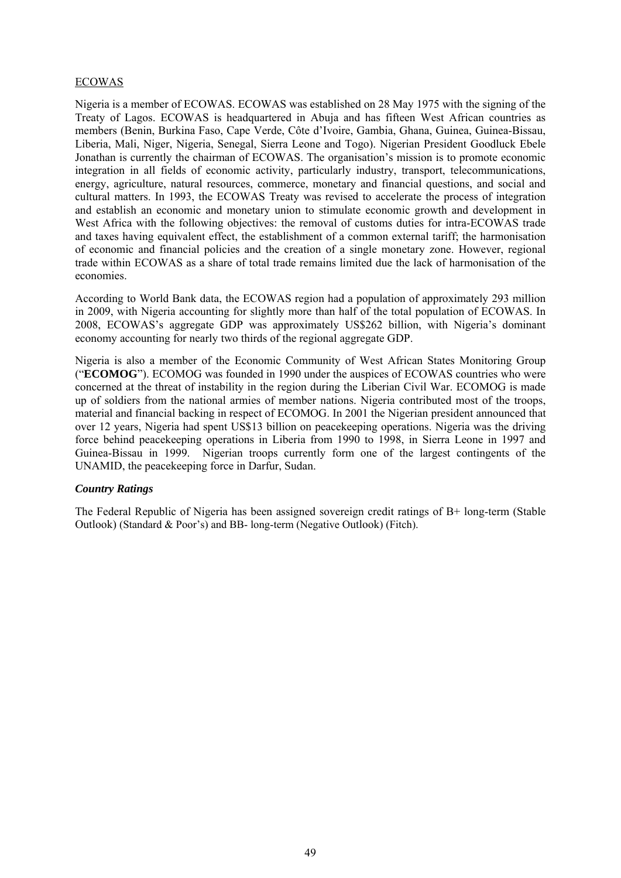ECOWAS

Nigeria is a member of ECOWAS. ECOWAS was established on 28 May 1975 with the signing of the Treaty of Lagos. ECOWAS is headquartered in Abuja and has fifteen West African countries as members (Benin, Burkina Faso, Cape Verde, Côte d'Ivoire, Gambia, Ghana, Guinea, Guinea-Bissau, Liberia, Mali, Niger, Nigeria, Senegal, Sierra Leone and Togo). Nigerian President Goodluck Ebele Jonathan is currently the chairman of ECOWAS. The organisation's mission is to promote economic integration in all fields of economic activity, particularly industry, transport, telecommunications, energy, agriculture, natural resources, commerce, monetary and financial questions, and social and cultural matters. In 1993, the ECOWAS Treaty was revised to accelerate the process of integration and establish an economic and monetary union to stimulate economic growth and development in West Africa with the following objectives: the removal of customs duties for intra-ECOWAS trade and taxes having equivalent effect, the establishment of a common external tariff; the harmonisation of economic and financial policies and the creation of a single monetary zone. However, regional trade within ECOWAS as a share of total trade remains limited due the lack of harmonisation of the economies.

According to World Bank data, the ECOWAS region had a population of approximately 293 million in 2009, with Nigeria accounting for slightly more than half of the total population of ECOWAS. In 2008, ECOWAS's aggregate GDP was approximately US$262 billion, with Nigeria's dominant economy accounting for nearly two thirds of the regional aggregate GDP.

Nigeria is also a member of the Economic Community of West African States Monitoring Group ("**ECOMOG**"). ECOMOG was founded in 1990 under the auspices of ECOWAS countries who were concerned at the threat of instability in the region during the Liberian Civil War. ECOMOG is made up of soldiers from the national armies of member nations. Nigeria contributed most of the troops, material and financial backing in respect of ECOMOG. In 2001 the Nigerian president announced that over 12 years, Nigeria had spent US$13 billion on peacekeeping operations. Nigeria was the driving force behind peacekeeping operations in Liberia from 1990 to 1998, in Sierra Leone in 1997 and Guinea-Bissau in 1999. Nigerian troops currently form one of the largest contingents of the UNAMID, the peacekeeping force in Darfur, Sudan.

***Country Ratings***

The Federal Republic of Nigeria has been assigned sovereign credit ratings of B+ long-term (Stable Outlook) (Standard & Poor's) and BB- long-term (Negative Outlook) (Fitch).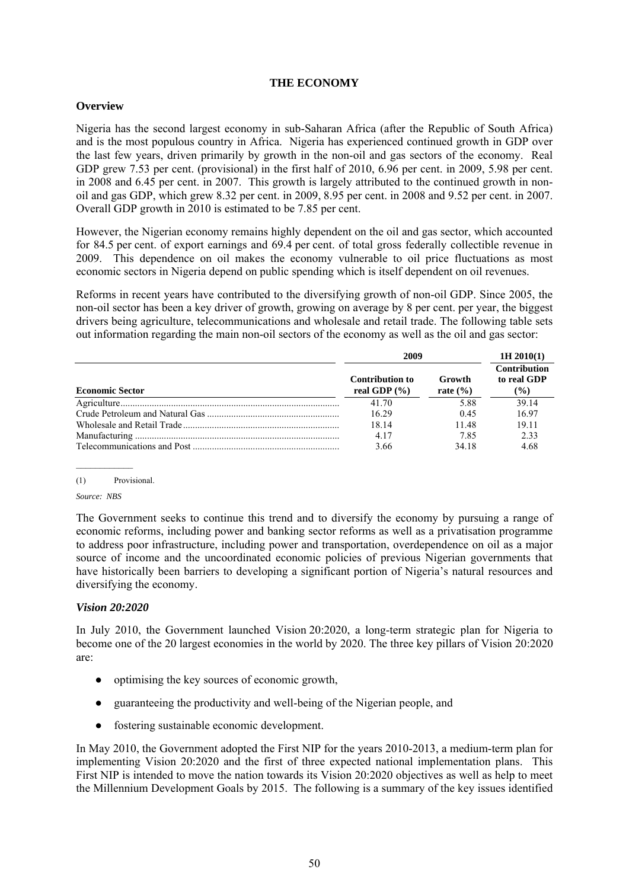## THE ECONOMY

### Overview

Nigeria has the second largest economy in sub-Saharan Africa (after the Republic of South Africa) and is the most populous country in Africa. Nigeria has experienced continued growth in GDP over the last few years, driven primarily by growth in the non-oil and gas sectors of the economy. Real GDP grew 7.53 per cent. (provisional) in the first half of 2010, 6.96 per cent. in 2009, 5.98 per cent. in 2008 and 6.45 per cent. in 2007. This growth is largely attributed to the continued growth in non-oil and gas GDP, which grew 8.32 per cent. in 2009, 8.95 per cent. in 2008 and 9.52 per cent. in 2007. Overall GDP growth in 2010 is estimated to be 7.85 per cent.

However, the Nigerian economy remains highly dependent on the oil and gas sector, which accounted for 84.5 per cent. of export earnings and 69.4 per cent. of total gross federally collectible revenue in 2009. This dependence on oil makes the economy vulnerable to oil price fluctuations as most economic sectors in Nigeria depend on public spending which is itself dependent on oil revenues.

Reforms in recent years have contributed to the diversifying growth of non-oil GDP. Since 2005, the non-oil sector has been a key driver of growth, growing on average by 8 per cent. per year, the biggest drivers being agriculture, telecommunications and wholesale and retail trade. The following table sets out information regarding the main non-oil sectors of the economy as well as the oil and gas sector:

| | 2009 | | 1H 2010(1) |
|---|---|---|---|
| **Economic Sector** | **Contribution to real GDP (%)** | **Growth rate (%)** | **Contribution to real GDP (%)** |
| Agriculture | 41.70 | 5.88 | 39.14 |
| Crude Petroleum and Natural Gas | 16.29 | 0.45 | 16.97 |
| Wholesale and Retail Trade | 18.14 | 11.48 | 19.11 |
| Manufacturing | 4.17 | 7.85 | 2.33 |
| Telecommunications and Post | 3.66 | 34.18 | 4.68 |

(1) Provisional.

*Source: NBS*

The Government seeks to continue this trend and to diversify the economy by pursuing a range of economic reforms, including power and banking sector reforms as well as a privatisation programme to address poor infrastructure, including power and transportation, overdependence on oil as a major source of income and the uncoordinated economic policies of previous Nigerian governments that have historically been barriers to developing a significant portion of Nigeria's natural resources and diversifying the economy.

### *Vision 20:2020*

In July 2010, the Government launched Vision 20:2020, a long-term strategic plan for Nigeria to become one of the 20 largest economies in the world by 2020. The three key pillars of Vision 20:2020 are:

- optimising the key sources of economic growth,
- guaranteeing the productivity and well-being of the Nigerian people, and
- fostering sustainable economic development.

In May 2010, the Government adopted the First NIP for the years 2010-2013, a medium-term plan for implementing Vision 20:2020 and the first of three expected national implementation plans. This First NIP is intended to move the nation towards its Vision 20:2020 objectives as well as help to meet the Millennium Development Goals by 2015. The following is a summary of the key issues identified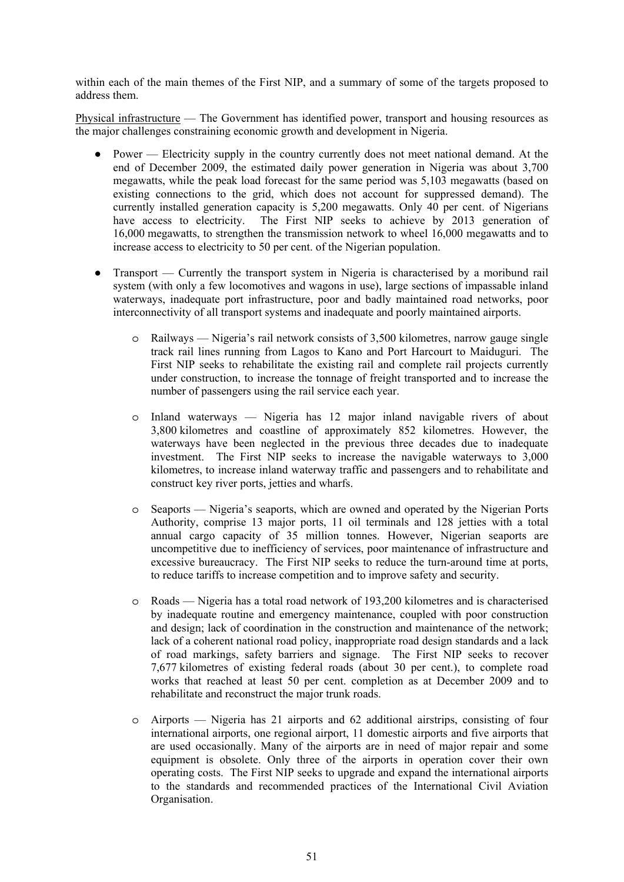within each of the main themes of the First NIP, and a summary of some of the targets proposed to address them.

Physical infrastructure — The Government has identified power, transport and housing resources as the major challenges constraining economic growth and development in Nigeria.

- Power — Electricity supply in the country currently does not meet national demand. At the end of December 2009, the estimated daily power generation in Nigeria was about 3,700 megawatts, while the peak load forecast for the same period was 5,103 megawatts (based on existing connections to the grid, which does not account for suppressed demand). The currently installed generation capacity is 5,200 megawatts. Only 40 per cent. of Nigerians have access to electricity. The First NIP seeks to achieve by 2013 generation of 16,000 megawatts, to strengthen the transmission network to wheel 16,000 megawatts and to increase access to electricity to 50 per cent. of the Nigerian population.

- Transport — Currently the transport system in Nigeria is characterised by a moribund rail system (with only a few locomotives and wagons in use), large sections of impassable inland waterways, inadequate port infrastructure, poor and badly maintained road networks, poor interconnectivity of all transport systems and inadequate and poorly maintained airports.

  - Railways — Nigeria's rail network consists of 3,500 kilometres, narrow gauge single track rail lines running from Lagos to Kano and Port Harcourt to Maiduguri. The First NIP seeks to rehabilitate the existing rail and complete rail projects currently under construction, to increase the tonnage of freight transported and to increase the number of passengers using the rail service each year.

  - Inland waterways — Nigeria has 12 major inland navigable rivers of about 3,800 kilometres and coastline of approximately 852 kilometres. However, the waterways have been neglected in the previous three decades due to inadequate investment. The First NIP seeks to increase the navigable waterways to 3,000 kilometres, to increase inland waterway traffic and passengers and to rehabilitate and construct key river ports, jetties and wharfs.

  - Seaports — Nigeria's seaports, which are owned and operated by the Nigerian Ports Authority, comprise 13 major ports, 11 oil terminals and 128 jetties with a total annual cargo capacity of 35 million tonnes. However, Nigerian seaports are uncompetitive due to inefficiency of services, poor maintenance of infrastructure and excessive bureaucracy. The First NIP seeks to reduce the turn-around time at ports, to reduce tariffs to increase competition and to improve safety and security.

  - Roads — Nigeria has a total road network of 193,200 kilometres and is characterised by inadequate routine and emergency maintenance, coupled with poor construction and design; lack of coordination in the construction and maintenance of the network; lack of a coherent national road policy, inappropriate road design standards and a lack of road markings, safety barriers and signage. The First NIP seeks to recover 7,677 kilometres of existing federal roads (about 30 per cent.), to complete road works that reached at least 50 per cent. completion as at December 2009 and to rehabilitate and reconstruct the major trunk roads.

  - Airports — Nigeria has 21 airports and 62 additional airstrips, consisting of four international airports, one regional airport, 11 domestic airports and five airports that are used occasionally. Many of the airports are in need of major repair and some equipment is obsolete. Only three of the airports in operation cover their own operating costs. The First NIP seeks to upgrade and expand the international airports to the standards and recommended practices of the International Civil Aviation Organisation.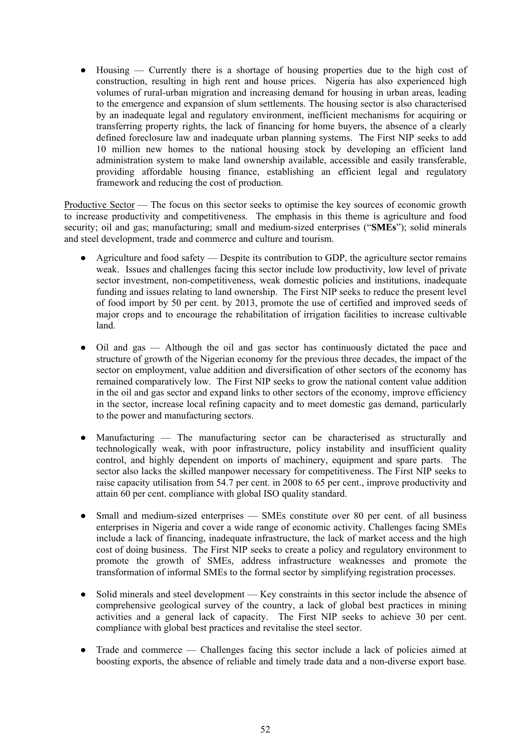- Housing — Currently there is a shortage of housing properties due to the high cost of construction, resulting in high rent and house prices. Nigeria has also experienced high volumes of rural-urban migration and increasing demand for housing in urban areas, leading to the emergence and expansion of slum settlements. The housing sector is also characterised by an inadequate legal and regulatory environment, inefficient mechanisms for acquiring or transferring property rights, the lack of financing for home buyers, the absence of a clearly defined foreclosure law and inadequate urban planning systems. The First NIP seeks to add 10 million new homes to the national housing stock by developing an efficient land administration system to make land ownership available, accessible and easily transferable, providing affordable housing finance, establishing an efficient legal and regulatory framework and reducing the cost of production.

Productive Sector — The focus on this sector seeks to optimise the key sources of economic growth to increase productivity and competitiveness. The emphasis in this theme is agriculture and food security; oil and gas; manufacturing; small and medium-sized enterprises ("**SMEs**"); solid minerals and steel development, trade and commerce and culture and tourism.

- Agriculture and food safety — Despite its contribution to GDP, the agriculture sector remains weak. Issues and challenges facing this sector include low productivity, low level of private sector investment, non-competitiveness, weak domestic policies and institutions, inadequate funding and issues relating to land ownership. The First NIP seeks to reduce the present level of food import by 50 per cent. by 2013, promote the use of certified and improved seeds of major crops and to encourage the rehabilitation of irrigation facilities to increase cultivable land.

- Oil and gas — Although the oil and gas sector has continuously dictated the pace and structure of growth of the Nigerian economy for the previous three decades, the impact of the sector on employment, value addition and diversification of other sectors of the economy has remained comparatively low. The First NIP seeks to grow the national content value addition in the oil and gas sector and expand links to other sectors of the economy, improve efficiency in the sector, increase local refining capacity and to meet domestic gas demand, particularly to the power and manufacturing sectors.

- Manufacturing — The manufacturing sector can be characterised as structurally and technologically weak, with poor infrastructure, policy instability and insufficient quality control, and highly dependent on imports of machinery, equipment and spare parts. The sector also lacks the skilled manpower necessary for competitiveness. The First NIP seeks to raise capacity utilisation from 54.7 per cent. in 2008 to 65 per cent., improve productivity and attain 60 per cent. compliance with global ISO quality standard.

- Small and medium-sized enterprises — SMEs constitute over 80 per cent. of all business enterprises in Nigeria and cover a wide range of economic activity. Challenges facing SMEs include a lack of financing, inadequate infrastructure, the lack of market access and the high cost of doing business. The First NIP seeks to create a policy and regulatory environment to promote the growth of SMEs, address infrastructure weaknesses and promote the transformation of informal SMEs to the formal sector by simplifying registration processes.

- Solid minerals and steel development — Key constraints in this sector include the absence of comprehensive geological survey of the country, a lack of global best practices in mining activities and a general lack of capacity. The First NIP seeks to achieve 30 per cent. compliance with global best practices and revitalise the steel sector.

- Trade and commerce — Challenges facing this sector include a lack of policies aimed at boosting exports, the absence of reliable and timely trade data and a non-diverse export base.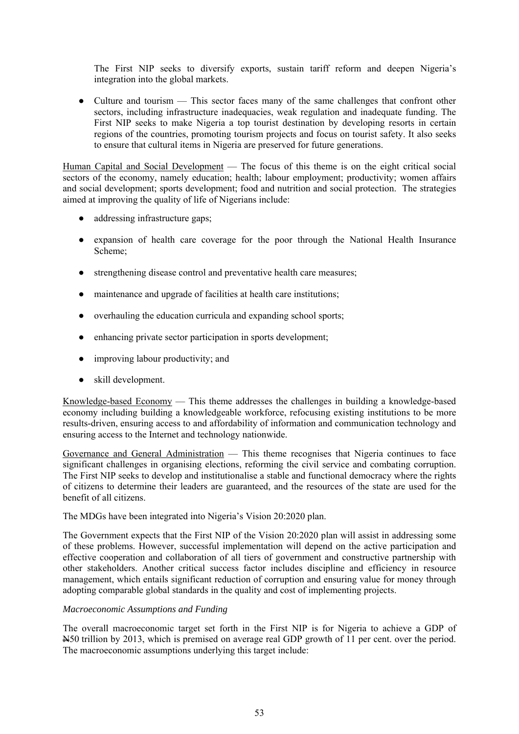The First NIP seeks to diversify exports, sustain tariff reform and deepen Nigeria's integration into the global markets.

- Culture and tourism — This sector faces many of the same challenges that confront other sectors, including infrastructure inadequacies, weak regulation and inadequate funding. The First NIP seeks to make Nigeria a top tourist destination by developing resorts in certain regions of the countries, promoting tourism projects and focus on tourist safety. It also seeks to ensure that cultural items in Nigeria are preserved for future generations.

Human Capital and Social Development — The focus of this theme is on the eight critical social sectors of the economy, namely education; health; labour employment; productivity; women affairs and social development; sports development; food and nutrition and social protection. The strategies aimed at improving the quality of life of Nigerians include:

- addressing infrastructure gaps;
- expansion of health care coverage for the poor through the National Health Insurance Scheme;
- strengthening disease control and preventative health care measures;
- maintenance and upgrade of facilities at health care institutions;
- overhauling the education curricula and expanding school sports;
- enhancing private sector participation in sports development;
- improving labour productivity; and
- skill development.

Knowledge-based Economy — This theme addresses the challenges in building a knowledge-based economy including building a knowledgeable workforce, refocusing existing institutions to be more results-driven, ensuring access to and affordability of information and communication technology and ensuring access to the Internet and technology nationwide.

Governance and General Administration — This theme recognises that Nigeria continues to face significant challenges in organising elections, reforming the civil service and combating corruption. The First NIP seeks to develop and institutionalise a stable and functional democracy where the rights of citizens to determine their leaders are guaranteed, and the resources of the state are used for the benefit of all citizens.

The MDGs have been integrated into Nigeria's Vision 20:2020 plan.

The Government expects that the First NIP of the Vision 20:2020 plan will assist in addressing some of these problems. However, successful implementation will depend on the active participation and effective cooperation and collaboration of all tiers of government and constructive partnership with other stakeholders. Another critical success factor includes discipline and efficiency in resource management, which entails significant reduction of corruption and ensuring value for money through adopting comparable global standards in the quality and cost of implementing projects.

*Macroeconomic Assumptions and Funding*

The overall macroeconomic target set forth in the First NIP is for Nigeria to achieve a GDP of ₦50 trillion by 2013, which is premised on average real GDP growth of 11 per cent. over the period. The macroeconomic assumptions underlying this target include: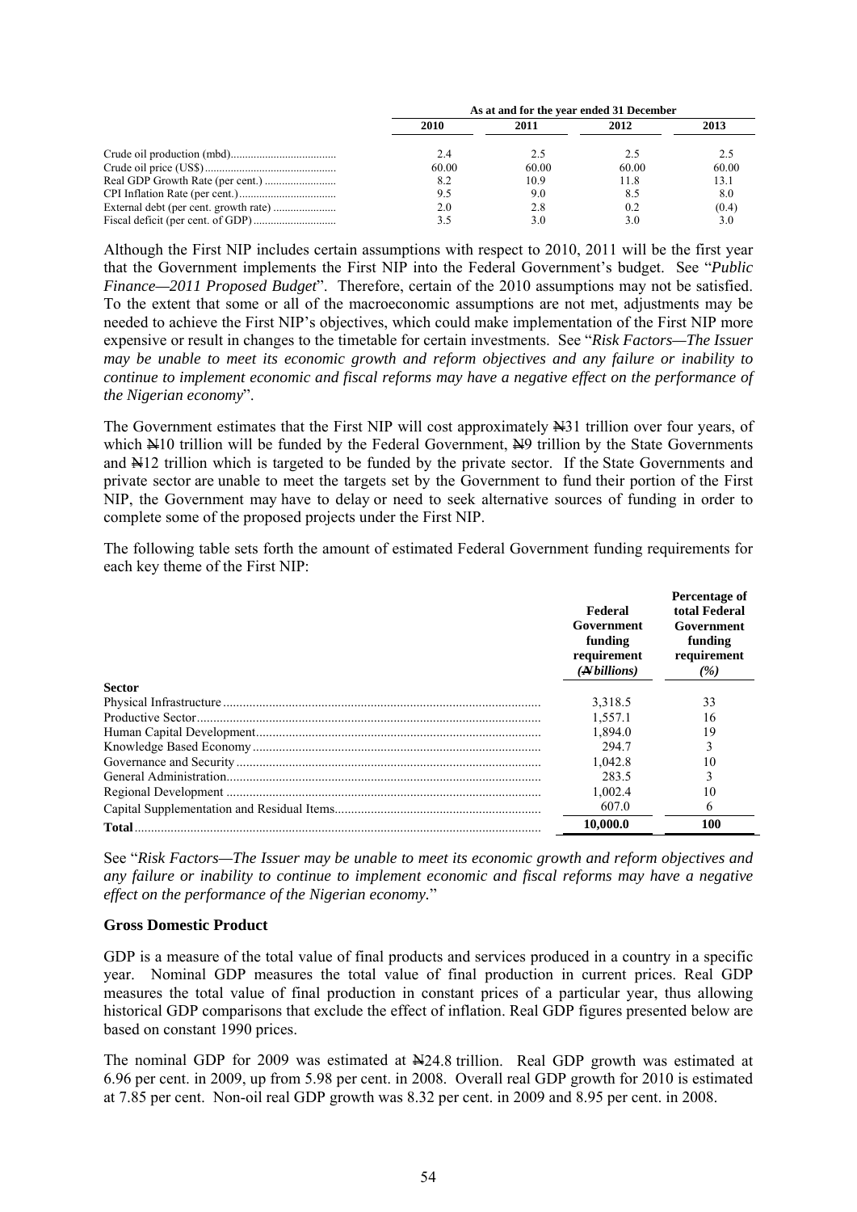| | As at and for the year ended 31 December | | | |
|---|---|---|---|---|
| | 2010 | 2011 | 2012 | 2013 |
| Crude oil production (mbd) | 2.4 | 2.5 | 2.5 | 2.5 |
| Crude oil price (US$) | 60.00 | 60.00 | 60.00 | 60.00 |
| Real GDP Growth Rate (per cent.) | 8.2 | 10.9 | 11.8 | 13.1 |
| CPI Inflation Rate (per cent.) | 9.5 | 9.0 | 8.5 | 8.0 |
| External debt (per cent. growth rate) | 2.0 | 2.8 | 0.2 | (0.4) |
| Fiscal deficit (per cent. of GDP) | 3.5 | 3.0 | 3.0 | 3.0 |

Although the First NIP includes certain assumptions with respect to 2010, 2011 will be the first year that the Government implements the First NIP into the Federal Government's budget. See "*Public Finance—2011 Proposed Budget*". Therefore, certain of the 2010 assumptions may not be satisfied. To the extent that some or all of the macroeconomic assumptions are not met, adjustments may be needed to achieve the First NIP's objectives, which could make implementation of the First NIP more expensive or result in changes to the timetable for certain investments. See "*Risk Factors—The Issuer may be unable to meet its economic growth and reform objectives and any failure or inability to continue to implement economic and fiscal reforms may have a negative effect on the performance of the Nigerian economy*".

The Government estimates that the First NIP will cost approximately ₦31 trillion over four years, of which ₦10 trillion will be funded by the Federal Government, ₦9 trillion by the State Governments and ₦12 trillion which is targeted to be funded by the private sector. If the State Governments and private sector are unable to meet the targets set by the Government to fund their portion of the First NIP, the Government may have to delay or need to seek alternative sources of funding in order to complete some of the proposed projects under the First NIP.

The following table sets forth the amount of estimated Federal Government funding requirements for each key theme of the First NIP:

| | Federal Government funding requirement (₦ billions) | Percentage of total Federal Government funding requirement (%) |
|---|---|---|
| **Sector** | | |
| Physical Infrastructure | 3,318.5 | 33 |
| Productive Sector | 1,557.1 | 16 |
| Human Capital Development | 1,894.0 | 19 |
| Knowledge Based Economy | 294.7 | 3 |
| Governance and Security | 1,042.8 | 10 |
| General Administration | 283.5 | 3 |
| Regional Development | 1,002.4 | 10 |
| Capital Supplementation and Residual Items | 607.0 | 6 |
| **Total** | **10,000.0** | **100** |

See "*Risk Factors—The Issuer may be unable to meet its economic growth and reform objectives and any failure or inability to continue to implement economic and fiscal reforms may have a negative effect on the performance of the Nigerian economy.*"

**Gross Domestic Product**

GDP is a measure of the total value of final products and services produced in a country in a specific year. Nominal GDP measures the total value of final production in current prices. Real GDP measures the total value of final production in constant prices of a particular year, thus allowing historical GDP comparisons that exclude the effect of inflation. Real GDP figures presented below are based on constant 1990 prices.

The nominal GDP for 2009 was estimated at ₦24.8 trillion. Real GDP growth was estimated at 6.96 per cent. in 2009, up from 5.98 per cent. in 2008. Overall real GDP growth for 2010 is estimated at 7.85 per cent. Non-oil real GDP growth was 8.32 per cent. in 2009 and 8.95 per cent. in 2008.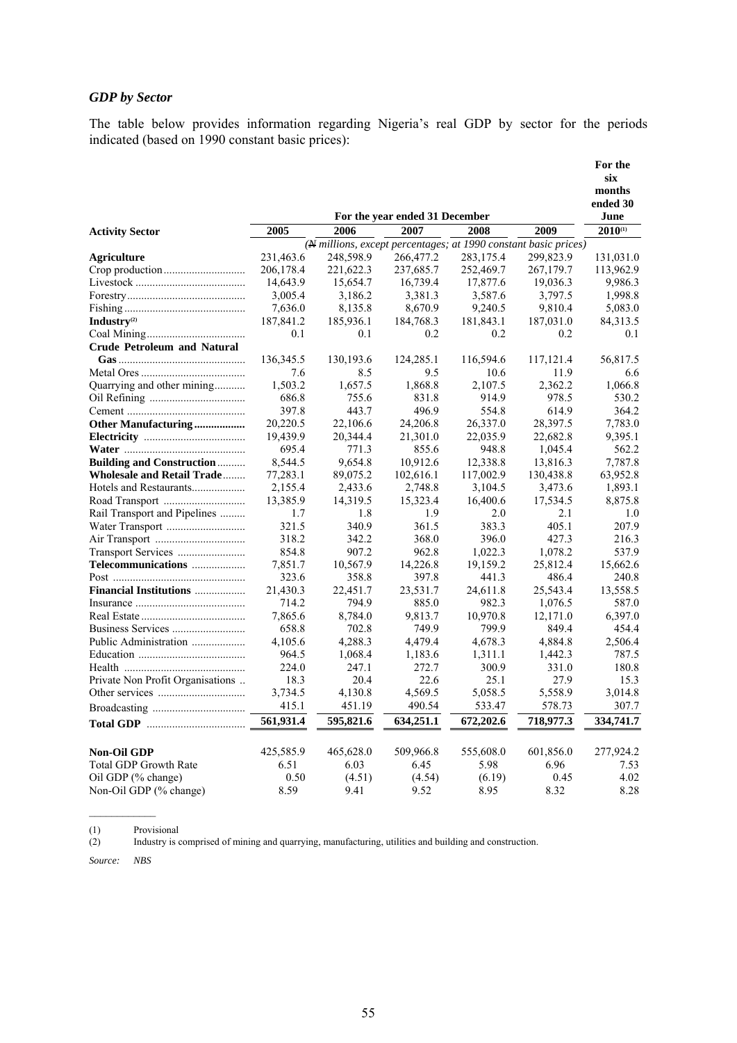### *GDP by Sector*

The table below provides information regarding Nigeria's real GDP by sector for the periods indicated (based on 1990 constant basic prices):

| Activity Sector | For the year ended 31 December | | | | | For the six months ended 30 June |
|---|---|---|---|---|---|---|
| | 2005 | 2006 | 2007 | 2008 | 2009 | 2010[1] |
| | (₦ millions, except percentages; at 1990 constant basic prices) | | | | | |
| **Agriculture** | 231,463.6 | 248,598.9 | 266,477.2 | 283,175.4 | 299,823.9 | 131,031.0 |
| Crop production | 206,178.4 | 221,622.3 | 237,685.7 | 252,469.7 | 267,179.7 | 113,962.9 |
| Livestock | 14,643.9 | 15,654.7 | 16,739.4 | 17,877.6 | 19,036.3 | 9,986.3 |
| Forestry | 3,005.4 | 3,186.2 | 3,381.3 | 3,587.6 | 3,797.5 | 1,998.8 |
| Fishing | 7,636.0 | 8,135.8 | 8,670.9 | 9,240.5 | 9,810.4 | 5,083.0 |
| **Industry**[2] | 187,841.2 | 185,936.1 | 184,768.3 | 181,843.1 | 187,031.0 | 84,313.5 |
| Coal Mining | 0.1 | 0.1 | 0.2 | 0.2 | 0.2 | 0.1 |
| **Crude Petroleum and Natural Gas** | 136,345.5 | 130,193.6 | 124,285.1 | 116,594.6 | 117,121.4 | 56,817.5 |
| Metal Ores | 7.6 | 8.5 | 9.5 | 10.6 | 11.9 | 6.6 |
| Quarrying and other mining | 1,503.2 | 1,657.5 | 1,868.8 | 2,107.5 | 2,362.2 | 1,066.8 |
| Oil Refining | 686.8 | 755.6 | 831.8 | 914.9 | 978.5 | 530.2 |
| Cement | 397.8 | 443.7 | 496.9 | 554.8 | 614.9 | 364.2 |
| **Other Manufacturing** | 20,220.5 | 22,106.6 | 24,206.8 | 26,337.0 | 28,397.5 | 7,783.0 |
| **Electricity** | 19,439.9 | 20,344.4 | 21,301.0 | 22,035.9 | 22,682.8 | 9,395.1 |
| **Water** | 695.4 | 771.3 | 855.6 | 948.8 | 1,045.4 | 562.2 |
| **Building and Construction** | 8,544.5 | 9,654.8 | 10,912.6 | 12,338.8 | 13,816.3 | 7,787.8 |
| **Wholesale and Retail Trade** | 77,283.1 | 89,075.2 | 102,616.1 | 117,002.9 | 130,438.8 | 63,952.8 |
| Hotels and Restaurants | 2,155.4 | 2,433.6 | 2,748.8 | 3,104.5 | 3,473.6 | 1,893.1 |
| Road Transport | 13,385.9 | 14,319.5 | 15,323.4 | 16,400.6 | 17,534.5 | 8,875.8 |
| Rail Transport and Pipelines | 1.7 | 1.8 | 1.9 | 2.0 | 2.1 | 1.0 |
| Water Transport | 321.5 | 340.9 | 361.5 | 383.3 | 405.1 | 207.9 |
| Air Transport | 318.2 | 342.2 | 368.0 | 396.0 | 427.3 | 216.3 |
| Transport Services | 854.8 | 907.2 | 962.8 | 1,022.3 | 1,078.2 | 537.9 |
| **Telecommunications** | 7,851.7 | 10,567.9 | 14,226.8 | 19,159.2 | 25,812.4 | 15,662.6 |
| Post | 323.6 | 358.8 | 397.8 | 441.3 | 486.4 | 240.8 |
| **Financial Institutions** | 21,430.3 | 22,451.7 | 23,531.7 | 24,611.8 | 25,543.4 | 13,558.5 |
| Insurance | 714.2 | 794.9 | 885.0 | 982.3 | 1,076.5 | 587.0 |
| Real Estate | 7,865.6 | 8,784.0 | 9,813.7 | 10,970.8 | 12,171.0 | 6,397.0 |
| Business Services | 658.8 | 702.8 | 749.9 | 799.9 | 849.4 | 454.4 |
| Public Administration | 4,105.6 | 4,288.3 | 4,479.4 | 4,678.3 | 4,884.8 | 2,506.4 |
| Education | 964.5 | 1,068.4 | 1,183.6 | 1,311.1 | 1,442.3 | 787.5 |
| Health | 224.0 | 247.1 | 272.7 | 300.9 | 331.0 | 180.8 |
| Private Non Profit Organisations | 18.3 | 20.4 | 22.6 | 25.1 | 27.9 | 15.3 |
| Other services | 3,734.5 | 4,130.8 | 4,569.5 | 5,058.5 | 5,558.9 | 3,014.8 |
| Broadcasting | 415.1 | 451.19 | 490.54 | 533.47 | 578.73 | 307.7 |
| **Total GDP** | 561,931.4 | 595,821.6 | 634,251.1 | 672,202.6 | 718,977.3 | 334,741.7 |
| | | | | | | |
| **Non-Oil GDP** | 425,585.9 | 465,628.0 | 509,966.8 | 555,608.0 | 601,856.0 | 277,924.2 |
| Total GDP Growth Rate | 6.51 | 6.03 | 6.45 | 5.98 | 6.96 | 7.53 |
| Oil GDP (% change) | 0.50 | (4.51) | (4.54) | (6.19) | 0.45 | 4.02 |
| Non-Oil GDP (% change) | 8.59 | 9.41 | 9.52 | 8.95 | 8.32 | 8.28 |

(1) Provisional

(2) Industry is comprised of mining and quarrying, manufacturing, utilities and building and construction.

*Source: NBS*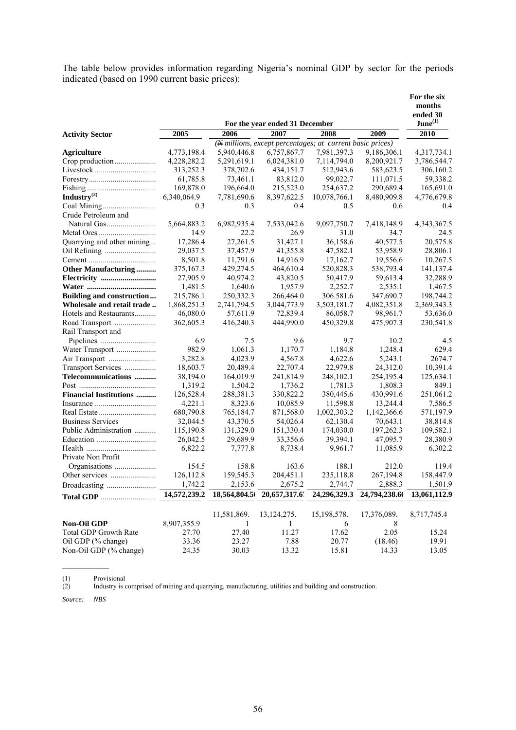The table below provides information regarding Nigeria's nominal GDP by sector for the periods indicated (based on 1990 current basic prices):

| Activity Sector | For the year ended 31 December | | | | | For the six months ended 30 June[(1)] |
|---|---|---|---|---|---|---|
| | 2005 | 2006 | 2007 | 2008 | 2009 | 2010 |
| | *(₦ millions, except percentages; at current basic prices)* | | | | | |
| **Agriculture** | 4,773,198.4 | 5,940,446.8 | 6,757,867.7 | 7,981,397.3 | 9,186,306.1 | 4,317,734.1 |
| Crop production | 4,228,282.2 | 5,291,619.1 | 6,024,381.0 | 7,114,794.0 | 8,200,921.7 | 3,786,544.7 |
| Livestock | 313,252.3 | 378,702.6 | 434,151.7 | 512,943.6 | 583,623.5 | 306,160.2 |
| Forestry | 61,785.8 | 73,461.1 | 83,812.0 | 99,022.7 | 111,071.5 | 59,338.2 |
| Fishing | 169,878.0 | 196,664.0 | 215,523.0 | 254,637.2 | 290,689.4 | 165,691.0 |
| **Industry[(2)]** | 6,340,064.9 | 7,781,690.6 | 8,397,622.5 | 10,078,766.1 | 8,480,909.8 | 4,776,679.8 |
| Coal Mining | 0.3 | 0.3 | 0.4 | 0.5 | 0.6 | 0.4 |
| Crude Petroleum and Natural Gas | 5,664,883.2 | 6,982,935.4 | 7,533,042.6 | 9,097,750.7 | 7,418,148.9 | 4,343,367.5 |
| Metal Ores | 14.9 | 22.2 | 26.9 | 31.0 | 34.7 | 24.5 |
| Quarrying and other mining | 17,286.4 | 27,261.5 | 31,427.1 | 36,158.6 | 40,577.5 | 20,575.8 |
| Oil Refining | 29,037.5 | 37,457.9 | 41,355.8 | 47,582.1 | 53,958.9 | 28,806.1 |
| Cement | 8,501.8 | 11,791.6 | 14,916.9 | 17,162.7 | 19,556.6 | 10,267.5 |
| **Other Manufacturing** | 375,167.3 | 429,274.5 | 464,610.4 | 520,828.3 | 538,793.4 | 141,137.4 |
| **Electricity** | 27,905.9 | 40,974.2 | 43,820.5 | 50,417.9 | 59,613.4 | 32,288.9 |
| **Water** | 1,481.5 | 1,640.6 | 1,957.9 | 2,252.7 | 2,535.1 | 1,467.5 |
| **Building and construction** | 215,786.1 | 250,332.3 | 266,464.0 | 306.581.6 | 347,690.7 | 198,744.2 |
| **Wholesale and retail trade** | 1,868,251.3 | 2,741,794.5 | 3,044,773.9 | 3,503,181.7 | 4,082,351.8 | 2,369,343.3 |
| Hotels and Restaurants | 46,080.0 | 57,611.9 | 72,839.4 | 86,058.7 | 98,961.7 | 53,636.0 |
| Road Transport | 362,605.3 | 416,240.3 | 444,990.0 | 450,329.8 | 475,907.3 | 230,541.8 |
| Rail Transport and Pipelines | 6.9 | 7.5 | 9.6 | 9.7 | 10.2 | 4.5 |
| Water Transport | 982.9 | 1,061.3 | 1,170.7 | 1,184.8 | 1,248.4 | 629.4 |
| Air Transport | 3,282.8 | 4,023.9 | 4,567.8 | 4,622.6 | 5,243.1 | 2674.7 |
| Transport Services | 18,603.7 | 20,489.4 | 22,707.4 | 22,979.8 | 24,312.0 | 10,391.4 |
| **Telecommunications** | 38,194.0 | 164,019.9 | 241,814.9 | 248,102.1 | 254,195.4 | 125,634.1 |
| Post | 1,319.2 | 1,504.2 | 1,736.2 | 1,781.3 | 1,808.3 | 849.1 |
| **Financial Institutions** | 126,528.4 | 288,381.3 | 330,822.2 | 380,445.6 | 430,991.6 | 251,061.2 |
| Insurance | 4,221.1 | 8,323.6 | 10,085.9 | 11,598.8 | 13,244.4 | 7,586.5 |
| Real Estate | 680,790.8 | 765,184.7 | 871,568.0 | 1,002,303.2 | 1,142,366.6 | 571,197.9 |
| Business Services | 32,044.5 | 43,370.5 | 54,026.4 | 62,130.4 | 70,643.1 | 38,814.8 |
| Public Administration | 115,190.8 | 131,329.0 | 151,330.4 | 174,030.0 | 197,262.3 | 109,582.1 |
| Education | 26,042.5 | 29,689.9 | 33,356.6 | 39,394.1 | 47,095.7 | 28,380.9 |
| Health | 6,822.2 | 7,777.8 | 8,738.4 | 9,961.7 | 11,085.9 | 6,302.2 |
| Private Non Profit Organisations | 154.5 | 158.8 | 163.6 | 188.1 | 212.0 | 119.4 |
| Other services | 126,112.8 | 159,545.3 | 204,451.1 | 235,118.8 | 267,194.8 | 158,447.9 |
| Broadcasting | 1,742.2 | 2,153.6 | 2,675.2 | 2,744.7 | 2,888.3 | 1,501.9 |
| **Total GDP** | 14,572,239.2 | 18,564,804.5 | 20,657,317.6 | 24,296,329.3 | 24,794,238.6 | 13,061,112.9 |
| **Non-Oil GDP** | 8,907,355.9 | 11,581,869.1 | 13,124,275.1 | 15,198,578.6 | 17,376,089.8 | 8,717,745.4 |
| Total GDP Growth Rate | 27.70 | 27.40 | 11.27 | 17.62 | 2.05 | 15.24 |
| Oil GDP (% change) | 33.36 | 23.27 | 7.88 | 20.77 | (18.46) | 19.91 |
| Non-Oil GDP (% change) | 24.35 | 30.03 | 13.32 | 15.81 | 14.33 | 13.05 |

(1) Provisional
(2) Industry is comprised of mining and quarrying, manufacturing, utilities and building and construction.

*Source: NBS*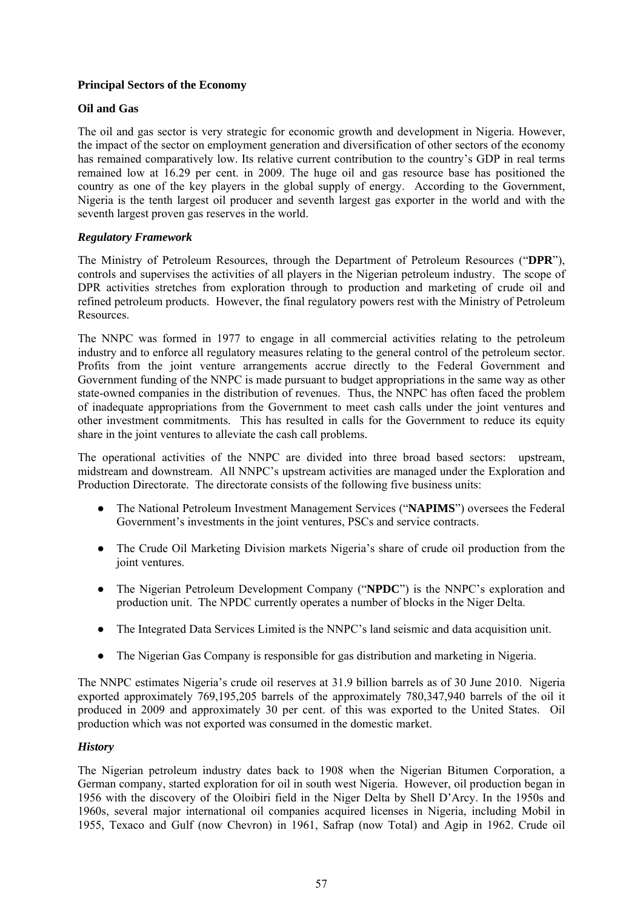**Principal Sectors of the Economy**

**Oil and Gas**

The oil and gas sector is very strategic for economic growth and development in Nigeria. However, the impact of the sector on employment generation and diversification of other sectors of the economy has remained comparatively low. Its relative current contribution to the country's GDP in real terms remained low at 16.29 per cent. in 2009. The huge oil and gas resource base has positioned the country as one of the key players in the global supply of energy. According to the Government, Nigeria is the tenth largest oil producer and seventh largest gas exporter in the world and with the seventh largest proven gas reserves in the world.

***Regulatory Framework***

The Ministry of Petroleum Resources, through the Department of Petroleum Resources ("**DPR**"), controls and supervises the activities of all players in the Nigerian petroleum industry. The scope of DPR activities stretches from exploration through to production and marketing of crude oil and refined petroleum products. However, the final regulatory powers rest with the Ministry of Petroleum Resources.

The NNPC was formed in 1977 to engage in all commercial activities relating to the petroleum industry and to enforce all regulatory measures relating to the general control of the petroleum sector. Profits from the joint venture arrangements accrue directly to the Federal Government and Government funding of the NNPC is made pursuant to budget appropriations in the same way as other state-owned companies in the distribution of revenues. Thus, the NNPC has often faced the problem of inadequate appropriations from the Government to meet cash calls under the joint ventures and other investment commitments. This has resulted in calls for the Government to reduce its equity share in the joint ventures to alleviate the cash call problems.

The operational activities of the NNPC are divided into three broad based sectors: upstream, midstream and downstream. All NNPC's upstream activities are managed under the Exploration and Production Directorate. The directorate consists of the following five business units:

- The National Petroleum Investment Management Services ("**NAPIMS**") oversees the Federal Government's investments in the joint ventures, PSCs and service contracts.
- The Crude Oil Marketing Division markets Nigeria's share of crude oil production from the joint ventures.
- The Nigerian Petroleum Development Company ("**NPDC**") is the NNPC's exploration and production unit. The NPDC currently operates a number of blocks in the Niger Delta.
- The Integrated Data Services Limited is the NNPC's land seismic and data acquisition unit.
- The Nigerian Gas Company is responsible for gas distribution and marketing in Nigeria.

The NNPC estimates Nigeria's crude oil reserves at 31.9 billion barrels as of 30 June 2010. Nigeria exported approximately 769,195,205 barrels of the approximately 780,347,940 barrels of the oil it produced in 2009 and approximately 30 per cent. of this was exported to the United States. Oil production which was not exported was consumed in the domestic market.

***History***

The Nigerian petroleum industry dates back to 1908 when the Nigerian Bitumen Corporation, a German company, started exploration for oil in south west Nigeria. However, oil production began in 1956 with the discovery of the Oloibiri field in the Niger Delta by Shell D'Arcy. In the 1950s and 1960s, several major international oil companies acquired licenses in Nigeria, including Mobil in 1955, Texaco and Gulf (now Chevron) in 1961, Safrap (now Total) and Agip in 1962. Crude oil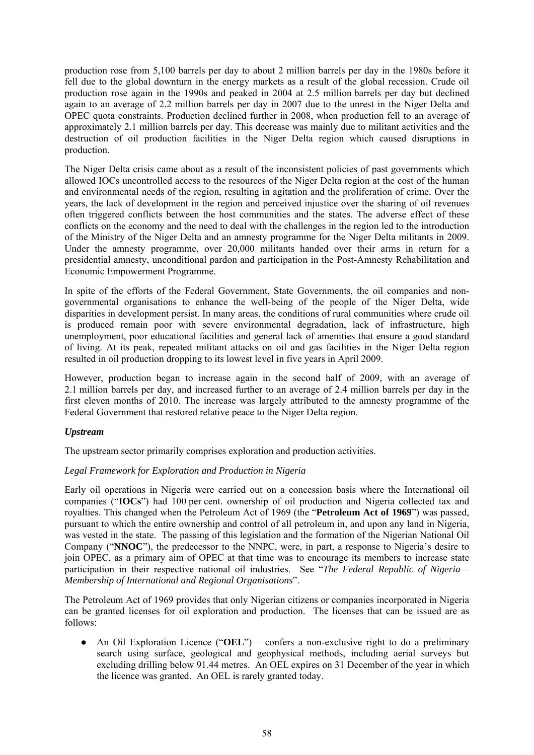production rose from 5,100 barrels per day to about 2 million barrels per day in the 1980s before it fell due to the global downturn in the energy markets as a result of the global recession. Crude oil production rose again in the 1990s and peaked in 2004 at 2.5 million barrels per day but declined again to an average of 2.2 million barrels per day in 2007 due to the unrest in the Niger Delta and OPEC quota constraints. Production declined further in 2008, when production fell to an average of approximately 2.1 million barrels per day. This decrease was mainly due to militant activities and the destruction of oil production facilities in the Niger Delta region which caused disruptions in production.

The Niger Delta crisis came about as a result of the inconsistent policies of past governments which allowed IOCs uncontrolled access to the resources of the Niger Delta region at the cost of the human and environmental needs of the region, resulting in agitation and the proliferation of crime. Over the years, the lack of development in the region and perceived injustice over the sharing of oil revenues often triggered conflicts between the host communities and the states. The adverse effect of these conflicts on the economy and the need to deal with the challenges in the region led to the introduction of the Ministry of the Niger Delta and an amnesty programme for the Niger Delta militants in 2009. Under the amnesty programme, over 20,000 militants handed over their arms in return for a presidential amnesty, unconditional pardon and participation in the Post-Amnesty Rehabilitation and Economic Empowerment Programme.

In spite of the efforts of the Federal Government, State Governments, the oil companies and non-governmental organisations to enhance the well-being of the people of the Niger Delta, wide disparities in development persist. In many areas, the conditions of rural communities where crude oil is produced remain poor with severe environmental degradation, lack of infrastructure, high unemployment, poor educational facilities and general lack of amenities that ensure a good standard of living. At its peak, repeated militant attacks on oil and gas facilities in the Niger Delta region resulted in oil production dropping to its lowest level in five years in April 2009.

However, production began to increase again in the second half of 2009, with an average of 2.1 million barrels per day, and increased further to an average of 2.4 million barrels per day in the first eleven months of 2010. The increase was largely attributed to the amnesty programme of the Federal Government that restored relative peace to the Niger Delta region.

***Upstream***

The upstream sector primarily comprises exploration and production activities.

*Legal Framework for Exploration and Production in Nigeria*

Early oil operations in Nigeria were carried out on a concession basis where the International oil companies ("**IOCs**") had 100 per cent. ownership of oil production and Nigeria collected tax and royalties. This changed when the Petroleum Act of 1969 (the "**Petroleum Act of 1969**") was passed, pursuant to which the entire ownership and control of all petroleum in, and upon any land in Nigeria, was vested in the state. The passing of this legislation and the formation of the Nigerian National Oil Company ("**NNOC**"), the predecessor to the NNPC, were, in part, a response to Nigeria's desire to join OPEC, as a primary aim of OPEC at that time was to encourage its members to increase state participation in their respective national oil industries. See "*The Federal Republic of Nigeria— Membership of International and Regional Organisations*".

The Petroleum Act of 1969 provides that only Nigerian citizens or companies incorporated in Nigeria can be granted licenses for oil exploration and production. The licenses that can be issued are as follows:

- An Oil Exploration Licence ("**OEL**") – confers a non-exclusive right to do a preliminary search using surface, geological and geophysical methods, including aerial surveys but excluding drilling below 91.44 metres. An OEL expires on 31 December of the year in which the licence was granted. An OEL is rarely granted today.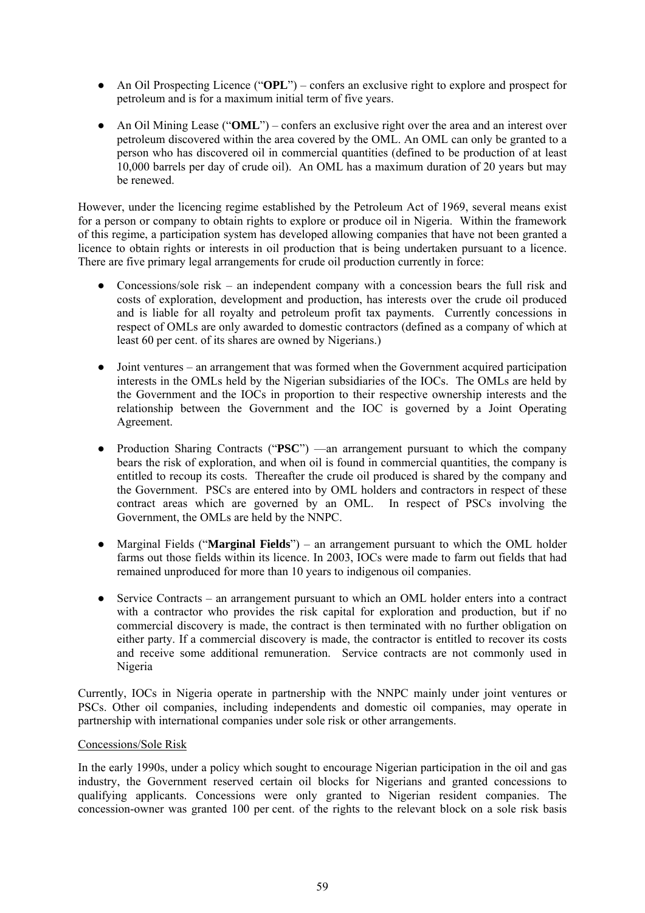- An Oil Prospecting Licence ("**OPL**") – confers an exclusive right to explore and prospect for petroleum and is for a maximum initial term of five years.

- An Oil Mining Lease ("**OML**") – confers an exclusive right over the area and an interest over petroleum discovered within the area covered by the OML. An OML can only be granted to a person who has discovered oil in commercial quantities (defined to be production of at least 10,000 barrels per day of crude oil). An OML has a maximum duration of 20 years but may be renewed.

However, under the licencing regime established by the Petroleum Act of 1969, several means exist for a person or company to obtain rights to explore or produce oil in Nigeria. Within the framework of this regime, a participation system has developed allowing companies that have not been granted a licence to obtain rights or interests in oil production that is being undertaken pursuant to a licence. There are five primary legal arrangements for crude oil production currently in force:

- Concessions/sole risk – an independent company with a concession bears the full risk and costs of exploration, development and production, has interests over the crude oil produced and is liable for all royalty and petroleum profit tax payments. Currently concessions in respect of OMLs are only awarded to domestic contractors (defined as a company of which at least 60 per cent. of its shares are owned by Nigerians.)

- Joint ventures – an arrangement that was formed when the Government acquired participation interests in the OMLs held by the Nigerian subsidiaries of the IOCs. The OMLs are held by the Government and the IOCs in proportion to their respective ownership interests and the relationship between the Government and the IOC is governed by a Joint Operating Agreement.

- Production Sharing Contracts ("**PSC**") —an arrangement pursuant to which the company bears the risk of exploration, and when oil is found in commercial quantities, the company is entitled to recoup its costs. Thereafter the crude oil produced is shared by the company and the Government. PSCs are entered into by OML holders and contractors in respect of these contract areas which are governed by an OML. In respect of PSCs involving the Government, the OMLs are held by the NNPC.

- Marginal Fields ("**Marginal Fields**") – an arrangement pursuant to which the OML holder farms out those fields within its licence. In 2003, IOCs were made to farm out fields that had remained unproduced for more than 10 years to indigenous oil companies.

- Service Contracts – an arrangement pursuant to which an OML holder enters into a contract with a contractor who provides the risk capital for exploration and production, but if no commercial discovery is made, the contract is then terminated with no further obligation on either party. If a commercial discovery is made, the contractor is entitled to recover its costs and receive some additional remuneration. Service contracts are not commonly used in Nigeria

Currently, IOCs in Nigeria operate in partnership with the NNPC mainly under joint ventures or PSCs. Other oil companies, including independents and domestic oil companies, may operate in partnership with international companies under sole risk or other arrangements.

Concessions/Sole Risk

In the early 1990s, under a policy which sought to encourage Nigerian participation in the oil and gas industry, the Government reserved certain oil blocks for Nigerians and granted concessions to qualifying applicants. Concessions were only granted to Nigerian resident companies. The concession-owner was granted 100 per cent. of the rights to the relevant block on a sole risk basis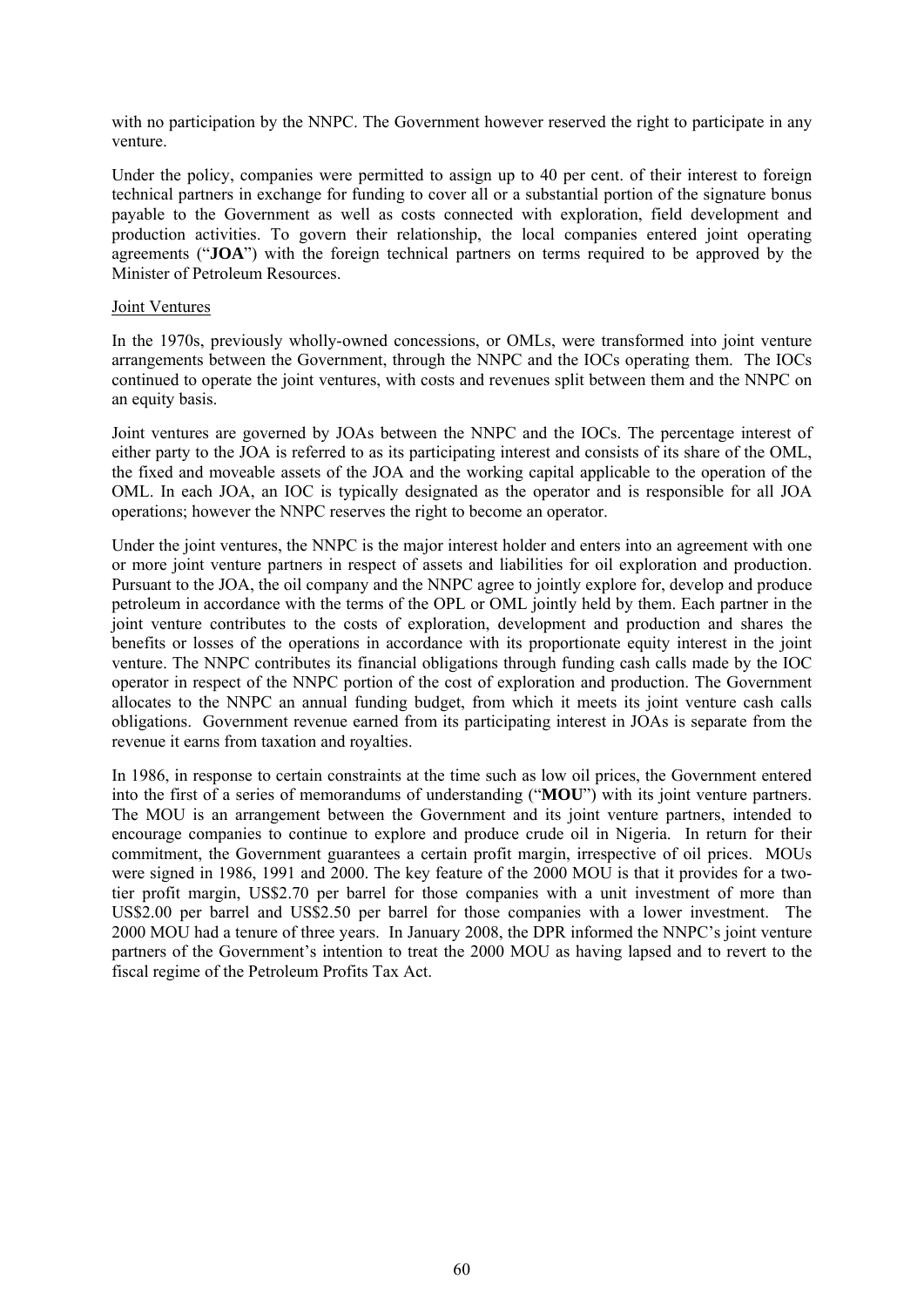with no participation by the NNPC. The Government however reserved the right to participate in any venture.

Under the policy, companies were permitted to assign up to 40 per cent. of their interest to foreign technical partners in exchange for funding to cover all or a substantial portion of the signature bonus payable to the Government as well as costs connected with exploration, field development and production activities. To govern their relationship, the local companies entered joint operating agreements ("**JOA**") with the foreign technical partners on terms required to be approved by the Minister of Petroleum Resources.

Joint Ventures

In the 1970s, previously wholly-owned concessions, or OMLs, were transformed into joint venture arrangements between the Government, through the NNPC and the IOCs operating them. The IOCs continued to operate the joint ventures, with costs and revenues split between them and the NNPC on an equity basis.

Joint ventures are governed by JOAs between the NNPC and the IOCs. The percentage interest of either party to the JOA is referred to as its participating interest and consists of its share of the OML, the fixed and moveable assets of the JOA and the working capital applicable to the operation of the OML. In each JOA, an IOC is typically designated as the operator and is responsible for all JOA operations; however the NNPC reserves the right to become an operator.

Under the joint ventures, the NNPC is the major interest holder and enters into an agreement with one or more joint venture partners in respect of assets and liabilities for oil exploration and production. Pursuant to the JOA, the oil company and the NNPC agree to jointly explore for, develop and produce petroleum in accordance with the terms of the OPL or OML jointly held by them. Each partner in the joint venture contributes to the costs of exploration, development and production and shares the benefits or losses of the operations in accordance with its proportionate equity interest in the joint venture. The NNPC contributes its financial obligations through funding cash calls made by the IOC operator in respect of the NNPC portion of the cost of exploration and production. The Government allocates to the NNPC an annual funding budget, from which it meets its joint venture cash calls obligations. Government revenue earned from its participating interest in JOAs is separate from the revenue it earns from taxation and royalties.

In 1986, in response to certain constraints at the time such as low oil prices, the Government entered into the first of a series of memorandums of understanding ("**MOU**") with its joint venture partners. The MOU is an arrangement between the Government and its joint venture partners, intended to encourage companies to continue to explore and produce crude oil in Nigeria. In return for their commitment, the Government guarantees a certain profit margin, irrespective of oil prices. MOUs were signed in 1986, 1991 and 2000. The key feature of the 2000 MOU is that it provides for a two-tier profit margin, US$2.70 per barrel for those companies with a unit investment of more than US$2.00 per barrel and US$2.50 per barrel for those companies with a lower investment. The 2000 MOU had a tenure of three years. In January 2008, the DPR informed the NNPC's joint venture partners of the Government's intention to treat the 2000 MOU as having lapsed and to revert to the fiscal regime of the Petroleum Profits Tax Act.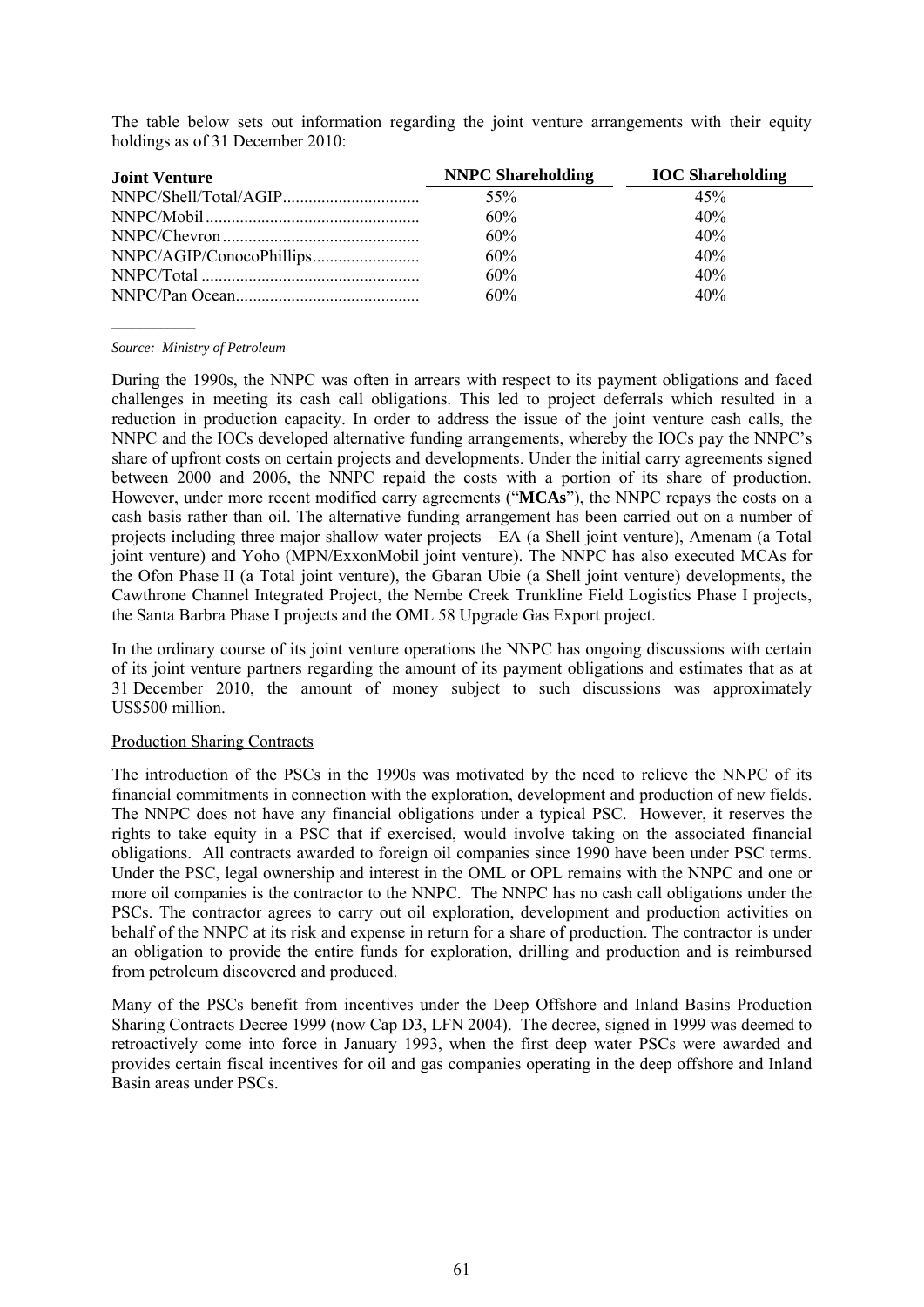The table below sets out information regarding the joint venture arrangements with their equity holdings as of 31 December 2010:

| Joint Venture | NNPC Shareholding | IOC Shareholding |
|---|---|---|
| NNPC/Shell/Total/AGIP | 55% | 45% |
| NNPC/Mobil | 60% | 40% |
| NNPC/Chevron | 60% | 40% |
| NNPC/AGIP/ConocoPhillips | 60% | 40% |
| NNPC/Total | 60% | 40% |
| NNPC/Pan Ocean | 60% | 40% |

*Source: Ministry of Petroleum*

During the 1990s, the NNPC was often in arrears with respect to its payment obligations and faced challenges in meeting its cash call obligations. This led to project deferrals which resulted in a reduction in production capacity. In order to address the issue of the joint venture cash calls, the NNPC and the IOCs developed alternative funding arrangements, whereby the IOCs pay the NNPC's share of upfront costs on certain projects and developments. Under the initial carry agreements signed between 2000 and 2006, the NNPC repaid the costs with a portion of its share of production. However, under more recent modified carry agreements ("**MCAs**"), the NNPC repays the costs on a cash basis rather than oil. The alternative funding arrangement has been carried out on a number of projects including three major shallow water projects—EA (a Shell joint venture), Amenam (a Total joint venture) and Yoho (MPN/ExxonMobil joint venture). The NNPC has also executed MCAs for the Ofon Phase II (a Total joint venture), the Gbaran Ubie (a Shell joint venture) developments, the Cawthrone Channel Integrated Project, the Nembe Creek Trunkline Field Logistics Phase I projects, the Santa Barbra Phase I projects and the OML 58 Upgrade Gas Export project.

In the ordinary course of its joint venture operations the NNPC has ongoing discussions with certain of its joint venture partners regarding the amount of its payment obligations and estimates that as at 31 December 2010, the amount of money subject to such discussions was approximately US$500 million.

Production Sharing Contracts

The introduction of the PSCs in the 1990s was motivated by the need to relieve the NNPC of its financial commitments in connection with the exploration, development and production of new fields. The NNPC does not have any financial obligations under a typical PSC. However, it reserves the rights to take equity in a PSC that if exercised, would involve taking on the associated financial obligations. All contracts awarded to foreign oil companies since 1990 have been under PSC terms. Under the PSC, legal ownership and interest in the OML or OPL remains with the NNPC and one or more oil companies is the contractor to the NNPC. The NNPC has no cash call obligations under the PSCs. The contractor agrees to carry out oil exploration, development and production activities on behalf of the NNPC at its risk and expense in return for a share of production. The contractor is under an obligation to provide the entire funds for exploration, drilling and production and is reimbursed from petroleum discovered and produced.

Many of the PSCs benefit from incentives under the Deep Offshore and Inland Basins Production Sharing Contracts Decree 1999 (now Cap D3, LFN 2004). The decree, signed in 1999 was deemed to retroactively come into force in January 1993, when the first deep water PSCs were awarded and provides certain fiscal incentives for oil and gas companies operating in the deep offshore and Inland Basin areas under PSCs.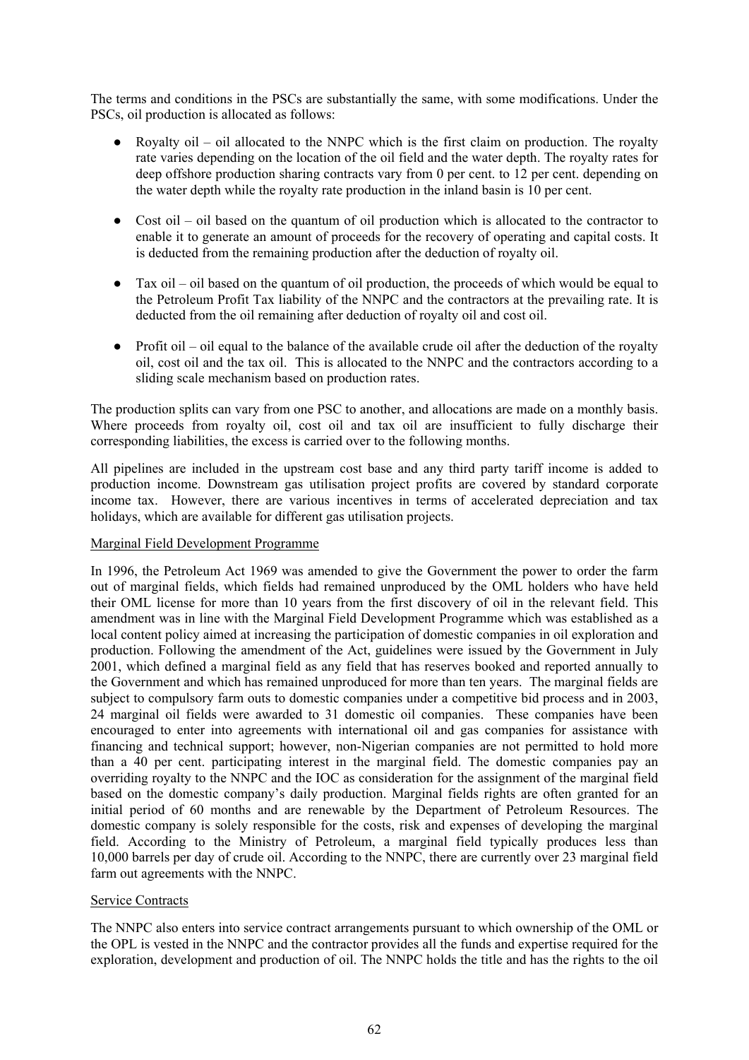The terms and conditions in the PSCs are substantially the same, with some modifications. Under the PSCs, oil production is allocated as follows:

- Royalty oil – oil allocated to the NNPC which is the first claim on production. The royalty rate varies depending on the location of the oil field and the water depth. The royalty rates for deep offshore production sharing contracts vary from 0 per cent. to 12 per cent. depending on the water depth while the royalty rate production in the inland basin is 10 per cent.

- Cost oil – oil based on the quantum of oil production which is allocated to the contractor to enable it to generate an amount of proceeds for the recovery of operating and capital costs. It is deducted from the remaining production after the deduction of royalty oil.

- Tax oil – oil based on the quantum of oil production, the proceeds of which would be equal to the Petroleum Profit Tax liability of the NNPC and the contractors at the prevailing rate. It is deducted from the oil remaining after deduction of royalty oil and cost oil.

- Profit oil – oil equal to the balance of the available crude oil after the deduction of the royalty oil, cost oil and the tax oil. This is allocated to the NNPC and the contractors according to a sliding scale mechanism based on production rates.

The production splits can vary from one PSC to another, and allocations are made on a monthly basis. Where proceeds from royalty oil, cost oil and tax oil are insufficient to fully discharge their corresponding liabilities, the excess is carried over to the following months.

All pipelines are included in the upstream cost base and any third party tariff income is added to production income. Downstream gas utilisation project profits are covered by standard corporate income tax. However, there are various incentives in terms of accelerated depreciation and tax holidays, which are available for different gas utilisation projects.

Marginal Field Development Programme

In 1996, the Petroleum Act 1969 was amended to give the Government the power to order the farm out of marginal fields, which fields had remained unproduced by the OML holders who have held their OML license for more than 10 years from the first discovery of oil in the relevant field. This amendment was in line with the Marginal Field Development Programme which was established as a local content policy aimed at increasing the participation of domestic companies in oil exploration and production. Following the amendment of the Act, guidelines were issued by the Government in July 2001, which defined a marginal field as any field that has reserves booked and reported annually to the Government and which has remained unproduced for more than ten years. The marginal fields are subject to compulsory farm outs to domestic companies under a competitive bid process and in 2003, 24 marginal oil fields were awarded to 31 domestic oil companies. These companies have been encouraged to enter into agreements with international oil and gas companies for assistance with financing and technical support; however, non-Nigerian companies are not permitted to hold more than a 40 per cent. participating interest in the marginal field. The domestic companies pay an overriding royalty to the NNPC and the IOC as consideration for the assignment of the marginal field based on the domestic company's daily production. Marginal fields rights are often granted for an initial period of 60 months and are renewable by the Department of Petroleum Resources. The domestic company is solely responsible for the costs, risk and expenses of developing the marginal field. According to the Ministry of Petroleum, a marginal field typically produces less than 10,000 barrels per day of crude oil. According to the NNPC, there are currently over 23 marginal field farm out agreements with the NNPC.

Service Contracts

The NNPC also enters into service contract arrangements pursuant to which ownership of the OML or the OPL is vested in the NNPC and the contractor provides all the funds and expertise required for the exploration, development and production of oil. The NNPC holds the title and has the rights to the oil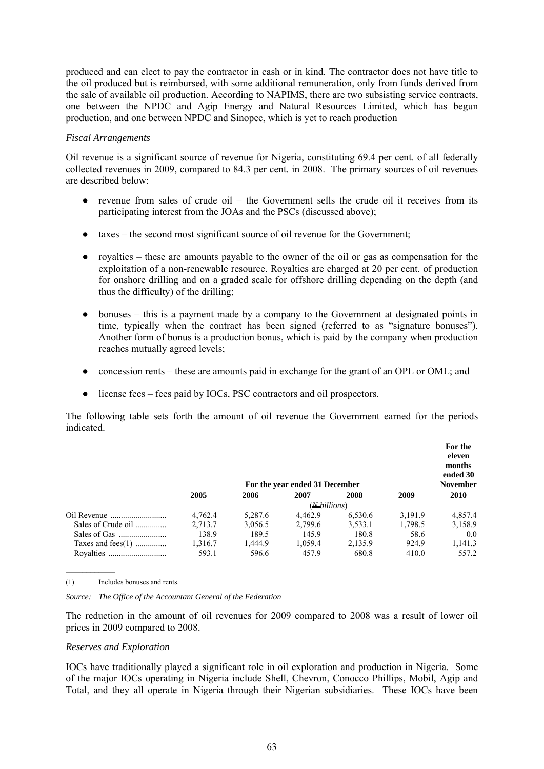produced and can elect to pay the contractor in cash or in kind. The contractor does not have title to the oil produced but is reimbursed, with some additional remuneration, only from funds derived from the sale of available oil production. According to NAPIMS, there are two subsisting service contracts, one between the NPDC and Agip Energy and Natural Resources Limited, which has begun production, and one between NPDC and Sinopec, which is yet to reach production

*Fiscal Arrangements*

Oil revenue is a significant source of revenue for Nigeria, constituting 69.4 per cent. of all federally collected revenues in 2009, compared to 84.3 per cent. in 2008. The primary sources of oil revenues are described below:

- revenue from sales of crude oil – the Government sells the crude oil it receives from its participating interest from the JOAs and the PSCs (discussed above);
- taxes – the second most significant source of oil revenue for the Government;
- royalties – these are amounts payable to the owner of the oil or gas as compensation for the exploitation of a non-renewable resource. Royalties are charged at 20 per cent. of production for onshore drilling and on a graded scale for offshore drilling depending on the depth (and thus the difficulty) of the drilling;
- bonuses – this is a payment made by a company to the Government at designated points in time, typically when the contract has been signed (referred to as "signature bonuses"). Another form of bonus is a production bonus, which is paid by the company when production reaches mutually agreed levels;
- concession rents – these are amounts paid in exchange for the grant of an OPL or OML; and
- license fees – fees paid by IOCs, PSC contractors and oil prospectors.

The following table sets forth the amount of oil revenue the Government earned for the periods indicated.

| | For the year ended 31 December | | | | | For the eleven months ended 30 November |
|---|---|---|---|---|---|---|
| | **2005** | **2006** | **2007** | **2008** | **2009** | **2010** |
| | | | (₦ billions) | | | |
| Oil Revenue | 4,762.4 | 5,287.6 | 4,462.9 | 6,530.6 | 3,191.9 | 4,857.4 |
| Sales of Crude oil | 2,713.7 | 3,056.5 | 2,799.6 | 3,533.1 | 1,798.5 | 3,158.9 |
| Sales of Gas | 138.9 | 189.5 | 145.9 | 180.8 | 58.6 | 0.0 |
| Taxes and fees(1) | 1,316.7 | 1,444.9 | 1,059.4 | 2,135.9 | 924.9 | 1,141.3 |
| Royalties | 593.1 | 596.6 | 457.9 | 680.8 | 410.0 | 557.2 |

(1) Includes bonuses and rents.

*Source: The Office of the Accountant General of the Federation*

The reduction in the amount of oil revenues for 2009 compared to 2008 was a result of lower oil prices in 2009 compared to 2008.

*Reserves and Exploration*

IOCs have traditionally played a significant role in oil exploration and production in Nigeria. Some of the major IOCs operating in Nigeria include Shell, Chevron, Conocco Phillips, Mobil, Agip and Total, and they all operate in Nigeria through their Nigerian subsidiaries. These IOCs have been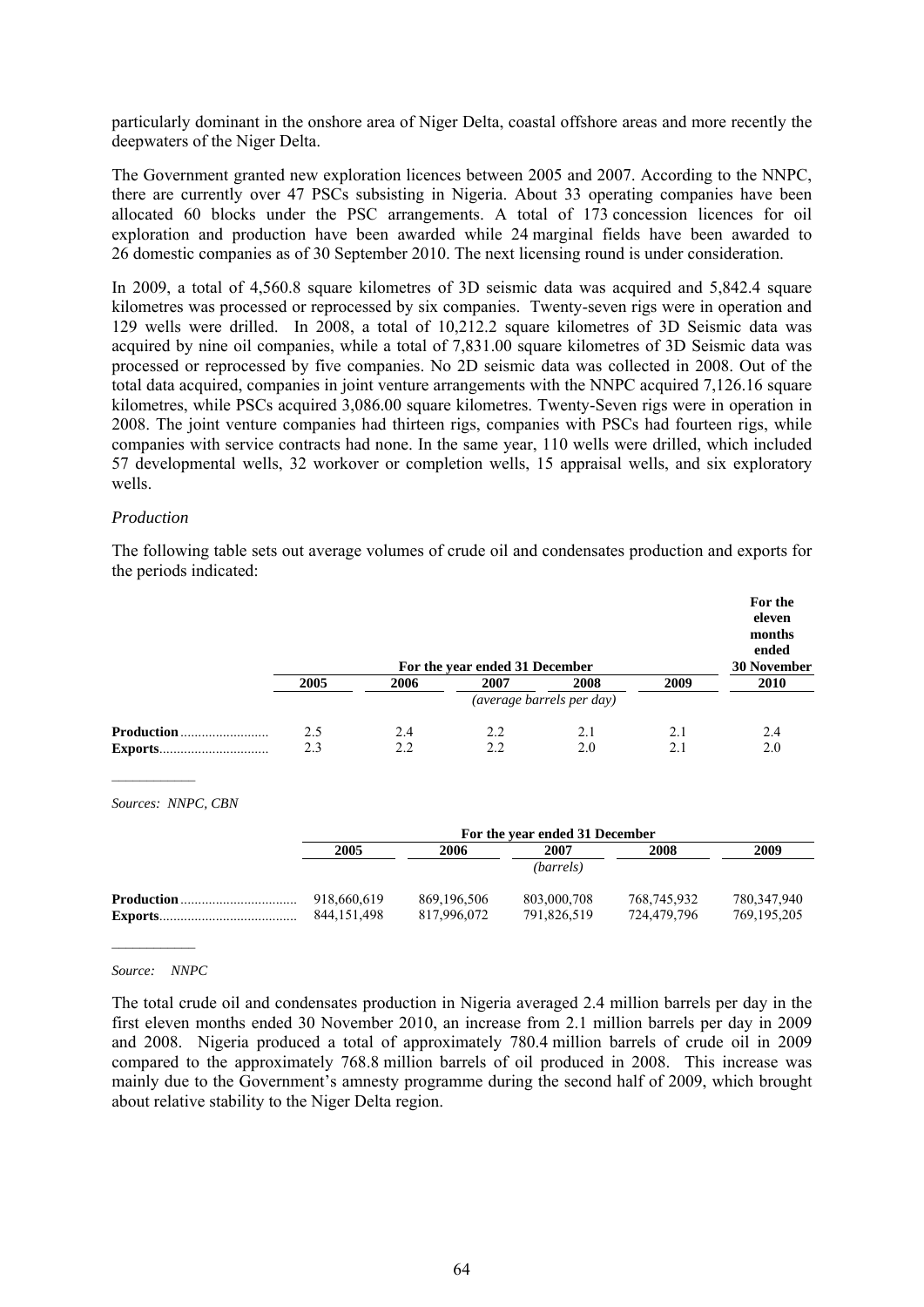particularly dominant in the onshore area of Niger Delta, coastal offshore areas and more recently the deepwaters of the Niger Delta.

The Government granted new exploration licences between 2005 and 2007. According to the NNPC, there are currently over 47 PSCs subsisting in Nigeria. About 33 operating companies have been allocated 60 blocks under the PSC arrangements. A total of 173 concession licences for oil exploration and production have been awarded while 24 marginal fields have been awarded to 26 domestic companies as of 30 September 2010. The next licensing round is under consideration.

In 2009, a total of 4,560.8 square kilometres of 3D seismic data was acquired and 5,842.4 square kilometres was processed or reprocessed by six companies. Twenty-seven rigs were in operation and 129 wells were drilled. In 2008, a total of 10,212.2 square kilometres of 3D Seismic data was acquired by nine oil companies, while a total of 7,831.00 square kilometres of 3D Seismic data was processed or reprocessed by five companies. No 2D seismic data was collected in 2008. Out of the total data acquired, companies in joint venture arrangements with the NNPC acquired 7,126.16 square kilometres, while PSCs acquired 3,086.00 square kilometres. Twenty-Seven rigs were in operation in 2008. The joint venture companies had thirteen rigs, companies with PSCs had fourteen rigs, while companies with service contracts had none. In the same year, 110 wells were drilled, which included 57 developmental wells, 32 workover or completion wells, 15 appraisal wells, and six exploratory wells.

*Production*

The following table sets out average volumes of crude oil and condensates production and exports for the periods indicated:

| | For the year ended 31 December | | | | | For the eleven months ended 30 November |
|---|---|---|---|---|---|---|
| | **2005** | **2006** | **2007** | **2008** | **2009** | **2010** |
| | | | | *(average barrels per day)* | | |
| **Production** | 2.5 | 2.4 | 2.2 | 2.1 | 2.1 | 2.4 |
| **Exports** | 2.3 | 2.2 | 2.2 | 2.0 | 2.1 | 2.0 |

*Sources: NNPC, CBN*

| | For the year ended 31 December | | | | |
|---|---|---|---|---|---|
| | **2005** | **2006** | **2007** | **2008** | **2009** |
| | | | *(barrels)* | | |
| **Production** | 918,660,619 | 869,196,506 | 803,000,708 | 768,745,932 | 780,347,940 |
| **Exports** | 844,151,498 | 817,996,072 | 791,826,519 | 724,479,796 | 769,195,205 |

*Source: NNPC*

The total crude oil and condensates production in Nigeria averaged 2.4 million barrels per day in the first eleven months ended 30 November 2010, an increase from 2.1 million barrels per day in 2009 and 2008. Nigeria produced a total of approximately 780.4 million barrels of crude oil in 2009 compared to the approximately 768.8 million barrels of oil produced in 2008. This increase was mainly due to the Government's amnesty programme during the second half of 2009, which brought about relative stability to the Niger Delta region.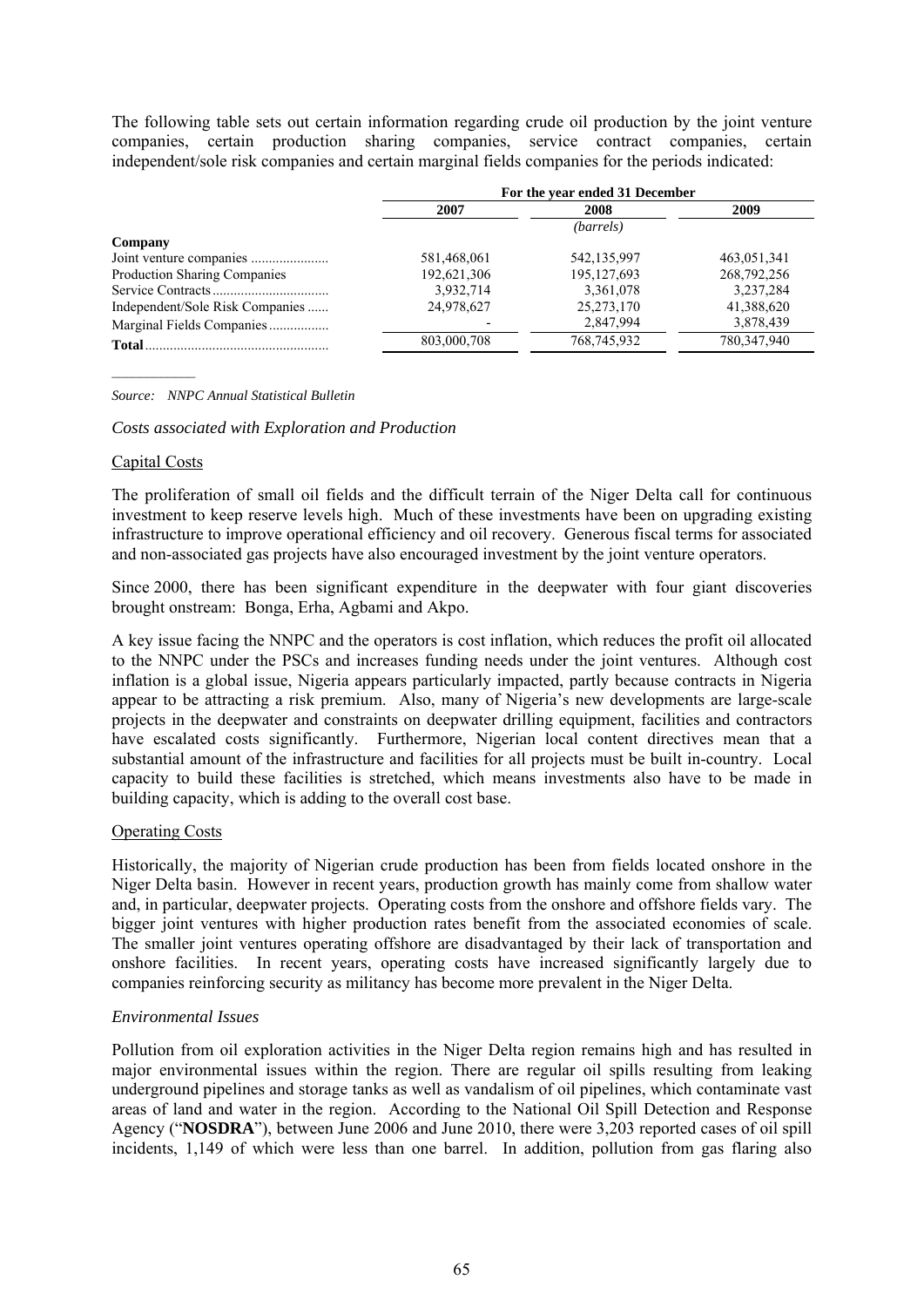The following table sets out certain information regarding crude oil production by the joint venture companies, certain production sharing companies, service contract companies, certain independent/sole risk companies and certain marginal fields companies for the periods indicated:

| | For the year ended 31 December | | |
|---|---|---|---|
| | 2007 | 2008 | 2009 |
| | | *(barrels)* | |
| **Company** | | | |
| Joint venture companies | 581,468,061 | 542,135,997 | 463,051,341 |
| Production Sharing Companies | 192,621,306 | 195,127,693 | 268,792,256 |
| Service Contracts | 3,932,714 | 3,361,078 | 3,237,284 |
| Independent/Sole Risk Companies | 24,978,627 | 25,273,170 | 41,388,620 |
| Marginal Fields Companies | - | 2,847,994 | 3,878,439 |
| **Total** | 803,000,708 | 768,745,932 | 780,347,940 |

*Source: NNPC Annual Statistical Bulletin*

*Costs associated with Exploration and Production*

Capital Costs

The proliferation of small oil fields and the difficult terrain of the Niger Delta call for continuous investment to keep reserve levels high. Much of these investments have been on upgrading existing infrastructure to improve operational efficiency and oil recovery. Generous fiscal terms for associated and non-associated gas projects have also encouraged investment by the joint venture operators.

Since 2000, there has been significant expenditure in the deepwater with four giant discoveries brought onstream: Bonga, Erha, Agbami and Akpo.

A key issue facing the NNPC and the operators is cost inflation, which reduces the profit oil allocated to the NNPC under the PSCs and increases funding needs under the joint ventures. Although cost inflation is a global issue, Nigeria appears particularly impacted, partly because contracts in Nigeria appear to be attracting a risk premium. Also, many of Nigeria's new developments are large-scale projects in the deepwater and constraints on deepwater drilling equipment, facilities and contractors have escalated costs significantly. Furthermore, Nigerian local content directives mean that a substantial amount of the infrastructure and facilities for all projects must be built in-country. Local capacity to build these facilities is stretched, which means investments also have to be made in building capacity, which is adding to the overall cost base.

Operating Costs

Historically, the majority of Nigerian crude production has been from fields located onshore in the Niger Delta basin. However in recent years, production growth has mainly come from shallow water and, in particular, deepwater projects. Operating costs from the onshore and offshore fields vary. The bigger joint ventures with higher production rates benefit from the associated economies of scale. The smaller joint ventures operating offshore are disadvantaged by their lack of transportation and onshore facilities. In recent years, operating costs have increased significantly largely due to companies reinforcing security as militancy has become more prevalent in the Niger Delta.

*Environmental Issues*

Pollution from oil exploration activities in the Niger Delta region remains high and has resulted in major environmental issues within the region. There are regular oil spills resulting from leaking underground pipelines and storage tanks as well as vandalism of oil pipelines, which contaminate vast areas of land and water in the region. According to the National Oil Spill Detection and Response Agency ("**NOSDRA**"), between June 2006 and June 2010, there were 3,203 reported cases of oil spill incidents, 1,149 of which were less than one barrel. In addition, pollution from gas flaring also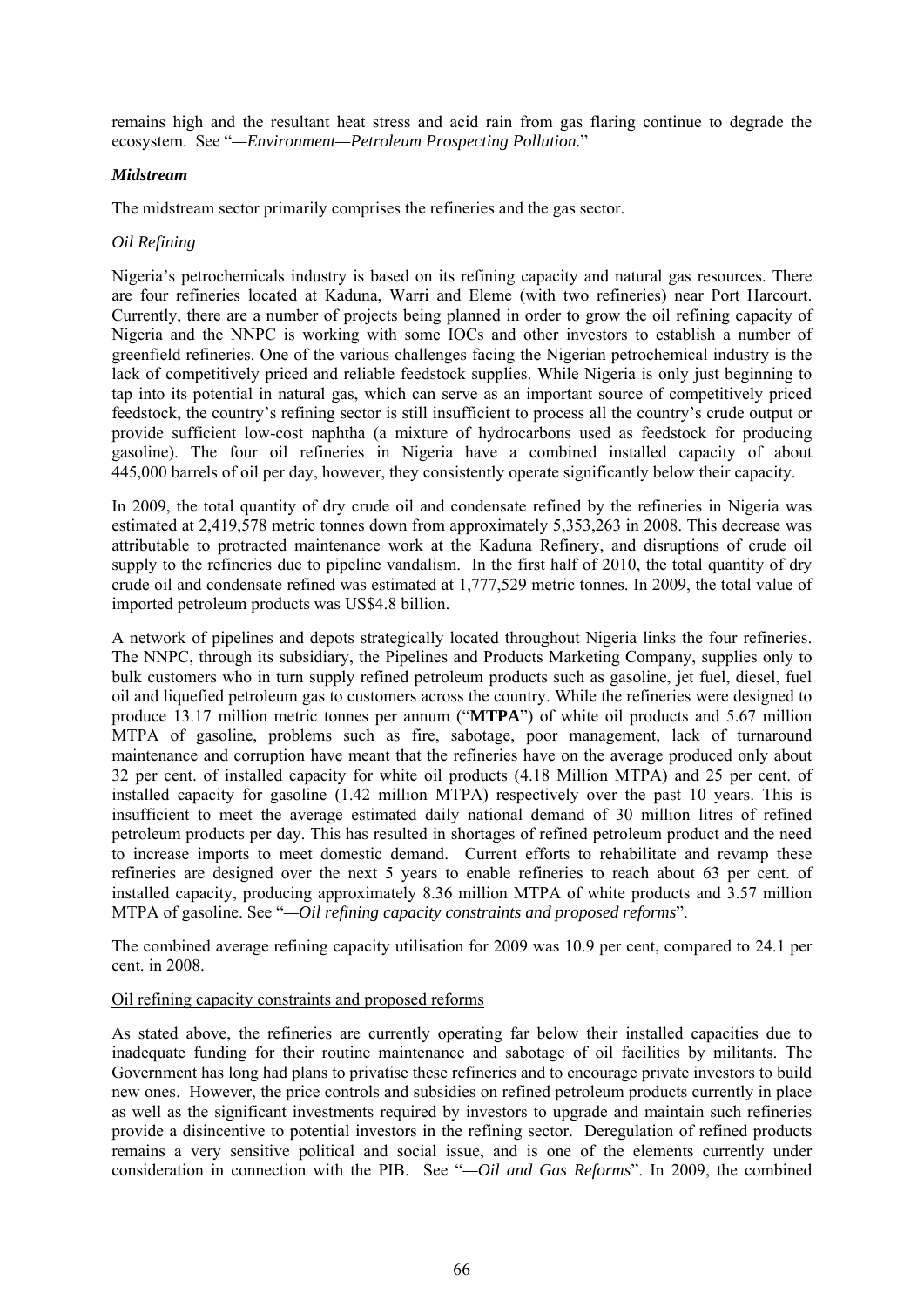remains high and the resultant heat stress and acid rain from gas flaring continue to degrade the ecosystem. See "*—Environment—Petroleum Prospecting Pollution.*"

***Midstream***

The midstream sector primarily comprises the refineries and the gas sector.

*Oil Refining*

Nigeria's petrochemicals industry is based on its refining capacity and natural gas resources. There are four refineries located at Kaduna, Warri and Eleme (with two refineries) near Port Harcourt. Currently, there are a number of projects being planned in order to grow the oil refining capacity of Nigeria and the NNPC is working with some IOCs and other investors to establish a number of greenfield refineries. One of the various challenges facing the Nigerian petrochemical industry is the lack of competitively priced and reliable feedstock supplies. While Nigeria is only just beginning to tap into its potential in natural gas, which can serve as an important source of competitively priced feedstock, the country's refining sector is still insufficient to process all the country's crude output or provide sufficient low-cost naphtha (a mixture of hydrocarbons used as feedstock for producing gasoline). The four oil refineries in Nigeria have a combined installed capacity of about 445,000 barrels of oil per day, however, they consistently operate significantly below their capacity.

In 2009, the total quantity of dry crude oil and condensate refined by the refineries in Nigeria was estimated at 2,419,578 metric tonnes down from approximately 5,353,263 in 2008. This decrease was attributable to protracted maintenance work at the Kaduna Refinery, and disruptions of crude oil supply to the refineries due to pipeline vandalism. In the first half of 2010, the total quantity of dry crude oil and condensate refined was estimated at 1,777,529 metric tonnes. In 2009, the total value of imported petroleum products was US$4.8 billion.

A network of pipelines and depots strategically located throughout Nigeria links the four refineries. The NNPC, through its subsidiary, the Pipelines and Products Marketing Company, supplies only to bulk customers who in turn supply refined petroleum products such as gasoline, jet fuel, diesel, fuel oil and liquefied petroleum gas to customers across the country. While the refineries were designed to produce 13.17 million metric tonnes per annum ("**MTPA**") of white oil products and 5.67 million MTPA of gasoline, problems such as fire, sabotage, poor management, lack of turnaround maintenance and corruption have meant that the refineries have on the average produced only about 32 per cent. of installed capacity for white oil products (4.18 Million MTPA) and 25 per cent. of installed capacity for gasoline (1.42 million MTPA) respectively over the past 10 years. This is insufficient to meet the average estimated daily national demand of 30 million litres of refined petroleum products per day. This has resulted in shortages of refined petroleum product and the need to increase imports to meet domestic demand. Current efforts to rehabilitate and revamp these refineries are designed over the next 5 years to enable refineries to reach about 63 per cent. of installed capacity, producing approximately 8.36 million MTPA of white products and 3.57 million MTPA of gasoline. See "*—Oil refining capacity constraints and proposed reforms*".

The combined average refining capacity utilisation for 2009 was 10.9 per cent, compared to 24.1 per cent. in 2008.

Oil refining capacity constraints and proposed reforms

As stated above, the refineries are currently operating far below their installed capacities due to inadequate funding for their routine maintenance and sabotage of oil facilities by militants. The Government has long had plans to privatise these refineries and to encourage private investors to build new ones. However, the price controls and subsidies on refined petroleum products currently in place as well as the significant investments required by investors to upgrade and maintain such refineries provide a disincentive to potential investors in the refining sector. Deregulation of refined products remains a very sensitive political and social issue, and is one of the elements currently under consideration in connection with the PIB. See "*—Oil and Gas Reforms*". In 2009, the combined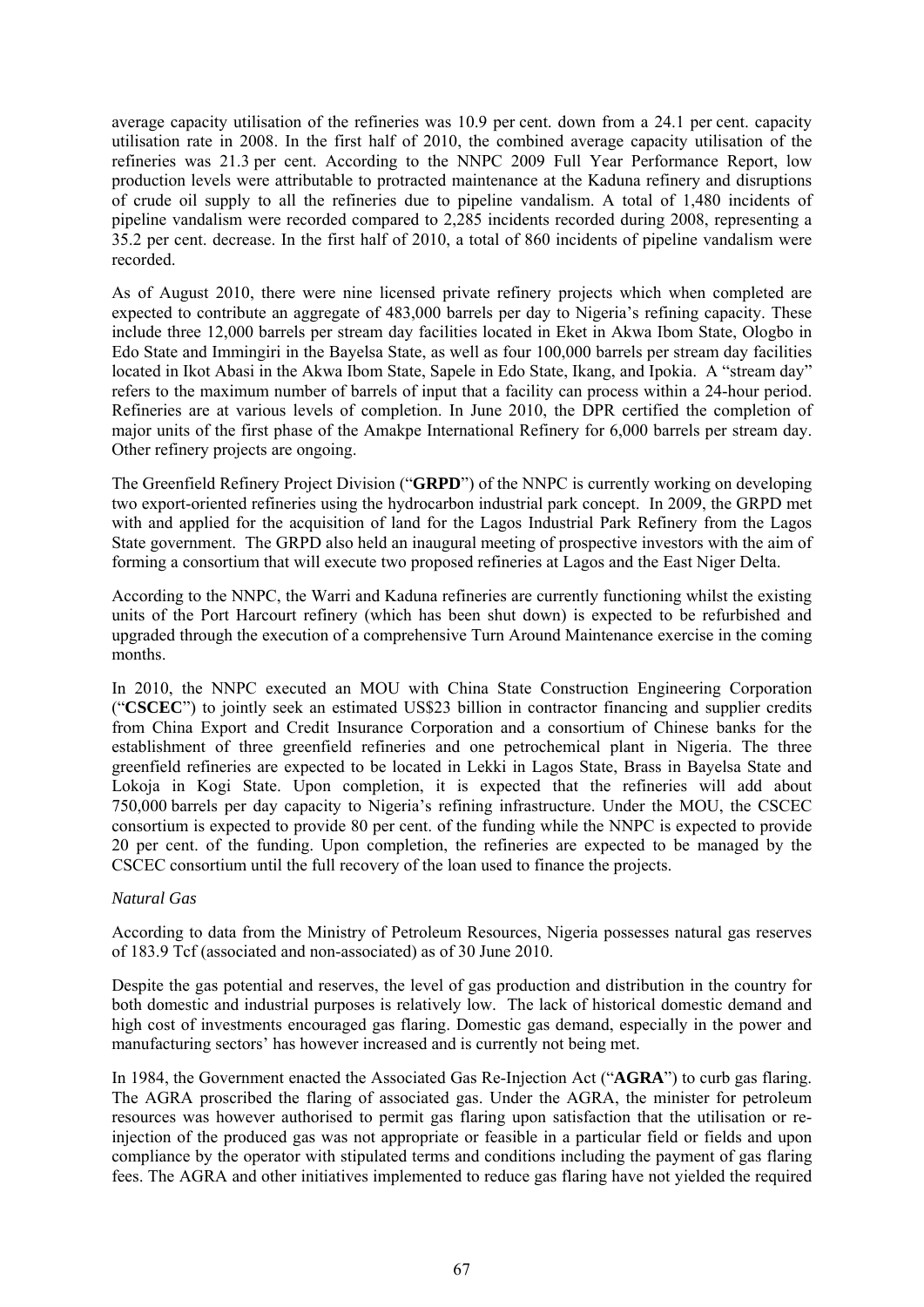average capacity utilisation of the refineries was 10.9 per cent. down from a 24.1 per cent. capacity utilisation rate in 2008. In the first half of 2010, the combined average capacity utilisation of the refineries was 21.3 per cent. According to the NNPC 2009 Full Year Performance Report, low production levels were attributable to protracted maintenance at the Kaduna refinery and disruptions of crude oil supply to all the refineries due to pipeline vandalism. A total of 1,480 incidents of pipeline vandalism were recorded compared to 2,285 incidents recorded during 2008, representing a 35.2 per cent. decrease. In the first half of 2010, a total of 860 incidents of pipeline vandalism were recorded.

As of August 2010, there were nine licensed private refinery projects which when completed are expected to contribute an aggregate of 483,000 barrels per day to Nigeria's refining capacity. These include three 12,000 barrels per stream day facilities located in Eket in Akwa Ibom State, Ologbo in Edo State and Immingiri in the Bayelsa State, as well as four 100,000 barrels per stream day facilities located in Ikot Abasi in the Akwa Ibom State, Sapele in Edo State, Ikang, and Ipokia. A "stream day" refers to the maximum number of barrels of input that a facility can process within a 24-hour period. Refineries are at various levels of completion. In June 2010, the DPR certified the completion of major units of the first phase of the Amakpe International Refinery for 6,000 barrels per stream day. Other refinery projects are ongoing.

The Greenfield Refinery Project Division ("**GRPD**") of the NNPC is currently working on developing two export-oriented refineries using the hydrocarbon industrial park concept. In 2009, the GRPD met with and applied for the acquisition of land for the Lagos Industrial Park Refinery from the Lagos State government. The GRPD also held an inaugural meeting of prospective investors with the aim of forming a consortium that will execute two proposed refineries at Lagos and the East Niger Delta.

According to the NNPC, the Warri and Kaduna refineries are currently functioning whilst the existing units of the Port Harcourt refinery (which has been shut down) is expected to be refurbished and upgraded through the execution of a comprehensive Turn Around Maintenance exercise in the coming months.

In 2010, the NNPC executed an MOU with China State Construction Engineering Corporation ("**CSCEC**") to jointly seek an estimated US$23 billion in contractor financing and supplier credits from China Export and Credit Insurance Corporation and a consortium of Chinese banks for the establishment of three greenfield refineries and one petrochemical plant in Nigeria. The three greenfield refineries are expected to be located in Lekki in Lagos State, Brass in Bayelsa State and Lokoja in Kogi State. Upon completion, it is expected that the refineries will add about 750,000 barrels per day capacity to Nigeria's refining infrastructure. Under the MOU, the CSCEC consortium is expected to provide 80 per cent. of the funding while the NNPC is expected to provide 20 per cent. of the funding. Upon completion, the refineries are expected to be managed by the CSCEC consortium until the full recovery of the loan used to finance the projects.

*Natural Gas*

According to data from the Ministry of Petroleum Resources, Nigeria possesses natural gas reserves of 183.9 Tcf (associated and non-associated) as of 30 June 2010.

Despite the gas potential and reserves, the level of gas production and distribution in the country for both domestic and industrial purposes is relatively low. The lack of historical domestic demand and high cost of investments encouraged gas flaring. Domestic gas demand, especially in the power and manufacturing sectors' has however increased and is currently not being met.

In 1984, the Government enacted the Associated Gas Re-Injection Act ("**AGRA**") to curb gas flaring. The AGRA proscribed the flaring of associated gas. Under the AGRA, the minister for petroleum resources was however authorised to permit gas flaring upon satisfaction that the utilisation or re-injection of the produced gas was not appropriate or feasible in a particular field or fields and upon compliance by the operator with stipulated terms and conditions including the payment of gas flaring fees. The AGRA and other initiatives implemented to reduce gas flaring have not yielded the required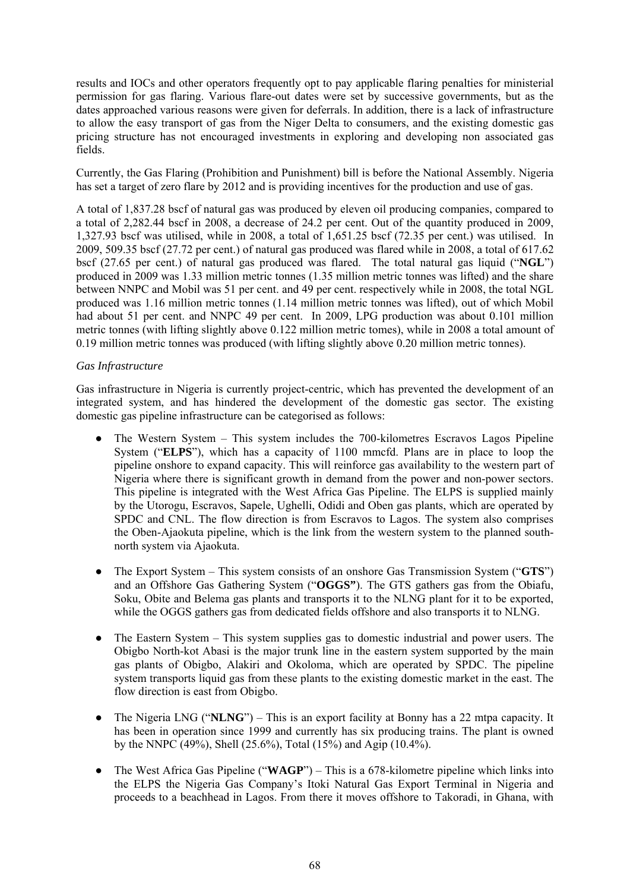results and IOCs and other operators frequently opt to pay applicable flaring penalties for ministerial permission for gas flaring. Various flare-out dates were set by successive governments, but as the dates approached various reasons were given for deferrals. In addition, there is a lack of infrastructure to allow the easy transport of gas from the Niger Delta to consumers, and the existing domestic gas pricing structure has not encouraged investments in exploring and developing non associated gas fields.

Currently, the Gas Flaring (Prohibition and Punishment) bill is before the National Assembly. Nigeria has set a target of zero flare by 2012 and is providing incentives for the production and use of gas.

A total of 1,837.28 bscf of natural gas was produced by eleven oil producing companies, compared to a total of 2,282.44 bscf in 2008, a decrease of 24.2 per cent. Out of the quantity produced in 2009, 1,327.93 bscf was utilised, while in 2008, a total of 1,651.25 bscf (72.35 per cent.) was utilised. In 2009, 509.35 bscf (27.72 per cent.) of natural gas produced was flared while in 2008, a total of 617.62 bscf (27.65 per cent.) of natural gas produced was flared. The total natural gas liquid ("**NGL**") produced in 2009 was 1.33 million metric tonnes (1.35 million metric tonnes was lifted) and the share between NNPC and Mobil was 51 per cent. and 49 per cent. respectively while in 2008, the total NGL produced was 1.16 million metric tonnes (1.14 million metric tonnes was lifted), out of which Mobil had about 51 per cent. and NNPC 49 per cent. In 2009, LPG production was about 0.101 million metric tonnes (with lifting slightly above 0.122 million metric tomes), while in 2008 a total amount of 0.19 million metric tonnes was produced (with lifting slightly above 0.20 million metric tonnes).

*Gas Infrastructure*

Gas infrastructure in Nigeria is currently project-centric, which has prevented the development of an integrated system, and has hindered the development of the domestic gas sector. The existing domestic gas pipeline infrastructure can be categorised as follows:

- The Western System – This system includes the 700-kilometres Escravos Lagos Pipeline System ("**ELPS**"), which has a capacity of 1100 mmcfd. Plans are in place to loop the pipeline onshore to expand capacity. This will reinforce gas availability to the western part of Nigeria where there is significant growth in demand from the power and non-power sectors. This pipeline is integrated with the West Africa Gas Pipeline. The ELPS is supplied mainly by the Utorogu, Escravos, Sapele, Ughelli, Odidi and Oben gas plants, which are operated by SPDC and CNL. The flow direction is from Escravos to Lagos. The system also comprises the Oben-Ajaokuta pipeline, which is the link from the western system to the planned south-north system via Ajaokuta.

- The Export System – This system consists of an onshore Gas Transmission System ("**GTS**") and an Offshore Gas Gathering System ("**OGGS**"). The GTS gathers gas from the Obiafu, Soku, Obite and Belema gas plants and transports it to the NLNG plant for it to be exported, while the OGGS gathers gas from dedicated fields offshore and also transports it to NLNG.

- The Eastern System – This system supplies gas to domestic industrial and power users. The Obigbo North-kot Abasi is the major trunk line in the eastern system supported by the main gas plants of Obigbo, Alakiri and Okoloma, which are operated by SPDC. The pipeline system transports liquid gas from these plants to the existing domestic market in the east. The flow direction is east from Obigbo.

- The Nigeria LNG ("**NLNG**") – This is an export facility at Bonny has a 22 mtpa capacity. It has been in operation since 1999 and currently has six producing trains. The plant is owned by the NNPC (49%), Shell (25.6%), Total (15%) and Agip (10.4%).

- The West Africa Gas Pipeline ("**WAGP**") – This is a 678-kilometre pipeline which links into the ELPS the Nigeria Gas Company's Itoki Natural Gas Export Terminal in Nigeria and proceeds to a beachhead in Lagos. From there it moves offshore to Takoradi, in Ghana, with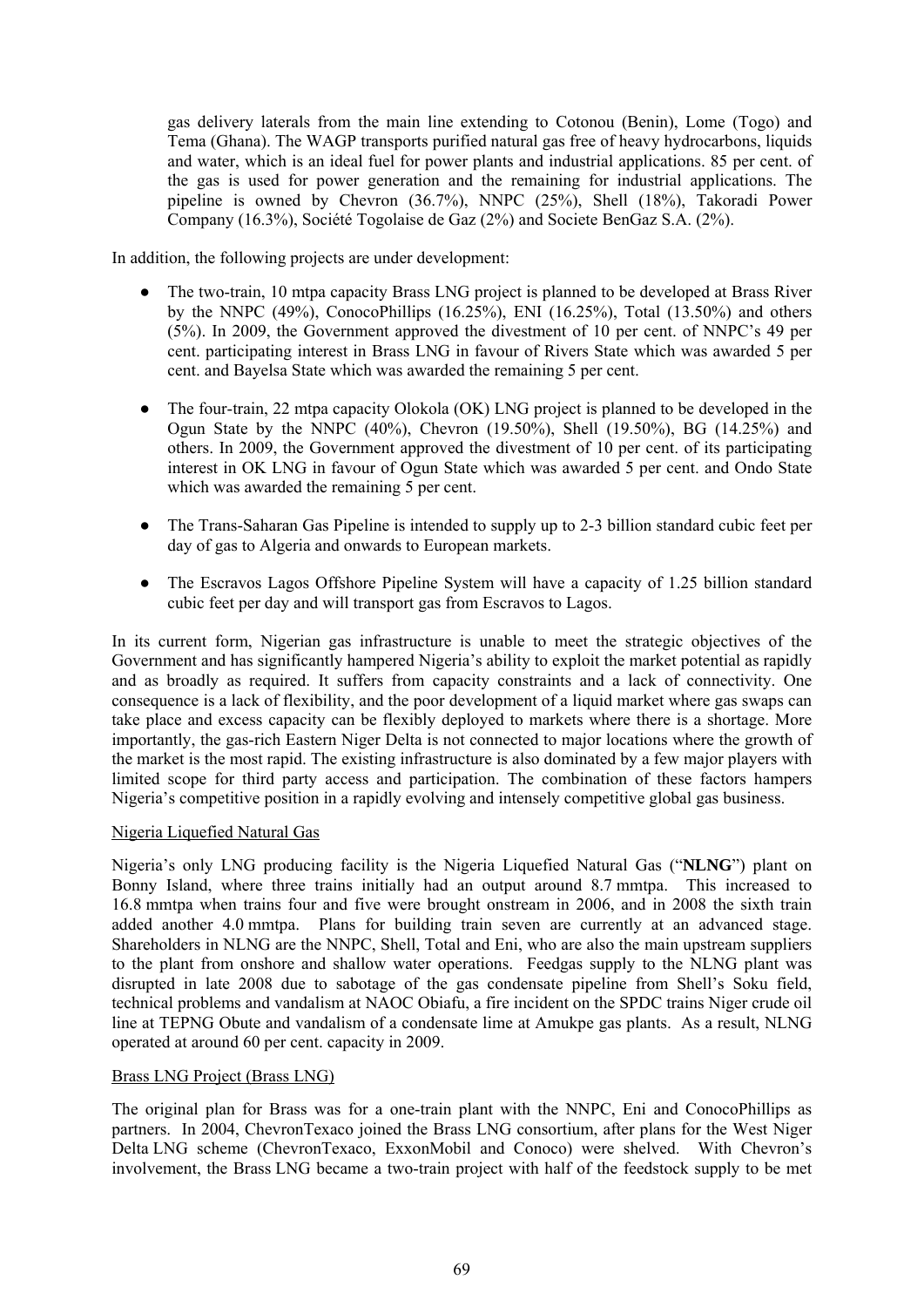gas delivery laterals from the main line extending to Cotonou (Benin), Lome (Togo) and Tema (Ghana). The WAGP transports purified natural gas free of heavy hydrocarbons, liquids and water, which is an ideal fuel for power plants and industrial applications. 85 per cent. of the gas is used for power generation and the remaining for industrial applications. The pipeline is owned by Chevron (36.7%), NNPC (25%), Shell (18%), Takoradi Power Company (16.3%), Société Togolaise de Gaz (2%) and Societe BenGaz S.A. (2%).

In addition, the following projects are under development:

- The two-train, 10 mtpa capacity Brass LNG project is planned to be developed at Brass River by the NNPC (49%), ConocoPhillips (16.25%), ENI (16.25%), Total (13.50%) and others (5%). In 2009, the Government approved the divestment of 10 per cent. of NNPC's 49 per cent. participating interest in Brass LNG in favour of Rivers State which was awarded 5 per cent. and Bayelsa State which was awarded the remaining 5 per cent.
- The four-train, 22 mtpa capacity Olokola (OK) LNG project is planned to be developed in the Ogun State by the NNPC (40%), Chevron (19.50%), Shell (19.50%), BG (14.25%) and others. In 2009, the Government approved the divestment of 10 per cent. of its participating interest in OK LNG in favour of Ogun State which was awarded 5 per cent. and Ondo State which was awarded the remaining 5 per cent.
- The Trans-Saharan Gas Pipeline is intended to supply up to 2-3 billion standard cubic feet per day of gas to Algeria and onwards to European markets.
- The Escravos Lagos Offshore Pipeline System will have a capacity of 1.25 billion standard cubic feet per day and will transport gas from Escravos to Lagos.

In its current form, Nigerian gas infrastructure is unable to meet the strategic objectives of the Government and has significantly hampered Nigeria's ability to exploit the market potential as rapidly and as broadly as required. It suffers from capacity constraints and a lack of connectivity. One consequence is a lack of flexibility, and the poor development of a liquid market where gas swaps can take place and excess capacity can be flexibly deployed to markets where there is a shortage. More importantly, the gas-rich Eastern Niger Delta is not connected to major locations where the growth of the market is the most rapid. The existing infrastructure is also dominated by a few major players with limited scope for third party access and participation. The combination of these factors hampers Nigeria's competitive position in a rapidly evolving and intensely competitive global gas business.

Nigeria Liquefied Natural Gas

Nigeria's only LNG producing facility is the Nigeria Liquefied Natural Gas ("**NLNG**") plant on Bonny Island, where three trains initially had an output around 8.7 mmtpa. This increased to 16.8 mmtpa when trains four and five were brought onstream in 2006, and in 2008 the sixth train added another 4.0 mmtpa. Plans for building train seven are currently at an advanced stage. Shareholders in NLNG are the NNPC, Shell, Total and Eni, who are also the main upstream suppliers to the plant from onshore and shallow water operations. Feedgas supply to the NLNG plant was disrupted in late 2008 due to sabotage of the gas condensate pipeline from Shell's Soku field, technical problems and vandalism at NAOC Obiafu, a fire incident on the SPDC trains Niger crude oil line at TEPNG Obute and vandalism of a condensate lime at Amukpe gas plants. As a result, NLNG operated at around 60 per cent. capacity in 2009.

Brass LNG Project (Brass LNG)

The original plan for Brass was for a one-train plant with the NNPC, Eni and ConocoPhillips as partners. In 2004, ChevronTexaco joined the Brass LNG consortium, after plans for the West Niger Delta LNG scheme (ChevronTexaco, ExxonMobil and Conoco) were shelved. With Chevron's involvement, the Brass LNG became a two-train project with half of the feedstock supply to be met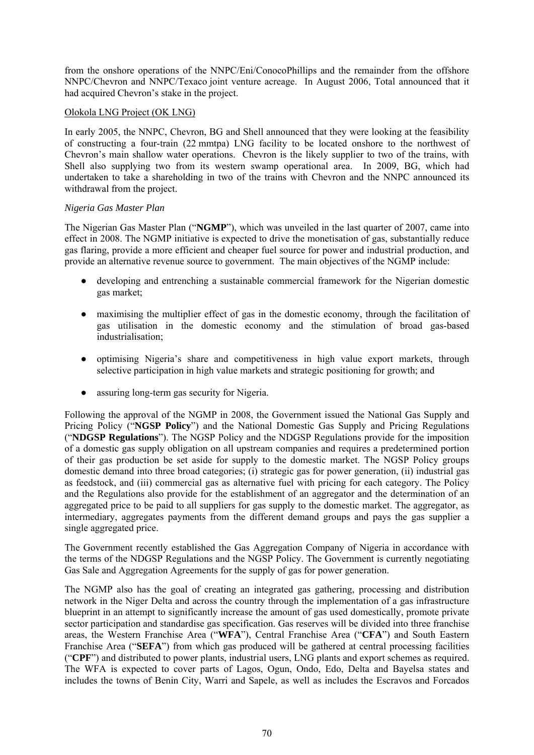from the onshore operations of the NNPC/Eni/ConocoPhillips and the remainder from the offshore NNPC/Chevron and NNPC/Texaco joint venture acreage. In August 2006, Total announced that it had acquired Chevron's stake in the project.

Olokola LNG Project (OK LNG)

In early 2005, the NNPC, Chevron, BG and Shell announced that they were looking at the feasibility of constructing a four-train (22 mmtpa) LNG facility to be located onshore to the northwest of Chevron's main shallow water operations. Chevron is the likely supplier to two of the trains, with Shell also supplying two from its western swamp operational area. In 2009, BG, which had undertaken to take a shareholding in two of the trains with Chevron and the NNPC announced its withdrawal from the project.

*Nigeria Gas Master Plan*

The Nigerian Gas Master Plan ("**NGMP**"), which was unveiled in the last quarter of 2007, came into effect in 2008. The NGMP initiative is expected to drive the monetisation of gas, substantially reduce gas flaring, provide a more efficient and cheaper fuel source for power and industrial production, and provide an alternative revenue source to government. The main objectives of the NGMP include:

- developing and entrenching a sustainable commercial framework for the Nigerian domestic gas market;
- maximising the multiplier effect of gas in the domestic economy, through the facilitation of gas utilisation in the domestic economy and the stimulation of broad gas-based industrialisation;
- optimising Nigeria's share and competitiveness in high value export markets, through selective participation in high value markets and strategic positioning for growth; and
- assuring long-term gas security for Nigeria.

Following the approval of the NGMP in 2008, the Government issued the National Gas Supply and Pricing Policy ("**NGSP Policy**") and the National Domestic Gas Supply and Pricing Regulations ("**NDGSP Regulations**"). The NGSP Policy and the NDGSP Regulations provide for the imposition of a domestic gas supply obligation on all upstream companies and requires a predetermined portion of their gas production be set aside for supply to the domestic market. The NGSP Policy groups domestic demand into three broad categories; (i) strategic gas for power generation, (ii) industrial gas as feedstock, and (iii) commercial gas as alternative fuel with pricing for each category. The Policy and the Regulations also provide for the establishment of an aggregator and the determination of an aggregated price to be paid to all suppliers for gas supply to the domestic market. The aggregator, as intermediary, aggregates payments from the different demand groups and pays the gas supplier a single aggregated price.

The Government recently established the Gas Aggregation Company of Nigeria in accordance with the terms of the NDGSP Regulations and the NGSP Policy. The Government is currently negotiating Gas Sale and Aggregation Agreements for the supply of gas for power generation.

The NGMP also has the goal of creating an integrated gas gathering, processing and distribution network in the Niger Delta and across the country through the implementation of a gas infrastructure blueprint in an attempt to significantly increase the amount of gas used domestically, promote private sector participation and standardise gas specification. Gas reserves will be divided into three franchise areas, the Western Franchise Area ("**WFA**"), Central Franchise Area ("**CFA**") and South Eastern Franchise Area ("**SEFA**") from which gas produced will be gathered at central processing facilities ("**CPF**") and distributed to power plants, industrial users, LNG plants and export schemes as required. The WFA is expected to cover parts of Lagos, Ogun, Ondo, Edo, Delta and Bayelsa states and includes the towns of Benin City, Warri and Sapele, as well as includes the Escravos and Forcados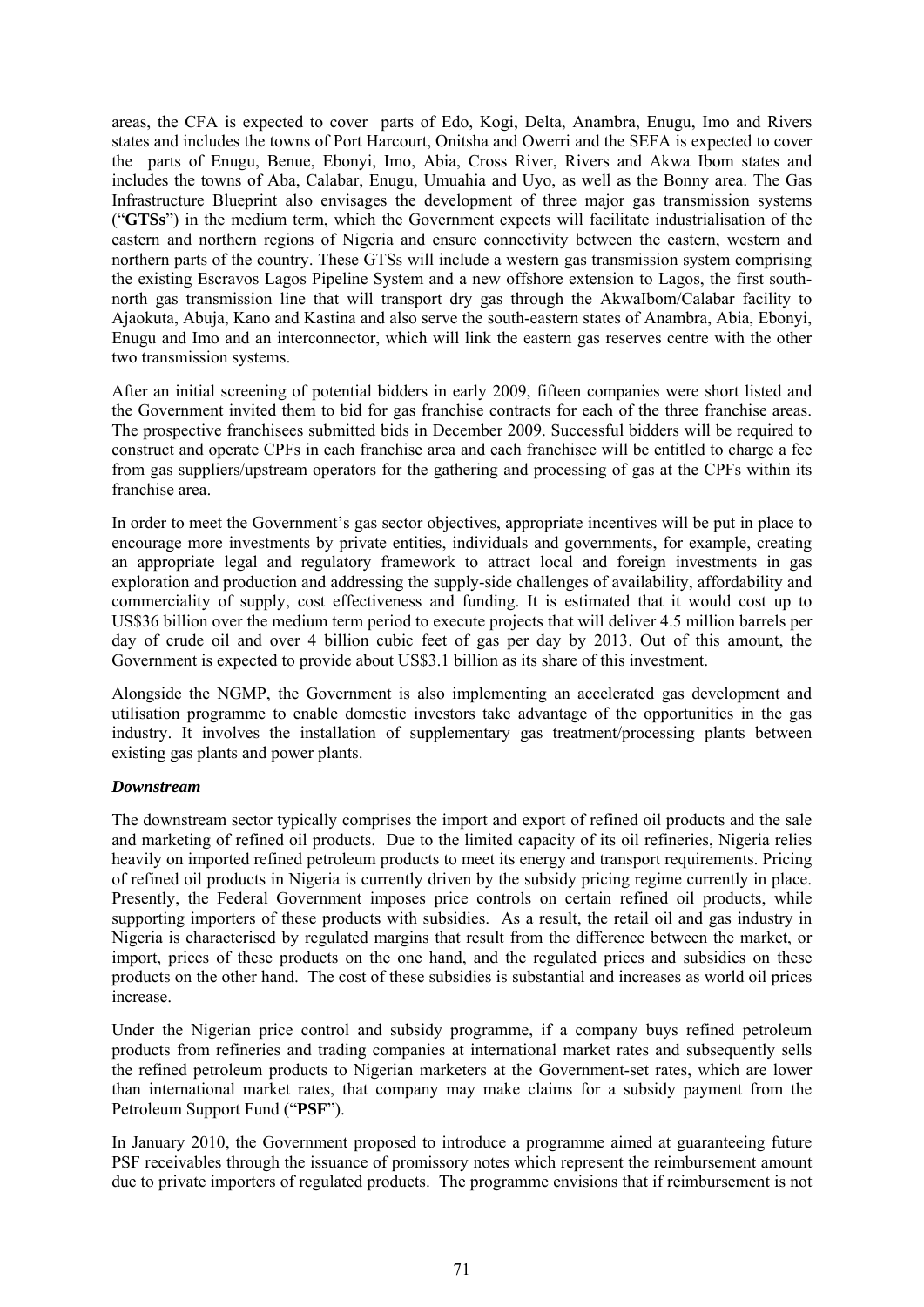areas, the CFA is expected to cover parts of Edo, Kogi, Delta, Anambra, Enugu, Imo and Rivers states and includes the towns of Port Harcourt, Onitsha and Owerri and the SEFA is expected to cover the parts of Enugu, Benue, Ebonyi, Imo, Abia, Cross River, Rivers and Akwa Ibom states and includes the towns of Aba, Calabar, Enugu, Umuahia and Uyo, as well as the Bonny area. The Gas Infrastructure Blueprint also envisages the development of three major gas transmission systems ("**GTSs**") in the medium term, which the Government expects will facilitate industrialisation of the eastern and northern regions of Nigeria and ensure connectivity between the eastern, western and northern parts of the country. These GTSs will include a western gas transmission system comprising the existing Escravos Lagos Pipeline System and a new offshore extension to Lagos, the first south-north gas transmission line that will transport dry gas through the AkwaIbom/Calabar facility to Ajaokuta, Abuja, Kano and Kastina and also serve the south-eastern states of Anambra, Abia, Ebonyi, Enugu and Imo and an interconnector, which will link the eastern gas reserves centre with the other two transmission systems.

After an initial screening of potential bidders in early 2009, fifteen companies were short listed and the Government invited them to bid for gas franchise contracts for each of the three franchise areas. The prospective franchisees submitted bids in December 2009. Successful bidders will be required to construct and operate CPFs in each franchise area and each franchisee will be entitled to charge a fee from gas suppliers/upstream operators for the gathering and processing of gas at the CPFs within its franchise area.

In order to meet the Government's gas sector objectives, appropriate incentives will be put in place to encourage more investments by private entities, individuals and governments, for example, creating an appropriate legal and regulatory framework to attract local and foreign investments in gas exploration and production and addressing the supply-side challenges of availability, affordability and commerciality of supply, cost effectiveness and funding. It is estimated that it would cost up to US$36 billion over the medium term period to execute projects that will deliver 4.5 million barrels per day of crude oil and over 4 billion cubic feet of gas per day by 2013. Out of this amount, the Government is expected to provide about US$3.1 billion as its share of this investment.

Alongside the NGMP, the Government is also implementing an accelerated gas development and utilisation programme to enable domestic investors take advantage of the opportunities in the gas industry. It involves the installation of supplementary gas treatment/processing plants between existing gas plants and power plants.

***Downstream***

The downstream sector typically comprises the import and export of refined oil products and the sale and marketing of refined oil products. Due to the limited capacity of its oil refineries, Nigeria relies heavily on imported refined petroleum products to meet its energy and transport requirements. Pricing of refined oil products in Nigeria is currently driven by the subsidy pricing regime currently in place. Presently, the Federal Government imposes price controls on certain refined oil products, while supporting importers of these products with subsidies. As a result, the retail oil and gas industry in Nigeria is characterised by regulated margins that result from the difference between the market, or import, prices of these products on the one hand, and the regulated prices and subsidies on these products on the other hand. The cost of these subsidies is substantial and increases as world oil prices increase.

Under the Nigerian price control and subsidy programme, if a company buys refined petroleum products from refineries and trading companies at international market rates and subsequently sells the refined petroleum products to Nigerian marketers at the Government-set rates, which are lower than international market rates, that company may make claims for a subsidy payment from the Petroleum Support Fund ("**PSF**").

In January 2010, the Government proposed to introduce a programme aimed at guaranteeing future PSF receivables through the issuance of promissory notes which represent the reimbursement amount due to private importers of regulated products. The programme envisions that if reimbursement is not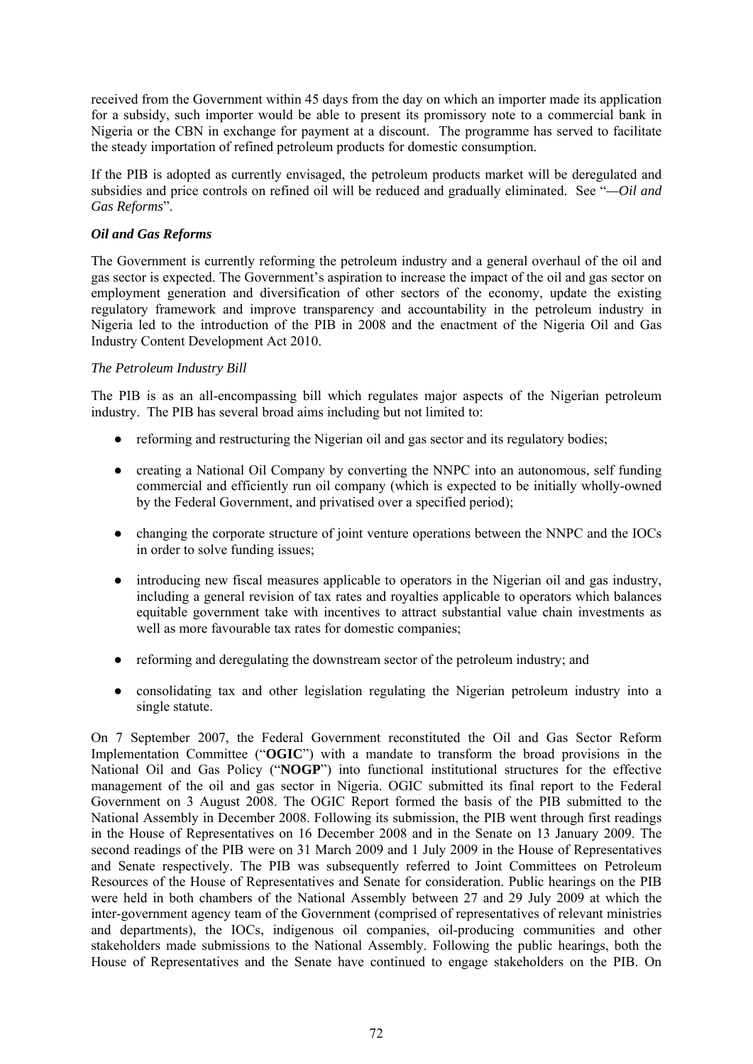received from the Government within 45 days from the day on which an importer made its application for a subsidy, such importer would be able to present its promissory note to a commercial bank in Nigeria or the CBN in exchange for payment at a discount. The programme has served to facilitate the steady importation of refined petroleum products for domestic consumption.

If the PIB is adopted as currently envisaged, the petroleum products market will be deregulated and subsidies and price controls on refined oil will be reduced and gradually eliminated. See "*—Oil and Gas Reforms*".

### *Oil and Gas Reforms*

The Government is currently reforming the petroleum industry and a general overhaul of the oil and gas sector is expected. The Government's aspiration to increase the impact of the oil and gas sector on employment generation and diversification of other sectors of the economy, update the existing regulatory framework and improve transparency and accountability in the petroleum industry in Nigeria led to the introduction of the PIB in 2008 and the enactment of the Nigeria Oil and Gas Industry Content Development Act 2010.

#### *The Petroleum Industry Bill*

The PIB is as an all-encompassing bill which regulates major aspects of the Nigerian petroleum industry. The PIB has several broad aims including but not limited to:

- reforming and restructuring the Nigerian oil and gas sector and its regulatory bodies;
- creating a National Oil Company by converting the NNPC into an autonomous, self funding commercial and efficiently run oil company (which is expected to be initially wholly-owned by the Federal Government, and privatised over a specified period);
- changing the corporate structure of joint venture operations between the NNPC and the IOCs in order to solve funding issues;
- introducing new fiscal measures applicable to operators in the Nigerian oil and gas industry, including a general revision of tax rates and royalties applicable to operators which balances equitable government take with incentives to attract substantial value chain investments as well as more favourable tax rates for domestic companies;
- reforming and deregulating the downstream sector of the petroleum industry; and
- consolidating tax and other legislation regulating the Nigerian petroleum industry into a single statute.

On 7 September 2007, the Federal Government reconstituted the Oil and Gas Sector Reform Implementation Committee ("**OGIC**") with a mandate to transform the broad provisions in the National Oil and Gas Policy ("**NOGP**") into functional institutional structures for the effective management of the oil and gas sector in Nigeria. OGIC submitted its final report to the Federal Government on 3 August 2008. The OGIC Report formed the basis of the PIB submitted to the National Assembly in December 2008. Following its submission, the PIB went through first readings in the House of Representatives on 16 December 2008 and in the Senate on 13 January 2009. The second readings of the PIB were on 31 March 2009 and 1 July 2009 in the House of Representatives and Senate respectively. The PIB was subsequently referred to Joint Committees on Petroleum Resources of the House of Representatives and Senate for consideration. Public hearings on the PIB were held in both chambers of the National Assembly between 27 and 29 July 2009 at which the inter-government agency team of the Government (comprised of representatives of relevant ministries and departments), the IOCs, indigenous oil companies, oil-producing communities and other stakeholders made submissions to the National Assembly. Following the public hearings, both the House of Representatives and the Senate have continued to engage stakeholders on the PIB. On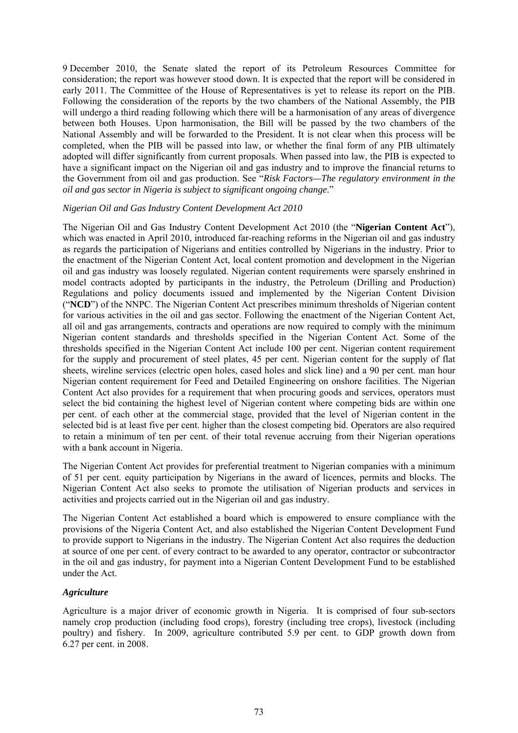9 December 2010, the Senate slated the report of its Petroleum Resources Committee for consideration; the report was however stood down. It is expected that the report will be considered in early 2011. The Committee of the House of Representatives is yet to release its report on the PIB. Following the consideration of the reports by the two chambers of the National Assembly, the PIB will undergo a third reading following which there will be a harmonisation of any areas of divergence between both Houses. Upon harmonisation, the Bill will be passed by the two chambers of the National Assembly and will be forwarded to the President. It is not clear when this process will be completed, when the PIB will be passed into law, or whether the final form of any PIB ultimately adopted will differ significantly from current proposals. When passed into law, the PIB is expected to have a significant impact on the Nigerian oil and gas industry and to improve the financial returns to the Government from oil and gas production. See "*Risk Factors—The regulatory environment in the oil and gas sector in Nigeria is subject to significant ongoing change*."

*Nigerian Oil and Gas Industry Content Development Act 2010*

The Nigerian Oil and Gas Industry Content Development Act 2010 (the "**Nigerian Content Act**"), which was enacted in April 2010, introduced far-reaching reforms in the Nigerian oil and gas industry as regards the participation of Nigerians and entities controlled by Nigerians in the industry. Prior to the enactment of the Nigerian Content Act, local content promotion and development in the Nigerian oil and gas industry was loosely regulated. Nigerian content requirements were sparsely enshrined in model contracts adopted by participants in the industry, the Petroleum (Drilling and Production) Regulations and policy documents issued and implemented by the Nigerian Content Division ("**NCD**") of the NNPC. The Nigerian Content Act prescribes minimum thresholds of Nigerian content for various activities in the oil and gas sector. Following the enactment of the Nigerian Content Act, all oil and gas arrangements, contracts and operations are now required to comply with the minimum Nigerian content standards and thresholds specified in the Nigerian Content Act. Some of the thresholds specified in the Nigerian Content Act include 100 per cent. Nigerian content requirement for the supply and procurement of steel plates, 45 per cent. Nigerian content for the supply of flat sheets, wireline services (electric open holes, cased holes and slick line) and a 90 per cent. man hour Nigerian content requirement for Feed and Detailed Engineering on onshore facilities. The Nigerian Content Act also provides for a requirement that when procuring goods and services, operators must select the bid containing the highest level of Nigerian content where competing bids are within one per cent. of each other at the commercial stage, provided that the level of Nigerian content in the selected bid is at least five per cent. higher than the closest competing bid. Operators are also required to retain a minimum of ten per cent. of their total revenue accruing from their Nigerian operations with a bank account in Nigeria.

The Nigerian Content Act provides for preferential treatment to Nigerian companies with a minimum of 51 per cent. equity participation by Nigerians in the award of licences, permits and blocks. The Nigerian Content Act also seeks to promote the utilisation of Nigerian products and services in activities and projects carried out in the Nigerian oil and gas industry.

The Nigerian Content Act established a board which is empowered to ensure compliance with the provisions of the Nigeria Content Act, and also established the Nigerian Content Development Fund to provide support to Nigerians in the industry. The Nigerian Content Act also requires the deduction at source of one per cent. of every contract to be awarded to any operator, contractor or subcontractor in the oil and gas industry, for payment into a Nigerian Content Development Fund to be established under the Act.

### *Agriculture*

Agriculture is a major driver of economic growth in Nigeria. It is comprised of four sub-sectors namely crop production (including food crops), forestry (including tree crops), livestock (including poultry) and fishery. In 2009, agriculture contributed 5.9 per cent. to GDP growth down from 6.27 per cent. in 2008.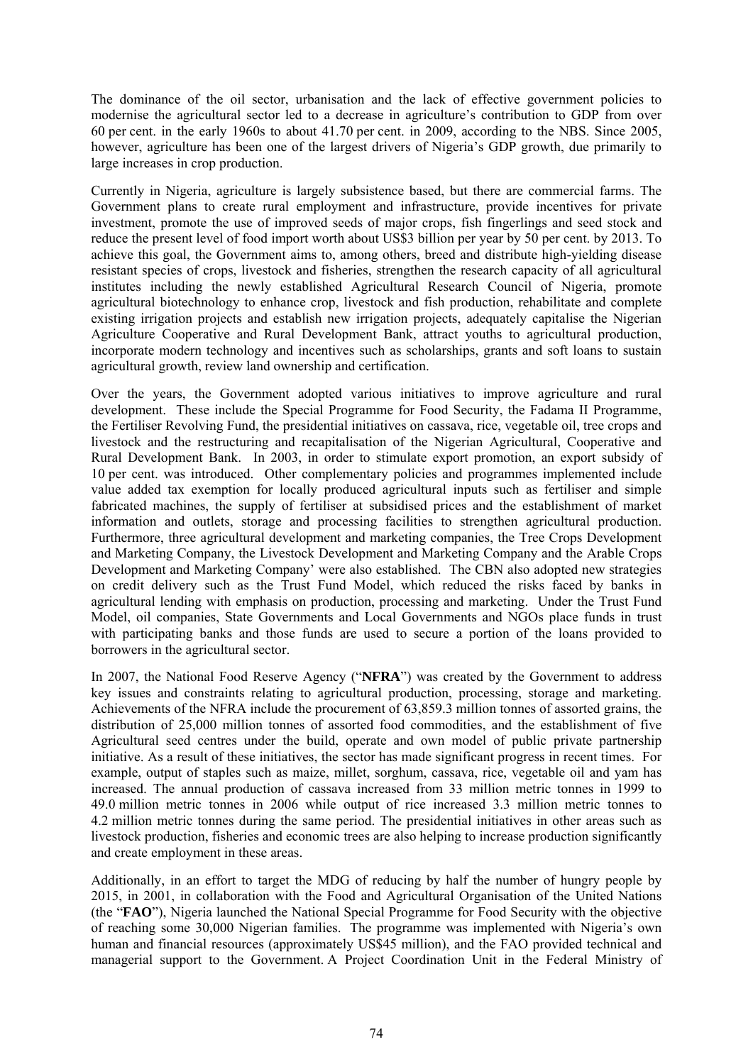The dominance of the oil sector, urbanisation and the lack of effective government policies to modernise the agricultural sector led to a decrease in agriculture's contribution to GDP from over 60 per cent. in the early 1960s to about 41.70 per cent. in 2009, according to the NBS. Since 2005, however, agriculture has been one of the largest drivers of Nigeria's GDP growth, due primarily to large increases in crop production.

Currently in Nigeria, agriculture is largely subsistence based, but there are commercial farms. The Government plans to create rural employment and infrastructure, provide incentives for private investment, promote the use of improved seeds of major crops, fish fingerlings and seed stock and reduce the present level of food import worth about US$3 billion per year by 50 per cent. by 2013. To achieve this goal, the Government aims to, among others, breed and distribute high-yielding disease resistant species of crops, livestock and fisheries, strengthen the research capacity of all agricultural institutes including the newly established Agricultural Research Council of Nigeria, promote agricultural biotechnology to enhance crop, livestock and fish production, rehabilitate and complete existing irrigation projects and establish new irrigation projects, adequately capitalise the Nigerian Agriculture Cooperative and Rural Development Bank, attract youths to agricultural production, incorporate modern technology and incentives such as scholarships, grants and soft loans to sustain agricultural growth, review land ownership and certification.

Over the years, the Government adopted various initiatives to improve agriculture and rural development. These include the Special Programme for Food Security, the Fadama II Programme, the Fertiliser Revolving Fund, the presidential initiatives on cassava, rice, vegetable oil, tree crops and livestock and the restructuring and recapitalisation of the Nigerian Agricultural, Cooperative and Rural Development Bank. In 2003, in order to stimulate export promotion, an export subsidy of 10 per cent. was introduced. Other complementary policies and programmes implemented include value added tax exemption for locally produced agricultural inputs such as fertiliser and simple fabricated machines, the supply of fertiliser at subsidised prices and the establishment of market information and outlets, storage and processing facilities to strengthen agricultural production. Furthermore, three agricultural development and marketing companies, the Tree Crops Development and Marketing Company, the Livestock Development and Marketing Company and the Arable Crops Development and Marketing Company' were also established. The CBN also adopted new strategies on credit delivery such as the Trust Fund Model, which reduced the risks faced by banks in agricultural lending with emphasis on production, processing and marketing. Under the Trust Fund Model, oil companies, State Governments and Local Governments and NGOs place funds in trust with participating banks and those funds are used to secure a portion of the loans provided to borrowers in the agricultural sector.

In 2007, the National Food Reserve Agency ("**NFRA**") was created by the Government to address key issues and constraints relating to agricultural production, processing, storage and marketing. Achievements of the NFRA include the procurement of 63,859.3 million tonnes of assorted grains, the distribution of 25,000 million tonnes of assorted food commodities, and the establishment of five Agricultural seed centres under the build, operate and own model of public private partnership initiative. As a result of these initiatives, the sector has made significant progress in recent times. For example, output of staples such as maize, millet, sorghum, cassava, rice, vegetable oil and yam has increased. The annual production of cassava increased from 33 million metric tonnes in 1999 to 49.0 million metric tonnes in 2006 while output of rice increased 3.3 million metric tonnes to 4.2 million metric tonnes during the same period. The presidential initiatives in other areas such as livestock production, fisheries and economic trees are also helping to increase production significantly and create employment in these areas.

Additionally, in an effort to target the MDG of reducing by half the number of hungry people by 2015, in 2001, in collaboration with the Food and Agricultural Organisation of the United Nations (the "**FAO**"), Nigeria launched the National Special Programme for Food Security with the objective of reaching some 30,000 Nigerian families. The programme was implemented with Nigeria's own human and financial resources (approximately US$45 million), and the FAO provided technical and managerial support to the Government. A Project Coordination Unit in the Federal Ministry of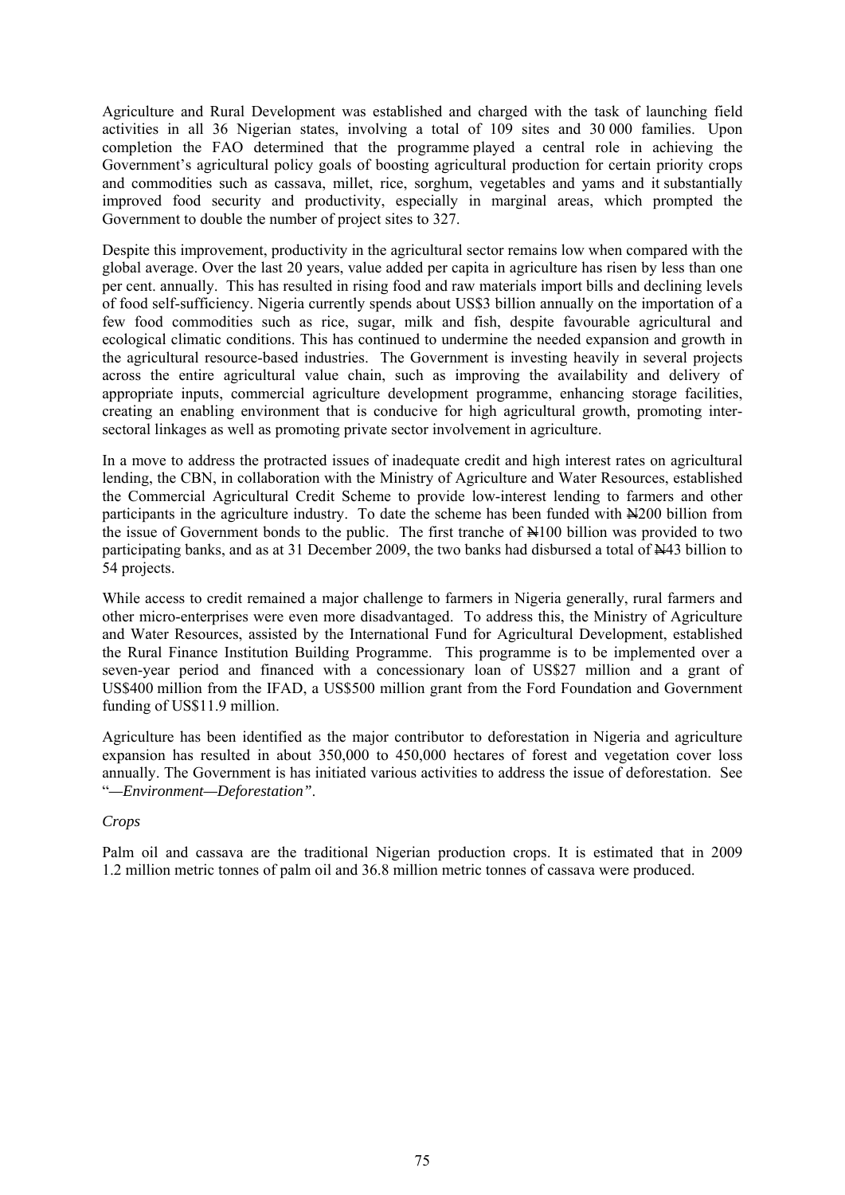Agriculture and Rural Development was established and charged with the task of launching field activities in all 36 Nigerian states, involving a total of 109 sites and 30 000 families. Upon completion the FAO determined that the programme played a central role in achieving the Government's agricultural policy goals of boosting agricultural production for certain priority crops and commodities such as cassava, millet, rice, sorghum, vegetables and yams and it substantially improved food security and productivity, especially in marginal areas, which prompted the Government to double the number of project sites to 327.

Despite this improvement, productivity in the agricultural sector remains low when compared with the global average. Over the last 20 years, value added per capita in agriculture has risen by less than one per cent. annually. This has resulted in rising food and raw materials import bills and declining levels of food self-sufficiency. Nigeria currently spends about US$3 billion annually on the importation of a few food commodities such as rice, sugar, milk and fish, despite favourable agricultural and ecological climatic conditions. This has continued to undermine the needed expansion and growth in the agricultural resource-based industries. The Government is investing heavily in several projects across the entire agricultural value chain, such as improving the availability and delivery of appropriate inputs, commercial agriculture development programme, enhancing storage facilities, creating an enabling environment that is conducive for high agricultural growth, promoting inter-sectoral linkages as well as promoting private sector involvement in agriculture.

In a move to address the protracted issues of inadequate credit and high interest rates on agricultural lending, the CBN, in collaboration with the Ministry of Agriculture and Water Resources, established the Commercial Agricultural Credit Scheme to provide low-interest lending to farmers and other participants in the agriculture industry. To date the scheme has been funded with ₦200 billion from the issue of Government bonds to the public. The first tranche of ₦100 billion was provided to two participating banks, and as at 31 December 2009, the two banks had disbursed a total of ₦43 billion to 54 projects.

While access to credit remained a major challenge to farmers in Nigeria generally, rural farmers and other micro-enterprises were even more disadvantaged. To address this, the Ministry of Agriculture and Water Resources, assisted by the International Fund for Agricultural Development, established the Rural Finance Institution Building Programme. This programme is to be implemented over a seven-year period and financed with a concessionary loan of US$27 million and a grant of US$400 million from the IFAD, a US$500 million grant from the Ford Foundation and Government funding of US$11.9 million.

Agriculture has been identified as the major contributor to deforestation in Nigeria and agriculture expansion has resulted in about 350,000 to 450,000 hectares of forest and vegetation cover loss annually. The Government is has initiated various activities to address the issue of deforestation. See "*—Environment—Deforestation*".

*Crops*

Palm oil and cassava are the traditional Nigerian production crops. It is estimated that in 2009 1.2 million metric tonnes of palm oil and 36.8 million metric tonnes of cassava were produced.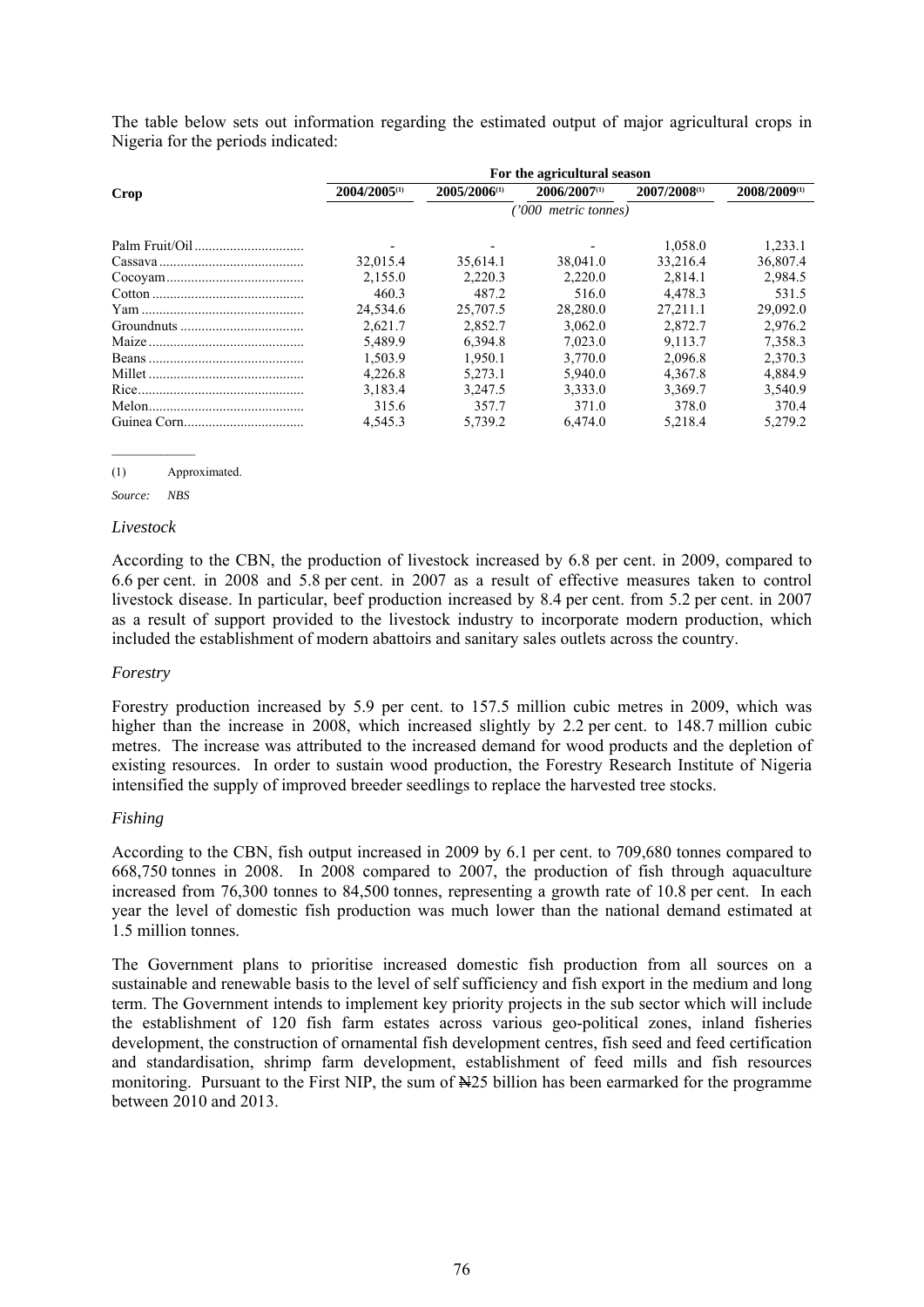The table below sets out information regarding the estimated output of major agricultural crops in Nigeria for the periods indicated:

| Crop | For the agricultural season | | | | |
|---|---|---|---|---|---|
| | 2004/2005[(1)] | 2005/2006[(1)] | 2006/2007[(1)] | 2007/2008[(1)] | 2008/2009[(1)] |
| | *('000 metric tonnes)* | | | | |
| Palm Fruit/Oil | - | - | - | 1,058.0 | 1,233.1 |
| Cassava | 32,015.4 | 35,614.1 | 38,041.0 | 33,216.4 | 36,807.4 |
| Cocoyam | 2,155.0 | 2,220.3 | 2,220.0 | 2,814.1 | 2,984.5 |
| Cotton | 460.3 | 487.2 | 516.0 | 4,478.3 | 531.5 |
| Yam | 24,534.6 | 25,707.5 | 28,280.0 | 27,211.1 | 29,092.0 |
| Groundnuts | 2,621.7 | 2,852.7 | 3,062.0 | 2,872.7 | 2,976.2 |
| Maize | 5,489.9 | 6,394.8 | 7,023.0 | 9,113.7 | 7,358.3 |
| Beans | 1,503.9 | 1,950.1 | 3,770.0 | 2,096.8 | 2,370.3 |
| Millet | 4,226.8 | 5,273.1 | 5,940.0 | 4,367.8 | 4,884.9 |
| Rice | 3,183.4 | 3,247.5 | 3,333.0 | 3,369.7 | 3,540.9 |
| Melon | 315.6 | 357.7 | 371.0 | 378.0 | 370.4 |
| Guinea Corn | 4,545.3 | 5,739.2 | 6,474.0 | 5,218.4 | 5,279.2 |

(1) Approximated.

*Source: NBS*

### *Livestock*

According to the CBN, the production of livestock increased by 6.8 per cent. in 2009, compared to 6.6 per cent. in 2008 and 5.8 per cent. in 2007 as a result of effective measures taken to control livestock disease. In particular, beef production increased by 8.4 per cent. from 5.2 per cent. in 2007 as a result of support provided to the livestock industry to incorporate modern production, which included the establishment of modern abattoirs and sanitary sales outlets across the country.

### *Forestry*

Forestry production increased by 5.9 per cent. to 157.5 million cubic metres in 2009, which was higher than the increase in 2008, which increased slightly by 2.2 per cent. to 148.7 million cubic metres. The increase was attributed to the increased demand for wood products and the depletion of existing resources. In order to sustain wood production, the Forestry Research Institute of Nigeria intensified the supply of improved breeder seedlings to replace the harvested tree stocks.

### *Fishing*

According to the CBN, fish output increased in 2009 by 6.1 per cent. to 709,680 tonnes compared to 668,750 tonnes in 2008. In 2008 compared to 2007, the production of fish through aquaculture increased from 76,300 tonnes to 84,500 tonnes, representing a growth rate of 10.8 per cent. In each year the level of domestic fish production was much lower than the national demand estimated at 1.5 million tonnes.

The Government plans to prioritise increased domestic fish production from all sources on a sustainable and renewable basis to the level of self sufficiency and fish export in the medium and long term. The Government intends to implement key priority projects in the sub sector which will include the establishment of 120 fish farm estates across various geo-political zones, inland fisheries development, the construction of ornamental fish development centres, fish seed and feed certification and standardisation, shrimp farm development, establishment of feed mills and fish resources monitoring. Pursuant to the First NIP, the sum of ₦25 billion has been earmarked for the programme between 2010 and 2013.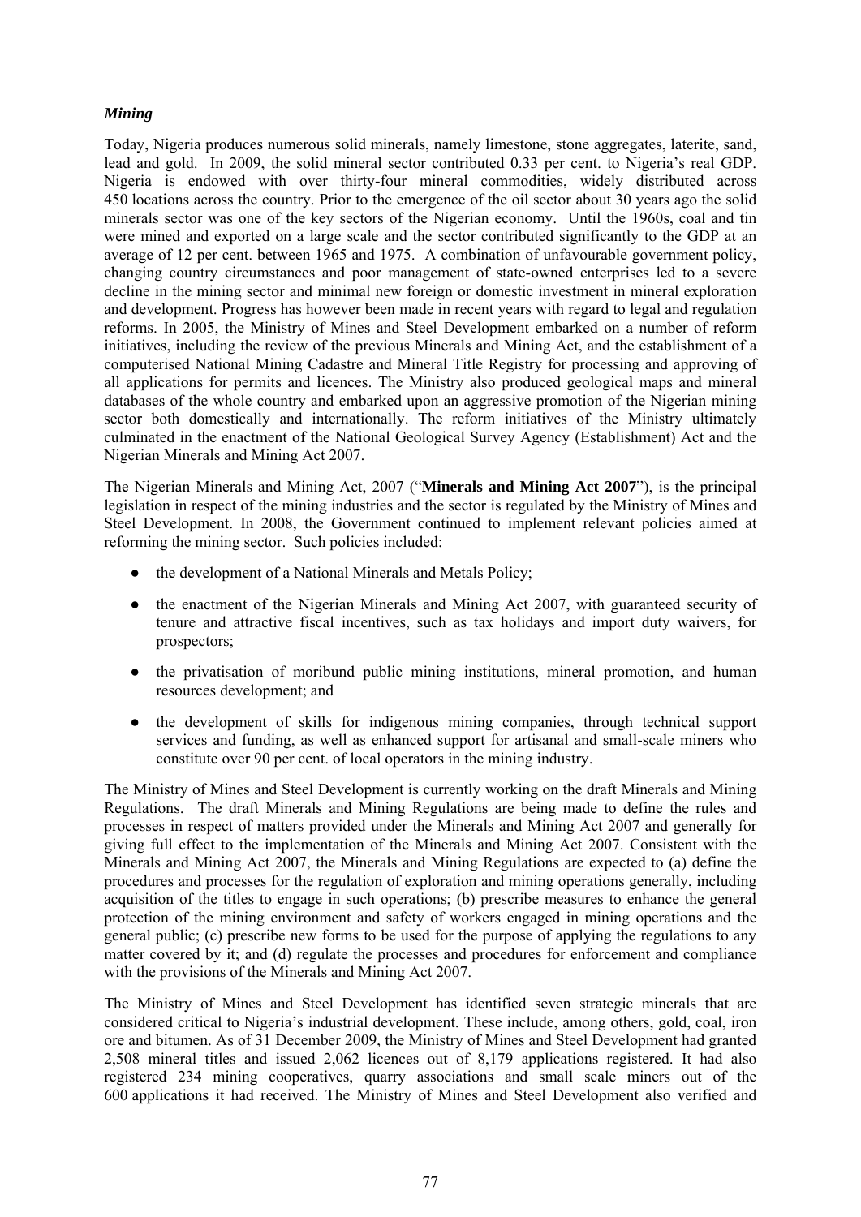### *Mining*

Today, Nigeria produces numerous solid minerals, namely limestone, stone aggregates, laterite, sand, lead and gold. In 2009, the solid mineral sector contributed 0.33 per cent. to Nigeria's real GDP. Nigeria is endowed with over thirty-four mineral commodities, widely distributed across 450 locations across the country. Prior to the emergence of the oil sector about 30 years ago the solid minerals sector was one of the key sectors of the Nigerian economy. Until the 1960s, coal and tin were mined and exported on a large scale and the sector contributed significantly to the GDP at an average of 12 per cent. between 1965 and 1975. A combination of unfavourable government policy, changing country circumstances and poor management of state-owned enterprises led to a severe decline in the mining sector and minimal new foreign or domestic investment in mineral exploration and development. Progress has however been made in recent years with regard to legal and regulation reforms. In 2005, the Ministry of Mines and Steel Development embarked on a number of reform initiatives, including the review of the previous Minerals and Mining Act, and the establishment of a computerised National Mining Cadastre and Mineral Title Registry for processing and approving of all applications for permits and licences. The Ministry also produced geological maps and mineral databases of the whole country and embarked upon an aggressive promotion of the Nigerian mining sector both domestically and internationally. The reform initiatives of the Ministry ultimately culminated in the enactment of the National Geological Survey Agency (Establishment) Act and the Nigerian Minerals and Mining Act 2007.

The Nigerian Minerals and Mining Act, 2007 ("**Minerals and Mining Act 2007**"), is the principal legislation in respect of the mining industries and the sector is regulated by the Ministry of Mines and Steel Development. In 2008, the Government continued to implement relevant policies aimed at reforming the mining sector. Such policies included:

- the development of a National Minerals and Metals Policy;
- the enactment of the Nigerian Minerals and Mining Act 2007, with guaranteed security of tenure and attractive fiscal incentives, such as tax holidays and import duty waivers, for prospectors;
- the privatisation of moribund public mining institutions, mineral promotion, and human resources development; and
- the development of skills for indigenous mining companies, through technical support services and funding, as well as enhanced support for artisanal and small-scale miners who constitute over 90 per cent. of local operators in the mining industry.

The Ministry of Mines and Steel Development is currently working on the draft Minerals and Mining Regulations. The draft Minerals and Mining Regulations are being made to define the rules and processes in respect of matters provided under the Minerals and Mining Act 2007 and generally for giving full effect to the implementation of the Minerals and Mining Act 2007. Consistent with the Minerals and Mining Act 2007, the Minerals and Mining Regulations are expected to (a) define the procedures and processes for the regulation of exploration and mining operations generally, including acquisition of the titles to engage in such operations; (b) prescribe measures to enhance the general protection of the mining environment and safety of workers engaged in mining operations and the general public; (c) prescribe new forms to be used for the purpose of applying the regulations to any matter covered by it; and (d) regulate the processes and procedures for enforcement and compliance with the provisions of the Minerals and Mining Act 2007.

The Ministry of Mines and Steel Development has identified seven strategic minerals that are considered critical to Nigeria's industrial development. These include, among others, gold, coal, iron ore and bitumen. As of 31 December 2009, the Ministry of Mines and Steel Development had granted 2,508 mineral titles and issued 2,062 licences out of 8,179 applications registered. It had also registered 234 mining cooperatives, quarry associations and small scale miners out of the 600 applications it had received. The Ministry of Mines and Steel Development also verified and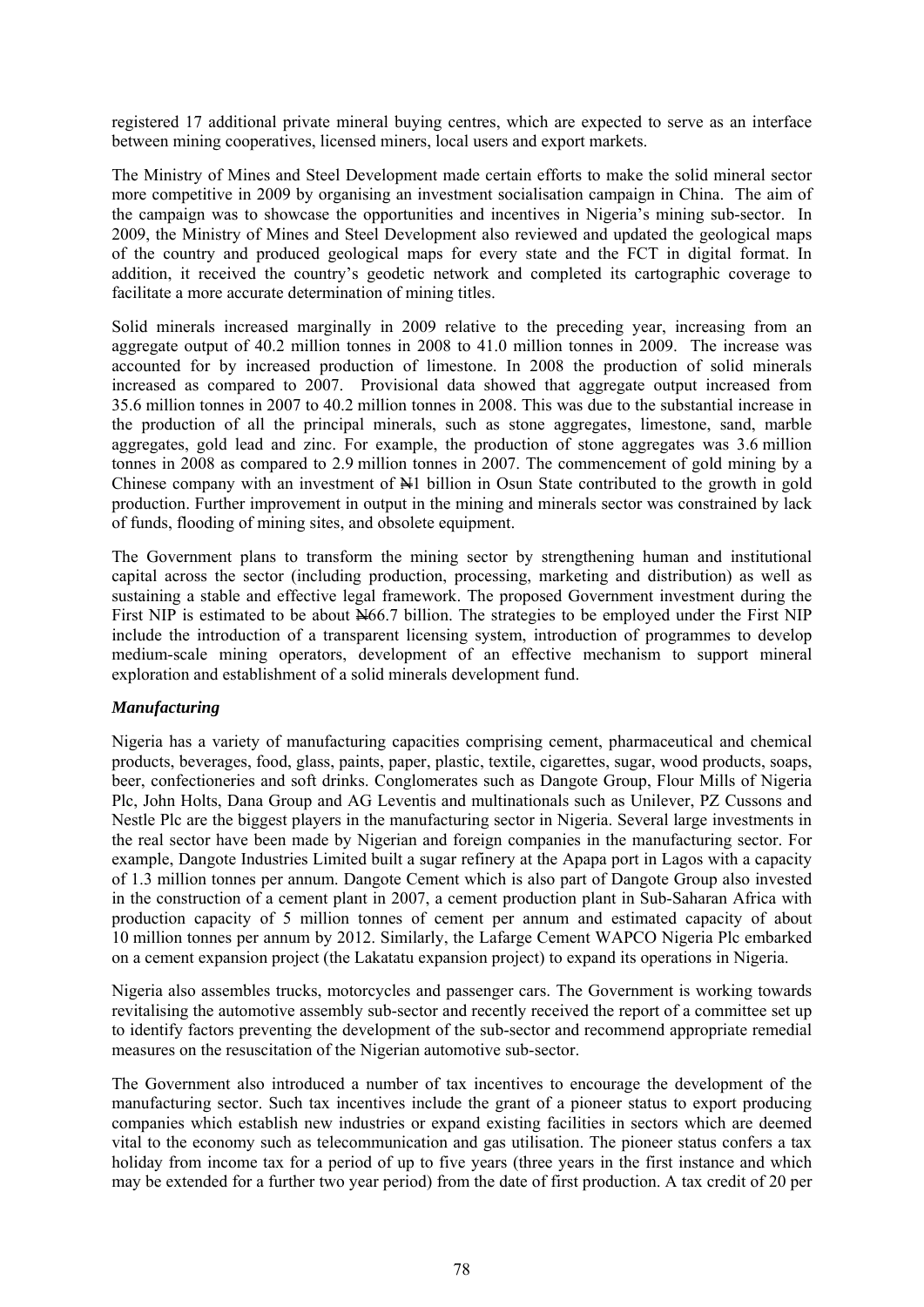registered 17 additional private mineral buying centres, which are expected to serve as an interface between mining cooperatives, licensed miners, local users and export markets.

The Ministry of Mines and Steel Development made certain efforts to make the solid mineral sector more competitive in 2009 by organising an investment socialisation campaign in China. The aim of the campaign was to showcase the opportunities and incentives in Nigeria's mining sub-sector. In 2009, the Ministry of Mines and Steel Development also reviewed and updated the geological maps of the country and produced geological maps for every state and the FCT in digital format. In addition, it received the country's geodetic network and completed its cartographic coverage to facilitate a more accurate determination of mining titles.

Solid minerals increased marginally in 2009 relative to the preceding year, increasing from an aggregate output of 40.2 million tonnes in 2008 to 41.0 million tonnes in 2009. The increase was accounted for by increased production of limestone. In 2008 the production of solid minerals increased as compared to 2007. Provisional data showed that aggregate output increased from 35.6 million tonnes in 2007 to 40.2 million tonnes in 2008. This was due to the substantial increase in the production of all the principal minerals, such as stone aggregates, limestone, sand, marble aggregates, gold lead and zinc. For example, the production of stone aggregates was 3.6 million tonnes in 2008 as compared to 2.9 million tonnes in 2007. The commencement of gold mining by a Chinese company with an investment of ₦1 billion in Osun State contributed to the growth in gold production. Further improvement in output in the mining and minerals sector was constrained by lack of funds, flooding of mining sites, and obsolete equipment.

The Government plans to transform the mining sector by strengthening human and institutional capital across the sector (including production, processing, marketing and distribution) as well as sustaining a stable and effective legal framework. The proposed Government investment during the First NIP is estimated to be about ₦66.7 billion. The strategies to be employed under the First NIP include the introduction of a transparent licensing system, introduction of programmes to develop medium-scale mining operators, development of an effective mechanism to support mineral exploration and establishment of a solid minerals development fund.

***Manufacturing***

Nigeria has a variety of manufacturing capacities comprising cement, pharmaceutical and chemical products, beverages, food, glass, paints, paper, plastic, textile, cigarettes, sugar, wood products, soaps, beer, confectioneries and soft drinks. Conglomerates such as Dangote Group, Flour Mills of Nigeria Plc, John Holts, Dana Group and AG Leventis and multinationals such as Unilever, PZ Cussons and Nestle Plc are the biggest players in the manufacturing sector in Nigeria. Several large investments in the real sector have been made by Nigerian and foreign companies in the manufacturing sector. For example, Dangote Industries Limited built a sugar refinery at the Apapa port in Lagos with a capacity of 1.3 million tonnes per annum. Dangote Cement which is also part of Dangote Group also invested in the construction of a cement plant in 2007, a cement production plant in Sub-Saharan Africa with production capacity of 5 million tonnes of cement per annum and estimated capacity of about 10 million tonnes per annum by 2012. Similarly, the Lafarge Cement WAPCO Nigeria Plc embarked on a cement expansion project (the Lakatatu expansion project) to expand its operations in Nigeria.

Nigeria also assembles trucks, motorcycles and passenger cars. The Government is working towards revitalising the automotive assembly sub-sector and recently received the report of a committee set up to identify factors preventing the development of the sub-sector and recommend appropriate remedial measures on the resuscitation of the Nigerian automotive sub-sector.

The Government also introduced a number of tax incentives to encourage the development of the manufacturing sector. Such tax incentives include the grant of a pioneer status to export producing companies which establish new industries or expand existing facilities in sectors which are deemed vital to the economy such as telecommunication and gas utilisation. The pioneer status confers a tax holiday from income tax for a period of up to five years (three years in the first instance and which may be extended for a further two year period) from the date of first production. A tax credit of 20 per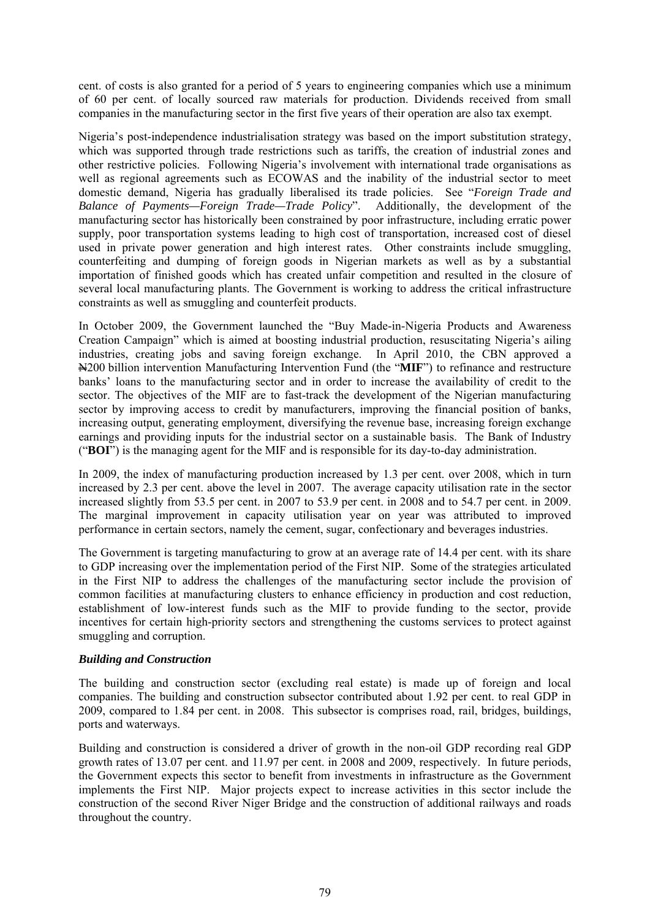cent. of costs is also granted for a period of 5 years to engineering companies which use a minimum of 60 per cent. of locally sourced raw materials for production. Dividends received from small companies in the manufacturing sector in the first five years of their operation are also tax exempt.

Nigeria's post-independence industrialisation strategy was based on the import substitution strategy, which was supported through trade restrictions such as tariffs, the creation of industrial zones and other restrictive policies. Following Nigeria's involvement with international trade organisations as well as regional agreements such as ECOWAS and the inability of the industrial sector to meet domestic demand, Nigeria has gradually liberalised its trade policies. See "*Foreign Trade and Balance of Payments—Foreign Trade—Trade Policy*". Additionally, the development of the manufacturing sector has historically been constrained by poor infrastructure, including erratic power supply, poor transportation systems leading to high cost of transportation, increased cost of diesel used in private power generation and high interest rates. Other constraints include smuggling, counterfeiting and dumping of foreign goods in Nigerian markets as well as by a substantial importation of finished goods which has created unfair competition and resulted in the closure of several local manufacturing plants. The Government is working to address the critical infrastructure constraints as well as smuggling and counterfeit products.

In October 2009, the Government launched the "Buy Made-in-Nigeria Products and Awareness Creation Campaign" which is aimed at boosting industrial production, resuscitating Nigeria's ailing industries, creating jobs and saving foreign exchange. In April 2010, the CBN approved a ₦200 billion intervention Manufacturing Intervention Fund (the "**MIF**") to refinance and restructure banks' loans to the manufacturing sector and in order to increase the availability of credit to the sector. The objectives of the MIF are to fast-track the development of the Nigerian manufacturing sector by improving access to credit by manufacturers, improving the financial position of banks, increasing output, generating employment, diversifying the revenue base, increasing foreign exchange earnings and providing inputs for the industrial sector on a sustainable basis. The Bank of Industry ("**BOI**") is the managing agent for the MIF and is responsible for its day-to-day administration.

In 2009, the index of manufacturing production increased by 1.3 per cent. over 2008, which in turn increased by 2.3 per cent. above the level in 2007. The average capacity utilisation rate in the sector increased slightly from 53.5 per cent. in 2007 to 53.9 per cent. in 2008 and to 54.7 per cent. in 2009. The marginal improvement in capacity utilisation year on year was attributed to improved performance in certain sectors, namely the cement, sugar, confectionary and beverages industries.

The Government is targeting manufacturing to grow at an average rate of 14.4 per cent. with its share to GDP increasing over the implementation period of the First NIP. Some of the strategies articulated in the First NIP to address the challenges of the manufacturing sector include the provision of common facilities at manufacturing clusters to enhance efficiency in production and cost reduction, establishment of low-interest funds such as the MIF to provide funding to the sector, provide incentives for certain high-priority sectors and strengthening the customs services to protect against smuggling and corruption.

### *Building and Construction*

The building and construction sector (excluding real estate) is made up of foreign and local companies. The building and construction subsector contributed about 1.92 per cent. to real GDP in 2009, compared to 1.84 per cent. in 2008. This subsector is comprises road, rail, bridges, buildings, ports and waterways.

Building and construction is considered a driver of growth in the non-oil GDP recording real GDP growth rates of 13.07 per cent. and 11.97 per cent. in 2008 and 2009, respectively. In future periods, the Government expects this sector to benefit from investments in infrastructure as the Government implements the First NIP. Major projects expect to increase activities in this sector include the construction of the second River Niger Bridge and the construction of additional railways and roads throughout the country.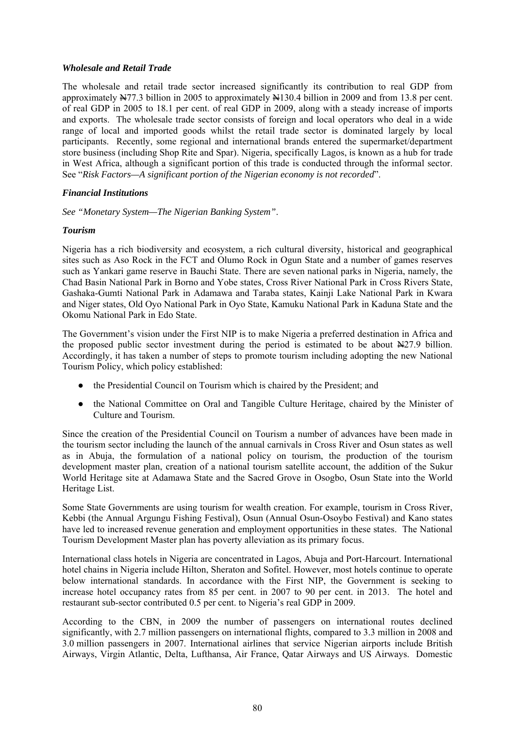### *Wholesale and Retail Trade*

The wholesale and retail trade sector increased significantly its contribution to real GDP from approximately ₦77.3 billion in 2005 to approximately ₦130.4 billion in 2009 and from 13.8 per cent. of real GDP in 2005 to 18.1 per cent. of real GDP in 2009, along with a steady increase of imports and exports. The wholesale trade sector consists of foreign and local operators who deal in a wide range of local and imported goods whilst the retail trade sector is dominated largely by local participants. Recently, some regional and international brands entered the supermarket/department store business (including Shop Rite and Spar). Nigeria, specifically Lagos, is known as a hub for trade in West Africa, although a significant portion of this trade is conducted through the informal sector. See "*Risk Factors—A significant portion of the Nigerian economy is not recorded*".

### *Financial Institutions*

*See "Monetary System—The Nigerian Banking System"*.

### *Tourism*

Nigeria has a rich biodiversity and ecosystem, a rich cultural diversity, historical and geographical sites such as Aso Rock in the FCT and Olumo Rock in Ogun State and a number of games reserves such as Yankari game reserve in Bauchi State. There are seven national parks in Nigeria, namely, the Chad Basin National Park in Borno and Yobe states, Cross River National Park in Cross Rivers State, Gashaka-Gumti National Park in Adamawa and Taraba states, Kainji Lake National Park in Kwara and Niger states, Old Oyo National Park in Oyo State, Kamuku National Park in Kaduna State and the Okomu National Park in Edo State.

The Government's vision under the First NIP is to make Nigeria a preferred destination in Africa and the proposed public sector investment during the period is estimated to be about ₦27.9 billion. Accordingly, it has taken a number of steps to promote tourism including adopting the new National Tourism Policy, which policy established:

- the Presidential Council on Tourism which is chaired by the President; and
- the National Committee on Oral and Tangible Culture Heritage, chaired by the Minister of Culture and Tourism.

Since the creation of the Presidential Council on Tourism a number of advances have been made in the tourism sector including the launch of the annual carnivals in Cross River and Osun states as well as in Abuja, the formulation of a national policy on tourism, the production of the tourism development master plan, creation of a national tourism satellite account, the addition of the Sukur World Heritage site at Adamawa State and the Sacred Grove in Osogbo, Osun State into the World Heritage List.

Some State Governments are using tourism for wealth creation. For example, tourism in Cross River, Kebbi (the Annual Argungu Fishing Festival), Osun (Annual Osun-Osoybo Festival) and Kano states have led to increased revenue generation and employment opportunities in these states. The National Tourism Development Master plan has poverty alleviation as its primary focus.

International class hotels in Nigeria are concentrated in Lagos, Abuja and Port-Harcourt. International hotel chains in Nigeria include Hilton, Sheraton and Sofitel. However, most hotels continue to operate below international standards. In accordance with the First NIP, the Government is seeking to increase hotel occupancy rates from 85 per cent. in 2007 to 90 per cent. in 2013. The hotel and restaurant sub-sector contributed 0.5 per cent. to Nigeria's real GDP in 2009.

According to the CBN, in 2009 the number of passengers on international routes declined significantly, with 2.7 million passengers on international flights, compared to 3.3 million in 2008 and 3.0 million passengers in 2007. International airlines that service Nigerian airports include British Airways, Virgin Atlantic, Delta, Lufthansa, Air France, Qatar Airways and US Airways. Domestic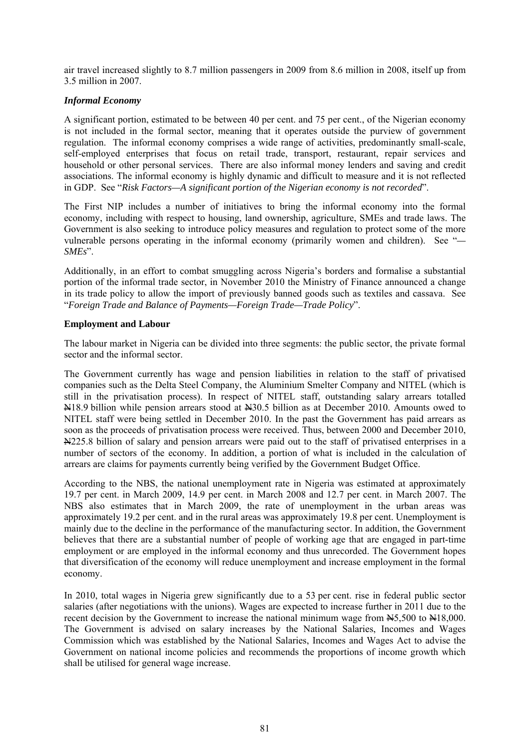air travel increased slightly to 8.7 million passengers in 2009 from 8.6 million in 2008, itself up from 3.5 million in 2007.

### *Informal Economy*

A significant portion, estimated to be between 40 per cent. and 75 per cent., of the Nigerian economy is not included in the formal sector, meaning that it operates outside the purview of government regulation. The informal economy comprises a wide range of activities, predominantly small-scale, self-employed enterprises that focus on retail trade, transport, restaurant, repair services and household or other personal services. There are also informal money lenders and saving and credit associations. The informal economy is highly dynamic and difficult to measure and it is not reflected in GDP. See "*Risk Factors—A significant portion of the Nigerian economy is not recorded*".

The First NIP includes a number of initiatives to bring the informal economy into the formal economy, including with respect to housing, land ownership, agriculture, SMEs and trade laws. The Government is also seeking to introduce policy measures and regulation to protect some of the more vulnerable persons operating in the informal economy (primarily women and children). See "*—SMEs*".

Additionally, in an effort to combat smuggling across Nigeria's borders and formalise a substantial portion of the informal trade sector, in November 2010 the Ministry of Finance announced a change in its trade policy to allow the import of previously banned goods such as textiles and cassava. See "*Foreign Trade and Balance of Payments—Foreign Trade—Trade Policy*".

### Employment and Labour

The labour market in Nigeria can be divided into three segments: the public sector, the private formal sector and the informal sector.

The Government currently has wage and pension liabilities in relation to the staff of privatised companies such as the Delta Steel Company, the Aluminium Smelter Company and NITEL (which is still in the privatisation process). In respect of NITEL staff, outstanding salary arrears totalled ₦18.9 billion while pension arrears stood at ₦30.5 billion as at December 2010. Amounts owed to NITEL staff were being settled in December 2010. In the past the Government has paid arrears as soon as the proceeds of privatisation process were received. Thus, between 2000 and December 2010, ₦225.8 billion of salary and pension arrears were paid out to the staff of privatised enterprises in a number of sectors of the economy. In addition, a portion of what is included in the calculation of arrears are claims for payments currently being verified by the Government Budget Office.

According to the NBS, the national unemployment rate in Nigeria was estimated at approximately 19.7 per cent. in March 2009, 14.9 per cent. in March 2008 and 12.7 per cent. in March 2007. The NBS also estimates that in March 2009, the rate of unemployment in the urban areas was approximately 19.2 per cent. and in the rural areas was approximately 19.8 per cent. Unemployment is mainly due to the decline in the performance of the manufacturing sector. In addition, the Government believes that there are a substantial number of people of working age that are engaged in part-time employment or are employed in the informal economy and thus unrecorded. The Government hopes that diversification of the economy will reduce unemployment and increase employment in the formal economy.

In 2010, total wages in Nigeria grew significantly due to a 53 per cent. rise in federal public sector salaries (after negotiations with the unions). Wages are expected to increase further in 2011 due to the recent decision by the Government to increase the national minimum wage from ₦5,500 to ₦18,000. The Government is advised on salary increases by the National Salaries, Incomes and Wages Commission which was established by the National Salaries, Incomes and Wages Act to advise the Government on national income policies and recommends the proportions of income growth which shall be utilised for general wage increase.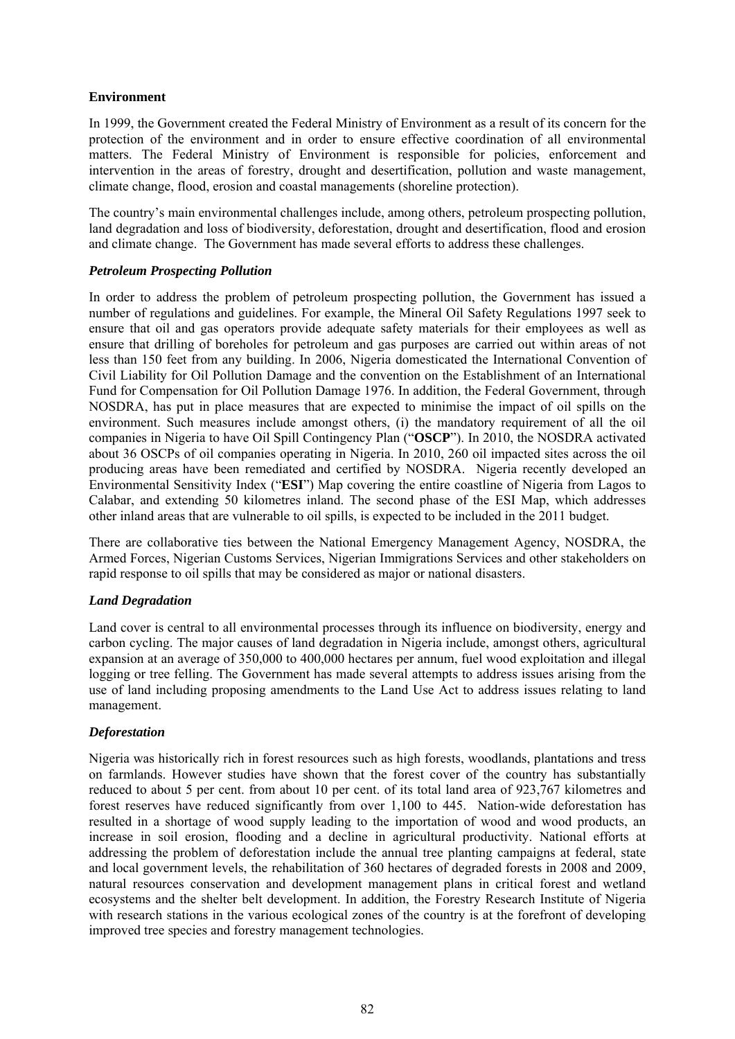**Environment**

In 1999, the Government created the Federal Ministry of Environment as a result of its concern for the protection of the environment and in order to ensure effective coordination of all environmental matters. The Federal Ministry of Environment is responsible for policies, enforcement and intervention in the areas of forestry, drought and desertification, pollution and waste management, climate change, flood, erosion and coastal managements (shoreline protection).

The country's main environmental challenges include, among others, petroleum prospecting pollution, land degradation and loss of biodiversity, deforestation, drought and desertification, flood and erosion and climate change. The Government has made several efforts to address these challenges.

***Petroleum Prospecting Pollution***

In order to address the problem of petroleum prospecting pollution, the Government has issued a number of regulations and guidelines. For example, the Mineral Oil Safety Regulations 1997 seek to ensure that oil and gas operators provide adequate safety materials for their employees as well as ensure that drilling of boreholes for petroleum and gas purposes are carried out within areas of not less than 150 feet from any building. In 2006, Nigeria domesticated the International Convention of Civil Liability for Oil Pollution Damage and the convention on the Establishment of an International Fund for Compensation for Oil Pollution Damage 1976. In addition, the Federal Government, through NOSDRA, has put in place measures that are expected to minimise the impact of oil spills on the environment. Such measures include amongst others, (i) the mandatory requirement of all the oil companies in Nigeria to have Oil Spill Contingency Plan ("**OSCP**"). In 2010, the NOSDRA activated about 36 OSCPs of oil companies operating in Nigeria. In 2010, 260 oil impacted sites across the oil producing areas have been remediated and certified by NOSDRA. Nigeria recently developed an Environmental Sensitivity Index ("**ESI**") Map covering the entire coastline of Nigeria from Lagos to Calabar, and extending 50 kilometres inland. The second phase of the ESI Map, which addresses other inland areas that are vulnerable to oil spills, is expected to be included in the 2011 budget.

There are collaborative ties between the National Emergency Management Agency, NOSDRA, the Armed Forces, Nigerian Customs Services, Nigerian Immigrations Services and other stakeholders on rapid response to oil spills that may be considered as major or national disasters.

***Land Degradation***

Land cover is central to all environmental processes through its influence on biodiversity, energy and carbon cycling. The major causes of land degradation in Nigeria include, amongst others, agricultural expansion at an average of 350,000 to 400,000 hectares per annum, fuel wood exploitation and illegal logging or tree felling. The Government has made several attempts to address issues arising from the use of land including proposing amendments to the Land Use Act to address issues relating to land management.

***Deforestation***

Nigeria was historically rich in forest resources such as high forests, woodlands, plantations and tress on farmlands. However studies have shown that the forest cover of the country has substantially reduced to about 5 per cent. from about 10 per cent. of its total land area of 923,767 kilometres and forest reserves have reduced significantly from over 1,100 to 445. Nation-wide deforestation has resulted in a shortage of wood supply leading to the importation of wood and wood products, an increase in soil erosion, flooding and a decline in agricultural productivity. National efforts at addressing the problem of deforestation include the annual tree planting campaigns at federal, state and local government levels, the rehabilitation of 360 hectares of degraded forests in 2008 and 2009, natural resources conservation and development management plans in critical forest and wetland ecosystems and the shelter belt development. In addition, the Forestry Research Institute of Nigeria with research stations in the various ecological zones of the country is at the forefront of developing improved tree species and forestry management technologies.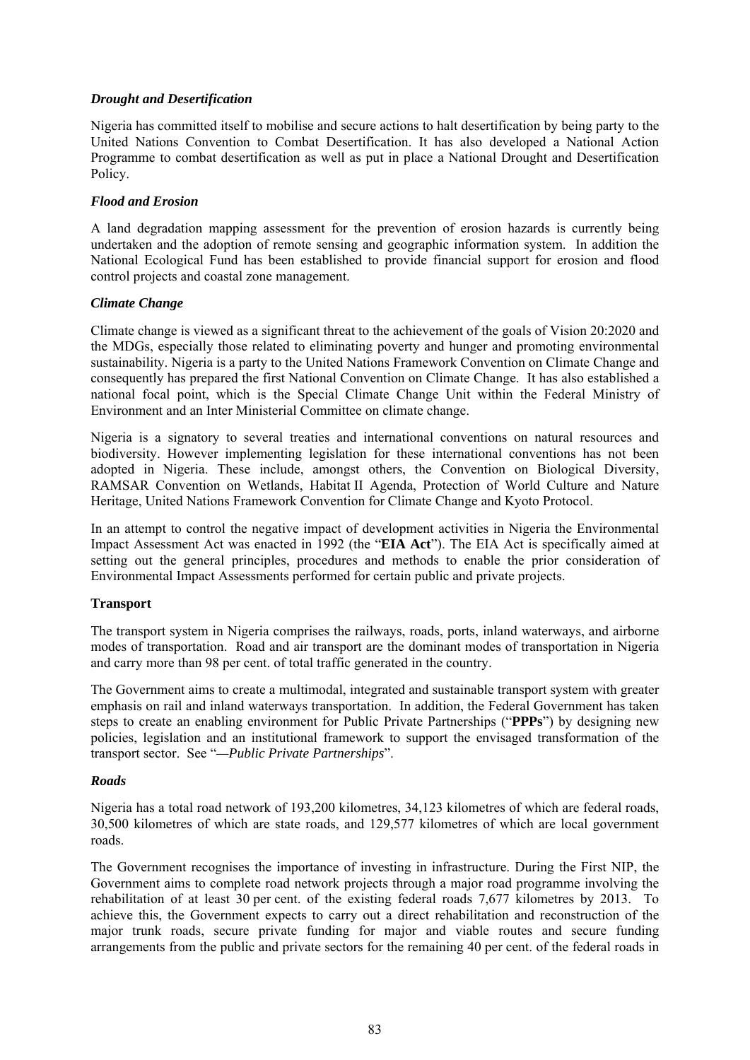### *Drought and Desertification*

Nigeria has committed itself to mobilise and secure actions to halt desertification by being party to the United Nations Convention to Combat Desertification. It has also developed a National Action Programme to combat desertification as well as put in place a National Drought and Desertification Policy.

### *Flood and Erosion*

A land degradation mapping assessment for the prevention of erosion hazards is currently being undertaken and the adoption of remote sensing and geographic information system. In addition the National Ecological Fund has been established to provide financial support for erosion and flood control projects and coastal zone management.

### *Climate Change*

Climate change is viewed as a significant threat to the achievement of the goals of Vision 20:2020 and the MDGs, especially those related to eliminating poverty and hunger and promoting environmental sustainability. Nigeria is a party to the United Nations Framework Convention on Climate Change and consequently has prepared the first National Convention on Climate Change. It has also established a national focal point, which is the Special Climate Change Unit within the Federal Ministry of Environment and an Inter Ministerial Committee on climate change.

Nigeria is a signatory to several treaties and international conventions on natural resources and biodiversity. However implementing legislation for these international conventions has not been adopted in Nigeria. These include, amongst others, the Convention on Biological Diversity, RAMSAR Convention on Wetlands, Habitat II Agenda, Protection of World Culture and Nature Heritage, United Nations Framework Convention for Climate Change and Kyoto Protocol.

In an attempt to control the negative impact of development activities in Nigeria the Environmental Impact Assessment Act was enacted in 1992 (the "**EIA Act**"). The EIA Act is specifically aimed at setting out the general principles, procedures and methods to enable the prior consideration of Environmental Impact Assessments performed for certain public and private projects.

## **Transport**

The transport system in Nigeria comprises the railways, roads, ports, inland waterways, and airborne modes of transportation. Road and air transport are the dominant modes of transportation in Nigeria and carry more than 98 per cent. of total traffic generated in the country.

The Government aims to create a multimodal, integrated and sustainable transport system with greater emphasis on rail and inland waterways transportation. In addition, the Federal Government has taken steps to create an enabling environment for Public Private Partnerships ("**PPPs**") by designing new policies, legislation and an institutional framework to support the envisaged transformation of the transport sector. See "—*Public Private Partnerships*".

### *Roads*

Nigeria has a total road network of 193,200 kilometres, 34,123 kilometres of which are federal roads, 30,500 kilometres of which are state roads, and 129,577 kilometres of which are local government roads.

The Government recognises the importance of investing in infrastructure. During the First NIP, the Government aims to complete road network projects through a major road programme involving the rehabilitation of at least 30 per cent. of the existing federal roads 7,677 kilometres by 2013. To achieve this, the Government expects to carry out a direct rehabilitation and reconstruction of the major trunk roads, secure private funding for major and viable routes and secure funding arrangements from the public and private sectors for the remaining 40 per cent. of the federal roads in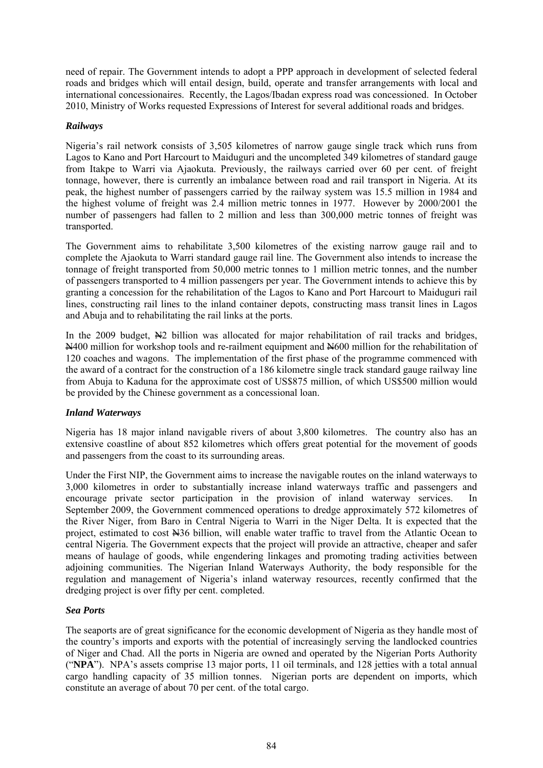need of repair. The Government intends to adopt a PPP approach in development of selected federal roads and bridges which will entail design, build, operate and transfer arrangements with local and international concessionaires. Recently, the Lagos/Ibadan express road was concessioned. In October 2010, Ministry of Works requested Expressions of Interest for several additional roads and bridges.

### *Railways*

Nigeria's rail network consists of 3,505 kilometres of narrow gauge single track which runs from Lagos to Kano and Port Harcourt to Maiduguri and the uncompleted 349 kilometres of standard gauge from Itakpe to Warri via Ajaokuta. Previously, the railways carried over 60 per cent. of freight tonnage, however, there is currently an imbalance between road and rail transport in Nigeria. At its peak, the highest number of passengers carried by the railway system was 15.5 million in 1984 and the highest volume of freight was 2.4 million metric tonnes in 1977. However by 2000/2001 the number of passengers had fallen to 2 million and less than 300,000 metric tonnes of freight was transported.

The Government aims to rehabilitate 3,500 kilometres of the existing narrow gauge rail and to complete the Ajaokuta to Warri standard gauge rail line. The Government also intends to increase the tonnage of freight transported from 50,000 metric tonnes to 1 million metric tonnes, and the number of passengers transported to 4 million passengers per year. The Government intends to achieve this by granting a concession for the rehabilitation of the Lagos to Kano and Port Harcourt to Maiduguri rail lines, constructing rail lines to the inland container depots, constructing mass transit lines in Lagos and Abuja and to rehabilitating the rail links at the ports.

In the 2009 budget, ₦2 billion was allocated for major rehabilitation of rail tracks and bridges, ₦400 million for workshop tools and re-railment equipment and ₦600 million for the rehabilitation of 120 coaches and wagons. The implementation of the first phase of the programme commenced with the award of a contract for the construction of a 186 kilometre single track standard gauge railway line from Abuja to Kaduna for the approximate cost of US$875 million, of which US$500 million would be provided by the Chinese government as a concessional loan.

### *Inland Waterways*

Nigeria has 18 major inland navigable rivers of about 3,800 kilometres. The country also has an extensive coastline of about 852 kilometres which offers great potential for the movement of goods and passengers from the coast to its surrounding areas.

Under the First NIP, the Government aims to increase the navigable routes on the inland waterways to 3,000 kilometres in order to substantially increase inland waterways traffic and passengers and encourage private sector participation in the provision of inland waterway services. In September 2009, the Government commenced operations to dredge approximately 572 kilometres of the River Niger, from Baro in Central Nigeria to Warri in the Niger Delta. It is expected that the project, estimated to cost ₦36 billion, will enable water traffic to travel from the Atlantic Ocean to central Nigeria. The Government expects that the project will provide an attractive, cheaper and safer means of haulage of goods, while engendering linkages and promoting trading activities between adjoining communities. The Nigerian Inland Waterways Authority, the body responsible for the regulation and management of Nigeria's inland waterway resources, recently confirmed that the dredging project is over fifty per cent. completed.

### *Sea Ports*

The seaports are of great significance for the economic development of Nigeria as they handle most of the country's imports and exports with the potential of increasingly serving the landlocked countries of Niger and Chad. All the ports in Nigeria are owned and operated by the Nigerian Ports Authority ("**NPA**"). NPA's assets comprise 13 major ports, 11 oil terminals, and 128 jetties with a total annual cargo handling capacity of 35 million tonnes. Nigerian ports are dependent on imports, which constitute an average of about 70 per cent. of the total cargo.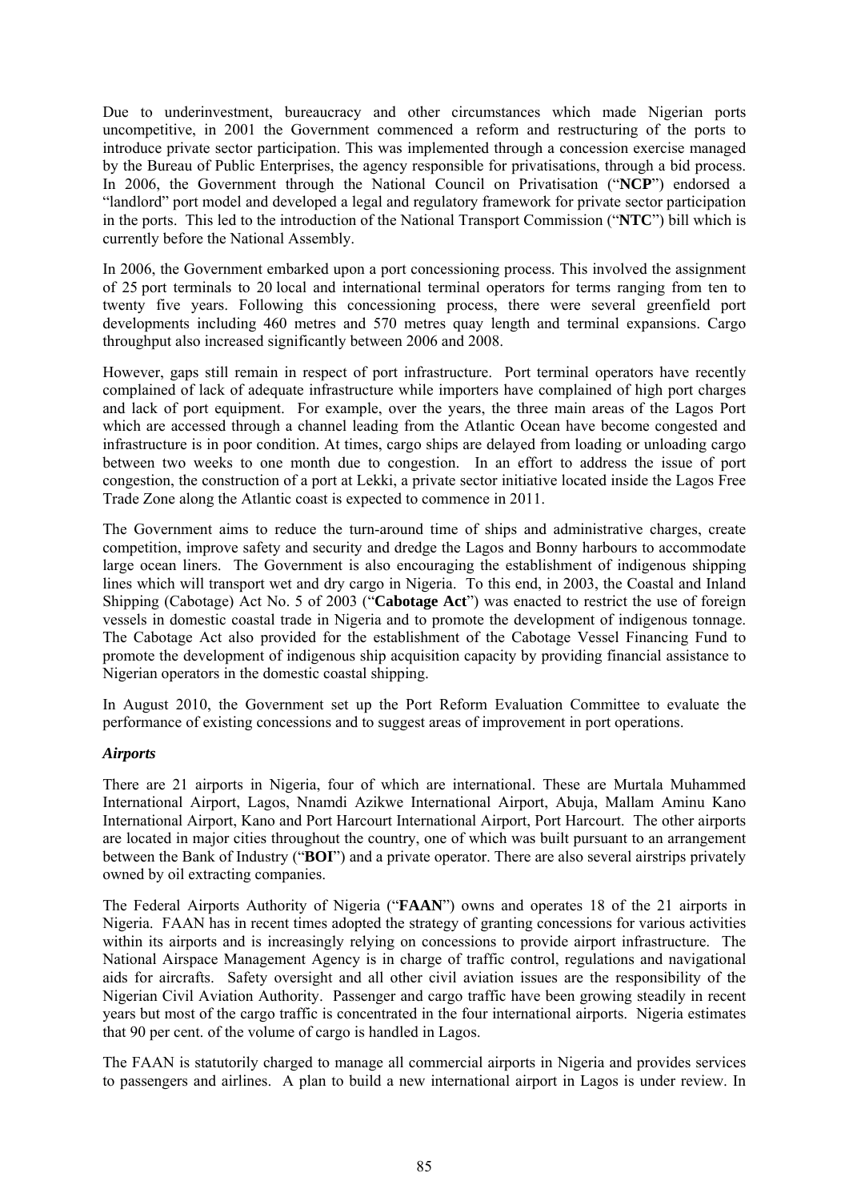Due to underinvestment, bureaucracy and other circumstances which made Nigerian ports uncompetitive, in 2001 the Government commenced a reform and restructuring of the ports to introduce private sector participation. This was implemented through a concession exercise managed by the Bureau of Public Enterprises, the agency responsible for privatisations, through a bid process. In 2006, the Government through the National Council on Privatisation ("**NCP**") endorsed a "landlord" port model and developed a legal and regulatory framework for private sector participation in the ports. This led to the introduction of the National Transport Commission ("**NTC**") bill which is currently before the National Assembly.

In 2006, the Government embarked upon a port concessioning process. This involved the assignment of 25 port terminals to 20 local and international terminal operators for terms ranging from ten to twenty five years. Following this concessioning process, there were several greenfield port developments including 460 metres and 570 metres quay length and terminal expansions. Cargo throughput also increased significantly between 2006 and 2008.

However, gaps still remain in respect of port infrastructure. Port terminal operators have recently complained of lack of adequate infrastructure while importers have complained of high port charges and lack of port equipment. For example, over the years, the three main areas of the Lagos Port which are accessed through a channel leading from the Atlantic Ocean have become congested and infrastructure is in poor condition. At times, cargo ships are delayed from loading or unloading cargo between two weeks to one month due to congestion. In an effort to address the issue of port congestion, the construction of a port at Lekki, a private sector initiative located inside the Lagos Free Trade Zone along the Atlantic coast is expected to commence in 2011.

The Government aims to reduce the turn-around time of ships and administrative charges, create competition, improve safety and security and dredge the Lagos and Bonny harbours to accommodate large ocean liners. The Government is also encouraging the establishment of indigenous shipping lines which will transport wet and dry cargo in Nigeria. To this end, in 2003, the Coastal and Inland Shipping (Cabotage) Act No. 5 of 2003 ("**Cabotage Act**") was enacted to restrict the use of foreign vessels in domestic coastal trade in Nigeria and to promote the development of indigenous tonnage. The Cabotage Act also provided for the establishment of the Cabotage Vessel Financing Fund to promote the development of indigenous ship acquisition capacity by providing financial assistance to Nigerian operators in the domestic coastal shipping.

In August 2010, the Government set up the Port Reform Evaluation Committee to evaluate the performance of existing concessions and to suggest areas of improvement in port operations.

***Airports***

There are 21 airports in Nigeria, four of which are international. These are Murtala Muhammed International Airport, Lagos, Nnamdi Azikwe International Airport, Abuja, Mallam Aminu Kano International Airport, Kano and Port Harcourt International Airport, Port Harcourt. The other airports are located in major cities throughout the country, one of which was built pursuant to an arrangement between the Bank of Industry ("**BOI**") and a private operator. There are also several airstrips privately owned by oil extracting companies.

The Federal Airports Authority of Nigeria ("**FAAN**") owns and operates 18 of the 21 airports in Nigeria. FAAN has in recent times adopted the strategy of granting concessions for various activities within its airports and is increasingly relying on concessions to provide airport infrastructure. The National Airspace Management Agency is in charge of traffic control, regulations and navigational aids for aircrafts. Safety oversight and all other civil aviation issues are the responsibility of the Nigerian Civil Aviation Authority. Passenger and cargo traffic have been growing steadily in recent years but most of the cargo traffic is concentrated in the four international airports. Nigeria estimates that 90 per cent. of the volume of cargo is handled in Lagos.

The FAAN is statutorily charged to manage all commercial airports in Nigeria and provides services to passengers and airlines. A plan to build a new international airport in Lagos is under review. In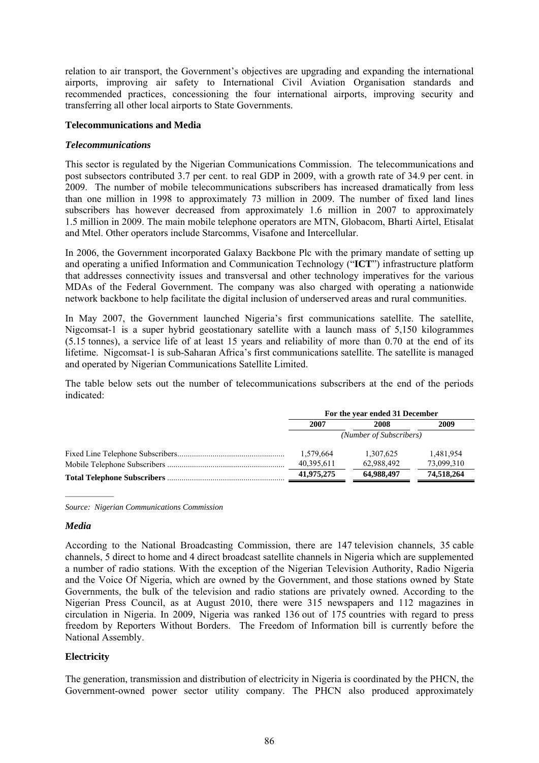relation to air transport, the Government's objectives are upgrading and expanding the international airports, improving air safety to International Civil Aviation Organisation standards and recommended practices, concessioning the four international airports, improving security and transferring all other local airports to State Governments.

**Telecommunications and Media**

***Telecommunications***

This sector is regulated by the Nigerian Communications Commission. The telecommunications and post subsectors contributed 3.7 per cent. to real GDP in 2009, with a growth rate of 34.9 per cent. in 2009. The number of mobile telecommunications subscribers has increased dramatically from less than one million in 1998 to approximately 73 million in 2009. The number of fixed land lines subscribers has however decreased from approximately 1.6 million in 2007 to approximately 1.5 million in 2009. The main mobile telephone operators are MTN, Globacom, Bharti Airtel, Etisalat and Mtel. Other operators include Starcomms, Visafone and Intercellular.

In 2006, the Government incorporated Galaxy Backbone Plc with the primary mandate of setting up and operating a unified Information and Communication Technology ("**ICT**") infrastructure platform that addresses connectivity issues and transversal and other technology imperatives for the various MDAs of the Federal Government. The company was also charged with operating a nationwide network backbone to help facilitate the digital inclusion of underserved areas and rural communities.

In May 2007, the Government launched Nigeria's first communications satellite. The satellite, Nigcomsat-1 is a super hybrid geostationary satellite with a launch mass of 5,150 kilogrammes (5.15 tonnes), a service life of at least 15 years and reliability of more than 0.70 at the end of its lifetime. Nigcomsat-1 is sub-Saharan Africa's first communications satellite. The satellite is managed and operated by Nigerian Communications Satellite Limited.

The table below sets out the number of telecommunications subscribers at the end of the periods indicated:

| | For the year ended 31 December | | |
|---|---|---|---|
| | 2007 | 2008 | 2009 |
| | *(Number of Subscribers)* | | |
| Fixed Line Telephone Subscribers | 1,579,664 | 1,307,625 | 1,481,954 |
| Mobile Telephone Subscribers | 40,395,611 | 62,988,492 | 73,099,310 |
| **Total Telephone Subscribers** | **41,975,275** | **64,988,497** | **74,518,264** |

*Source: Nigerian Communications Commission*

***Media***

According to the National Broadcasting Commission, there are 147 television channels, 35 cable channels, 5 direct to home and 4 direct broadcast satellite channels in Nigeria which are supplemented a number of radio stations. With the exception of the Nigerian Television Authority, Radio Nigeria and the Voice Of Nigeria, which are owned by the Government, and those stations owned by State Governments, the bulk of the television and radio stations are privately owned. According to the Nigerian Press Council, as at August 2010, there were 315 newspapers and 112 magazines in circulation in Nigeria. In 2009, Nigeria was ranked 136 out of 175 countries with regard to press freedom by Reporters Without Borders. The Freedom of Information bill is currently before the National Assembly.

**Electricity**

The generation, transmission and distribution of electricity in Nigeria is coordinated by the PHCN, the Government-owned power sector utility company. The PHCN also produced approximately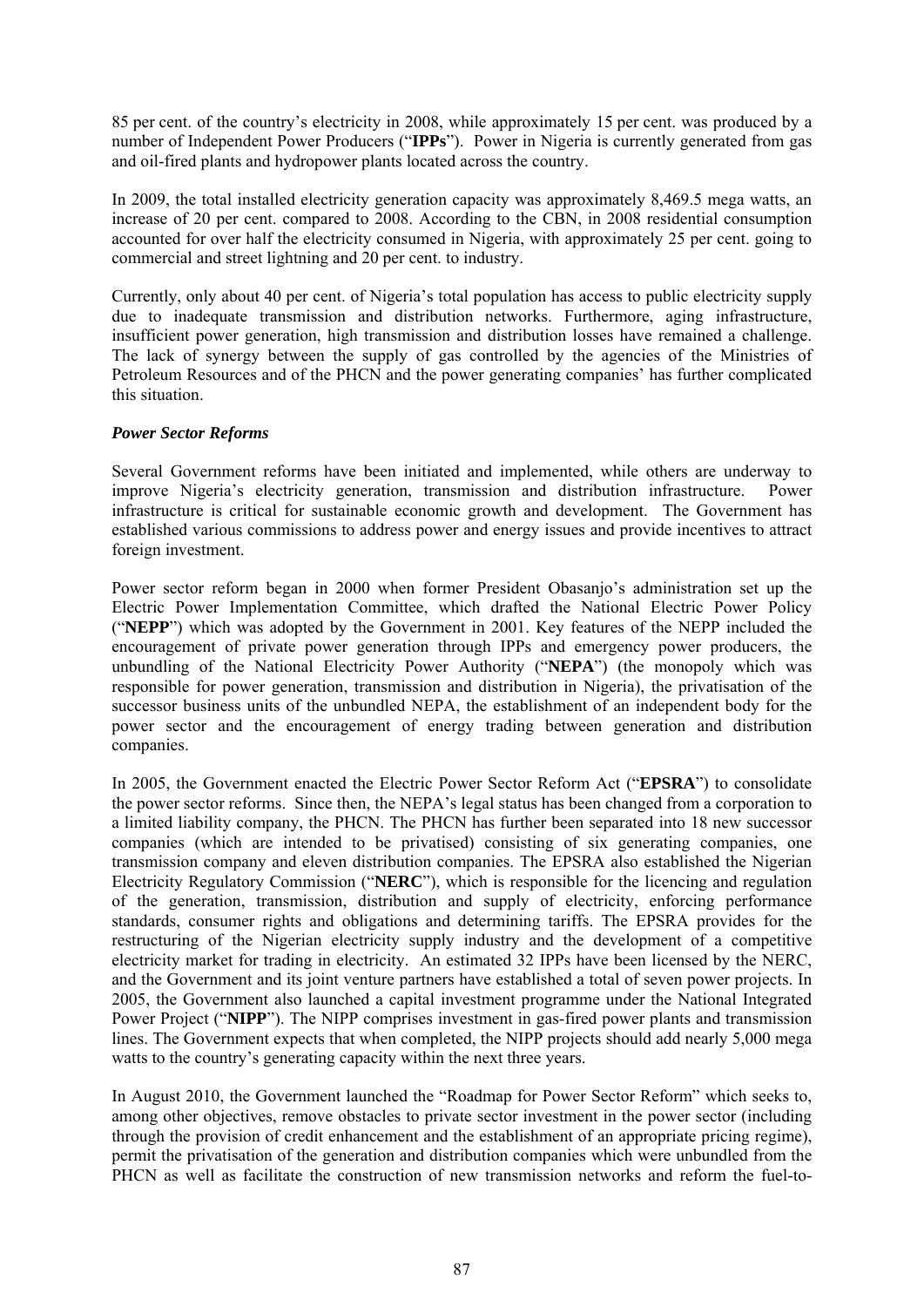85 per cent. of the country's electricity in 2008, while approximately 15 per cent. was produced by a number of Independent Power Producers ("**IPPs**"). Power in Nigeria is currently generated from gas and oil-fired plants and hydropower plants located across the country.

In 2009, the total installed electricity generation capacity was approximately 8,469.5 mega watts, an increase of 20 per cent. compared to 2008. According to the CBN, in 2008 residential consumption accounted for over half the electricity consumed in Nigeria, with approximately 25 per cent. going to commercial and street lightning and 20 per cent. to industry.

Currently, only about 40 per cent. of Nigeria's total population has access to public electricity supply due to inadequate transmission and distribution networks. Furthermore, aging infrastructure, insufficient power generation, high transmission and distribution losses have remained a challenge. The lack of synergy between the supply of gas controlled by the agencies of the Ministries of Petroleum Resources and of the PHCN and the power generating companies' has further complicated this situation.

***Power Sector Reforms***

Several Government reforms have been initiated and implemented, while others are underway to improve Nigeria's electricity generation, transmission and distribution infrastructure. Power infrastructure is critical for sustainable economic growth and development. The Government has established various commissions to address power and energy issues and provide incentives to attract foreign investment.

Power sector reform began in 2000 when former President Obasanjo's administration set up the Electric Power Implementation Committee, which drafted the National Electric Power Policy ("**NEPP**") which was adopted by the Government in 2001. Key features of the NEPP included the encouragement of private power generation through IPPs and emergency power producers, the unbundling of the National Electricity Power Authority ("**NEPA**") (the monopoly which was responsible for power generation, transmission and distribution in Nigeria), the privatisation of the successor business units of the unbundled NEPA, the establishment of an independent body for the power sector and the encouragement of energy trading between generation and distribution companies.

In 2005, the Government enacted the Electric Power Sector Reform Act ("**EPSRA**") to consolidate the power sector reforms. Since then, the NEPA's legal status has been changed from a corporation to a limited liability company, the PHCN. The PHCN has further been separated into 18 new successor companies (which are intended to be privatised) consisting of six generating companies, one transmission company and eleven distribution companies. The EPSRA also established the Nigerian Electricity Regulatory Commission ("**NERC**"), which is responsible for the licencing and regulation of the generation, transmission, distribution and supply of electricity, enforcing performance standards, consumer rights and obligations and determining tariffs. The EPSRA provides for the restructuring of the Nigerian electricity supply industry and the development of a competitive electricity market for trading in electricity. An estimated 32 IPPs have been licensed by the NERC, and the Government and its joint venture partners have established a total of seven power projects. In 2005, the Government also launched a capital investment programme under the National Integrated Power Project ("**NIPP**"). The NIPP comprises investment in gas-fired power plants and transmission lines. The Government expects that when completed, the NIPP projects should add nearly 5,000 mega watts to the country's generating capacity within the next three years.

In August 2010, the Government launched the "Roadmap for Power Sector Reform" which seeks to, among other objectives, remove obstacles to private sector investment in the power sector (including through the provision of credit enhancement and the establishment of an appropriate pricing regime), permit the privatisation of the generation and distribution companies which were unbundled from the PHCN as well as facilitate the construction of new transmission networks and reform the fuel-to-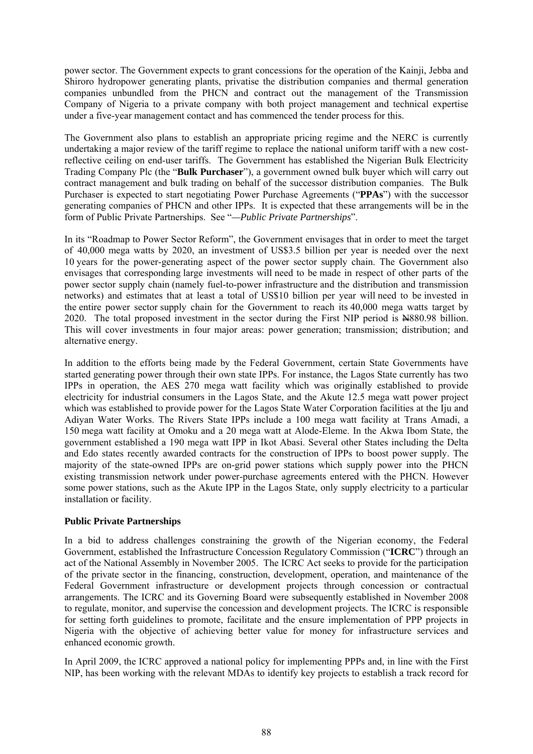power sector. The Government expects to grant concessions for the operation of the Kainji, Jebba and Shiroro hydropower generating plants, privatise the distribution companies and thermal generation companies unbundled from the PHCN and contract out the management of the Transmission Company of Nigeria to a private company with both project management and technical expertise under a five-year management contact and has commenced the tender process for this.

The Government also plans to establish an appropriate pricing regime and the NERC is currently undertaking a major review of the tariff regime to replace the national uniform tariff with a new cost-reflective ceiling on end-user tariffs. The Government has established the Nigerian Bulk Electricity Trading Company Plc (the "**Bulk Purchaser**"), a government owned bulk buyer which will carry out contract management and bulk trading on behalf of the successor distribution companies. The Bulk Purchaser is expected to start negotiating Power Purchase Agreements ("**PPAs**") with the successor generating companies of PHCN and other IPPs. It is expected that these arrangements will be in the form of Public Private Partnerships. See "*—Public Private Partnerships*".

In its "Roadmap to Power Sector Reform", the Government envisages that in order to meet the target of 40,000 mega watts by 2020, an investment of US$3.5 billion per year is needed over the next 10 years for the power-generating aspect of the power sector supply chain. The Government also envisages that corresponding large investments will need to be made in respect of other parts of the power sector supply chain (namely fuel-to-power infrastructure and the distribution and transmission networks) and estimates that at least a total of US$10 billion per year will need to be invested in the entire power sector supply chain for the Government to reach its 40,000 mega watts target by 2020. The total proposed investment in the sector during the First NIP period is ₦880.98 billion. This will cover investments in four major areas: power generation; transmission; distribution; and alternative energy.

In addition to the efforts being made by the Federal Government, certain State Governments have started generating power through their own state IPPs. For instance, the Lagos State currently has two IPPs in operation, the AES 270 mega watt facility which was originally established to provide electricity for industrial consumers in the Lagos State, and the Akute 12.5 mega watt power project which was established to provide power for the Lagos State Water Corporation facilities at the Iju and Adiyan Water Works. The Rivers State IPPs include a 100 mega watt facility at Trans Amadi, a 150 mega watt facility at Omoku and a 20 mega watt at Alode-Eleme. In the Akwa Ibom State, the government established a 190 mega watt IPP in Ikot Abasi. Several other States including the Delta and Edo states recently awarded contracts for the construction of IPPs to boost power supply. The majority of the state-owned IPPs are on-grid power stations which supply power into the PHCN existing transmission network under power-purchase agreements entered with the PHCN. However some power stations, such as the Akute IPP in the Lagos State, only supply electricity to a particular installation or facility.

**Public Private Partnerships**

In a bid to address challenges constraining the growth of the Nigerian economy, the Federal Government, established the Infrastructure Concession Regulatory Commission ("**ICRC**") through an act of the National Assembly in November 2005. The ICRC Act seeks to provide for the participation of the private sector in the financing, construction, development, operation, and maintenance of the Federal Government infrastructure or development projects through concession or contractual arrangements. The ICRC and its Governing Board were subsequently established in November 2008 to regulate, monitor, and supervise the concession and development projects. The ICRC is responsible for setting forth guidelines to promote, facilitate and the ensure implementation of PPP projects in Nigeria with the objective of achieving better value for money for infrastructure services and enhanced economic growth.

In April 2009, the ICRC approved a national policy for implementing PPPs and, in line with the First NIP, has been working with the relevant MDAs to identify key projects to establish a track record for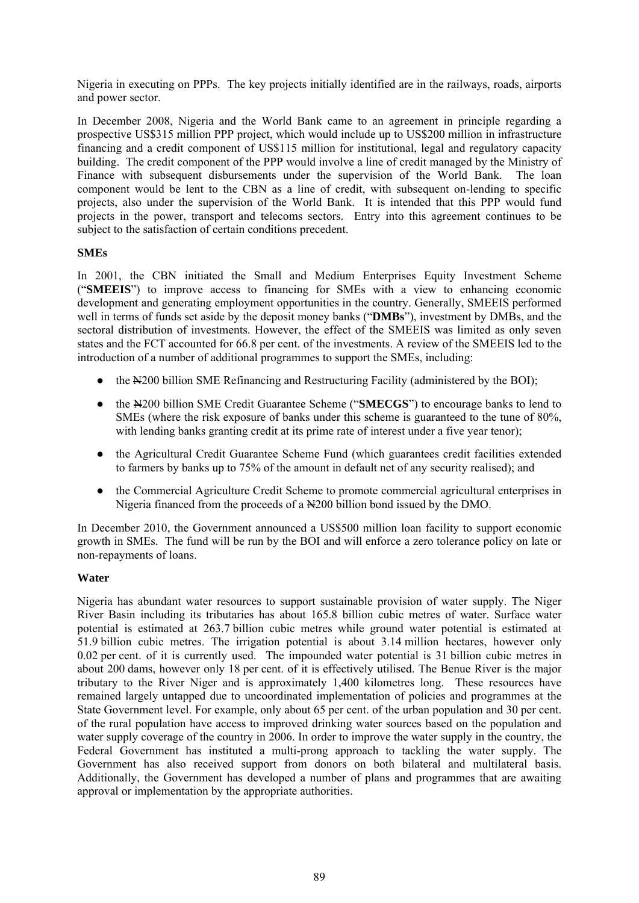Nigeria in executing on PPPs. The key projects initially identified are in the railways, roads, airports and power sector.

In December 2008, Nigeria and the World Bank came to an agreement in principle regarding a prospective US$315 million PPP project, which would include up to US$200 million in infrastructure financing and a credit component of US$115 million for institutional, legal and regulatory capacity building. The credit component of the PPP would involve a line of credit managed by the Ministry of Finance with subsequent disbursements under the supervision of the World Bank. The loan component would be lent to the CBN as a line of credit, with subsequent on-lending to specific projects, also under the supervision of the World Bank. It is intended that this PPP would fund projects in the power, transport and telecoms sectors. Entry into this agreement continues to be subject to the satisfaction of certain conditions precedent.

**SMEs**

In 2001, the CBN initiated the Small and Medium Enterprises Equity Investment Scheme ("**SMEEIS**") to improve access to financing for SMEs with a view to enhancing economic development and generating employment opportunities in the country. Generally, SMEEIS performed well in terms of funds set aside by the deposit money banks ("**DMBs**"), investment by DMBs, and the sectoral distribution of investments. However, the effect of the SMEEIS was limited as only seven states and the FCT accounted for 66.8 per cent. of the investments. A review of the SMEEIS led to the introduction of a number of additional programmes to support the SMEs, including:

- the ₦200 billion SME Refinancing and Restructuring Facility (administered by the BOI);
- the ₦200 billion SME Credit Guarantee Scheme ("**SMECGS**") to encourage banks to lend to SMEs (where the risk exposure of banks under this scheme is guaranteed to the tune of 80%, with lending banks granting credit at its prime rate of interest under a five year tenor);
- the Agricultural Credit Guarantee Scheme Fund (which guarantees credit facilities extended to farmers by banks up to 75% of the amount in default net of any security realised); and
- the Commercial Agriculture Credit Scheme to promote commercial agricultural enterprises in Nigeria financed from the proceeds of a ₦200 billion bond issued by the DMO.

In December 2010, the Government announced a US$500 million loan facility to support economic growth in SMEs. The fund will be run by the BOI and will enforce a zero tolerance policy on late or non-repayments of loans.

**Water**

Nigeria has abundant water resources to support sustainable provision of water supply. The Niger River Basin including its tributaries has about 165.8 billion cubic metres of water. Surface water potential is estimated at 263.7 billion cubic metres while ground water potential is estimated at 51.9 billion cubic metres. The irrigation potential is about 3.14 million hectares, however only 0.02 per cent. of it is currently used. The impounded water potential is 31 billion cubic metres in about 200 dams, however only 18 per cent. of it is effectively utilised. The Benue River is the major tributary to the River Niger and is approximately 1,400 kilometres long. These resources have remained largely untapped due to uncoordinated implementation of policies and programmes at the State Government level. For example, only about 65 per cent. of the urban population and 30 per cent. of the rural population have access to improved drinking water sources based on the population and water supply coverage of the country in 2006. In order to improve the water supply in the country, the Federal Government has instituted a multi-prong approach to tackling the water supply. The Government has also received support from donors on both bilateral and multilateral basis. Additionally, the Government has developed a number of plans and programmes that are awaiting approval or implementation by the appropriate authorities.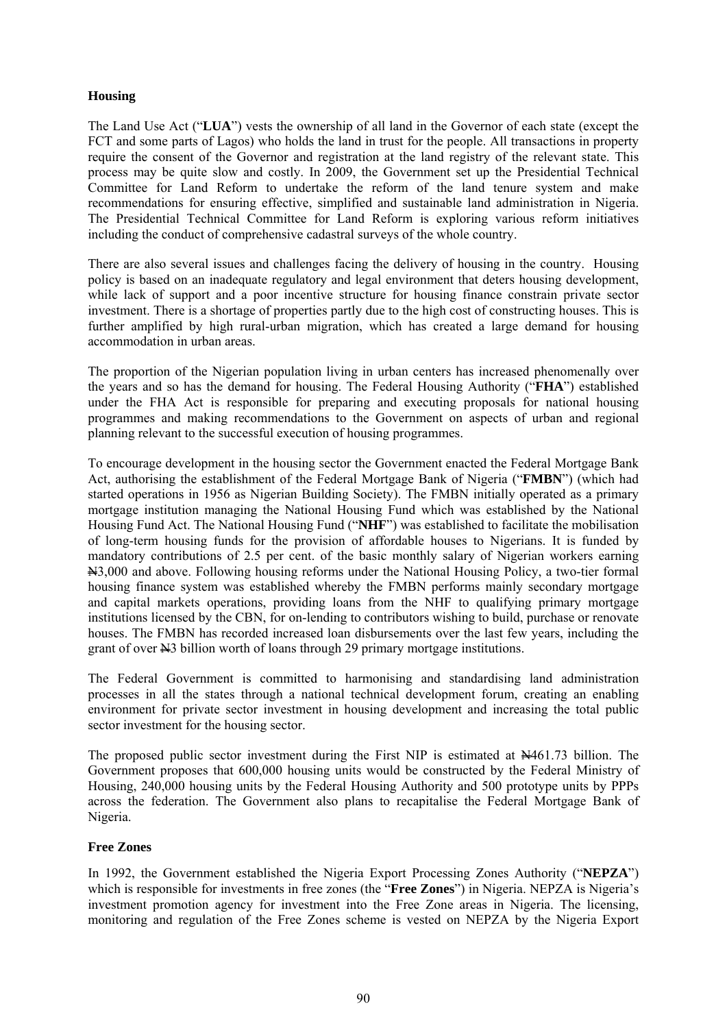**Housing**

The Land Use Act ("**LUA**") vests the ownership of all land in the Governor of each state (except the FCT and some parts of Lagos) who holds the land in trust for the people. All transactions in property require the consent of the Governor and registration at the land registry of the relevant state. This process may be quite slow and costly. In 2009, the Government set up the Presidential Technical Committee for Land Reform to undertake the reform of the land tenure system and make recommendations for ensuring effective, simplified and sustainable land administration in Nigeria. The Presidential Technical Committee for Land Reform is exploring various reform initiatives including the conduct of comprehensive cadastral surveys of the whole country.

There are also several issues and challenges facing the delivery of housing in the country. Housing policy is based on an inadequate regulatory and legal environment that deters housing development, while lack of support and a poor incentive structure for housing finance constrain private sector investment. There is a shortage of properties partly due to the high cost of constructing houses. This is further amplified by high rural-urban migration, which has created a large demand for housing accommodation in urban areas.

The proportion of the Nigerian population living in urban centers has increased phenomenally over the years and so has the demand for housing. The Federal Housing Authority ("**FHA**") established under the FHA Act is responsible for preparing and executing proposals for national housing programmes and making recommendations to the Government on aspects of urban and regional planning relevant to the successful execution of housing programmes.

To encourage development in the housing sector the Government enacted the Federal Mortgage Bank Act, authorising the establishment of the Federal Mortgage Bank of Nigeria ("**FMBN**") (which had started operations in 1956 as Nigerian Building Society). The FMBN initially operated as a primary mortgage institution managing the National Housing Fund which was established by the National Housing Fund Act. The National Housing Fund ("**NHF**") was established to facilitate the mobilisation of long-term housing funds for the provision of affordable houses to Nigerians. It is funded by mandatory contributions of 2.5 per cent. of the basic monthly salary of Nigerian workers earning ₦3,000 and above. Following housing reforms under the National Housing Policy, a two-tier formal housing finance system was established whereby the FMBN performs mainly secondary mortgage and capital markets operations, providing loans from the NHF to qualifying primary mortgage institutions licensed by the CBN, for on-lending to contributors wishing to build, purchase or renovate houses. The FMBN has recorded increased loan disbursements over the last few years, including the grant of over ₦3 billion worth of loans through 29 primary mortgage institutions.

The Federal Government is committed to harmonising and standardising land administration processes in all the states through a national technical development forum, creating an enabling environment for private sector investment in housing development and increasing the total public sector investment for the housing sector.

The proposed public sector investment during the First NIP is estimated at ₦461.73 billion. The Government proposes that 600,000 housing units would be constructed by the Federal Ministry of Housing, 240,000 housing units by the Federal Housing Authority and 500 prototype units by PPPs across the federation. The Government also plans to recapitalise the Federal Mortgage Bank of Nigeria.

**Free Zones**

In 1992, the Government established the Nigeria Export Processing Zones Authority ("**NEPZA**") which is responsible for investments in free zones (the "**Free Zones**") in Nigeria. NEPZA is Nigeria's investment promotion agency for investment into the Free Zone areas in Nigeria. The licensing, monitoring and regulation of the Free Zones scheme is vested on NEPZA by the Nigeria Export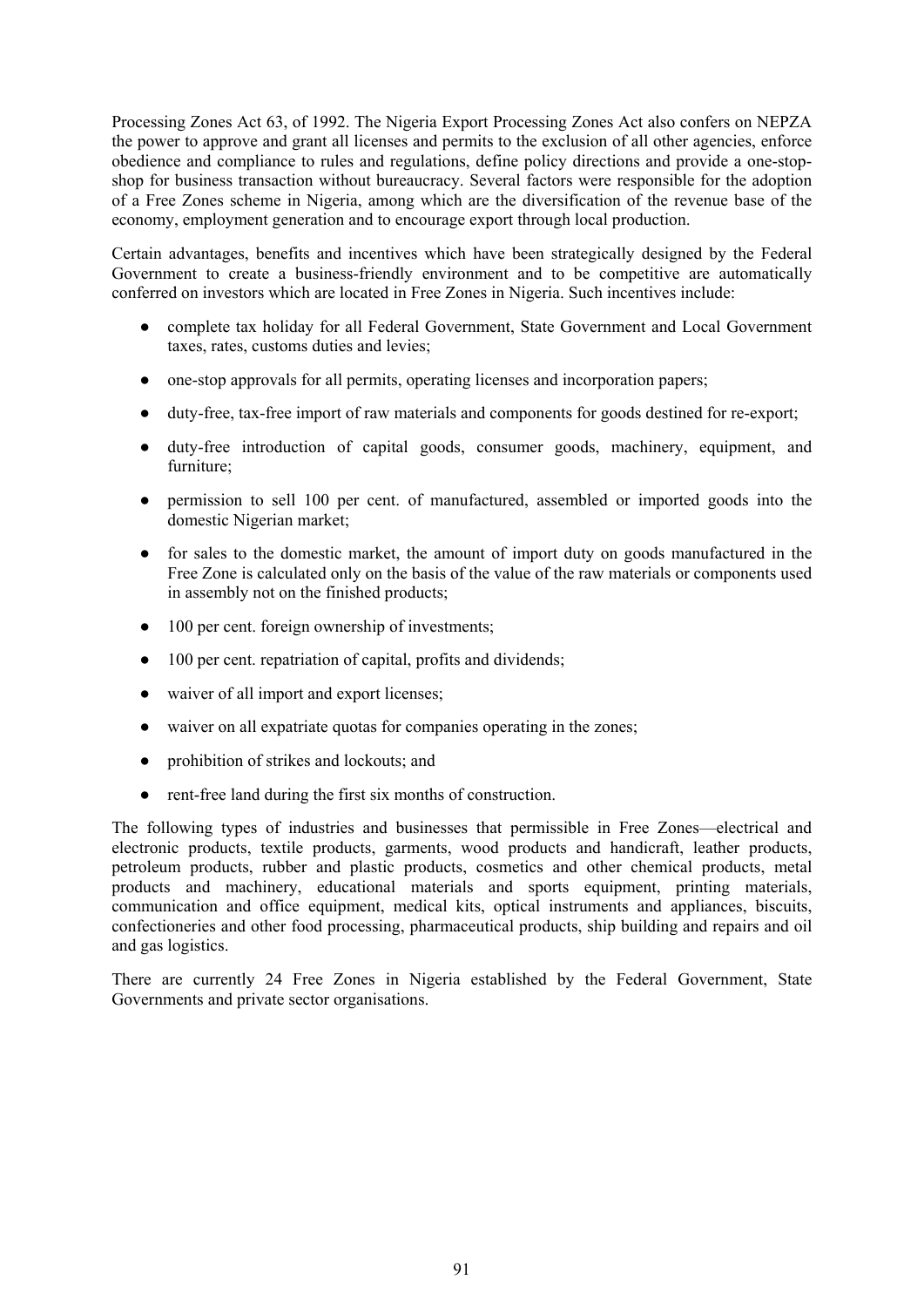Processing Zones Act 63, of 1992. The Nigeria Export Processing Zones Act also confers on NEPZA the power to approve and grant all licenses and permits to the exclusion of all other agencies, enforce obedience and compliance to rules and regulations, define policy directions and provide a one-stop-shop for business transaction without bureaucracy. Several factors were responsible for the adoption of a Free Zones scheme in Nigeria, among which are the diversification of the revenue base of the economy, employment generation and to encourage export through local production.

Certain advantages, benefits and incentives which have been strategically designed by the Federal Government to create a business-friendly environment and to be competitive are automatically conferred on investors which are located in Free Zones in Nigeria. Such incentives include:

- complete tax holiday for all Federal Government, State Government and Local Government taxes, rates, customs duties and levies;
- one-stop approvals for all permits, operating licenses and incorporation papers;
- duty-free, tax-free import of raw materials and components for goods destined for re-export;
- duty-free introduction of capital goods, consumer goods, machinery, equipment, and furniture;
- permission to sell 100 per cent. of manufactured, assembled or imported goods into the domestic Nigerian market;
- for sales to the domestic market, the amount of import duty on goods manufactured in the Free Zone is calculated only on the basis of the value of the raw materials or components used in assembly not on the finished products;
- 100 per cent. foreign ownership of investments;
- 100 per cent. repatriation of capital, profits and dividends;
- waiver of all import and export licenses;
- waiver on all expatriate quotas for companies operating in the zones;
- prohibition of strikes and lockouts; and
- rent-free land during the first six months of construction.

The following types of industries and businesses that permissible in Free Zones—electrical and electronic products, textile products, garments, wood products and handicraft, leather products, petroleum products, rubber and plastic products, cosmetics and other chemical products, metal products and machinery, educational materials and sports equipment, printing materials, communication and office equipment, medical kits, optical instruments and appliances, biscuits, confectioneries and other food processing, pharmaceutical products, ship building and repairs and oil and gas logistics.

There are currently 24 Free Zones in Nigeria established by the Federal Government, State Governments and private sector organisations.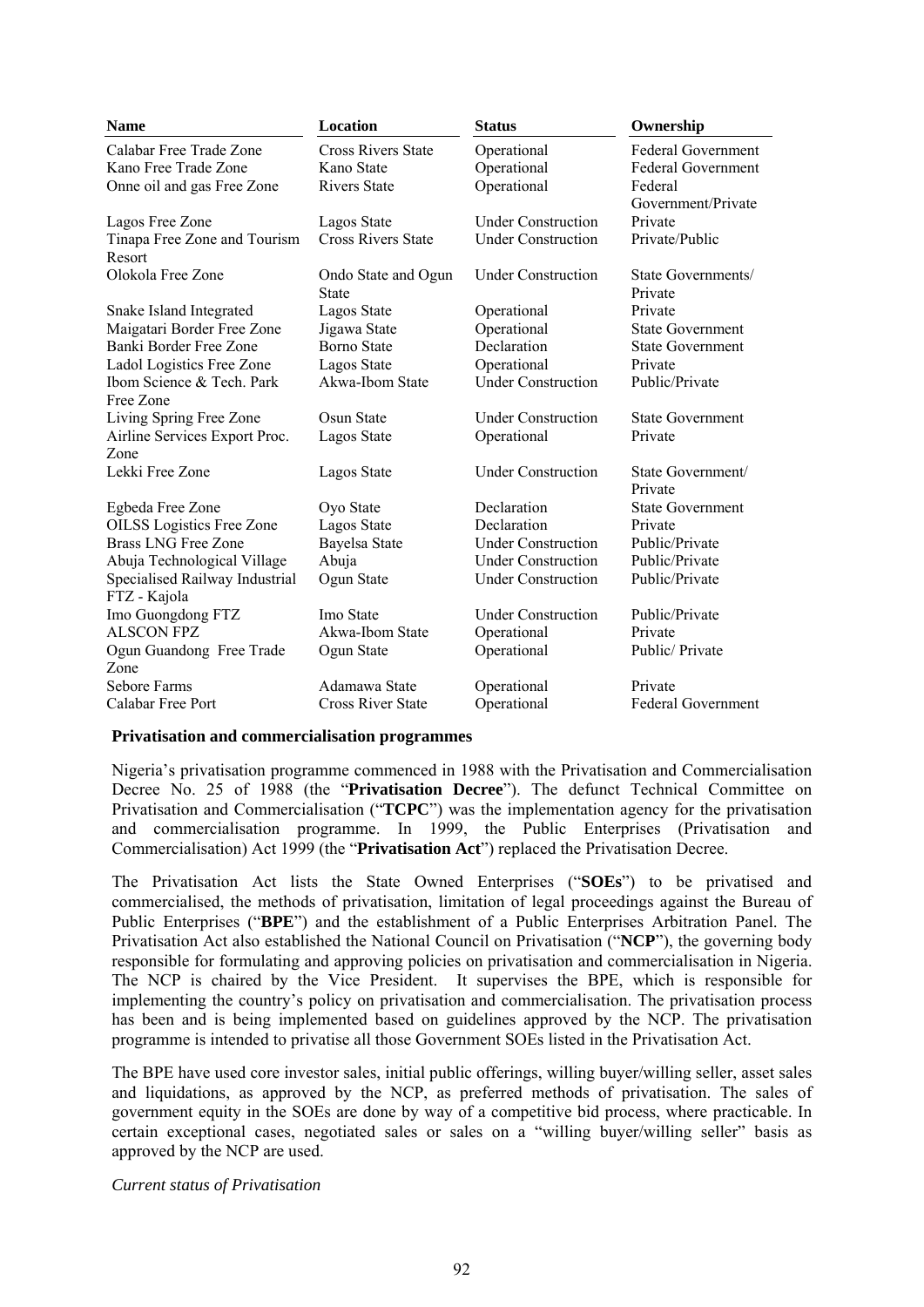| Name | Location | Status | Ownership |
|---|---|---|---|
| Calabar Free Trade Zone | Cross Rivers State | Operational | Federal Government |
| Kano Free Trade Zone | Kano State | Operational | Federal Government |
| Onne oil and gas Free Zone | Rivers State | Operational | Federal Government/Private |
| Lagos Free Zone | Lagos State | Under Construction | Private |
| Tinapa Free Zone and Tourism Resort | Cross Rivers State | Under Construction | Private/Public |
| Olokola Free Zone | Ondo State and Ogun State | Under Construction | State Governments/ Private |
| Snake Island Integrated | Lagos State | Operational | Private |
| Maigatari Border Free Zone | Jigawa State | Operational | State Government |
| Banki Border Free Zone | Borno State | Declaration | State Government |
| Ladol Logistics Free Zone | Lagos State | Operational | Private |
| Ibom Science & Tech. Park Free Zone | Akwa-Ibom State | Under Construction | Public/Private |
| Living Spring Free Zone | Osun State | Under Construction | State Government |
| Airline Services Export Proc. Zone | Lagos State | Operational | Private |
| Lekki Free Zone | Lagos State | Under Construction | State Government/ Private |
| Egbeda Free Zone | Oyo State | Declaration | State Government |
| OILSS Logistics Free Zone | Lagos State | Declaration | Private |
| Brass LNG Free Zone | Bayelsa State | Under Construction | Public/Private |
| Abuja Technological Village | Abuja | Under Construction | Public/Private |
| Specialised Railway Industrial FTZ - Kajola | Ogun State | Under Construction | Public/Private |
| Imo Guongdong FTZ | Imo State | Under Construction | Public/Private |
| ALSCON FPZ | Akwa-Ibom State | Operational | Private |
| Ogun Guandong Free Trade Zone | Ogun State | Operational | Public/ Private |
| Sebore Farms | Adamawa State | Operational | Private |
| Calabar Free Port | Cross River State | Operational | Federal Government |

**Privatisation and commercialisation programmes**

Nigeria's privatisation programme commenced in 1988 with the Privatisation and Commercialisation Decree No. 25 of 1988 (the "**Privatisation Decree**"). The defunct Technical Committee on Privatisation and Commercialisation ("**TCPC**") was the implementation agency for the privatisation and commercialisation programme. In 1999, the Public Enterprises (Privatisation and Commercialisation) Act 1999 (the "**Privatisation Act**") replaced the Privatisation Decree.

The Privatisation Act lists the State Owned Enterprises ("**SOEs**") to be privatised and commercialised, the methods of privatisation, limitation of legal proceedings against the Bureau of Public Enterprises ("**BPE**") and the establishment of a Public Enterprises Arbitration Panel. The Privatisation Act also established the National Council on Privatisation ("**NCP**"), the governing body responsible for formulating and approving policies on privatisation and commercialisation in Nigeria. The NCP is chaired by the Vice President. It supervises the BPE, which is responsible for implementing the country's policy on privatisation and commercialisation. The privatisation process has been and is being implemented based on guidelines approved by the NCP. The privatisation programme is intended to privatise all those Government SOEs listed in the Privatisation Act.

The BPE have used core investor sales, initial public offerings, willing buyer/willing seller, asset sales and liquidations, as approved by the NCP, as preferred methods of privatisation. The sales of government equity in the SOEs are done by way of a competitive bid process, where practicable. In certain exceptional cases, negotiated sales or sales on a "willing buyer/willing seller" basis as approved by the NCP are used.

*Current status of Privatisation*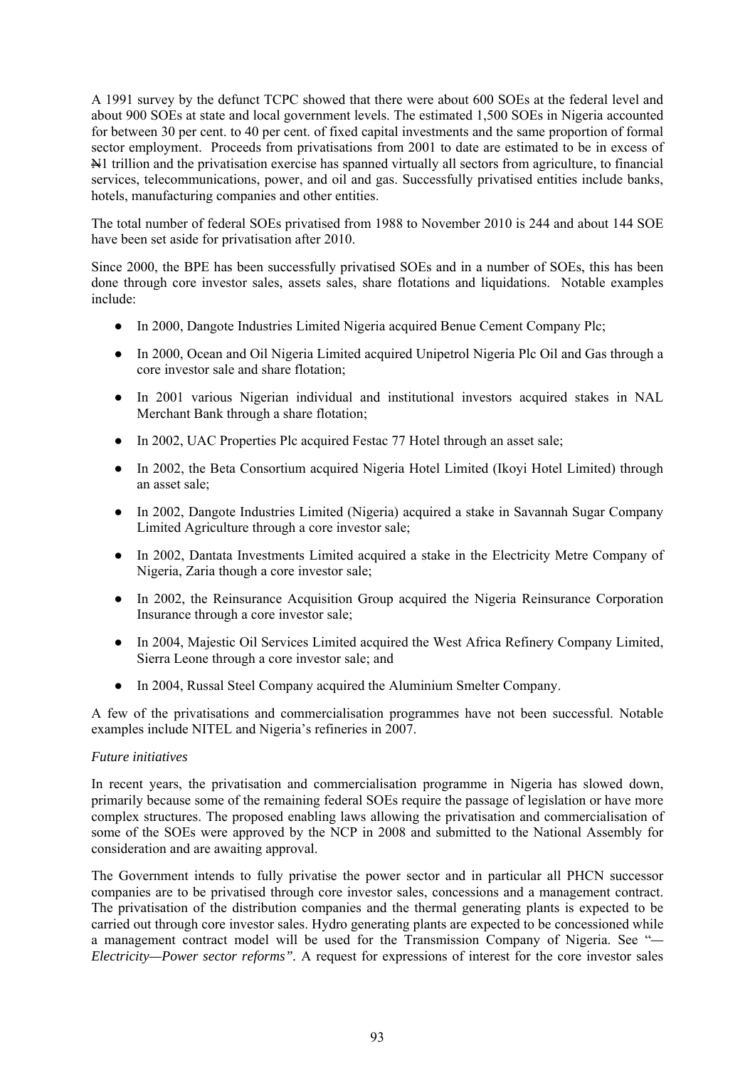A 1991 survey by the defunct TCPC showed that there were about 600 SOEs at the federal level and about 900 SOEs at state and local government levels. The estimated 1,500 SOEs in Nigeria accounted for between 30 per cent. to 40 per cent. of fixed capital investments and the same proportion of formal sector employment. Proceeds from privatisations from 2001 to date are estimated to be in excess of ₦1 trillion and the privatisation exercise has spanned virtually all sectors from agriculture, to financial services, telecommunications, power, and oil and gas. Successfully privatised entities include banks, hotels, manufacturing companies and other entities.

The total number of federal SOEs privatised from 1988 to November 2010 is 244 and about 144 SOE have been set aside for privatisation after 2010.

Since 2000, the BPE has been successfully privatised SOEs and in a number of SOEs, this has been done through core investor sales, assets sales, share flotations and liquidations. Notable examples include:

- In 2000, Dangote Industries Limited Nigeria acquired Benue Cement Company Plc;
- In 2000, Ocean and Oil Nigeria Limited acquired Unipetrol Nigeria Plc Oil and Gas through a core investor sale and share flotation;
- In 2001 various Nigerian individual and institutional investors acquired stakes in NAL Merchant Bank through a share flotation;
- In 2002, UAC Properties Plc acquired Festac 77 Hotel through an asset sale;
- In 2002, the Beta Consortium acquired Nigeria Hotel Limited (Ikoyi Hotel Limited) through an asset sale;
- In 2002, Dangote Industries Limited (Nigeria) acquired a stake in Savannah Sugar Company Limited Agriculture through a core investor sale;
- In 2002, Dantata Investments Limited acquired a stake in the Electricity Metre Company of Nigeria, Zaria though a core investor sale;
- In 2002, the Reinsurance Acquisition Group acquired the Nigeria Reinsurance Corporation Insurance through a core investor sale;
- In 2004, Majestic Oil Services Limited acquired the West Africa Refinery Company Limited, Sierra Leone through a core investor sale; and
- In 2004, Russal Steel Company acquired the Aluminium Smelter Company.

A few of the privatisations and commercialisation programmes have not been successful. Notable examples include NITEL and Nigeria's refineries in 2007.

*Future initiatives*

In recent years, the privatisation and commercialisation programme in Nigeria has slowed down, primarily because some of the remaining federal SOEs require the passage of legislation or have more complex structures. The proposed enabling laws allowing the privatisation and commercialisation of some of the SOEs were approved by the NCP in 2008 and submitted to the National Assembly for consideration and are awaiting approval.

The Government intends to fully privatise the power sector and in particular all PHCN successor companies are to be privatised through core investor sales, concessions and a management contract. The privatisation of the distribution companies and the thermal generating plants is expected to be carried out through core investor sales. Hydro generating plants are expected to be concessioned while a management contract model will be used for the Transmission Company of Nigeria. See "*—Electricity—Power sector reforms*". A request for expressions of interest for the core investor sales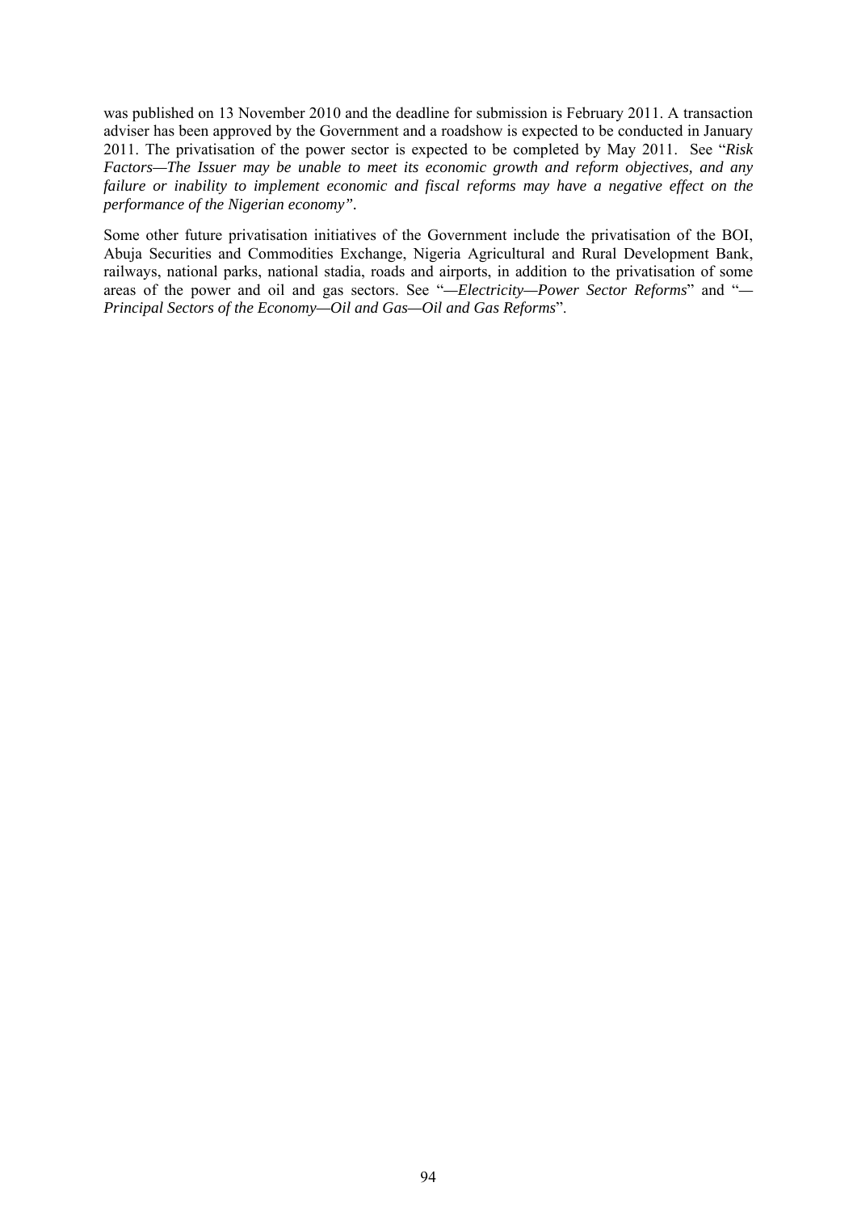was published on 13 November 2010 and the deadline for submission is February 2011. A transaction adviser has been approved by the Government and a roadshow is expected to be conducted in January 2011. The privatisation of the power sector is expected to be completed by May 2011. See "*Risk Factors—The Issuer may be unable to meet its economic growth and reform objectives, and any failure or inability to implement economic and fiscal reforms may have a negative effect on the performance of the Nigerian economy".*

Some other future privatisation initiatives of the Government include the privatisation of the BOI, Abuja Securities and Commodities Exchange, Nigeria Agricultural and Rural Development Bank, railways, national parks, national stadia, roads and airports, in addition to the privatisation of some areas of the power and oil and gas sectors. See "*—Electricity—Power Sector Reforms*" and "*—Principal Sectors of the Economy—Oil and Gas—Oil and Gas Reforms*".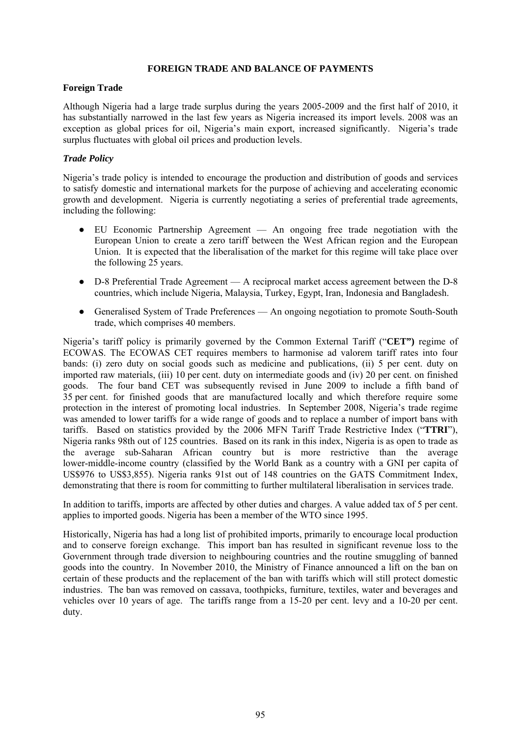# FOREIGN TRADE AND BALANCE OF PAYMENTS

## Foreign Trade

Although Nigeria had a large trade surplus during the years 2005-2009 and the first half of 2010, it has substantially narrowed in the last few years as Nigeria increased its import levels. 2008 was an exception as global prices for oil, Nigeria's main export, increased significantly. Nigeria's trade surplus fluctuates with global oil prices and production levels.

### *Trade Policy*

Nigeria's trade policy is intended to encourage the production and distribution of goods and services to satisfy domestic and international markets for the purpose of achieving and accelerating economic growth and development. Nigeria is currently negotiating a series of preferential trade agreements, including the following:

- EU Economic Partnership Agreement — An ongoing free trade negotiation with the European Union to create a zero tariff between the West African region and the European Union. It is expected that the liberalisation of the market for this regime will take place over the following 25 years.
- D-8 Preferential Trade Agreement — A reciprocal market access agreement between the D-8 countries, which include Nigeria, Malaysia, Turkey, Egypt, Iran, Indonesia and Bangladesh.
- Generalised System of Trade Preferences — An ongoing negotiation to promote South-South trade, which comprises 40 members.

Nigeria's tariff policy is primarily governed by the Common External Tariff ("**CET")** regime of ECOWAS. The ECOWAS CET requires members to harmonise ad valorem tariff rates into four bands: (i) zero duty on social goods such as medicine and publications, (ii) 5 per cent. duty on imported raw materials, (iii) 10 per cent. duty on intermediate goods and (iv) 20 per cent. on finished goods. The four band CET was subsequently revised in June 2009 to include a fifth band of 35 per cent. for finished goods that are manufactured locally and which therefore require some protection in the interest of promoting local industries. In September 2008, Nigeria's trade regime was amended to lower tariffs for a wide range of goods and to replace a number of import bans with tariffs. Based on statistics provided by the 2006 MFN Tariff Trade Restrictive Index ("**TTRI**"), Nigeria ranks 98th out of 125 countries. Based on its rank in this index, Nigeria is as open to trade as the average sub-Saharan African country but is more restrictive than the average lower-middle-income country (classified by the World Bank as a country with a GNI per capita of US$976 to US$3,855). Nigeria ranks 91st out of 148 countries on the GATS Commitment Index, demonstrating that there is room for committing to further multilateral liberalisation in services trade.

In addition to tariffs, imports are affected by other duties and charges. A value added tax of 5 per cent. applies to imported goods. Nigeria has been a member of the WTO since 1995.

Historically, Nigeria has had a long list of prohibited imports, primarily to encourage local production and to conserve foreign exchange. This import ban has resulted in significant revenue loss to the Government through trade diversion to neighbouring countries and the routine smuggling of banned goods into the country. In November 2010, the Ministry of Finance announced a lift on the ban on certain of these products and the replacement of the ban with tariffs which will still protect domestic industries. The ban was removed on cassava, toothpicks, furniture, textiles, water and beverages and vehicles over 10 years of age. The tariffs range from a 15-20 per cent. levy and a 10-20 per cent. duty.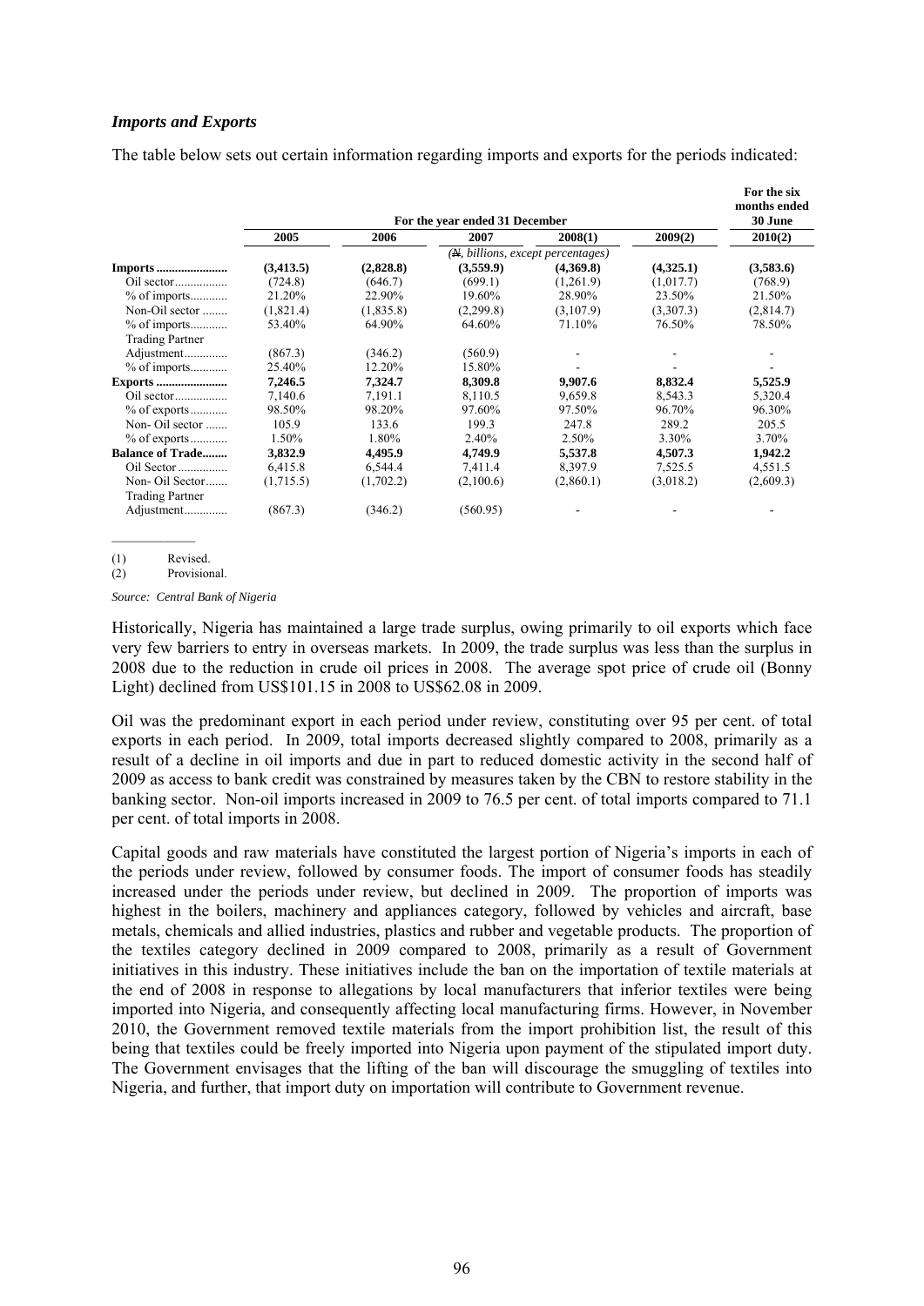### *Imports and Exports*

The table below sets out certain information regarding imports and exports for the periods indicated:

| | For the year ended 31 December | | | | | For the six months ended 30 June |
|---|---|---|---|---|---|---|
| | 2005 | 2006 | 2007 | 2008(1) | 2009(2) | 2010(2) |
| | (₦, billions, except percentages) | | | | | |
| **Imports** | **(3,413.5)** | **(2,828.8)** | **(3,559.9)** | **(4,369.8)** | **(4,325.1)** | **(3,583.6)** |
| Oil sector | (724.8) | (646.7) | (699.1) | (1,261.9) | (1,017.7) | (768.9) |
| % of imports | 21.20% | 22.90% | 19.60% | 28.90% | 23.50% | 21.50% |
| Non-Oil sector | (1,821.4) | (1,835.8) | (2,299.8) | (3,107.9) | (3,307.3) | (2,814.7) |
| % of imports | 53.40% | 64.90% | 64.60% | 71.10% | 76.50% | 78.50% |
| Trading Partner Adjustment | (867.3) | (346.2) | (560.9) | - | - | - |
| % of imports | 25.40% | 12.20% | 15.80% | - | - | - |
| **Exports** | **7,246.5** | **7,324.7** | **8,309.8** | **9,907.6** | **8,832.4** | **5,525.9** |
| Oil sector | 7,140.6 | 7,191.1 | 8,110.5 | 9,659.8 | 8,543.3 | 5,320.4 |
| % of exports | 98.50% | 98.20% | 97.60% | 97.50% | 96.70% | 96.30% |
| Non- Oil sector | 105.9 | 133.6 | 199.3 | 247.8 | 289.2 | 205.5 |
| % of exports | 1.50% | 1.80% | 2.40% | 2.50% | 3.30% | 3.70% |
| **Balance of Trade** | **3,832.9** | **4,495.9** | **4,749.9** | **5,537.8** | **4,507.3** | **1,942.2** |
| Oil Sector | 6,415.8 | 6,544.4 | 7,411.4 | 8,397.9 | 7,525.5 | 4,551.5 |
| Non- Oil Sector | (1,715.5) | (1,702.2) | (2,100.6) | (2,860.1) | (3,018.2) | (2,609.3) |
| Trading Partner Adjustment | (867.3) | (346.2) | (560.95) | - | - | - |

(1) Revised.
(2) Provisional.

*Source: Central Bank of Nigeria*

Historically, Nigeria has maintained a large trade surplus, owing primarily to oil exports which face very few barriers to entry in overseas markets. In 2009, the trade surplus was less than the surplus in 2008 due to the reduction in crude oil prices in 2008. The average spot price of crude oil (Bonny Light) declined from US$101.15 in 2008 to US$62.08 in 2009.

Oil was the predominant export in each period under review, constituting over 95 per cent. of total exports in each period. In 2009, total imports decreased slightly compared to 2008, primarily as a result of a decline in oil imports and due in part to reduced domestic activity in the second half of 2009 as access to bank credit was constrained by measures taken by the CBN to restore stability in the banking sector. Non-oil imports increased in 2009 to 76.5 per cent. of total imports compared to 71.1 per cent. of total imports in 2008.

Capital goods and raw materials have constituted the largest portion of Nigeria's imports in each of the periods under review, followed by consumer foods. The import of consumer foods has steadily increased under the periods under review, but declined in 2009. The proportion of imports was highest in the boilers, machinery and appliances category, followed by vehicles and aircraft, base metals, chemicals and allied industries, plastics and rubber and vegetable products. The proportion of the textiles category declined in 2009 compared to 2008, primarily as a result of Government initiatives in this industry. These initiatives include the ban on the importation of textile materials at the end of 2008 in response to allegations by local manufacturers that inferior textiles were being imported into Nigeria, and consequently affecting local manufacturing firms. However, in November 2010, the Government removed textile materials from the import prohibition list, the result of this being that textiles could be freely imported into Nigeria upon payment of the stipulated import duty. The Government envisages that the lifting of the ban will discourage the smuggling of textiles into Nigeria, and further, that import duty on importation will contribute to Government revenue.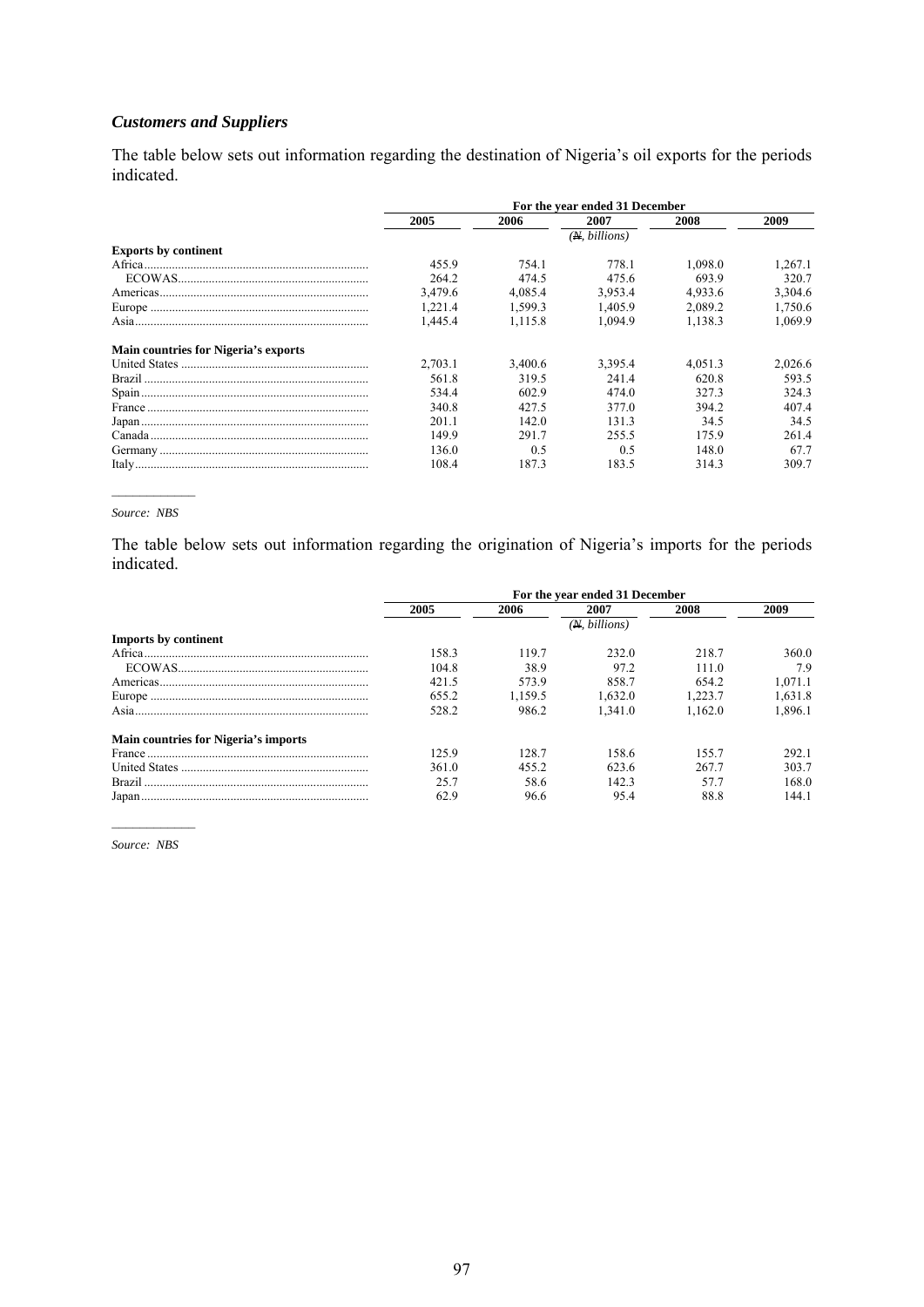### *Customers and Suppliers*

The table below sets out information regarding the destination of Nigeria's oil exports for the periods indicated.

| | For the year ended 31 December | | | | |
|---|---|---|---|---|---|
| | 2005 | 2006 | 2007 | 2008 | 2009 |
| | | | *(₦, billions)* | | |
| **Exports by continent** | | | | | |
| Africa | 455.9 | 754.1 | 778.1 | 1,098.0 | 1,267.1 |
| ECOWAS | 264.2 | 474.5 | 475.6 | 693.9 | 320.7 |
| Americas | 3,479.6 | 4,085.4 | 3,953.4 | 4,933.6 | 3,304.6 |
| Europe | 1,221.4 | 1,599.3 | 1,405.9 | 2,089.2 | 1,750.6 |
| Asia | 1,445.4 | 1,115.8 | 1,094.9 | 1,138.3 | 1,069.9 |
| **Main countries for Nigeria's exports** | | | | | |
| United States | 2,703.1 | 3,400.6 | 3,395.4 | 4,051.3 | 2,026.6 |
| Brazil | 561.8 | 319.5 | 241.4 | 620.8 | 593.5 |
| Spain | 534.4 | 602.9 | 474.0 | 327.3 | 324.3 |
| France | 340.8 | 427.5 | 377.0 | 394.2 | 407.4 |
| Japan | 201.1 | 142.0 | 131.3 | 34.5 | 34.5 |
| Canada | 149.9 | 291.7 | 255.5 | 175.9 | 261.4 |
| Germany | 136.0 | 0.5 | 0.5 | 148.0 | 67.7 |
| Italy | 108.4 | 187.3 | 183.5 | 314.3 | 309.7 |

*Source: NBS*

The table below sets out information regarding the origination of Nigeria's imports for the periods indicated.

| | For the year ended 31 December | | | | |
|---|---|---|---|---|---|
| | 2005 | 2006 | 2007 | 2008 | 2009 |
| | | | *(₦, billions)* | | |
| **Imports by continent** | | | | | |
| Africa | 158.3 | 119.7 | 232.0 | 218.7 | 360.0 |
| ECOWAS | 104.8 | 38.9 | 97.2 | 111.0 | 7.9 |
| Americas | 421.5 | 573.9 | 858.7 | 654.2 | 1,071.1 |
| Europe | 655.2 | 1,159.5 | 1,632.0 | 1,223.7 | 1,631.8 |
| Asia | 528.2 | 986.2 | 1,341.0 | 1,162.0 | 1,896.1 |
| **Main countries for Nigeria's imports** | | | | | |
| France | 125.9 | 128.7 | 158.6 | 155.7 | 292.1 |
| United States | 361.0 | 455.2 | 623.6 | 267.7 | 303.7 |
| Brazil | 25.7 | 58.6 | 142.3 | 57.7 | 168.0 |
| Japan | 62.9 | 96.6 | 95.4 | 88.8 | 144.1 |

*Source: NBS*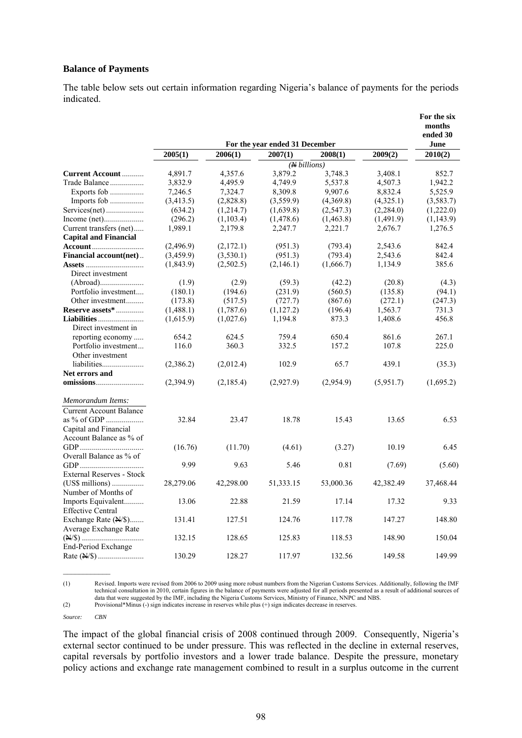**Balance of Payments**

The table below sets out certain information regarding Nigeria's balance of payments for the periods indicated.

| | For the year ended 31 December | | | | | For the six months ended 30 June |
|---|---|---|---|---|---|---|
| | 2005(1) | 2006(1) | 2007(1) | 2008(1) | 2009(2) | 2010(2) |
| | (₦ billions) | | | | | |
| **Current Account** | 4,891.7 | 4,357.6 | 3,879.2 | 3,748.3 | 3,408.1 | 852.7 |
| Trade Balance | 3,832.9 | 4,495.9 | 4,749.9 | 5,537.8 | 4,507.3 | 1,942.2 |
| Exports fob | 7,246.5 | 7,324.7 | 8,309.8 | 9,907.6 | 8,832.4 | 5,525.9 |
| Imports fob | (3,413.5) | (2,828.8) | (3,559.9) | (4,369.8) | (4,325.1) | (3,583.7) |
| Services(net) | (634.2) | (1,214.7) | (1,639.8) | (2,547.3) | (2,284.0) | (1,222.0) |
| Income (net) | (296.2) | (1,103.4) | (1,478.6) | (1,463.8) | (1,491.9) | (1,143.9) |
| Current transfers (net) | 1,989.1 | 2,179.8 | 2,247.7 | 2,221.7 | 2,676.7 | 1,276.5 |
| **Capital and Financial Account** | (2,496.9) | (2,172.1) | (951.3) | (793.4) | 2,543.6 | 842.4 |
| **Financial account(net)** | (3,459.9) | (3,530.1) | (951.3) | (793.4) | 2,543.6 | 842.4 |
| **Assets** | (1,843.9) | (2,502.5) | (2,146.1) | (1,666.7) | 1,134.9 | 385.6 |
| Direct investment (Abroad) | (1.9) | (2.9) | (59.3) | (42.2) | (20.8) | (4.3) |
| Portfolio investment | (180.1) | (194.6) | (231.9) | (560.5) | (135.8) | (94.1) |
| Other investment | (173.8) | (517.5) | (727.7) | (867.6) | (272.1) | (247.3) |
| **Reserve assets*** | (1,488.1) | (1,787.6) | (1,127.2) | (196.4) | 1,563.7 | 731.3 |
| **Liabilities** | (1,615.9) | (1,027.6) | 1,194.8 | 873.3 | 1,408.6 | 456.8 |
| Direct investment in reporting economy | 654.2 | 624.5 | 759.4 | 650.4 | 861.6 | 267.1 |
| Portfolio investment | 116.0 | 360.3 | 332.5 | 157.2 | 107.8 | 225.0 |
| Other investment liabilities | (2,386.2) | (2,012.4) | 102.9 | 65.7 | 439.1 | (35.3) |
| **Net errors and omissions** | (2,394.9) | (2,185.4) | (2,927.9) | (2,954.9) | (5,951.7) | (1,695.2) |
| *Memorandum Items:* | | | | | | |
| Current Account Balance as % of GDP | 32.84 | 23.47 | 18.78 | 15.43 | 13.65 | 6.53 |
| Capital and Financial Account Balance as % of GDP | (16.76) | (11.70) | (4.61) | (3.27) | 10.19 | 6.45 |
| Overall Balance as % of GDP | 9.99 | 9.63 | 5.46 | 0.81 | (7.69) | (5.60) |
| External Reserves - Stock (US$ millions) | 28,279.06 | 42,298.00 | 51,333.15 | 53,000.36 | 42,382.49 | 37,468.44 |
| Number of Months of Imports Equivalent | 13.06 | 22.88 | 21.59 | 17.14 | 17.32 | 9.33 |
| Effective Central Exchange Rate (₦/$) | 131.41 | 127.51 | 124.76 | 117.78 | 147.27 | 148.80 |
| Average Exchange Rate (₦/$) | 132.15 | 128.65 | 125.83 | 118.53 | 148.90 | 150.04 |
| End-Period Exchange Rate (₦/$) | 130.29 | 128.27 | 117.97 | 132.56 | 149.58 | 149.99 |

(1) Revised. Imports were revised from 2006 to 2009 using more robust numbers from the Nigerian Customs Services. Additionally, following the IMF technical consultation in 2010, certain figures in the balance of payments were adjusted for all periods presented as a result of additional sources of data that were suggested by the IMF, including the Nigeria Customs Services, Ministry of Finance, NNPC and NBS.

(2) Provisional*Minus (-) sign indicates increase in reserves while plus (+) sign indicates decrease in reserves.

*Source: CBN*

The impact of the global financial crisis of 2008 continued through 2009. Consequently, Nigeria's external sector continued to be under pressure. This was reflected in the decline in external reserves, capital reversals by portfolio investors and a lower trade balance. Despite the pressure, monetary policy actions and exchange rate management combined to result in a surplus outcome in the current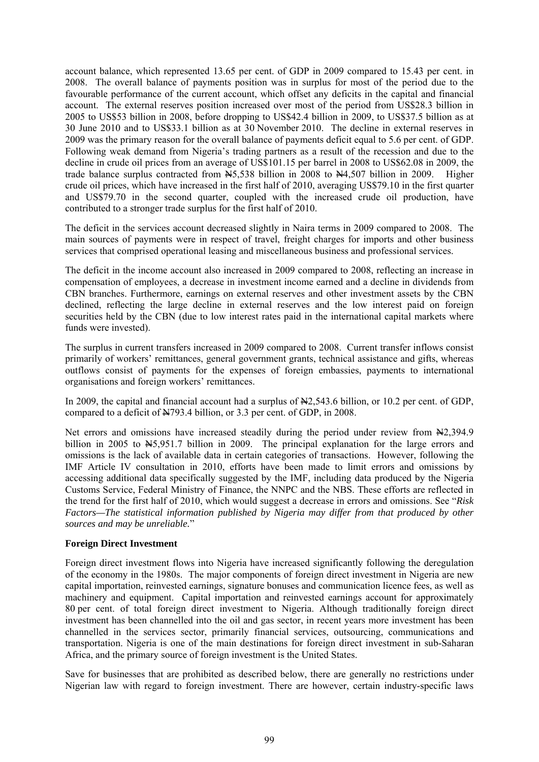account balance, which represented 13.65 per cent. of GDP in 2009 compared to 15.43 per cent. in 2008. The overall balance of payments position was in surplus for most of the period due to the favourable performance of the current account, which offset any deficits in the capital and financial account. The external reserves position increased over most of the period from US$28.3 billion in 2005 to US$53 billion in 2008, before dropping to US$42.4 billion in 2009, to US$37.5 billion as at 30 June 2010 and to US$33.1 billion as at 30 November 2010. The decline in external reserves in 2009 was the primary reason for the overall balance of payments deficit equal to 5.6 per cent. of GDP. Following weak demand from Nigeria's trading partners as a result of the recession and due to the decline in crude oil prices from an average of US$101.15 per barrel in 2008 to US$62.08 in 2009, the trade balance surplus contracted from ₦5,538 billion in 2008 to ₦4,507 billion in 2009. Higher crude oil prices, which have increased in the first half of 2010, averaging US$79.10 in the first quarter and US$79.70 in the second quarter, coupled with the increased crude oil production, have contributed to a stronger trade surplus for the first half of 2010.

The deficit in the services account decreased slightly in Naira terms in 2009 compared to 2008. The main sources of payments were in respect of travel, freight charges for imports and other business services that comprised operational leasing and miscellaneous business and professional services.

The deficit in the income account also increased in 2009 compared to 2008, reflecting an increase in compensation of employees, a decrease in investment income earned and a decline in dividends from CBN branches. Furthermore, earnings on external reserves and other investment assets by the CBN declined, reflecting the large decline in external reserves and the low interest paid on foreign securities held by the CBN (due to low interest rates paid in the international capital markets where funds were invested).

The surplus in current transfers increased in 2009 compared to 2008. Current transfer inflows consist primarily of workers' remittances, general government grants, technical assistance and gifts, whereas outflows consist of payments for the expenses of foreign embassies, payments to international organisations and foreign workers' remittances.

In 2009, the capital and financial account had a surplus of ₦2,543.6 billion, or 10.2 per cent. of GDP, compared to a deficit of ₦793.4 billion, or 3.3 per cent. of GDP, in 2008.

Net errors and omissions have increased steadily during the period under review from ₦2,394.9 billion in 2005 to ₦5,951.7 billion in 2009. The principal explanation for the large errors and omissions is the lack of available data in certain categories of transactions. However, following the IMF Article IV consultation in 2010, efforts have been made to limit errors and omissions by accessing additional data specifically suggested by the IMF, including data produced by the Nigeria Customs Service, Federal Ministry of Finance, the NNPC and the NBS. These efforts are reflected in the trend for the first half of 2010, which would suggest a decrease in errors and omissions. See "*Risk Factors—The statistical information published by Nigeria may differ from that produced by other sources and may be unreliable.*"

**Foreign Direct Investment**

Foreign direct investment flows into Nigeria have increased significantly following the deregulation of the economy in the 1980s. The major components of foreign direct investment in Nigeria are new capital importation, reinvested earnings, signature bonuses and communication licence fees, as well as machinery and equipment. Capital importation and reinvested earnings account for approximately 80 per cent. of total foreign direct investment to Nigeria. Although traditionally foreign direct investment has been channelled into the oil and gas sector, in recent years more investment has been channelled in the services sector, primarily financial services, outsourcing, communications and transportation. Nigeria is one of the main destinations for foreign direct investment in sub-Saharan Africa, and the primary source of foreign investment is the United States.

Save for businesses that are prohibited as described below, there are generally no restrictions under Nigerian law with regard to foreign investment. There are however, certain industry-specific laws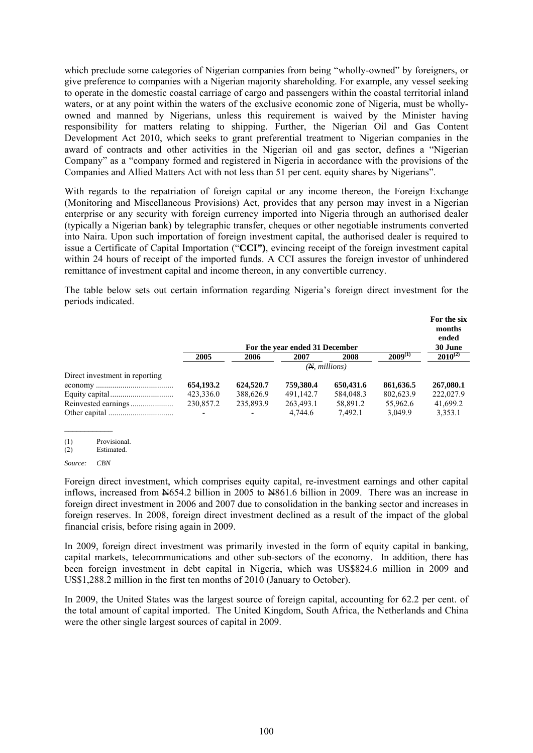which preclude some categories of Nigerian companies from being "wholly-owned" by foreigners, or give preference to companies with a Nigerian majority shareholding. For example, any vessel seeking to operate in the domestic coastal carriage of cargo and passengers within the coastal territorial inland waters, or at any point within the waters of the exclusive economic zone of Nigeria, must be wholly-owned and manned by Nigerians, unless this requirement is waived by the Minister having responsibility for matters relating to shipping. Further, the Nigerian Oil and Gas Content Development Act 2010, which seeks to grant preferential treatment to Nigerian companies in the award of contracts and other activities in the Nigerian oil and gas sector, defines a "Nigerian Company" as a "company formed and registered in Nigeria in accordance with the provisions of the Companies and Allied Matters Act with not less than 51 per cent. equity shares by Nigerians".

With regards to the repatriation of foreign capital or any income thereon, the Foreign Exchange (Monitoring and Miscellaneous Provisions) Act, provides that any person may invest in a Nigerian enterprise or any security with foreign currency imported into Nigeria through an authorised dealer (typically a Nigerian bank) by telegraphic transfer, cheques or other negotiable instruments converted into Naira. Upon such importation of foreign investment capital, the authorised dealer is required to issue a Certificate of Capital Importation ("**CCI")**, evincing receipt of the foreign investment capital within 24 hours of receipt of the imported funds. A CCI assures the foreign investor of unhindered remittance of investment capital and income thereon, in any convertible currency.

The table below sets out certain information regarding Nigeria's foreign direct investment for the periods indicated.

| | For the year ended 31 December | | | | | For the six months ended 30 June |
|---|---|---|---|---|---|---|
| | 2005 | 2006 | 2007 | 2008 | 2009[1] | 2010[2] |
| | (₦, millions) | | | | | |
| Direct investment in reporting economy | **654,193.2** | **624,520.7** | **759,380.4** | **650,431.6** | **861,636.5** | **267,080.1** |
| Equity capital | 423,336.0 | 388,626.9 | 491,142.7 | 584,048.3 | 802,623.9 | 222,027.9 |
| Reinvested earnings | 230,857.2 | 235,893.9 | 263,493.1 | 58,891.2 | 55,962.6 | 41,699.2 |
| Other capital | - | - | 4,744.6 | 7,492.1 | 3,049.9 | 3,353.1 |

(1) Provisional.
(2) Estimated.

*Source: CBN*

Foreign direct investment, which comprises equity capital, re-investment earnings and other capital inflows, increased from ₦654.2 billion in 2005 to ₦861.6 billion in 2009. There was an increase in foreign direct investment in 2006 and 2007 due to consolidation in the banking sector and increases in foreign reserves. In 2008, foreign direct investment declined as a result of the impact of the global financial crisis, before rising again in 2009.

In 2009, foreign direct investment was primarily invested in the form of equity capital in banking, capital markets, telecommunications and other sub-sectors of the economy. In addition, there has been foreign investment in debt capital in Nigeria, which was US$824.6 million in 2009 and US$1,288.2 million in the first ten months of 2010 (January to October).

In 2009, the United States was the largest source of foreign capital, accounting for 62.2 per cent. of the total amount of capital imported. The United Kingdom, South Africa, the Netherlands and China were the other single largest sources of capital in 2009.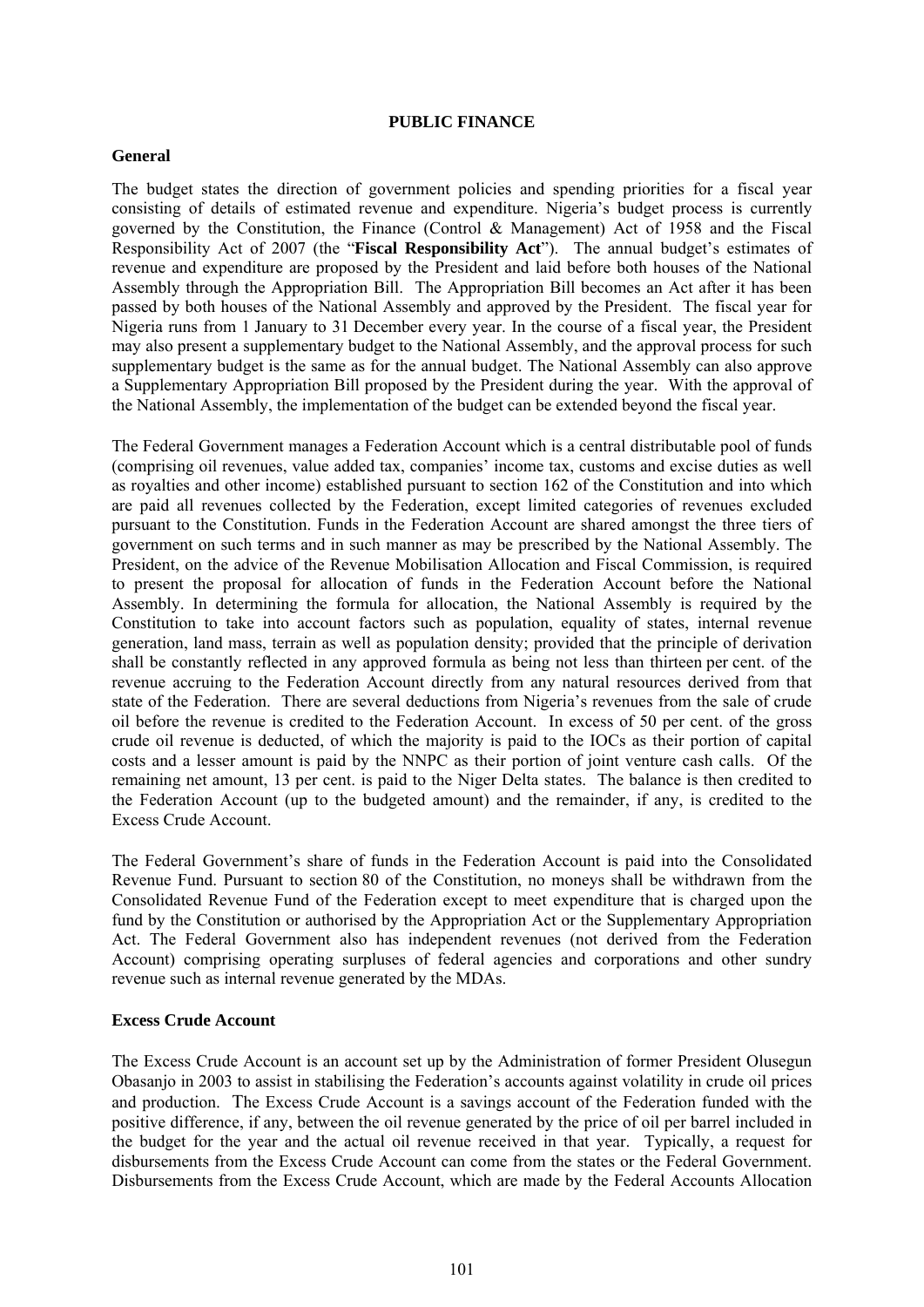# PUBLIC FINANCE

## General

The budget states the direction of government policies and spending priorities for a fiscal year consisting of details of estimated revenue and expenditure. Nigeria's budget process is currently governed by the Constitution, the Finance (Control & Management) Act of 1958 and the Fiscal Responsibility Act of 2007 (the "**Fiscal Responsibility Act**"). The annual budget's estimates of revenue and expenditure are proposed by the President and laid before both houses of the National Assembly through the Appropriation Bill. The Appropriation Bill becomes an Act after it has been passed by both houses of the National Assembly and approved by the President. The fiscal year for Nigeria runs from 1 January to 31 December every year. In the course of a fiscal year, the President may also present a supplementary budget to the National Assembly, and the approval process for such supplementary budget is the same as for the annual budget. The National Assembly can also approve a Supplementary Appropriation Bill proposed by the President during the year. With the approval of the National Assembly, the implementation of the budget can be extended beyond the fiscal year.

The Federal Government manages a Federation Account which is a central distributable pool of funds (comprising oil revenues, value added tax, companies' income tax, customs and excise duties as well as royalties and other income) established pursuant to section 162 of the Constitution and into which are paid all revenues collected by the Federation, except limited categories of revenues excluded pursuant to the Constitution. Funds in the Federation Account are shared amongst the three tiers of government on such terms and in such manner as may be prescribed by the National Assembly. The President, on the advice of the Revenue Mobilisation Allocation and Fiscal Commission, is required to present the proposal for allocation of funds in the Federation Account before the National Assembly. In determining the formula for allocation, the National Assembly is required by the Constitution to take into account factors such as population, equality of states, internal revenue generation, land mass, terrain as well as population density; provided that the principle of derivation shall be constantly reflected in any approved formula as being not less than thirteen per cent. of the revenue accruing to the Federation Account directly from any natural resources derived from that state of the Federation. There are several deductions from Nigeria's revenues from the sale of crude oil before the revenue is credited to the Federation Account. In excess of 50 per cent. of the gross crude oil revenue is deducted, of which the majority is paid to the IOCs as their portion of capital costs and a lesser amount is paid by the NNPC as their portion of joint venture cash calls. Of the remaining net amount, 13 per cent. is paid to the Niger Delta states. The balance is then credited to the Federation Account (up to the budgeted amount) and the remainder, if any, is credited to the Excess Crude Account.

The Federal Government's share of funds in the Federation Account is paid into the Consolidated Revenue Fund. Pursuant to section 80 of the Constitution, no moneys shall be withdrawn from the Consolidated Revenue Fund of the Federation except to meet expenditure that is charged upon the fund by the Constitution or authorised by the Appropriation Act or the Supplementary Appropriation Act. The Federal Government also has independent revenues (not derived from the Federation Account) comprising operating surpluses of federal agencies and corporations and other sundry revenue such as internal revenue generated by the MDAs.

## Excess Crude Account

The Excess Crude Account is an account set up by the Administration of former President Olusegun Obasanjo in 2003 to assist in stabilising the Federation's accounts against volatility in crude oil prices and production. The Excess Crude Account is a savings account of the Federation funded with the positive difference, if any, between the oil revenue generated by the price of oil per barrel included in the budget for the year and the actual oil revenue received in that year. Typically, a request for disbursements from the Excess Crude Account can come from the states or the Federal Government. Disbursements from the Excess Crude Account, which are made by the Federal Accounts Allocation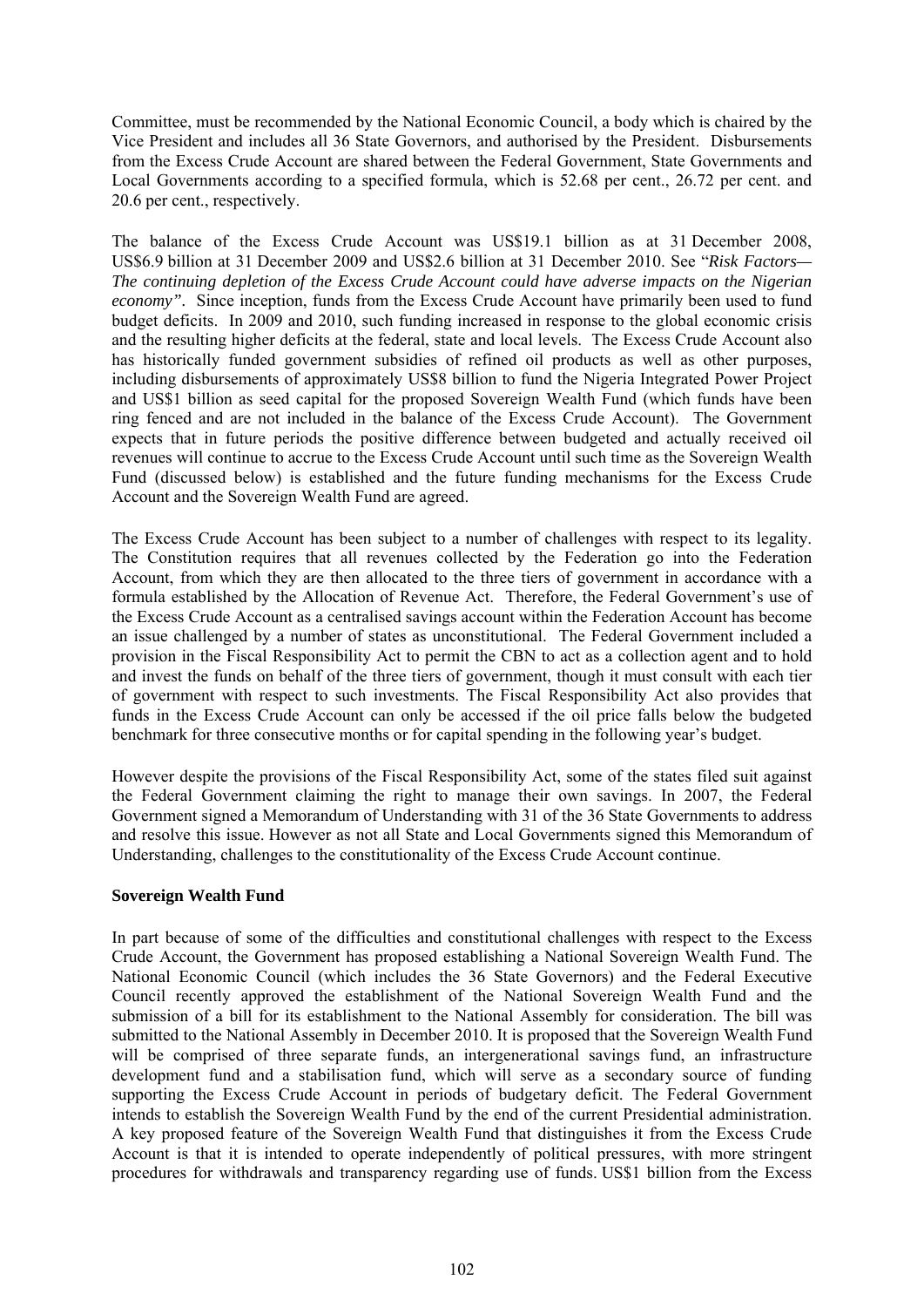Committee, must be recommended by the National Economic Council, a body which is chaired by the Vice President and includes all 36 State Governors, and authorised by the President. Disbursements from the Excess Crude Account are shared between the Federal Government, State Governments and Local Governments according to a specified formula, which is 52.68 per cent., 26.72 per cent. and 20.6 per cent., respectively.

The balance of the Excess Crude Account was US$19.1 billion as at 31 December 2008, US$6.9 billion at 31 December 2009 and US$2.6 billion at 31 December 2010. See "*Risk Factors—The continuing depletion of the Excess Crude Account could have adverse impacts on the Nigerian economy".* Since inception, funds from the Excess Crude Account have primarily been used to fund budget deficits. In 2009 and 2010, such funding increased in response to the global economic crisis and the resulting higher deficits at the federal, state and local levels. The Excess Crude Account also has historically funded government subsidies of refined oil products as well as other purposes, including disbursements of approximately US$8 billion to fund the Nigeria Integrated Power Project and US$1 billion as seed capital for the proposed Sovereign Wealth Fund (which funds have been ring fenced and are not included in the balance of the Excess Crude Account). The Government expects that in future periods the positive difference between budgeted and actually received oil revenues will continue to accrue to the Excess Crude Account until such time as the Sovereign Wealth Fund (discussed below) is established and the future funding mechanisms for the Excess Crude Account and the Sovereign Wealth Fund are agreed.

The Excess Crude Account has been subject to a number of challenges with respect to its legality. The Constitution requires that all revenues collected by the Federation go into the Federation Account, from which they are then allocated to the three tiers of government in accordance with a formula established by the Allocation of Revenue Act. Therefore, the Federal Government's use of the Excess Crude Account as a centralised savings account within the Federation Account has become an issue challenged by a number of states as unconstitutional. The Federal Government included a provision in the Fiscal Responsibility Act to permit the CBN to act as a collection agent and to hold and invest the funds on behalf of the three tiers of government, though it must consult with each tier of government with respect to such investments. The Fiscal Responsibility Act also provides that funds in the Excess Crude Account can only be accessed if the oil price falls below the budgeted benchmark for three consecutive months or for capital spending in the following year's budget.

However despite the provisions of the Fiscal Responsibility Act, some of the states filed suit against the Federal Government claiming the right to manage their own savings. In 2007, the Federal Government signed a Memorandum of Understanding with 31 of the 36 State Governments to address and resolve this issue. However as not all State and Local Governments signed this Memorandum of Understanding, challenges to the constitutionality of the Excess Crude Account continue.

**Sovereign Wealth Fund**

In part because of some of the difficulties and constitutional challenges with respect to the Excess Crude Account, the Government has proposed establishing a National Sovereign Wealth Fund. The National Economic Council (which includes the 36 State Governors) and the Federal Executive Council recently approved the establishment of the National Sovereign Wealth Fund and the submission of a bill for its establishment to the National Assembly for consideration. The bill was submitted to the National Assembly in December 2010. It is proposed that the Sovereign Wealth Fund will be comprised of three separate funds, an intergenerational savings fund, an infrastructure development fund and a stabilisation fund, which will serve as a secondary source of funding supporting the Excess Crude Account in periods of budgetary deficit. The Federal Government intends to establish the Sovereign Wealth Fund by the end of the current Presidential administration. A key proposed feature of the Sovereign Wealth Fund that distinguishes it from the Excess Crude Account is that it is intended to operate independently of political pressures, with more stringent procedures for withdrawals and transparency regarding use of funds. US$1 billion from the Excess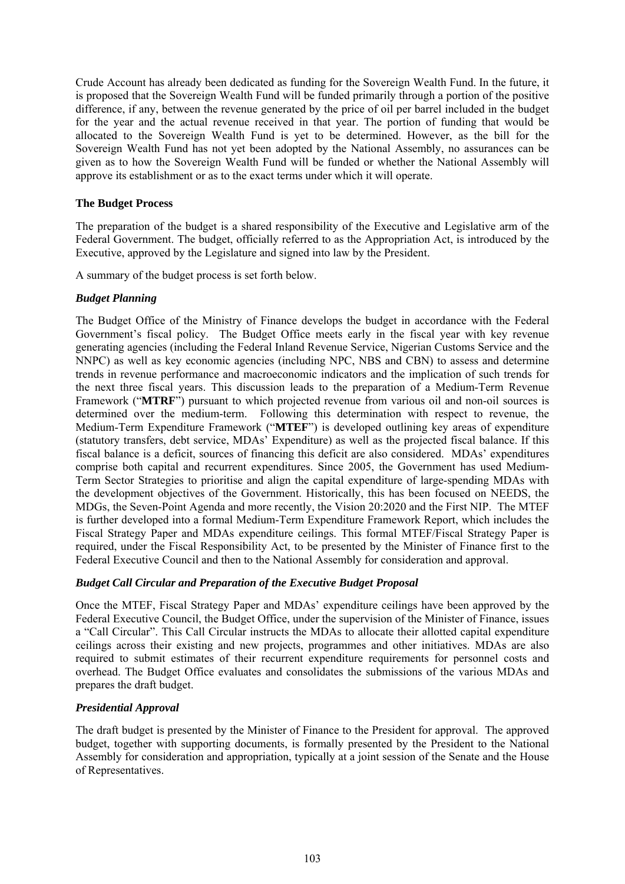Crude Account has already been dedicated as funding for the Sovereign Wealth Fund. In the future, it is proposed that the Sovereign Wealth Fund will be funded primarily through a portion of the positive difference, if any, between the revenue generated by the price of oil per barrel included in the budget for the year and the actual revenue received in that year. The portion of funding that would be allocated to the Sovereign Wealth Fund is yet to be determined. However, as the bill for the Sovereign Wealth Fund has not yet been adopted by the National Assembly, no assurances can be given as to how the Sovereign Wealth Fund will be funded or whether the National Assembly will approve its establishment or as to the exact terms under which it will operate.

**The Budget Process**

The preparation of the budget is a shared responsibility of the Executive and Legislative arm of the Federal Government. The budget, officially referred to as the Appropriation Act, is introduced by the Executive, approved by the Legislature and signed into law by the President.

A summary of the budget process is set forth below.

***Budget Planning***

The Budget Office of the Ministry of Finance develops the budget in accordance with the Federal Government's fiscal policy. The Budget Office meets early in the fiscal year with key revenue generating agencies (including the Federal Inland Revenue Service, Nigerian Customs Service and the NNPC) as well as key economic agencies (including NPC, NBS and CBN) to assess and determine trends in revenue performance and macroeconomic indicators and the implication of such trends for the next three fiscal years. This discussion leads to the preparation of a Medium-Term Revenue Framework ("**MTRF**") pursuant to which projected revenue from various oil and non-oil sources is determined over the medium-term. Following this determination with respect to revenue, the Medium-Term Expenditure Framework ("**MTEF**") is developed outlining key areas of expenditure (statutory transfers, debt service, MDAs' Expenditure) as well as the projected fiscal balance. If this fiscal balance is a deficit, sources of financing this deficit are also considered. MDAs' expenditures comprise both capital and recurrent expenditures. Since 2005, the Government has used Medium-Term Sector Strategies to prioritise and align the capital expenditure of large-spending MDAs with the development objectives of the Government. Historically, this has been focused on NEEDS, the MDGs, the Seven-Point Agenda and more recently, the Vision 20:2020 and the First NIP. The MTEF is further developed into a formal Medium-Term Expenditure Framework Report, which includes the Fiscal Strategy Paper and MDAs expenditure ceilings. This formal MTEF/Fiscal Strategy Paper is required, under the Fiscal Responsibility Act, to be presented by the Minister of Finance first to the Federal Executive Council and then to the National Assembly for consideration and approval.

***Budget Call Circular and Preparation of the Executive Budget Proposal***

Once the MTEF, Fiscal Strategy Paper and MDAs' expenditure ceilings have been approved by the Federal Executive Council, the Budget Office, under the supervision of the Minister of Finance, issues a "Call Circular". This Call Circular instructs the MDAs to allocate their allotted capital expenditure ceilings across their existing and new projects, programmes and other initiatives. MDAs are also required to submit estimates of their recurrent expenditure requirements for personnel costs and overhead. The Budget Office evaluates and consolidates the submissions of the various MDAs and prepares the draft budget.

***Presidential Approval***

The draft budget is presented by the Minister of Finance to the President for approval. The approved budget, together with supporting documents, is formally presented by the President to the National Assembly for consideration and appropriation, typically at a joint session of the Senate and the House of Representatives.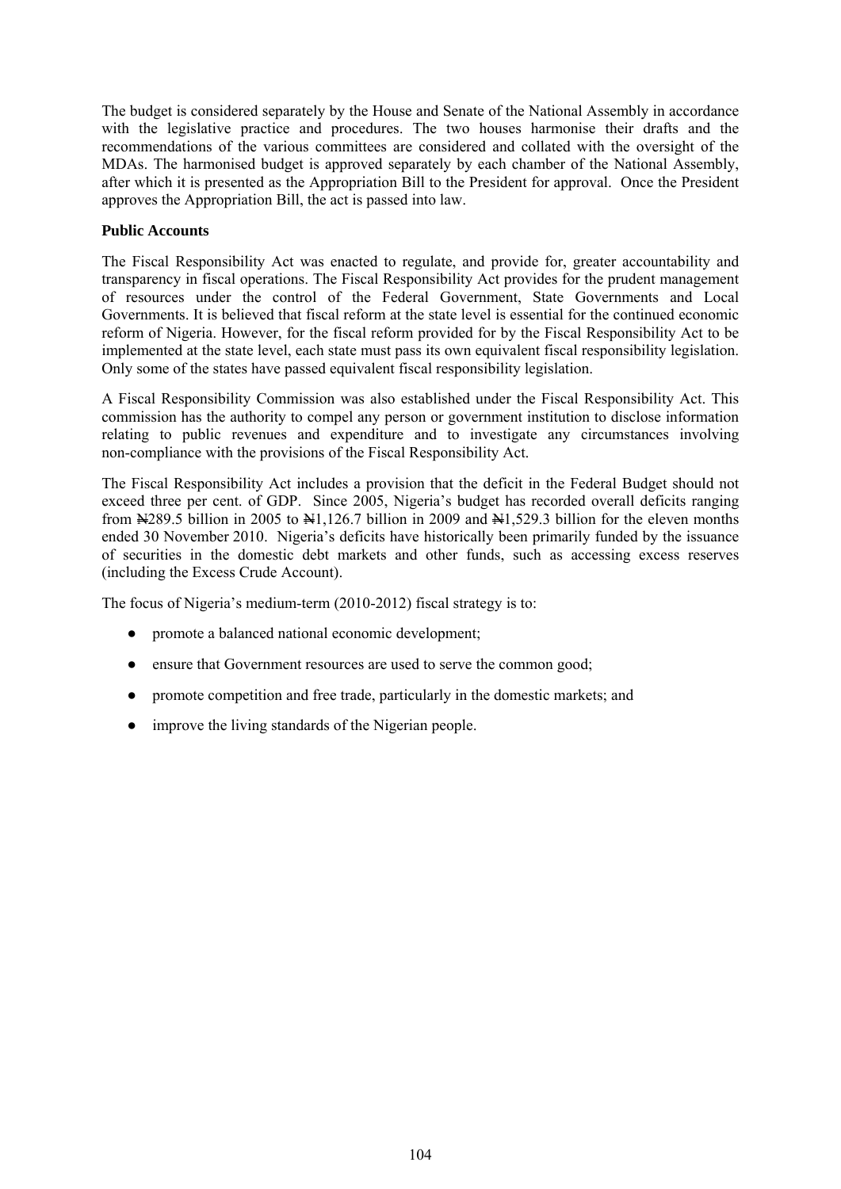The budget is considered separately by the House and Senate of the National Assembly in accordance with the legislative practice and procedures. The two houses harmonise their drafts and the recommendations of the various committees are considered and collated with the oversight of the MDAs. The harmonised budget is approved separately by each chamber of the National Assembly, after which it is presented as the Appropriation Bill to the President for approval. Once the President approves the Appropriation Bill, the act is passed into law.

**Public Accounts**

The Fiscal Responsibility Act was enacted to regulate, and provide for, greater accountability and transparency in fiscal operations. The Fiscal Responsibility Act provides for the prudent management of resources under the control of the Federal Government, State Governments and Local Governments. It is believed that fiscal reform at the state level is essential for the continued economic reform of Nigeria. However, for the fiscal reform provided for by the Fiscal Responsibility Act to be implemented at the state level, each state must pass its own equivalent fiscal responsibility legislation. Only some of the states have passed equivalent fiscal responsibility legislation.

A Fiscal Responsibility Commission was also established under the Fiscal Responsibility Act. This commission has the authority to compel any person or government institution to disclose information relating to public revenues and expenditure and to investigate any circumstances involving non-compliance with the provisions of the Fiscal Responsibility Act.

The Fiscal Responsibility Act includes a provision that the deficit in the Federal Budget should not exceed three per cent. of GDP. Since 2005, Nigeria's budget has recorded overall deficits ranging from ₦289.5 billion in 2005 to ₦1,126.7 billion in 2009 and ₦1,529.3 billion for the eleven months ended 30 November 2010. Nigeria's deficits have historically been primarily funded by the issuance of securities in the domestic debt markets and other funds, such as accessing excess reserves (including the Excess Crude Account).

The focus of Nigeria's medium-term (2010-2012) fiscal strategy is to:

- promote a balanced national economic development;
- ensure that Government resources are used to serve the common good;
- promote competition and free trade, particularly in the domestic markets; and
- improve the living standards of the Nigerian people.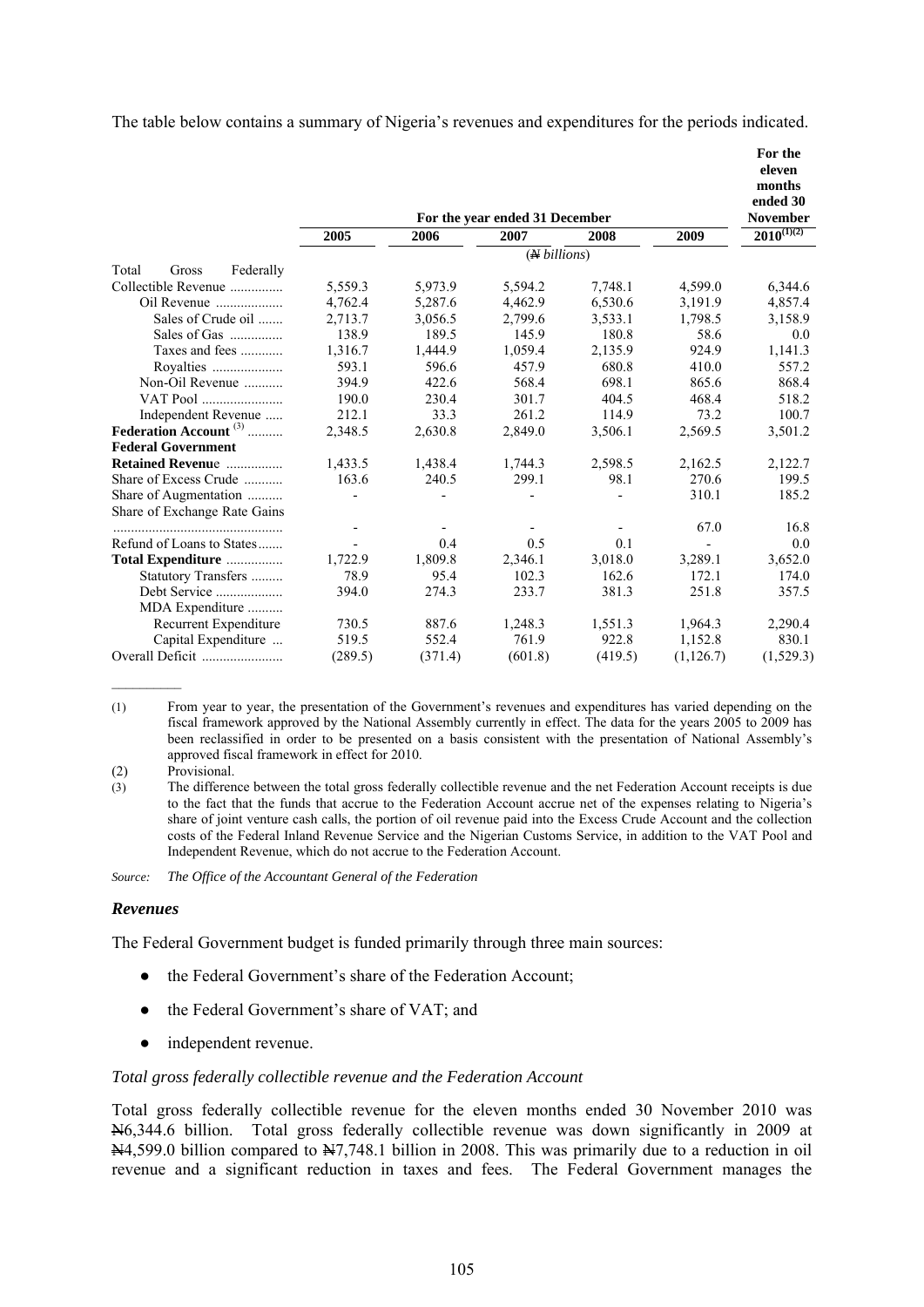The table below contains a summary of Nigeria's revenues and expenditures for the periods indicated.

| | For the year ended 31 December | | | | | For the eleven months ended 30 November |
|---|---|---|---|---|---|---|
| | 2005 | 2006 | 2007 | 2008 | 2009 | 2010[(1)(2)] |
| | (₦ *billions*) | | | | | |
| Total Gross Federally Collectible Revenue ............... | 5,559.3 | 5,973.9 | 5,594.2 | 7,748.1 | 4,599.0 | 6,344.6 |
| Oil Revenue ................... | 4,762.4 | 5,287.6 | 4,462.9 | 6,530.6 | 3,191.9 | 4,857.4 |
| Sales of Crude oil ....... | 2,713.7 | 3,056.5 | 2,799.6 | 3,533.1 | 1,798.5 | 3,158.9 |
| Sales of Gas ............... | 138.9 | 189.5 | 145.9 | 180.8 | 58.6 | 0.0 |
| Taxes and fees ............ | 1,316.7 | 1,444.9 | 1,059.4 | 2,135.9 | 924.9 | 1,141.3 |
| Royalties .................... | 593.1 | 596.6 | 457.9 | 680.8 | 410.0 | 557.2 |
| Non-Oil Revenue ........... | 394.9 | 422.6 | 568.4 | 698.1 | 865.6 | 868.4 |
| VAT Pool ....................... | 190.0 | 230.4 | 301.7 | 404.5 | 468.4 | 518.2 |
| Independent Revenue ..... | 212.1 | 33.3 | 261.2 | 114.9 | 73.2 | 100.7 |
| **Federation Account** [(3)] .......... | 2,348.5 | 2,630.8 | 2,849.0 | 3,506.1 | 2,569.5 | 3,501.2 |
| **Federal Government Retained Revenue** ................ | 1,433.5 | 1,438.4 | 1,744.3 | 2,598.5 | 2,162.5 | 2,122.7 |
| Share of Excess Crude ........... | 163.6 | 240.5 | 299.1 | 98.1 | 270.6 | 199.5 |
| Share of Augmentation .......... | - | - | - | - | 310.1 | 185.2 |
| Share of Exchange Rate Gains ................................................ | - | - | - | - | 67.0 | 16.8 |
| Refund of Loans to States....... | - | 0.4 | 0.5 | 0.1 | - | 0.0 |
| **Total Expenditure** ................ | 1,722.9 | 1,809.8 | 2,346.1 | 3,018.0 | 3,289.1 | 3,652.0 |
| Statutory Transfers ......... | 78.9 | 95.4 | 102.3 | 162.6 | 172.1 | 174.0 |
| Debt Service ................... | 394.0 | 274.3 | 233.7 | 381.3 | 251.8 | 357.5 |
| MDA Expenditure .......... | | | | | | |
| Recurrent Expenditure | 730.5 | 887.6 | 1,248.3 | 1,551.3 | 1,964.3 | 2,290.4 |
| Capital Expenditure ... | 519.5 | 552.4 | 761.9 | 922.8 | 1,152.8 | 830.1 |
| Overall Deficit ....................... | (289.5) | (371.4) | (601.8) | (419.5) | (1,126.7) | (1,529.3) |

(1) From year to year, the presentation of the Government's revenues and expenditures has varied depending on the fiscal framework approved by the National Assembly currently in effect. The data for the years 2005 to 2009 has been reclassified in order to be presented on a basis consistent with the presentation of National Assembly's approved fiscal framework in effect for 2010.

(2) Provisional.

(3) The difference between the total gross federally collectible revenue and the net Federation Account receipts is due to the fact that the funds that accrue to the Federation Account accrue net of the expenses relating to Nigeria's share of joint venture cash calls, the portion of oil revenue paid into the Excess Crude Account and the collection costs of the Federal Inland Revenue Service and the Nigerian Customs Service, in addition to the VAT Pool and Independent Revenue, which do not accrue to the Federation Account.

*Source: The Office of the Accountant General of the Federation*

### *Revenues*

The Federal Government budget is funded primarily through three main sources:

- the Federal Government's share of the Federation Account;
- the Federal Government's share of VAT; and
- independent revenue.

*Total gross federally collectible revenue and the Federation Account*

Total gross federally collectible revenue for the eleven months ended 30 November 2010 was ₦6,344.6 billion. Total gross federally collectible revenue was down significantly in 2009 at ₦4,599.0 billion compared to ₦7,748.1 billion in 2008. This was primarily due to a reduction in oil revenue and a significant reduction in taxes and fees. The Federal Government manages the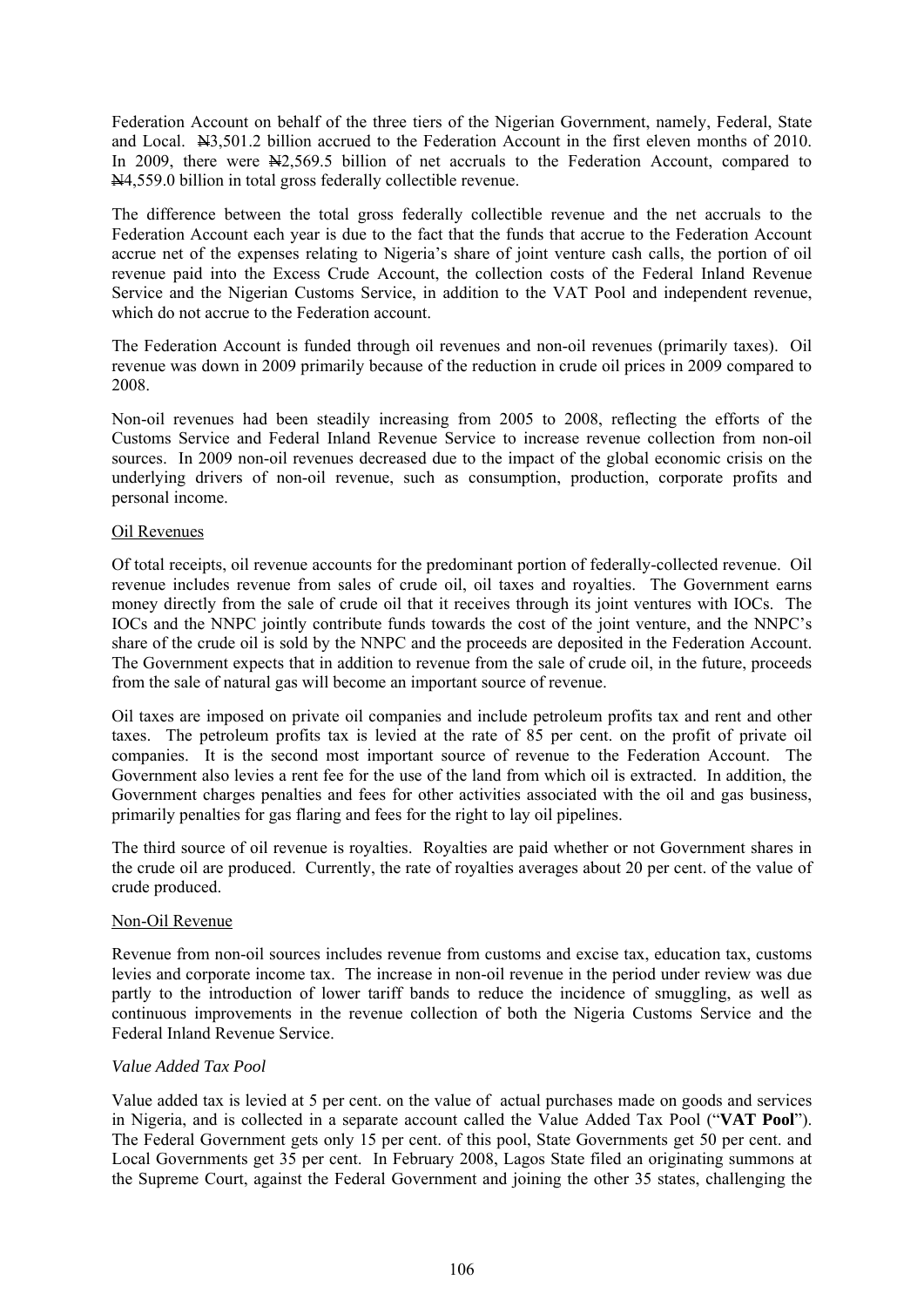Federation Account on behalf of the three tiers of the Nigerian Government, namely, Federal, State and Local. ₦3,501.2 billion accrued to the Federation Account in the first eleven months of 2010. In 2009, there were ₦2,569.5 billion of net accruals to the Federation Account, compared to ₦4,559.0 billion in total gross federally collectible revenue.

The difference between the total gross federally collectible revenue and the net accruals to the Federation Account each year is due to the fact that the funds that accrue to the Federation Account accrue net of the expenses relating to Nigeria's share of joint venture cash calls, the portion of oil revenue paid into the Excess Crude Account, the collection costs of the Federal Inland Revenue Service and the Nigerian Customs Service, in addition to the VAT Pool and independent revenue, which do not accrue to the Federation account.

The Federation Account is funded through oil revenues and non-oil revenues (primarily taxes). Oil revenue was down in 2009 primarily because of the reduction in crude oil prices in 2009 compared to 2008.

Non-oil revenues had been steadily increasing from 2005 to 2008, reflecting the efforts of the Customs Service and Federal Inland Revenue Service to increase revenue collection from non-oil sources. In 2009 non-oil revenues decreased due to the impact of the global economic crisis on the underlying drivers of non-oil revenue, such as consumption, production, corporate profits and personal income.

Oil Revenues

Of total receipts, oil revenue accounts for the predominant portion of federally-collected revenue. Oil revenue includes revenue from sales of crude oil, oil taxes and royalties. The Government earns money directly from the sale of crude oil that it receives through its joint ventures with IOCs. The IOCs and the NNPC jointly contribute funds towards the cost of the joint venture, and the NNPC's share of the crude oil is sold by the NNPC and the proceeds are deposited in the Federation Account. The Government expects that in addition to revenue from the sale of crude oil, in the future, proceeds from the sale of natural gas will become an important source of revenue.

Oil taxes are imposed on private oil companies and include petroleum profits tax and rent and other taxes. The petroleum profits tax is levied at the rate of 85 per cent. on the profit of private oil companies. It is the second most important source of revenue to the Federation Account. The Government also levies a rent fee for the use of the land from which oil is extracted. In addition, the Government charges penalties and fees for other activities associated with the oil and gas business, primarily penalties for gas flaring and fees for the right to lay oil pipelines.

The third source of oil revenue is royalties. Royalties are paid whether or not Government shares in the crude oil are produced. Currently, the rate of royalties averages about 20 per cent. of the value of crude produced.

Non-Oil Revenue

Revenue from non-oil sources includes revenue from customs and excise tax, education tax, customs levies and corporate income tax. The increase in non-oil revenue in the period under review was due partly to the introduction of lower tariff bands to reduce the incidence of smuggling, as well as continuous improvements in the revenue collection of both the Nigeria Customs Service and the Federal Inland Revenue Service.

*Value Added Tax Pool*

Value added tax is levied at 5 per cent. on the value of actual purchases made on goods and services in Nigeria, and is collected in a separate account called the Value Added Tax Pool ("**VAT Pool**"). The Federal Government gets only 15 per cent. of this pool, State Governments get 50 per cent. and Local Governments get 35 per cent. In February 2008, Lagos State filed an originating summons at the Supreme Court, against the Federal Government and joining the other 35 states, challenging the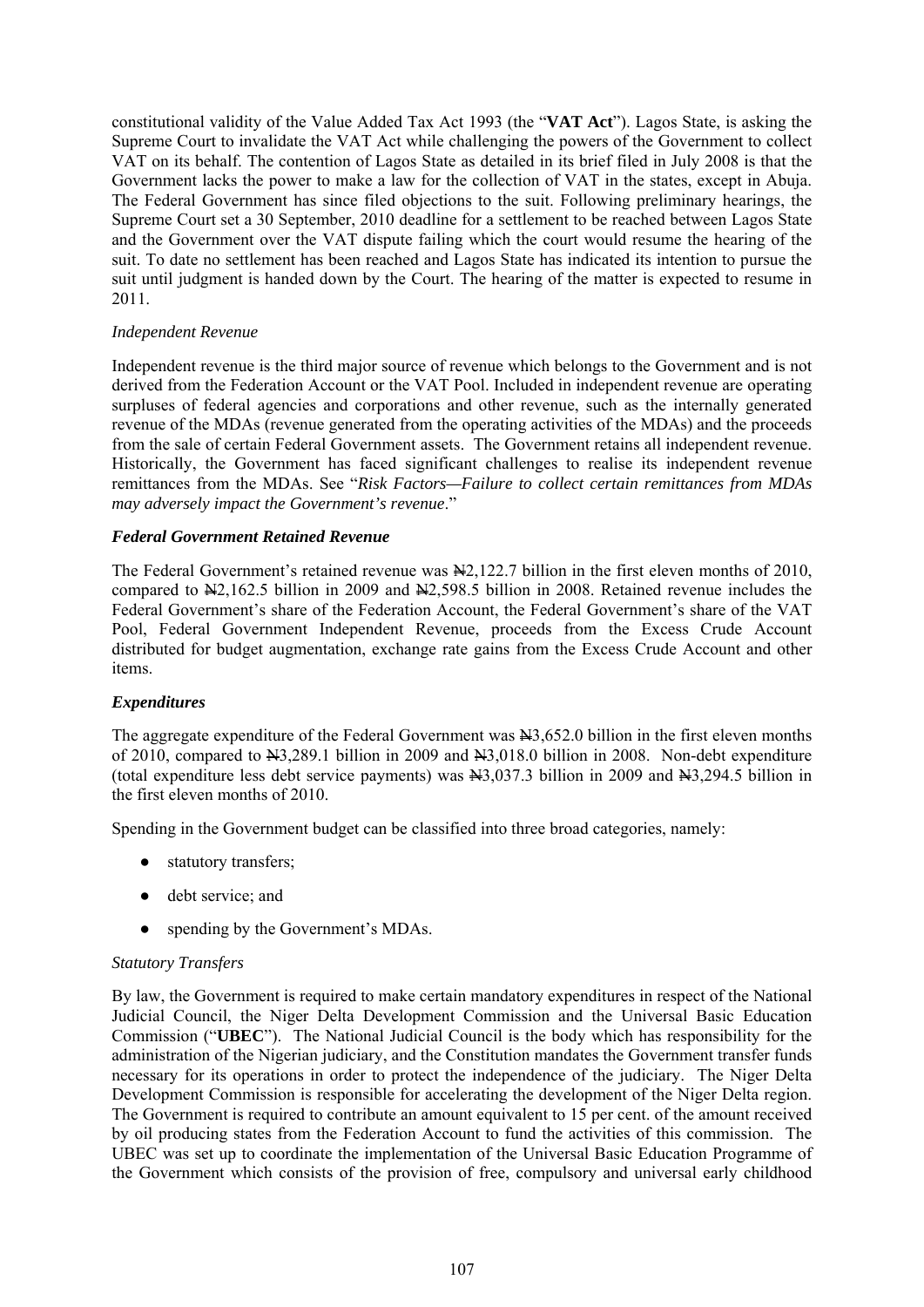constitutional validity of the Value Added Tax Act 1993 (the "**VAT Act**"). Lagos State, is asking the Supreme Court to invalidate the VAT Act while challenging the powers of the Government to collect VAT on its behalf. The contention of Lagos State as detailed in its brief filed in July 2008 is that the Government lacks the power to make a law for the collection of VAT in the states, except in Abuja. The Federal Government has since filed objections to the suit. Following preliminary hearings, the Supreme Court set a 30 September, 2010 deadline for a settlement to be reached between Lagos State and the Government over the VAT dispute failing which the court would resume the hearing of the suit. To date no settlement has been reached and Lagos State has indicated its intention to pursue the suit until judgment is handed down by the Court. The hearing of the matter is expected to resume in 2011.

*Independent Revenue*

Independent revenue is the third major source of revenue which belongs to the Government and is not derived from the Federation Account or the VAT Pool. Included in independent revenue are operating surpluses of federal agencies and corporations and other revenue, such as the internally generated revenue of the MDAs (revenue generated from the operating activities of the MDAs) and the proceeds from the sale of certain Federal Government assets. The Government retains all independent revenue. Historically, the Government has faced significant challenges to realise its independent revenue remittances from the MDAs. See "*Risk Factors—Failure to collect certain remittances from MDAs may adversely impact the Government's revenue*."

***Federal Government Retained Revenue***

The Federal Government's retained revenue was ₦2,122.7 billion in the first eleven months of 2010, compared to ₦2,162.5 billion in 2009 and ₦2,598.5 billion in 2008. Retained revenue includes the Federal Government's share of the Federation Account, the Federal Government's share of the VAT Pool, Federal Government Independent Revenue, proceeds from the Excess Crude Account distributed for budget augmentation, exchange rate gains from the Excess Crude Account and other items.

***Expenditures***

The aggregate expenditure of the Federal Government was ₦3,652.0 billion in the first eleven months of 2010, compared to ₦3,289.1 billion in 2009 and ₦3,018.0 billion in 2008. Non-debt expenditure (total expenditure less debt service payments) was ₦3,037.3 billion in 2009 and ₦3,294.5 billion in the first eleven months of 2010.

Spending in the Government budget can be classified into three broad categories, namely:

- statutory transfers;
- debt service; and
- spending by the Government's MDAs.

*Statutory Transfers*

By law, the Government is required to make certain mandatory expenditures in respect of the National Judicial Council, the Niger Delta Development Commission and the Universal Basic Education Commission ("**UBEC**"). The National Judicial Council is the body which has responsibility for the administration of the Nigerian judiciary, and the Constitution mandates the Government transfer funds necessary for its operations in order to protect the independence of the judiciary. The Niger Delta Development Commission is responsible for accelerating the development of the Niger Delta region. The Government is required to contribute an amount equivalent to 15 per cent. of the amount received by oil producing states from the Federation Account to fund the activities of this commission. The UBEC was set up to coordinate the implementation of the Universal Basic Education Programme of the Government which consists of the provision of free, compulsory and universal early childhood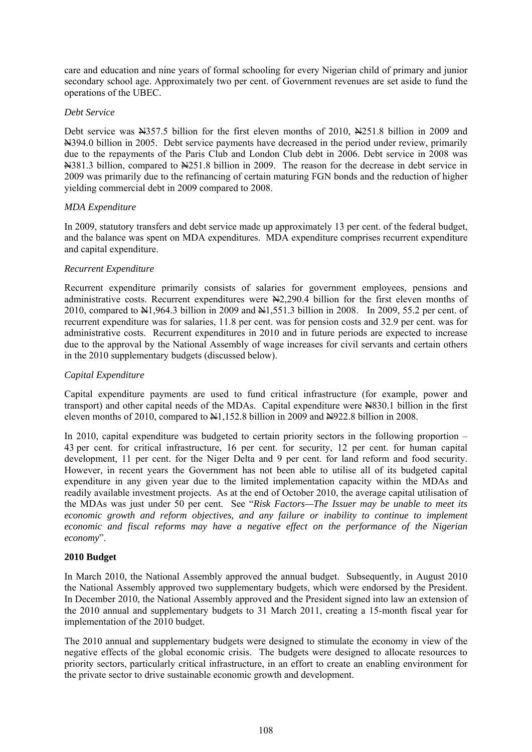care and education and nine years of formal schooling for every Nigerian child of primary and junior secondary school age. Approximately two per cent. of Government revenues are set aside to fund the operations of the UBEC.

*Debt Service*

Debt service was ₦357.5 billion for the first eleven months of 2010, ₦251.8 billion in 2009 and ₦394.0 billion in 2005. Debt service payments have decreased in the period under review, primarily due to the repayments of the Paris Club and London Club debt in 2006. Debt service in 2008 was ₦381.3 billion, compared to ₦251.8 billion in 2009. The reason for the decrease in debt service in 2009 was primarily due to the refinancing of certain maturing FGN bonds and the reduction of higher yielding commercial debt in 2009 compared to 2008.

*MDA Expenditure*

In 2009, statutory transfers and debt service made up approximately 13 per cent. of the federal budget, and the balance was spent on MDA expenditures. MDA expenditure comprises recurrent expenditure and capital expenditure.

*Recurrent Expenditure*

Recurrent expenditure primarily consists of salaries for government employees, pensions and administrative costs. Recurrent expenditures were ₦2,290.4 billion for the first eleven months of 2010, compared to ₦1,964.3 billion in 2009 and ₦1,551.3 billion in 2008. In 2009, 55.2 per cent. of recurrent expenditure was for salaries, 11.8 per cent. was for pension costs and 32.9 per cent. was for administrative costs. Recurrent expenditures in 2010 and in future periods are expected to increase due to the approval by the National Assembly of wage increases for civil servants and certain others in the 2010 supplementary budgets (discussed below).

*Capital Expenditure*

Capital expenditure payments are used to fund critical infrastructure (for example, power and transport) and other capital needs of the MDAs. Capital expenditure were ₦830.1 billion in the first eleven months of 2010, compared to ₦1,152.8 billion in 2009 and ₦922.8 billion in 2008.

In 2010, capital expenditure was budgeted to certain priority sectors in the following proportion – 43 per cent. for critical infrastructure, 16 per cent. for security, 12 per cent. for human capital development, 11 per cent. for the Niger Delta and 9 per cent. for land reform and food security. However, in recent years the Government has not been able to utilise all of its budgeted capital expenditure in any given year due to the limited implementation capacity within the MDAs and readily available investment projects. As at the end of October 2010, the average capital utilisation of the MDAs was just under 50 per cent. See "*Risk Factors—The Issuer may be unable to meet its economic growth and reform objectives, and any failure or inability to continue to implement economic and fiscal reforms may have a negative effect on the performance of the Nigerian economy*".

**2010 Budget**

In March 2010, the National Assembly approved the annual budget. Subsequently, in August 2010 the National Assembly approved two supplementary budgets, which were endorsed by the President. In December 2010, the National Assembly approved and the President signed into law an extension of the 2010 annual and supplementary budgets to 31 March 2011, creating a 15-month fiscal year for implementation of the 2010 budget.

The 2010 annual and supplementary budgets were designed to stimulate the economy in view of the negative effects of the global economic crisis. The budgets were designed to allocate resources to priority sectors, particularly critical infrastructure, in an effort to create an enabling environment for the private sector to drive sustainable economic growth and development.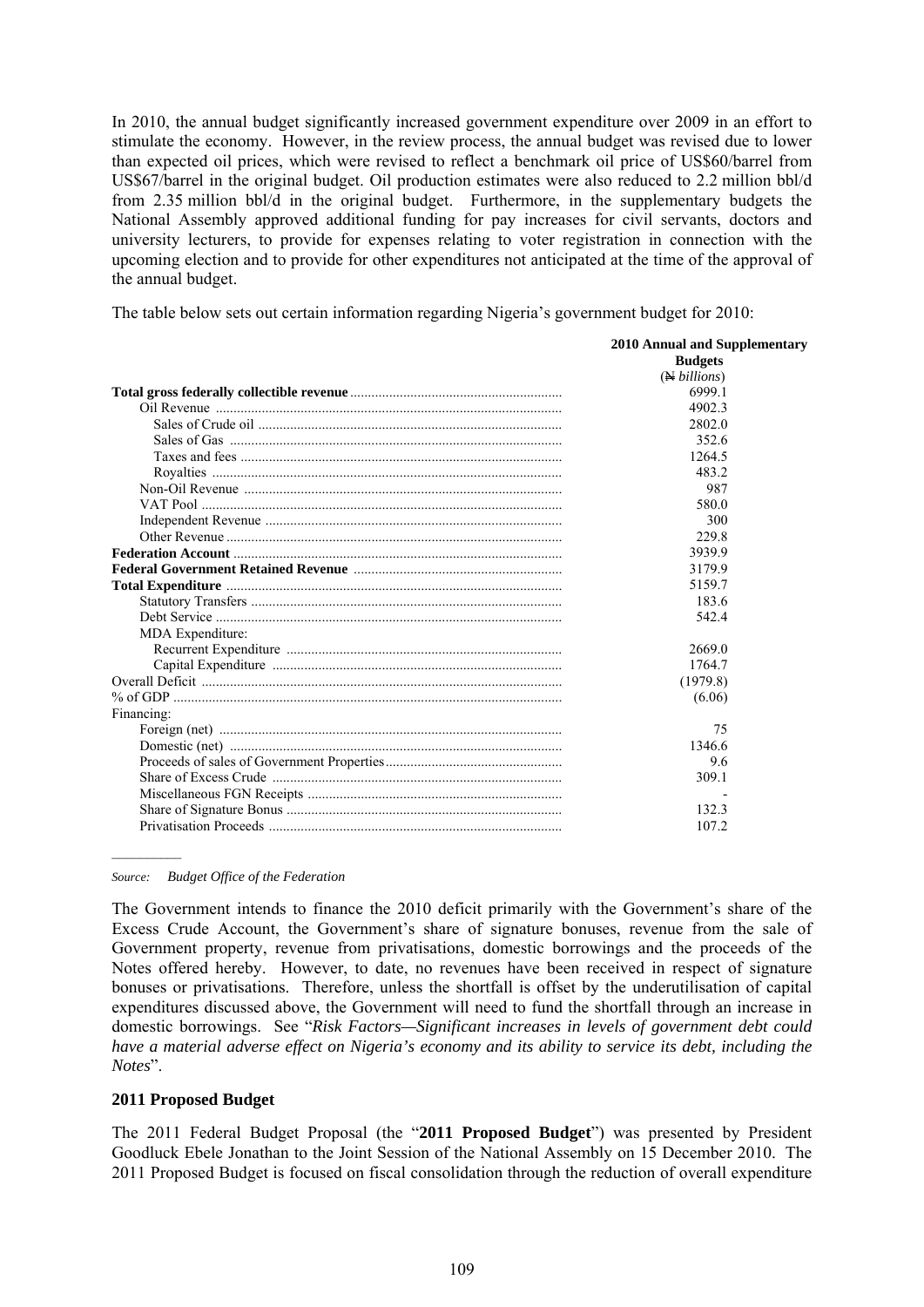In 2010, the annual budget significantly increased government expenditure over 2009 in an effort to stimulate the economy. However, in the review process, the annual budget was revised due to lower than expected oil prices, which were revised to reflect a benchmark oil price of US$60/barrel from US$67/barrel in the original budget. Oil production estimates were also reduced to 2.2 million bbl/d from 2.35 million bbl/d in the original budget. Furthermore, in the supplementary budgets the National Assembly approved additional funding for pay increases for civil servants, doctors and university lecturers, to provide for expenses relating to voter registration in connection with the upcoming election and to provide for other expenditures not anticipated at the time of the approval of the annual budget.

The table below sets out certain information regarding Nigeria's government budget for 2010:

| | **2010 Annual and Supplementary Budgets** |
|---|---|
| | (₦ *billions*) |
| **Total gross federally collectible revenue** | 6999.1 |
| Oil Revenue | 4902.3 |
| Sales of Crude oil | 2802.0 |
| Sales of Gas | 352.6 |
| Taxes and fees | 1264.5 |
| Royalties | 483.2 |
| Non-Oil Revenue | 987 |
| VAT Pool | 580.0 |
| Independent Revenue | 300 |
| Other Revenue | 229.8 |
| **Federation Account** | 3939.9 |
| **Federal Government Retained Revenue** | 3179.9 |
| **Total Expenditure** | 5159.7 |
| Statutory Transfers | 183.6 |
| Debt Service | 542.4 |
| MDA Expenditure: | |
| Recurrent Expenditure | 2669.0 |
| Capital Expenditure | 1764.7 |
| Overall Deficit | (1979.8) |
| % of GDP | (6.06) |
| Financing: | |
| Foreign (net) | 75 |
| Domestic (net) | 1346.6 |
| Proceeds of sales of Government Properties | 9.6 |
| Share of Excess Crude | 309.1 |
| Miscellaneous FGN Receipts | - |
| Share of Signature Bonus | 132.3 |
| Privatisation Proceeds | 107.2 |

*Source: Budget Office of the Federation*

The Government intends to finance the 2010 deficit primarily with the Government's share of the Excess Crude Account, the Government's share of signature bonuses, revenue from the sale of Government property, revenue from privatisations, domestic borrowings and the proceeds of the Notes offered hereby. However, to date, no revenues have been received in respect of signature bonuses or privatisations. Therefore, unless the shortfall is offset by the underutilisation of capital expenditures discussed above, the Government will need to fund the shortfall through an increase in domestic borrowings. See "*Risk Factors—Significant increases in levels of government debt could have a material adverse effect on Nigeria's economy and its ability to service its debt, including the Notes*".

**2011 Proposed Budget**

The 2011 Federal Budget Proposal (the "**2011 Proposed Budget**") was presented by President Goodluck Ebele Jonathan to the Joint Session of the National Assembly on 15 December 2010. The 2011 Proposed Budget is focused on fiscal consolidation through the reduction of overall expenditure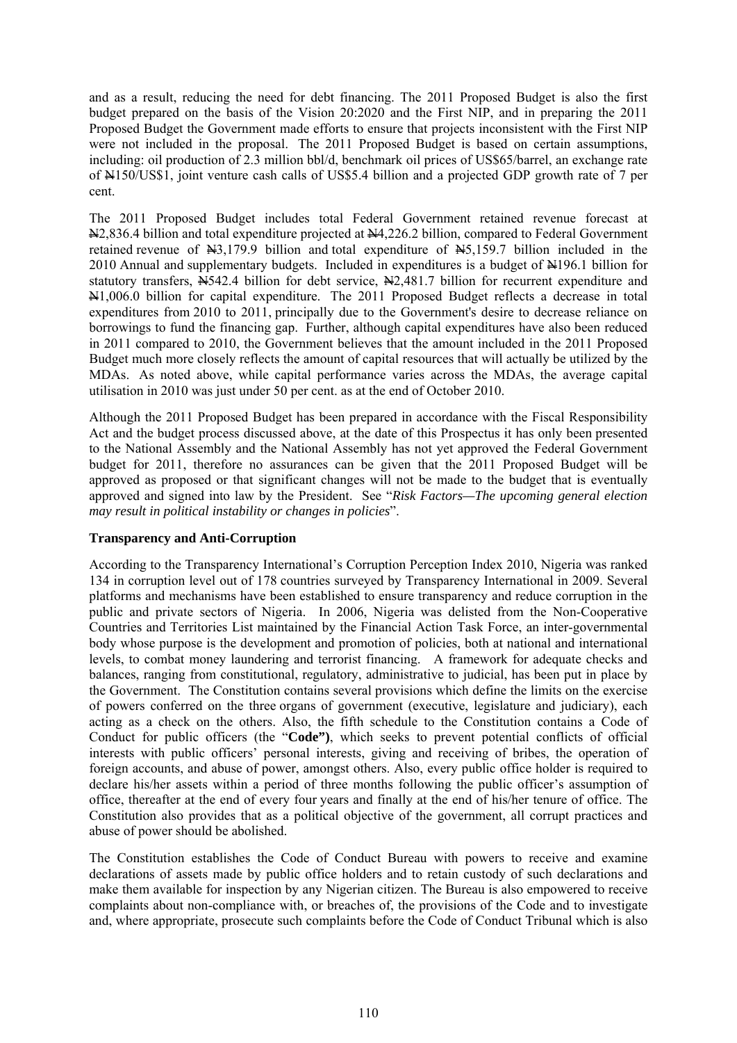and as a result, reducing the need for debt financing. The 2011 Proposed Budget is also the first budget prepared on the basis of the Vision 20:2020 and the First NIP, and in preparing the 2011 Proposed Budget the Government made efforts to ensure that projects inconsistent with the First NIP were not included in the proposal. The 2011 Proposed Budget is based on certain assumptions, including: oil production of 2.3 million bbl/d, benchmark oil prices of US$65/barrel, an exchange rate of ₦150/US$1, joint venture cash calls of US$5.4 billion and a projected GDP growth rate of 7 per cent.

The 2011 Proposed Budget includes total Federal Government retained revenue forecast at ₦2,836.4 billion and total expenditure projected at ₦4,226.2 billion, compared to Federal Government retained revenue of ₦3,179.9 billion and total expenditure of ₦5,159.7 billion included in the 2010 Annual and supplementary budgets. Included in expenditures is a budget of ₦196.1 billion for statutory transfers, ₦542.4 billion for debt service, ₦2,481.7 billion for recurrent expenditure and ₦1,006.0 billion for capital expenditure. The 2011 Proposed Budget reflects a decrease in total expenditures from 2010 to 2011, principally due to the Government's desire to decrease reliance on borrowings to fund the financing gap. Further, although capital expenditures have also been reduced in 2011 compared to 2010, the Government believes that the amount included in the 2011 Proposed Budget much more closely reflects the amount of capital resources that will actually be utilized by the MDAs. As noted above, while capital performance varies across the MDAs, the average capital utilisation in 2010 was just under 50 per cent. as at the end of October 2010.

Although the 2011 Proposed Budget has been prepared in accordance with the Fiscal Responsibility Act and the budget process discussed above, at the date of this Prospectus it has only been presented to the National Assembly and the National Assembly has not yet approved the Federal Government budget for 2011, therefore no assurances can be given that the 2011 Proposed Budget will be approved as proposed or that significant changes will not be made to the budget that is eventually approved and signed into law by the President. See "*Risk Factors—The upcoming general election may result in political instability or changes in policies*".

**Transparency and Anti-Corruption**

According to the Transparency International's Corruption Perception Index 2010, Nigeria was ranked 134 in corruption level out of 178 countries surveyed by Transparency International in 2009. Several platforms and mechanisms have been established to ensure transparency and reduce corruption in the public and private sectors of Nigeria. In 2006, Nigeria was delisted from the Non-Cooperative Countries and Territories List maintained by the Financial Action Task Force, an inter-governmental body whose purpose is the development and promotion of policies, both at national and international levels, to combat money laundering and terrorist financing. A framework for adequate checks and balances, ranging from constitutional, regulatory, administrative to judicial, has been put in place by the Government. The Constitution contains several provisions which define the limits on the exercise of powers conferred on the three organs of government (executive, legislature and judiciary), each acting as a check on the others. Also, the fifth schedule to the Constitution contains a Code of Conduct for public officers (the "**Code")**, which seeks to prevent potential conflicts of official interests with public officers' personal interests, giving and receiving of bribes, the operation of foreign accounts, and abuse of power, amongst others. Also, every public office holder is required to declare his/her assets within a period of three months following the public officer's assumption of office, thereafter at the end of every four years and finally at the end of his/her tenure of office. The Constitution also provides that as a political objective of the government, all corrupt practices and abuse of power should be abolished.

The Constitution establishes the Code of Conduct Bureau with powers to receive and examine declarations of assets made by public office holders and to retain custody of such declarations and make them available for inspection by any Nigerian citizen. The Bureau is also empowered to receive complaints about non-compliance with, or breaches of, the provisions of the Code and to investigate and, where appropriate, prosecute such complaints before the Code of Conduct Tribunal which is also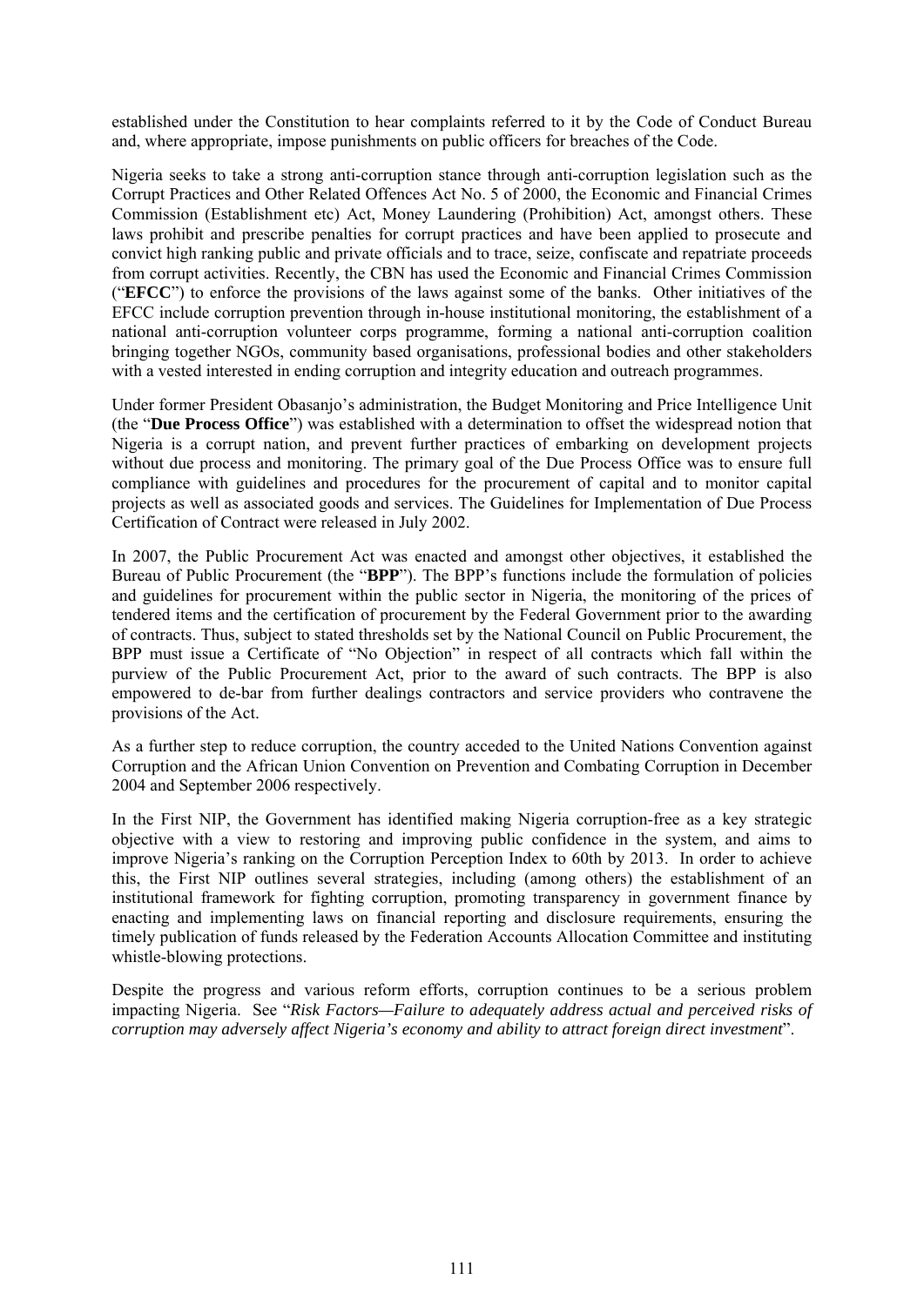established under the Constitution to hear complaints referred to it by the Code of Conduct Bureau and, where appropriate, impose punishments on public officers for breaches of the Code.

Nigeria seeks to take a strong anti-corruption stance through anti-corruption legislation such as the Corrupt Practices and Other Related Offences Act No. 5 of 2000, the Economic and Financial Crimes Commission (Establishment etc) Act, Money Laundering (Prohibition) Act, amongst others. These laws prohibit and prescribe penalties for corrupt practices and have been applied to prosecute and convict high ranking public and private officials and to trace, seize, confiscate and repatriate proceeds from corrupt activities. Recently, the CBN has used the Economic and Financial Crimes Commission ("**EFCC**") to enforce the provisions of the laws against some of the banks. Other initiatives of the EFCC include corruption prevention through in-house institutional monitoring, the establishment of a national anti-corruption volunteer corps programme, forming a national anti-corruption coalition bringing together NGOs, community based organisations, professional bodies and other stakeholders with a vested interested in ending corruption and integrity education and outreach programmes.

Under former President Obasanjo's administration, the Budget Monitoring and Price Intelligence Unit (the "**Due Process Office**") was established with a determination to offset the widespread notion that Nigeria is a corrupt nation, and prevent further practices of embarking on development projects without due process and monitoring. The primary goal of the Due Process Office was to ensure full compliance with guidelines and procedures for the procurement of capital and to monitor capital projects as well as associated goods and services. The Guidelines for Implementation of Due Process Certification of Contract were released in July 2002.

In 2007, the Public Procurement Act was enacted and amongst other objectives, it established the Bureau of Public Procurement (the "**BPP**"). The BPP's functions include the formulation of policies and guidelines for procurement within the public sector in Nigeria, the monitoring of the prices of tendered items and the certification of procurement by the Federal Government prior to the awarding of contracts. Thus, subject to stated thresholds set by the National Council on Public Procurement, the BPP must issue a Certificate of "No Objection" in respect of all contracts which fall within the purview of the Public Procurement Act, prior to the award of such contracts. The BPP is also empowered to de-bar from further dealings contractors and service providers who contravene the provisions of the Act.

As a further step to reduce corruption, the country acceded to the United Nations Convention against Corruption and the African Union Convention on Prevention and Combating Corruption in December 2004 and September 2006 respectively.

In the First NIP, the Government has identified making Nigeria corruption-free as a key strategic objective with a view to restoring and improving public confidence in the system, and aims to improve Nigeria's ranking on the Corruption Perception Index to 60th by 2013. In order to achieve this, the First NIP outlines several strategies, including (among others) the establishment of an institutional framework for fighting corruption, promoting transparency in government finance by enacting and implementing laws on financial reporting and disclosure requirements, ensuring the timely publication of funds released by the Federation Accounts Allocation Committee and instituting whistle-blowing protections.

Despite the progress and various reform efforts, corruption continues to be a serious problem impacting Nigeria. See "*Risk Factors—Failure to adequately address actual and perceived risks of corruption may adversely affect Nigeria's economy and ability to attract foreign direct investment*".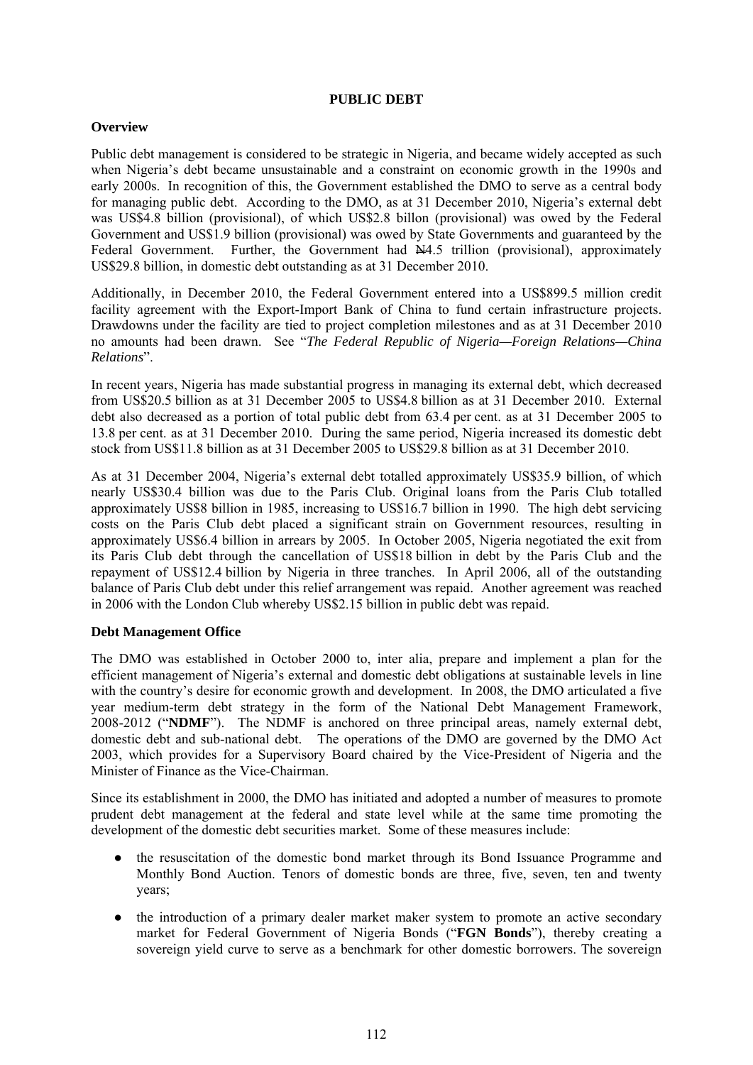## PUBLIC DEBT

### Overview

Public debt management is considered to be strategic in Nigeria, and became widely accepted as such when Nigeria's debt became unsustainable and a constraint on economic growth in the 1990s and early 2000s. In recognition of this, the Government established the DMO to serve as a central body for managing public debt. According to the DMO, as at 31 December 2010, Nigeria's external debt was US$4.8 billion (provisional), of which US$2.8 billon (provisional) was owed by the Federal Government and US$1.9 billion (provisional) was owed by State Governments and guaranteed by the Federal Government. Further, the Government had ₦4.5 trillion (provisional), approximately US$29.8 billion, in domestic debt outstanding as at 31 December 2010.

Additionally, in December 2010, the Federal Government entered into a US$899.5 million credit facility agreement with the Export-Import Bank of China to fund certain infrastructure projects. Drawdowns under the facility are tied to project completion milestones and as at 31 December 2010 no amounts had been drawn. See "*The Federal Republic of Nigeria—Foreign Relations—China Relations*".

In recent years, Nigeria has made substantial progress in managing its external debt, which decreased from US$20.5 billion as at 31 December 2005 to US$4.8 billion as at 31 December 2010. External debt also decreased as a portion of total public debt from 63.4 per cent. as at 31 December 2005 to 13.8 per cent. as at 31 December 2010. During the same period, Nigeria increased its domestic debt stock from US$11.8 billion as at 31 December 2005 to US$29.8 billion as at 31 December 2010.

As at 31 December 2004, Nigeria's external debt totalled approximately US$35.9 billion, of which nearly US$30.4 billion was due to the Paris Club. Original loans from the Paris Club totalled approximately US$8 billion in 1985, increasing to US$16.7 billion in 1990. The high debt servicing costs on the Paris Club debt placed a significant strain on Government resources, resulting in approximately US$6.4 billion in arrears by 2005. In October 2005, Nigeria negotiated the exit from its Paris Club debt through the cancellation of US$18 billion in debt by the Paris Club and the repayment of US$12.4 billion by Nigeria in three tranches. In April 2006, all of the outstanding balance of Paris Club debt under this relief arrangement was repaid. Another agreement was reached in 2006 with the London Club whereby US$2.15 billion in public debt was repaid.

### Debt Management Office

The DMO was established in October 2000 to, inter alia, prepare and implement a plan for the efficient management of Nigeria's external and domestic debt obligations at sustainable levels in line with the country's desire for economic growth and development. In 2008, the DMO articulated a five year medium-term debt strategy in the form of the National Debt Management Framework, 2008-2012 ("**NDMF**"). The NDMF is anchored on three principal areas, namely external debt, domestic debt and sub-national debt. The operations of the DMO are governed by the DMO Act 2003, which provides for a Supervisory Board chaired by the Vice-President of Nigeria and the Minister of Finance as the Vice-Chairman.

Since its establishment in 2000, the DMO has initiated and adopted a number of measures to promote prudent debt management at the federal and state level while at the same time promoting the development of the domestic debt securities market. Some of these measures include:

- the resuscitation of the domestic bond market through its Bond Issuance Programme and Monthly Bond Auction. Tenors of domestic bonds are three, five, seven, ten and twenty years;
- the introduction of a primary dealer market maker system to promote an active secondary market for Federal Government of Nigeria Bonds ("**FGN Bonds**"), thereby creating a sovereign yield curve to serve as a benchmark for other domestic borrowers. The sovereign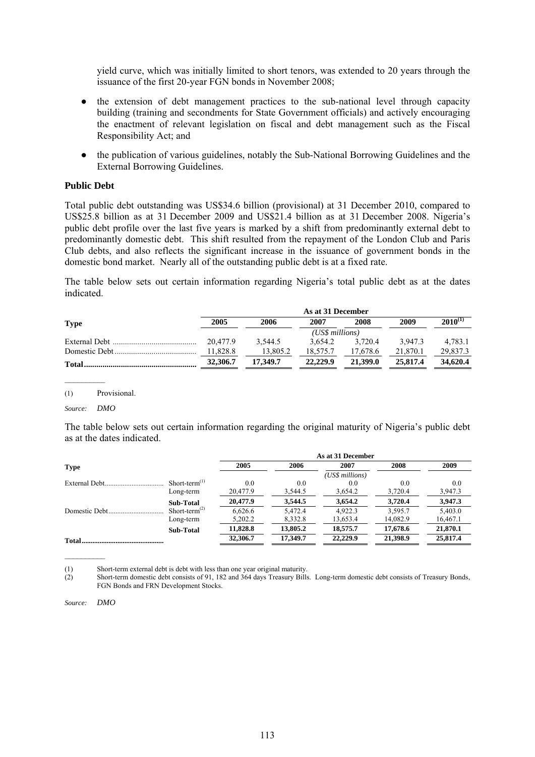yield curve, which was initially limited to short tenors, was extended to 20 years through the issuance of the first 20-year FGN bonds in November 2008;

- the extension of debt management practices to the sub-national level through capacity building (training and secondments for State Government officials) and actively encouraging the enactment of relevant legislation on fiscal and debt management such as the Fiscal Responsibility Act; and
- the publication of various guidelines, notably the Sub-National Borrowing Guidelines and the External Borrowing Guidelines.

### Public Debt

Total public debt outstanding was US$34.6 billion (provisional) at 31 December 2010, compared to US$25.8 billion as at 31 December 2009 and US$21.4 billion as at 31 December 2008. Nigeria's public debt profile over the last five years is marked by a shift from predominantly external debt to predominantly domestic debt. This shift resulted from the repayment of the London Club and Paris Club debts, and also reflects the significant increase in the issuance of government bonds in the domestic bond market. Nearly all of the outstanding public debt is at a fixed rate.

The table below sets out certain information regarding Nigeria's total public debt as at the dates indicated.

| Type | As at 31 December | | | | | |
|---|---|---|---|---|---|---|
| | 2005 | 2006 | 2007 | 2008 | 2009 | 2010[(1)] |
| | | | (US$ millions) | | | |
| External Debt | 20,477.9 | 3,544.5 | 3,654.2 | 3,720.4 | 3,947.3 | 4,783.1 |
| Domestic Debt | 11,828.8 | 13,805.2 | 18,575.7 | 17,678.6 | 21,870.1 | 29,837.3 |
| **Total** | **32,306.7** | **17,349.7** | **22,229.9** | **21,399.0** | **25,817.4** | **34,620.4** |

(1) Provisional.

*Source: DMO*

The table below sets out certain information regarding the original maturity of Nigeria's public debt as at the dates indicated.

| Type | | As at 31 December | | | | |
|---|---|---|---|---|---|---|
| | | 2005 | 2006 | 2007 | 2008 | 2009 |
| | | | | (US$ millions) | | |
| External Debt | Short-term[(1)] | 0.0 | 0.0 | 0.0 | 0.0 | 0.0 |
| | Long-term | 20,477.9 | 3,544.5 | 3,654.2 | 3,720.4 | 3,947.3 |
| | **Sub-Total** | **20,477.9** | **3,544.5** | **3,654.2** | **3,720.4** | **3,947.3** |
| Domestic Debt | Short-term[(2)] | 6,626.6 | 5,472.4 | 4,922.3 | 3,595.7 | 5,403.0 |
| | Long-term | 5,202.2 | 8,332.8 | 13,653.4 | 14,082.9 | 16,467.1 |
| | **Sub-Total** | **11,828.8** | **13,805.2** | **18,575.7** | **17,678.6** | **21,870.1** |
| **Total** | | **32,306.7** | **17,349.7** | **22,229.9** | **21,398.9** | **25,817.4** |

(1) Short-term external debt is debt with less than one year original maturity.

(2) Short-term domestic debt consists of 91, 182 and 364 days Treasury Bills. Long-term domestic debt consists of Treasury Bonds, FGN Bonds and FRN Development Stocks.

*Source: DMO*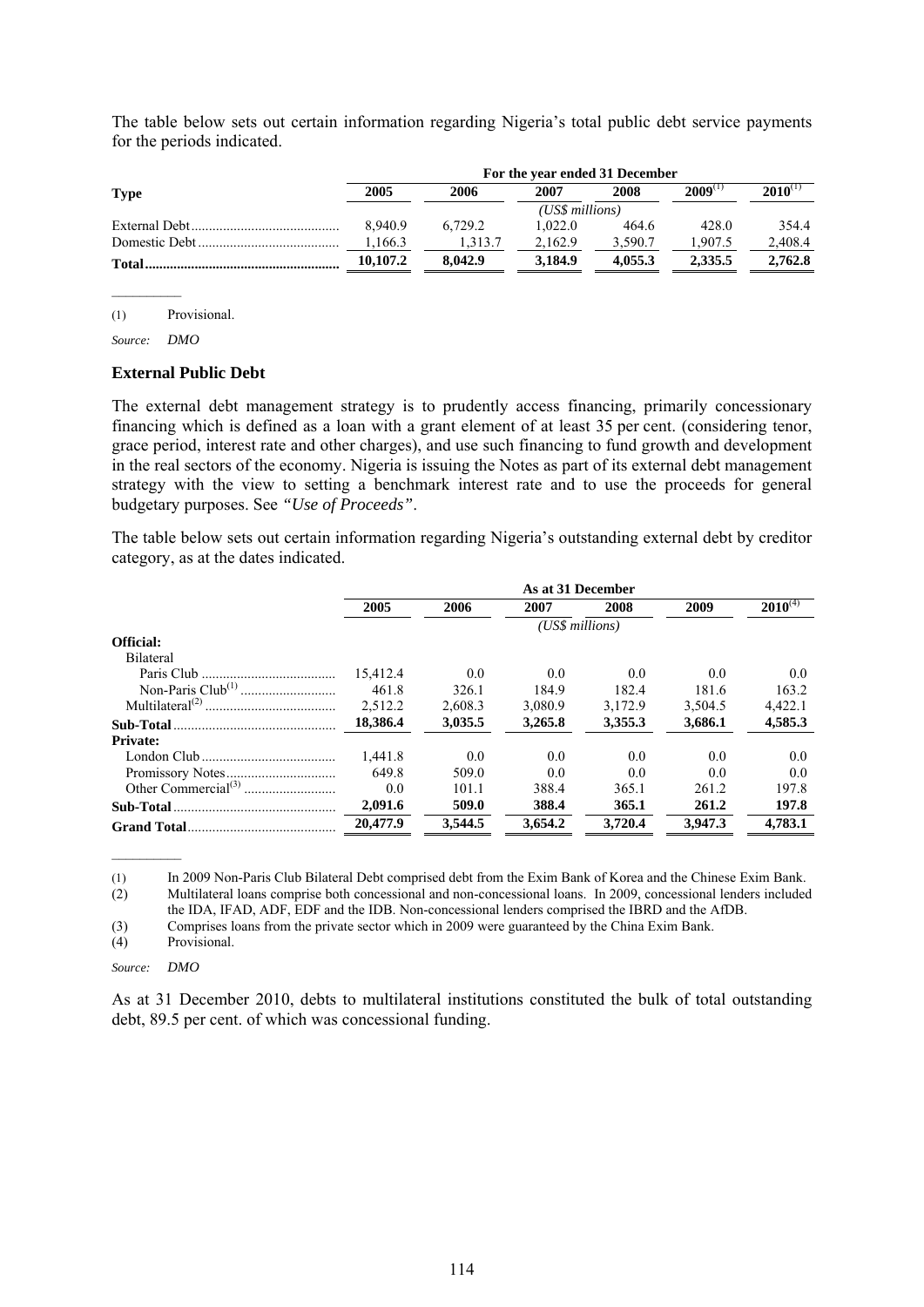The table below sets out certain information regarding Nigeria's total public debt service payments for the periods indicated.

| Type | For the year ended 31 December | | | | | |
|---|---|---|---|---|---|---|
| | 2005 | 2006 | 2007 | 2008 | 2009[(1)] | 2010[(1)] |
| | *(US$ millions)* | | | | | |
| External Debt | 8,940.9 | 6,729.2 | 1,022.0 | 464.6 | 428.0 | 354.4 |
| Domestic Debt | 1,166.3 | 1,313.7 | 2,162.9 | 3,590.7 | 1,907.5 | 2,408.4 |
| **Total** | **10,107.2** | **8,042.9** | **3,184.9** | **4,055.3** | **2,335.5** | **2,762.8** |

(1) Provisional.

*Source: DMO*

### External Public Debt

The external debt management strategy is to prudently access financing, primarily concessionary financing which is defined as a loan with a grant element of at least 35 per cent. (considering tenor, grace period, interest rate and other charges), and use such financing to fund growth and development in the real sectors of the economy. Nigeria is issuing the Notes as part of its external debt management strategy with the view to setting a benchmark interest rate and to use the proceeds for general budgetary purposes. See *"Use of Proceeds"*.

The table below sets out certain information regarding Nigeria's outstanding external debt by creditor category, as at the dates indicated.

| | As at 31 December | | | | | |
|---|---|---|---|---|---|---|
| | 2005 | 2006 | 2007 | 2008 | 2009 | 2010[(4)] |
| | *(US$ millions)* | | | | | |
| **Official:** | | | | | | |
| Bilateral | | | | | | |
| Paris Club | 15,412.4 | 0.0 | 0.0 | 0.0 | 0.0 | 0.0 |
| Non-Paris Club[(1)] | 461.8 | 326.1 | 184.9 | 182.4 | 181.6 | 163.2 |
| Multilateral[(2)] | 2,512.2 | 2,608.3 | 3,080.9 | 3,172.9 | 3,504.5 | 4,422.1 |
| **Sub-Total** | **18,386.4** | **3,035.5** | **3,265.8** | **3,355.3** | **3,686.1** | **4,585.3** |
| **Private:** | | | | | | |
| London Club | 1,441.8 | 0.0 | 0.0 | 0.0 | 0.0 | 0.0 |
| Promissory Notes | 649.8 | 509.0 | 0.0 | 0.0 | 0.0 | 0.0 |
| Other Commercial[(3)] | 0.0 | 101.1 | 388.4 | 365.1 | 261.2 | 197.8 |
| **Sub-Total** | **2,091.6** | **509.0** | **388.4** | **365.1** | **261.2** | **197.8** |
| **Grand Total** | **20,477.9** | **3,544.5** | **3,654.2** | **3,720.4** | **3,947.3** | **4,783.1** |

(1) In 2009 Non-Paris Club Bilateral Debt comprised debt from the Exim Bank of Korea and the Chinese Exim Bank.

(2) Multilateral loans comprise both concessional and non-concessional loans. In 2009, concessional lenders included the IDA, IFAD, ADF, EDF and the IDB. Non-concessional lenders comprised the IBRD and the AfDB.

(3) Comprises loans from the private sector which in 2009 were guaranteed by the China Exim Bank.

(4) Provisional.

*Source: DMO*

As at 31 December 2010, debts to multilateral institutions constituted the bulk of total outstanding debt, 89.5 per cent. of which was concessional funding.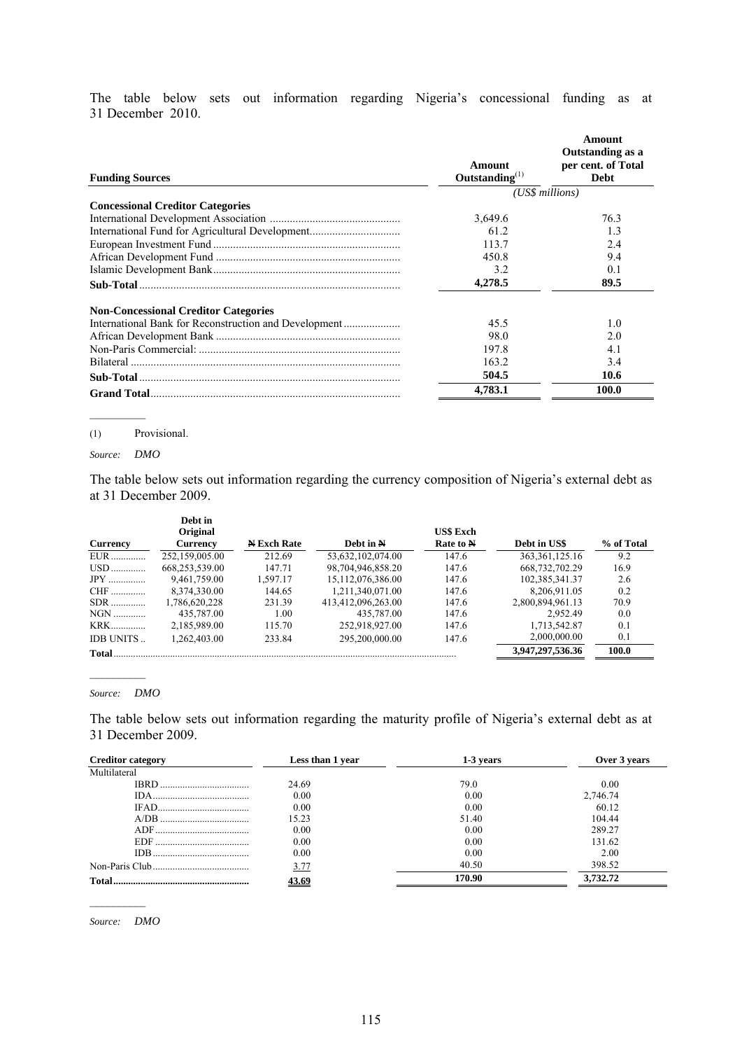The table below sets out information regarding Nigeria's concessional funding as at 31 December 2010.

| Funding Sources | Amount Outstanding(1) | Amount Outstanding as a per cent. of Total Debt |
|---|---|---|
| | *(US$ millions)* | |
| **Concessional Creditor Categories** | | |
| International Development Association | 3,649.6 | 76.3 |
| International Fund for Agricultural Development | 61.2 | 1.3 |
| European Investment Fund | 113.7 | 2.4 |
| African Development Fund | 450.8 | 9.4 |
| Islamic Development Bank | 3.2 | 0.1 |
| **Sub-Total** | **4,278.5** | **89.5** |
| **Non-Concessional Creditor Categories** | | |
| International Bank for Reconstruction and Development | 45.5 | 1.0 |
| African Development Bank | 98.0 | 2.0 |
| Non-Paris Commercial: | 197.8 | 4.1 |
| Bilateral | 163.2 | 3.4 |
| **Sub-Total** | **504.5** | **10.6** |
| **Grand Total** | **4,783.1** | **100.0** |

(1) Provisional.

*Source: DMO*

The table below sets out information regarding the currency composition of Nigeria's external debt as at 31 December 2009.

| Currency | Debt in Original Currency | ₦ Exch Rate | Debt in ₦ | US$ Exch Rate to ₦ | Debt in US$ | % of Total |
|---|---|---|---|---|---|---|
| EUR | 252,159,005.00 | 212.69 | 53,632,102,074.00 | 147.6 | 363,361,125.16 | 9.2 |
| USD | 668,253,539.00 | 147.71 | 98,704,946,858.20 | 147.6 | 668,732,702.29 | 16.9 |
| JPY | 9,461,759.00 | 1,597.17 | 15,112,076,386.00 | 147.6 | 102,385,341.37 | 2.6 |
| CHF | 8,374,330.00 | 144.65 | 1,211,340,071.00 | 147.6 | 8,206,911.05 | 0.2 |
| SDR | 1,786,620,228 | 231.39 | 413,412,096,263.00 | 147.6 | 2,800,894,961.13 | 70.9 |
| NGN | 435,787.00 | 1.00 | 435,787.00 | 147.6 | 2,952.49 | 0.0 |
| KRK | 2,185,989.00 | 115.70 | 252,918,927.00 | 147.6 | 1,713,542.87 | 0.1 |
| IDB UNITS | 1,262,403.00 | 233.84 | 295,200,000.00 | 147.6 | 2,000,000.00 | 0.1 |
| **Total** | | | | | **3,947,297,536.36** | **100.0** |

*Source: DMO*

The table below sets out information regarding the maturity profile of Nigeria's external debt as at 31 December 2009.

| Creditor category | Less than 1 year | 1-3 years | Over 3 years |
|---|---|---|---|
| Multilateral | | | |
| IBRD | 24.69 | 79.0 | 0.00 |
| IDA | 0.00 | 0.00 | 2,746.74 |
| IFAD | 0.00 | 0.00 | 60.12 |
| A/DB | 15.23 | 51.40 | 104.44 |
| ADF | 0.00 | 0.00 | 289.27 |
| EDF | 0.00 | 0.00 | 131.62 |
| IDB | 0.00 | 0.00 | 2.00 |
| Non-Paris Club | 3.77 | 40.50 | 398.52 |
| **Total** | **43.69** | **170.90** | **3,732.72** |

*Source: DMO*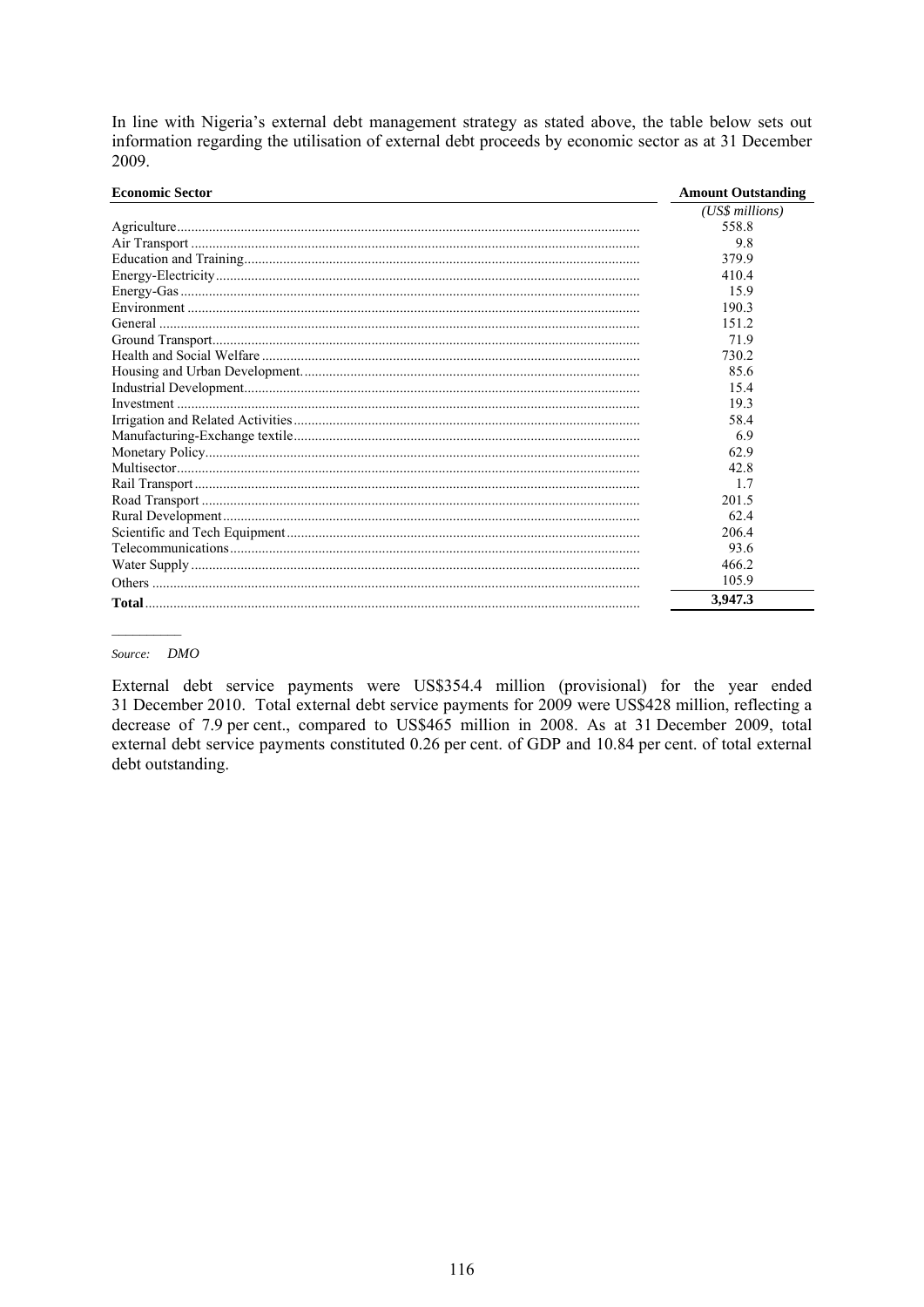In line with Nigeria's external debt management strategy as stated above, the table below sets out information regarding the utilisation of external debt proceeds by economic sector as at 31 December 2009.

| Economic Sector | Amount Outstanding |
|---|---|
| | *(US$ millions)* |
| Agriculture | 558.8 |
| Air Transport | 9.8 |
| Education and Training | 379.9 |
| Energy-Electricity | 410.4 |
| Energy-Gas | 15.9 |
| Environment | 190.3 |
| General | 151.2 |
| Ground Transport | 71.9 |
| Health and Social Welfare | 730.2 |
| Housing and Urban Development. | 85.6 |
| Industrial Development | 15.4 |
| Investment | 19.3 |
| Irrigation and Related Activities | 58.4 |
| Manufacturing-Exchange textile | 6.9 |
| Monetary Policy | 62.9 |
| Multisector | 42.8 |
| Rail Transport | 1.7 |
| Road Transport | 201.5 |
| Rural Development | 62.4 |
| Scientific and Tech Equipment | 206.4 |
| Telecommunications | 93.6 |
| Water Supply | 466.2 |
| Others | 105.9 |
| **Total** | **3,947.3** |

*Source: DMO*

External debt service payments were US$354.4 million (provisional) for the year ended 31 December 2010. Total external debt service payments for 2009 were US$428 million, reflecting a decrease of 7.9 per cent., compared to US$465 million in 2008. As at 31 December 2009, total external debt service payments constituted 0.26 per cent. of GDP and 10.84 per cent. of total external debt outstanding.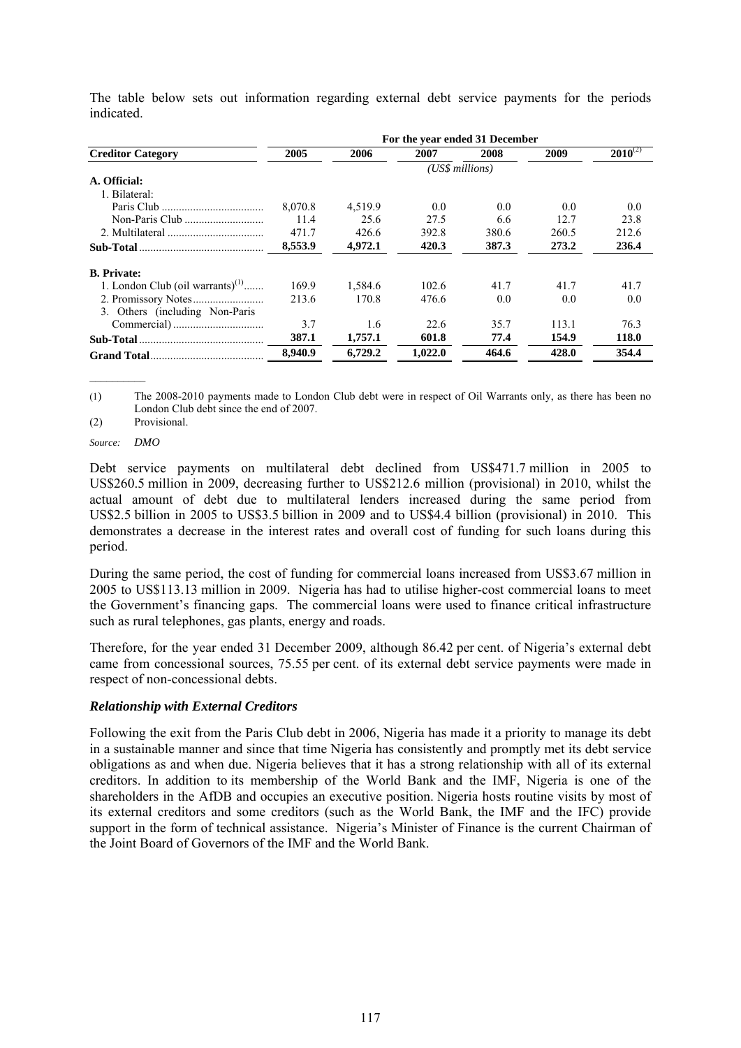The table below sets out information regarding external debt service payments for the periods indicated.

| Creditor Category | For the year ended 31 December | | | | | |
|---|---|---|---|---|---|---|
| | 2005 | 2006 | 2007 | 2008 | 2009 | 2010[(2)] |
| | *(US$ millions)* | | | | | |
| **A. Official:** | | | | | | |
| 1. Bilateral: | | | | | | |
| Paris Club | 8,070.8 | 4,519.9 | 0.0 | 0.0 | 0.0 | 0.0 |
| Non-Paris Club | 11.4 | 25.6 | 27.5 | 6.6 | 12.7 | 23.8 |
| 2. Multilateral | 471.7 | 426.6 | 392.8 | 380.6 | 260.5 | 212.6 |
| **Sub-Total** | **8,553.9** | **4,972.1** | **420.3** | **387.3** | **273.2** | **236.4** |
| **B. Private:** | | | | | | |
| 1. London Club (oil warrants)[(1)] | 169.9 | 1,584.6 | 102.6 | 41.7 | 41.7 | 41.7 |
| 2. Promissory Notes | 213.6 | 170.8 | 476.6 | 0.0 | 0.0 | 0.0 |
| 3. Others (including Non-Paris Commercial) | 3.7 | 1.6 | 22.6 | 35.7 | 113.1 | 76.3 |
| **Sub-Total** | **387.1** | **1,757.1** | **601.8** | **77.4** | **154.9** | **118.0** |
| **Grand Total** | **8,940.9** | **6,729.2** | **1,022.0** | **464.6** | **428.0** | **354.4** |

(1) The 2008-2010 payments made to London Club debt were in respect of Oil Warrants only, as there has been no London Club debt since the end of 2007.

(2) Provisional.

*Source: DMO*

Debt service payments on multilateral debt declined from US$471.7 million in 2005 to US$260.5 million in 2009, decreasing further to US$212.6 million (provisional) in 2010, whilst the actual amount of debt due to multilateral lenders increased during the same period from US$2.5 billion in 2005 to US$3.5 billion in 2009 and to US$4.4 billion (provisional) in 2010. This demonstrates a decrease in the interest rates and overall cost of funding for such loans during this period.

During the same period, the cost of funding for commercial loans increased from US$3.67 million in 2005 to US$113.13 million in 2009. Nigeria has had to utilise higher-cost commercial loans to meet the Government's financing gaps. The commercial loans were used to finance critical infrastructure such as rural telephones, gas plants, energy and roads.

Therefore, for the year ended 31 December 2009, although 86.42 per cent. of Nigeria's external debt came from concessional sources, 75.55 per cent. of its external debt service payments were made in respect of non-concessional debts.

### *Relationship with External Creditors*

Following the exit from the Paris Club debt in 2006, Nigeria has made it a priority to manage its debt in a sustainable manner and since that time Nigeria has consistently and promptly met its debt service obligations as and when due. Nigeria believes that it has a strong relationship with all of its external creditors. In addition to its membership of the World Bank and the IMF, Nigeria is one of the shareholders in the AfDB and occupies an executive position. Nigeria hosts routine visits by most of its external creditors and some creditors (such as the World Bank, the IMF and the IFC) provide support in the form of technical assistance. Nigeria's Minister of Finance is the current Chairman of the Joint Board of Governors of the IMF and the World Bank.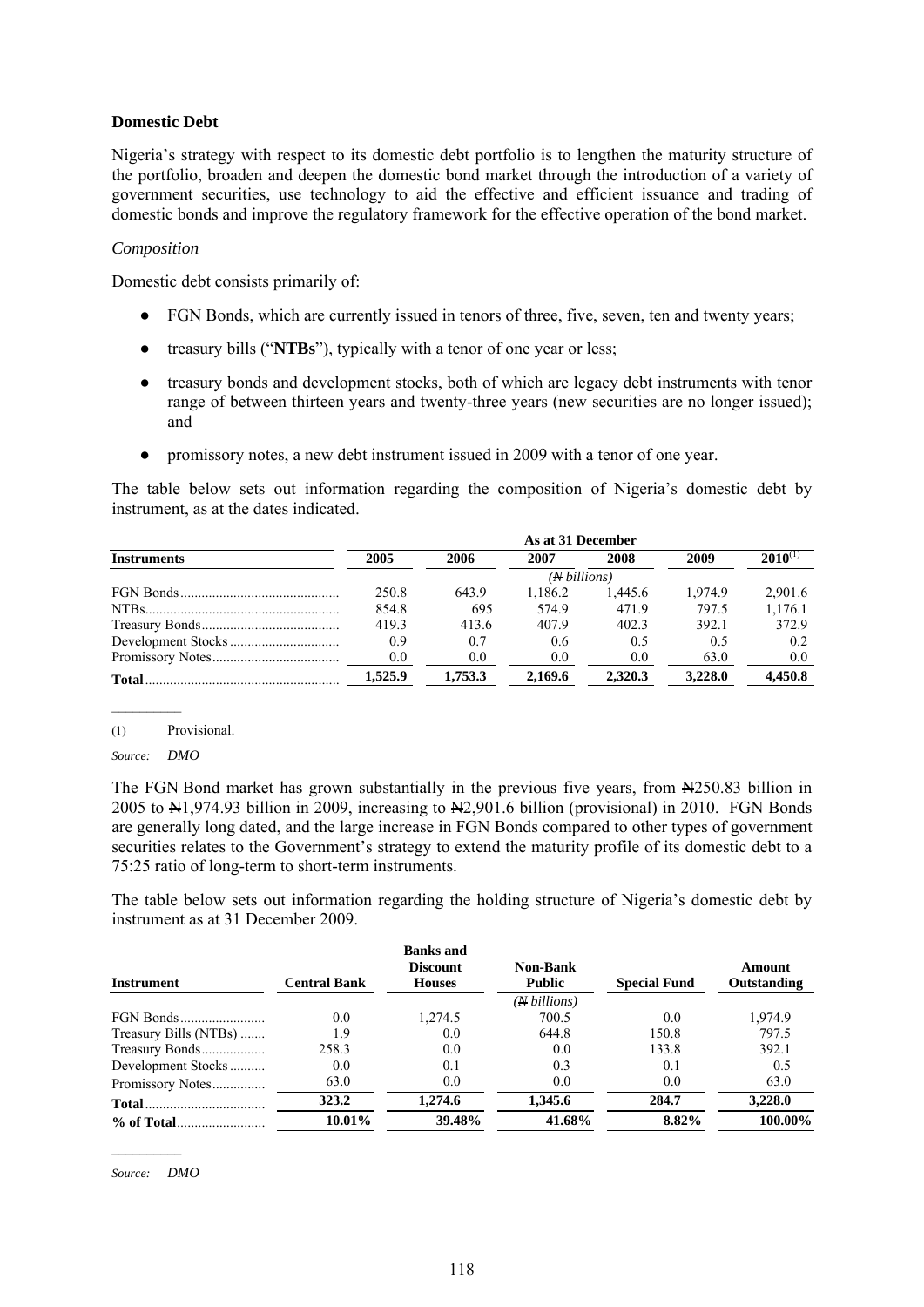**Domestic Debt**

Nigeria's strategy with respect to its domestic debt portfolio is to lengthen the maturity structure of the portfolio, broaden and deepen the domestic bond market through the introduction of a variety of government securities, use technology to aid the effective and efficient issuance and trading of domestic bonds and improve the regulatory framework for the effective operation of the bond market.

*Composition*

Domestic debt consists primarily of:

- FGN Bonds, which are currently issued in tenors of three, five, seven, ten and twenty years;
- treasury bills ("**NTBs**"), typically with a tenor of one year or less;
- treasury bonds and development stocks, both of which are legacy debt instruments with tenor range of between thirteen years and twenty-three years (new securities are no longer issued); and
- promissory notes, a new debt instrument issued in 2009 with a tenor of one year.

The table below sets out information regarding the composition of Nigeria's domestic debt by instrument, as at the dates indicated.

| | As at 31 December | | | | | |
|---|---|---|---|---|---|---|
| **Instruments** | **2005** | **2006** | **2007** | **2008** | **2009** | **2010**[1] |
| | | | *(₦ billions)* | | | |
| FGN Bonds | 250.8 | 643.9 | 1,186.2 | 1,445.6 | 1,974.9 | 2,901.6 |
| NTBs | 854.8 | 695 | 574.9 | 471.9 | 797.5 | 1,176.1 |
| Treasury Bonds | 419.3 | 413.6 | 407.9 | 402.3 | 392.1 | 372.9 |
| Development Stocks | 0.9 | 0.7 | 0.6 | 0.5 | 0.5 | 0.2 |
| Promissory Notes | 0.0 | 0.0 | 0.0 | 0.0 | 63.0 | 0.0 |
| **Total** | **1,525.9** | **1,753.3** | **2,169.6** | **2,320.3** | **3,228.0** | **4,450.8** |

(1) Provisional.

*Source: DMO*

The FGN Bond market has grown substantially in the previous five years, from ₦250.83 billion in 2005 to ₦1,974.93 billion in 2009, increasing to ₦2,901.6 billion (provisional) in 2010. FGN Bonds are generally long dated, and the large increase in FGN Bonds compared to other types of government securities relates to the Government's strategy to extend the maturity profile of its domestic debt to a 75:25 ratio of long-term to short-term instruments.

The table below sets out information regarding the holding structure of Nigeria's domestic debt by instrument as at 31 December 2009.

| **Instrument** | **Central Bank** | **Banks and Discount Houses** | **Non-Bank Public** | **Special Fund** | **Amount Outstanding** |
|---|---|---|---|---|---|
| | | | *(₦ billions)* | | |
| FGN Bonds | 0.0 | 1,274.5 | 700.5 | 0.0 | 1,974.9 |
| Treasury Bills (NTBs) | 1.9 | 0.0 | 644.8 | 150.8 | 797.5 |
| Treasury Bonds | 258.3 | 0.0 | 0.0 | 133.8 | 392.1 |
| Development Stocks | 0.0 | 0.1 | 0.3 | 0.1 | 0.5 |
| Promissory Notes | 63.0 | 0.0 | 0.0 | 0.0 | 63.0 |
| **Total** | **323.2** | **1,274.6** | **1,345.6** | **284.7** | **3,228.0** |
| **% of Total** | **10.01%** | **39.48%** | **41.68%** | **8.82%** | **100.00%** |

*Source: DMO*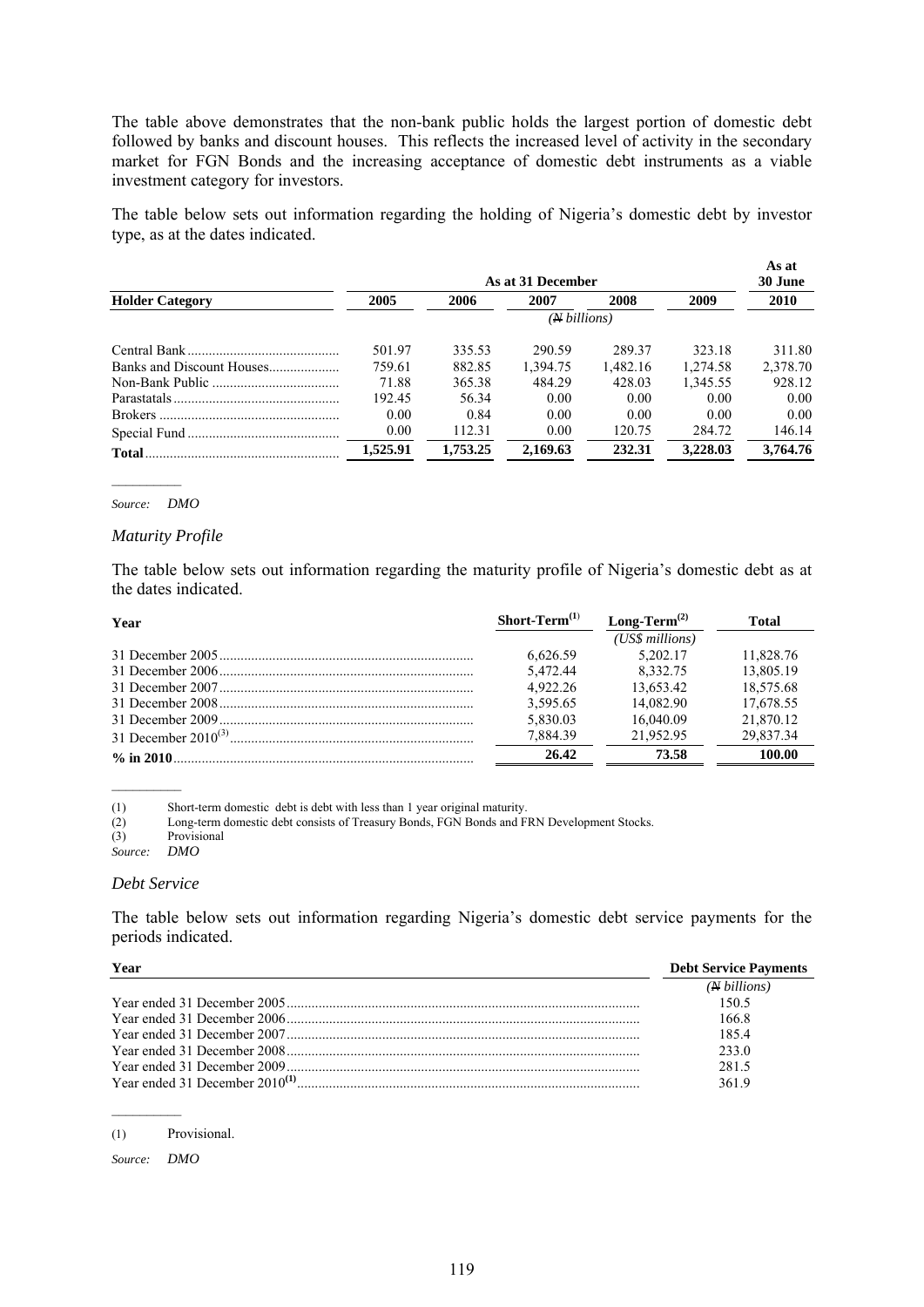The table above demonstrates that the non-bank public holds the largest portion of domestic debt followed by banks and discount houses. This reflects the increased level of activity in the secondary market for FGN Bonds and the increasing acceptance of domestic debt instruments as a viable investment category for investors.

The table below sets out information regarding the holding of Nigeria's domestic debt by investor type, as at the dates indicated.

| | As at 31 December | | | | | As at 30 June |
|---|---|---|---|---|---|---|
| **Holder Category** | **2005** | **2006** | **2007** | **2008** | **2009** | **2010** |
| | *(₦ billions)* | | | | | |
| Central Bank | 501.97 | 335.53 | 290.59 | 289.37 | 323.18 | 311.80 |
| Banks and Discount Houses | 759.61 | 882.85 | 1,394.75 | 1,482.16 | 1,274.58 | 2,378.70 |
| Non-Bank Public | 71.88 | 365.38 | 484.29 | 428.03 | 1,345.55 | 928.12 |
| Parastatals | 192.45 | 56.34 | 0.00 | 0.00 | 0.00 | 0.00 |
| Brokers | 0.00 | 0.84 | 0.00 | 0.00 | 0.00 | 0.00 |
| Special Fund | 0.00 | 112.31 | 0.00 | 120.75 | 284.72 | 146.14 |
| **Total** | **1,525.91** | **1,753.25** | **2,169.63** | **232.31** | **3,228.03** | **3,764.76** |

*Source: DMO*

### *Maturity Profile*

The table below sets out information regarding the maturity profile of Nigeria's domestic debt as at the dates indicated.

| **Year** | **Short-Term[(1)]** | **Long-Term[(2)]** | **Total** |
|---|---|---|---|
| | | *(US$ millions)* | |
| 31 December 2005 | 6,626.59 | 5,202.17 | 11,828.76 |
| 31 December 2006 | 5,472.44 | 8,332.75 | 13,805.19 |
| 31 December 2007 | 4,922.26 | 13,653.42 | 18,575.68 |
| 31 December 2008 | 3,595.65 | 14,082.90 | 17,678.55 |
| 31 December 2009 | 5,830.03 | 16,040.09 | 21,870.12 |
| 31 December 2010[(3)] | 7,884.39 | 21,952.95 | 29,837.34 |
| **% in 2010** | **26.42** | **73.58** | **100.00** |

(1) Short-term domestic debt is debt with less than 1 year original maturity.
(2) Long-term domestic debt consists of Treasury Bonds, FGN Bonds and FRN Development Stocks.
(3) Provisional

*Source: DMO*

### *Debt Service*

The table below sets out information regarding Nigeria's domestic debt service payments for the periods indicated.

| **Year** | **Debt Service Payments** |
|---|---|
| | *(₦ billions)* |
| Year ended 31 December 2005 | 150.5 |
| Year ended 31 December 2006 | 166.8 |
| Year ended 31 December 2007 | 185.4 |
| Year ended 31 December 2008 | 233.0 |
| Year ended 31 December 2009 | 281.5 |
| Year ended 31 December 2010[(1)] | 361.9 |

(1) Provisional.

*Source: DMO*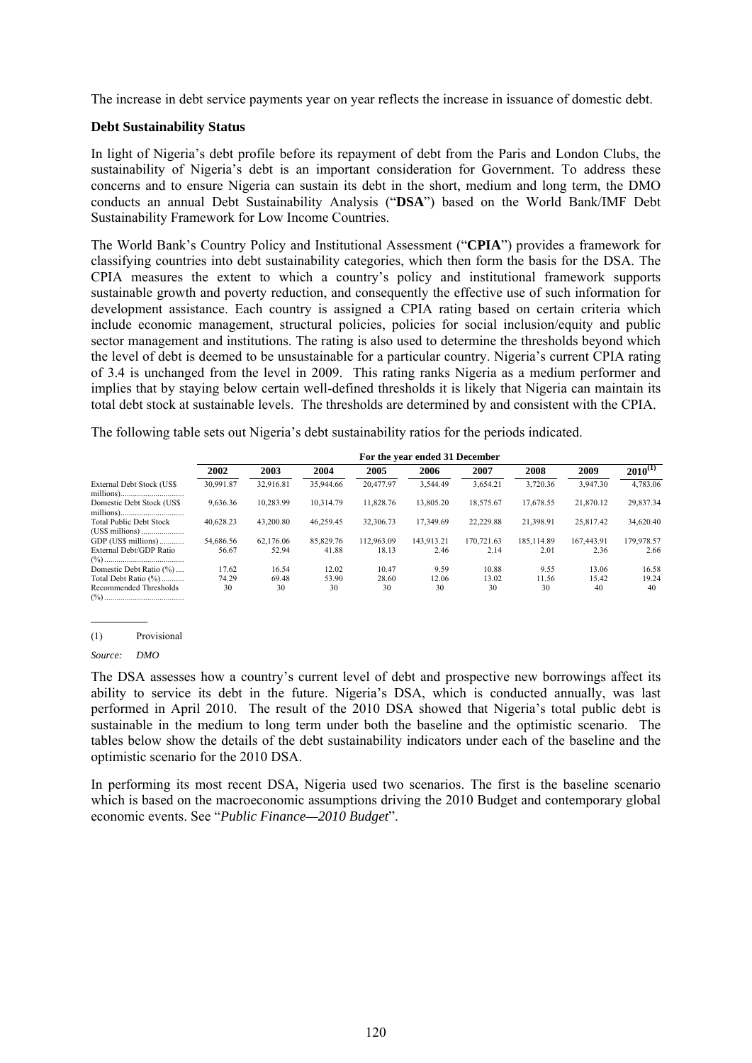The increase in debt service payments year on year reflects the increase in issuance of domestic debt.

**Debt Sustainability Status**

In light of Nigeria's debt profile before its repayment of debt from the Paris and London Clubs, the sustainability of Nigeria's debt is an important consideration for Government. To address these concerns and to ensure Nigeria can sustain its debt in the short, medium and long term, the DMO conducts an annual Debt Sustainability Analysis ("**DSA**") based on the World Bank/IMF Debt Sustainability Framework for Low Income Countries.

The World Bank's Country Policy and Institutional Assessment ("**CPIA**") provides a framework for classifying countries into debt sustainability categories, which then form the basis for the DSA. The CPIA measures the extent to which a country's policy and institutional framework supports sustainable growth and poverty reduction, and consequently the effective use of such information for development assistance. Each country is assigned a CPIA rating based on certain criteria which include economic management, structural policies, policies for social inclusion/equity and public sector management and institutions. The rating is also used to determine the thresholds beyond which the level of debt is deemed to be unsustainable for a particular country. Nigeria's current CPIA rating of 3.4 is unchanged from the level in 2009. This rating ranks Nigeria as a medium performer and implies that by staying below certain well-defined thresholds it is likely that Nigeria can maintain its total debt stock at sustainable levels. The thresholds are determined by and consistent with the CPIA.

The following table sets out Nigeria's debt sustainability ratios for the periods indicated.

| | For the year ended 31 December | | | | | | | | |
|---|---|---|---|---|---|---|---|---|---|
| | 2002 | 2003 | 2004 | 2005 | 2006 | 2007 | 2008 | 2009 | 2010[(1)] |
| External Debt Stock (US$ millions) | 30,991.87 | 32,916.81 | 35,944.66 | 20,477.97 | 3,544.49 | 3,654.21 | 3,720.36 | 3,947.30 | 4,783.06 |
| Domestic Debt Stock (US$ millions) | 9,636.36 | 10,283.99 | 10,314.79 | 11,828.76 | 13,805.20 | 18,575.67 | 17,678.55 | 21,870.12 | 29,837.34 |
| Total Public Debt Stock (US$ millions) | 40,628.23 | 43,200.80 | 46,259.45 | 32,306.73 | 17,349.69 | 22,229.88 | 21,398.91 | 25,817.42 | 34,620.40 |
| GDP (US$ millions) | 54,686.56 | 62,176.06 | 85,829.76 | 112,963.09 | 143,913.21 | 170,721.63 | 185,114.89 | 167,443.91 | 179,978.57 |
| External Debt/GDP Ratio (%) | 56.67 | 52.94 | 41.88 | 18.13 | 2.46 | 2.14 | 2.01 | 2.36 | 2.66 |
| Domestic Debt Ratio (%) | 17.62 | 16.54 | 12.02 | 10.47 | 9.59 | 10.88 | 9.55 | 13.06 | 16.58 |
| Total Debt Ratio (%) | 74.29 | 69.48 | 53.90 | 28.60 | 12.06 | 13.02 | 11.56 | 15.42 | 19.24 |
| Recommended Thresholds (%) | 30 | 30 | 30 | 30 | 30 | 30 | 30 | 40 | 40 |

(1) Provisional

*Source: DMO*

The DSA assesses how a country's current level of debt and prospective new borrowings affect its ability to service its debt in the future. Nigeria's DSA, which is conducted annually, was last performed in April 2010. The result of the 2010 DSA showed that Nigeria's total public debt is sustainable in the medium to long term under both the baseline and the optimistic scenario. The tables below show the details of the debt sustainability indicators under each of the baseline and the optimistic scenario for the 2010 DSA.

In performing its most recent DSA, Nigeria used two scenarios. The first is the baseline scenario which is based on the macroeconomic assumptions driving the 2010 Budget and contemporary global economic events. See "*Public Finance—2010 Budget*".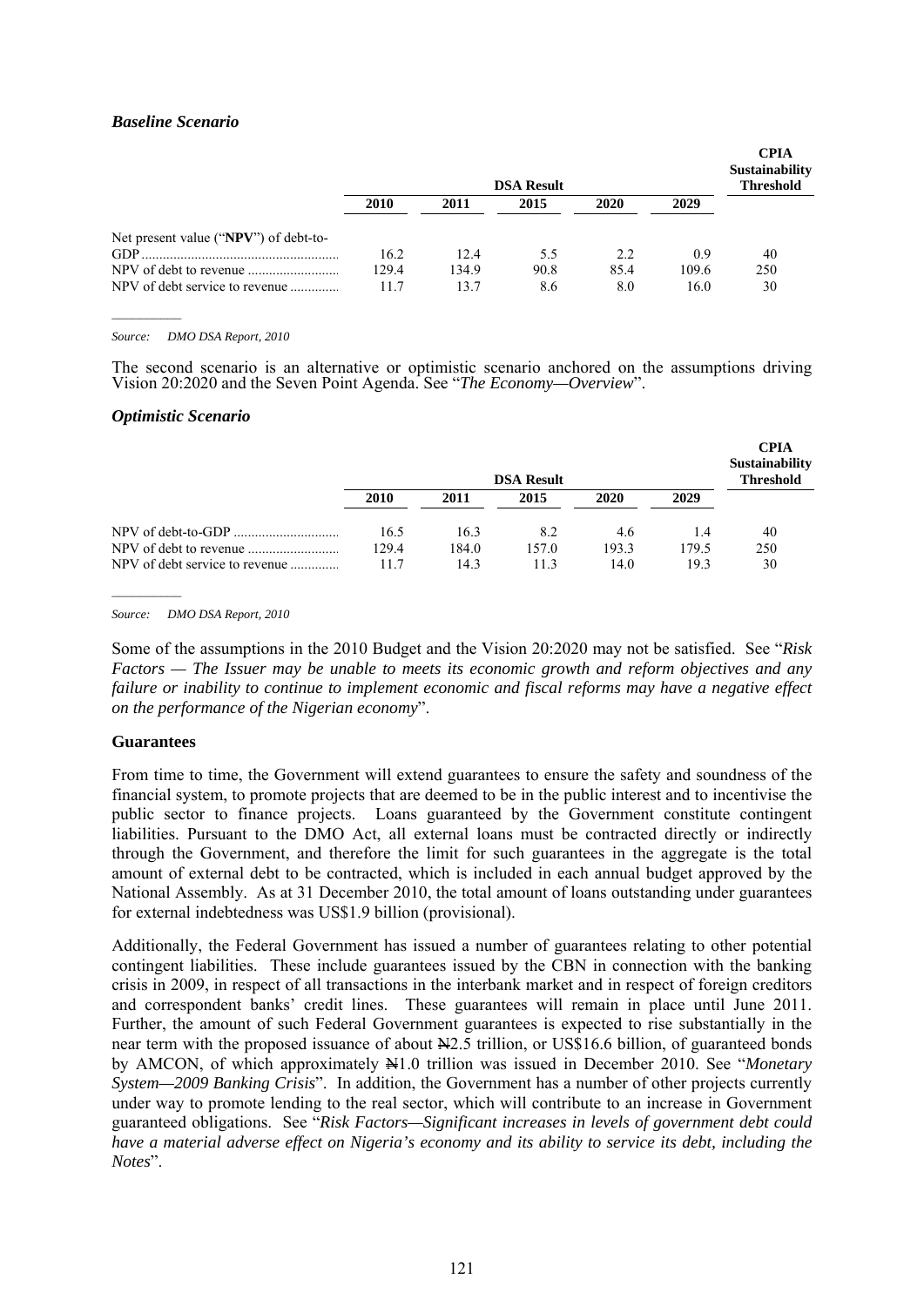### *Baseline Scenario*

| | DSA Result | | | | | CPIA Sustainability Threshold |
|---|---|---|---|---|---|---|
| | 2010 | 2011 | 2015 | 2020 | 2029 | |
| Net present value ("**NPV**") of debt-to-GDP | 16.2 | 12.4 | 5.5 | 2.2 | 0.9 | 40 |
| NPV of debt to revenue | 129.4 | 134.9 | 90.8 | 85.4 | 109.6 | 250 |
| NPV of debt service to revenue | 11.7 | 13.7 | 8.6 | 8.0 | 16.0 | 30 |

*Source: DMO DSA Report, 2010*

The second scenario is an alternative or optimistic scenario anchored on the assumptions driving Vision 20:2020 and the Seven Point Agenda. See "*The Economy—Overview*".

### *Optimistic Scenario*

| | DSA Result | | | | | CPIA Sustainability Threshold |
|---|---|---|---|---|---|---|
| | 2010 | 2011 | 2015 | 2020 | 2029 | |
| NPV of debt-to-GDP | 16.5 | 16.3 | 8.2 | 4.6 | 1.4 | 40 |
| NPV of debt to revenue | 129.4 | 184.0 | 157.0 | 193.3 | 179.5 | 250 |
| NPV of debt service to revenue | 11.7 | 14.3 | 11.3 | 14.0 | 19.3 | 30 |

*Source: DMO DSA Report, 2010*

Some of the assumptions in the 2010 Budget and the Vision 20:2020 may not be satisfied. See "*Risk Factors — The Issuer may be unable to meets its economic growth and reform objectives and any failure or inability to continue to implement economic and fiscal reforms may have a negative effect on the performance of the Nigerian economy*".

### Guarantees

From time to time, the Government will extend guarantees to ensure the safety and soundness of the financial system, to promote projects that are deemed to be in the public interest and to incentivise the public sector to finance projects. Loans guaranteed by the Government constitute contingent liabilities. Pursuant to the DMO Act, all external loans must be contracted directly or indirectly through the Government, and therefore the limit for such guarantees in the aggregate is the total amount of external debt to be contracted, which is included in each annual budget approved by the National Assembly. As at 31 December 2010, the total amount of loans outstanding under guarantees for external indebtedness was US$1.9 billion (provisional).

Additionally, the Federal Government has issued a number of guarantees relating to other potential contingent liabilities. These include guarantees issued by the CBN in connection with the banking crisis in 2009, in respect of all transactions in the interbank market and in respect of foreign creditors and correspondent banks' credit lines. These guarantees will remain in place until June 2011. Further, the amount of such Federal Government guarantees is expected to rise substantially in the near term with the proposed issuance of about ₦2.5 trillion, or US$16.6 billion, of guaranteed bonds by AMCON, of which approximately ₦1.0 trillion was issued in December 2010. See "*Monetary System—2009 Banking Crisis*". In addition, the Government has a number of other projects currently under way to promote lending to the real sector, which will contribute to an increase in Government guaranteed obligations. See "*Risk Factors—Significant increases in levels of government debt could have a material adverse effect on Nigeria's economy and its ability to service its debt, including the Notes*".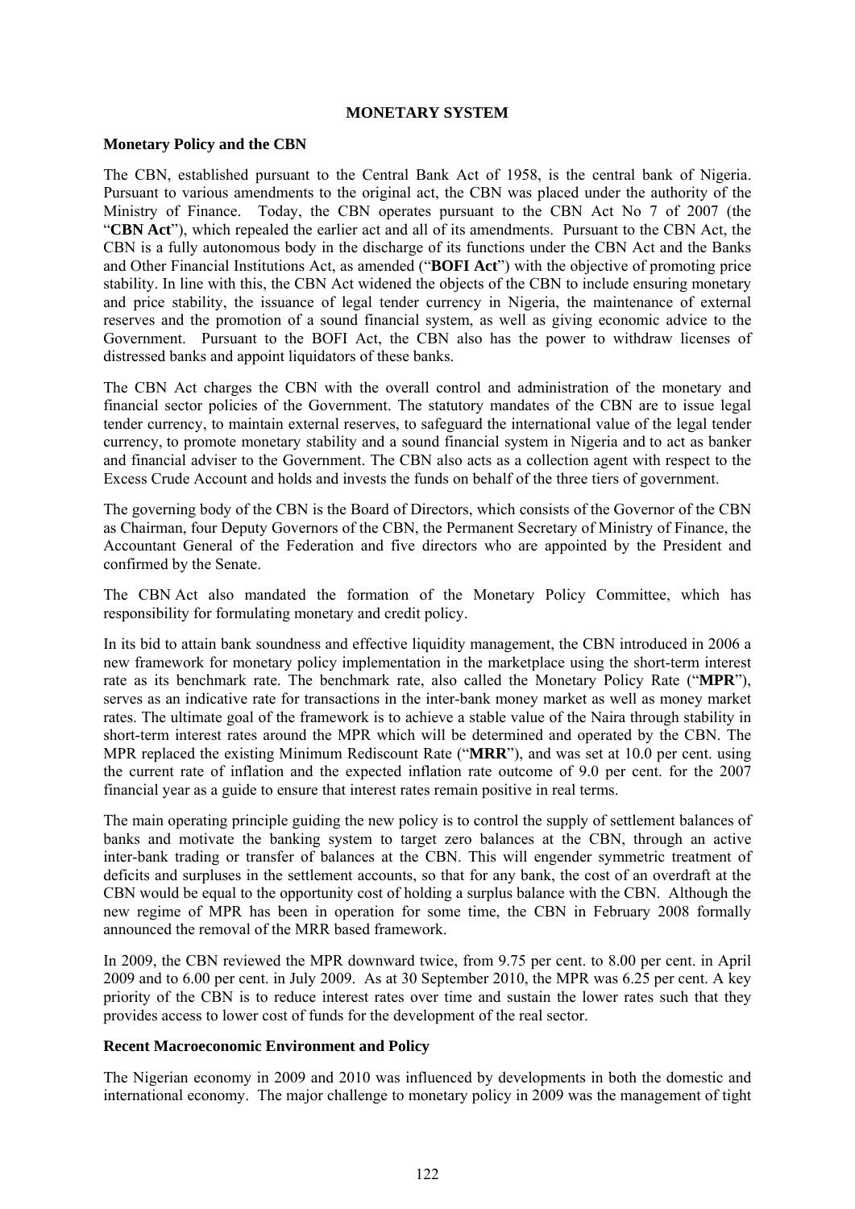# MONETARY SYSTEM

## Monetary Policy and the CBN

The CBN, established pursuant to the Central Bank Act of 1958, is the central bank of Nigeria. Pursuant to various amendments to the original act, the CBN was placed under the authority of the Ministry of Finance. Today, the CBN operates pursuant to the CBN Act No 7 of 2007 (the "**CBN Act**"), which repealed the earlier act and all of its amendments. Pursuant to the CBN Act, the CBN is a fully autonomous body in the discharge of its functions under the CBN Act and the Banks and Other Financial Institutions Act, as amended ("**BOFI Act**") with the objective of promoting price stability. In line with this, the CBN Act widened the objects of the CBN to include ensuring monetary and price stability, the issuance of legal tender currency in Nigeria, the maintenance of external reserves and the promotion of a sound financial system, as well as giving economic advice to the Government. Pursuant to the BOFI Act, the CBN also has the power to withdraw licenses of distressed banks and appoint liquidators of these banks.

The CBN Act charges the CBN with the overall control and administration of the monetary and financial sector policies of the Government. The statutory mandates of the CBN are to issue legal tender currency, to maintain external reserves, to safeguard the international value of the legal tender currency, to promote monetary stability and a sound financial system in Nigeria and to act as banker and financial adviser to the Government. The CBN also acts as a collection agent with respect to the Excess Crude Account and holds and invests the funds on behalf of the three tiers of government.

The governing body of the CBN is the Board of Directors, which consists of the Governor of the CBN as Chairman, four Deputy Governors of the CBN, the Permanent Secretary of Ministry of Finance, the Accountant General of the Federation and five directors who are appointed by the President and confirmed by the Senate.

The CBN Act also mandated the formation of the Monetary Policy Committee, which has responsibility for formulating monetary and credit policy.

In its bid to attain bank soundness and effective liquidity management, the CBN introduced in 2006 a new framework for monetary policy implementation in the marketplace using the short-term interest rate as its benchmark rate. The benchmark rate, also called the Monetary Policy Rate ("**MPR**"), serves as an indicative rate for transactions in the inter-bank money market as well as money market rates. The ultimate goal of the framework is to achieve a stable value of the Naira through stability in short-term interest rates around the MPR which will be determined and operated by the CBN. The MPR replaced the existing Minimum Rediscount Rate ("**MRR**"), and was set at 10.0 per cent. using the current rate of inflation and the expected inflation rate outcome of 9.0 per cent. for the 2007 financial year as a guide to ensure that interest rates remain positive in real terms.

The main operating principle guiding the new policy is to control the supply of settlement balances of banks and motivate the banking system to target zero balances at the CBN, through an active inter-bank trading or transfer of balances at the CBN. This will engender symmetric treatment of deficits and surpluses in the settlement accounts, so that for any bank, the cost of an overdraft at the CBN would be equal to the opportunity cost of holding a surplus balance with the CBN. Although the new regime of MPR has been in operation for some time, the CBN in February 2008 formally announced the removal of the MRR based framework.

In 2009, the CBN reviewed the MPR downward twice, from 9.75 per cent. to 8.00 per cent. in April 2009 and to 6.00 per cent. in July 2009. As at 30 September 2010, the MPR was 6.25 per cent. A key priority of the CBN is to reduce interest rates over time and sustain the lower rates such that they provides access to lower cost of funds for the development of the real sector.

## Recent Macroeconomic Environment and Policy

The Nigerian economy in 2009 and 2010 was influenced by developments in both the domestic and international economy. The major challenge to monetary policy in 2009 was the management of tight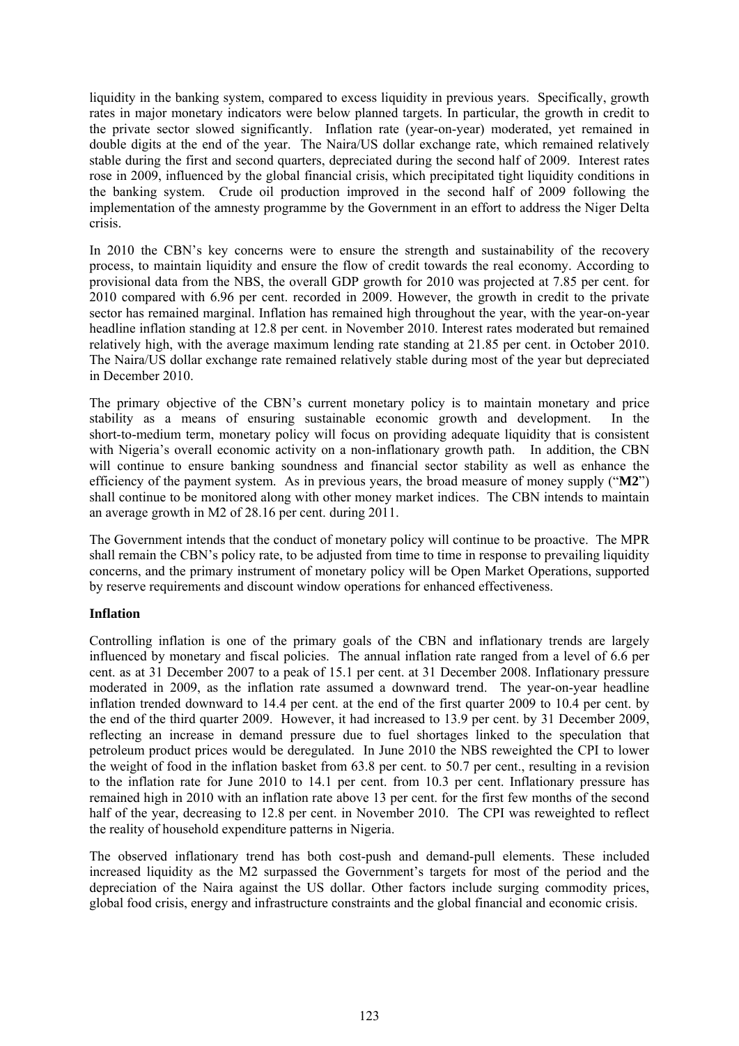liquidity in the banking system, compared to excess liquidity in previous years. Specifically, growth rates in major monetary indicators were below planned targets. In particular, the growth in credit to the private sector slowed significantly. Inflation rate (year-on-year) moderated, yet remained in double digits at the end of the year. The Naira/US dollar exchange rate, which remained relatively stable during the first and second quarters, depreciated during the second half of 2009. Interest rates rose in 2009, influenced by the global financial crisis, which precipitated tight liquidity conditions in the banking system. Crude oil production improved in the second half of 2009 following the implementation of the amnesty programme by the Government in an effort to address the Niger Delta crisis.

In 2010 the CBN's key concerns were to ensure the strength and sustainability of the recovery process, to maintain liquidity and ensure the flow of credit towards the real economy. According to provisional data from the NBS, the overall GDP growth for 2010 was projected at 7.85 per cent. for 2010 compared with 6.96 per cent. recorded in 2009. However, the growth in credit to the private sector has remained marginal. Inflation has remained high throughout the year, with the year-on-year headline inflation standing at 12.8 per cent. in November 2010. Interest rates moderated but remained relatively high, with the average maximum lending rate standing at 21.85 per cent. in October 2010. The Naira/US dollar exchange rate remained relatively stable during most of the year but depreciated in December 2010.

The primary objective of the CBN's current monetary policy is to maintain monetary and price stability as a means of ensuring sustainable economic growth and development. In the short-to-medium term, monetary policy will focus on providing adequate liquidity that is consistent with Nigeria's overall economic activity on a non-inflationary growth path. In addition, the CBN will continue to ensure banking soundness and financial sector stability as well as enhance the efficiency of the payment system. As in previous years, the broad measure of money supply ("**M2**") shall continue to be monitored along with other money market indices. The CBN intends to maintain an average growth in M2 of 28.16 per cent. during 2011.

The Government intends that the conduct of monetary policy will continue to be proactive. The MPR shall remain the CBN's policy rate, to be adjusted from time to time in response to prevailing liquidity concerns, and the primary instrument of monetary policy will be Open Market Operations, supported by reserve requirements and discount window operations for enhanced effectiveness.

**Inflation**

Controlling inflation is one of the primary goals of the CBN and inflationary trends are largely influenced by monetary and fiscal policies. The annual inflation rate ranged from a level of 6.6 per cent. as at 31 December 2007 to a peak of 15.1 per cent. at 31 December 2008. Inflationary pressure moderated in 2009, as the inflation rate assumed a downward trend. The year-on-year headline inflation trended downward to 14.4 per cent. at the end of the first quarter 2009 to 10.4 per cent. by the end of the third quarter 2009. However, it had increased to 13.9 per cent. by 31 December 2009, reflecting an increase in demand pressure due to fuel shortages linked to the speculation that petroleum product prices would be deregulated. In June 2010 the NBS reweighted the CPI to lower the weight of food in the inflation basket from 63.8 per cent. to 50.7 per cent., resulting in a revision to the inflation rate for June 2010 to 14.1 per cent. from 10.3 per cent. Inflationary pressure has remained high in 2010 with an inflation rate above 13 per cent. for the first few months of the second half of the year, decreasing to 12.8 per cent. in November 2010. The CPI was reweighted to reflect the reality of household expenditure patterns in Nigeria.

The observed inflationary trend has both cost-push and demand-pull elements. These included increased liquidity as the M2 surpassed the Government's targets for most of the period and the depreciation of the Naira against the US dollar. Other factors include surging commodity prices, global food crisis, energy and infrastructure constraints and the global financial and economic crisis.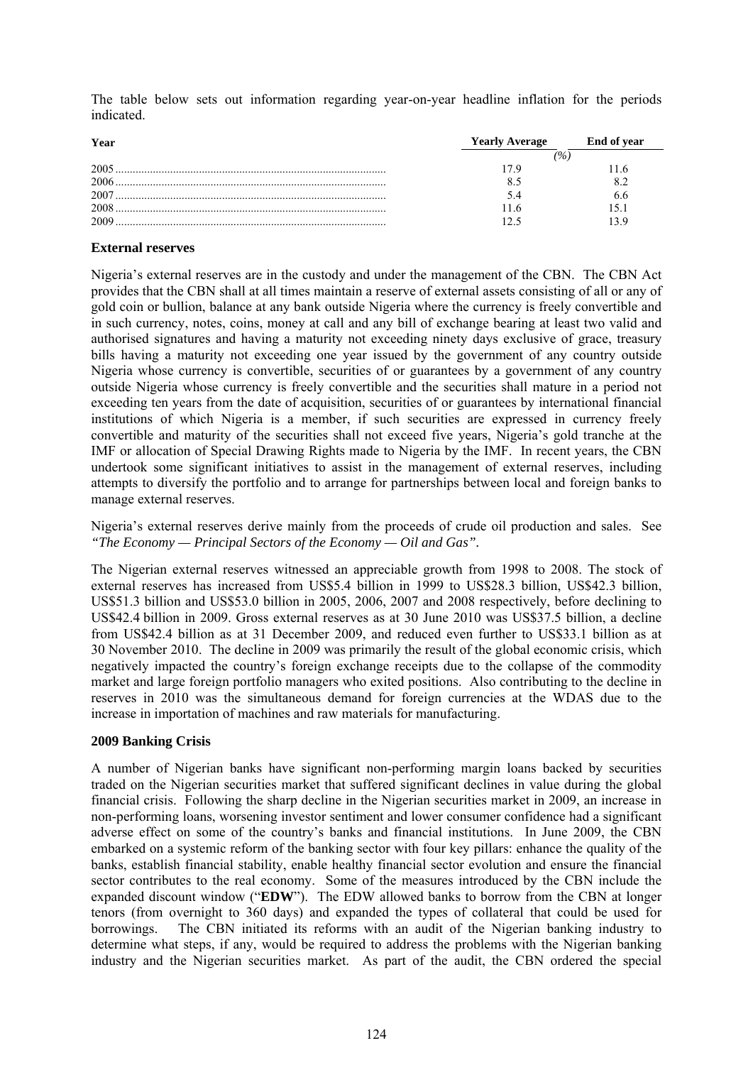The table below sets out information regarding year-on-year headline inflation for the periods indicated.

| Year | Yearly Average | End of year |
|---|---|---|
| | (%) | |
| 2005 | 17.9 | 11.6 |
| 2006 | 8.5 | 8.2 |
| 2007 | 5.4 | 6.6 |
| 2008 | 11.6 | 15.1 |
| 2009 | 12.5 | 13.9 |

### External reserves

Nigeria's external reserves are in the custody and under the management of the CBN. The CBN Act provides that the CBN shall at all times maintain a reserve of external assets consisting of all or any of gold coin or bullion, balance at any bank outside Nigeria where the currency is freely convertible and in such currency, notes, coins, money at call and any bill of exchange bearing at least two valid and authorised signatures and having a maturity not exceeding ninety days exclusive of grace, treasury bills having a maturity not exceeding one year issued by the government of any country outside Nigeria whose currency is convertible, securities of or guarantees by a government of any country outside Nigeria whose currency is freely convertible and the securities shall mature in a period not exceeding ten years from the date of acquisition, securities of or guarantees by international financial institutions of which Nigeria is a member, if such securities are expressed in currency freely convertible and maturity of the securities shall not exceed five years, Nigeria's gold tranche at the IMF or allocation of Special Drawing Rights made to Nigeria by the IMF. In recent years, the CBN undertook some significant initiatives to assist in the management of external reserves, including attempts to diversify the portfolio and to arrange for partnerships between local and foreign banks to manage external reserves.

Nigeria's external reserves derive mainly from the proceeds of crude oil production and sales. See *"The Economy — Principal Sectors of the Economy — Oil and Gas"*.

The Nigerian external reserves witnessed an appreciable growth from 1998 to 2008. The stock of external reserves has increased from US$5.4 billion in 1999 to US$28.3 billion, US$42.3 billion, US$51.3 billion and US$53.0 billion in 2005, 2006, 2007 and 2008 respectively, before declining to US$42.4 billion in 2009. Gross external reserves as at 30 June 2010 was US$37.5 billion, a decline from US$42.4 billion as at 31 December 2009, and reduced even further to US$33.1 billion as at 30 November 2010. The decline in 2009 was primarily the result of the global economic crisis, which negatively impacted the country's foreign exchange receipts due to the collapse of the commodity market and large foreign portfolio managers who exited positions. Also contributing to the decline in reserves in 2010 was the simultaneous demand for foreign currencies at the WDAS due to the increase in importation of machines and raw materials for manufacturing.

### 2009 Banking Crisis

A number of Nigerian banks have significant non-performing margin loans backed by securities traded on the Nigerian securities market that suffered significant declines in value during the global financial crisis. Following the sharp decline in the Nigerian securities market in 2009, an increase in non-performing loans, worsening investor sentiment and lower consumer confidence had a significant adverse effect on some of the country's banks and financial institutions. In June 2009, the CBN embarked on a systemic reform of the banking sector with four key pillars: enhance the quality of the banks, establish financial stability, enable healthy financial sector evolution and ensure the financial sector contributes to the real economy. Some of the measures introduced by the CBN include the expanded discount window ("**EDW**"). The EDW allowed banks to borrow from the CBN at longer tenors (from overnight to 360 days) and expanded the types of collateral that could be used for borrowings. The CBN initiated its reforms with an audit of the Nigerian banking industry to determine what steps, if any, would be required to address the problems with the Nigerian banking industry and the Nigerian securities market. As part of the audit, the CBN ordered the special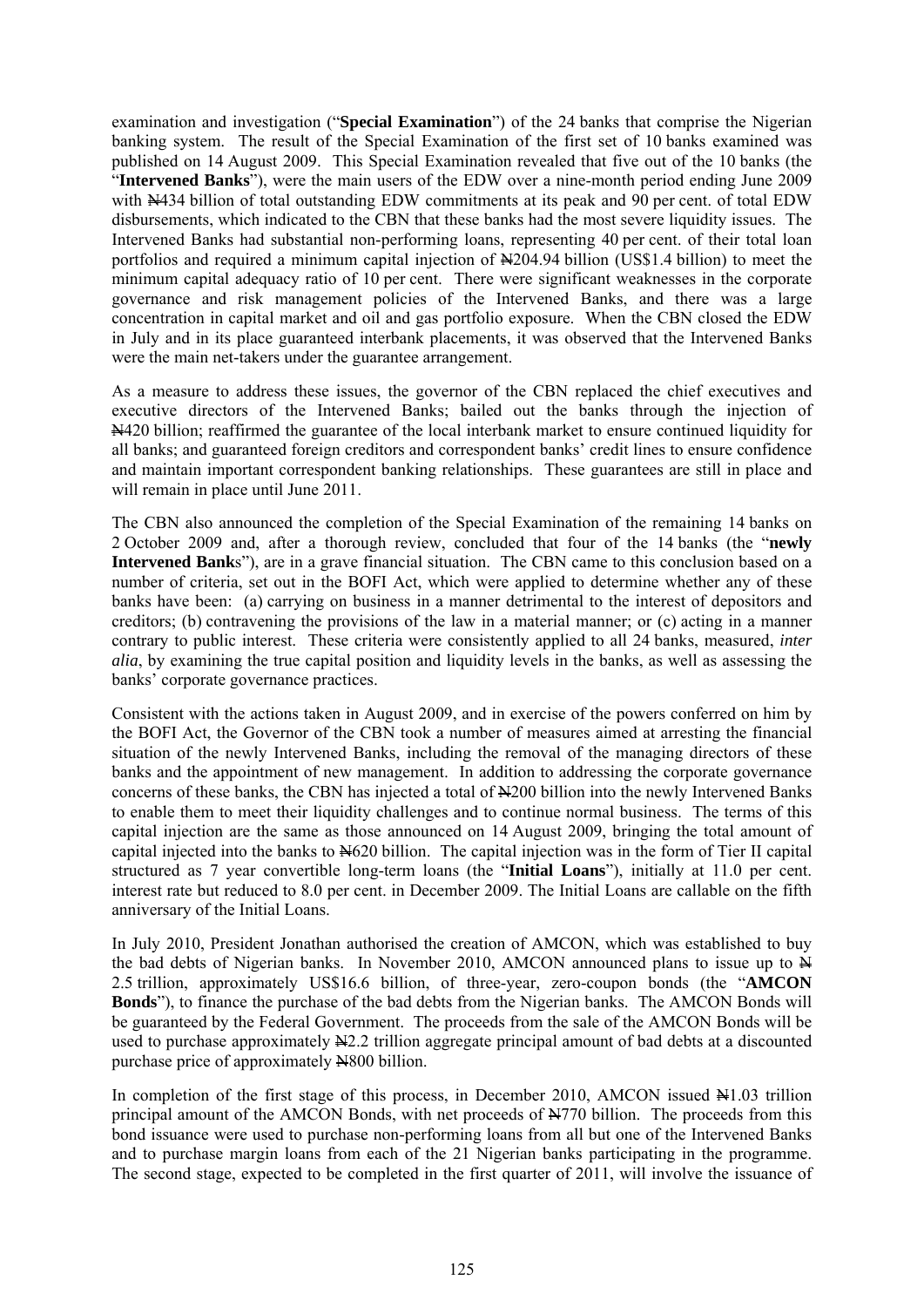examination and investigation ("**Special Examination**") of the 24 banks that comprise the Nigerian banking system. The result of the Special Examination of the first set of 10 banks examined was published on 14 August 2009. This Special Examination revealed that five out of the 10 banks (the "**Intervened Banks**"), were the main users of the EDW over a nine-month period ending June 2009 with ₦434 billion of total outstanding EDW commitments at its peak and 90 per cent. of total EDW disbursements, which indicated to the CBN that these banks had the most severe liquidity issues. The Intervened Banks had substantial non-performing loans, representing 40 per cent. of their total loan portfolios and required a minimum capital injection of ₦204.94 billion (US$1.4 billion) to meet the minimum capital adequacy ratio of 10 per cent. There were significant weaknesses in the corporate governance and risk management policies of the Intervened Banks, and there was a large concentration in capital market and oil and gas portfolio exposure. When the CBN closed the EDW in July and in its place guaranteed interbank placements, it was observed that the Intervened Banks were the main net-takers under the guarantee arrangement.

As a measure to address these issues, the governor of the CBN replaced the chief executives and executive directors of the Intervened Banks; bailed out the banks through the injection of ₦420 billion; reaffirmed the guarantee of the local interbank market to ensure continued liquidity for all banks; and guaranteed foreign creditors and correspondent banks' credit lines to ensure confidence and maintain important correspondent banking relationships. These guarantees are still in place and will remain in place until June 2011.

The CBN also announced the completion of the Special Examination of the remaining 14 banks on 2 October 2009 and, after a thorough review, concluded that four of the 14 banks (the "**newly Intervened Bank**s"), are in a grave financial situation. The CBN came to this conclusion based on a number of criteria, set out in the BOFI Act, which were applied to determine whether any of these banks have been: (a) carrying on business in a manner detrimental to the interest of depositors and creditors; (b) contravening the provisions of the law in a material manner; or (c) acting in a manner contrary to public interest. These criteria were consistently applied to all 24 banks, measured, *inter alia*, by examining the true capital position and liquidity levels in the banks, as well as assessing the banks' corporate governance practices.

Consistent with the actions taken in August 2009, and in exercise of the powers conferred on him by the BOFI Act, the Governor of the CBN took a number of measures aimed at arresting the financial situation of the newly Intervened Banks, including the removal of the managing directors of these banks and the appointment of new management. In addition to addressing the corporate governance concerns of these banks, the CBN has injected a total of ₦200 billion into the newly Intervened Banks to enable them to meet their liquidity challenges and to continue normal business. The terms of this capital injection are the same as those announced on 14 August 2009, bringing the total amount of capital injected into the banks to ₦620 billion. The capital injection was in the form of Tier II capital structured as 7 year convertible long-term loans (the "**Initial Loans**"), initially at 11.0 per cent. interest rate but reduced to 8.0 per cent. in December 2009. The Initial Loans are callable on the fifth anniversary of the Initial Loans.

In July 2010, President Jonathan authorised the creation of AMCON, which was established to buy the bad debts of Nigerian banks. In November 2010, AMCON announced plans to issue up to ₦ 2.5 trillion, approximately US$16.6 billion, of three-year, zero-coupon bonds (the "**AMCON Bonds**"), to finance the purchase of the bad debts from the Nigerian banks. The AMCON Bonds will be guaranteed by the Federal Government. The proceeds from the sale of the AMCON Bonds will be used to purchase approximately ₦2.2 trillion aggregate principal amount of bad debts at a discounted purchase price of approximately ₦800 billion.

In completion of the first stage of this process, in December 2010, AMCON issued ₦1.03 trillion principal amount of the AMCON Bonds, with net proceeds of ₦770 billion. The proceeds from this bond issuance were used to purchase non-performing loans from all but one of the Intervened Banks and to purchase margin loans from each of the 21 Nigerian banks participating in the programme. The second stage, expected to be completed in the first quarter of 2011, will involve the issuance of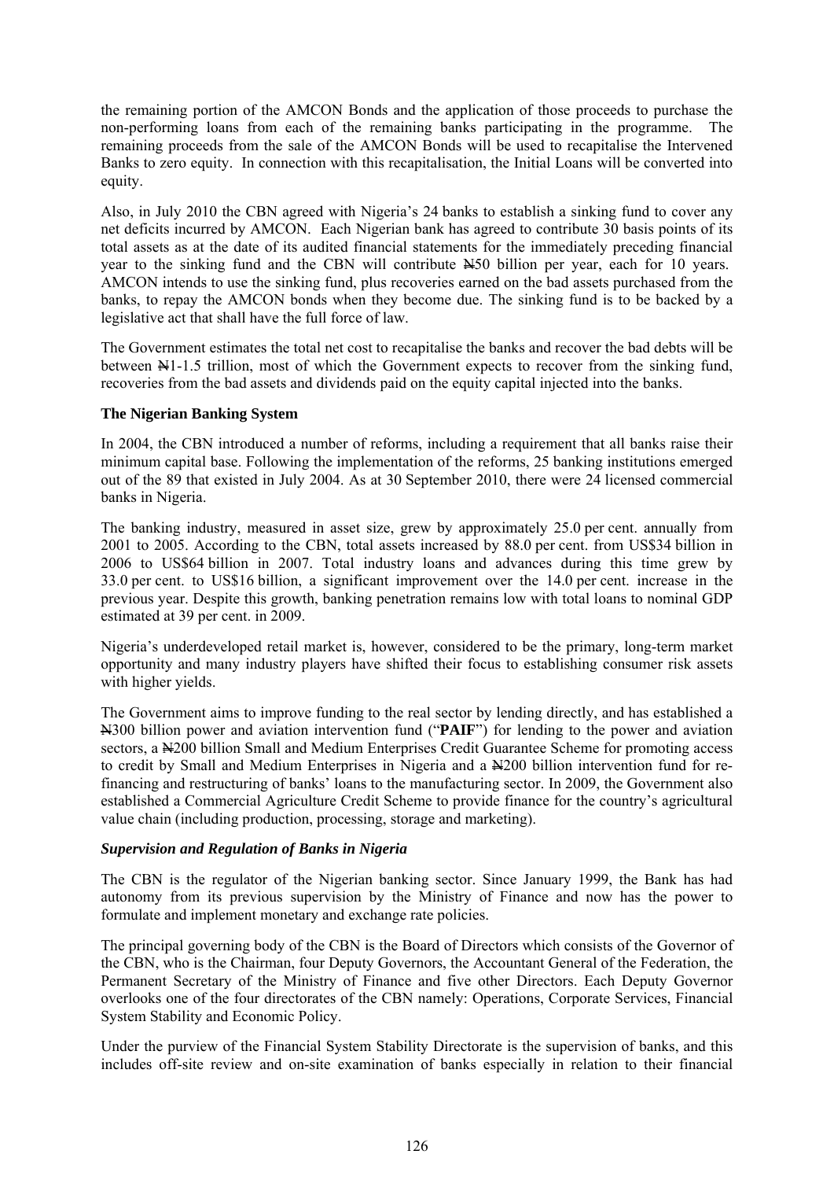the remaining portion of the AMCON Bonds and the application of those proceeds to purchase the non-performing loans from each of the remaining banks participating in the programme. The remaining proceeds from the sale of the AMCON Bonds will be used to recapitalise the Intervened Banks to zero equity. In connection with this recapitalisation, the Initial Loans will be converted into equity.

Also, in July 2010 the CBN agreed with Nigeria's 24 banks to establish a sinking fund to cover any net deficits incurred by AMCON. Each Nigerian bank has agreed to contribute 30 basis points of its total assets as at the date of its audited financial statements for the immediately preceding financial year to the sinking fund and the CBN will contribute ₦50 billion per year, each for 10 years. AMCON intends to use the sinking fund, plus recoveries earned on the bad assets purchased from the banks, to repay the AMCON bonds when they become due. The sinking fund is to be backed by a legislative act that shall have the full force of law.

The Government estimates the total net cost to recapitalise the banks and recover the bad debts will be between ₦1-1.5 trillion, most of which the Government expects to recover from the sinking fund, recoveries from the bad assets and dividends paid on the equity capital injected into the banks.

**The Nigerian Banking System**

In 2004, the CBN introduced a number of reforms, including a requirement that all banks raise their minimum capital base. Following the implementation of the reforms, 25 banking institutions emerged out of the 89 that existed in July 2004. As at 30 September 2010, there were 24 licensed commercial banks in Nigeria.

The banking industry, measured in asset size, grew by approximately 25.0 per cent. annually from 2001 to 2005. According to the CBN, total assets increased by 88.0 per cent. from US$34 billion in 2006 to US$64 billion in 2007. Total industry loans and advances during this time grew by 33.0 per cent. to US$16 billion, a significant improvement over the 14.0 per cent. increase in the previous year. Despite this growth, banking penetration remains low with total loans to nominal GDP estimated at 39 per cent. in 2009.

Nigeria's underdeveloped retail market is, however, considered to be the primary, long-term market opportunity and many industry players have shifted their focus to establishing consumer risk assets with higher yields.

The Government aims to improve funding to the real sector by lending directly, and has established a ₦300 billion power and aviation intervention fund ("**PAIF**") for lending to the power and aviation sectors, a ₦200 billion Small and Medium Enterprises Credit Guarantee Scheme for promoting access to credit by Small and Medium Enterprises in Nigeria and a ₦200 billion intervention fund for re-financing and restructuring of banks' loans to the manufacturing sector. In 2009, the Government also established a Commercial Agriculture Credit Scheme to provide finance for the country's agricultural value chain (including production, processing, storage and marketing).

***Supervision and Regulation of Banks in Nigeria***

The CBN is the regulator of the Nigerian banking sector. Since January 1999, the Bank has had autonomy from its previous supervision by the Ministry of Finance and now has the power to formulate and implement monetary and exchange rate policies.

The principal governing body of the CBN is the Board of Directors which consists of the Governor of the CBN, who is the Chairman, four Deputy Governors, the Accountant General of the Federation, the Permanent Secretary of the Ministry of Finance and five other Directors. Each Deputy Governor overlooks one of the four directorates of the CBN namely: Operations, Corporate Services, Financial System Stability and Economic Policy.

Under the purview of the Financial System Stability Directorate is the supervision of banks, and this includes off-site review and on-site examination of banks especially in relation to their financial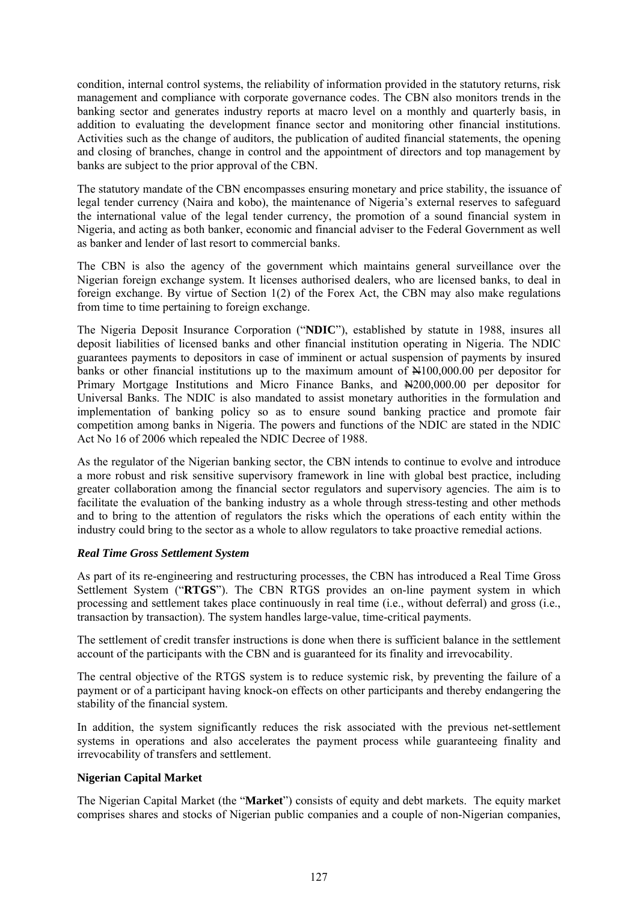condition, internal control systems, the reliability of information provided in the statutory returns, risk management and compliance with corporate governance codes. The CBN also monitors trends in the banking sector and generates industry reports at macro level on a monthly and quarterly basis, in addition to evaluating the development finance sector and monitoring other financial institutions. Activities such as the change of auditors, the publication of audited financial statements, the opening and closing of branches, change in control and the appointment of directors and top management by banks are subject to the prior approval of the CBN.

The statutory mandate of the CBN encompasses ensuring monetary and price stability, the issuance of legal tender currency (Naira and kobo), the maintenance of Nigeria's external reserves to safeguard the international value of the legal tender currency, the promotion of a sound financial system in Nigeria, and acting as both banker, economic and financial adviser to the Federal Government as well as banker and lender of last resort to commercial banks.

The CBN is also the agency of the government which maintains general surveillance over the Nigerian foreign exchange system. It licenses authorised dealers, who are licensed banks, to deal in foreign exchange. By virtue of Section 1(2) of the Forex Act, the CBN may also make regulations from time to time pertaining to foreign exchange.

The Nigeria Deposit Insurance Corporation ("**NDIC**"), established by statute in 1988, insures all deposit liabilities of licensed banks and other financial institution operating in Nigeria. The NDIC guarantees payments to depositors in case of imminent or actual suspension of payments by insured banks or other financial institutions up to the maximum amount of ₦100,000.00 per depositor for Primary Mortgage Institutions and Micro Finance Banks, and ₦200,000.00 per depositor for Universal Banks. The NDIC is also mandated to assist monetary authorities in the formulation and implementation of banking policy so as to ensure sound banking practice and promote fair competition among banks in Nigeria. The powers and functions of the NDIC are stated in the NDIC Act No 16 of 2006 which repealed the NDIC Decree of 1988.

As the regulator of the Nigerian banking sector, the CBN intends to continue to evolve and introduce a more robust and risk sensitive supervisory framework in line with global best practice, including greater collaboration among the financial sector regulators and supervisory agencies. The aim is to facilitate the evaluation of the banking industry as a whole through stress-testing and other methods and to bring to the attention of regulators the risks which the operations of each entity within the industry could bring to the sector as a whole to allow regulators to take proactive remedial actions.

***Real Time Gross Settlement System***

As part of its re-engineering and restructuring processes, the CBN has introduced a Real Time Gross Settlement System ("**RTGS**"). The CBN RTGS provides an on-line payment system in which processing and settlement takes place continuously in real time (i.e., without deferral) and gross (i.e., transaction by transaction). The system handles large-value, time-critical payments.

The settlement of credit transfer instructions is done when there is sufficient balance in the settlement account of the participants with the CBN and is guaranteed for its finality and irrevocability.

The central objective of the RTGS system is to reduce systemic risk, by preventing the failure of a payment or of a participant having knock-on effects on other participants and thereby endangering the stability of the financial system.

In addition, the system significantly reduces the risk associated with the previous net-settlement systems in operations and also accelerates the payment process while guaranteeing finality and irrevocability of transfers and settlement.

**Nigerian Capital Market**

The Nigerian Capital Market (the "**Market**") consists of equity and debt markets. The equity market comprises shares and stocks of Nigerian public companies and a couple of non-Nigerian companies,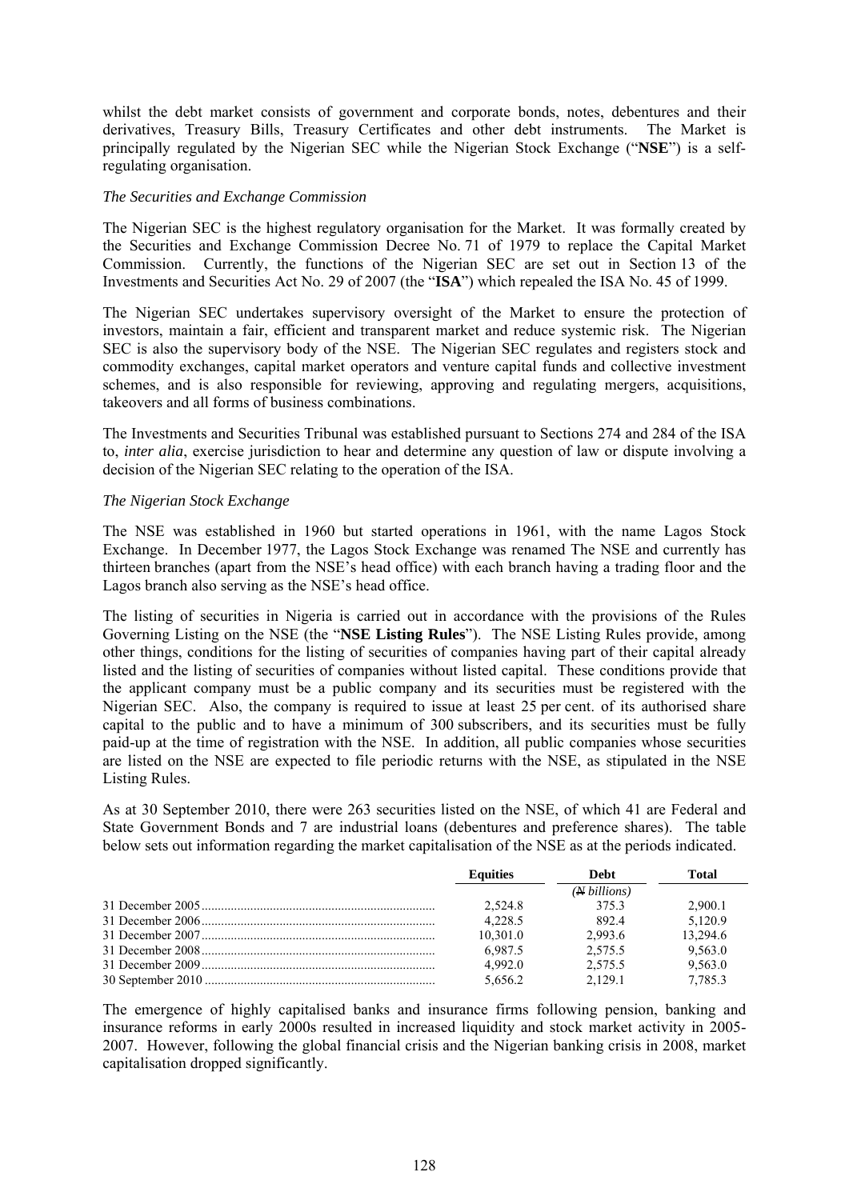whilst the debt market consists of government and corporate bonds, notes, debentures and their derivatives, Treasury Bills, Treasury Certificates and other debt instruments. The Market is principally regulated by the Nigerian SEC while the Nigerian Stock Exchange ("**NSE**") is a self-regulating organisation.

*The Securities and Exchange Commission*

The Nigerian SEC is the highest regulatory organisation for the Market. It was formally created by the Securities and Exchange Commission Decree No. 71 of 1979 to replace the Capital Market Commission. Currently, the functions of the Nigerian SEC are set out in Section 13 of the Investments and Securities Act No. 29 of 2007 (the "**ISA**") which repealed the ISA No. 45 of 1999.

The Nigerian SEC undertakes supervisory oversight of the Market to ensure the protection of investors, maintain a fair, efficient and transparent market and reduce systemic risk. The Nigerian SEC is also the supervisory body of the NSE. The Nigerian SEC regulates and registers stock and commodity exchanges, capital market operators and venture capital funds and collective investment schemes, and is also responsible for reviewing, approving and regulating mergers, acquisitions, takeovers and all forms of business combinations.

The Investments and Securities Tribunal was established pursuant to Sections 274 and 284 of the ISA to, *inter alia*, exercise jurisdiction to hear and determine any question of law or dispute involving a decision of the Nigerian SEC relating to the operation of the ISA.

*The Nigerian Stock Exchange*

The NSE was established in 1960 but started operations in 1961, with the name Lagos Stock Exchange. In December 1977, the Lagos Stock Exchange was renamed The NSE and currently has thirteen branches (apart from the NSE's head office) with each branch having a trading floor and the Lagos branch also serving as the NSE's head office.

The listing of securities in Nigeria is carried out in accordance with the provisions of the Rules Governing Listing on the NSE (the "**NSE Listing Rules**"). The NSE Listing Rules provide, among other things, conditions for the listing of securities of companies having part of their capital already listed and the listing of securities of companies without listed capital. These conditions provide that the applicant company must be a public company and its securities must be registered with the Nigerian SEC. Also, the company is required to issue at least 25 per cent. of its authorised share capital to the public and to have a minimum of 300 subscribers, and its securities must be fully paid-up at the time of registration with the NSE. In addition, all public companies whose securities are listed on the NSE are expected to file periodic returns with the NSE, as stipulated in the NSE Listing Rules.

As at 30 September 2010, there were 263 securities listed on the NSE, of which 41 are Federal and State Government Bonds and 7 are industrial loans (debentures and preference shares). The table below sets out information regarding the market capitalisation of the NSE as at the periods indicated.

| | Equities | Debt | Total |
|---|---|---|---|
| | | *(₦ billions)* | |
| 31 December 2005 | 2,524.8 | 375.3 | 2,900.1 |
| 31 December 2006 | 4,228.5 | 892.4 | 5,120.9 |
| 31 December 2007 | 10,301.0 | 2,993.6 | 13,294.6 |
| 31 December 2008 | 6,987.5 | 2,575.5 | 9,563.0 |
| 31 December 2009 | 4,992.0 | 2,575.5 | 9,563.0 |
| 30 September 2010 | 5,656.2 | 2,129.1 | 7,785.3 |

The emergence of highly capitalised banks and insurance firms following pension, banking and insurance reforms in early 2000s resulted in increased liquidity and stock market activity in 2005-2007. However, following the global financial crisis and the Nigerian banking crisis in 2008, market capitalisation dropped significantly.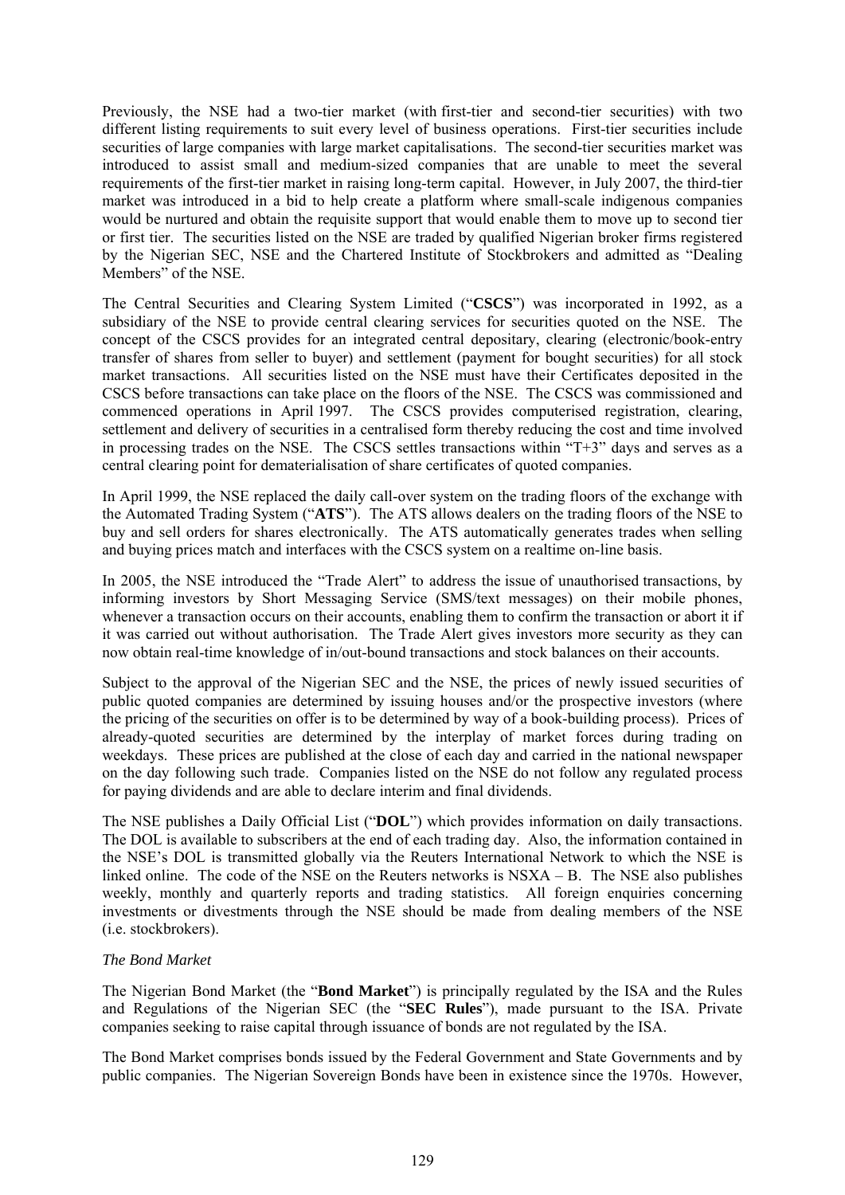Previously, the NSE had a two-tier market (with first-tier and second-tier securities) with two different listing requirements to suit every level of business operations. First-tier securities include securities of large companies with large market capitalisations. The second-tier securities market was introduced to assist small and medium-sized companies that are unable to meet the several requirements of the first-tier market in raising long-term capital. However, in July 2007, the third-tier market was introduced in a bid to help create a platform where small-scale indigenous companies would be nurtured and obtain the requisite support that would enable them to move up to second tier or first tier. The securities listed on the NSE are traded by qualified Nigerian broker firms registered by the Nigerian SEC, NSE and the Chartered Institute of Stockbrokers and admitted as "Dealing Members" of the NSE.

The Central Securities and Clearing System Limited ("**CSCS**") was incorporated in 1992, as a subsidiary of the NSE to provide central clearing services for securities quoted on the NSE. The concept of the CSCS provides for an integrated central depositary, clearing (electronic/book-entry transfer of shares from seller to buyer) and settlement (payment for bought securities) for all stock market transactions. All securities listed on the NSE must have their Certificates deposited in the CSCS before transactions can take place on the floors of the NSE. The CSCS was commissioned and commenced operations in April 1997. The CSCS provides computerised registration, clearing, settlement and delivery of securities in a centralised form thereby reducing the cost and time involved in processing trades on the NSE. The CSCS settles transactions within "T+3" days and serves as a central clearing point for dematerialisation of share certificates of quoted companies.

In April 1999, the NSE replaced the daily call-over system on the trading floors of the exchange with the Automated Trading System ("**ATS**"). The ATS allows dealers on the trading floors of the NSE to buy and sell orders for shares electronically. The ATS automatically generates trades when selling and buying prices match and interfaces with the CSCS system on a realtime on-line basis.

In 2005, the NSE introduced the "Trade Alert" to address the issue of unauthorised transactions, by informing investors by Short Messaging Service (SMS/text messages) on their mobile phones, whenever a transaction occurs on their accounts, enabling them to confirm the transaction or abort it if it was carried out without authorisation. The Trade Alert gives investors more security as they can now obtain real-time knowledge of in/out-bound transactions and stock balances on their accounts.

Subject to the approval of the Nigerian SEC and the NSE, the prices of newly issued securities of public quoted companies are determined by issuing houses and/or the prospective investors (where the pricing of the securities on offer is to be determined by way of a book-building process). Prices of already-quoted securities are determined by the interplay of market forces during trading on weekdays. These prices are published at the close of each day and carried in the national newspaper on the day following such trade. Companies listed on the NSE do not follow any regulated process for paying dividends and are able to declare interim and final dividends.

The NSE publishes a Daily Official List ("**DOL**") which provides information on daily transactions. The DOL is available to subscribers at the end of each trading day. Also, the information contained in the NSE's DOL is transmitted globally via the Reuters International Network to which the NSE is linked online. The code of the NSE on the Reuters networks is NSXA – B. The NSE also publishes weekly, monthly and quarterly reports and trading statistics. All foreign enquiries concerning investments or divestments through the NSE should be made from dealing members of the NSE (i.e. stockbrokers).

*The Bond Market*

The Nigerian Bond Market (the "**Bond Market**") is principally regulated by the ISA and the Rules and Regulations of the Nigerian SEC (the "**SEC Rules**"), made pursuant to the ISA. Private companies seeking to raise capital through issuance of bonds are not regulated by the ISA.

The Bond Market comprises bonds issued by the Federal Government and State Governments and by public companies. The Nigerian Sovereign Bonds have been in existence since the 1970s. However,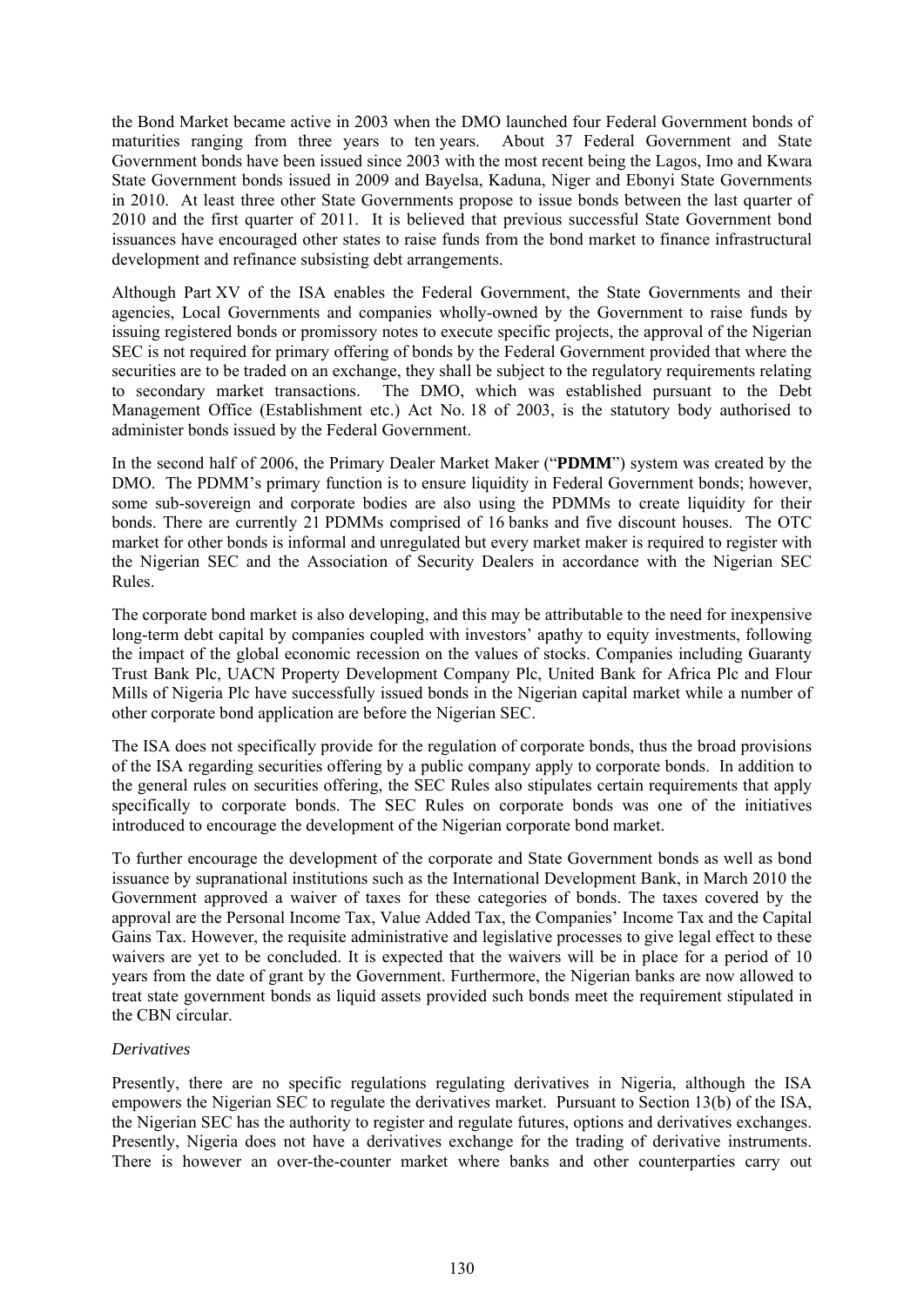the Bond Market became active in 2003 when the DMO launched four Federal Government bonds of maturities ranging from three years to ten years. About 37 Federal Government and State Government bonds have been issued since 2003 with the most recent being the Lagos, Imo and Kwara State Government bonds issued in 2009 and Bayelsa, Kaduna, Niger and Ebonyi State Governments in 2010. At least three other State Governments propose to issue bonds between the last quarter of 2010 and the first quarter of 2011. It is believed that previous successful State Government bond issuances have encouraged other states to raise funds from the bond market to finance infrastructural development and refinance subsisting debt arrangements.

Although Part XV of the ISA enables the Federal Government, the State Governments and their agencies, Local Governments and companies wholly-owned by the Government to raise funds by issuing registered bonds or promissory notes to execute specific projects, the approval of the Nigerian SEC is not required for primary offering of bonds by the Federal Government provided that where the securities are to be traded on an exchange, they shall be subject to the regulatory requirements relating to secondary market transactions. The DMO, which was established pursuant to the Debt Management Office (Establishment etc.) Act No. 18 of 2003, is the statutory body authorised to administer bonds issued by the Federal Government.

In the second half of 2006, the Primary Dealer Market Maker ("**PDMM**") system was created by the DMO. The PDMM's primary function is to ensure liquidity in Federal Government bonds; however, some sub-sovereign and corporate bodies are also using the PDMMs to create liquidity for their bonds. There are currently 21 PDMMs comprised of 16 banks and five discount houses. The OTC market for other bonds is informal and unregulated but every market maker is required to register with the Nigerian SEC and the Association of Security Dealers in accordance with the Nigerian SEC Rules.

The corporate bond market is also developing, and this may be attributable to the need for inexpensive long-term debt capital by companies coupled with investors' apathy to equity investments, following the impact of the global economic recession on the values of stocks. Companies including Guaranty Trust Bank Plc, UACN Property Development Company Plc, United Bank for Africa Plc and Flour Mills of Nigeria Plc have successfully issued bonds in the Nigerian capital market while a number of other corporate bond application are before the Nigerian SEC.

The ISA does not specifically provide for the regulation of corporate bonds, thus the broad provisions of the ISA regarding securities offering by a public company apply to corporate bonds. In addition to the general rules on securities offering, the SEC Rules also stipulates certain requirements that apply specifically to corporate bonds. The SEC Rules on corporate bonds was one of the initiatives introduced to encourage the development of the Nigerian corporate bond market.

To further encourage the development of the corporate and State Government bonds as well as bond issuance by supranational institutions such as the International Development Bank, in March 2010 the Government approved a waiver of taxes for these categories of bonds. The taxes covered by the approval are the Personal Income Tax, Value Added Tax, the Companies' Income Tax and the Capital Gains Tax. However, the requisite administrative and legislative processes to give legal effect to these waivers are yet to be concluded. It is expected that the waivers will be in place for a period of 10 years from the date of grant by the Government. Furthermore, the Nigerian banks are now allowed to treat state government bonds as liquid assets provided such bonds meet the requirement stipulated in the CBN circular.

*Derivatives*

Presently, there are no specific regulations regulating derivatives in Nigeria, although the ISA empowers the Nigerian SEC to regulate the derivatives market. Pursuant to Section 13(b) of the ISA, the Nigerian SEC has the authority to register and regulate futures, options and derivatives exchanges. Presently, Nigeria does not have a derivatives exchange for the trading of derivative instruments. There is however an over-the-counter market where banks and other counterparties carry out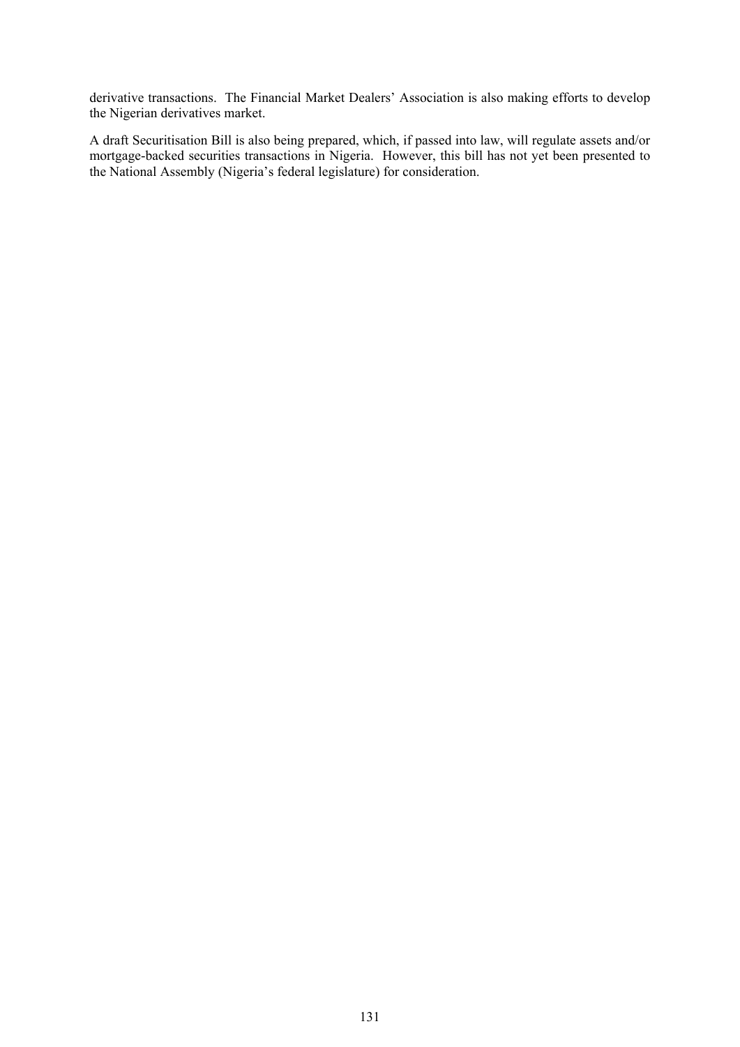derivative transactions. The Financial Market Dealers' Association is also making efforts to develop the Nigerian derivatives market.

A draft Securitisation Bill is also being prepared, which, if passed into law, will regulate assets and/or mortgage-backed securities transactions in Nigeria. However, this bill has not yet been presented to the National Assembly (Nigeria's federal legislature) for consideration.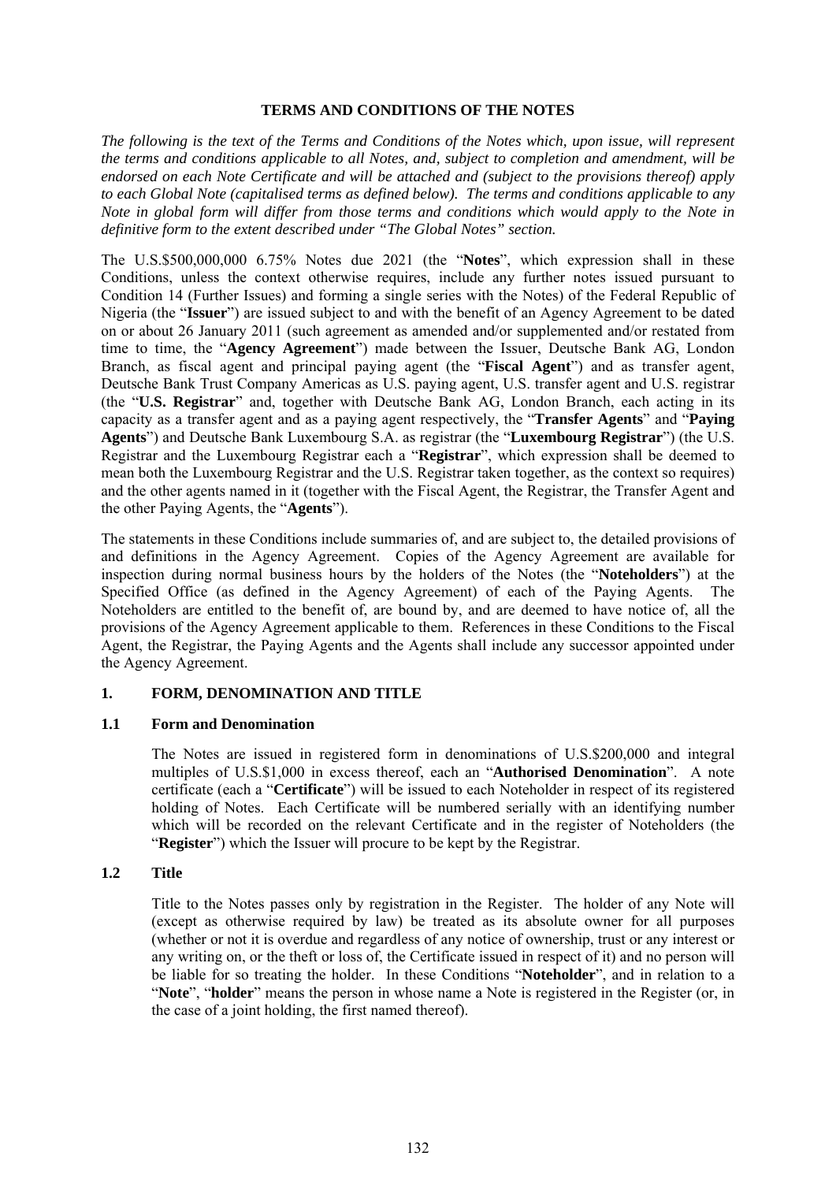## TERMS AND CONDITIONS OF THE NOTES

*The following is the text of the Terms and Conditions of the Notes which, upon issue, will represent the terms and conditions applicable to all Notes, and, subject to completion and amendment, will be endorsed on each Note Certificate and will be attached and (subject to the provisions thereof) apply to each Global Note (capitalised terms as defined below). The terms and conditions applicable to any Note in global form will differ from those terms and conditions which would apply to the Note in definitive form to the extent described under "The Global Notes" section.*

The U.S.$500,000,000 6.75% Notes due 2021 (the "**Notes**", which expression shall in these Conditions, unless the context otherwise requires, include any further notes issued pursuant to Condition 14 (Further Issues) and forming a single series with the Notes) of the Federal Republic of Nigeria (the "**Issuer**") are issued subject to and with the benefit of an Agency Agreement to be dated on or about 26 January 2011 (such agreement as amended and/or supplemented and/or restated from time to time, the "**Agency Agreement**") made between the Issuer, Deutsche Bank AG, London Branch, as fiscal agent and principal paying agent (the "**Fiscal Agent**") and as transfer agent, Deutsche Bank Trust Company Americas as U.S. paying agent, U.S. transfer agent and U.S. registrar (the "**U.S. Registrar**" and, together with Deutsche Bank AG, London Branch, each acting in its capacity as a transfer agent and as a paying agent respectively, the "**Transfer Agents**" and "**Paying Agents**") and Deutsche Bank Luxembourg S.A. as registrar (the "**Luxembourg Registrar**") (the U.S. Registrar and the Luxembourg Registrar each a "**Registrar**", which expression shall be deemed to mean both the Luxembourg Registrar and the U.S. Registrar taken together, as the context so requires) and the other agents named in it (together with the Fiscal Agent, the Registrar, the Transfer Agent and the other Paying Agents, the "**Agents**").

The statements in these Conditions include summaries of, and are subject to, the detailed provisions of and definitions in the Agency Agreement. Copies of the Agency Agreement are available for inspection during normal business hours by the holders of the Notes (the "**Noteholders**") at the Specified Office (as defined in the Agency Agreement) of each of the Paying Agents. The Noteholders are entitled to the benefit of, are bound by, and are deemed to have notice of, all the provisions of the Agency Agreement applicable to them. References in these Conditions to the Fiscal Agent, the Registrar, the Paying Agents and the Agents shall include any successor appointed under the Agency Agreement.

### 1. FORM, DENOMINATION AND TITLE

#### 1.1 Form and Denomination

The Notes are issued in registered form in denominations of U.S.$200,000 and integral multiples of U.S.$1,000 in excess thereof, each an "**Authorised Denomination**". A note certificate (each a "**Certificate**") will be issued to each Noteholder in respect of its registered holding of Notes. Each Certificate will be numbered serially with an identifying number which will be recorded on the relevant Certificate and in the register of Noteholders (the "**Register**") which the Issuer will procure to be kept by the Registrar.

#### 1.2 Title

Title to the Notes passes only by registration in the Register. The holder of any Note will (except as otherwise required by law) be treated as its absolute owner for all purposes (whether or not it is overdue and regardless of any notice of ownership, trust or any interest or any writing on, or the theft or loss of, the Certificate issued in respect of it) and no person will be liable for so treating the holder. In these Conditions "**Noteholder**", and in relation to a "**Note**", "**holder**" means the person in whose name a Note is registered in the Register (or, in the case of a joint holding, the first named thereof).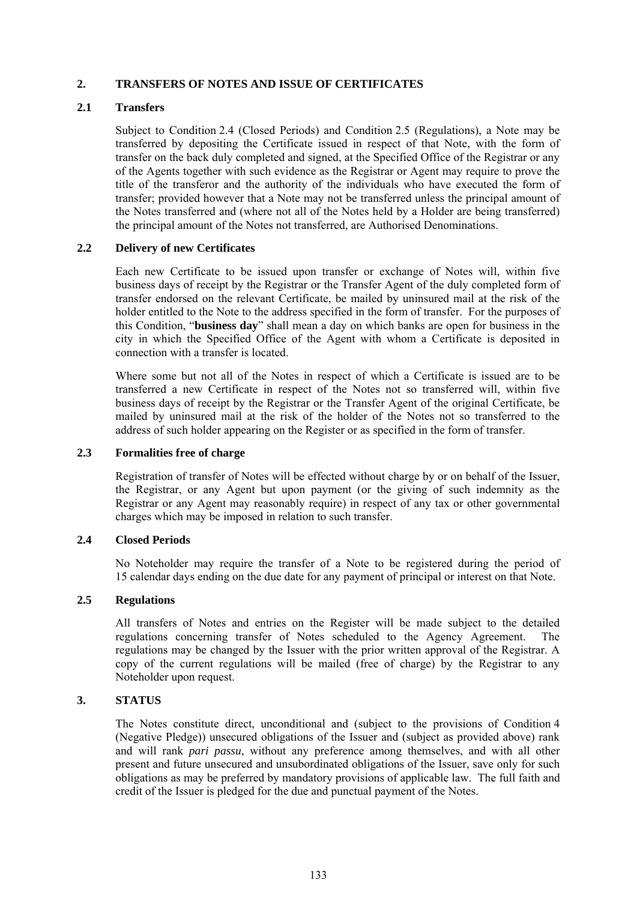## 2. TRANSFERS OF NOTES AND ISSUE OF CERTIFICATES

### 2.1 Transfers

Subject to Condition 2.4 (Closed Periods) and Condition 2.5 (Regulations), a Note may be transferred by depositing the Certificate issued in respect of that Note, with the form of transfer on the back duly completed and signed, at the Specified Office of the Registrar or any of the Agents together with such evidence as the Registrar or Agent may require to prove the title of the transferor and the authority of the individuals who have executed the form of transfer; provided however that a Note may not be transferred unless the principal amount of the Notes transferred and (where not all of the Notes held by a Holder are being transferred) the principal amount of the Notes not transferred, are Authorised Denominations.

### 2.2 Delivery of new Certificates

Each new Certificate to be issued upon transfer or exchange of Notes will, within five business days of receipt by the Registrar or the Transfer Agent of the duly completed form of transfer endorsed on the relevant Certificate, be mailed by uninsured mail at the risk of the holder entitled to the Note to the address specified in the form of transfer. For the purposes of this Condition, "**business day**" shall mean a day on which banks are open for business in the city in which the Specified Office of the Agent with whom a Certificate is deposited in connection with a transfer is located.

Where some but not all of the Notes in respect of which a Certificate is issued are to be transferred a new Certificate in respect of the Notes not so transferred will, within five business days of receipt by the Registrar or the Transfer Agent of the original Certificate, be mailed by uninsured mail at the risk of the holder of the Notes not so transferred to the address of such holder appearing on the Register or as specified in the form of transfer.

### 2.3 Formalities free of charge

Registration of transfer of Notes will be effected without charge by or on behalf of the Issuer, the Registrar, or any Agent but upon payment (or the giving of such indemnity as the Registrar or any Agent may reasonably require) in respect of any tax or other governmental charges which may be imposed in relation to such transfer.

### 2.4 Closed Periods

No Noteholder may require the transfer of a Note to be registered during the period of 15 calendar days ending on the due date for any payment of principal or interest on that Note.

### 2.5 Regulations

All transfers of Notes and entries on the Register will be made subject to the detailed regulations concerning transfer of Notes scheduled to the Agency Agreement. The regulations may be changed by the Issuer with the prior written approval of the Registrar. A copy of the current regulations will be mailed (free of charge) by the Registrar to any Noteholder upon request.

## 3. STATUS

The Notes constitute direct, unconditional and (subject to the provisions of Condition 4 (Negative Pledge)) unsecured obligations of the Issuer and (subject as provided above) rank and will rank *pari passu*, without any preference among themselves, and with all other present and future unsecured and unsubordinated obligations of the Issuer, save only for such obligations as may be preferred by mandatory provisions of applicable law. The full faith and credit of the Issuer is pledged for the due and punctual payment of the Notes.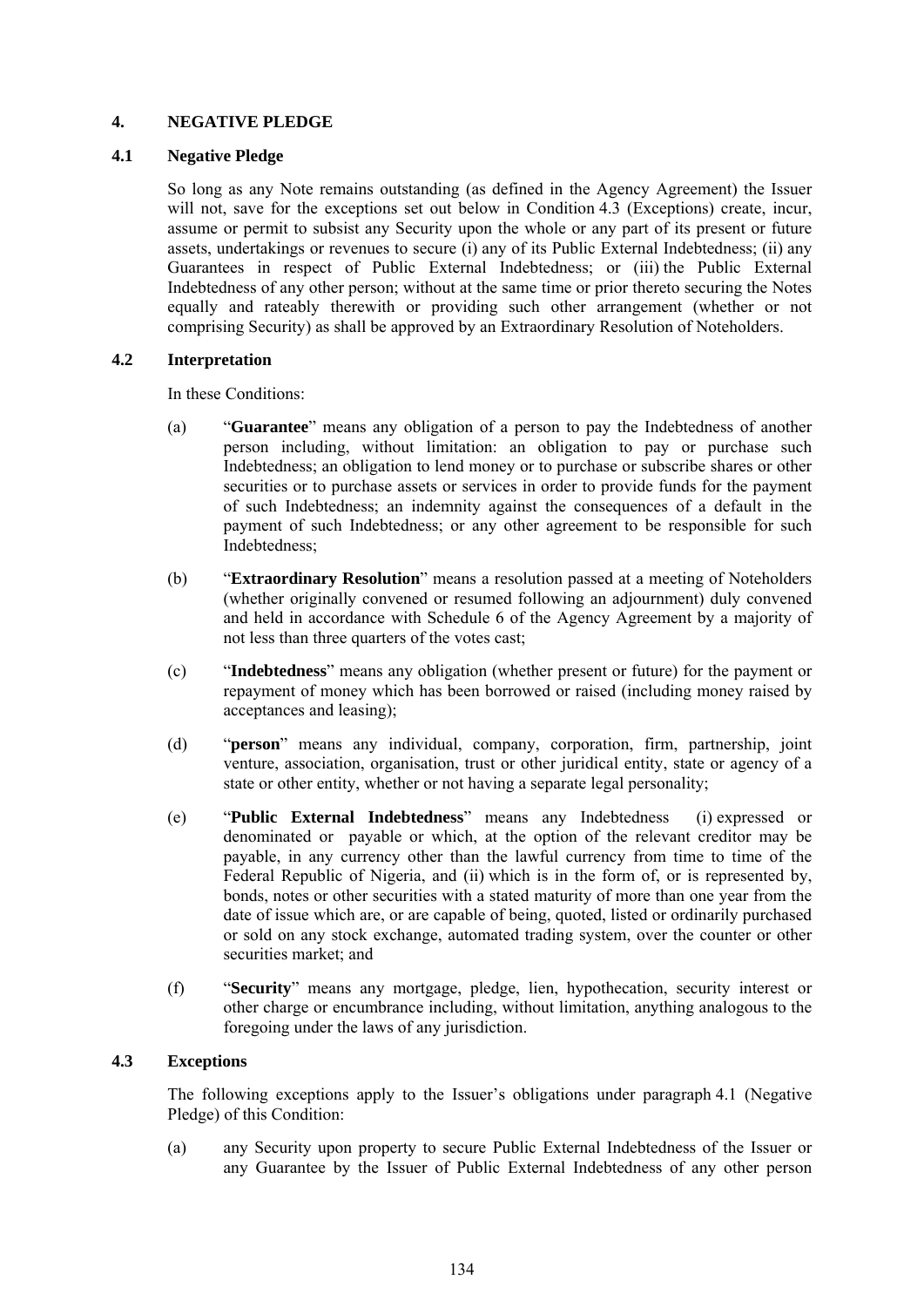## 4. NEGATIVE PLEDGE

### 4.1 Negative Pledge

So long as any Note remains outstanding (as defined in the Agency Agreement) the Issuer will not, save for the exceptions set out below in Condition 4.3 (Exceptions) create, incur, assume or permit to subsist any Security upon the whole or any part of its present or future assets, undertakings or revenues to secure (i) any of its Public External Indebtedness; (ii) any Guarantees in respect of Public External Indebtedness; or (iii) the Public External Indebtedness of any other person; without at the same time or prior thereto securing the Notes equally and rateably therewith or providing such other arrangement (whether or not comprising Security) as shall be approved by an Extraordinary Resolution of Noteholders.

### 4.2 Interpretation

In these Conditions:

(a) "**Guarantee**" means any obligation of a person to pay the Indebtedness of another person including, without limitation: an obligation to pay or purchase such Indebtedness; an obligation to lend money or to purchase or subscribe shares or other securities or to purchase assets or services in order to provide funds for the payment of such Indebtedness; an indemnity against the consequences of a default in the payment of such Indebtedness; or any other agreement to be responsible for such Indebtedness;

(b) "**Extraordinary Resolution**" means a resolution passed at a meeting of Noteholders (whether originally convened or resumed following an adjournment) duly convened and held in accordance with Schedule 6 of the Agency Agreement by a majority of not less than three quarters of the votes cast;

(c) "**Indebtedness**" means any obligation (whether present or future) for the payment or repayment of money which has been borrowed or raised (including money raised by acceptances and leasing);

(d) "**person**" means any individual, company, corporation, firm, partnership, joint venture, association, organisation, trust or other juridical entity, state or agency of a state or other entity, whether or not having a separate legal personality;

(e) "**Public External Indebtedness**" means any Indebtedness (i) expressed or denominated or payable or which, at the option of the relevant creditor may be payable, in any currency other than the lawful currency from time to time of the Federal Republic of Nigeria, and (ii) which is in the form of, or is represented by, bonds, notes or other securities with a stated maturity of more than one year from the date of issue which are, or are capable of being, quoted, listed or ordinarily purchased or sold on any stock exchange, automated trading system, over the counter or other securities market; and

(f) "**Security**" means any mortgage, pledge, lien, hypothecation, security interest or other charge or encumbrance including, without limitation, anything analogous to the foregoing under the laws of any jurisdiction.

### 4.3 Exceptions

The following exceptions apply to the Issuer's obligations under paragraph 4.1 (Negative Pledge) of this Condition:

(a) any Security upon property to secure Public External Indebtedness of the Issuer or any Guarantee by the Issuer of Public External Indebtedness of any other person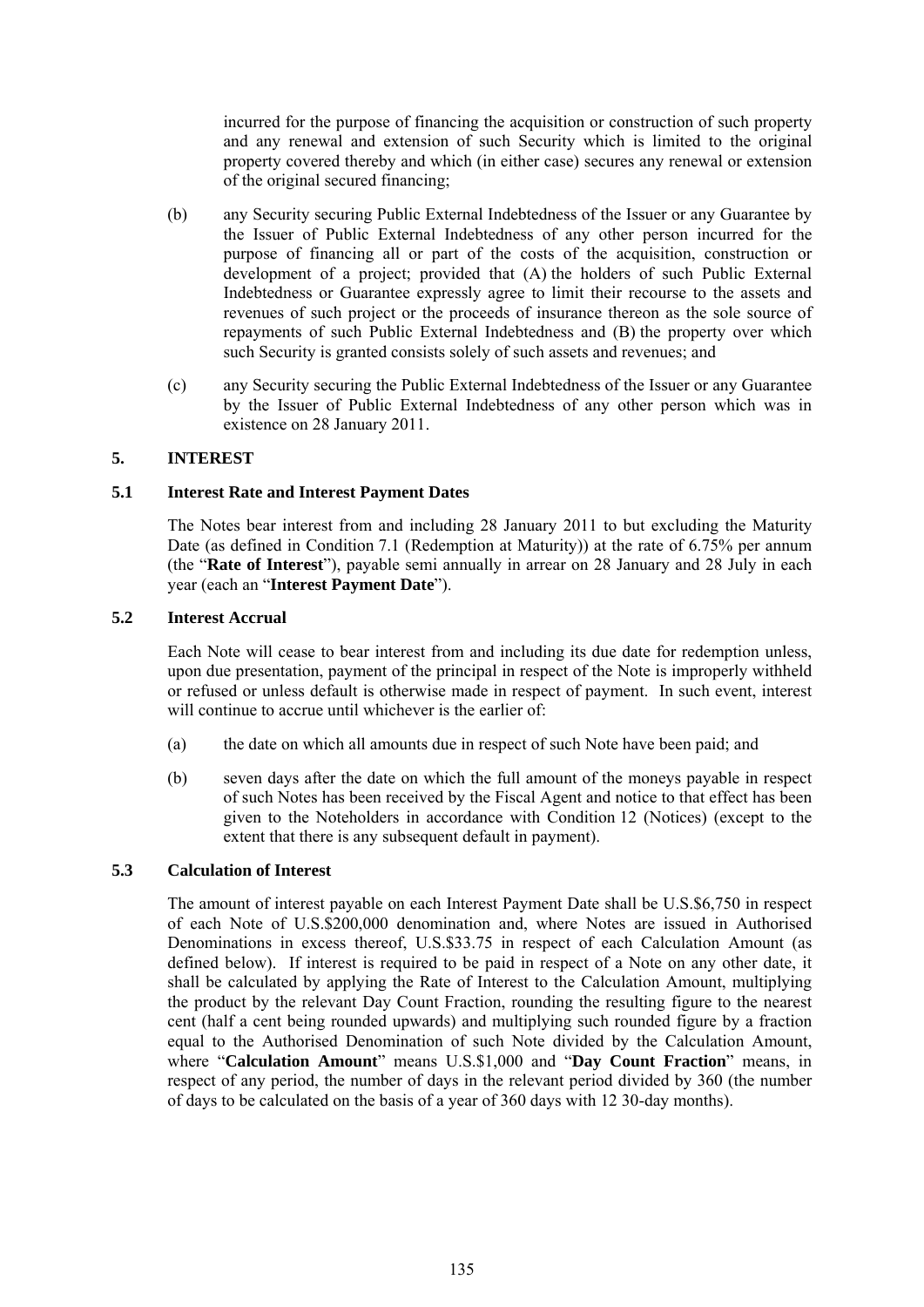incurred for the purpose of financing the acquisition or construction of such property and any renewal and extension of such Security which is limited to the original property covered thereby and which (in either case) secures any renewal or extension of the original secured financing;

(b) any Security securing Public External Indebtedness of the Issuer or any Guarantee by the Issuer of Public External Indebtedness of any other person incurred for the purpose of financing all or part of the costs of the acquisition, construction or development of a project; provided that (A) the holders of such Public External Indebtedness or Guarantee expressly agree to limit their recourse to the assets and revenues of such project or the proceeds of insurance thereon as the sole source of repayments of such Public External Indebtedness and (B) the property over which such Security is granted consists solely of such assets and revenues; and

(c) any Security securing the Public External Indebtedness of the Issuer or any Guarantee by the Issuer of Public External Indebtedness of any other person which was in existence on 28 January 2011.

## 5. INTEREST

### 5.1 Interest Rate and Interest Payment Dates

The Notes bear interest from and including 28 January 2011 to but excluding the Maturity Date (as defined in Condition 7.1 (Redemption at Maturity)) at the rate of 6.75% per annum (the "**Rate of Interest**"), payable semi annually in arrear on 28 January and 28 July in each year (each an "**Interest Payment Date**").

### 5.2 Interest Accrual

Each Note will cease to bear interest from and including its due date for redemption unless, upon due presentation, payment of the principal in respect of the Note is improperly withheld or refused or unless default is otherwise made in respect of payment. In such event, interest will continue to accrue until whichever is the earlier of:

(a) the date on which all amounts due in respect of such Note have been paid; and

(b) seven days after the date on which the full amount of the moneys payable in respect of such Notes has been received by the Fiscal Agent and notice to that effect has been given to the Noteholders in accordance with Condition 12 (Notices) (except to the extent that there is any subsequent default in payment).

### 5.3 Calculation of Interest

The amount of interest payable on each Interest Payment Date shall be U.S.$6,750 in respect of each Note of U.S.$200,000 denomination and, where Notes are issued in Authorised Denominations in excess thereof, U.S.$33.75 in respect of each Calculation Amount (as defined below). If interest is required to be paid in respect of a Note on any other date, it shall be calculated by applying the Rate of Interest to the Calculation Amount, multiplying the product by the relevant Day Count Fraction, rounding the resulting figure to the nearest cent (half a cent being rounded upwards) and multiplying such rounded figure by a fraction equal to the Authorised Denomination of such Note divided by the Calculation Amount, where "**Calculation Amount**" means U.S.$1,000 and "**Day Count Fraction**" means, in respect of any period, the number of days in the relevant period divided by 360 (the number of days to be calculated on the basis of a year of 360 days with 12 30-day months).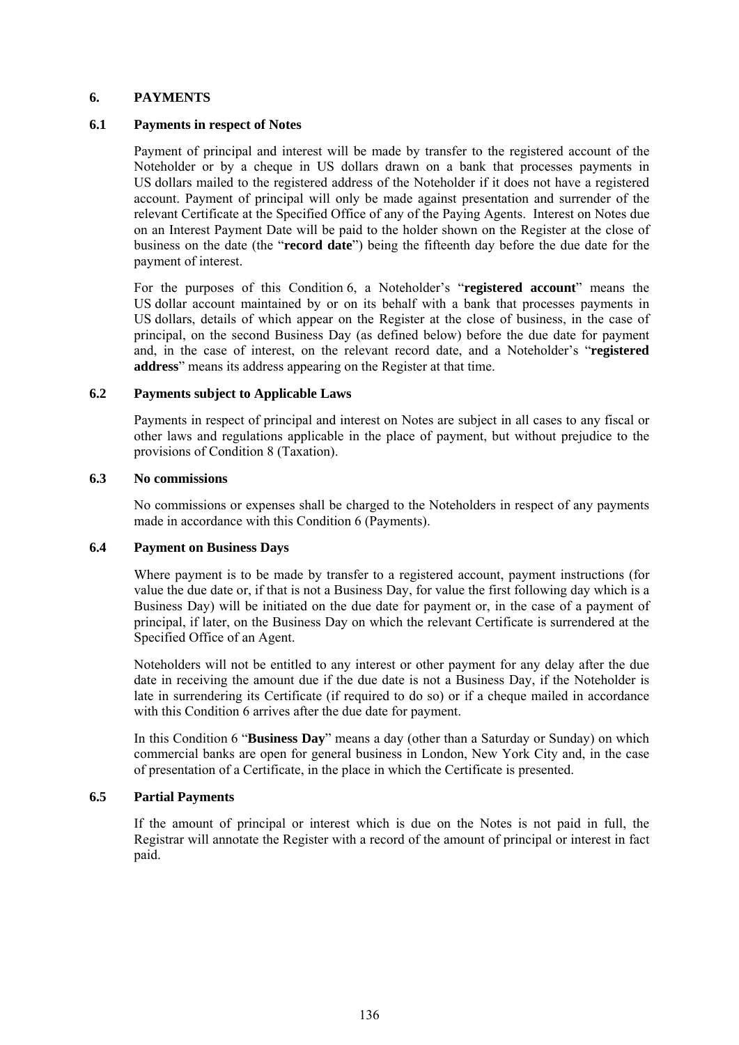## 6. PAYMENTS

### 6.1 Payments in respect of Notes

Payment of principal and interest will be made by transfer to the registered account of the Noteholder or by a cheque in US dollars drawn on a bank that processes payments in US dollars mailed to the registered address of the Noteholder if it does not have a registered account. Payment of principal will only be made against presentation and surrender of the relevant Certificate at the Specified Office of any of the Paying Agents. Interest on Notes due on an Interest Payment Date will be paid to the holder shown on the Register at the close of business on the date (the "**record date**") being the fifteenth day before the due date for the payment of interest.

For the purposes of this Condition 6, a Noteholder's "**registered account**" means the US dollar account maintained by or on its behalf with a bank that processes payments in US dollars, details of which appear on the Register at the close of business, in the case of principal, on the second Business Day (as defined below) before the due date for payment and, in the case of interest, on the relevant record date, and a Noteholder's "**registered address**" means its address appearing on the Register at that time.

### 6.2 Payments subject to Applicable Laws

Payments in respect of principal and interest on Notes are subject in all cases to any fiscal or other laws and regulations applicable in the place of payment, but without prejudice to the provisions of Condition 8 (Taxation).

### 6.3 No commissions

No commissions or expenses shall be charged to the Noteholders in respect of any payments made in accordance with this Condition 6 (Payments).

### 6.4 Payment on Business Days

Where payment is to be made by transfer to a registered account, payment instructions (for value the due date or, if that is not a Business Day, for value the first following day which is a Business Day) will be initiated on the due date for payment or, in the case of a payment of principal, if later, on the Business Day on which the relevant Certificate is surrendered at the Specified Office of an Agent.

Noteholders will not be entitled to any interest or other payment for any delay after the due date in receiving the amount due if the due date is not a Business Day, if the Noteholder is late in surrendering its Certificate (if required to do so) or if a cheque mailed in accordance with this Condition 6 arrives after the due date for payment.

In this Condition 6 "**Business Day**" means a day (other than a Saturday or Sunday) on which commercial banks are open for general business in London, New York City and, in the case of presentation of a Certificate, in the place in which the Certificate is presented.

### 6.5 Partial Payments

If the amount of principal or interest which is due on the Notes is not paid in full, the Registrar will annotate the Register with a record of the amount of principal or interest in fact paid.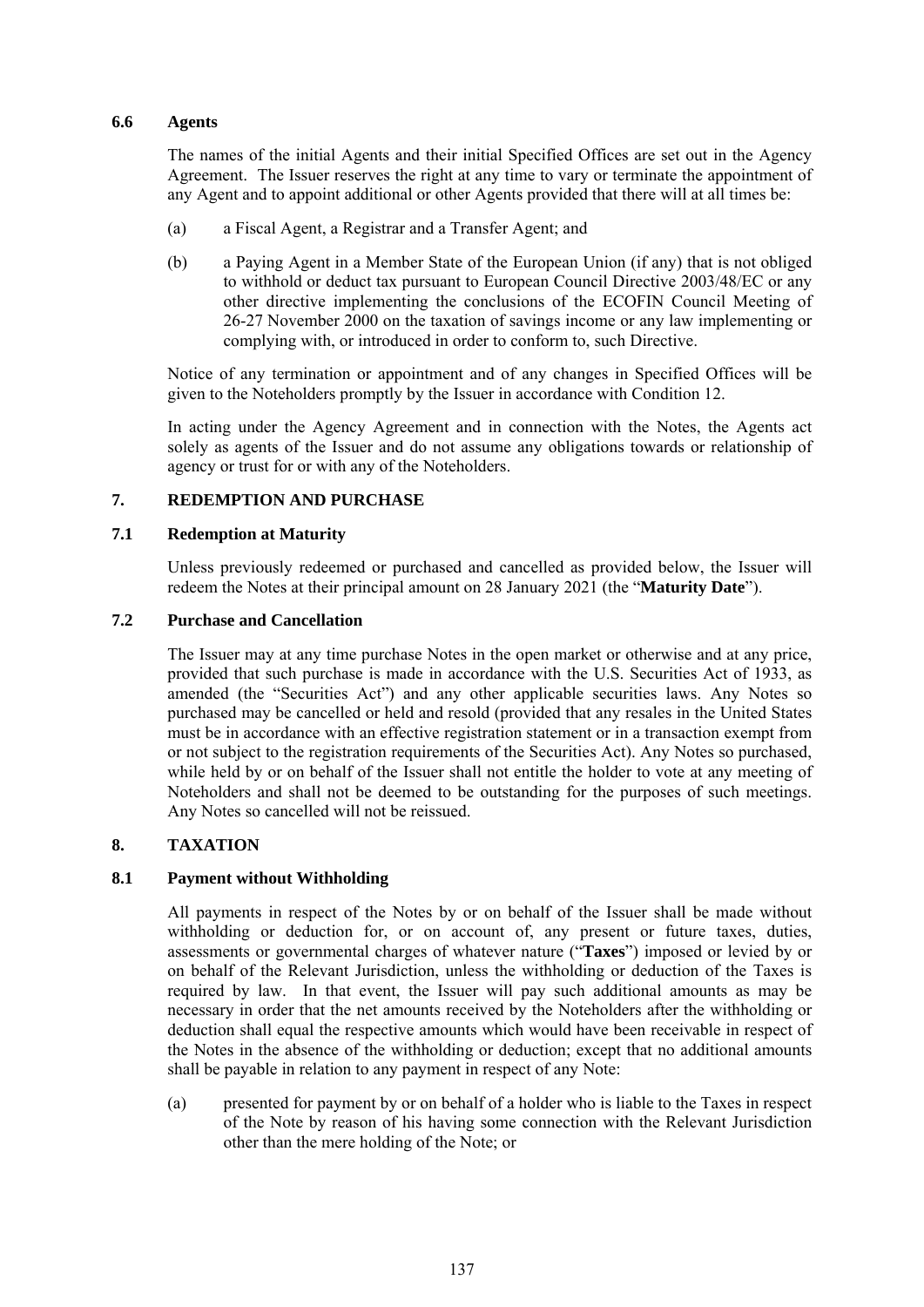### 6.6 Agents

The names of the initial Agents and their initial Specified Offices are set out in the Agency Agreement. The Issuer reserves the right at any time to vary or terminate the appointment of any Agent and to appoint additional or other Agents provided that there will at all times be:

(a) a Fiscal Agent, a Registrar and a Transfer Agent; and

(b) a Paying Agent in a Member State of the European Union (if any) that is not obliged to withhold or deduct tax pursuant to European Council Directive 2003/48/EC or any other directive implementing the conclusions of the ECOFIN Council Meeting of 26-27 November 2000 on the taxation of savings income or any law implementing or complying with, or introduced in order to conform to, such Directive.

Notice of any termination or appointment and of any changes in Specified Offices will be given to the Noteholders promptly by the Issuer in accordance with Condition 12.

In acting under the Agency Agreement and in connection with the Notes, the Agents act solely as agents of the Issuer and do not assume any obligations towards or relationship of agency or trust for or with any of the Noteholders.

## 7. REDEMPTION AND PURCHASE

### 7.1 Redemption at Maturity

Unless previously redeemed or purchased and cancelled as provided below, the Issuer will redeem the Notes at their principal amount on 28 January 2021 (the "**Maturity Date**").

### 7.2 Purchase and Cancellation

The Issuer may at any time purchase Notes in the open market or otherwise and at any price, provided that such purchase is made in accordance with the U.S. Securities Act of 1933, as amended (the "Securities Act") and any other applicable securities laws. Any Notes so purchased may be cancelled or held and resold (provided that any resales in the United States must be in accordance with an effective registration statement or in a transaction exempt from or not subject to the registration requirements of the Securities Act). Any Notes so purchased, while held by or on behalf of the Issuer shall not entitle the holder to vote at any meeting of Noteholders and shall not be deemed to be outstanding for the purposes of such meetings. Any Notes so cancelled will not be reissued.

## 8. TAXATION

### 8.1 Payment without Withholding

All payments in respect of the Notes by or on behalf of the Issuer shall be made without withholding or deduction for, or on account of, any present or future taxes, duties, assessments or governmental charges of whatever nature ("**Taxes**") imposed or levied by or on behalf of the Relevant Jurisdiction, unless the withholding or deduction of the Taxes is required by law. In that event, the Issuer will pay such additional amounts as may be necessary in order that the net amounts received by the Noteholders after the withholding or deduction shall equal the respective amounts which would have been receivable in respect of the Notes in the absence of the withholding or deduction; except that no additional amounts shall be payable in relation to any payment in respect of any Note:

(a) presented for payment by or on behalf of a holder who is liable to the Taxes in respect of the Note by reason of his having some connection with the Relevant Jurisdiction other than the mere holding of the Note; or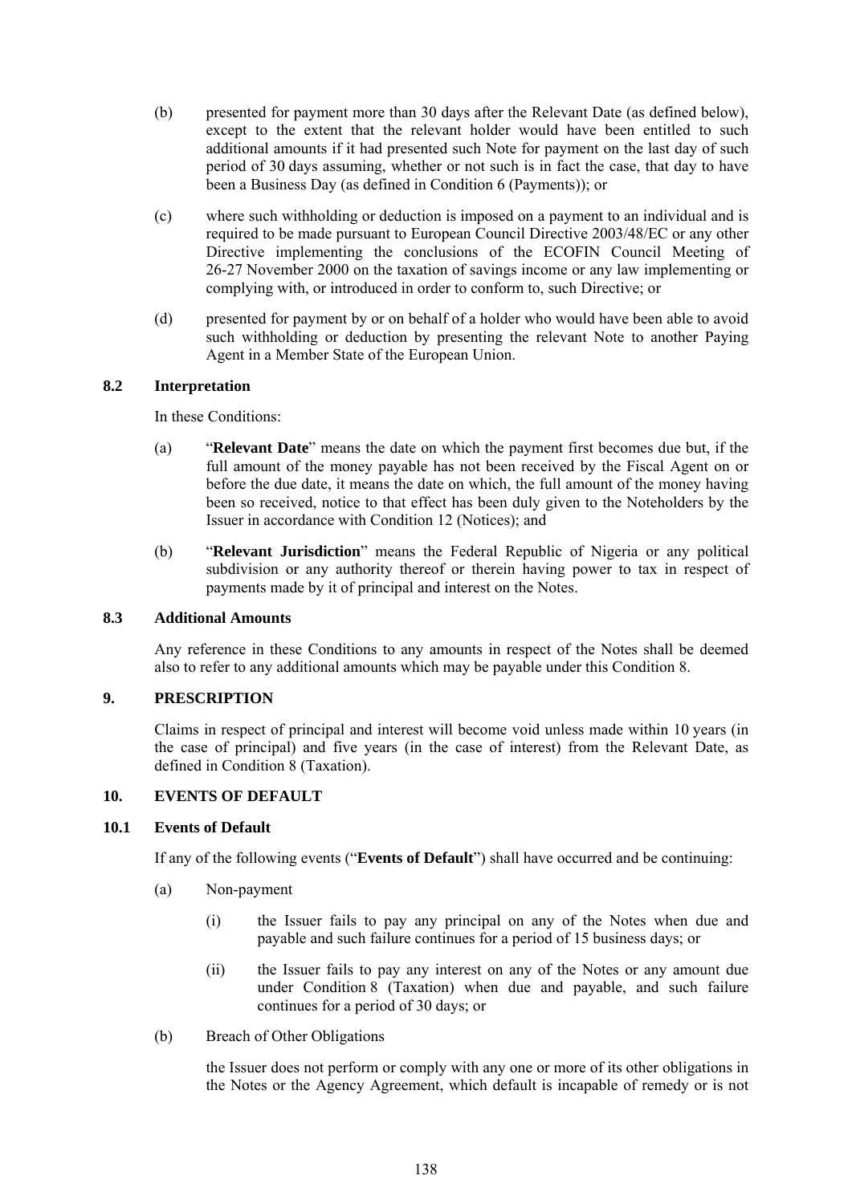(b) presented for payment more than 30 days after the Relevant Date (as defined below), except to the extent that the relevant holder would have been entitled to such additional amounts if it had presented such Note for payment on the last day of such period of 30 days assuming, whether or not such is in fact the case, that day to have been a Business Day (as defined in Condition 6 (Payments)); or

(c) where such withholding or deduction is imposed on a payment to an individual and is required to be made pursuant to European Council Directive 2003/48/EC or any other Directive implementing the conclusions of the ECOFIN Council Meeting of 26-27 November 2000 on the taxation of savings income or any law implementing or complying with, or introduced in order to conform to, such Directive; or

(d) presented for payment by or on behalf of a holder who would have been able to avoid such withholding or deduction by presenting the relevant Note to another Paying Agent in a Member State of the European Union.

### 8.2 Interpretation

In these Conditions:

(a) "**Relevant Date**" means the date on which the payment first becomes due but, if the full amount of the money payable has not been received by the Fiscal Agent on or before the due date, it means the date on which, the full amount of the money having been so received, notice to that effect has been duly given to the Noteholders by the Issuer in accordance with Condition 12 (Notices); and

(b) "**Relevant Jurisdiction**" means the Federal Republic of Nigeria or any political subdivision or any authority thereof or therein having power to tax in respect of payments made by it of principal and interest on the Notes.

### 8.3 Additional Amounts

Any reference in these Conditions to any amounts in respect of the Notes shall be deemed also to refer to any additional amounts which may be payable under this Condition 8.

## 9. PRESCRIPTION

Claims in respect of principal and interest will become void unless made within 10 years (in the case of principal) and five years (in the case of interest) from the Relevant Date, as defined in Condition 8 (Taxation).

## 10. EVENTS OF DEFAULT

### 10.1 Events of Default

If any of the following events ("**Events of Default**") shall have occurred and be continuing:

(a) Non-payment

(i) the Issuer fails to pay any principal on any of the Notes when due and payable and such failure continues for a period of 15 business days; or

(ii) the Issuer fails to pay any interest on any of the Notes or any amount due under Condition 8 (Taxation) when due and payable, and such failure continues for a period of 30 days; or

(b) Breach of Other Obligations

the Issuer does not perform or comply with any one or more of its other obligations in the Notes or the Agency Agreement, which default is incapable of remedy or is not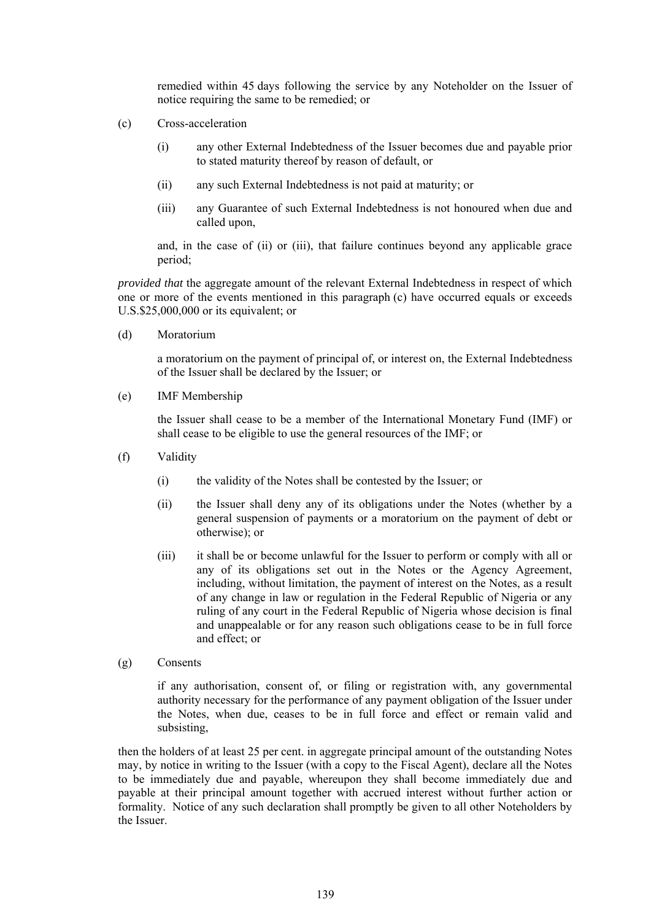remedied within 45 days following the service by any Noteholder on the Issuer of notice requiring the same to be remedied; or

(c) Cross-acceleration

(i) any other External Indebtedness of the Issuer becomes due and payable prior to stated maturity thereof by reason of default, or

(ii) any such External Indebtedness is not paid at maturity; or

(iii) any Guarantee of such External Indebtedness is not honoured when due and called upon,

and, in the case of (ii) or (iii), that failure continues beyond any applicable grace period;

*provided that* the aggregate amount of the relevant External Indebtedness in respect of which one or more of the events mentioned in this paragraph (c) have occurred equals or exceeds U.S.$25,000,000 or its equivalent; or

(d) Moratorium

a moratorium on the payment of principal of, or interest on, the External Indebtedness of the Issuer shall be declared by the Issuer; or

(e) IMF Membership

the Issuer shall cease to be a member of the International Monetary Fund (IMF) or shall cease to be eligible to use the general resources of the IMF; or

(f) Validity

(i) the validity of the Notes shall be contested by the Issuer; or

(ii) the Issuer shall deny any of its obligations under the Notes (whether by a general suspension of payments or a moratorium on the payment of debt or otherwise); or

(iii) it shall be or become unlawful for the Issuer to perform or comply with all or any of its obligations set out in the Notes or the Agency Agreement, including, without limitation, the payment of interest on the Notes, as a result of any change in law or regulation in the Federal Republic of Nigeria or any ruling of any court in the Federal Republic of Nigeria whose decision is final and unappealable or for any reason such obligations cease to be in full force and effect; or

(g) Consents

if any authorisation, consent of, or filing or registration with, any governmental authority necessary for the performance of any payment obligation of the Issuer under the Notes, when due, ceases to be in full force and effect or remain valid and subsisting,

then the holders of at least 25 per cent. in aggregate principal amount of the outstanding Notes may, by notice in writing to the Issuer (with a copy to the Fiscal Agent), declare all the Notes to be immediately due and payable, whereupon they shall become immediately due and payable at their principal amount together with accrued interest without further action or formality. Notice of any such declaration shall promptly be given to all other Noteholders by the Issuer.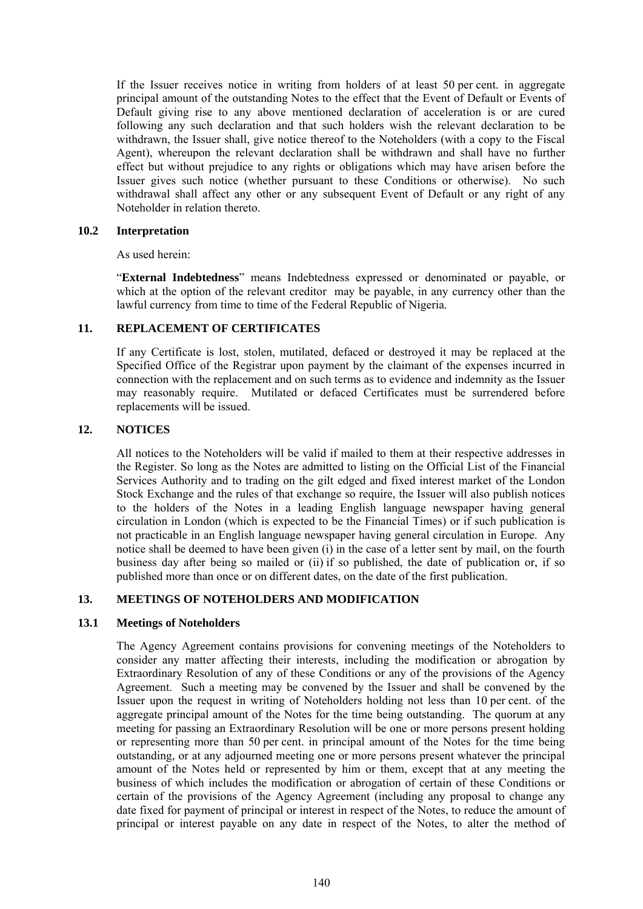If the Issuer receives notice in writing from holders of at least 50 per cent. in aggregate principal amount of the outstanding Notes to the effect that the Event of Default or Events of Default giving rise to any above mentioned declaration of acceleration is or are cured following any such declaration and that such holders wish the relevant declaration to be withdrawn, the Issuer shall, give notice thereof to the Noteholders (with a copy to the Fiscal Agent), whereupon the relevant declaration shall be withdrawn and shall have no further effect but without prejudice to any rights or obligations which may have arisen before the Issuer gives such notice (whether pursuant to these Conditions or otherwise). No such withdrawal shall affect any other or any subsequent Event of Default or any right of any Noteholder in relation thereto.

### 10.2 Interpretation

As used herein:

"**External Indebtedness**" means Indebtedness expressed or denominated or payable, or which at the option of the relevant creditor may be payable, in any currency other than the lawful currency from time to time of the Federal Republic of Nigeria.

## 11. REPLACEMENT OF CERTIFICATES

If any Certificate is lost, stolen, mutilated, defaced or destroyed it may be replaced at the Specified Office of the Registrar upon payment by the claimant of the expenses incurred in connection with the replacement and on such terms as to evidence and indemnity as the Issuer may reasonably require. Mutilated or defaced Certificates must be surrendered before replacements will be issued.

## 12. NOTICES

All notices to the Noteholders will be valid if mailed to them at their respective addresses in the Register. So long as the Notes are admitted to listing on the Official List of the Financial Services Authority and to trading on the gilt edged and fixed interest market of the London Stock Exchange and the rules of that exchange so require, the Issuer will also publish notices to the holders of the Notes in a leading English language newspaper having general circulation in London (which is expected to be the Financial Times) or if such publication is not practicable in an English language newspaper having general circulation in Europe. Any notice shall be deemed to have been given (i) in the case of a letter sent by mail, on the fourth business day after being so mailed or (ii) if so published, the date of publication or, if so published more than once or on different dates, on the date of the first publication.

## 13. MEETINGS OF NOTEHOLDERS AND MODIFICATION

### 13.1 Meetings of Noteholders

The Agency Agreement contains provisions for convening meetings of the Noteholders to consider any matter affecting their interests, including the modification or abrogation by Extraordinary Resolution of any of these Conditions or any of the provisions of the Agency Agreement. Such a meeting may be convened by the Issuer and shall be convened by the Issuer upon the request in writing of Noteholders holding not less than 10 per cent. of the aggregate principal amount of the Notes for the time being outstanding. The quorum at any meeting for passing an Extraordinary Resolution will be one or more persons present holding or representing more than 50 per cent. in principal amount of the Notes for the time being outstanding, or at any adjourned meeting one or more persons present whatever the principal amount of the Notes held or represented by him or them, except that at any meeting the business of which includes the modification or abrogation of certain of these Conditions or certain of the provisions of the Agency Agreement (including any proposal to change any date fixed for payment of principal or interest in respect of the Notes, to reduce the amount of principal or interest payable on any date in respect of the Notes, to alter the method of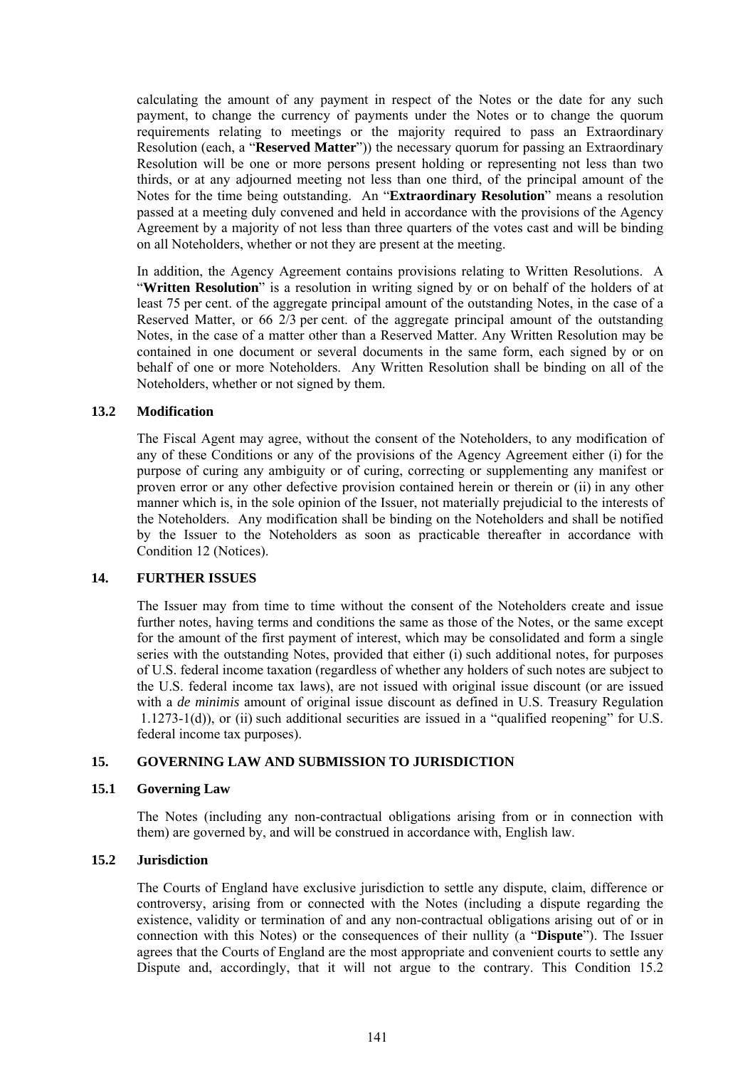calculating the amount of any payment in respect of the Notes or the date for any such payment, to change the currency of payments under the Notes or to change the quorum requirements relating to meetings or the majority required to pass an Extraordinary Resolution (each, a "**Reserved Matter**")) the necessary quorum for passing an Extraordinary Resolution will be one or more persons present holding or representing not less than two thirds, or at any adjourned meeting not less than one third, of the principal amount of the Notes for the time being outstanding. An "**Extraordinary Resolution**" means a resolution passed at a meeting duly convened and held in accordance with the provisions of the Agency Agreement by a majority of not less than three quarters of the votes cast and will be binding on all Noteholders, whether or not they are present at the meeting.

In addition, the Agency Agreement contains provisions relating to Written Resolutions. A "**Written Resolution**" is a resolution in writing signed by or on behalf of the holders of at least 75 per cent. of the aggregate principal amount of the outstanding Notes, in the case of a Reserved Matter, or 66 2/3 per cent. of the aggregate principal amount of the outstanding Notes, in the case of a matter other than a Reserved Matter. Any Written Resolution may be contained in one document or several documents in the same form, each signed by or on behalf of one or more Noteholders. Any Written Resolution shall be binding on all of the Noteholders, whether or not signed by them.

### 13.2 Modification

The Fiscal Agent may agree, without the consent of the Noteholders, to any modification of any of these Conditions or any of the provisions of the Agency Agreement either (i) for the purpose of curing any ambiguity or of curing, correcting or supplementing any manifest or proven error or any other defective provision contained herein or therein or (ii) in any other manner which is, in the sole opinion of the Issuer, not materially prejudicial to the interests of the Noteholders. Any modification shall be binding on the Noteholders and shall be notified by the Issuer to the Noteholders as soon as practicable thereafter in accordance with Condition 12 (Notices).

## 14. FURTHER ISSUES

The Issuer may from time to time without the consent of the Noteholders create and issue further notes, having terms and conditions the same as those of the Notes, or the same except for the amount of the first payment of interest, which may be consolidated and form a single series with the outstanding Notes, provided that either (i) such additional notes, for purposes of U.S. federal income taxation (regardless of whether any holders of such notes are subject to the U.S. federal income tax laws), are not issued with original issue discount (or are issued with a *de minimis* amount of original issue discount as defined in U.S. Treasury Regulation 1.1273-1(d)), or (ii) such additional securities are issued in a "qualified reopening" for U.S. federal income tax purposes).

## 15. GOVERNING LAW AND SUBMISSION TO JURISDICTION

### 15.1 Governing Law

The Notes (including any non-contractual obligations arising from or in connection with them) are governed by, and will be construed in accordance with, English law.

### 15.2 Jurisdiction

The Courts of England have exclusive jurisdiction to settle any dispute, claim, difference or controversy, arising from or connected with the Notes (including a dispute regarding the existence, validity or termination of and any non-contractual obligations arising out of or in connection with this Notes) or the consequences of their nullity (a "**Dispute**"). The Issuer agrees that the Courts of England are the most appropriate and convenient courts to settle any Dispute and, accordingly, that it will not argue to the contrary. This Condition 15.2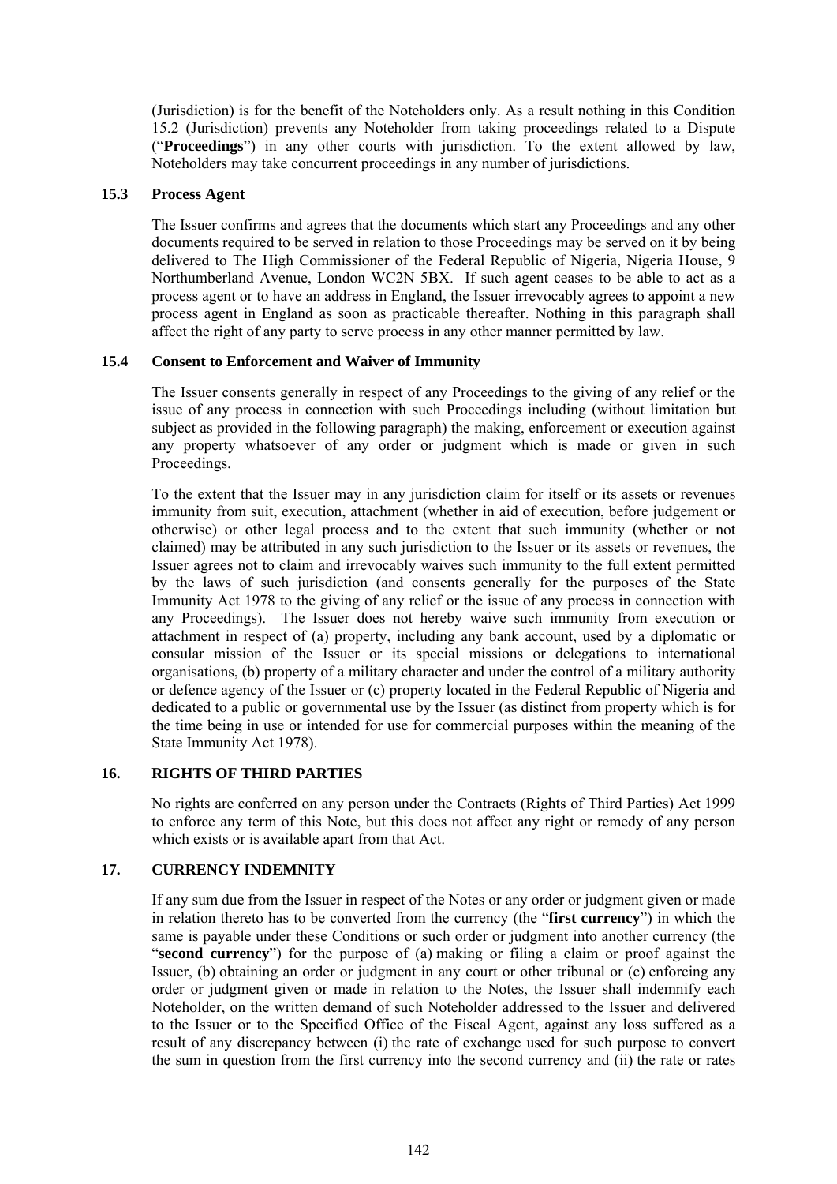(Jurisdiction) is for the benefit of the Noteholders only. As a result nothing in this Condition 15.2 (Jurisdiction) prevents any Noteholder from taking proceedings related to a Dispute ("**Proceedings**") in any other courts with jurisdiction. To the extent allowed by law, Noteholders may take concurrent proceedings in any number of jurisdictions.

### 15.3 Process Agent

The Issuer confirms and agrees that the documents which start any Proceedings and any other documents required to be served in relation to those Proceedings may be served on it by being delivered to The High Commissioner of the Federal Republic of Nigeria, Nigeria House, 9 Northumberland Avenue, London WC2N 5BX. If such agent ceases to be able to act as a process agent or to have an address in England, the Issuer irrevocably agrees to appoint a new process agent in England as soon as practicable thereafter. Nothing in this paragraph shall affect the right of any party to serve process in any other manner permitted by law.

### 15.4 Consent to Enforcement and Waiver of Immunity

The Issuer consents generally in respect of any Proceedings to the giving of any relief or the issue of any process in connection with such Proceedings including (without limitation but subject as provided in the following paragraph) the making, enforcement or execution against any property whatsoever of any order or judgment which is made or given in such Proceedings.

To the extent that the Issuer may in any jurisdiction claim for itself or its assets or revenues immunity from suit, execution, attachment (whether in aid of execution, before judgement or otherwise) or other legal process and to the extent that such immunity (whether or not claimed) may be attributed in any such jurisdiction to the Issuer or its assets or revenues, the Issuer agrees not to claim and irrevocably waives such immunity to the full extent permitted by the laws of such jurisdiction (and consents generally for the purposes of the State Immunity Act 1978 to the giving of any relief or the issue of any process in connection with any Proceedings). The Issuer does not hereby waive such immunity from execution or attachment in respect of (a) property, including any bank account, used by a diplomatic or consular mission of the Issuer or its special missions or delegations to international organisations, (b) property of a military character and under the control of a military authority or defence agency of the Issuer or (c) property located in the Federal Republic of Nigeria and dedicated to a public or governmental use by the Issuer (as distinct from property which is for the time being in use or intended for use for commercial purposes within the meaning of the State Immunity Act 1978).

## 16. RIGHTS OF THIRD PARTIES

No rights are conferred on any person under the Contracts (Rights of Third Parties) Act 1999 to enforce any term of this Note, but this does not affect any right or remedy of any person which exists or is available apart from that Act.

## 17. CURRENCY INDEMNITY

If any sum due from the Issuer in respect of the Notes or any order or judgment given or made in relation thereto has to be converted from the currency (the "**first currency**") in which the same is payable under these Conditions or such order or judgment into another currency (the "**second currency**") for the purpose of (a) making or filing a claim or proof against the Issuer, (b) obtaining an order or judgment in any court or other tribunal or (c) enforcing any order or judgment given or made in relation to the Notes, the Issuer shall indemnify each Noteholder, on the written demand of such Noteholder addressed to the Issuer and delivered to the Issuer or to the Specified Office of the Fiscal Agent, against any loss suffered as a result of any discrepancy between (i) the rate of exchange used for such purpose to convert the sum in question from the first currency into the second currency and (ii) the rate or rates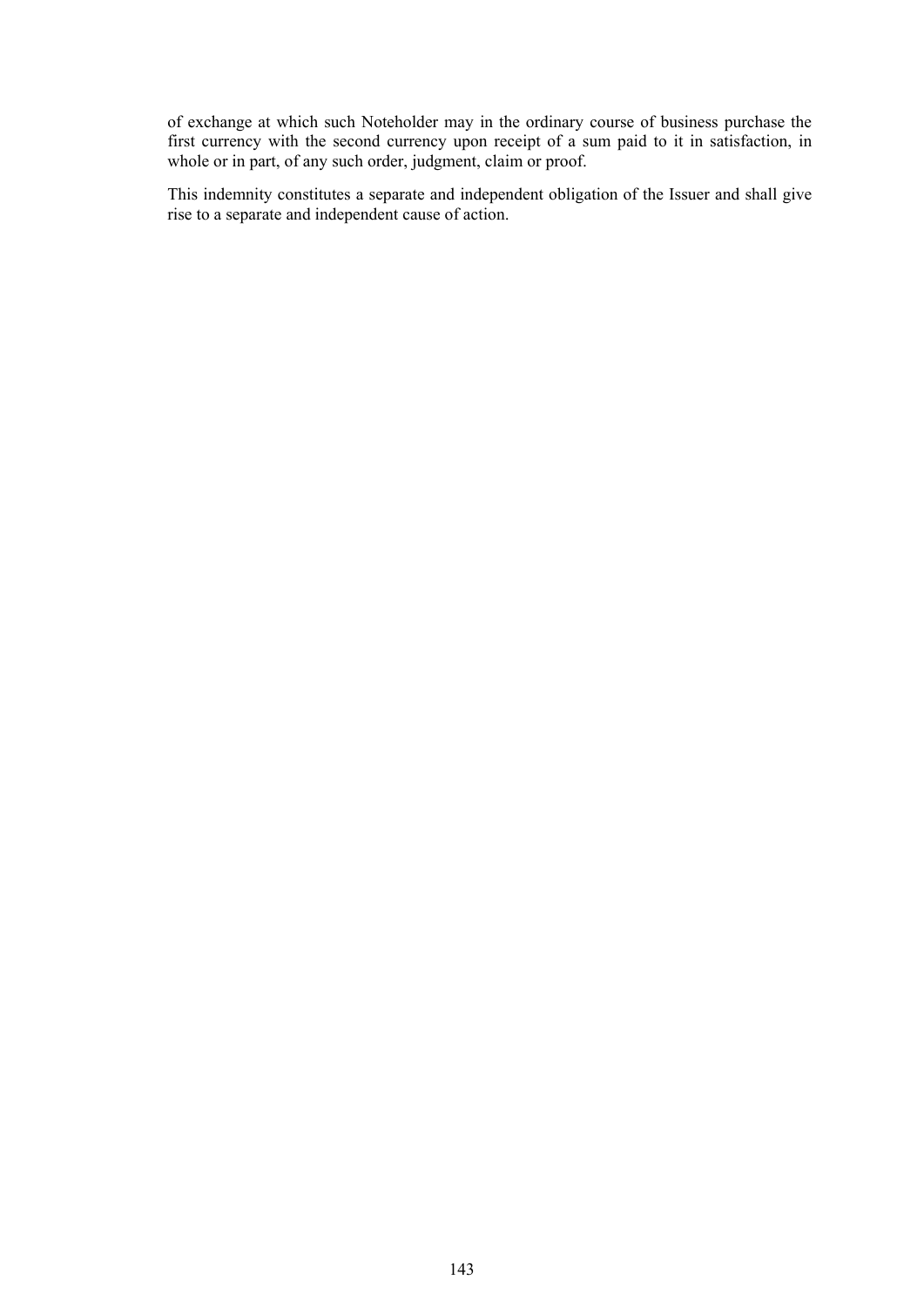of exchange at which such Noteholder may in the ordinary course of business purchase the first currency with the second currency upon receipt of a sum paid to it in satisfaction, in whole or in part, of any such order, judgment, claim or proof.

This indemnity constitutes a separate and independent obligation of the Issuer and shall give rise to a separate and independent cause of action.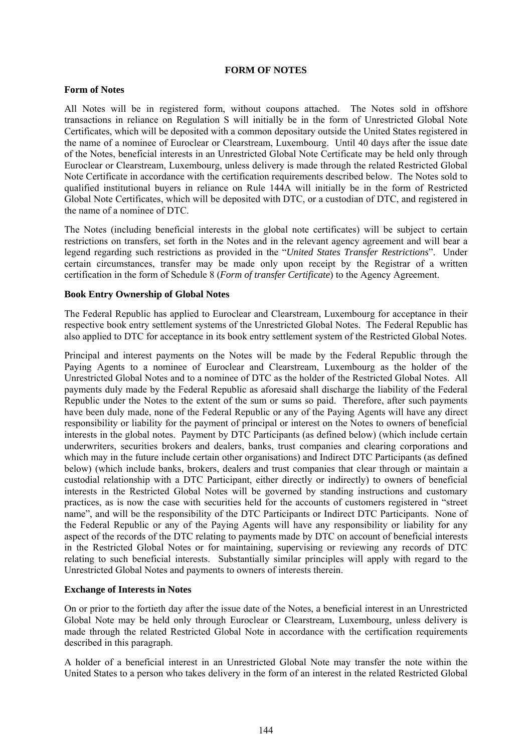## FORM OF NOTES

### Form of Notes

All Notes will be in registered form, without coupons attached. The Notes sold in offshore transactions in reliance on Regulation S will initially be in the form of Unrestricted Global Note Certificates, which will be deposited with a common depositary outside the United States registered in the name of a nominee of Euroclear or Clearstream, Luxembourg. Until 40 days after the issue date of the Notes, beneficial interests in an Unrestricted Global Note Certificate may be held only through Euroclear or Clearstream, Luxembourg, unless delivery is made through the related Restricted Global Note Certificate in accordance with the certification requirements described below. The Notes sold to qualified institutional buyers in reliance on Rule 144A will initially be in the form of Restricted Global Note Certificates, which will be deposited with DTC, or a custodian of DTC, and registered in the name of a nominee of DTC.

The Notes (including beneficial interests in the global note certificates) will be subject to certain restrictions on transfers, set forth in the Notes and in the relevant agency agreement and will bear a legend regarding such restrictions as provided in the "*United States Transfer Restrictions*". Under certain circumstances, transfer may be made only upon receipt by the Registrar of a written certification in the form of Schedule 8 (*Form of transfer Certificate*) to the Agency Agreement.

### Book Entry Ownership of Global Notes

The Federal Republic has applied to Euroclear and Clearstream, Luxembourg for acceptance in their respective book entry settlement systems of the Unrestricted Global Notes. The Federal Republic has also applied to DTC for acceptance in its book entry settlement system of the Restricted Global Notes.

Principal and interest payments on the Notes will be made by the Federal Republic through the Paying Agents to a nominee of Euroclear and Clearstream, Luxembourg as the holder of the Unrestricted Global Notes and to a nominee of DTC as the holder of the Restricted Global Notes. All payments duly made by the Federal Republic as aforesaid shall discharge the liability of the Federal Republic under the Notes to the extent of the sum or sums so paid. Therefore, after such payments have been duly made, none of the Federal Republic or any of the Paying Agents will have any direct responsibility or liability for the payment of principal or interest on the Notes to owners of beneficial interests in the global notes. Payment by DTC Participants (as defined below) (which include certain underwriters, securities brokers and dealers, banks, trust companies and clearing corporations and which may in the future include certain other organisations) and Indirect DTC Participants (as defined below) (which include banks, brokers, dealers and trust companies that clear through or maintain a custodial relationship with a DTC Participant, either directly or indirectly) to owners of beneficial interests in the Restricted Global Notes will be governed by standing instructions and customary practices, as is now the case with securities held for the accounts of customers registered in "street name", and will be the responsibility of the DTC Participants or Indirect DTC Participants. None of the Federal Republic or any of the Paying Agents will have any responsibility or liability for any aspect of the records of the DTC relating to payments made by DTC on account of beneficial interests in the Restricted Global Notes or for maintaining, supervising or reviewing any records of DTC relating to such beneficial interests. Substantially similar principles will apply with regard to the Unrestricted Global Notes and payments to owners of interests therein.

### Exchange of Interests in Notes

On or prior to the fortieth day after the issue date of the Notes, a beneficial interest in an Unrestricted Global Note may be held only through Euroclear or Clearstream, Luxembourg, unless delivery is made through the related Restricted Global Note in accordance with the certification requirements described in this paragraph.

A holder of a beneficial interest in an Unrestricted Global Note may transfer the note within the United States to a person who takes delivery in the form of an interest in the related Restricted Global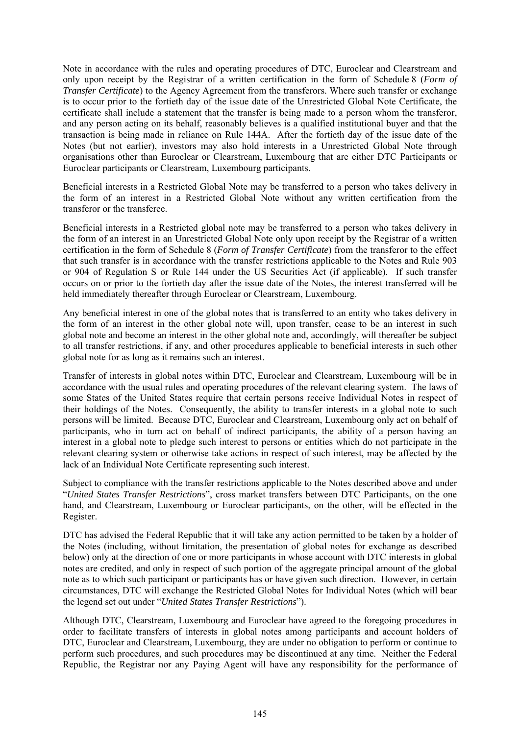Note in accordance with the rules and operating procedures of DTC, Euroclear and Clearstream and only upon receipt by the Registrar of a written certification in the form of Schedule 8 (*Form of Transfer Certificate*) to the Agency Agreement from the transferors. Where such transfer or exchange is to occur prior to the fortieth day of the issue date of the Unrestricted Global Note Certificate, the certificate shall include a statement that the transfer is being made to a person whom the transferor, and any person acting on its behalf, reasonably believes is a qualified institutional buyer and that the transaction is being made in reliance on Rule 144A. After the fortieth day of the issue date of the Notes (but not earlier), investors may also hold interests in a Unrestricted Global Note through organisations other than Euroclear or Clearstream, Luxembourg that are either DTC Participants or Euroclear participants or Clearstream, Luxembourg participants.

Beneficial interests in a Restricted Global Note may be transferred to a person who takes delivery in the form of an interest in a Restricted Global Note without any written certification from the transferor or the transferee.

Beneficial interests in a Restricted global note may be transferred to a person who takes delivery in the form of an interest in an Unrestricted Global Note only upon receipt by the Registrar of a written certification in the form of Schedule 8 (*Form of Transfer Certificate*) from the transferor to the effect that such transfer is in accordance with the transfer restrictions applicable to the Notes and Rule 903 or 904 of Regulation S or Rule 144 under the US Securities Act (if applicable). If such transfer occurs on or prior to the fortieth day after the issue date of the Notes, the interest transferred will be held immediately thereafter through Euroclear or Clearstream, Luxembourg.

Any beneficial interest in one of the global notes that is transferred to an entity who takes delivery in the form of an interest in the other global note will, upon transfer, cease to be an interest in such global note and become an interest in the other global note and, accordingly, will thereafter be subject to all transfer restrictions, if any, and other procedures applicable to beneficial interests in such other global note for as long as it remains such an interest.

Transfer of interests in global notes within DTC, Euroclear and Clearstream, Luxembourg will be in accordance with the usual rules and operating procedures of the relevant clearing system. The laws of some States of the United States require that certain persons receive Individual Notes in respect of their holdings of the Notes. Consequently, the ability to transfer interests in a global note to such persons will be limited. Because DTC, Euroclear and Clearstream, Luxembourg only act on behalf of participants, who in turn act on behalf of indirect participants, the ability of a person having an interest in a global note to pledge such interest to persons or entities which do not participate in the relevant clearing system or otherwise take actions in respect of such interest, may be affected by the lack of an Individual Note Certificate representing such interest.

Subject to compliance with the transfer restrictions applicable to the Notes described above and under "*United States Transfer Restrictions*", cross market transfers between DTC Participants, on the one hand, and Clearstream, Luxembourg or Euroclear participants, on the other, will be effected in the Register.

DTC has advised the Federal Republic that it will take any action permitted to be taken by a holder of the Notes (including, without limitation, the presentation of global notes for exchange as described below) only at the direction of one or more participants in whose account with DTC interests in global notes are credited, and only in respect of such portion of the aggregate principal amount of the global note as to which such participant or participants has or have given such direction. However, in certain circumstances, DTC will exchange the Restricted Global Notes for Individual Notes (which will bear the legend set out under "*United States Transfer Restrictions*").

Although DTC, Clearstream, Luxembourg and Euroclear have agreed to the foregoing procedures in order to facilitate transfers of interests in global notes among participants and account holders of DTC, Euroclear and Clearstream, Luxembourg, they are under no obligation to perform or continue to perform such procedures, and such procedures may be discontinued at any time. Neither the Federal Republic, the Registrar nor any Paying Agent will have any responsibility for the performance of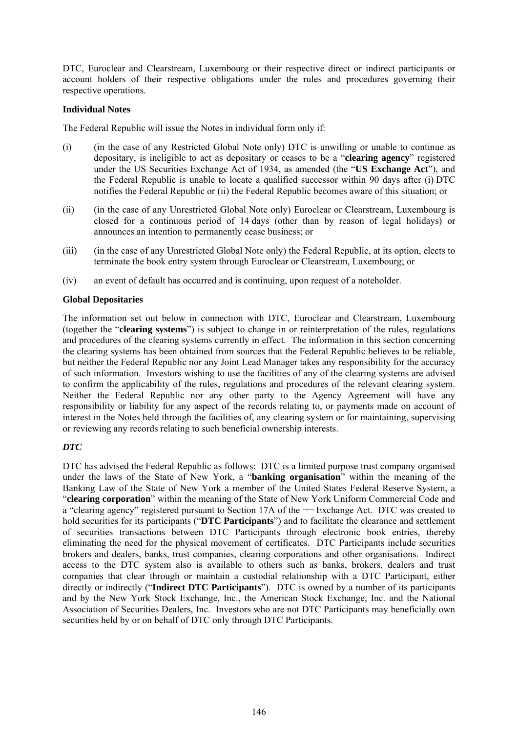DTC, Euroclear and Clearstream, Luxembourg or their respective direct or indirect participants or account holders of their respective obligations under the rules and procedures governing their respective operations.

**Individual Notes**

The Federal Republic will issue the Notes in individual form only if:

(i) (in the case of any Restricted Global Note only) DTC is unwilling or unable to continue as depositary, is ineligible to act as depositary or ceases to be a "**clearing agency**" registered under the US Securities Exchange Act of 1934, as amended (the "**US Exchange Act**"), and the Federal Republic is unable to locate a qualified successor within 90 days after (i) DTC notifies the Federal Republic or (ii) the Federal Republic becomes aware of this situation; or

(ii) (in the case of any Unrestricted Global Note only) Euroclear or Clearstream, Luxembourg is closed for a continuous period of 14 days (other than by reason of legal holidays) or announces an intention to permanently cease business; or

(iii) (in the case of any Unrestricted Global Note only) the Federal Republic, at its option, elects to terminate the book entry system through Euroclear or Clearstream, Luxembourg; or

(iv) an event of default has occurred and is continuing, upon request of a noteholder.

**Global Depositaries**

The information set out below in connection with DTC, Euroclear and Clearstream, Luxembourg (together the "**clearing systems**") is subject to change in or reinterpretation of the rules, regulations and procedures of the clearing systems currently in effect. The information in this section concerning the clearing systems has been obtained from sources that the Federal Republic believes to be reliable, but neither the Federal Republic nor any Joint Lead Manager takes any responsibility for the accuracy of such information. Investors wishing to use the facilities of any of the clearing systems are advised to confirm the applicability of the rules, regulations and procedures of the relevant clearing system. Neither the Federal Republic nor any other party to the Agency Agreement will have any responsibility or liability for any aspect of the records relating to, or payments made on account of interest in the Notes held through the facilities of, any clearing system or for maintaining, supervising or reviewing any records relating to such beneficial ownership interests.

***DTC***

DTC has advised the Federal Republic as follows: DTC is a limited purpose trust company organised under the laws of the State of New York, a "**banking organisation**" within the meaning of the Banking Law of the State of New York a member of the United States Federal Reserve System, a "**clearing corporation**" within the meaning of the State of New York Uniform Commercial Code and a "clearing agency" registered pursuant to Section 17A of the ¬¬ Exchange Act. DTC was created to hold securities for its participants ("**DTC Participants**") and to facilitate the clearance and settlement of securities transactions between DTC Participants through electronic book entries, thereby eliminating the need for the physical movement of certificates. DTC Participants include securities brokers and dealers, banks, trust companies, clearing corporations and other organisations. Indirect access to the DTC system also is available to others such as banks, brokers, dealers and trust companies that clear through or maintain a custodial relationship with a DTC Participant, either directly or indirectly ("**Indirect DTC Participants**"). DTC is owned by a number of its participants and by the New York Stock Exchange, Inc., the American Stock Exchange, Inc. and the National Association of Securities Dealers, Inc. Investors who are not DTC Participants may beneficially own securities held by or on behalf of DTC only through DTC Participants.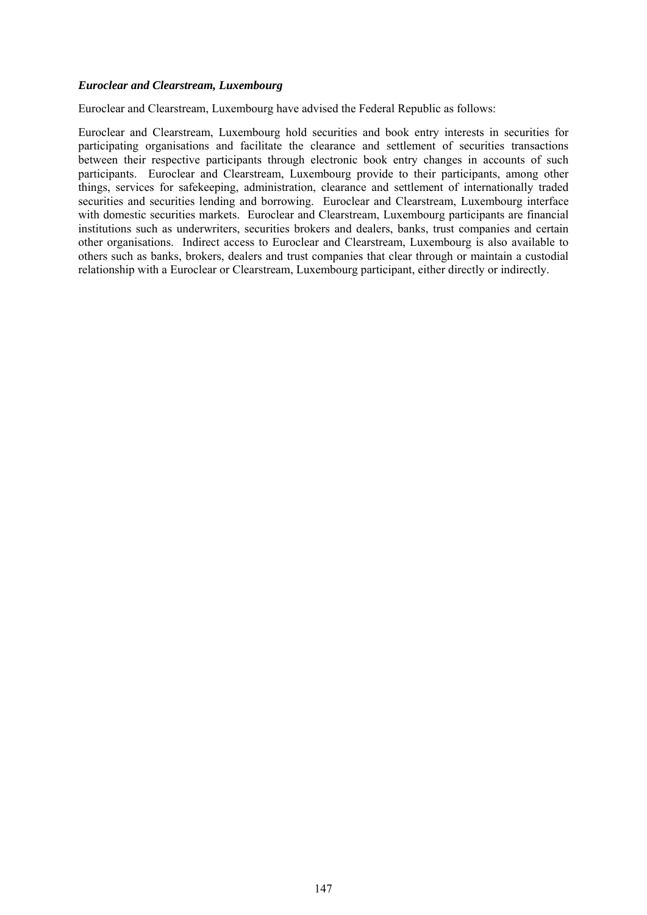***Euroclear and Clearstream, Luxembourg***

Euroclear and Clearstream, Luxembourg have advised the Federal Republic as follows:

Euroclear and Clearstream, Luxembourg hold securities and book entry interests in securities for participating organisations and facilitate the clearance and settlement of securities transactions between their respective participants through electronic book entry changes in accounts of such participants. Euroclear and Clearstream, Luxembourg provide to their participants, among other things, services for safekeeping, administration, clearance and settlement of internationally traded securities and securities lending and borrowing. Euroclear and Clearstream, Luxembourg interface with domestic securities markets. Euroclear and Clearstream, Luxembourg participants are financial institutions such as underwriters, securities brokers and dealers, banks, trust companies and certain other organisations. Indirect access to Euroclear and Clearstream, Luxembourg is also available to others such as banks, brokers, dealers and trust companies that clear through or maintain a custodial relationship with a Euroclear or Clearstream, Luxembourg participant, either directly or indirectly.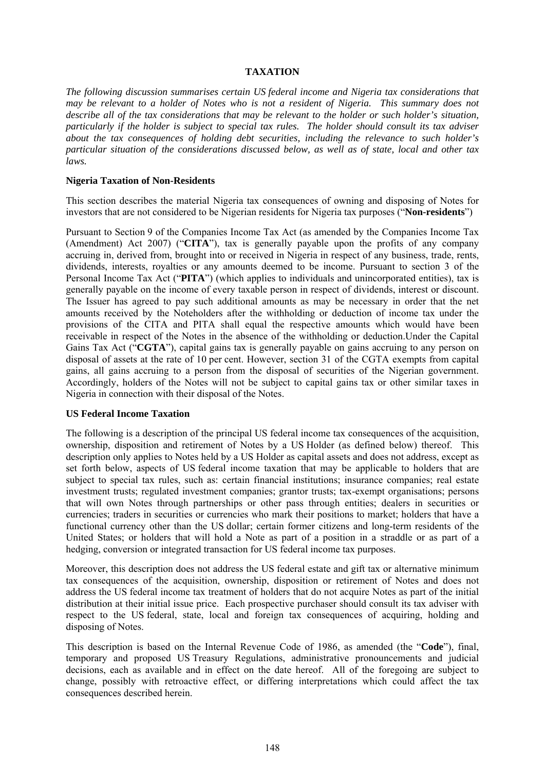# TAXATION

*The following discussion summarises certain US federal income and Nigeria tax considerations that may be relevant to a holder of Notes who is not a resident of Nigeria. This summary does not describe all of the tax considerations that may be relevant to the holder or such holder's situation, particularly if the holder is subject to special tax rules. The holder should consult its tax adviser about the tax consequences of holding debt securities, including the relevance to such holder's particular situation of the considerations discussed below, as well as of state, local and other tax laws.*

**Nigeria Taxation of Non-Residents**

This section describes the material Nigeria tax consequences of owning and disposing of Notes for investors that are not considered to be Nigerian residents for Nigeria tax purposes ("**Non-residents**")

Pursuant to Section 9 of the Companies Income Tax Act (as amended by the Companies Income Tax (Amendment) Act 2007) ("**CITA**"), tax is generally payable upon the profits of any company accruing in, derived from, brought into or received in Nigeria in respect of any business, trade, rents, dividends, interests, royalties or any amounts deemed to be income. Pursuant to section 3 of the Personal Income Tax Act ("**PITA**") (which applies to individuals and unincorporated entities), tax is generally payable on the income of every taxable person in respect of dividends, interest or discount. The Issuer has agreed to pay such additional amounts as may be necessary in order that the net amounts received by the Noteholders after the withholding or deduction of income tax under the provisions of the CITA and PITA shall equal the respective amounts which would have been receivable in respect of the Notes in the absence of the withholding or deduction.Under the Capital Gains Tax Act ("**CGTA**"), capital gains tax is generally payable on gains accruing to any person on disposal of assets at the rate of 10 per cent. However, section 31 of the CGTA exempts from capital gains, all gains accruing to a person from the disposal of securities of the Nigerian government. Accordingly, holders of the Notes will not be subject to capital gains tax or other similar taxes in Nigeria in connection with their disposal of the Notes.

**US Federal Income Taxation**

The following is a description of the principal US federal income tax consequences of the acquisition, ownership, disposition and retirement of Notes by a US Holder (as defined below) thereof. This description only applies to Notes held by a US Holder as capital assets and does not address, except as set forth below, aspects of US federal income taxation that may be applicable to holders that are subject to special tax rules, such as: certain financial institutions; insurance companies; real estate investment trusts; regulated investment companies; grantor trusts; tax-exempt organisations; persons that will own Notes through partnerships or other pass through entities; dealers in securities or currencies; traders in securities or currencies who mark their positions to market; holders that have a functional currency other than the US dollar; certain former citizens and long-term residents of the United States; or holders that will hold a Note as part of a position in a straddle or as part of a hedging, conversion or integrated transaction for US federal income tax purposes.

Moreover, this description does not address the US federal estate and gift tax or alternative minimum tax consequences of the acquisition, ownership, disposition or retirement of Notes and does not address the US federal income tax treatment of holders that do not acquire Notes as part of the initial distribution at their initial issue price. Each prospective purchaser should consult its tax adviser with respect to the US federal, state, local and foreign tax consequences of acquiring, holding and disposing of Notes.

This description is based on the Internal Revenue Code of 1986, as amended (the "**Code**"), final, temporary and proposed US Treasury Regulations, administrative pronouncements and judicial decisions, each as available and in effect on the date hereof. All of the foregoing are subject to change, possibly with retroactive effect, or differing interpretations which could affect the tax consequences described herein.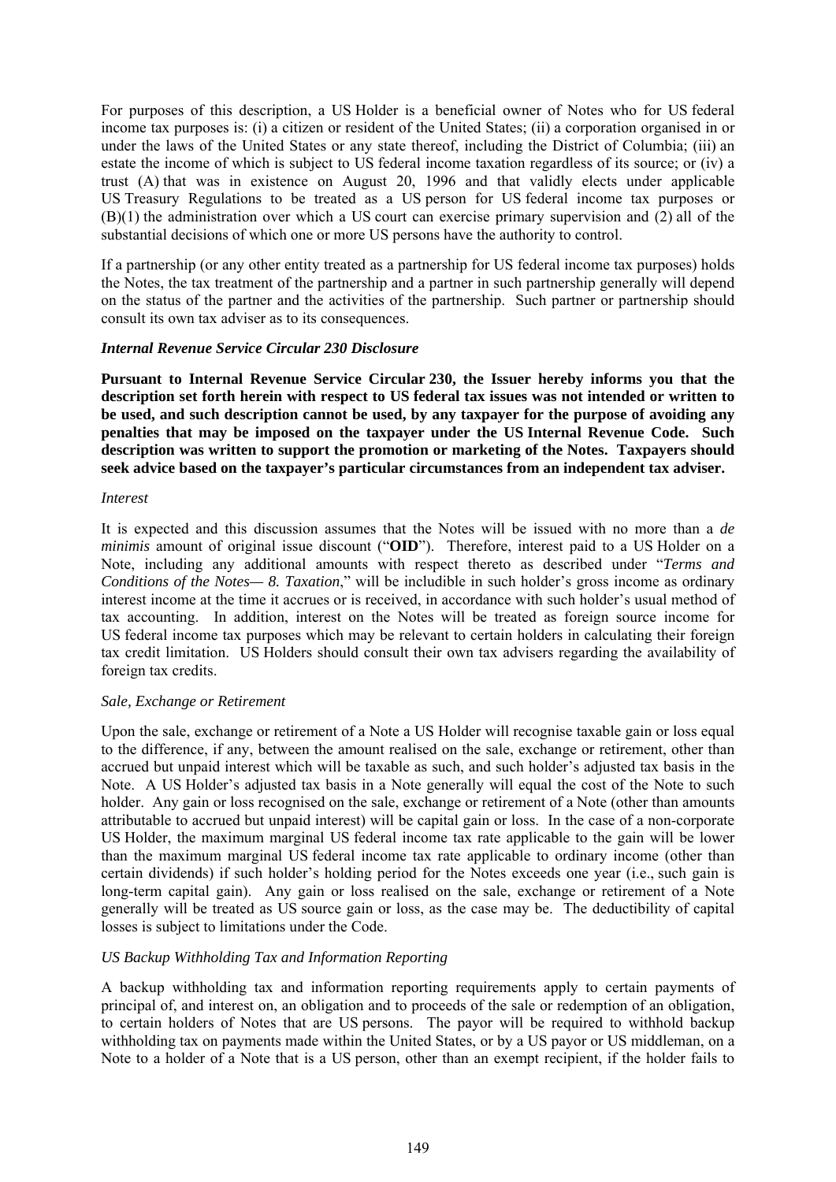For purposes of this description, a US Holder is a beneficial owner of Notes who for US federal income tax purposes is: (i) a citizen or resident of the United States; (ii) a corporation organised in or under the laws of the United States or any state thereof, including the District of Columbia; (iii) an estate the income of which is subject to US federal income taxation regardless of its source; or (iv) a trust (A) that was in existence on August 20, 1996 and that validly elects under applicable US Treasury Regulations to be treated as a US person for US federal income tax purposes or (B)(1) the administration over which a US court can exercise primary supervision and (2) all of the substantial decisions of which one or more US persons have the authority to control.

If a partnership (or any other entity treated as a partnership for US federal income tax purposes) holds the Notes, the tax treatment of the partnership and a partner in such partnership generally will depend on the status of the partner and the activities of the partnership. Such partner or partnership should consult its own tax adviser as to its consequences.

***Internal Revenue Service Circular 230 Disclosure***

**Pursuant to Internal Revenue Service Circular 230, the Issuer hereby informs you that the description set forth herein with respect to US federal tax issues was not intended or written to be used, and such description cannot be used, by any taxpayer for the purpose of avoiding any penalties that may be imposed on the taxpayer under the US Internal Revenue Code. Such description was written to support the promotion or marketing of the Notes. Taxpayers should seek advice based on the taxpayer's particular circumstances from an independent tax adviser.**

*Interest*

It is expected and this discussion assumes that the Notes will be issued with no more than a *de minimis* amount of original issue discount ("**OID**"). Therefore, interest paid to a US Holder on a Note, including any additional amounts with respect thereto as described under "*Terms and Conditions of the Notes— 8. Taxation*," will be includible in such holder's gross income as ordinary interest income at the time it accrues or is received, in accordance with such holder's usual method of tax accounting. In addition, interest on the Notes will be treated as foreign source income for US federal income tax purposes which may be relevant to certain holders in calculating their foreign tax credit limitation. US Holders should consult their own tax advisers regarding the availability of foreign tax credits.

*Sale, Exchange or Retirement*

Upon the sale, exchange or retirement of a Note a US Holder will recognise taxable gain or loss equal to the difference, if any, between the amount realised on the sale, exchange or retirement, other than accrued but unpaid interest which will be taxable as such, and such holder's adjusted tax basis in the Note. A US Holder's adjusted tax basis in a Note generally will equal the cost of the Note to such holder. Any gain or loss recognised on the sale, exchange or retirement of a Note (other than amounts attributable to accrued but unpaid interest) will be capital gain or loss. In the case of a non-corporate US Holder, the maximum marginal US federal income tax rate applicable to the gain will be lower than the maximum marginal US federal income tax rate applicable to ordinary income (other than certain dividends) if such holder's holding period for the Notes exceeds one year (i.e., such gain is long-term capital gain). Any gain or loss realised on the sale, exchange or retirement of a Note generally will be treated as US source gain or loss, as the case may be. The deductibility of capital losses is subject to limitations under the Code.

*US Backup Withholding Tax and Information Reporting*

A backup withholding tax and information reporting requirements apply to certain payments of principal of, and interest on, an obligation and to proceeds of the sale or redemption of an obligation, to certain holders of Notes that are US persons. The payor will be required to withhold backup withholding tax on payments made within the United States, or by a US payor or US middleman, on a Note to a holder of a Note that is a US person, other than an exempt recipient, if the holder fails to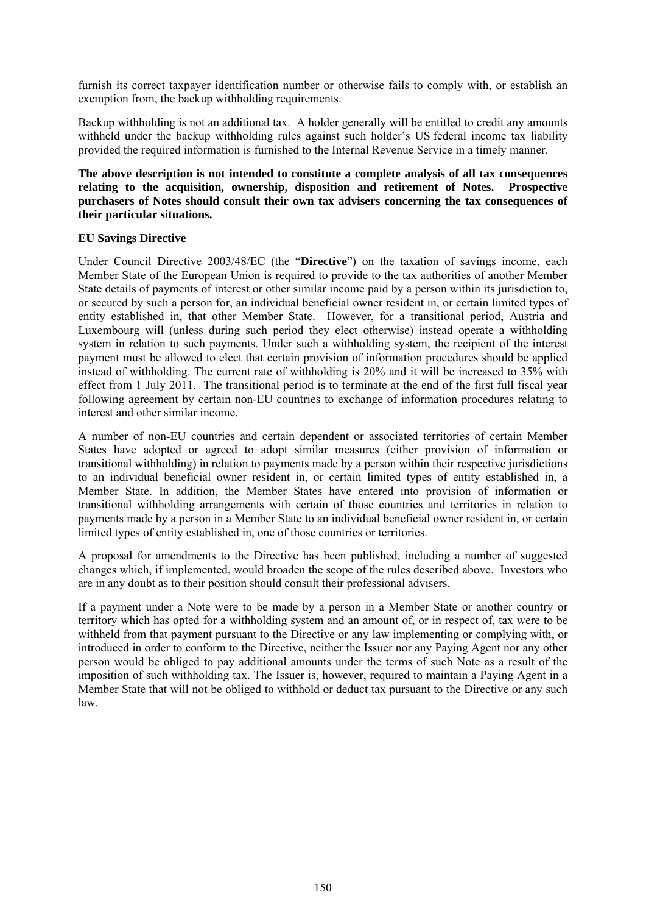furnish its correct taxpayer identification number or otherwise fails to comply with, or establish an exemption from, the backup withholding requirements.

Backup withholding is not an additional tax. A holder generally will be entitled to credit any amounts withheld under the backup withholding rules against such holder's US federal income tax liability provided the required information is furnished to the Internal Revenue Service in a timely manner.

**The above description is not intended to constitute a complete analysis of all tax consequences relating to the acquisition, ownership, disposition and retirement of Notes. Prospective purchasers of Notes should consult their own tax advisers concerning the tax consequences of their particular situations.**

**EU Savings Directive**

Under Council Directive 2003/48/EC (the "**Directive**") on the taxation of savings income, each Member State of the European Union is required to provide to the tax authorities of another Member State details of payments of interest or other similar income paid by a person within its jurisdiction to, or secured by such a person for, an individual beneficial owner resident in, or certain limited types of entity established in, that other Member State. However, for a transitional period, Austria and Luxembourg will (unless during such period they elect otherwise) instead operate a withholding system in relation to such payments. Under such a withholding system, the recipient of the interest payment must be allowed to elect that certain provision of information procedures should be applied instead of withholding. The current rate of withholding is 20% and it will be increased to 35% with effect from 1 July 2011. The transitional period is to terminate at the end of the first full fiscal year following agreement by certain non-EU countries to exchange of information procedures relating to interest and other similar income.

A number of non-EU countries and certain dependent or associated territories of certain Member States have adopted or agreed to adopt similar measures (either provision of information or transitional withholding) in relation to payments made by a person within their respective jurisdictions to an individual beneficial owner resident in, or certain limited types of entity established in, a Member State. In addition, the Member States have entered into provision of information or transitional withholding arrangements with certain of those countries and territories in relation to payments made by a person in a Member State to an individual beneficial owner resident in, or certain limited types of entity established in, one of those countries or territories.

A proposal for amendments to the Directive has been published, including a number of suggested changes which, if implemented, would broaden the scope of the rules described above. Investors who are in any doubt as to their position should consult their professional advisers.

If a payment under a Note were to be made by a person in a Member State or another country or territory which has opted for a withholding system and an amount of, or in respect of, tax were to be withheld from that payment pursuant to the Directive or any law implementing or complying with, or introduced in order to conform to the Directive, neither the Issuer nor any Paying Agent nor any other person would be obliged to pay additional amounts under the terms of such Note as a result of the imposition of such withholding tax. The Issuer is, however, required to maintain a Paying Agent in a Member State that will not be obliged to withhold or deduct tax pursuant to the Directive or any such law.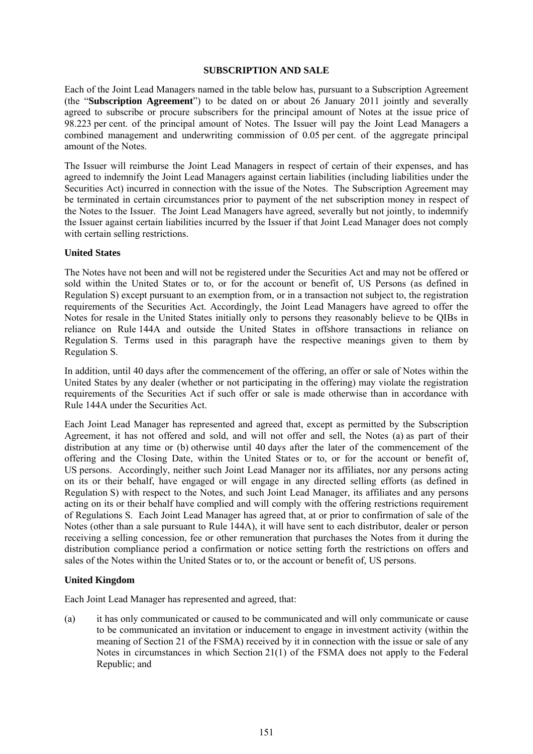## SUBSCRIPTION AND SALE

Each of the Joint Lead Managers named in the table below has, pursuant to a Subscription Agreement (the "**Subscription Agreement**") to be dated on or about 26 January 2011 jointly and severally agreed to subscribe or procure subscribers for the principal amount of Notes at the issue price of 98.223 per cent. of the principal amount of Notes. The Issuer will pay the Joint Lead Managers a combined management and underwriting commission of 0.05 per cent. of the aggregate principal amount of the Notes.

The Issuer will reimburse the Joint Lead Managers in respect of certain of their expenses, and has agreed to indemnify the Joint Lead Managers against certain liabilities (including liabilities under the Securities Act) incurred in connection with the issue of the Notes. The Subscription Agreement may be terminated in certain circumstances prior to payment of the net subscription money in respect of the Notes to the Issuer. The Joint Lead Managers have agreed, severally but not jointly, to indemnify the Issuer against certain liabilities incurred by the Issuer if that Joint Lead Manager does not comply with certain selling restrictions.

### United States

The Notes have not been and will not be registered under the Securities Act and may not be offered or sold within the United States or to, or for the account or benefit of, US Persons (as defined in Regulation S) except pursuant to an exemption from, or in a transaction not subject to, the registration requirements of the Securities Act. Accordingly, the Joint Lead Managers have agreed to offer the Notes for resale in the United States initially only to persons they reasonably believe to be QIBs in reliance on Rule 144A and outside the United States in offshore transactions in reliance on Regulation S. Terms used in this paragraph have the respective meanings given to them by Regulation S.

In addition, until 40 days after the commencement of the offering, an offer or sale of Notes within the United States by any dealer (whether or not participating in the offering) may violate the registration requirements of the Securities Act if such offer or sale is made otherwise than in accordance with Rule 144A under the Securities Act.

Each Joint Lead Manager has represented and agreed that, except as permitted by the Subscription Agreement, it has not offered and sold, and will not offer and sell, the Notes (a) as part of their distribution at any time or (b) otherwise until 40 days after the later of the commencement of the offering and the Closing Date, within the United States or to, or for the account or benefit of, US persons. Accordingly, neither such Joint Lead Manager nor its affiliates, nor any persons acting on its or their behalf, have engaged or will engage in any directed selling efforts (as defined in Regulation S) with respect to the Notes, and such Joint Lead Manager, its affiliates and any persons acting on its or their behalf have complied and will comply with the offering restrictions requirement of Regulations S. Each Joint Lead Manager has agreed that, at or prior to confirmation of sale of the Notes (other than a sale pursuant to Rule 144A), it will have sent to each distributor, dealer or person receiving a selling concession, fee or other remuneration that purchases the Notes from it during the distribution compliance period a confirmation or notice setting forth the restrictions on offers and sales of the Notes within the United States or to, or the account or benefit of, US persons.

### United Kingdom

Each Joint Lead Manager has represented and agreed, that:

(a) it has only communicated or caused to be communicated and will only communicate or cause to be communicated an invitation or inducement to engage in investment activity (within the meaning of Section 21 of the FSMA) received by it in connection with the issue or sale of any Notes in circumstances in which Section 21(1) of the FSMA does not apply to the Federal Republic; and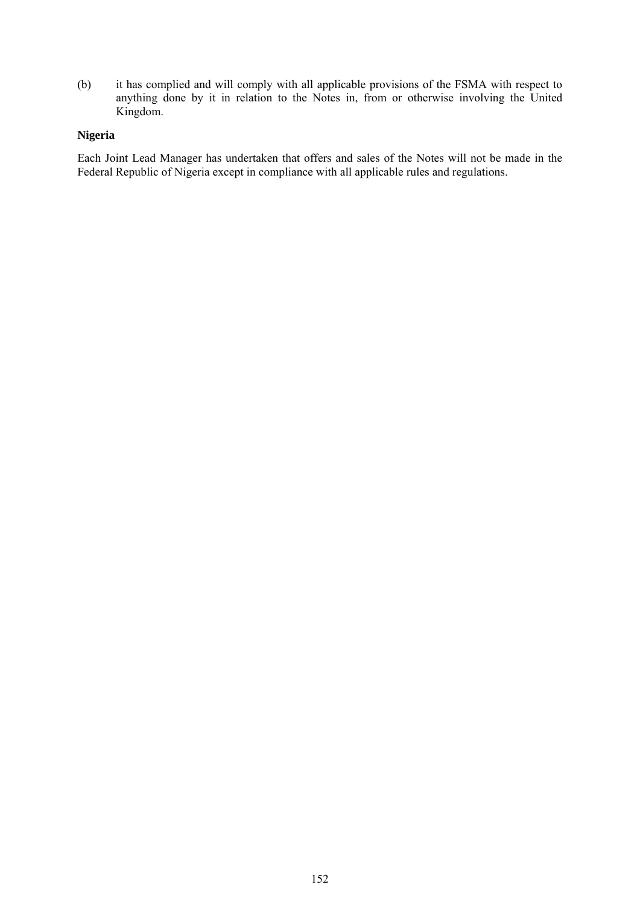(b) it has complied and will comply with all applicable provisions of the FSMA with respect to anything done by it in relation to the Notes in, from or otherwise involving the United Kingdom.

**Nigeria**

Each Joint Lead Manager has undertaken that offers and sales of the Notes will not be made in the Federal Republic of Nigeria except in compliance with all applicable rules and regulations.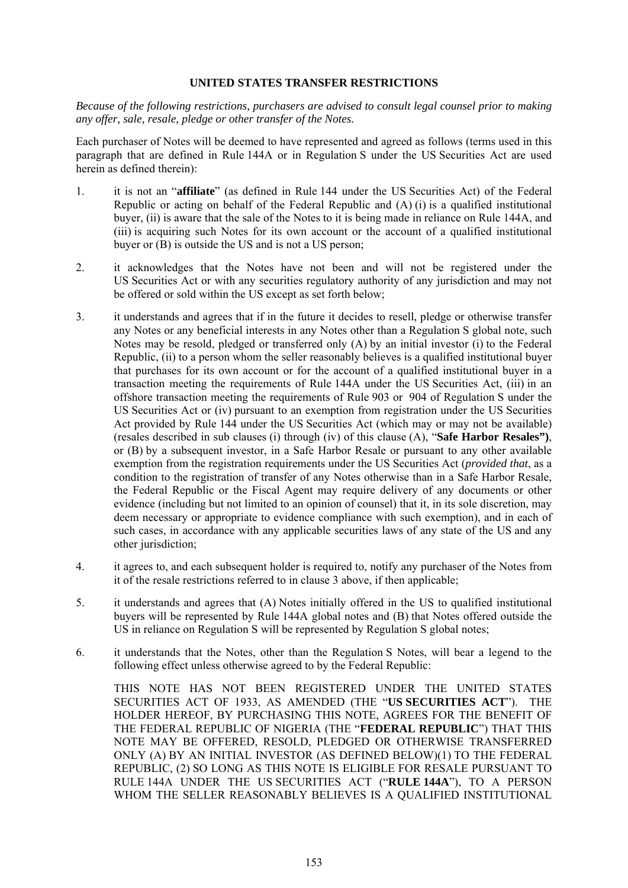**UNITED STATES TRANSFER RESTRICTIONS**

*Because of the following restrictions, purchasers are advised to consult legal counsel prior to making any offer, sale, resale, pledge or other transfer of the Notes.*

Each purchaser of Notes will be deemed to have represented and agreed as follows (terms used in this paragraph that are defined in Rule 144A or in Regulation S under the US Securities Act are used herein as defined therein):

1. it is not an "**affiliate**" (as defined in Rule 144 under the US Securities Act) of the Federal Republic or acting on behalf of the Federal Republic and (A) (i) is a qualified institutional buyer, (ii) is aware that the sale of the Notes to it is being made in reliance on Rule 144A, and (iii) is acquiring such Notes for its own account or the account of a qualified institutional buyer or (B) is outside the US and is not a US person;

2. it acknowledges that the Notes have not been and will not be registered under the US Securities Act or with any securities regulatory authority of any jurisdiction and may not be offered or sold within the US except as set forth below;

3. it understands and agrees that if in the future it decides to resell, pledge or otherwise transfer any Notes or any beneficial interests in any Notes other than a Regulation S global note, such Notes may be resold, pledged or transferred only (A) by an initial investor (i) to the Federal Republic, (ii) to a person whom the seller reasonably believes is a qualified institutional buyer that purchases for its own account or for the account of a qualified institutional buyer in a transaction meeting the requirements of Rule 144A under the US Securities Act, (iii) in an offshore transaction meeting the requirements of Rule 903 or 904 of Regulation S under the US Securities Act or (iv) pursuant to an exemption from registration under the US Securities Act provided by Rule 144 under the US Securities Act (which may or may not be available) (resales described in sub clauses (i) through (iv) of this clause (A), "**Safe Harbor Resales")**, or (B) by a subsequent investor, in a Safe Harbor Resale or pursuant to any other available exemption from the registration requirements under the US Securities Act (*provided that*, as a condition to the registration of transfer of any Notes otherwise than in a Safe Harbor Resale, the Federal Republic or the Fiscal Agent may require delivery of any documents or other evidence (including but not limited to an opinion of counsel) that it, in its sole discretion, may deem necessary or appropriate to evidence compliance with such exemption), and in each of such cases, in accordance with any applicable securities laws of any state of the US and any other jurisdiction;

4. it agrees to, and each subsequent holder is required to, notify any purchaser of the Notes from it of the resale restrictions referred to in clause 3 above, if then applicable;

5. it understands and agrees that (A) Notes initially offered in the US to qualified institutional buyers will be represented by Rule 144A global notes and (B) that Notes offered outside the US in reliance on Regulation S will be represented by Regulation S global notes;

6. it understands that the Notes, other than the Regulation S Notes, will bear a legend to the following effect unless otherwise agreed to by the Federal Republic:

   THIS NOTE HAS NOT BEEN REGISTERED UNDER THE UNITED STATES SECURITIES ACT OF 1933, AS AMENDED (THE "**US SECURITIES ACT**"). THE HOLDER HEREOF, BY PURCHASING THIS NOTE, AGREES FOR THE BENEFIT OF THE FEDERAL REPUBLIC OF NIGERIA (THE "**FEDERAL REPUBLIC**") THAT THIS NOTE MAY BE OFFERED, RESOLD, PLEDGED OR OTHERWISE TRANSFERRED ONLY (A) BY AN INITIAL INVESTOR (AS DEFINED BELOW)(1) TO THE FEDERAL REPUBLIC, (2) SO LONG AS THIS NOTE IS ELIGIBLE FOR RESALE PURSUANT TO RULE 144A UNDER THE US SECURITIES ACT ("**RULE 144A**"), TO A PERSON WHOM THE SELLER REASONABLY BELIEVES IS A QUALIFIED INSTITUTIONAL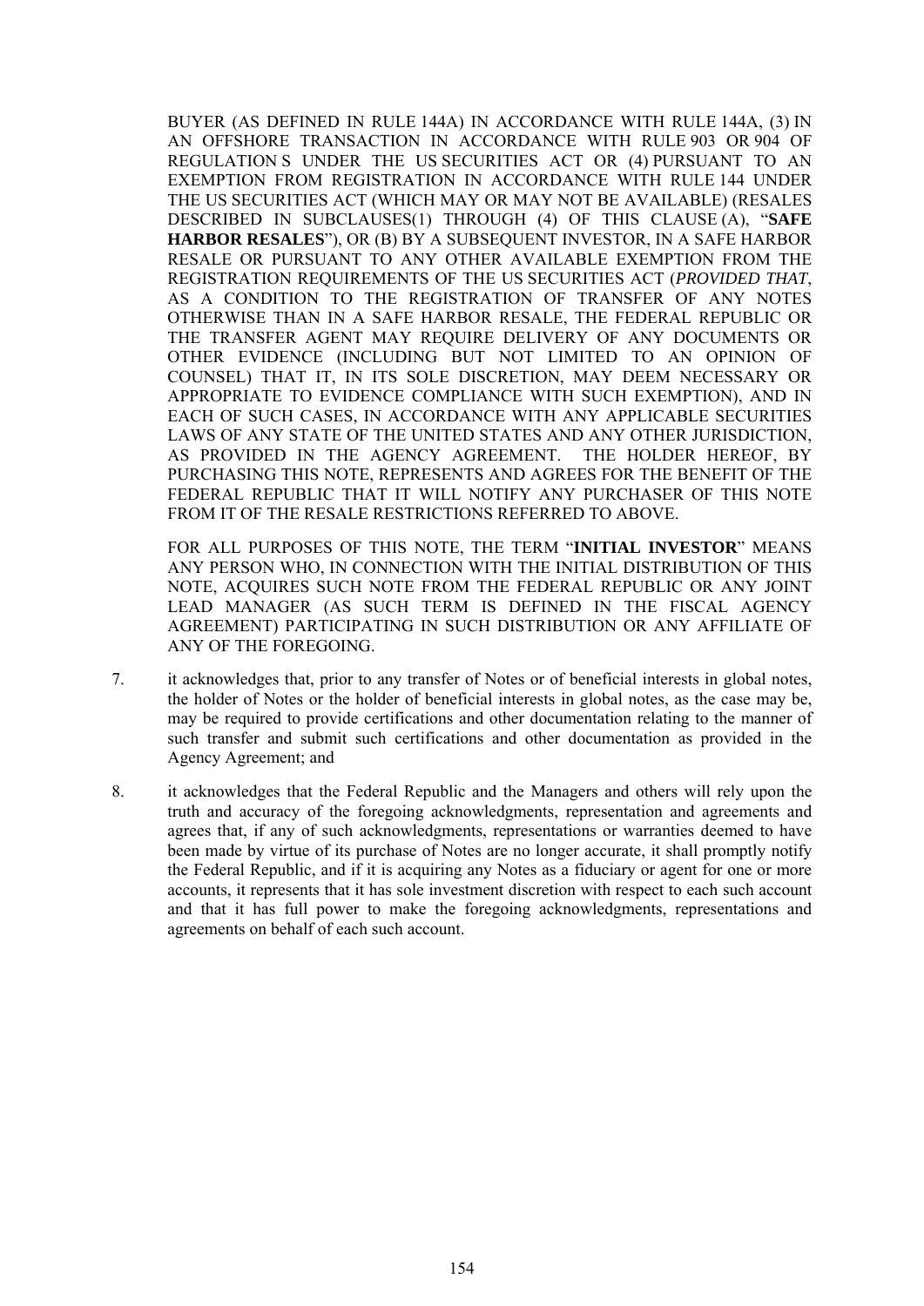BUYER (AS DEFINED IN RULE 144A) IN ACCORDANCE WITH RULE 144A, (3) IN AN OFFSHORE TRANSACTION IN ACCORDANCE WITH RULE 903 OR 904 OF REGULATION S UNDER THE US SECURITIES ACT OR (4) PURSUANT TO AN EXEMPTION FROM REGISTRATION IN ACCORDANCE WITH RULE 144 UNDER THE US SECURITIES ACT (WHICH MAY OR MAY NOT BE AVAILABLE) (RESALES DESCRIBED IN SUBCLAUSES(1) THROUGH (4) OF THIS CLAUSE (A), "**SAFE HARBOR RESALES**"), OR (B) BY A SUBSEQUENT INVESTOR, IN A SAFE HARBOR RESALE OR PURSUANT TO ANY OTHER AVAILABLE EXEMPTION FROM THE REGISTRATION REQUIREMENTS OF THE US SECURITIES ACT (*PROVIDED THAT*, AS A CONDITION TO THE REGISTRATION OF TRANSFER OF ANY NOTES OTHERWISE THAN IN A SAFE HARBOR RESALE, THE FEDERAL REPUBLIC OR THE TRANSFER AGENT MAY REQUIRE DELIVERY OF ANY DOCUMENTS OR OTHER EVIDENCE (INCLUDING BUT NOT LIMITED TO AN OPINION OF COUNSEL) THAT IT, IN ITS SOLE DISCRETION, MAY DEEM NECESSARY OR APPROPRIATE TO EVIDENCE COMPLIANCE WITH SUCH EXEMPTION), AND IN EACH OF SUCH CASES, IN ACCORDANCE WITH ANY APPLICABLE SECURITIES LAWS OF ANY STATE OF THE UNITED STATES AND ANY OTHER JURISDICTION, AS PROVIDED IN THE AGENCY AGREEMENT. THE HOLDER HEREOF, BY PURCHASING THIS NOTE, REPRESENTS AND AGREES FOR THE BENEFIT OF THE FEDERAL REPUBLIC THAT IT WILL NOTIFY ANY PURCHASER OF THIS NOTE FROM IT OF THE RESALE RESTRICTIONS REFERRED TO ABOVE.

FOR ALL PURPOSES OF THIS NOTE, THE TERM "**INITIAL INVESTOR**" MEANS ANY PERSON WHO, IN CONNECTION WITH THE INITIAL DISTRIBUTION OF THIS NOTE, ACQUIRES SUCH NOTE FROM THE FEDERAL REPUBLIC OR ANY JOINT LEAD MANAGER (AS SUCH TERM IS DEFINED IN THE FISCAL AGENCY AGREEMENT) PARTICIPATING IN SUCH DISTRIBUTION OR ANY AFFILIATE OF ANY OF THE FOREGOING.

7. it acknowledges that, prior to any transfer of Notes or of beneficial interests in global notes, the holder of Notes or the holder of beneficial interests in global notes, as the case may be, may be required to provide certifications and other documentation relating to the manner of such transfer and submit such certifications and other documentation as provided in the Agency Agreement; and

8. it acknowledges that the Federal Republic and the Managers and others will rely upon the truth and accuracy of the foregoing acknowledgments, representation and agreements and agrees that, if any of such acknowledgments, representations or warranties deemed to have been made by virtue of its purchase of Notes are no longer accurate, it shall promptly notify the Federal Republic, and if it is acquiring any Notes as a fiduciary or agent for one or more accounts, it represents that it has sole investment discretion with respect to each such account and that it has full power to make the foregoing acknowledgments, representations and agreements on behalf of each such account.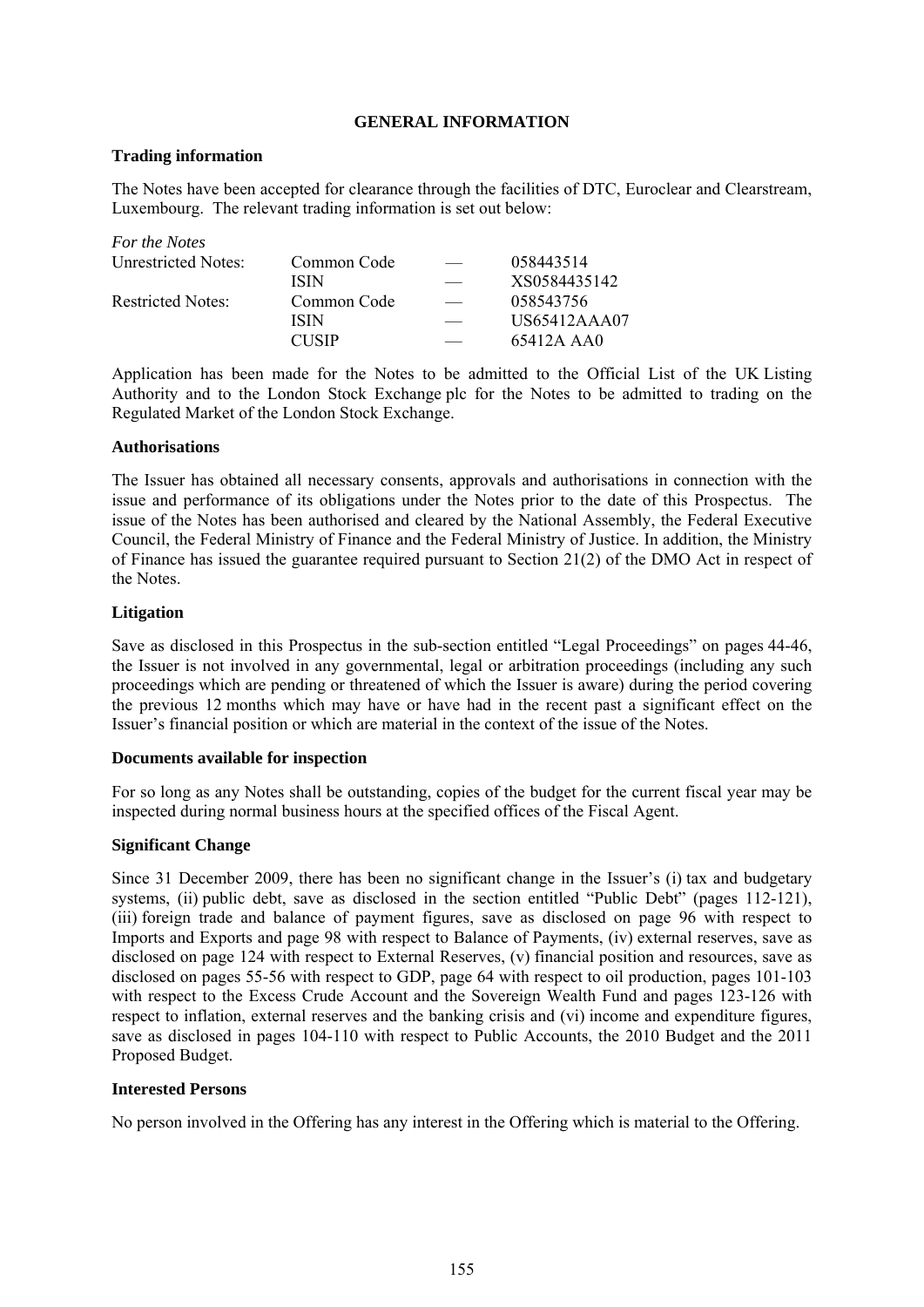# GENERAL INFORMATION

## Trading information

The Notes have been accepted for clearance through the facilities of DTC, Euroclear and Clearstream, Luxembourg. The relevant trading information is set out below:

*For the Notes*

| | | | |
|---|---|---|---|
| Unrestricted Notes: | Common Code | — | 058443514 |
| | ISIN | — | XS0584435142 |
| Restricted Notes: | Common Code | — | 058543756 |
| | ISIN | — | US65412AAA07 |
| | CUSIP | — | 65412A AA0 |

Application has been made for the Notes to be admitted to the Official List of the UK Listing Authority and to the London Stock Exchange plc for the Notes to be admitted to trading on the Regulated Market of the London Stock Exchange.

## Authorisations

The Issuer has obtained all necessary consents, approvals and authorisations in connection with the issue and performance of its obligations under the Notes prior to the date of this Prospectus. The issue of the Notes has been authorised and cleared by the National Assembly, the Federal Executive Council, the Federal Ministry of Finance and the Federal Ministry of Justice. In addition, the Ministry of Finance has issued the guarantee required pursuant to Section 21(2) of the DMO Act in respect of the Notes.

## Litigation

Save as disclosed in this Prospectus in the sub-section entitled "Legal Proceedings" on pages 44-46, the Issuer is not involved in any governmental, legal or arbitration proceedings (including any such proceedings which are pending or threatened of which the Issuer is aware) during the period covering the previous 12 months which may have or have had in the recent past a significant effect on the Issuer's financial position or which are material in the context of the issue of the Notes.

## Documents available for inspection

For so long as any Notes shall be outstanding, copies of the budget for the current fiscal year may be inspected during normal business hours at the specified offices of the Fiscal Agent.

## Significant Change

Since 31 December 2009, there has been no significant change in the Issuer's (i) tax and budgetary systems, (ii) public debt, save as disclosed in the section entitled "Public Debt" (pages 112-121), (iii) foreign trade and balance of payment figures, save as disclosed on page 96 with respect to Imports and Exports and page 98 with respect to Balance of Payments, (iv) external reserves, save as disclosed on page 124 with respect to External Reserves, (v) financial position and resources, save as disclosed on pages 55-56 with respect to GDP, page 64 with respect to oil production, pages 101-103 with respect to the Excess Crude Account and the Sovereign Wealth Fund and pages 123-126 with respect to inflation, external reserves and the banking crisis and (vi) income and expenditure figures, save as disclosed in pages 104-110 with respect to Public Accounts, the 2010 Budget and the 2011 Proposed Budget.

## Interested Persons

No person involved in the Offering has any interest in the Offering which is material to the Offering.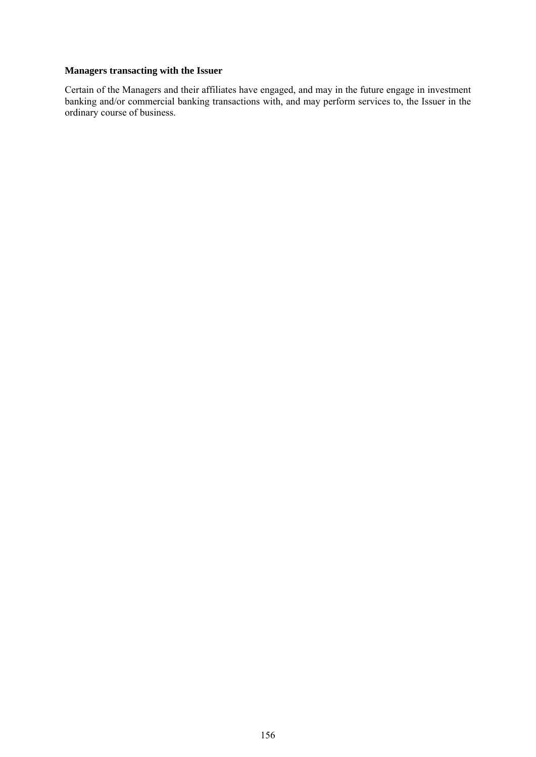**Managers transacting with the Issuer**

Certain of the Managers and their affiliates have engaged, and may in the future engage in investment banking and/or commercial banking transactions with, and may perform services to, the Issuer in the ordinary course of business.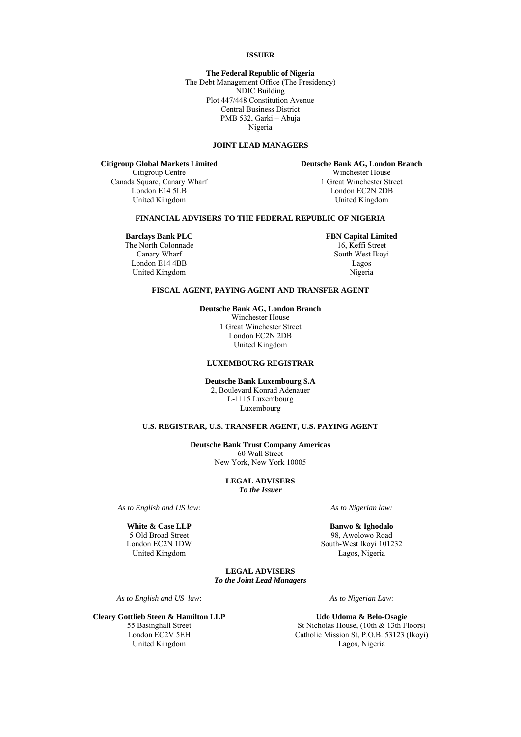## ISSUER

**The Federal Republic of Nigeria**
The Debt Management Office (The Presidency)
NDIC Building
Plot 447/448 Constitution Avenue
Central Business District
PMB 532, Garki – Abuja
Nigeria

## JOINT LEAD MANAGERS

**Citigroup Global Markets Limited**
Citigroup Centre
Canada Square, Canary Wharf
London E14 5LB
United Kingdom

**Deutsche Bank AG, London Branch**
Winchester House
1 Great Winchester Street
London EC2N 2DB
United Kingdom

## FINANCIAL ADVISERS TO THE FEDERAL REPUBLIC OF NIGERIA

**Barclays Bank PLC**
The North Colonnade
Canary Wharf
London E14 4BB
United Kingdom

**FBN Capital Limited**
16, Keffi Street
South West Ikoyi
Lagos
Nigeria

## FISCAL AGENT, PAYING AGENT AND TRANSFER AGENT

**Deutsche Bank AG, London Branch**
Winchester House
1 Great Winchester Street
London EC2N 2DB
United Kingdom

## LUXEMBOURG REGISTRAR

**Deutsche Bank Luxembourg S.A**
2, Boulevard Konrad Adenauer
L-1115 Luxembourg
Luxembourg

## U.S. REGISTRAR, U.S. TRANSFER AGENT, U.S. PAYING AGENT

**Deutsche Bank Trust Company Americas**
60 Wall Street
New York, New York 10005

## LEGAL ADVISERS
*To the Issuer*

*As to English and US law*:

**White & Case LLP**
5 Old Broad Street
London EC2N 1DW
United Kingdom

*As to Nigerian law:*

**Banwo & Ighodalo**
98, Awolowo Road
South-West Ikoyi 101232
Lagos, Nigeria

## LEGAL ADVISERS
*To the Joint Lead Managers*

*As to English and US law*:

**Cleary Gottlieb Steen & Hamilton LLP**
55 Basinghall Street
London EC2V 5EH
United Kingdom

*As to Nigerian Law*:

**Udo Udoma & Belo-Osagie**
St Nicholas House, (10th & 13th Floors)
Catholic Mission St, P.O.B. 53123 (Ikoyi)
Lagos, Nigeria